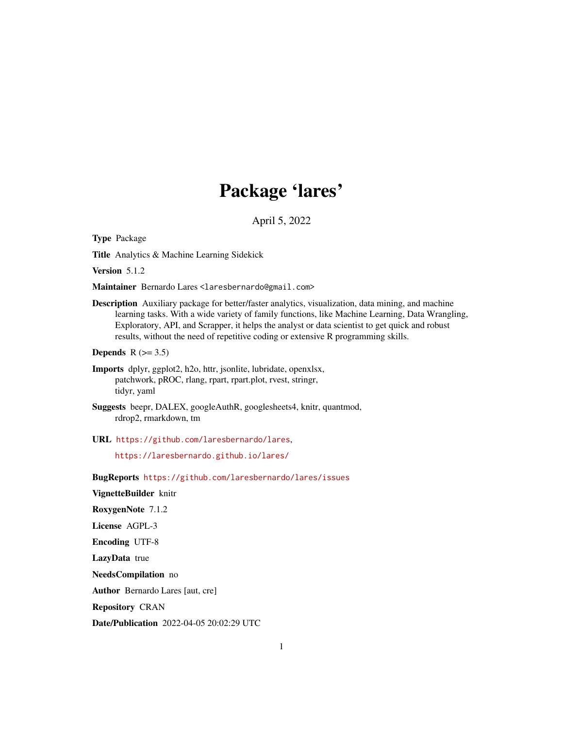# Package 'lares'

April 5, 2022

**Type** Package

**Title** Analytics & Machine Learning Sidekick

**Version** 5.1.2

**Maintainer** Bernardo Lares <laresbernardo@gmail.com>

**Description** Auxiliary package for better/faster analytics, visualization, data mining, and machine learning tasks. With a wide variety of family functions, like Machine Learning, Data Wrangling, Exploratory, API, and Scrapper, it helps the analyst or data scientist to get quick and robust results, without the need of repetitive coding or extensive R programming skills.

**Depends** R (>= 3.5)

**Imports** dplyr, ggplot2, h2o, httr, jsonlite, lubridate, openxlsx, patchwork, pROC, rlang, rpart, rpart.plot, rvest, stringr, tidyr, yaml

**Suggests** beepr, DALEX, googleAuthR, googlesheets4, knitr, quantmod, rdrop2, rmarkdown, tm

**URL** https://github.com/laresbernardo/lares,

https://laresbernardo.github.io/lares/

**BugReports** https://github.com/laresbernardo/lares/issues

**VignetteBuilder** knitr

**RoxygenNote** 7.1.2

**License** AGPL-3

**Encoding** UTF-8

**LazyData** true

**NeedsCompilation** no

**Author** Bernardo Lares [aut, cre]

**Repository** CRAN

**Date/Publication** 2022-04-05 20:02:29 UTC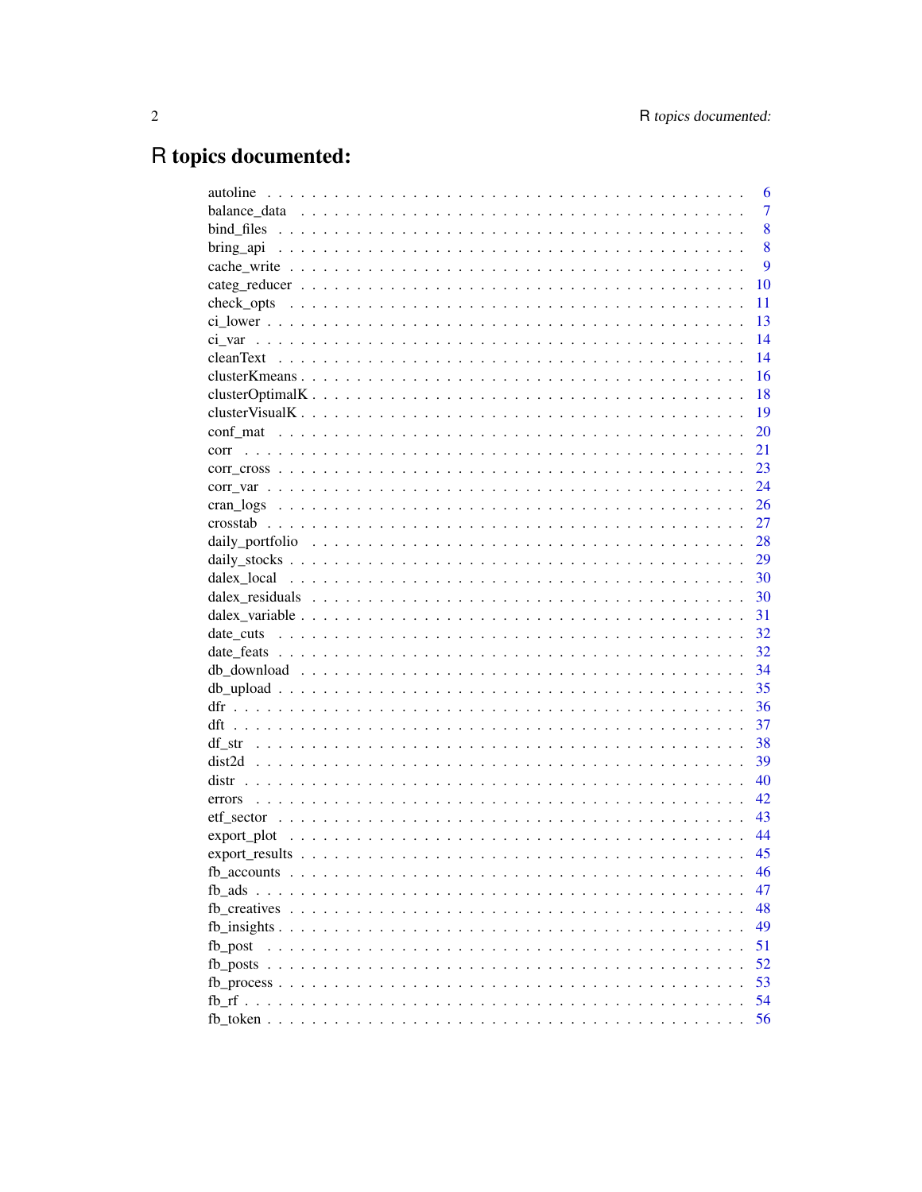# R topics documented:

| | |
|---|---|
| autoline | 6 |
| balance_data | 7 |
| bind_files | 8 |
| bring_api | 8 |
| cache_write | 9 |
| categ_reducer | 10 |
| check_opts | 11 |
| ci_lower | 13 |
| ci_var | 14 |
| cleanText | 14 |
| clusterKmeans | 16 |
| clusterOptimalK | 18 |
| clusterVisualK | 19 |
| conf_mat | 20 |
| corr | 21 |
| corr_cross | 23 |
| corr_var | 24 |
| cran_logs | 26 |
| crosstab | 27 |
| daily_portfolio | 28 |
| daily_stocks | 29 |
| dalex_local | 30 |
| dalex_residuals | 30 |
| dalex_variable | 31 |
| date_cuts | 32 |
| date_feats | 32 |
| db_download | 34 |
| db_upload | 35 |
| dfr | 36 |
| dft | 37 |
| df_str | 38 |
| dist2d | 39 |
| distr | 40 |
| errors | 42 |
| etf_sector | 43 |
| export_plot | 44 |
| export_results | 45 |
| fb_accounts | 46 |
| fb_ads | 47 |
| fb_creatives | 48 |
| fb_insights | 49 |
| fb_post | 51 |
| fb_posts | 52 |
| fb_process | 53 |
| fb_rf | 54 |
| fb_token | 56 |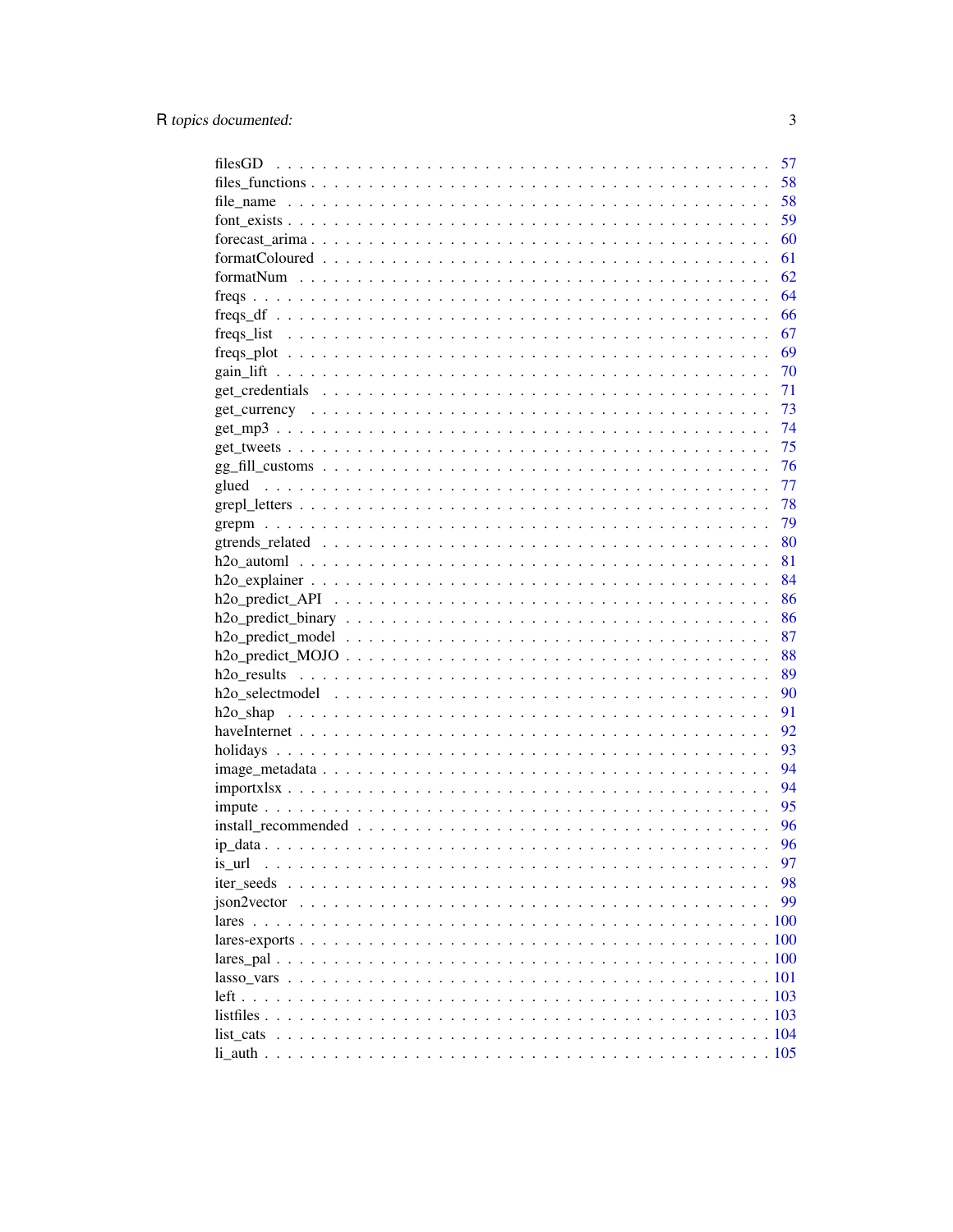filesGD . . . . . . . . . . . . . . . . . . . . . . . . . . . . . . . . . . . . . . . . 57
files_functions . . . . . . . . . . . . . . . . . . . . . . . . . . . . . . . . . . . . . . 58
file_name . . . . . . . . . . . . . . . . . . . . . . . . . . . . . . . . . . . . . . . . 58
font_exists . . . . . . . . . . . . . . . . . . . . . . . . . . . . . . . . . . . . . . . 59
forecast_arima . . . . . . . . . . . . . . . . . . . . . . . . . . . . . . . . . . . . . . 60
formatColoured . . . . . . . . . . . . . . . . . . . . . . . . . . . . . . . . . . . . . 61
formatNum . . . . . . . . . . . . . . . . . . . . . . . . . . . . . . . . . . . . . . . 62
freqs . . . . . . . . . . . . . . . . . . . . . . . . . . . . . . . . . . . . . . . . . . 64
freqs_df . . . . . . . . . . . . . . . . . . . . . . . . . . . . . . . . . . . . . . . . 66
freqs_list . . . . . . . . . . . . . . . . . . . . . . . . . . . . . . . . . . . . . . . . 67
freqs_plot . . . . . . . . . . . . . . . . . . . . . . . . . . . . . . . . . . . . . . . . 69
gain_lift . . . . . . . . . . . . . . . . . . . . . . . . . . . . . . . . . . . . . . . . 70
get_credentials . . . . . . . . . . . . . . . . . . . . . . . . . . . . . . . . . . . . . 71
get_currency . . . . . . . . . . . . . . . . . . . . . . . . . . . . . . . . . . . . . . 73
get_mp3 . . . . . . . . . . . . . . . . . . . . . . . . . . . . . . . . . . . . . . . . 74
get_tweets . . . . . . . . . . . . . . . . . . . . . . . . . . . . . . . . . . . . . . . 75
gg_fill_customs . . . . . . . . . . . . . . . . . . . . . . . . . . . . . . . . . . . . . 76
glued . . . . . . . . . . . . . . . . . . . . . . . . . . . . . . . . . . . . . . . . . . 77
grepl_letters . . . . . . . . . . . . . . . . . . . . . . . . . . . . . . . . . . . . . . 78
grepm . . . . . . . . . . . . . . . . . . . . . . . . . . . . . . . . . . . . . . . . . . 79
gtrends_related . . . . . . . . . . . . . . . . . . . . . . . . . . . . . . . . . . . . . 80
h2o_automl . . . . . . . . . . . . . . . . . . . . . . . . . . . . . . . . . . . . . . . 81
h2o_explainer . . . . . . . . . . . . . . . . . . . . . . . . . . . . . . . . . . . . . . 84
h2o_predict_API . . . . . . . . . . . . . . . . . . . . . . . . . . . . . . . . . . . . . 86
h2o_predict_binary . . . . . . . . . . . . . . . . . . . . . . . . . . . . . . . . . . . . 86
h2o_predict_model . . . . . . . . . . . . . . . . . . . . . . . . . . . . . . . . . . . . 87
h2o_predict_MOJO . . . . . . . . . . . . . . . . . . . . . . . . . . . . . . . . . . . . 88
h2o_results . . . . . . . . . . . . . . . . . . . . . . . . . . . . . . . . . . . . . . . 89
h2o_selectmodel . . . . . . . . . . . . . . . . . . . . . . . . . . . . . . . . . . . . . 90
h2o_shap . . . . . . . . . . . . . . . . . . . . . . . . . . . . . . . . . . . . . . . . 91
haveInternet . . . . . . . . . . . . . . . . . . . . . . . . . . . . . . . . . . . . . . . 92
holidays . . . . . . . . . . . . . . . . . . . . . . . . . . . . . . . . . . . . . . . . . 93
image_metadata . . . . . . . . . . . . . . . . . . . . . . . . . . . . . . . . . . . . . 94
importxlsx . . . . . . . . . . . . . . . . . . . . . . . . . . . . . . . . . . . . . . . 94
impute . . . . . . . . . . . . . . . . . . . . . . . . . . . . . . . . . . . . . . . . . 95
install_recommended . . . . . . . . . . . . . . . . . . . . . . . . . . . . . . . . . . . 96
ip_data . . . . . . . . . . . . . . . . . . . . . . . . . . . . . . . . . . . . . . . . . 96
is_url . . . . . . . . . . . . . . . . . . . . . . . . . . . . . . . . . . . . . . . . . 97
iter_seeds . . . . . . . . . . . . . . . . . . . . . . . . . . . . . . . . . . . . . . . . 98
json2vector . . . . . . . . . . . . . . . . . . . . . . . . . . . . . . . . . . . . . . . 99
lares . . . . . . . . . . . . . . . . . . . . . . . . . . . . . . . . . . . . . . . . . . 100
lares-exports . . . . . . . . . . . . . . . . . . . . . . . . . . . . . . . . . . . . . . 100
lares_pal . . . . . . . . . . . . . . . . . . . . . . . . . . . . . . . . . . . . . . . . 100
lasso_vars . . . . . . . . . . . . . . . . . . . . . . . . . . . . . . . . . . . . . . . 101
left . . . . . . . . . . . . . . . . . . . . . . . . . . . . . . . . . . . . . . . . . . 103
listfiles . . . . . . . . . . . . . . . . . . . . . . . . . . . . . . . . . . . . . . . . 103
list_cats . . . . . . . . . . . . . . . . . . . . . . . . . . . . . . . . . . . . . . . . 104
li_auth . . . . . . . . . . . . . . . . . . . . . . . . . . . . . . . . . . . . . . . . . 105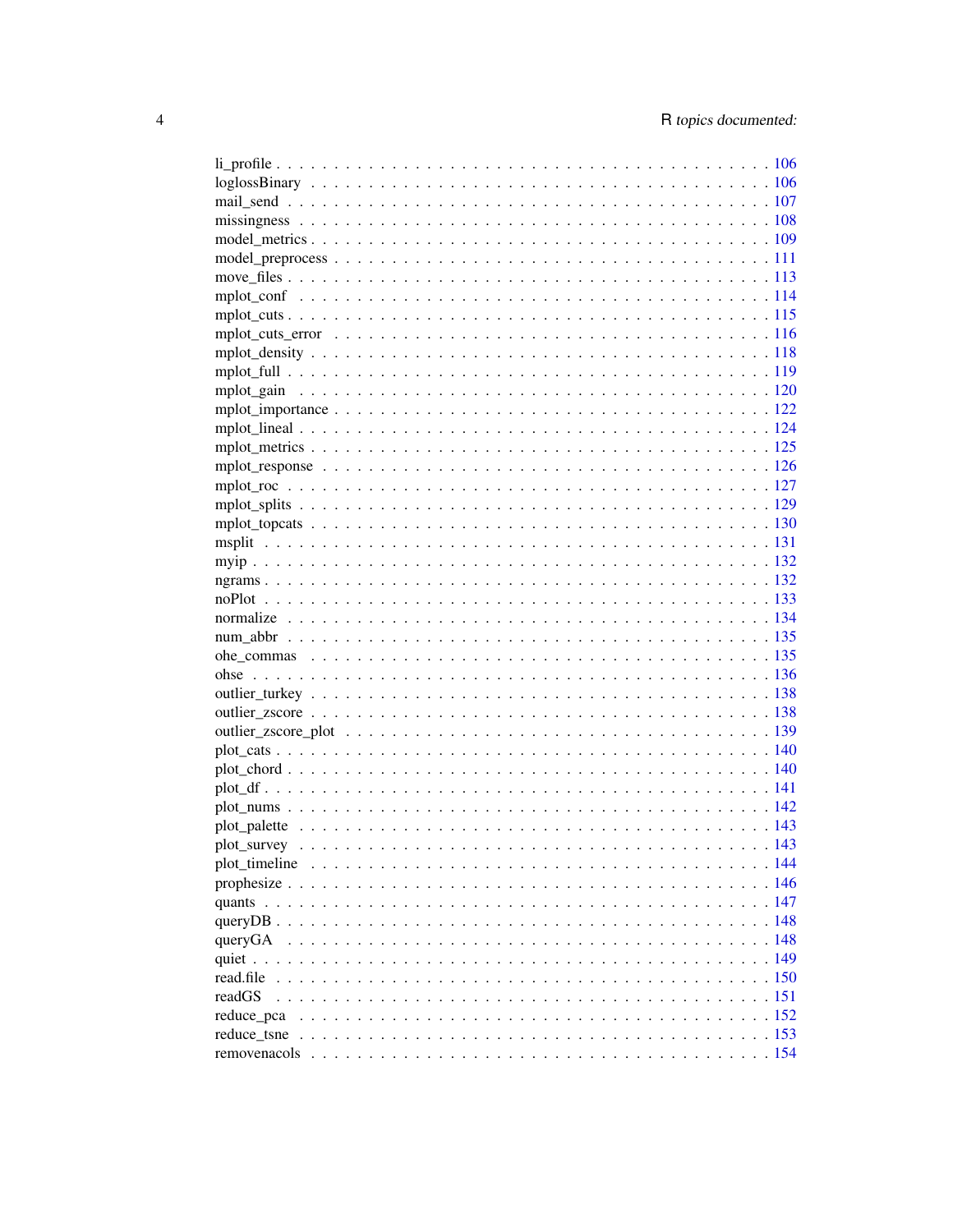li_profile . . . . . . . . . . . . . . . . . . . . . . . . . . . . . . . . . . . . . . . . . . 106
loglossBinary . . . . . . . . . . . . . . . . . . . . . . . . . . . . . . . . . . . . . . . . 106
mail_send . . . . . . . . . . . . . . . . . . . . . . . . . . . . . . . . . . . . . . . . . . 107
missingness . . . . . . . . . . . . . . . . . . . . . . . . . . . . . . . . . . . . . . . . . 108
model_metrics . . . . . . . . . . . . . . . . . . . . . . . . . . . . . . . . . . . . . . . . 109
model_preprocess . . . . . . . . . . . . . . . . . . . . . . . . . . . . . . . . . . . . . . 111
move_files . . . . . . . . . . . . . . . . . . . . . . . . . . . . . . . . . . . . . . . . . . 113
mplot_conf . . . . . . . . . . . . . . . . . . . . . . . . . . . . . . . . . . . . . . . . . . 114
mplot_cuts . . . . . . . . . . . . . . . . . . . . . . . . . . . . . . . . . . . . . . . . . . 115
mplot_cuts_error . . . . . . . . . . . . . . . . . . . . . . . . . . . . . . . . . . . . . . 116
mplot_density . . . . . . . . . . . . . . . . . . . . . . . . . . . . . . . . . . . . . . . . 118
mplot_full . . . . . . . . . . . . . . . . . . . . . . . . . . . . . . . . . . . . . . . . . . 119
mplot_gain . . . . . . . . . . . . . . . . . . . . . . . . . . . . . . . . . . . . . . . . . . 120
mplot_importance . . . . . . . . . . . . . . . . . . . . . . . . . . . . . . . . . . . . . . 122
mplot_lineal . . . . . . . . . . . . . . . . . . . . . . . . . . . . . . . . . . . . . . . . . 124
mplot_metrics . . . . . . . . . . . . . . . . . . . . . . . . . . . . . . . . . . . . . . . . 125
mplot_response . . . . . . . . . . . . . . . . . . . . . . . . . . . . . . . . . . . . . . . 126
mplot_roc . . . . . . . . . . . . . . . . . . . . . . . . . . . . . . . . . . . . . . . . . . 127
mplot_splits . . . . . . . . . . . . . . . . . . . . . . . . . . . . . . . . . . . . . . . . . 129
mplot_topcats . . . . . . . . . . . . . . . . . . . . . . . . . . . . . . . . . . . . . . . . 130
msplit . . . . . . . . . . . . . . . . . . . . . . . . . . . . . . . . . . . . . . . . . . . . 131
myip . . . . . . . . . . . . . . . . . . . . . . . . . . . . . . . . . . . . . . . . . . . . . 132
ngrams . . . . . . . . . . . . . . . . . . . . . . . . . . . . . . . . . . . . . . . . . . . . 132
noPlot . . . . . . . . . . . . . . . . . . . . . . . . . . . . . . . . . . . . . . . . . . . . 133
normalize . . . . . . . . . . . . . . . . . . . . . . . . . . . . . . . . . . . . . . . . . . 134
num_abbr . . . . . . . . . . . . . . . . . . . . . . . . . . . . . . . . . . . . . . . . . . 135
ohe_commas . . . . . . . . . . . . . . . . . . . . . . . . . . . . . . . . . . . . . . . . . 135
ohse . . . . . . . . . . . . . . . . . . . . . . . . . . . . . . . . . . . . . . . . . . . . . 136
outlier_turkey . . . . . . . . . . . . . . . . . . . . . . . . . . . . . . . . . . . . . . . . 138
outlier_zscore . . . . . . . . . . . . . . . . . . . . . . . . . . . . . . . . . . . . . . . . 138
outlier_zscore_plot . . . . . . . . . . . . . . . . . . . . . . . . . . . . . . . . . . . . . 139
plot_cats . . . . . . . . . . . . . . . . . . . . . . . . . . . . . . . . . . . . . . . . . . . 140
plot_chord . . . . . . . . . . . . . . . . . . . . . . . . . . . . . . . . . . . . . . . . . . 140
plot_df . . . . . . . . . . . . . . . . . . . . . . . . . . . . . . . . . . . . . . . . . . . . 141
plot_nums . . . . . . . . . . . . . . . . . . . . . . . . . . . . . . . . . . . . . . . . . . 142
plot_palette . . . . . . . . . . . . . . . . . . . . . . . . . . . . . . . . . . . . . . . . . 143
plot_survey . . . . . . . . . . . . . . . . . . . . . . . . . . . . . . . . . . . . . . . . . 143
plot_timeline . . . . . . . . . . . . . . . . . . . . . . . . . . . . . . . . . . . . . . . . 144
prophesize . . . . . . . . . . . . . . . . . . . . . . . . . . . . . . . . . . . . . . . . . . 146
quants . . . . . . . . . . . . . . . . . . . . . . . . . . . . . . . . . . . . . . . . . . . . 147
queryDB . . . . . . . . . . . . . . . . . . . . . . . . . . . . . . . . . . . . . . . . . . . 148
queryGA . . . . . . . . . . . . . . . . . . . . . . . . . . . . . . . . . . . . . . . . . . . 148
quiet . . . . . . . . . . . . . . . . . . . . . . . . . . . . . . . . . . . . . . . . . . . . . 149
read.file . . . . . . . . . . . . . . . . . . . . . . . . . . . . . . . . . . . . . . . . . . . 150
readGS . . . . . . . . . . . . . . . . . . . . . . . . . . . . . . . . . . . . . . . . . . . . 151
reduce_pca . . . . . . . . . . . . . . . . . . . . . . . . . . . . . . . . . . . . . . . . . . 152
reduce_tsne . . . . . . . . . . . . . . . . . . . . . . . . . . . . . . . . . . . . . . . . . 153
removenacols . . . . . . . . . . . . . . . . . . . . . . . . . . . . . . . . . . . . . . . . 154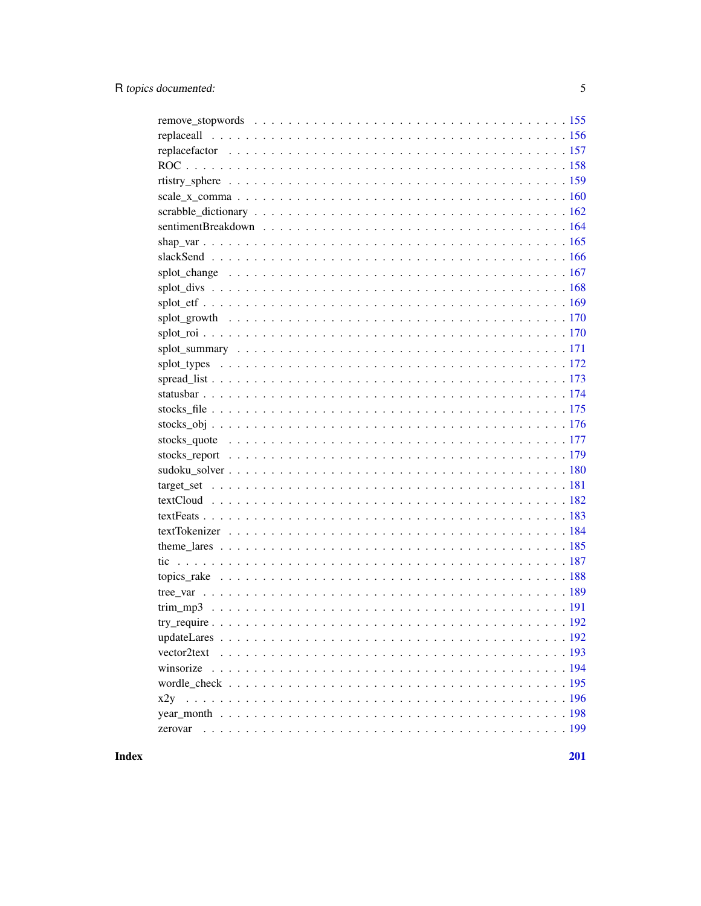remove_stopwords . . . . . . . . . . . . . . . . . . . . . . . . . . . . . . . . . . . 155
replaceall . . . . . . . . . . . . . . . . . . . . . . . . . . . . . . . . . . . . . . . 156
replacefactor . . . . . . . . . . . . . . . . . . . . . . . . . . . . . . . . . . . . . 157
ROC . . . . . . . . . . . . . . . . . . . . . . . . . . . . . . . . . . . . . . . . . . . 158
rtistry_sphere . . . . . . . . . . . . . . . . . . . . . . . . . . . . . . . . . . . . . 159
scale_x_comma . . . . . . . . . . . . . . . . . . . . . . . . . . . . . . . . . . . . . 160
scrabble_dictionary . . . . . . . . . . . . . . . . . . . . . . . . . . . . . . . . . . 162
sentimentBreakdown . . . . . . . . . . . . . . . . . . . . . . . . . . . . . . . . . . 164
shap_var . . . . . . . . . . . . . . . . . . . . . . . . . . . . . . . . . . . . . . . . 165
slackSend . . . . . . . . . . . . . . . . . . . . . . . . . . . . . . . . . . . . . . . 166
splot_change . . . . . . . . . . . . . . . . . . . . . . . . . . . . . . . . . . . . . . 167
splot_divs . . . . . . . . . . . . . . . . . . . . . . . . . . . . . . . . . . . . . . . 168
splot_etf . . . . . . . . . . . . . . . . . . . . . . . . . . . . . . . . . . . . . . . . 169
splot_growth . . . . . . . . . . . . . . . . . . . . . . . . . . . . . . . . . . . . . . 170
splot_roi . . . . . . . . . . . . . . . . . . . . . . . . . . . . . . . . . . . . . . . . 170
splot_summary . . . . . . . . . . . . . . . . . . . . . . . . . . . . . . . . . . . . . 171
splot_types . . . . . . . . . . . . . . . . . . . . . . . . . . . . . . . . . . . . . . . 172
spread_list . . . . . . . . . . . . . . . . . . . . . . . . . . . . . . . . . . . . . . . 173
statusbar . . . . . . . . . . . . . . . . . . . . . . . . . . . . . . . . . . . . . . . . 174
stocks_file . . . . . . . . . . . . . . . . . . . . . . . . . . . . . . . . . . . . . . . 175
stocks_obj . . . . . . . . . . . . . . . . . . . . . . . . . . . . . . . . . . . . . . . . 176
stocks_quote . . . . . . . . . . . . . . . . . . . . . . . . . . . . . . . . . . . . . . 177
stocks_report . . . . . . . . . . . . . . . . . . . . . . . . . . . . . . . . . . . . . . 179
sudoku_solver . . . . . . . . . . . . . . . . . . . . . . . . . . . . . . . . . . . . . . 180
target_set . . . . . . . . . . . . . . . . . . . . . . . . . . . . . . . . . . . . . . . . 181
textCloud . . . . . . . . . . . . . . . . . . . . . . . . . . . . . . . . . . . . . . . . 182
textFeats . . . . . . . . . . . . . . . . . . . . . . . . . . . . . . . . . . . . . . . . 183
textTokenizer . . . . . . . . . . . . . . . . . . . . . . . . . . . . . . . . . . . . . . 184
theme_lares . . . . . . . . . . . . . . . . . . . . . . . . . . . . . . . . . . . . . . . 185
tic . . . . . . . . . . . . . . . . . . . . . . . . . . . . . . . . . . . . . . . . . . . . 187
topics_rake . . . . . . . . . . . . . . . . . . . . . . . . . . . . . . . . . . . . . . . 188
tree_var . . . . . . . . . . . . . . . . . . . . . . . . . . . . . . . . . . . . . . . . . 189
trim_mp3 . . . . . . . . . . . . . . . . . . . . . . . . . . . . . . . . . . . . . . . . . 191
try_require . . . . . . . . . . . . . . . . . . . . . . . . . . . . . . . . . . . . . . . 192
updateLares . . . . . . . . . . . . . . . . . . . . . . . . . . . . . . . . . . . . . . . 192
vector2text . . . . . . . . . . . . . . . . . . . . . . . . . . . . . . . . . . . . . . . 193
winsorize . . . . . . . . . . . . . . . . . . . . . . . . . . . . . . . . . . . . . . . . 194
wordle_check . . . . . . . . . . . . . . . . . . . . . . . . . . . . . . . . . . . . . . . 195
x2y . . . . . . . . . . . . . . . . . . . . . . . . . . . . . . . . . . . . . . . . . . . . 196
year_month . . . . . . . . . . . . . . . . . . . . . . . . . . . . . . . . . . . . . . . . 198
zerovar . . . . . . . . . . . . . . . . . . . . . . . . . . . . . . . . . . . . . . . . . 199

**Index** **201**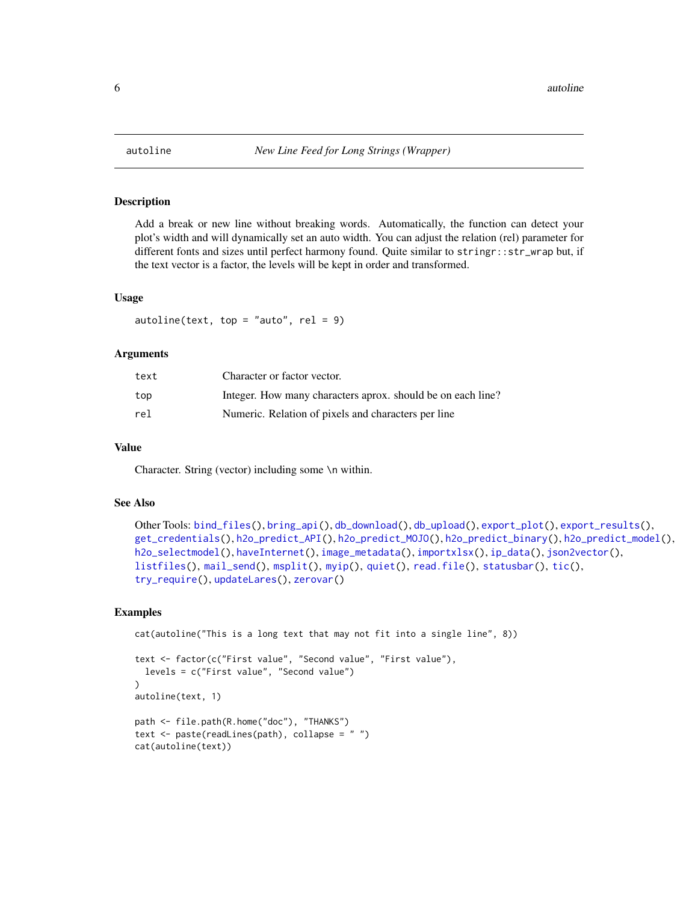# autoline — *New Line Feed for Long Strings (Wrapper)*

## Description

Add a break or new line without breaking words. Automatically, the function can detect your plot's width and will dynamically set an auto width. You can adjust the relation (rel) parameter for different fonts and sizes until perfect harmony found. Quite similar to `stringr::str_wrap` but, if the text vector is a factor, the levels will be kept in order and transformed.

## Usage

```
autoline(text, top = "auto", rel = 9)
```

## Arguments

| | |
|---|---|
| `text` | Character or factor vector. |
| `top` | Integer. How many characters aprox. should be on each line? |
| `rel` | Numeric. Relation of pixels and characters per line |

## Value

Character. String (vector) including some \n within.

## See Also

Other Tools: `bind_files()`, `bring_api()`, `db_download()`, `db_upload()`, `export_plot()`, `export_results()`, `get_credentials()`, `h2o_predict_API()`, `h2o_predict_MOJO()`, `h2o_predict_binary()`, `h2o_predict_model()`, `h2o_selectmodel()`, `haveInternet()`, `image_metadata()`, `importxlsx()`, `ip_data()`, `json2vector()`, `listfiles()`, `mail_send()`, `msplit()`, `myip()`, `quiet()`, `read.file()`, `statusbar()`, `tic()`, `try_require()`, `updateLares()`, `zerovar()`

## Examples

```
cat(autoline("This is a long text that may not fit into a single line", 8))

text <- factor(c("First value", "Second value", "First value"),
  levels = c("First value", "Second value")
)
autoline(text, 1)

path <- file.path(R.home("doc"), "THANKS")
text <- paste(readLines(path), collapse = " ")
cat(autoline(text))
```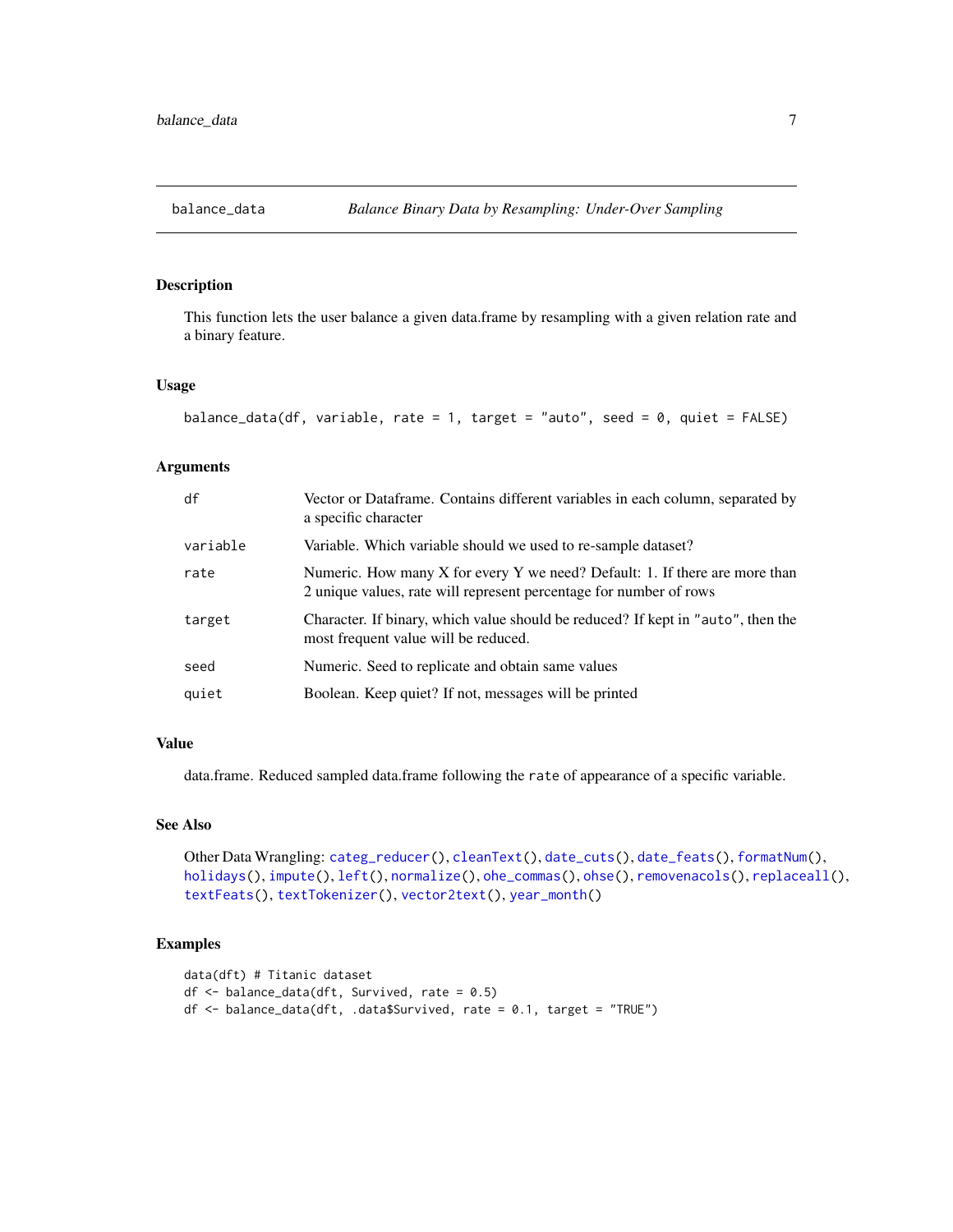## balance_data — *Balance Binary Data by Resampling: Under-Over Sampling*

### Description

This function lets the user balance a given data.frame by resampling with a given relation rate and a binary feature.

### Usage

```
balance_data(df, variable, rate = 1, target = "auto", seed = 0, quiet = FALSE)
```

### Arguments

| | |
|---|---|
| `df` | Vector or Dataframe. Contains different variables in each column, separated by a specific character |
| `variable` | Variable. Which variable should we used to re-sample dataset? |
| `rate` | Numeric. How many X for every Y we need? Default: 1. If there are more than 2 unique values, rate will represent percentage for number of rows |
| `target` | Character. If binary, which value should be reduced? If kept in `"auto"`, then the most frequent value will be reduced. |
| `seed` | Numeric. Seed to replicate and obtain same values |
| `quiet` | Boolean. Keep quiet? If not, messages will be printed |

### Value

data.frame. Reduced sampled data.frame following the `rate` of appearance of a specific variable.

### See Also

Other Data Wrangling: `categ_reducer()`, `cleanText()`, `date_cuts()`, `date_feats()`, `formatNum()`, `holidays()`, `impute()`, `left()`, `normalize()`, `ohe_commas()`, `ohse()`, `removenacols()`, `replaceall()`, `textFeats()`, `textTokenizer()`, `vector2text()`, `year_month()`

### Examples

```
data(dft) # Titanic dataset
df <- balance_data(dft, Survived, rate = 0.5)
df <- balance_data(dft, .data$Survived, rate = 0.1, target = "TRUE")
```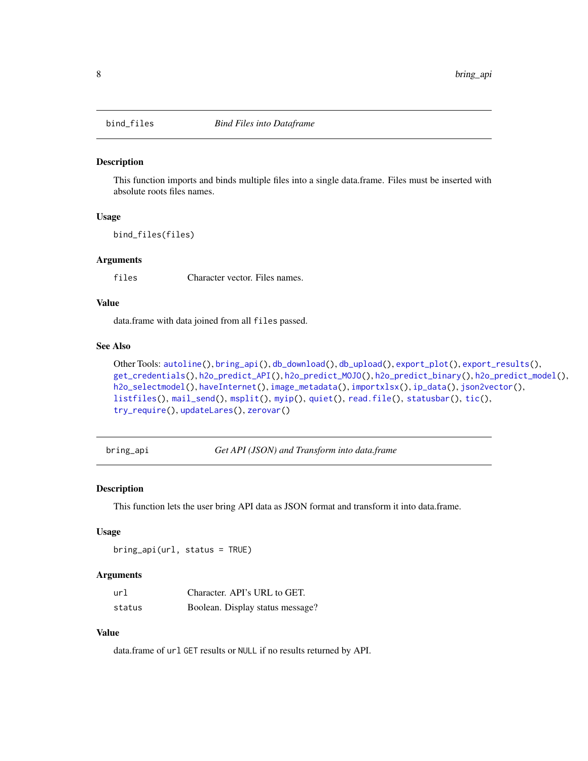## bind_files — *Bind Files into Dataframe*

### Description

This function imports and binds multiple files into a single data.frame. Files must be inserted with absolute roots files names.

### Usage

```
bind_files(files)
```

### Arguments

| | |
|---|---|
| `files` | Character vector. Files names. |

### Value

data.frame with data joined from all `files` passed.

### See Also

Other Tools: `autoline()`, `bring_api()`, `db_download()`, `db_upload()`, `export_plot()`, `export_results()`, `get_credentials()`, `h2o_predict_API()`, `h2o_predict_MOJO()`, `h2o_predict_binary()`, `h2o_predict_model()`, `h2o_selectmodel()`, `haveInternet()`, `image_metadata()`, `importxlsx()`, `ip_data()`, `json2vector()`, `listfiles()`, `mail_send()`, `msplit()`, `myip()`, `quiet()`, `read.file()`, `statusbar()`, `tic()`, `try_require()`, `updateLares()`, `zerovar()`

## bring_api — *Get API (JSON) and Transform into data.frame*

### Description

This function lets the user bring API data as JSON format and transform it into data.frame.

### Usage

```
bring_api(url, status = TRUE)
```

### Arguments

| | |
|---|---|
| `url` | Character. API's URL to GET. |
| `status` | Boolean. Display status message? |

### Value

data.frame of `url` `GET` results or `NULL` if no results returned by API.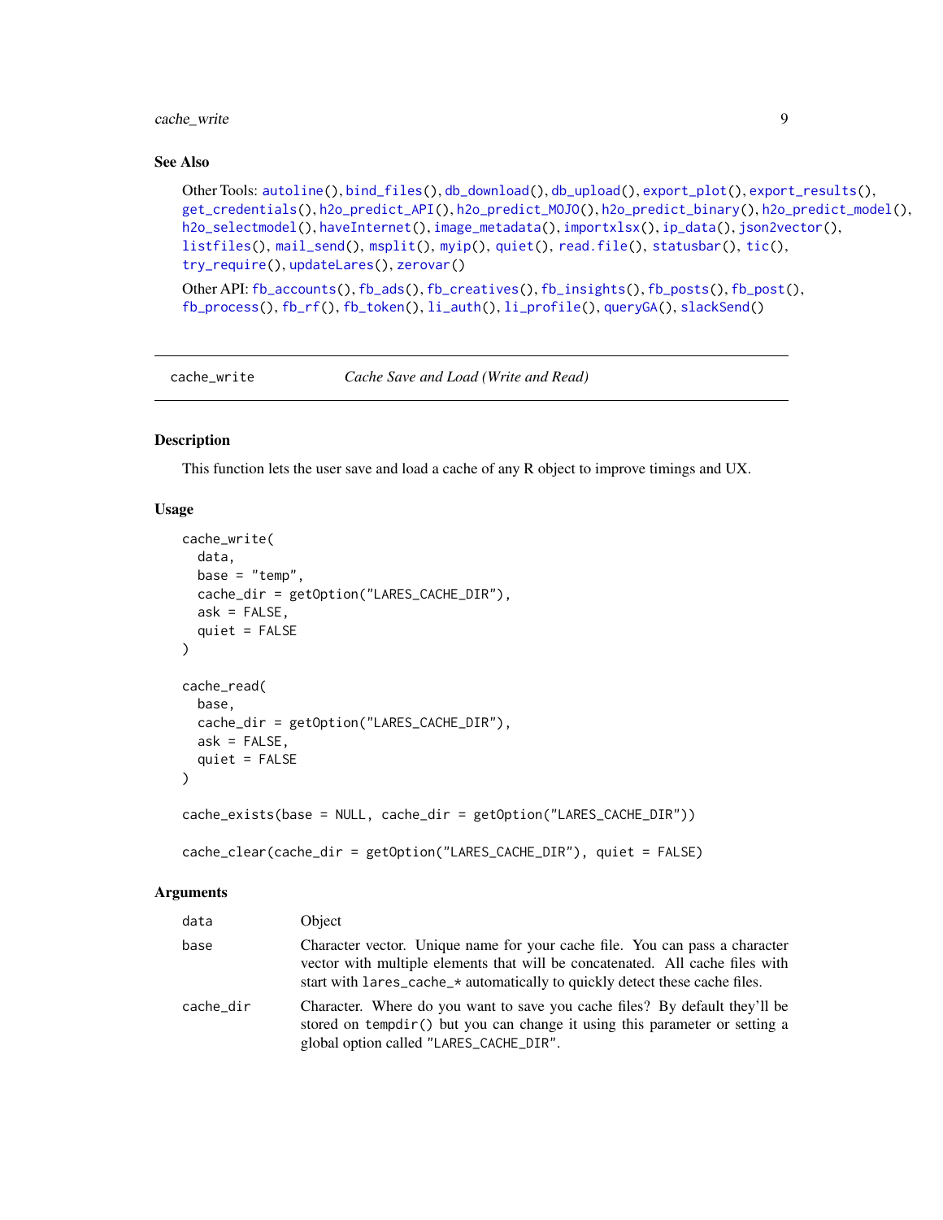### See Also

Other Tools: autoline(), bind_files(), db_download(), db_upload(), export_plot(), export_results(), get_credentials(), h2o_predict_API(), h2o_predict_MOJO(), h2o_predict_binary(), h2o_predict_model(), h2o_selectmodel(), haveInternet(), image_metadata(), importxlsx(), ip_data(), json2vector(), listfiles(), mail_send(), msplit(), myip(), quiet(), read.file(), statusbar(), tic(), try_require(), updateLares(), zerovar()

Other API: fb_accounts(), fb_ads(), fb_creatives(), fb_insights(), fb_posts(), fb_post(), fb_process(), fb_rf(), fb_token(), li_auth(), li_profile(), queryGA(), slackSend()

---

## cache_write — *Cache Save and Load (Write and Read)*

### Description

This function lets the user save and load a cache of any R object to improve timings and UX.

### Usage

```
cache_write(
  data,
  base = "temp",
  cache_dir = getOption("LARES_CACHE_DIR"),
  ask = FALSE,
  quiet = FALSE
)

cache_read(
  base,
  cache_dir = getOption("LARES_CACHE_DIR"),
  ask = FALSE,
  quiet = FALSE
)

cache_exists(base = NULL, cache_dir = getOption("LARES_CACHE_DIR"))

cache_clear(cache_dir = getOption("LARES_CACHE_DIR"), quiet = FALSE)
```

### Arguments

| | |
|---|---|
| data | Object |
| base | Character vector. Unique name for your cache file. You can pass a character vector with multiple elements that will be concatenated. All cache files with start with `lares_cache_*` automatically to quickly detect these cache files. |
| cache_dir | Character. Where do you want to save you cache files? By default they'll be stored on `tempdir()` but you can change it using this parameter or setting a global option called `"LARES_CACHE_DIR"`. |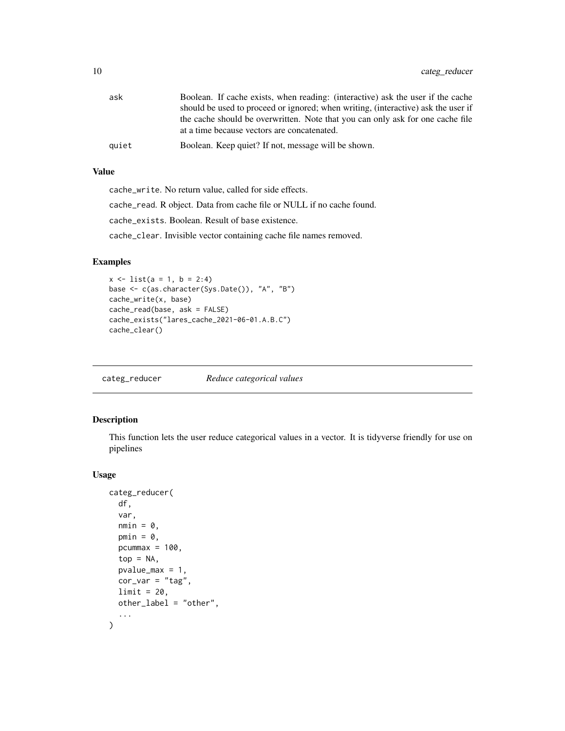| | |
|---|---|
| ask | Boolean. If cache exists, when reading: (interactive) ask the user if the cache should be used to proceed or ignored; when writing, (interactive) ask the user if the cache should be overwritten. Note that you can only ask for one cache file at a time because vectors are concatenated. |
| quiet | Boolean. Keep quiet? If not, message will be shown. |

### Value

`cache_write`. No return value, called for side effects.

`cache_read`. R object. Data from cache file or NULL if no cache found.

`cache_exists`. Boolean. Result of `base` existence.

`cache_clear`. Invisible vector containing cache file names removed.

### Examples

```
x <- list(a = 1, b = 2:4)
base <- c(as.character(Sys.Date()), "A", "B")
cache_write(x, base)
cache_read(base, ask = FALSE)
cache_exists("lares_cache_2021-06-01.A.B.C")
cache_clear()
```

## categ_reducer *Reduce categorical values*

### Description

This function lets the user reduce categorical values in a vector. It is tidyverse friendly for use on pipelines

### Usage

```
categ_reducer(
  df,
  var,
  nmin = 0,
  pmin = 0,
  pcummax = 100,
  top = NA,
  pvalue_max = 1,
  cor_var = "tag",
  limit = 20,
  other_label = "other",
  ...
)
```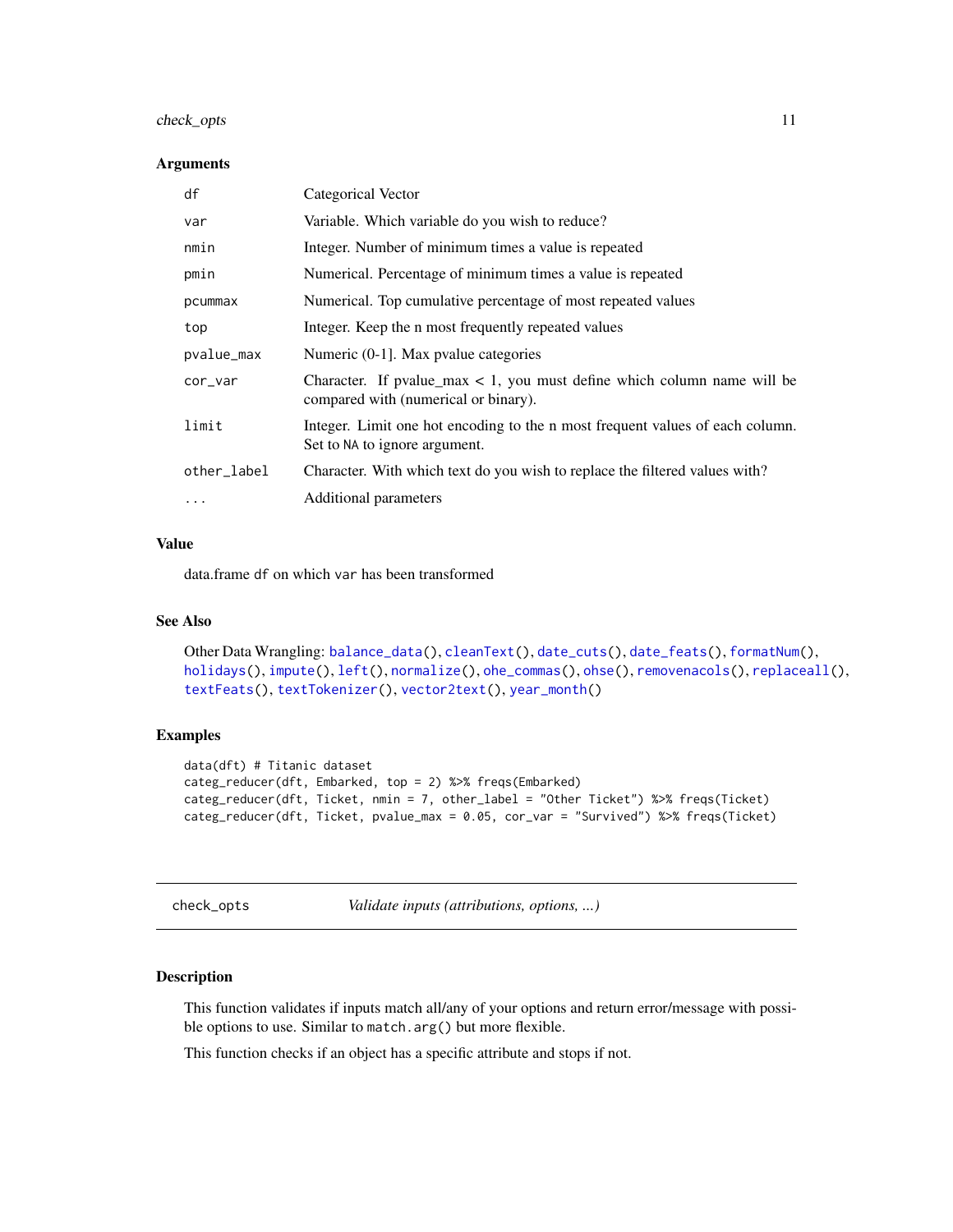### Arguments

| | |
|---|---|
| df | Categorical Vector |
| var | Variable. Which variable do you wish to reduce? |
| nmin | Integer. Number of minimum times a value is repeated |
| pmin | Numerical. Percentage of minimum times a value is repeated |
| pcummax | Numerical. Top cumulative percentage of most repeated values |
| top | Integer. Keep the n most frequently repeated values |
| pvalue_max | Numeric (0-1]. Max pvalue categories |
| cor_var | Character. If pvalue_max < 1, you must define which column name will be compared with (numerical or binary). |
| limit | Integer. Limit one hot encoding to the n most frequent values of each column. Set to `NA` to ignore argument. |
| other_label | Character. With which text do you wish to replace the filtered values with? |
| ... | Additional parameters |

### Value

data.frame `df` on which `var` has been transformed

### See Also

Other Data Wrangling: `balance_data()`, `cleanText()`, `date_cuts()`, `date_feats()`, `formatNum()`, `holidays()`, `impute()`, `left()`, `normalize()`, `ohe_commas()`, `ohse()`, `removenacols()`, `replaceall()`, `textFeats()`, `textTokenizer()`, `vector2text()`, `year_month()`

### Examples

```
data(dft) # Titanic dataset
categ_reducer(dft, Embarked, top = 2) %>% freqs(Embarked)
categ_reducer(dft, Ticket, nmin = 7, other_label = "Other Ticket") %>% freqs(Ticket)
categ_reducer(dft, Ticket, pvalue_max = 0.05, cor_var = "Survived") %>% freqs(Ticket)
```

---

## check_opts — *Validate inputs (attributions, options, ...)*

### Description

This function validates if inputs match all/any of your options and return error/message with possible options to use. Similar to `match.arg()` but more flexible.

This function checks if an object has a specific attribute and stops if not.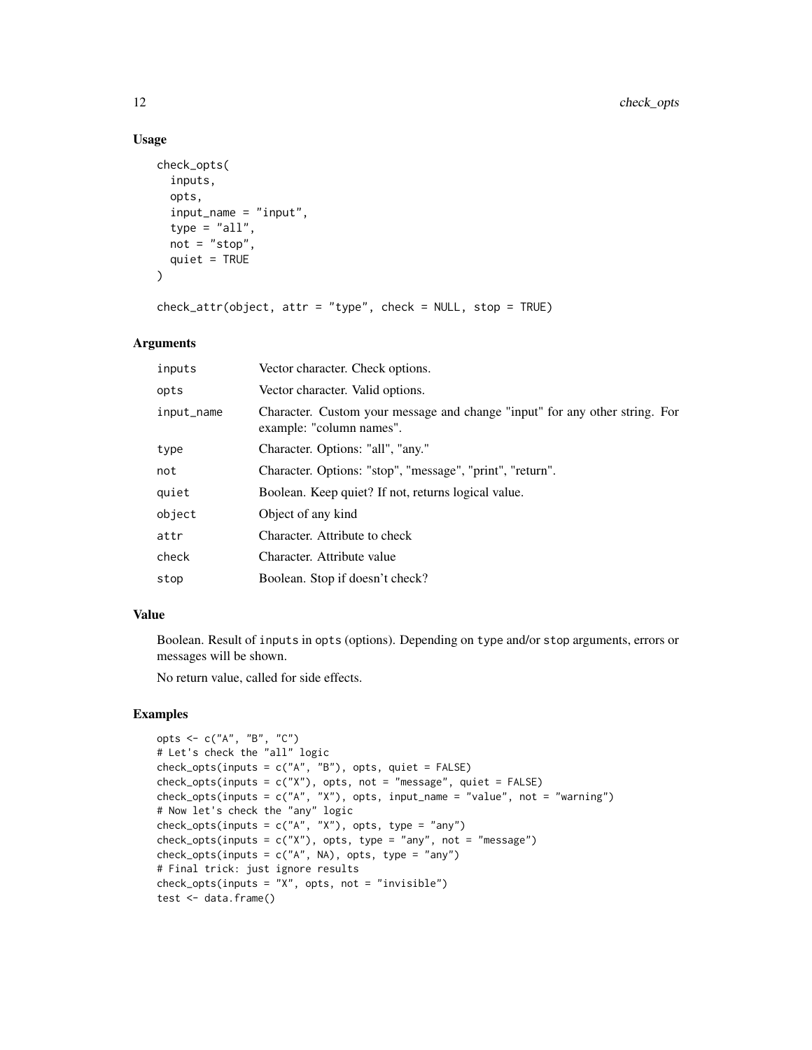### Usage

```
check_opts(
  inputs,
  opts,
  input_name = "input",
  type = "all",
  not = "stop",
  quiet = TRUE
)

check_attr(object, attr = "type", check = NULL, stop = TRUE)
```

### Arguments

| | |
|---|---|
| inputs | Vector character. Check options. |
| opts | Vector character. Valid options. |
| input_name | Character. Custom your message and change "input" for any other string. For example: "column names". |
| type | Character. Options: "all", "any." |
| not | Character. Options: "stop", "message", "print", "return". |
| quiet | Boolean. Keep quiet? If not, returns logical value. |
| object | Object of any kind |
| attr | Character. Attribute to check |
| check | Character. Attribute value |
| stop | Boolean. Stop if doesn't check? |

### Value

Boolean. Result of `inputs` in `opts` (options). Depending on `type` and/or `stop` arguments, errors or messages will be shown.

No return value, called for side effects.

### Examples

```
opts <- c("A", "B", "C")
# Let's check the "all" logic
check_opts(inputs = c("A", "B"), opts, quiet = FALSE)
check_opts(inputs = c("X"), opts, not = "message", quiet = FALSE)
check_opts(inputs = c("A", "X"), opts, input_name = "value", not = "warning")
# Now let's check the "any" logic
check_opts(inputs = c("A", "X"), opts, type = "any")
check_opts(inputs = c("X"), opts, type = "any", not = "message")
check_opts(inputs = c("A", NA), opts, type = "any")
# Final trick: just ignore results
check_opts(inputs = "X", opts, not = "invisible")
test <- data.frame()
```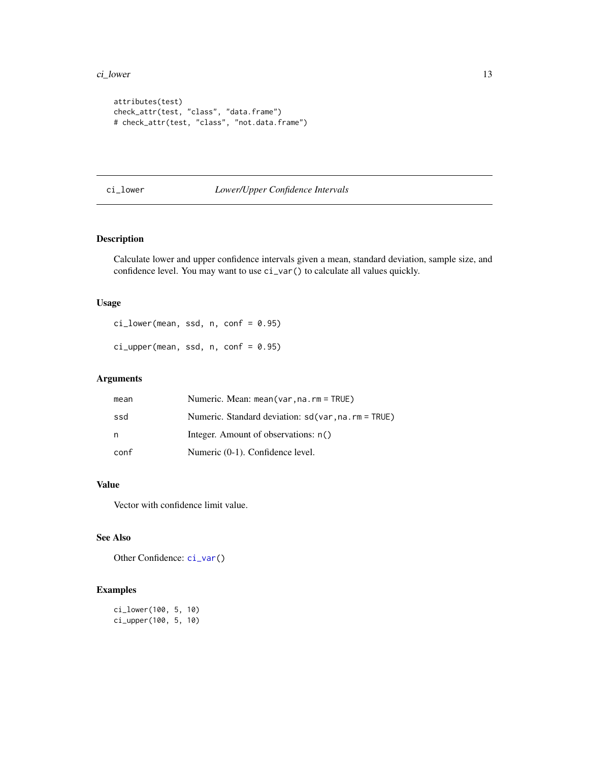```
attributes(test)
check_attr(test, "class", "data.frame")
# check_attr(test, "class", "not.data.frame")
```

## ci_lower *Lower/Upper Confidence Intervals*

### Description

Calculate lower and upper confidence intervals given a mean, standard deviation, sample size, and confidence level. You may want to use `ci_var()` to calculate all values quickly.

### Usage

```
ci_lower(mean, ssd, n, conf = 0.95)

ci_upper(mean, ssd, n, conf = 0.95)
```

### Arguments

| | |
|---|---|
| mean | Numeric. Mean: `mean(var,na.rm = TRUE)` |
| ssd | Numeric. Standard deviation: `sd(var,na.rm = TRUE)` |
| n | Integer. Amount of observations: `n()` |
| conf | Numeric (0-1). Confidence level. |

### Value

Vector with confidence limit value.

### See Also

Other Confidence: `ci_var()`

### Examples

```
ci_lower(100, 5, 10)
ci_upper(100, 5, 10)
```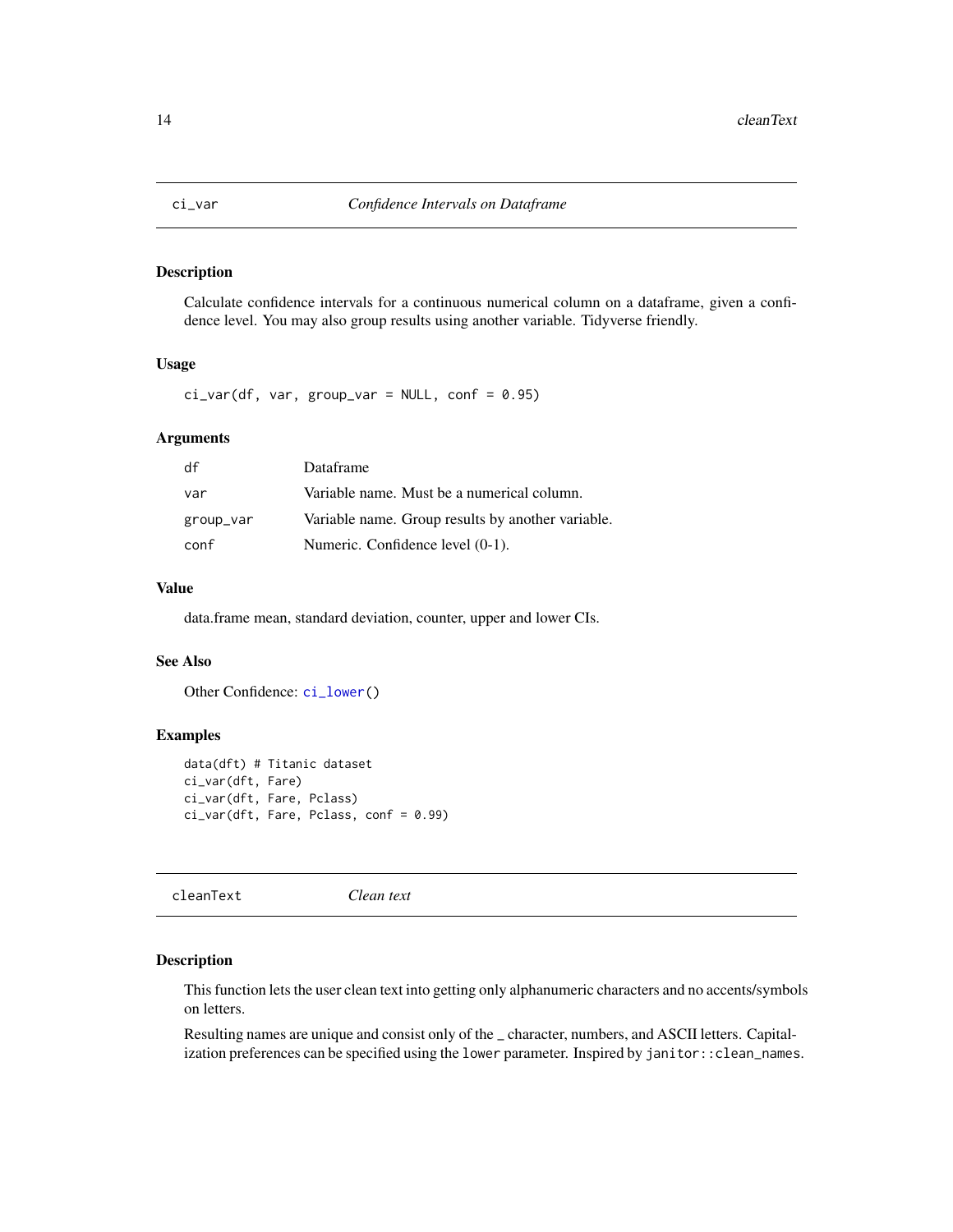## ci_var — *Confidence Intervals on Dataframe*

### Description

Calculate confidence intervals for a continuous numerical column on a dataframe, given a confidence level. You may also group results using another variable. Tidyverse friendly.

### Usage

```
ci_var(df, var, group_var = NULL, conf = 0.95)
```

### Arguments

| | |
|---|---|
| df | Dataframe |
| var | Variable name. Must be a numerical column. |
| group_var | Variable name. Group results by another variable. |
| conf | Numeric. Confidence level (0-1). |

### Value

data.frame mean, standard deviation, counter, upper and lower CIs.

### See Also

Other Confidence: ci_lower()

### Examples

```
data(dft) # Titanic dataset
ci_var(dft, Fare)
ci_var(dft, Fare, Pclass)
ci_var(dft, Fare, Pclass, conf = 0.99)
```

## cleanText — *Clean text*

### Description

This function lets the user clean text into getting only alphanumeric characters and no accents/symbols on letters.

Resulting names are unique and consist only of the _ character, numbers, and ASCII letters. Capitalization preferences can be specified using the `lower` parameter. Inspired by `janitor::clean_names`.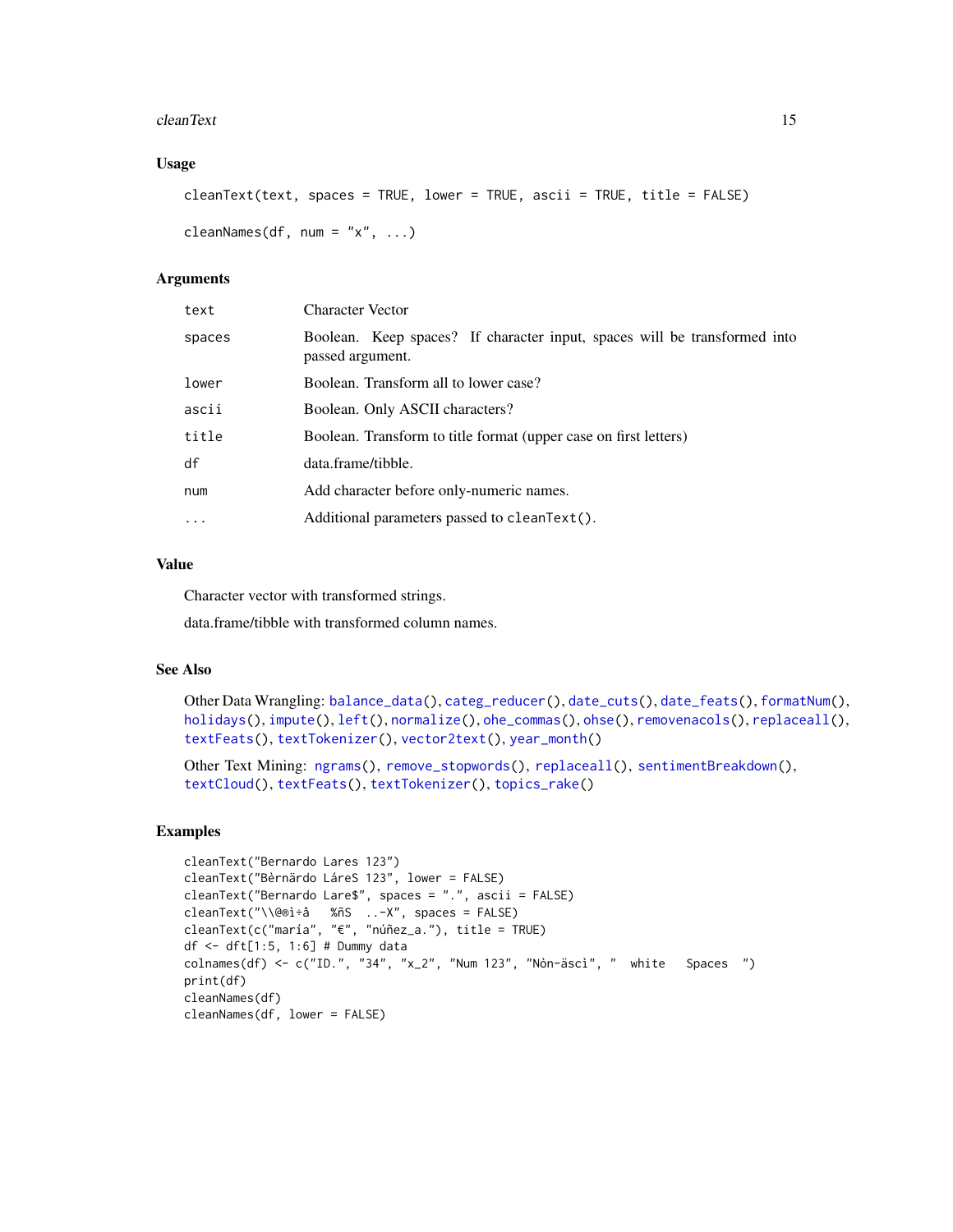## Usage

```
cleanText(text, spaces = TRUE, lower = TRUE, ascii = TRUE, title = FALSE)

cleanNames(df, num = "x", ...)
```

## Arguments

| | |
|---|---|
| `text` | Character Vector |
| `spaces` | Boolean. Keep spaces? If character input, spaces will be transformed into passed argument. |
| `lower` | Boolean. Transform all to lower case? |
| `ascii` | Boolean. Only ASCII characters? |
| `title` | Boolean. Transform to title format (upper case on first letters) |
| `df` | data.frame/tibble. |
| `num` | Add character before only-numeric names. |
| `...` | Additional parameters passed to `cleanText()`. |

## Value

Character vector with transformed strings.

data.frame/tibble with transformed column names.

## See Also

Other Data Wrangling: `balance_data()`, `categ_reducer()`, `date_cuts()`, `date_feats()`, `formatNum()`, `holidays()`, `impute()`, `left()`, `normalize()`, `ohe_commas()`, `ohse()`, `removenacols()`, `replaceall()`, `textFeats()`, `textTokenizer()`, `vector2text()`, `year_month()`

Other Text Mining: `ngrams()`, `remove_stopwords()`, `replaceall()`, `sentimentBreakdown()`, `textCloud()`, `textFeats()`, `textTokenizer()`, `topics_rake()`

## Examples

```
cleanText("Bernardo Lares 123")
cleanText("Bèrnärdo LáreS 123", lower = FALSE)
cleanText("Bernardo Lare$", spaces = ".", ascii = FALSE)
cleanText("\\@®ì÷å   %ñS  ..-X", spaces = FALSE)
cleanText(c("maría", "€", "núñez_a."), title = TRUE)
df <- dft[1:5, 1:6] # Dummy data
colnames(df) <- c("ID.", "34", "x_2", "Num 123", "Nòn-äscì", "  white   Spaces  ")
print(df)
cleanNames(df)
cleanNames(df, lower = FALSE)
```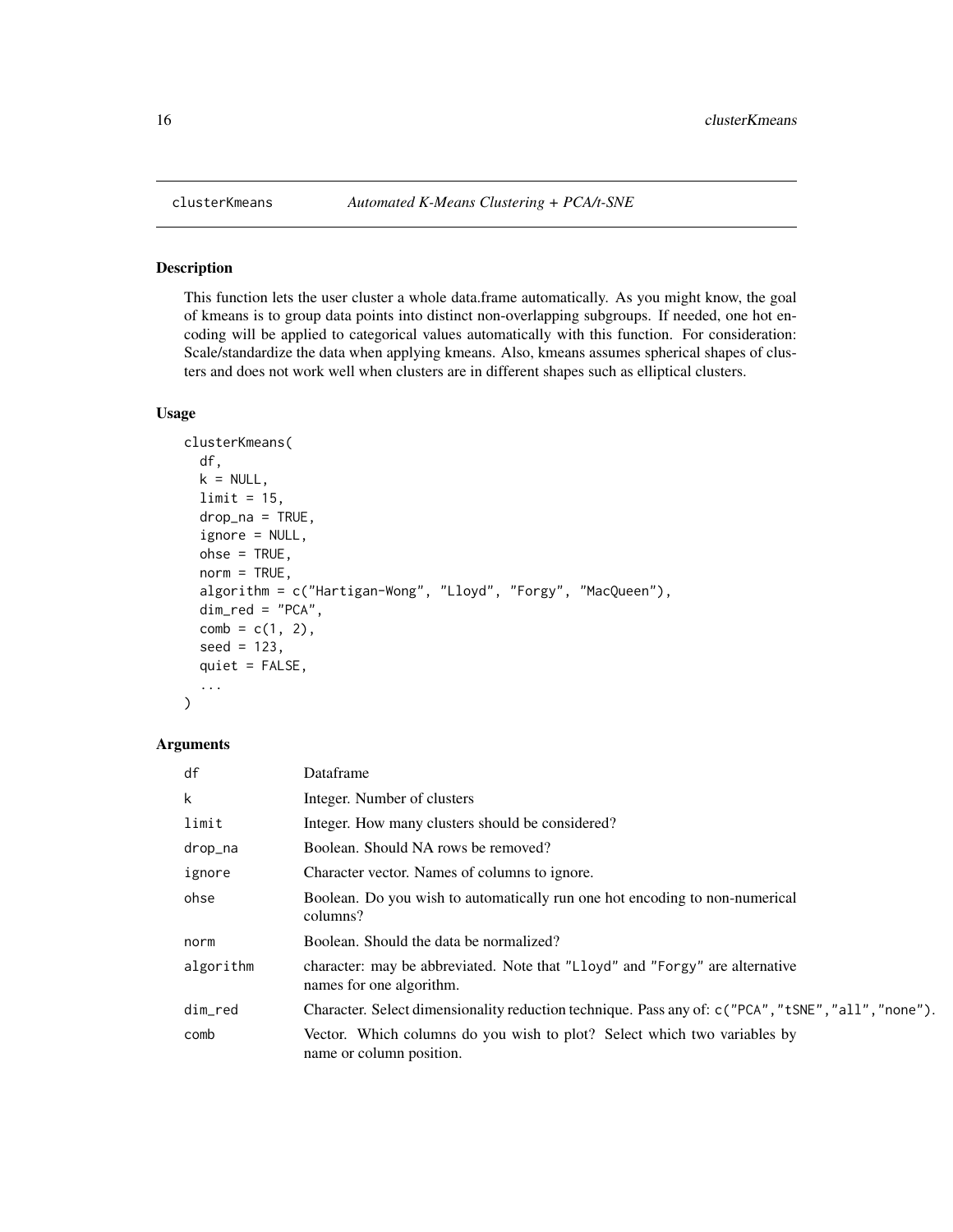## clusterKmeans *Automated K-Means Clustering + PCA/t-SNE*

### Description

This function lets the user cluster a whole data.frame automatically. As you might know, the goal of kmeans is to group data points into distinct non-overlapping subgroups. If needed, one hot encoding will be applied to categorical values automatically with this function. For consideration: Scale/standardize the data when applying kmeans. Also, kmeans assumes spherical shapes of clusters and does not work well when clusters are in different shapes such as elliptical clusters.

### Usage

```
clusterKmeans(
  df,
  k = NULL,
  limit = 15,
  drop_na = TRUE,
  ignore = NULL,
  ohse = TRUE,
  norm = TRUE,
  algorithm = c("Hartigan-Wong", "Lloyd", "Forgy", "MacQueen"),
  dim_red = "PCA",
  comb = c(1, 2),
  seed = 123,
  quiet = FALSE,
  ...
)
```

### Arguments

| | |
|---|---|
| df | Dataframe |
| k | Integer. Number of clusters |
| limit | Integer. How many clusters should be considered? |
| drop_na | Boolean. Should NA rows be removed? |
| ignore | Character vector. Names of columns to ignore. |
| ohse | Boolean. Do you wish to automatically run one hot encoding to non-numerical columns? |
| norm | Boolean. Should the data be normalized? |
| algorithm | character: may be abbreviated. Note that "Lloyd" and "Forgy" are alternative names for one algorithm. |
| dim_red | Character. Select dimensionality reduction technique. Pass any of: c("PCA","tSNE","all","none"). |
| comb | Vector. Which columns do you wish to plot? Select which two variables by name or column position. |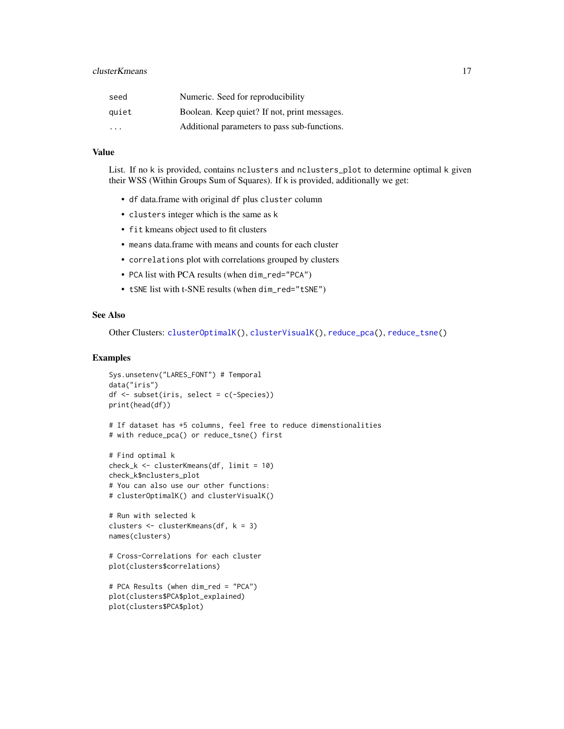| | |
|---|---|
| seed | Numeric. Seed for reproducibility |
| quiet | Boolean. Keep quiet? If not, print messages. |
| ... | Additional parameters to pass sub-functions. |

## Value

List. If no `k` is provided, contains `nclusters` and `nclusters_plot` to determine optimal `k` given their WSS (Within Groups Sum of Squares). If `k` is provided, additionally we get:

- `df` data.frame with original `df` plus `cluster` column
- `clusters` integer which is the same as `k`
- `fit` kmeans object used to fit clusters
- `means` data.frame with means and counts for each cluster
- `correlations` plot with correlations grouped by clusters
- `PCA` list with PCA results (when `dim_red="PCA"`)
- `tSNE` list with t-SNE results (when `dim_red="tSNE"`)

## See Also

Other Clusters: `clusterOptimalK()`, `clusterVisualK()`, `reduce_pca()`, `reduce_tsne()`

## Examples

```
Sys.unsetenv("LARES_FONT") # Temporal
data("iris")
df <- subset(iris, select = c(-Species))
print(head(df))

# If dataset has +5 columns, feel free to reduce dimenstionalities
# with reduce_pca() or reduce_tsne() first

# Find optimal k
check_k <- clusterKmeans(df, limit = 10)
check_k$nclusters_plot
# You can also use our other functions:
# clusterOptimalK() and clusterVisualK()

# Run with selected k
clusters <- clusterKmeans(df, k = 3)
names(clusters)

# Cross-Correlations for each cluster
plot(clusters$correlations)

# PCA Results (when dim_red = "PCA")
plot(clusters$PCA$plot_explained)
plot(clusters$PCA$plot)
```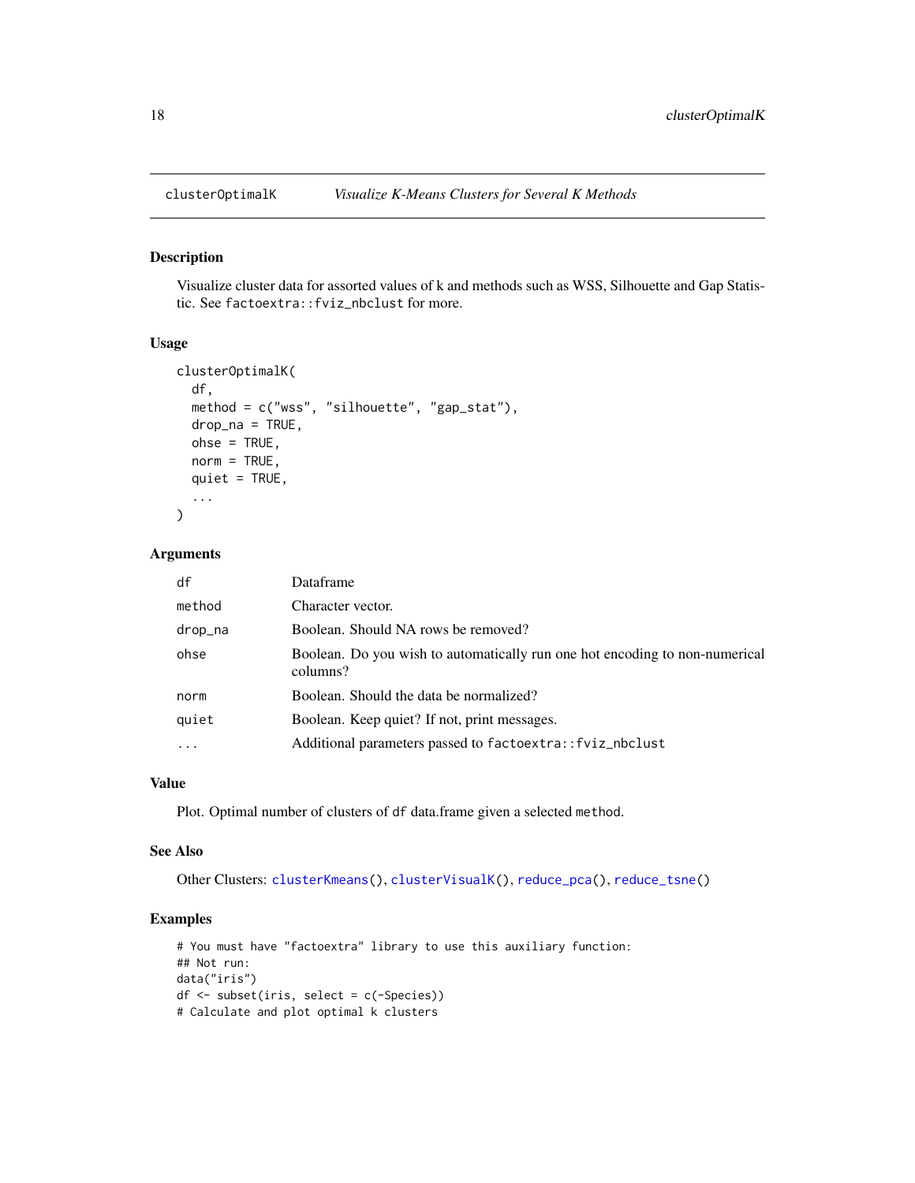## clusterOptimalK — *Visualize K-Means Clusters for Several K Methods*

### Description

Visualize cluster data for assorted values of k and methods such as WSS, Silhouette and Gap Statistic. See `factoextra::fviz_nbclust` for more.

### Usage

```
clusterOptimalK(
  df,
  method = c("wss", "silhouette", "gap_stat"),
  drop_na = TRUE,
  ohse = TRUE,
  norm = TRUE,
  quiet = TRUE,
  ...
)
```

### Arguments

| | |
|---|---|
| `df` | Dataframe |
| `method` | Character vector. |
| `drop_na` | Boolean. Should NA rows be removed? |
| `ohse` | Boolean. Do you wish to automatically run one hot encoding to non-numerical columns? |
| `norm` | Boolean. Should the data be normalized? |
| `quiet` | Boolean. Keep quiet? If not, print messages. |
| `...` | Additional parameters passed to `factoextra::fviz_nbclust` |

### Value

Plot. Optimal number of clusters of `df` data.frame given a selected `method`.

### See Also

Other Clusters: `clusterKmeans()`, `clusterVisualK()`, `reduce_pca()`, `reduce_tsne()`

### Examples

```
# You must have "factoextra" library to use this auxiliary function:
## Not run:
data("iris")
df <- subset(iris, select = c(-Species))
# Calculate and plot optimal k clusters
```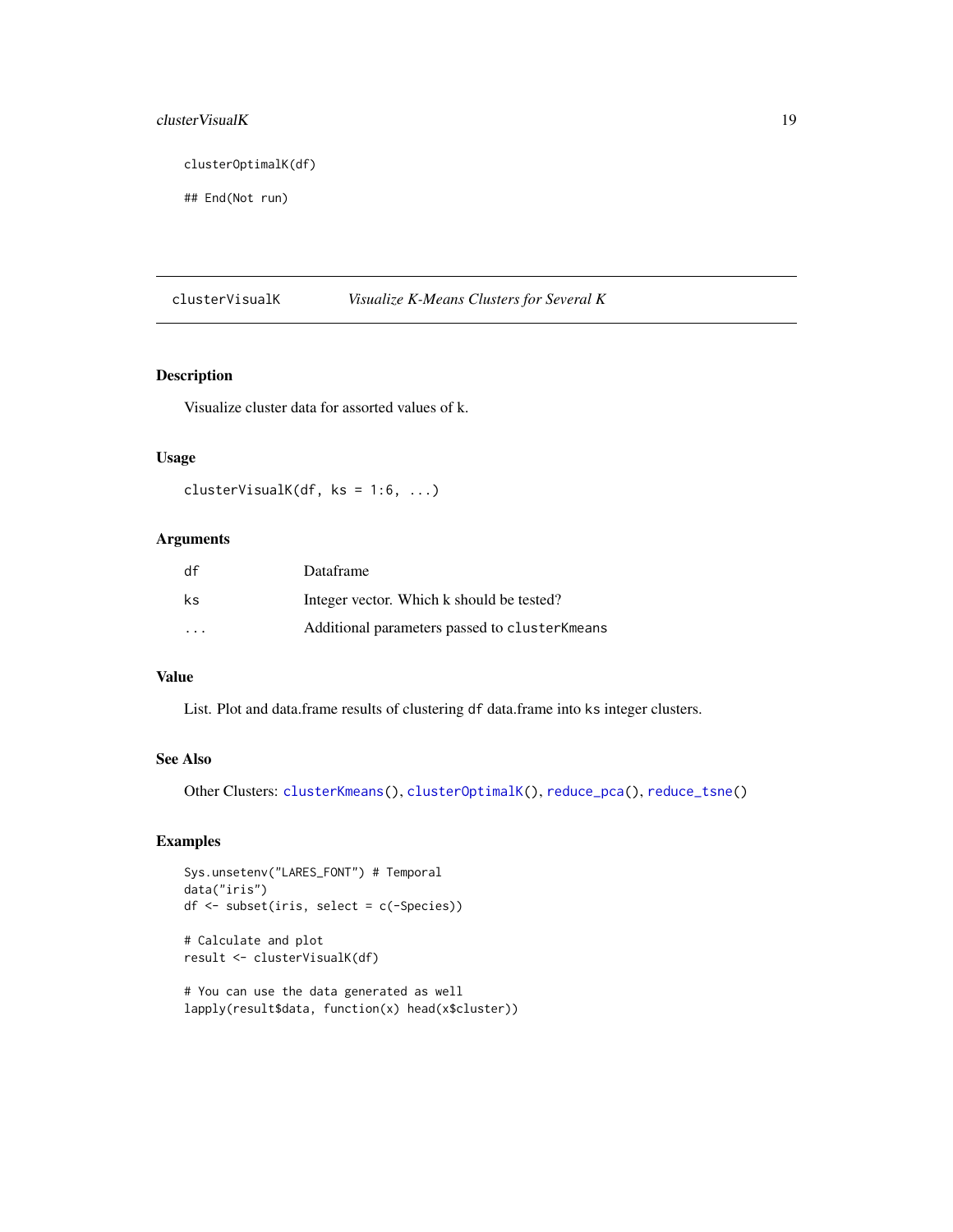```
clusterOptimalK(df)

## End(Not run)
```

## clusterVisualK *Visualize K-Means Clusters for Several K*

### Description

Visualize cluster data for assorted values of k.

### Usage

```
clusterVisualK(df, ks = 1:6, ...)
```

### Arguments

| | |
|---|---|
| df | Dataframe |
| ks | Integer vector. Which k should be tested? |
| ... | Additional parameters passed to `clusterKmeans` |

### Value

List. Plot and data.frame results of clustering `df` data.frame into `ks` integer clusters.

### See Also

Other Clusters: `clusterKmeans()`, `clusterOptimalK()`, `reduce_pca()`, `reduce_tsne()`

### Examples

```
Sys.unsetenv("LARES_FONT") # Temporal
data("iris")
df <- subset(iris, select = c(-Species))

# Calculate and plot
result <- clusterVisualK(df)

# You can use the data generated as well
lapply(result$data, function(x) head(x$cluster))
```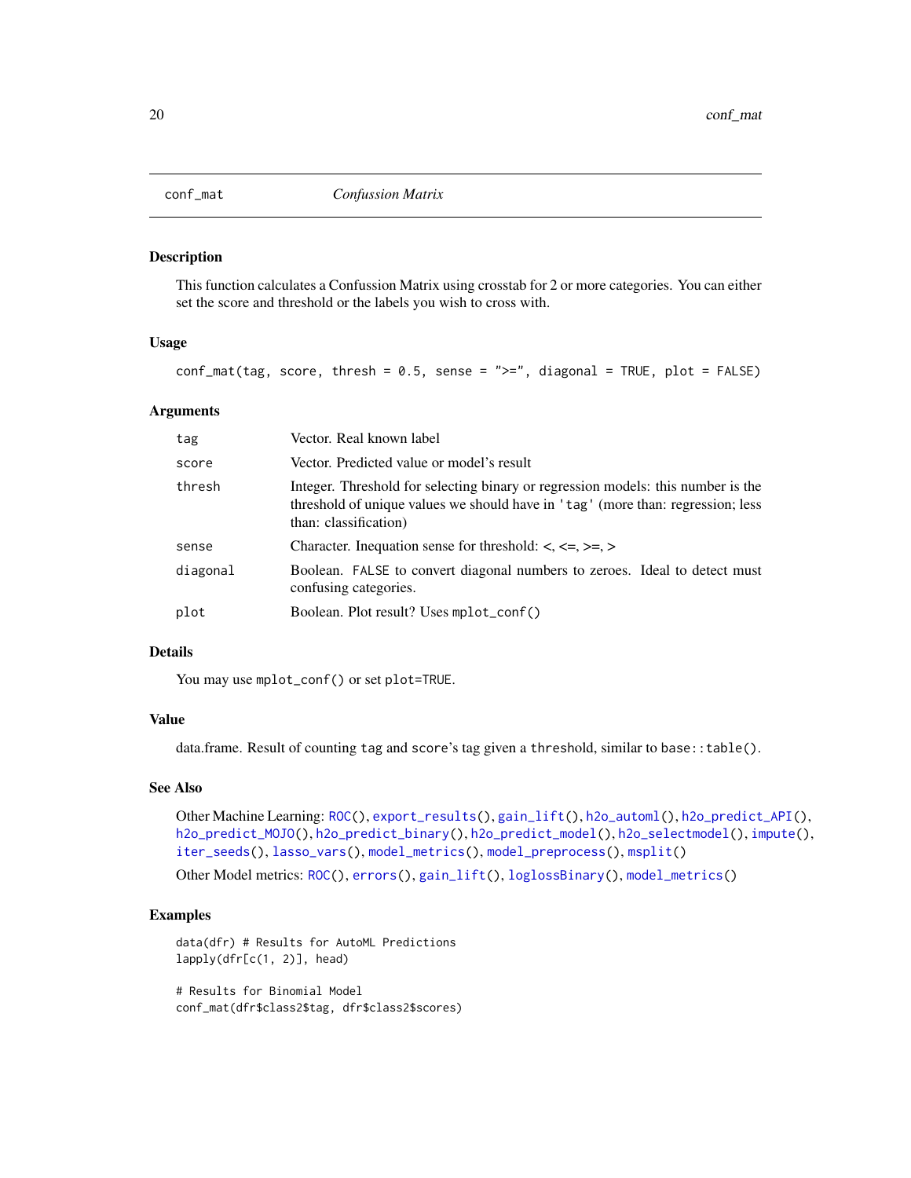## conf_mat — *Confussion Matrix*

### Description

This function calculates a Confussion Matrix using crosstab for 2 or more categories. You can either set the score and threshold or the labels you wish to cross with.

### Usage

```
conf_mat(tag, score, thresh = 0.5, sense = ">=", diagonal = TRUE, plot = FALSE)
```

### Arguments

| | |
|---|---|
| `tag` | Vector. Real known label |
| `score` | Vector. Predicted value or model's result |
| `thresh` | Integer. Threshold for selecting binary or regression models: this number is the threshold of unique values we should have in `'tag'` (more than: regression; less than: classification) |
| `sense` | Character. Inequation sense for threshold: <, <=, >=, > |
| `diagonal` | Boolean. `FALSE` to convert diagonal numbers to zeroes. Ideal to detect must confusing categories. |
| `plot` | Boolean. Plot result? Uses `mplot_conf()` |

### Details

You may use `mplot_conf()` or set `plot=TRUE`.

### Value

data.frame. Result of counting `tag` and `score`'s tag given a `threshold`, similar to `base::table()`.

### See Also

Other Machine Learning: `ROC()`, `export_results()`, `gain_lift()`, `h2o_automl()`, `h2o_predict_API()`, `h2o_predict_MOJO()`, `h2o_predict_binary()`, `h2o_predict_model()`, `h2o_selectmodel()`, `impute()`, `iter_seeds()`, `lasso_vars()`, `model_metrics()`, `model_preprocess()`, `msplit()`

Other Model metrics: `ROC()`, `errors()`, `gain_lift()`, `loglossBinary()`, `model_metrics()`

### Examples

```
data(dfr) # Results for AutoML Predictions
lapply(dfr[c(1, 2)], head)

# Results for Binomial Model
conf_mat(dfr$class2$tag, dfr$class2$scores)
```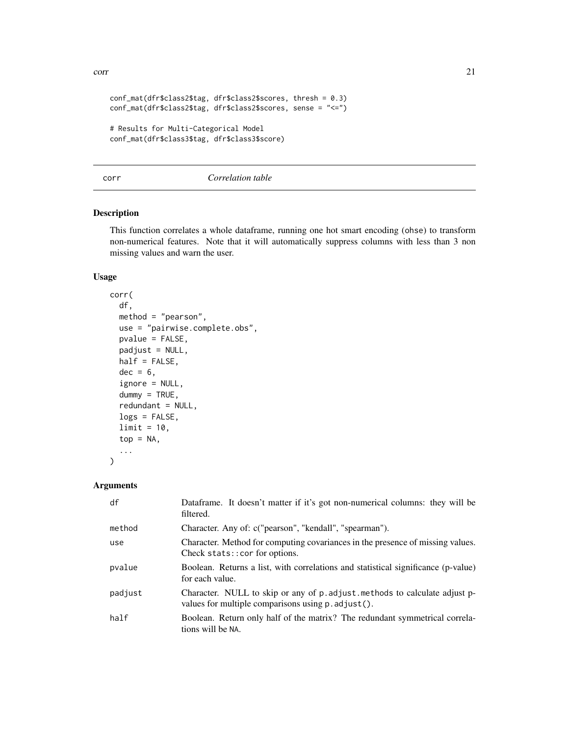```
conf_mat(dfr$class2$tag, dfr$class2$scores, thresh = 0.3)
conf_mat(dfr$class2$tag, dfr$class2$scores, sense = "<=")

# Results for Multi-Categorical Model
conf_mat(dfr$class3$tag, dfr$class3$score)
```

## corr *Correlation table*

### Description

This function correlates a whole dataframe, running one hot smart encoding (ohse) to transform non-numerical features. Note that it will automatically suppress columns with less than 3 non missing values and warn the user.

### Usage

```
corr(
  df,
  method = "pearson",
  use = "pairwise.complete.obs",
  pvalue = FALSE,
  padjust = NULL,
  half = FALSE,
  dec = 6,
  ignore = NULL,
  dummy = TRUE,
  redundant = NULL,
  logs = FALSE,
  limit = 10,
  top = NA,
  ...
)
```

### Arguments

| | |
|---|---|
| df | Dataframe. It doesn't matter if it's got non-numerical columns: they will be filtered. |
| method | Character. Any of: c("pearson", "kendall", "spearman"). |
| use | Character. Method for computing covariances in the presence of missing values. Check stats::cor for options. |
| pvalue | Boolean. Returns a list, with correlations and statistical significance (p-value) for each value. |
| padjust | Character. NULL to skip or any of p.adjust.methods to calculate adjust p-values for multiple comparisons using p.adjust(). |
| half | Boolean. Return only half of the matrix? The redundant symmetrical correlations will be NA. |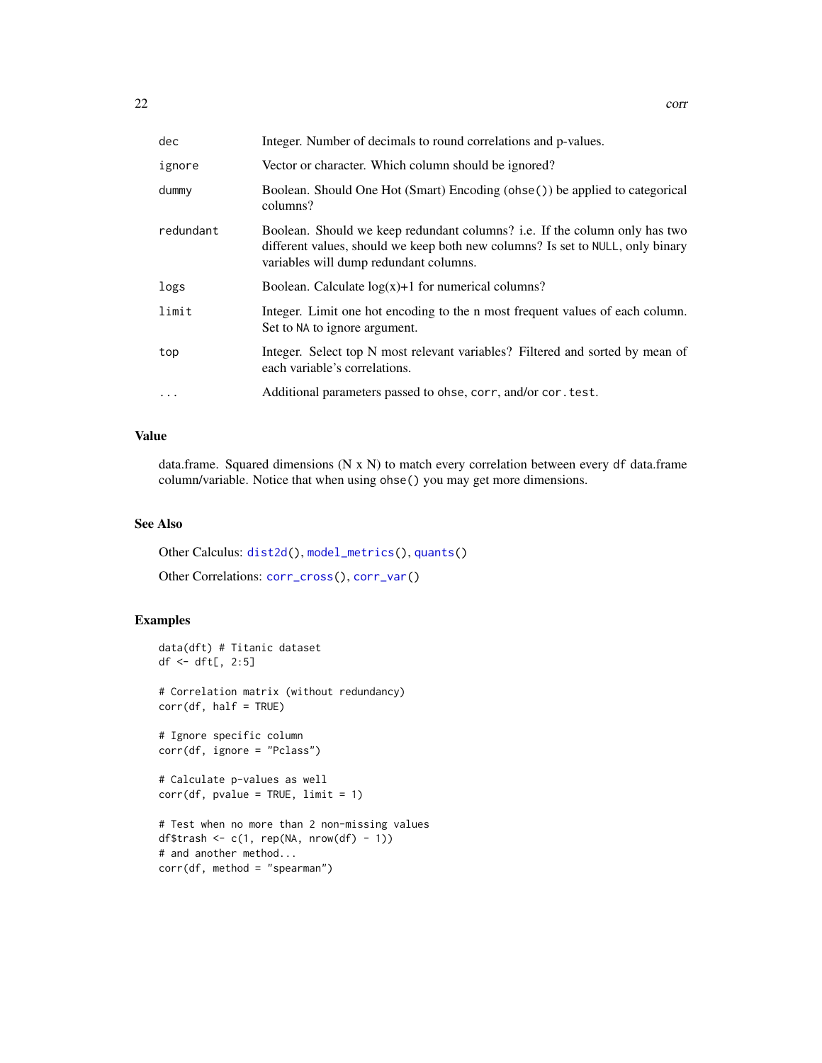| | |
|---|---|
| dec | Integer. Number of decimals to round correlations and p-values. |
| ignore | Vector or character. Which column should be ignored? |
| dummy | Boolean. Should One Hot (Smart) Encoding (`ohse()`) be applied to categorical columns? |
| redundant | Boolean. Should we keep redundant columns? i.e. If the column only has two different values, should we keep both new columns? Is set to `NULL`, only binary variables will dump redundant columns. |
| logs | Boolean. Calculate log(x)+1 for numerical columns? |
| limit | Integer. Limit one hot encoding to the n most frequent values of each column. Set to `NA` to ignore argument. |
| top | Integer. Select top N most relevant variables? Filtered and sorted by mean of each variable's correlations. |
| ... | Additional parameters passed to `ohse`, `corr`, and/or `cor.test`. |

## Value

data.frame. Squared dimensions (N x N) to match every correlation between every `df` data.frame column/variable. Notice that when using `ohse()` you may get more dimensions.

## See Also

Other Calculus: `dist2d()`, `model_metrics()`, `quants()`

Other Correlations: `corr_cross()`, `corr_var()`

## Examples

```
data(dft) # Titanic dataset
df <- dft[, 2:5]

# Correlation matrix (without redundancy)
corr(df, half = TRUE)

# Ignore specific column
corr(df, ignore = "Pclass")

# Calculate p-values as well
corr(df, pvalue = TRUE, limit = 1)

# Test when no more than 2 non-missing values
df$trash <- c(1, rep(NA, nrow(df) - 1))
# and another method...
corr(df, method = "spearman")
```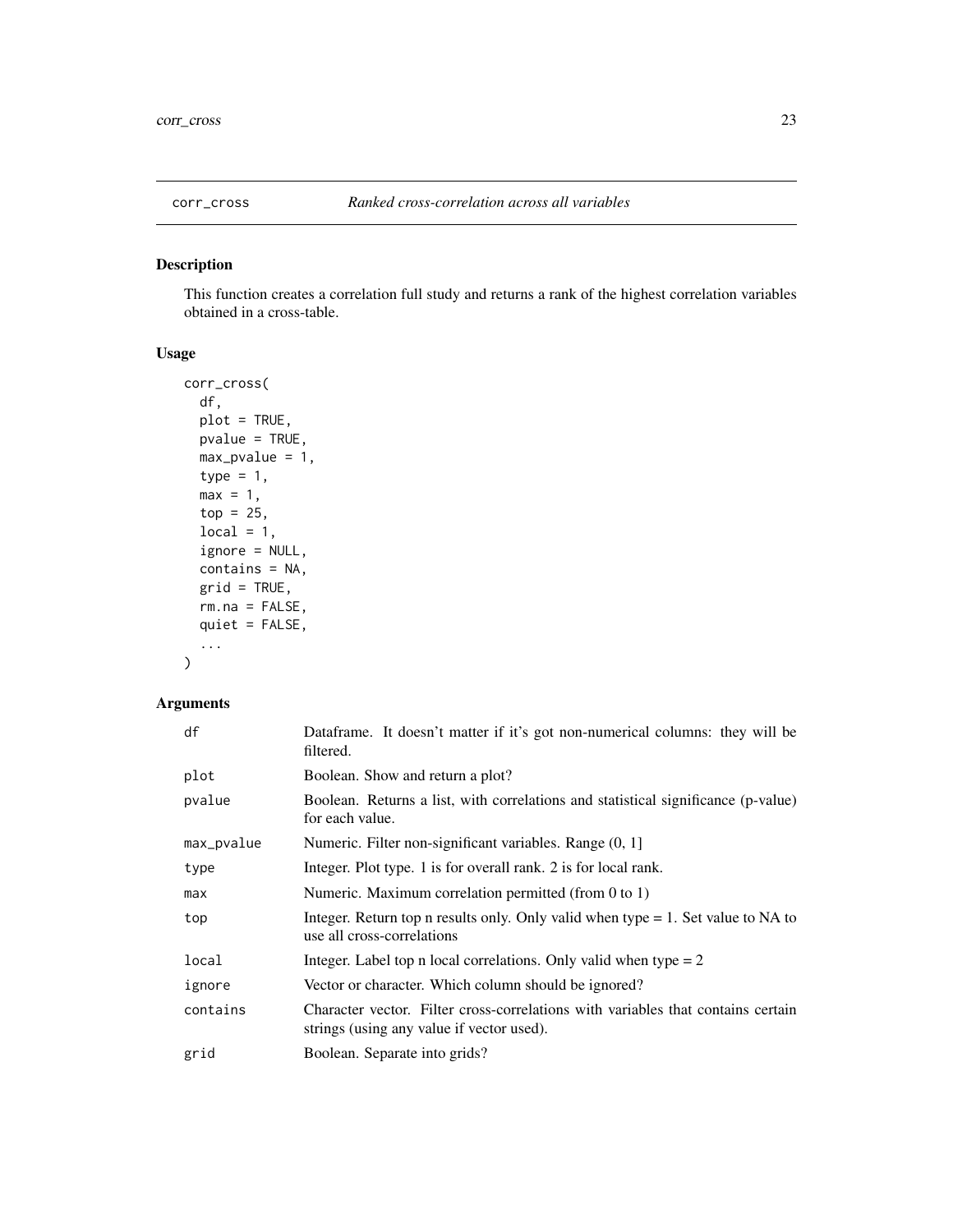## corr_cross *Ranked cross-correlation across all variables*

### Description

This function creates a correlation full study and returns a rank of the highest correlation variables obtained in a cross-table.

### Usage

```
corr_cross(
  df,
  plot = TRUE,
  pvalue = TRUE,
  max_pvalue = 1,
  type = 1,
  max = 1,
  top = 25,
  local = 1,
  ignore = NULL,
  contains = NA,
  grid = TRUE,
  rm.na = FALSE,
  quiet = FALSE,
  ...
)
```

### Arguments

| | |
|---|---|
| df | Dataframe. It doesn't matter if it's got non-numerical columns: they will be filtered. |
| plot | Boolean. Show and return a plot? |
| pvalue | Boolean. Returns a list, with correlations and statistical significance (p-value) for each value. |
| max_pvalue | Numeric. Filter non-significant variables. Range (0, 1] |
| type | Integer. Plot type. 1 is for overall rank. 2 is for local rank. |
| max | Numeric. Maximum correlation permitted (from 0 to 1) |
| top | Integer. Return top n results only. Only valid when type = 1. Set value to NA to use all cross-correlations |
| local | Integer. Label top n local correlations. Only valid when type = 2 |
| ignore | Vector or character. Which column should be ignored? |
| contains | Character vector. Filter cross-correlations with variables that contains certain strings (using any value if vector used). |
| grid | Boolean. Separate into grids? |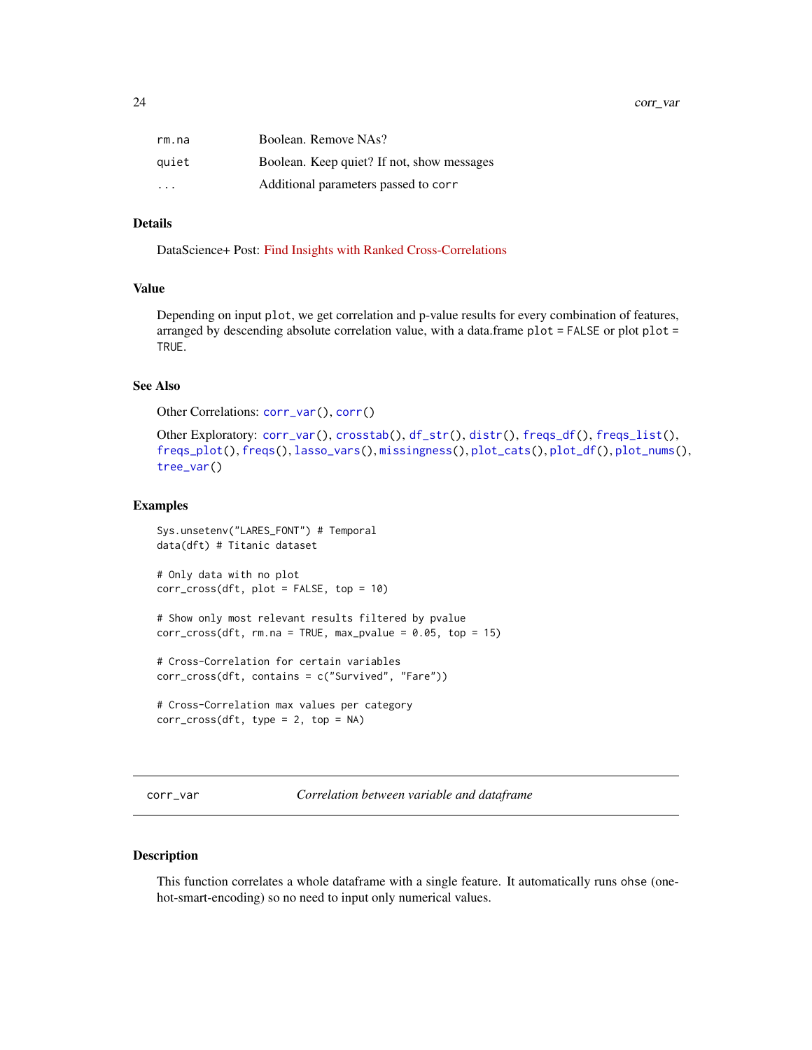| | |
|---|---|
| rm.na | Boolean. Remove NAs? |
| quiet | Boolean. Keep quiet? If not, show messages |
| ... | Additional parameters passed to corr |

### Details

DataScience+ Post: Find Insights with Ranked Cross-Correlations

### Value

Depending on input plot, we get correlation and p-value results for every combination of features, arranged by descending absolute correlation value, with a data.frame plot = FALSE or plot plot = TRUE.

### See Also

Other Correlations: corr_var(), corr()

Other Exploratory: corr_var(), crosstab(), df_str(), distr(), freqs_df(), freqs_list(), freqs_plot(), freqs(), lasso_vars(), missingness(), plot_cats(), plot_df(), plot_nums(), tree_var()

### Examples

```
Sys.unsetenv("LARES_FONT") # Temporal
data(dft) # Titanic dataset

# Only data with no plot
corr_cross(dft, plot = FALSE, top = 10)

# Show only most relevant results filtered by pvalue
corr_cross(dft, rm.na = TRUE, max_pvalue = 0.05, top = 15)

# Cross-Correlation for certain variables
corr_cross(dft, contains = c("Survived", "Fare"))

# Cross-Correlation max values per category
corr_cross(dft, type = 2, top = NA)
```

---

## corr_var &emsp; *Correlation between variable and dataframe*

### Description

This function correlates a whole dataframe with a single feature. It automatically runs ohse (one-hot-smart-encoding) so no need to input only numerical values.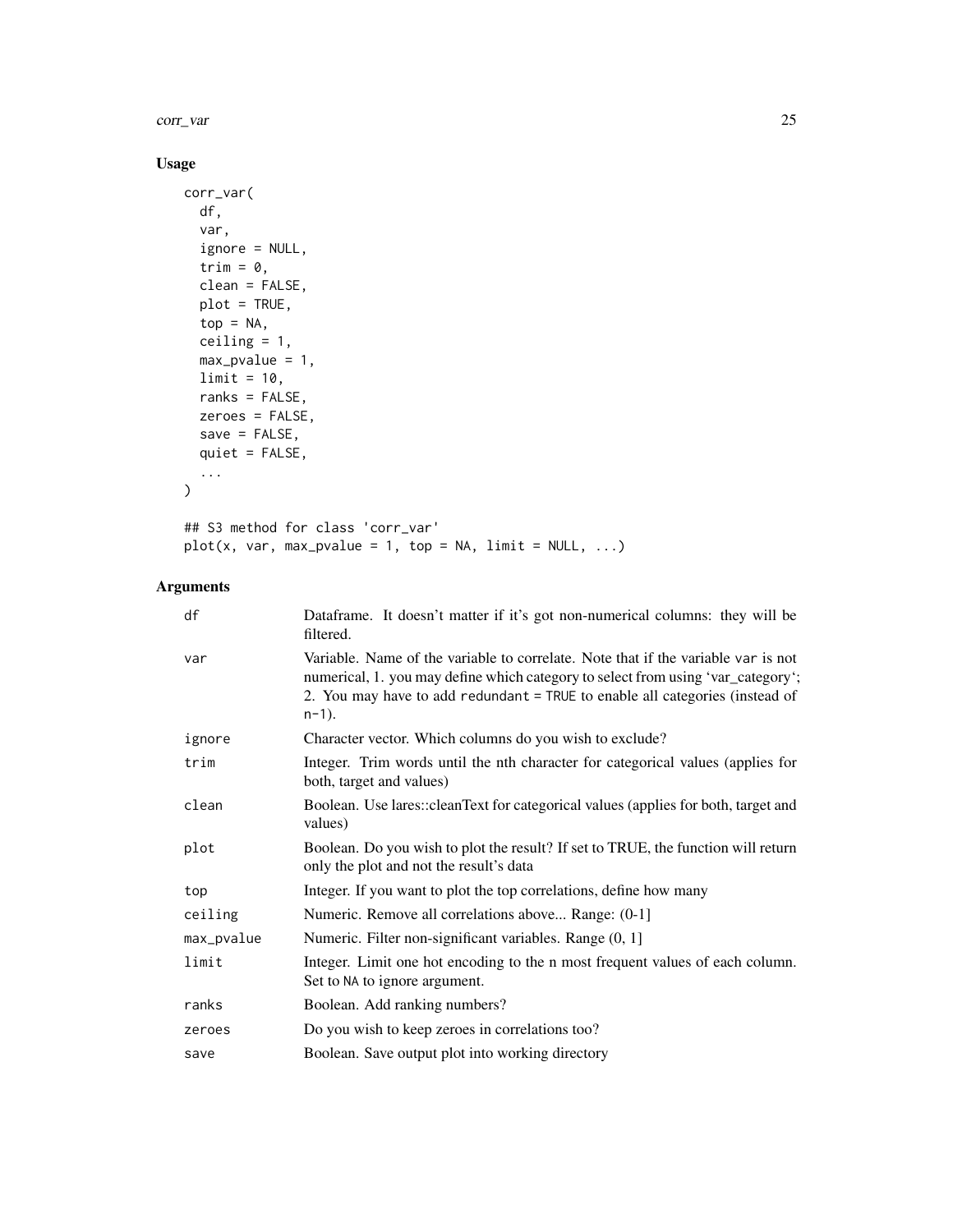## Usage

```
corr_var(
  df,
  var,
  ignore = NULL,
  trim = 0,
  clean = FALSE,
  plot = TRUE,
  top = NA,
  ceiling = 1,
  max_pvalue = 1,
  limit = 10,
  ranks = FALSE,
  zeroes = FALSE,
  save = FALSE,
  quiet = FALSE,
  ...
)

## S3 method for class 'corr_var'
plot(x, var, max_pvalue = 1, top = NA, limit = NULL, ...)
```

## Arguments

| Argument | Description |
|---|---|
| `df` | Dataframe. It doesn't matter if it's got non-numerical columns: they will be filtered. |
| `var` | Variable. Name of the variable to correlate. Note that if the variable `var` is not numerical, 1. you may define which category to select from using 'var_category'; 2. You may have to add `redundant = TRUE` to enable all categories (instead of `n-1`). |
| `ignore` | Character vector. Which columns do you wish to exclude? |
| `trim` | Integer. Trim words until the nth character for categorical values (applies for both, target and values) |
| `clean` | Boolean. Use lares::cleanText for categorical values (applies for both, target and values) |
| `plot` | Boolean. Do you wish to plot the result? If set to TRUE, the function will return only the plot and not the result's data |
| `top` | Integer. If you want to plot the top correlations, define how many |
| `ceiling` | Numeric. Remove all correlations above... Range: (0-1] |
| `max_pvalue` | Numeric. Filter non-significant variables. Range (0, 1] |
| `limit` | Integer. Limit one hot encoding to the n most frequent values of each column. Set to `NA` to ignore argument. |
| `ranks` | Boolean. Add ranking numbers? |
| `zeroes` | Do you wish to keep zeroes in correlations too? |
| `save` | Boolean. Save output plot into working directory |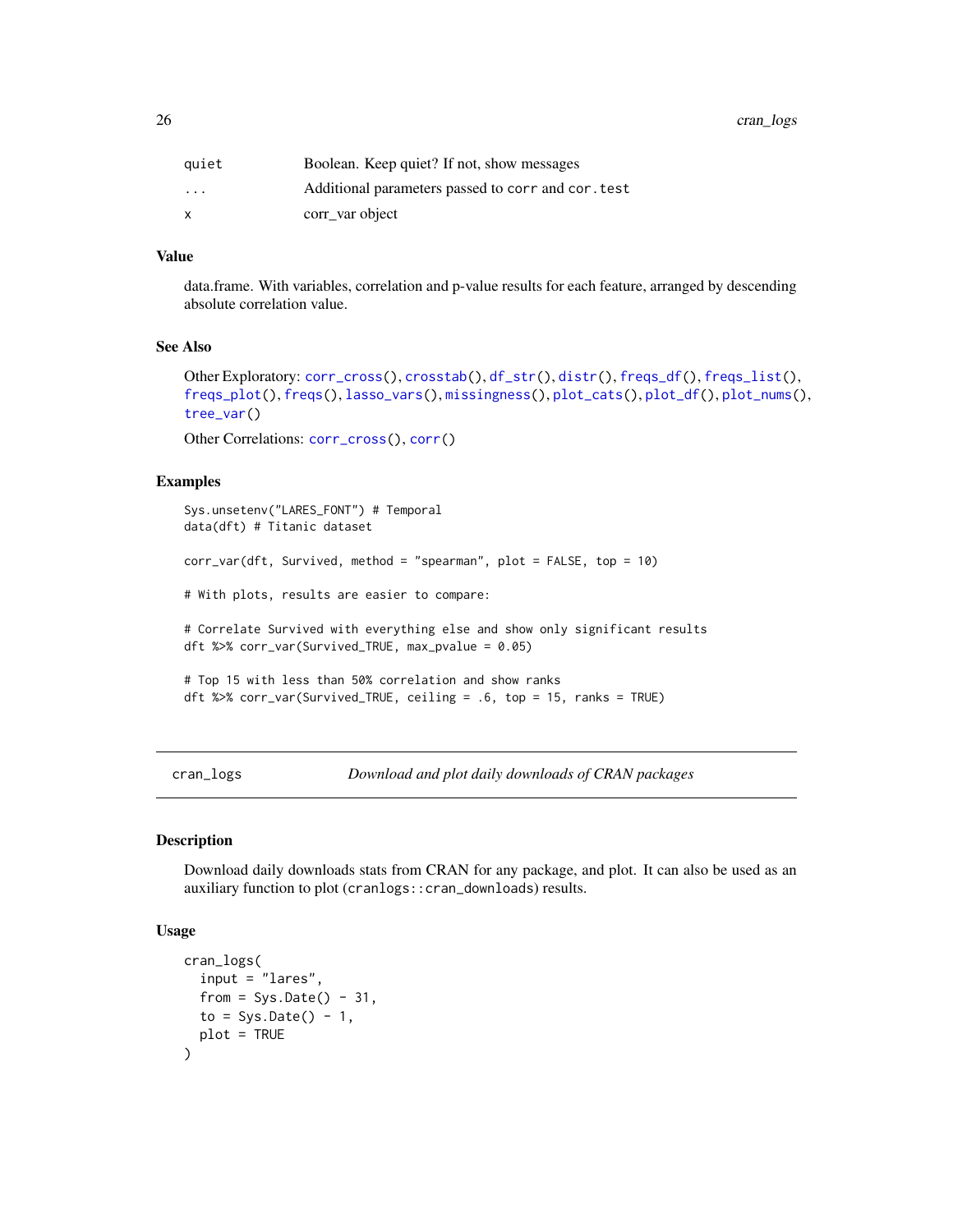| | |
|---|---|
| quiet | Boolean. Keep quiet? If not, show messages |
| ... | Additional parameters passed to corr and cor.test |
| x | corr_var object |

### Value

data.frame. With variables, correlation and p-value results for each feature, arranged by descending absolute correlation value.

### See Also

Other Exploratory: corr_cross(), crosstab(), df_str(), distr(), freqs_df(), freqs_list(), freqs_plot(), freqs(), lasso_vars(), missingness(), plot_cats(), plot_df(), plot_nums(), tree_var()

Other Correlations: corr_cross(), corr()

### Examples

```
Sys.unsetenv("LARES_FONT") # Temporal
data(dft) # Titanic dataset

corr_var(dft, Survived, method = "spearman", plot = FALSE, top = 10)

# With plots, results are easier to compare:

# Correlate Survived with everything else and show only significant results
dft %>% corr_var(Survived_TRUE, max_pvalue = 0.05)

# Top 15 with less than 50% correlation and show ranks
dft %>% corr_var(Survived_TRUE, ceiling = .6, top = 15, ranks = TRUE)
```

---

## cran_logs — *Download and plot daily downloads of CRAN packages*

### Description

Download daily downloads stats from CRAN for any package, and plot. It can also be used as an auxiliary function to plot (cranlogs::cran_downloads) results.

### Usage

```
cran_logs(
  input = "lares",
  from = Sys.Date() - 31,
  to = Sys.Date() - 1,
  plot = TRUE
)
```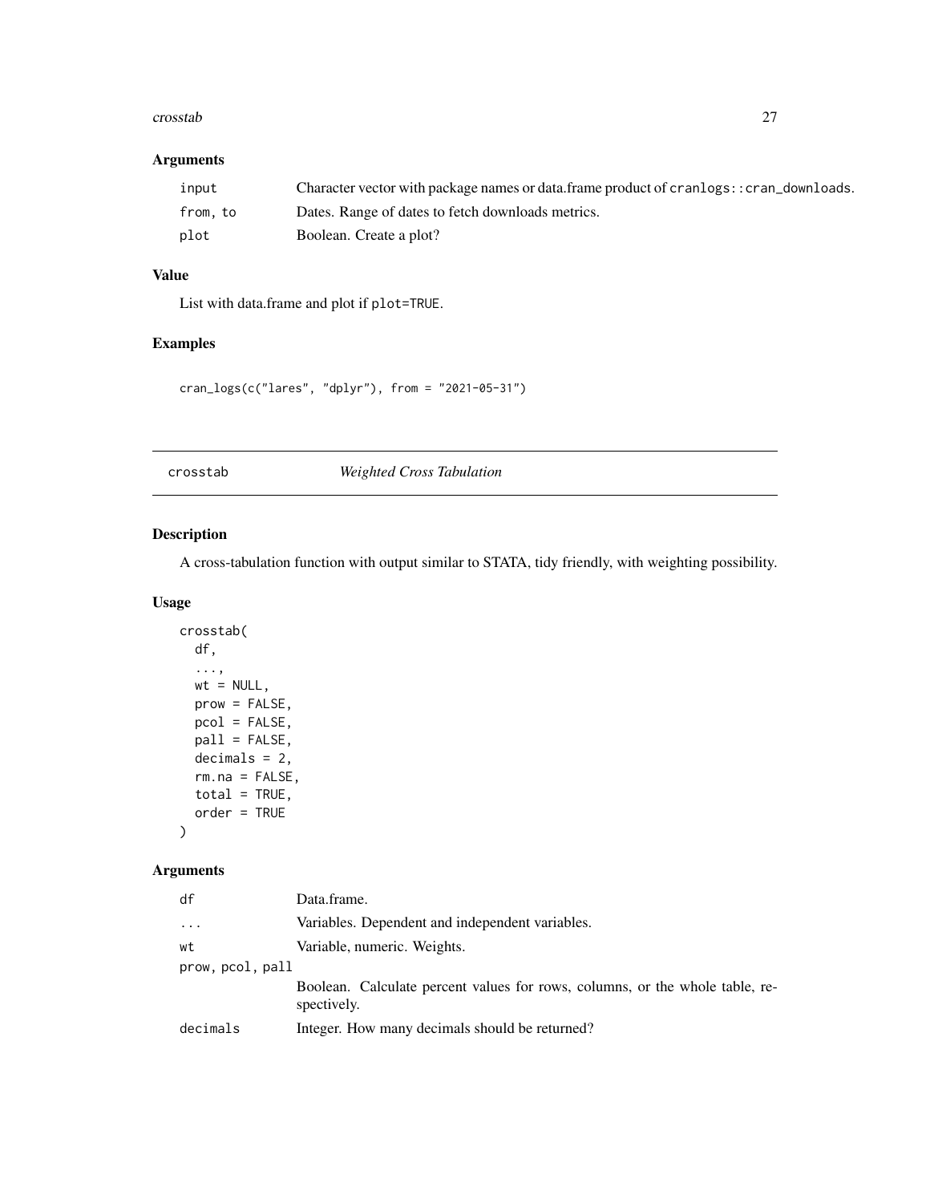### Arguments

| | |
|---|---|
| `input` | Character vector with package names or data.frame product of `cranlogs::cran_downloads`. |
| `from, to` | Dates. Range of dates to fetch downloads metrics. |
| `plot` | Boolean. Create a plot? |

### Value

List with data.frame and plot if `plot=TRUE`.

### Examples

```
cran_logs(c("lares", "dplyr"), from = "2021-05-31")
```

---

## crosstab *Weighted Cross Tabulation*

---

### Description

A cross-tabulation function with output similar to STATA, tidy friendly, with weighting possibility.

### Usage

```
crosstab(
  df,
  ...,
  wt = NULL,
  prow = FALSE,
  pcol = FALSE,
  pall = FALSE,
  decimals = 2,
  rm.na = FALSE,
  total = TRUE,
  order = TRUE
)
```

### Arguments

| | |
|---|---|
| `df` | Data.frame. |
| `...` | Variables. Dependent and independent variables. |
| `wt` | Variable, numeric. Weights. |
| `prow, pcol, pall` | Boolean. Calculate percent values for rows, columns, or the whole table, respectively. |
| `decimals` | Integer. How many decimals should be returned? |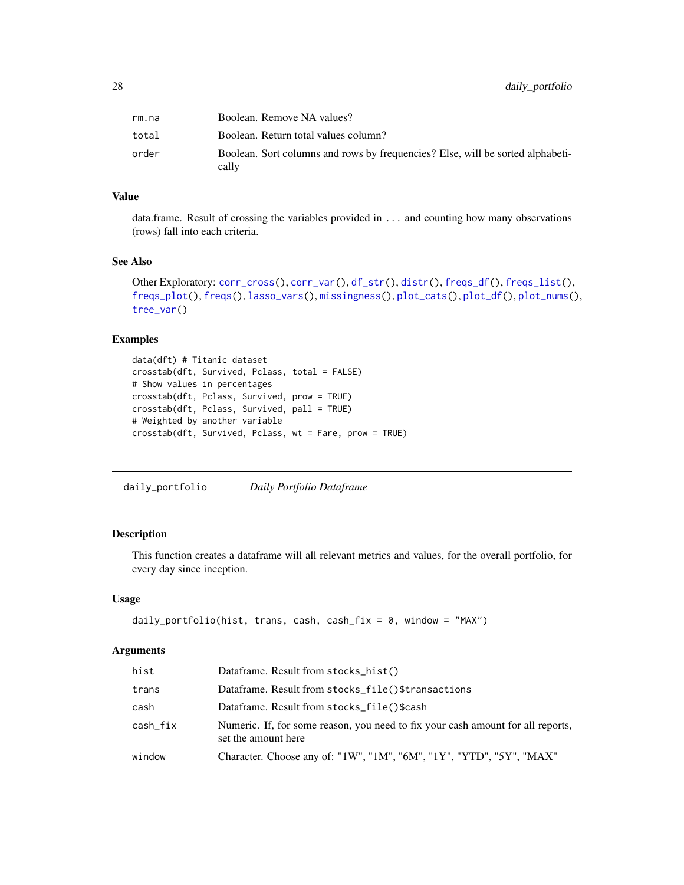| | |
|---|---|
| rm.na | Boolean. Remove NA values? |
| total | Boolean. Return total values column? |
| order | Boolean. Sort columns and rows by frequencies? Else, will be sorted alphabetically |

### Value

data.frame. Result of crossing the variables provided in ... and counting how many observations (rows) fall into each criteria.

### See Also

Other Exploratory: corr_cross(), corr_var(), df_str(), distr(), freqs_df(), freqs_list(), freqs_plot(), freqs(), lasso_vars(), missingness(), plot_cats(), plot_df(), plot_nums(), tree_var()

### Examples

```
data(dft) # Titanic dataset
crosstab(dft, Survived, Pclass, total = FALSE)
# Show values in percentages
crosstab(dft, Pclass, Survived, prow = TRUE)
crosstab(dft, Pclass, Survived, pall = TRUE)
# Weighted by another variable
crosstab(dft, Survived, Pclass, wt = Fare, prow = TRUE)
```

---

## daily_portfolio    *Daily Portfolio Dataframe*

### Description

This function creates a dataframe will all relevant metrics and values, for the overall portfolio, for every day since inception.

### Usage

```
daily_portfolio(hist, trans, cash, cash_fix = 0, window = "MAX")
```

### Arguments

| | |
|---|---|
| hist | Dataframe. Result from stocks_hist() |
| trans | Dataframe. Result from stocks_file()$transactions |
| cash | Dataframe. Result from stocks_file()$cash |
| cash_fix | Numeric. If, for some reason, you need to fix your cash amount for all reports, set the amount here |
| window | Character. Choose any of: "1W", "1M", "6M", "1Y", "YTD", "5Y", "MAX" |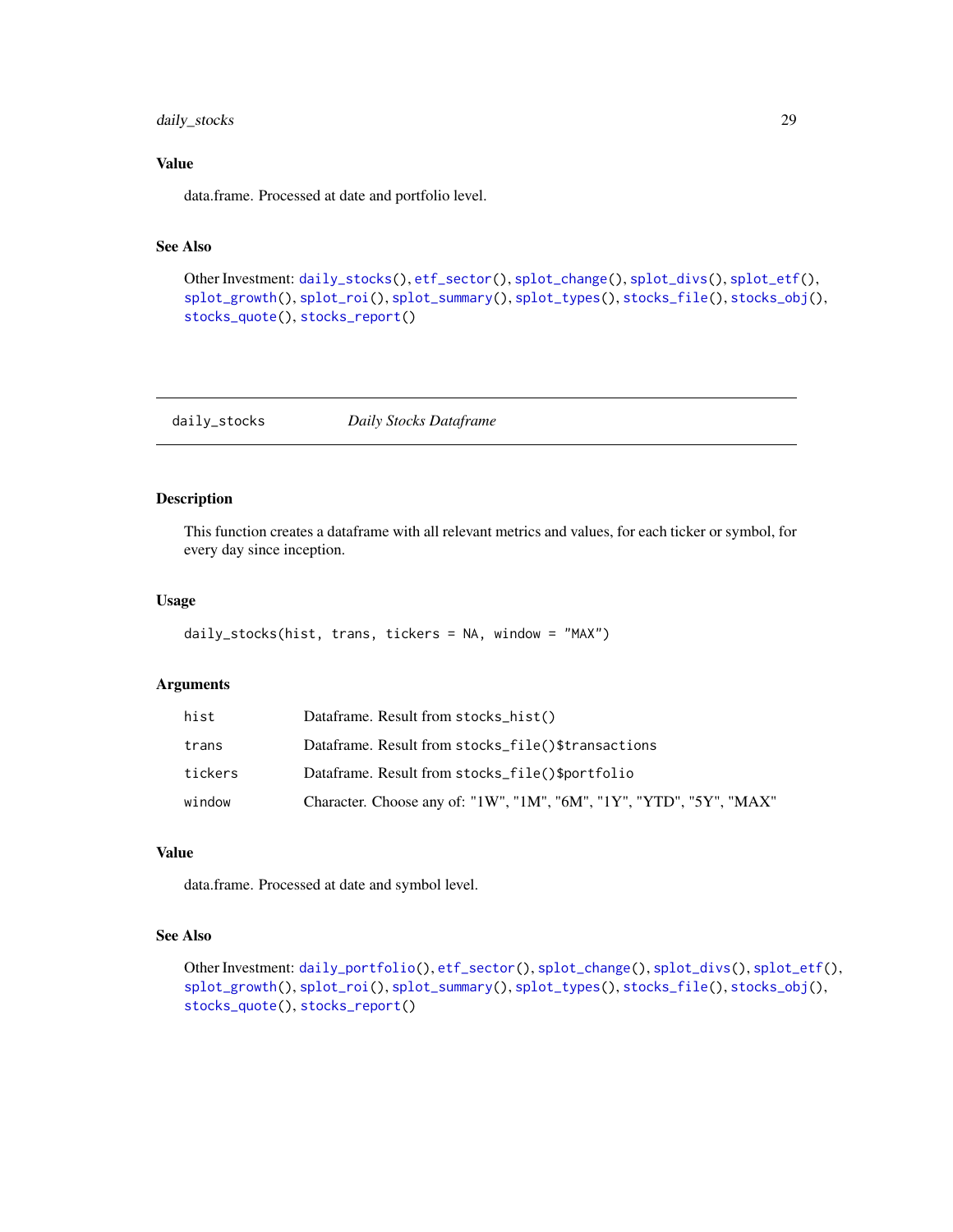## Value

data.frame. Processed at date and portfolio level.

## See Also

Other Investment: daily_stocks(), etf_sector(), splot_change(), splot_divs(), splot_etf(), splot_growth(), splot_roi(), splot_summary(), splot_types(), stocks_file(), stocks_obj(), stocks_quote(), stocks_report()

---

# daily_stocks — *Daily Stocks Dataframe*

## Description

This function creates a dataframe with all relevant metrics and values, for each ticker or symbol, for every day since inception.

## Usage

```
daily_stocks(hist, trans, tickers = NA, window = "MAX")
```

## Arguments

| | |
|---|---|
| hist | Dataframe. Result from stocks_hist() |
| trans | Dataframe. Result from stocks_file()$transactions |
| tickers | Dataframe. Result from stocks_file()$portfolio |
| window | Character. Choose any of: "1W", "1M", "6M", "1Y", "YTD", "5Y", "MAX" |

## Value

data.frame. Processed at date and symbol level.

## See Also

Other Investment: daily_portfolio(), etf_sector(), splot_change(), splot_divs(), splot_etf(), splot_growth(), splot_roi(), splot_summary(), splot_types(), stocks_file(), stocks_obj(), stocks_quote(), stocks_report()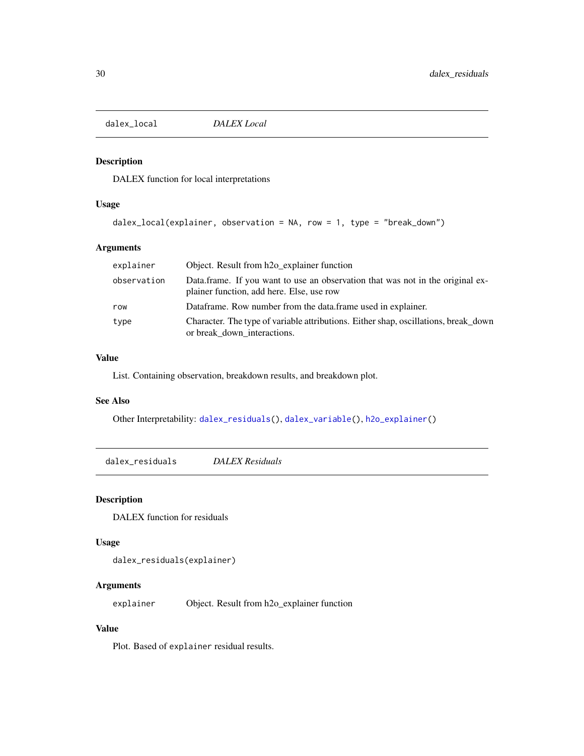## dalex_local *DALEX Local*

### Description

DALEX function for local interpretations

### Usage

```
dalex_local(explainer, observation = NA, row = 1, type = "break_down")
```

### Arguments

| | |
|---|---|
| explainer | Object. Result from h2o_explainer function |
| observation | Data.frame. If you want to use an observation that was not in the original explainer function, add here. Else, use row |
| row | Dataframe. Row number from the data.frame used in explainer. |
| type | Character. The type of variable attributions. Either shap, oscillations, break_down or break_down_interactions. |

### Value

List. Containing observation, breakdown results, and breakdown plot.

### See Also

Other Interpretability: `dalex_residuals()`, `dalex_variable()`, `h2o_explainer()`

## dalex_residuals *DALEX Residuals*

### Description

DALEX function for residuals

### Usage

```
dalex_residuals(explainer)
```

### Arguments

| | |
|---|---|
| explainer | Object. Result from h2o_explainer function |

### Value

Plot. Based of `explainer` residual results.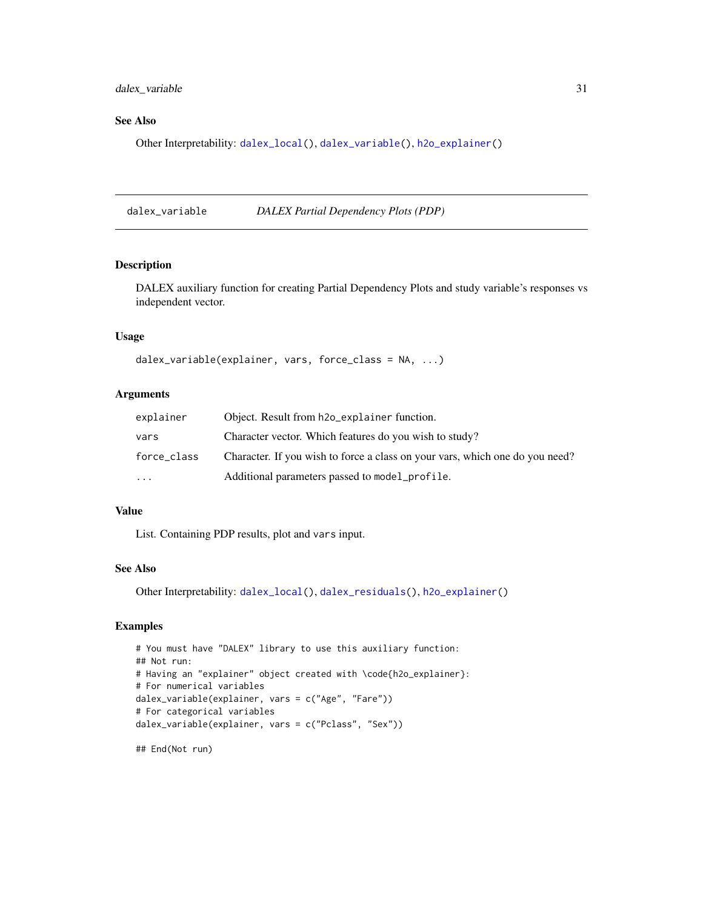## See Also

Other Interpretability: `dalex_local()`, `dalex_variable()`, `h2o_explainer()`

---

## dalex_variable — *DALEX Partial Dependency Plots (PDP)*

### Description

DALEX auxiliary function for creating Partial Dependency Plots and study variable's responses vs independent vector.

### Usage

```
dalex_variable(explainer, vars, force_class = NA, ...)
```

### Arguments

| | |
|---|---|
| `explainer` | Object. Result from `h2o_explainer` function. |
| `vars` | Character vector. Which features do you wish to study? |
| `force_class` | Character. If you wish to force a class on your vars, which one do you need? |
| `...` | Additional parameters passed to `model_profile`. |

### Value

List. Containing PDP results, plot and `vars` input.

### See Also

Other Interpretability: `dalex_local()`, `dalex_residuals()`, `h2o_explainer()`

### Examples

```
# You must have "DALEX" library to use this auxiliary function:
## Not run:
# Having an "explainer" object created with \code{h2o_explainer}:
# For numerical variables
dalex_variable(explainer, vars = c("Age", "Fare"))
# For categorical variables
dalex_variable(explainer, vars = c("Pclass", "Sex"))

## End(Not run)
```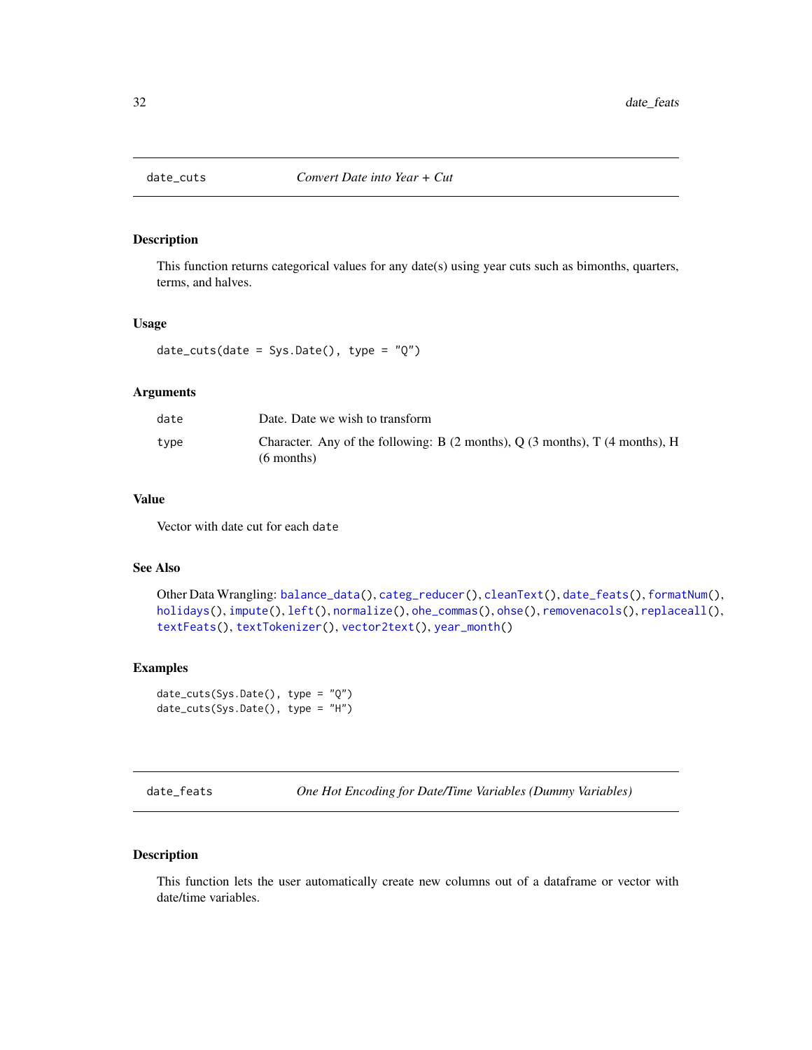## date_cuts *Convert Date into Year + Cut*

### Description

This function returns categorical values for any date(s) using year cuts such as bimonths, quarters, terms, and halves.

### Usage

```
date_cuts(date = Sys.Date(), type = "Q")
```

### Arguments

| | |
|---|---|
| date | Date. Date we wish to transform |
| type | Character. Any of the following: B (2 months), Q (3 months), T (4 months), H (6 months) |

### Value

Vector with date cut for each `date`

### See Also

Other Data Wrangling: `balance_data()`, `categ_reducer()`, `cleanText()`, `date_feats()`, `formatNum()`, `holidays()`, `impute()`, `left()`, `normalize()`, `ohe_commas()`, `ohse()`, `removenacols()`, `replaceall()`, `textFeats()`, `textTokenizer()`, `vector2text()`, `year_month()`

### Examples

```
date_cuts(Sys.Date(), type = "Q")
date_cuts(Sys.Date(), type = "H")
```

## date_feats *One Hot Encoding for Date/Time Variables (Dummy Variables)*

### Description

This function lets the user automatically create new columns out of a dataframe or vector with date/time variables.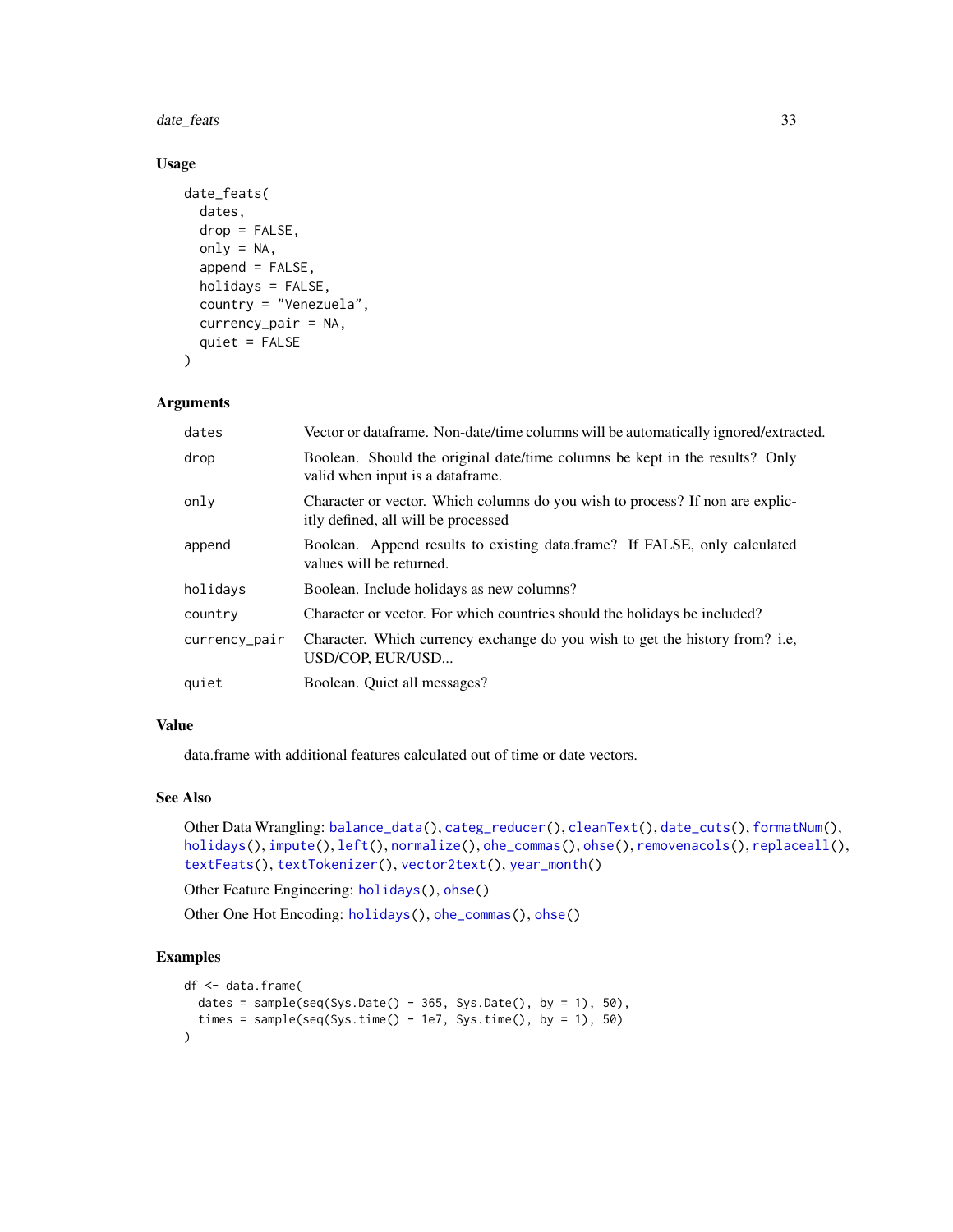## Usage

```
date_feats(
  dates,
  drop = FALSE,
  only = NA,
  append = FALSE,
  holidays = FALSE,
  country = "Venezuela",
  currency_pair = NA,
  quiet = FALSE
)
```

## Arguments

| | |
|---|---|
| `dates` | Vector or dataframe. Non-date/time columns will be automatically ignored/extracted. |
| `drop` | Boolean. Should the original date/time columns be kept in the results? Only valid when input is a dataframe. |
| `only` | Character or vector. Which columns do you wish to process? If non are explicitly defined, all will be processed |
| `append` | Boolean. Append results to existing data.frame? If FALSE, only calculated values will be returned. |
| `holidays` | Boolean. Include holidays as new columns? |
| `country` | Character or vector. For which countries should the holidays be included? |
| `currency_pair` | Character. Which currency exchange do you wish to get the history from? i.e, USD/COP, EUR/USD... |
| `quiet` | Boolean. Quiet all messages? |

## Value

data.frame with additional features calculated out of time or date vectors.

## See Also

Other Data Wrangling: `balance_data()`, `categ_reducer()`, `cleanText()`, `date_cuts()`, `formatNum()`, `holidays()`, `impute()`, `left()`, `normalize()`, `ohe_commas()`, `ohse()`, `removenacols()`, `replaceall()`, `textFeats()`, `textTokenizer()`, `vector2text()`, `year_month()`

Other Feature Engineering: `holidays()`, `ohse()`

Other One Hot Encoding: `holidays()`, `ohe_commas()`, `ohse()`

## Examples

```
df <- data.frame(
  dates = sample(seq(Sys.Date() - 365, Sys.Date(), by = 1), 50),
  times = sample(seq(Sys.time() - 1e7, Sys.time(), by = 1), 50)
)
```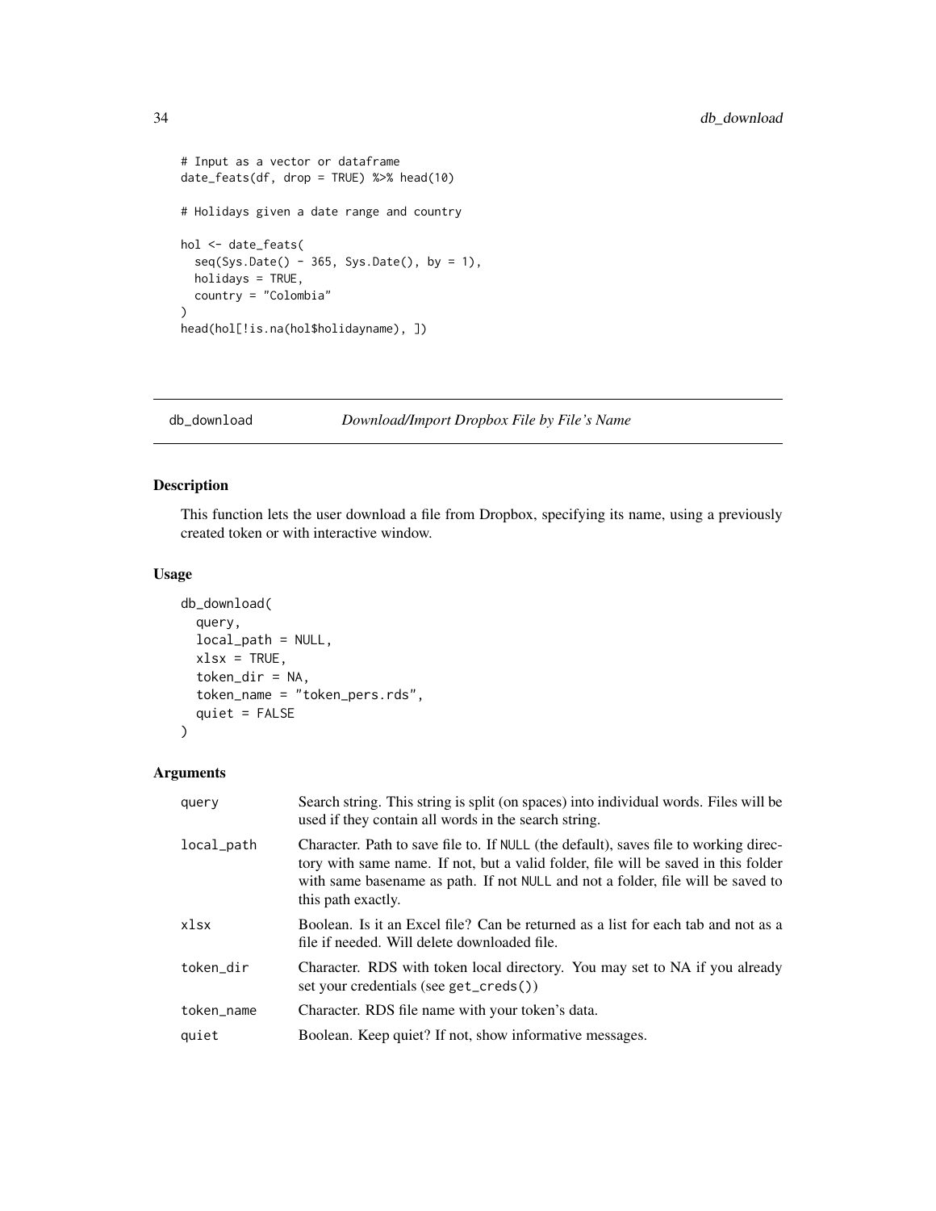```
# Input as a vector or dataframe
date_feats(df, drop = TRUE) %>% head(10)

# Holidays given a date range and country

hol <- date_feats(
  seq(Sys.Date() - 365, Sys.Date(), by = 1),
  holidays = TRUE,
  country = "Colombia"
)
head(hol[!is.na(hol$holidayname), ])
```

---

## db_download — *Download/Import Dropbox File by File's Name*

### Description

This function lets the user download a file from Dropbox, specifying its name, using a previously created token or with interactive window.

### Usage

```
db_download(
  query,
  local_path = NULL,
  xlsx = TRUE,
  token_dir = NA,
  token_name = "token_pers.rds",
  quiet = FALSE
)
```

### Arguments

| | |
|---|---|
| `query` | Search string. This string is split (on spaces) into individual words. Files will be used if they contain all words in the search string. |
| `local_path` | Character. Path to save file to. If `NULL` (the default), saves file to working directory with same name. If not, but a valid folder, file will be saved in this folder with same basename as path. If not `NULL` and not a folder, file will be saved to this path exactly. |
| `xlsx` | Boolean. Is it an Excel file? Can be returned as a list for each tab and not as a file if needed. Will delete downloaded file. |
| `token_dir` | Character. RDS with token local directory. You may set to NA if you already set your credentials (see `get_creds()`) |
| `token_name` | Character. RDS file name with your token's data. |
| `quiet` | Boolean. Keep quiet? If not, show informative messages. |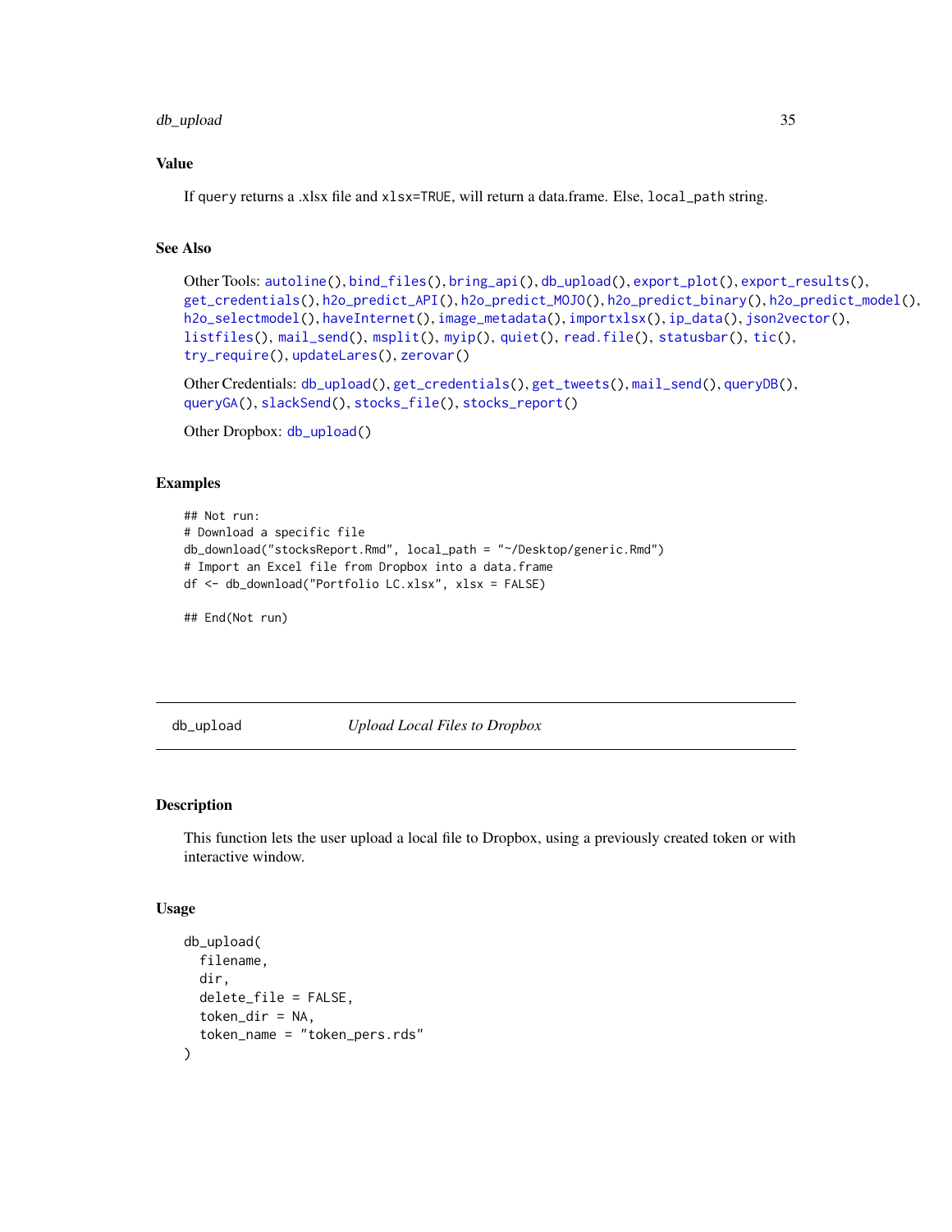### Value

If query returns a .xlsx file and xlsx=TRUE, will return a data.frame. Else, local_path string.

### See Also

Other Tools: autoline(), bind_files(), bring_api(), db_upload(), export_plot(), export_results(), get_credentials(), h2o_predict_API(), h2o_predict_MOJO(), h2o_predict_binary(), h2o_predict_model(), h2o_selectmodel(), haveInternet(), image_metadata(), importxlsx(), ip_data(), json2vector(), listfiles(), mail_send(), msplit(), myip(), quiet(), read.file(), statusbar(), tic(), try_require(), updateLares(), zerovar()

Other Credentials: db_upload(), get_credentials(), get_tweets(), mail_send(), queryDB(), queryGA(), slackSend(), stocks_file(), stocks_report()

Other Dropbox: db_upload()

### Examples

```
## Not run:
# Download a specific file
db_download("stocksReport.Rmd", local_path = "~/Desktop/generic.Rmd")
# Import an Excel file from Dropbox into a data.frame
df <- db_download("Portfolio LC.xlsx", xlsx = FALSE)

## End(Not run)
```

---

## db_upload — *Upload Local Files to Dropbox*

### Description

This function lets the user upload a local file to Dropbox, using a previously created token or with interactive window.

### Usage

```
db_upload(
  filename,
  dir,
  delete_file = FALSE,
  token_dir = NA,
  token_name = "token_pers.rds"
)
```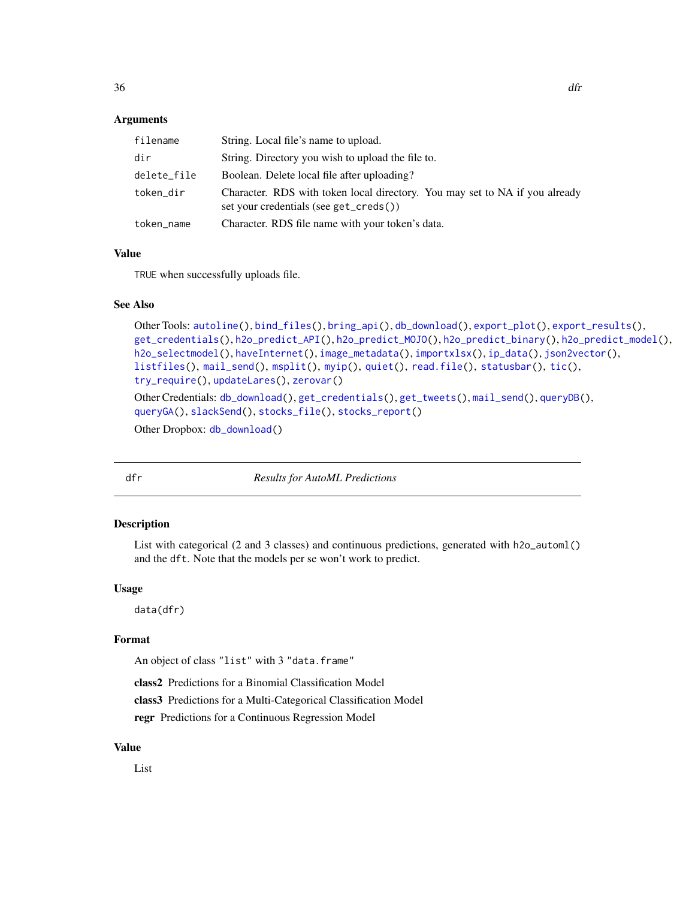### Arguments

| | |
|---|---|
| filename | String. Local file's name to upload. |
| dir | String. Directory you wish to upload the file to. |
| delete_file | Boolean. Delete local file after uploading? |
| token_dir | Character. RDS with token local directory. You may set to NA if you already set your credentials (see get_creds()) |
| token_name | Character. RDS file name with your token's data. |

### Value

TRUE when successfully uploads file.

### See Also

Other Tools: autoline(), bind_files(), bring_api(), db_download(), export_plot(), export_results(), get_credentials(), h2o_predict_API(), h2o_predict_MOJO(), h2o_predict_binary(), h2o_predict_model(), h2o_selectmodel(), haveInternet(), image_metadata(), importxlsx(), ip_data(), json2vector(), listfiles(), mail_send(), msplit(), myip(), quiet(), read.file(), statusbar(), tic(), try_require(), updateLares(), zerovar()

Other Credentials: db_download(), get_credentials(), get_tweets(), mail_send(), queryDB(), queryGA(), slackSend(), stocks_file(), stocks_report()

Other Dropbox: db_download()

---

## dfr — *Results for AutoML Predictions*

### Description

List with categorical (2 and 3 classes) and continuous predictions, generated with h2o_automl() and the dft. Note that the models per se won't work to predict.

### Usage

```
data(dfr)
```

### Format

An object of class "list" with 3 "data.frame"

**class2** Predictions for a Binomial Classification Model

**class3** Predictions for a Multi-Categorical Classification Model

**regr** Predictions for a Continuous Regression Model

### Value

List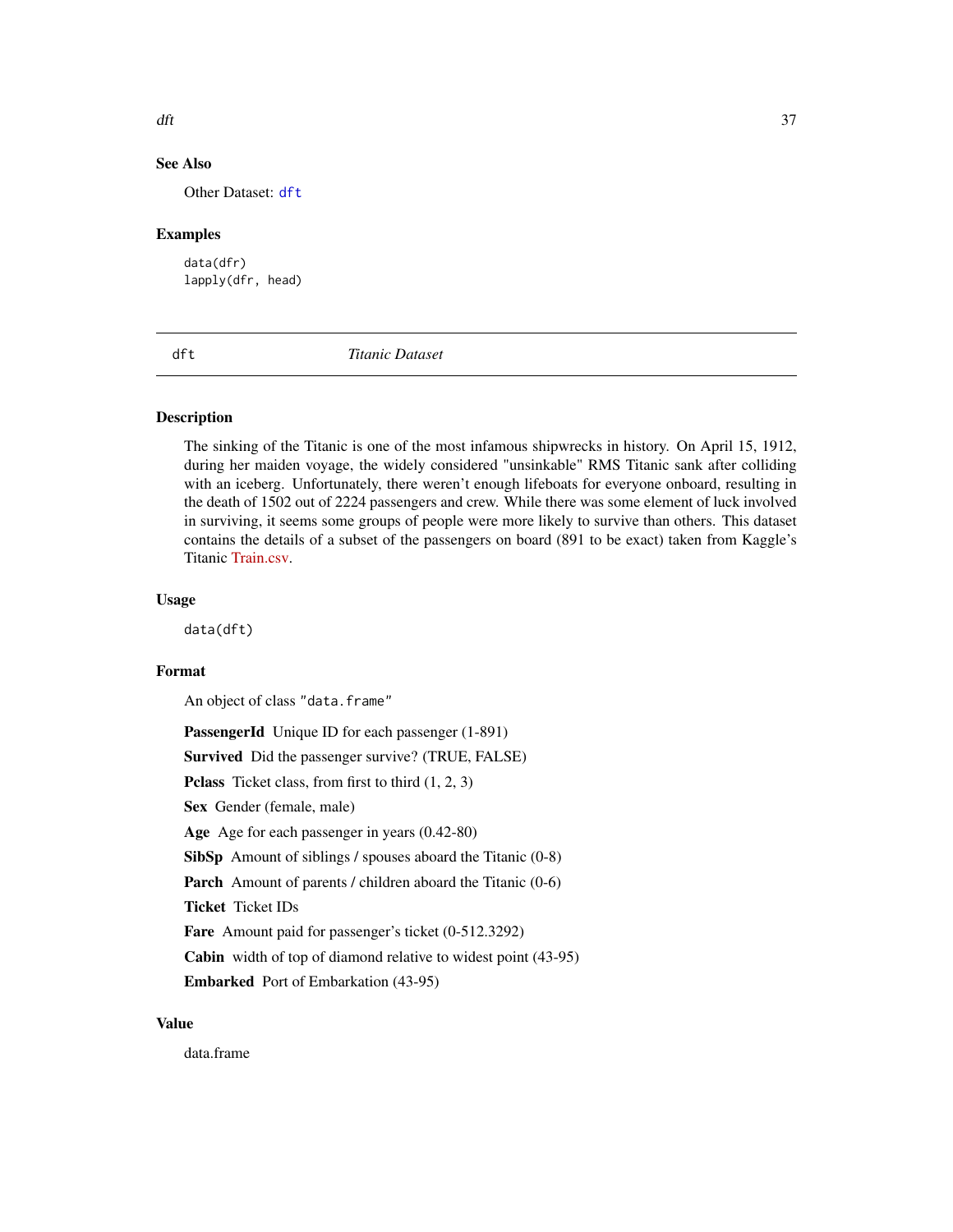## See Also

Other Dataset: `dft`

## Examples

```
data(dfr)
lapply(dfr, head)
```

---

# dft — *Titanic Dataset*

---

## Description

The sinking of the Titanic is one of the most infamous shipwrecks in history. On April 15, 1912, during her maiden voyage, the widely considered "unsinkable" RMS Titanic sank after colliding with an iceberg. Unfortunately, there weren't enough lifeboats for everyone onboard, resulting in the death of 1502 out of 2224 passengers and crew. While there was some element of luck involved in surviving, it seems some groups of people were more likely to survive than others. This dataset contains the details of a subset of the passengers on board (891 to be exact) taken from Kaggle's Titanic Train.csv.

## Usage

```
data(dft)
```

## Format

An object of class `"data.frame"`

**PassengerId** Unique ID for each passenger (1-891)

**Survived** Did the passenger survive? (TRUE, FALSE)

**Pclass** Ticket class, from first to third (1, 2, 3)

**Sex** Gender (female, male)

**Age** Age for each passenger in years (0.42-80)

**SibSp** Amount of siblings / spouses aboard the Titanic (0-8)

**Parch** Amount of parents / children aboard the Titanic (0-6)

**Ticket** Ticket IDs

**Fare** Amount paid for passenger's ticket (0-512.3292)

**Cabin** width of top of diamond relative to widest point (43-95)

**Embarked** Port of Embarkation (43-95)

## Value

data.frame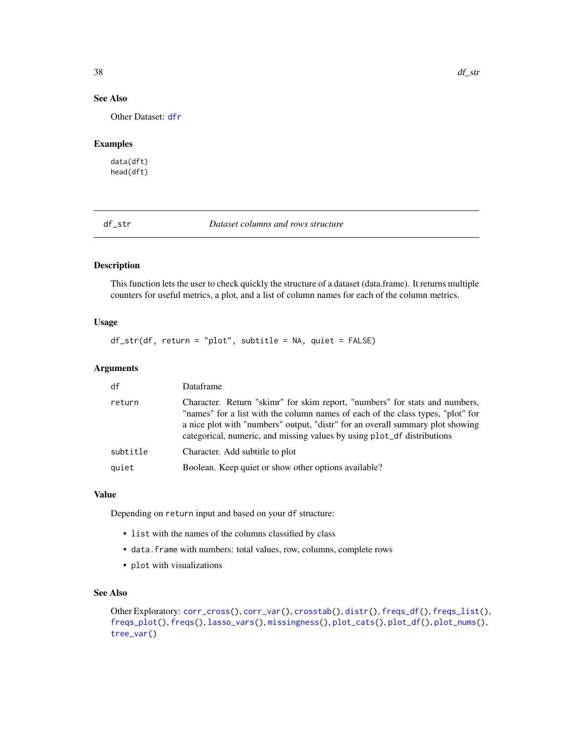## See Also

Other Dataset: dfr

## Examples

```
data(dft)
head(dft)
```

---

# df_str — *Dataset columns and rows structure*

## Description

This function lets the user to check quickly the structure of a dataset (data.frame). It returns multiple counters for useful metrics, a plot, and a list of column names for each of the column metrics.

## Usage

```
df_str(df, return = "plot", subtitle = NA, quiet = FALSE)
```

## Arguments

| | |
|---|---|
| `df` | Dataframe |
| `return` | Character. Return "skimr" for skim report, "numbers" for stats and numbers, "names" for a list with the column names of each of the class types, "plot" for a nice plot with "numbers" output, "distr" for an overall summary plot showing categorical, numeric, and missing values by using `plot_df` distributions |
| `subtitle` | Character. Add subtitle to plot |
| `quiet` | Boolean. Keep quiet or show other options available? |

## Value

Depending on `return` input and based on your `df` structure:

- `list` with the names of the columns classified by class
- `data.frame` with numbers: total values, row, columns, complete rows
- `plot` with visualizations

## See Also

Other Exploratory: corr_cross(), corr_var(), crosstab(), distr(), freqs_df(), freqs_list(), freqs_plot(), freqs(), lasso_vars(), missingness(), plot_cats(), plot_df(), plot_nums(), tree_var()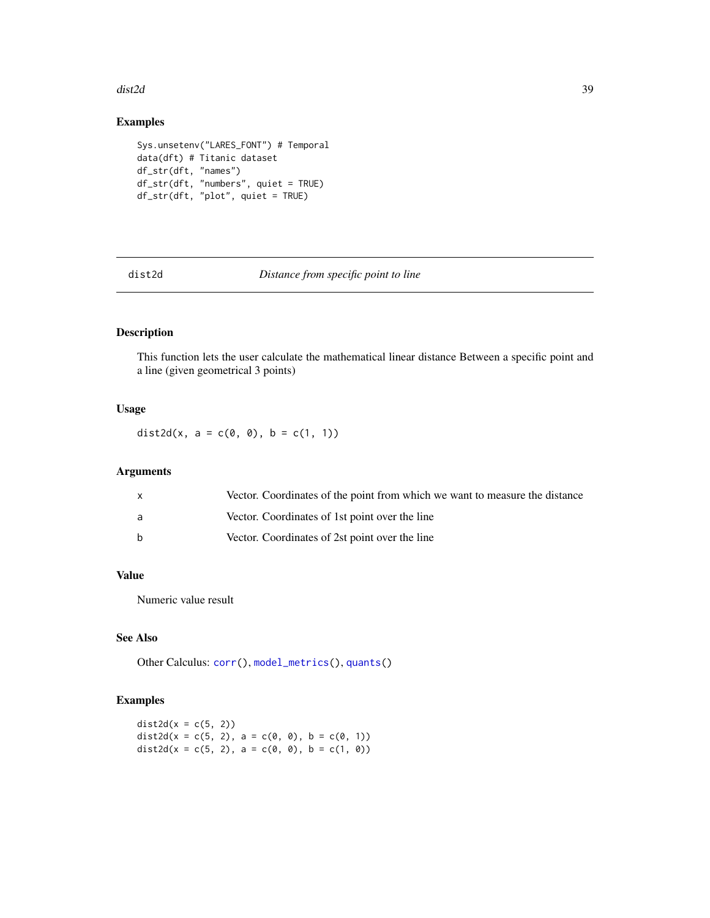## Examples

```
Sys.unsetenv("LARES_FONT") # Temporal
data(dft) # Titanic dataset
df_str(dft, "names")
df_str(dft, "numbers", quiet = TRUE)
df_str(dft, "plot", quiet = TRUE)
```

---

# dist2d *Distance from specific point to line*

---

## Description

This function lets the user calculate the mathematical linear distance Between a specific point and a line (given geometrical 3 points)

## Usage

```
dist2d(x, a = c(0, 0), b = c(1, 1))
```

## Arguments

| | |
|---|---|
| x | Vector. Coordinates of the point from which we want to measure the distance |
| a | Vector. Coordinates of 1st point over the line |
| b | Vector. Coordinates of 2st point over the line |

## Value

Numeric value result

## See Also

Other Calculus: `corr()`, `model_metrics()`, `quants()`

## Examples

```
dist2d(x = c(5, 2))
dist2d(x = c(5, 2), a = c(0, 0), b = c(0, 1))
dist2d(x = c(5, 2), a = c(0, 0), b = c(1, 0))
```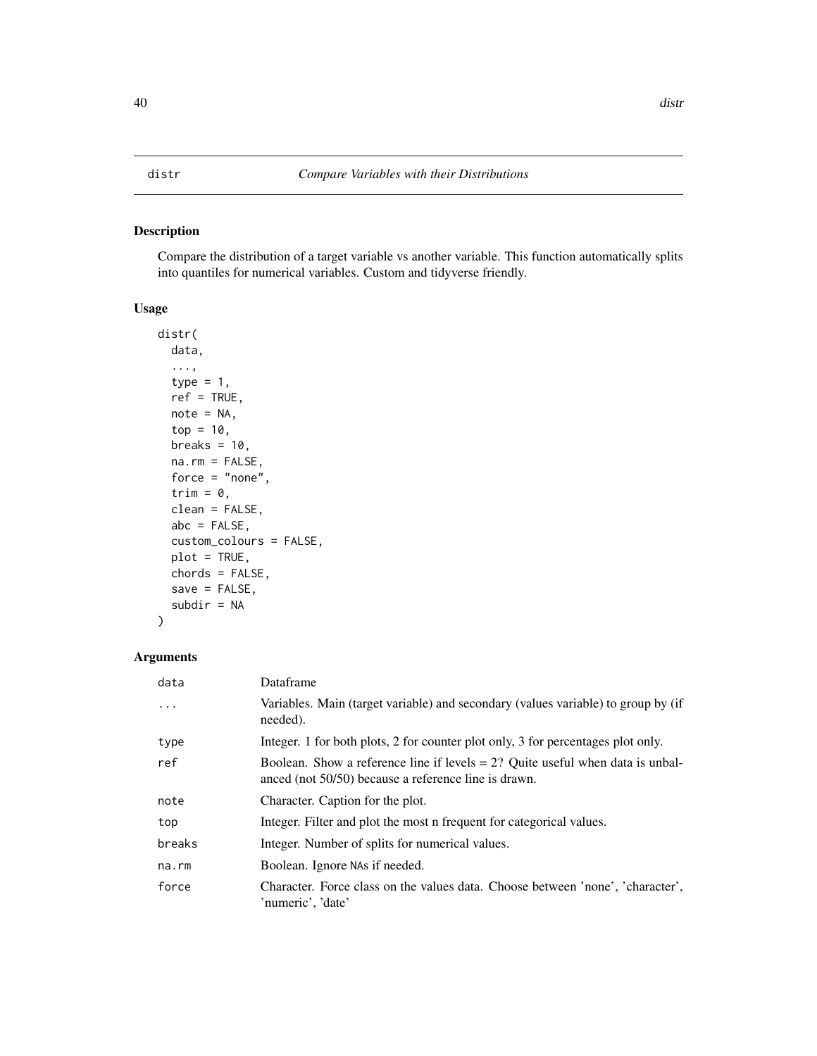distr *Compare Variables with their Distributions*

## Description

Compare the distribution of a target variable vs another variable. This function automatically splits into quantiles for numerical variables. Custom and tidyverse friendly.

## Usage

```
distr(
  data,
  ...,
  type = 1,
  ref = TRUE,
  note = NA,
  top = 10,
  breaks = 10,
  na.rm = FALSE,
  force = "none",
  trim = 0,
  clean = FALSE,
  abc = FALSE,
  custom_colours = FALSE,
  plot = TRUE,
  chords = FALSE,
  save = FALSE,
  subdir = NA
)
```

## Arguments

| | |
|---|---|
| `data` | Dataframe |
| `...` | Variables. Main (target variable) and secondary (values variable) to group by (if needed). |
| `type` | Integer. 1 for both plots, 2 for counter plot only, 3 for percentages plot only. |
| `ref` | Boolean. Show a reference line if levels = 2? Quite useful when data is unbalanced (not 50/50) because a reference line is drawn. |
| `note` | Character. Caption for the plot. |
| `top` | Integer. Filter and plot the most n frequent for categorical values. |
| `breaks` | Integer. Number of splits for numerical values. |
| `na.rm` | Boolean. Ignore NAs if needed. |
| `force` | Character. Force class on the values data. Choose between 'none', 'character', 'numeric', 'date' |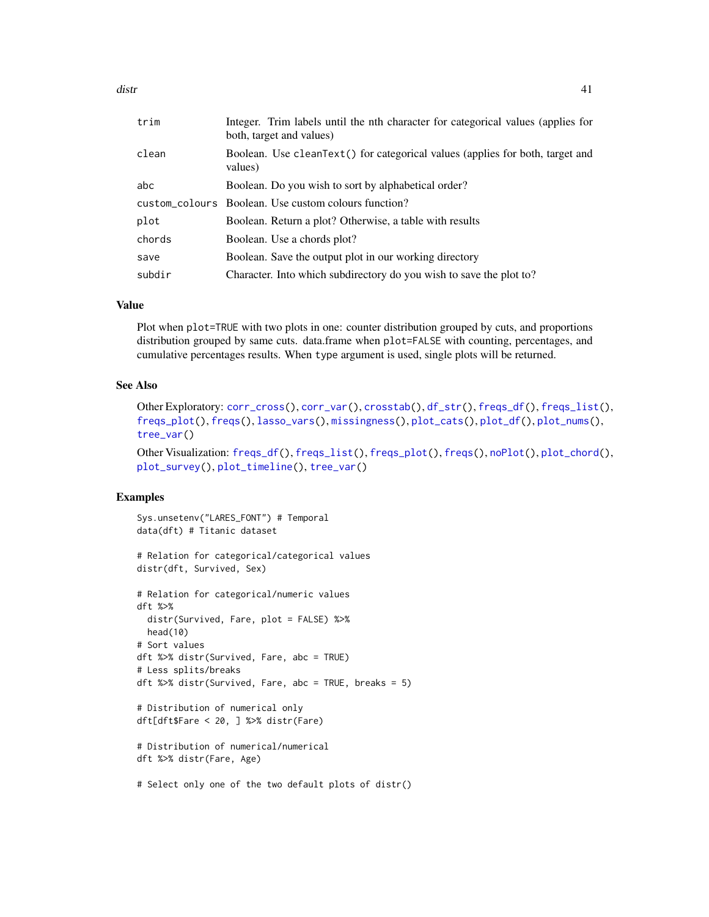| | |
|---|---|
| trim | Integer. Trim labels until the nth character for categorical values (applies for both, target and values) |
| clean | Boolean. Use cleanText() for categorical values (applies for both, target and values) |
| abc | Boolean. Do you wish to sort by alphabetical order? |
| custom_colours | Boolean. Use custom colours function? |
| plot | Boolean. Return a plot? Otherwise, a table with results |
| chords | Boolean. Use a chords plot? |
| save | Boolean. Save the output plot in our working directory |
| subdir | Character. Into which subdirectory do you wish to save the plot to? |

## Value

Plot when plot=TRUE with two plots in one: counter distribution grouped by cuts, and proportions distribution grouped by same cuts. data.frame when plot=FALSE with counting, percentages, and cumulative percentages results. When type argument is used, single plots will be returned.

## See Also

Other Exploratory: corr_cross(), corr_var(), crosstab(), df_str(), freqs_df(), freqs_list(), freqs_plot(), freqs(), lasso_vars(), missingness(), plot_cats(), plot_df(), plot_nums(), tree_var()

Other Visualization: freqs_df(), freqs_list(), freqs_plot(), freqs(), noPlot(), plot_chord(), plot_survey(), plot_timeline(), tree_var()

## Examples

```
Sys.unsetenv("LARES_FONT") # Temporal
data(dft) # Titanic dataset

# Relation for categorical/categorical values
distr(dft, Survived, Sex)

# Relation for categorical/numeric values
dft %>%
  distr(Survived, Fare, plot = FALSE) %>%
  head(10)
# Sort values
dft %>% distr(Survived, Fare, abc = TRUE)
# Less splits/breaks
dft %>% distr(Survived, Fare, abc = TRUE, breaks = 5)

# Distribution of numerical only
dft[dft$Fare < 20, ] %>% distr(Fare)

# Distribution of numerical/numerical
dft %>% distr(Fare, Age)

# Select only one of the two default plots of distr()
```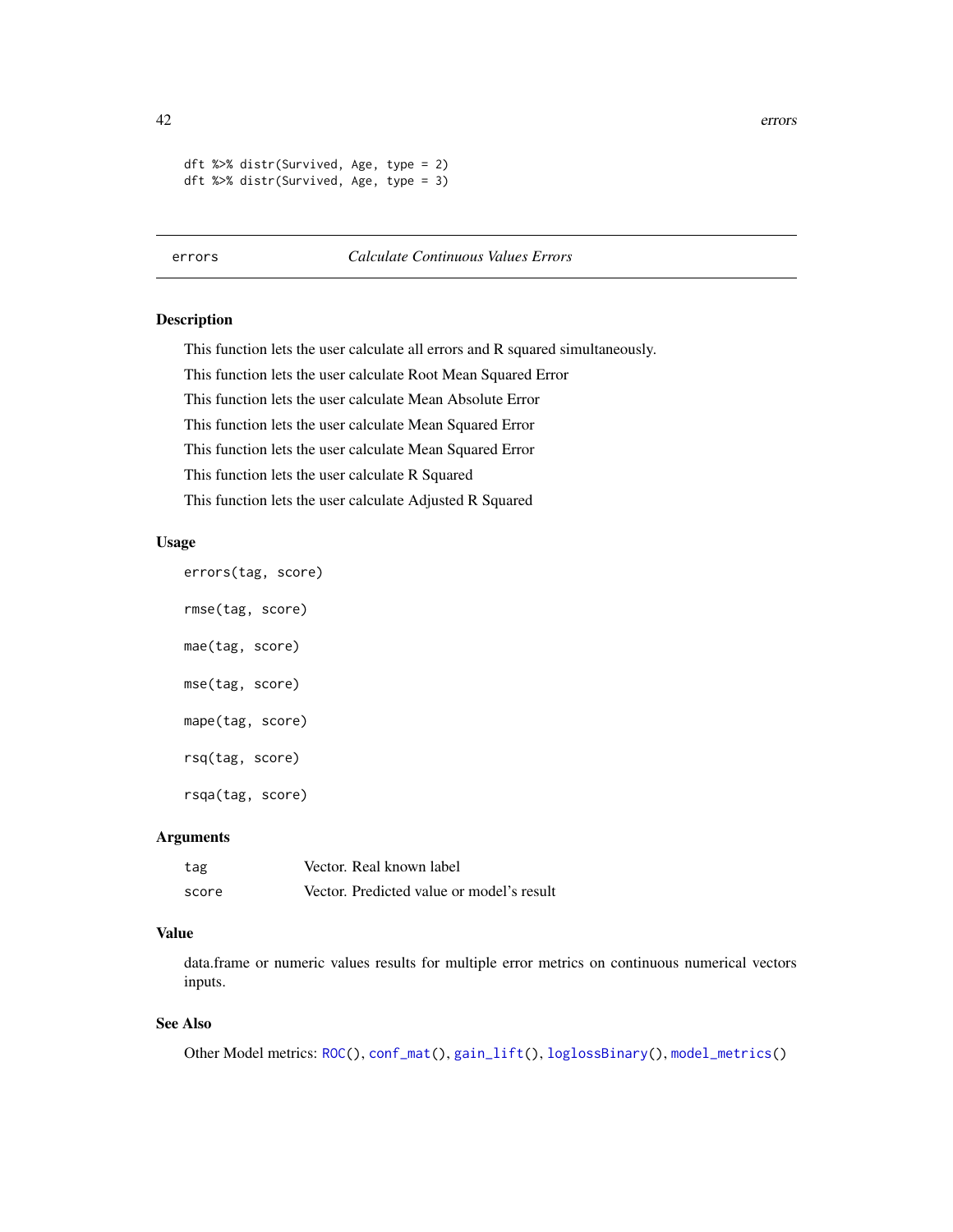```
dft %>% distr(Survived, Age, type = 2)
dft %>% distr(Survived, Age, type = 3)
```

## errors — *Calculate Continuous Values Errors*

### Description

This function lets the user calculate all errors and R squared simultaneously.

This function lets the user calculate Root Mean Squared Error

This function lets the user calculate Mean Absolute Error

This function lets the user calculate Mean Squared Error

This function lets the user calculate Mean Squared Error

This function lets the user calculate R Squared

This function lets the user calculate Adjusted R Squared

### Usage

```
errors(tag, score)

rmse(tag, score)

mae(tag, score)

mse(tag, score)

mape(tag, score)

rsq(tag, score)

rsqa(tag, score)
```

### Arguments

| | |
|---|---|
| `tag` | Vector. Real known label |
| `score` | Vector. Predicted value or model's result |

### Value

data.frame or numeric values results for multiple error metrics on continuous numerical vectors inputs.

### See Also

Other Model metrics: `ROC()`, `conf_mat()`, `gain_lift()`, `loglossBinary()`, `model_metrics()`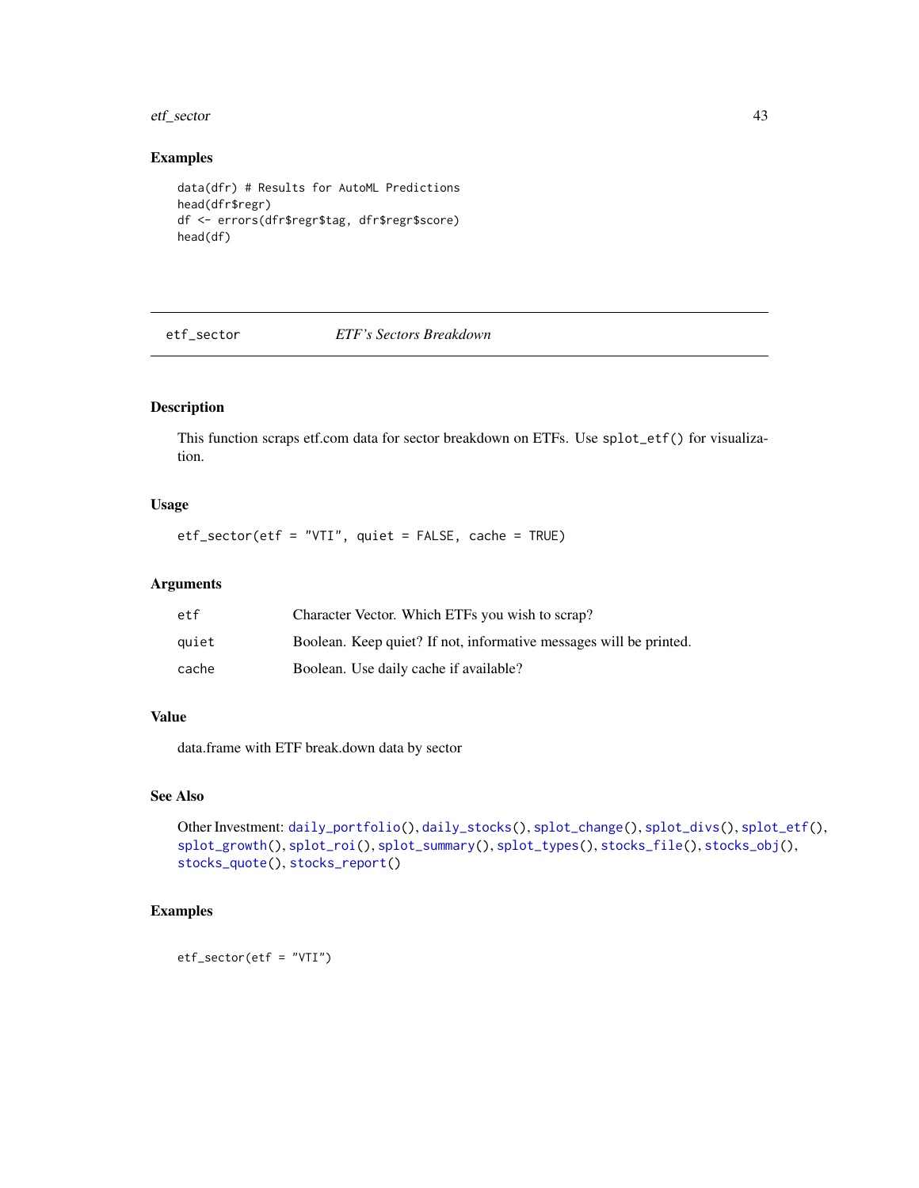## Examples

```
data(dfr) # Results for AutoML Predictions
head(dfr$regr)
df <- errors(dfr$regr$tag, dfr$regr$score)
head(df)
```

---

# etf_sector *ETF's Sectors Breakdown*

## Description

This function scraps etf.com data for sector breakdown on ETFs. Use `splot_etf()` for visualization.

## Usage

```
etf_sector(etf = "VTI", quiet = FALSE, cache = TRUE)
```

## Arguments

| | |
|---|---|
| etf | Character Vector. Which ETFs you wish to scrap? |
| quiet | Boolean. Keep quiet? If not, informative messages will be printed. |
| cache | Boolean. Use daily cache if available? |

## Value

data.frame with ETF break.down data by sector

## See Also

Other Investment: `daily_portfolio()`, `daily_stocks()`, `splot_change()`, `splot_divs()`, `splot_etf()`, `splot_growth()`, `splot_roi()`, `splot_summary()`, `splot_types()`, `stocks_file()`, `stocks_obj()`, `stocks_quote()`, `stocks_report()`

## Examples

```
etf_sector(etf = "VTI")
```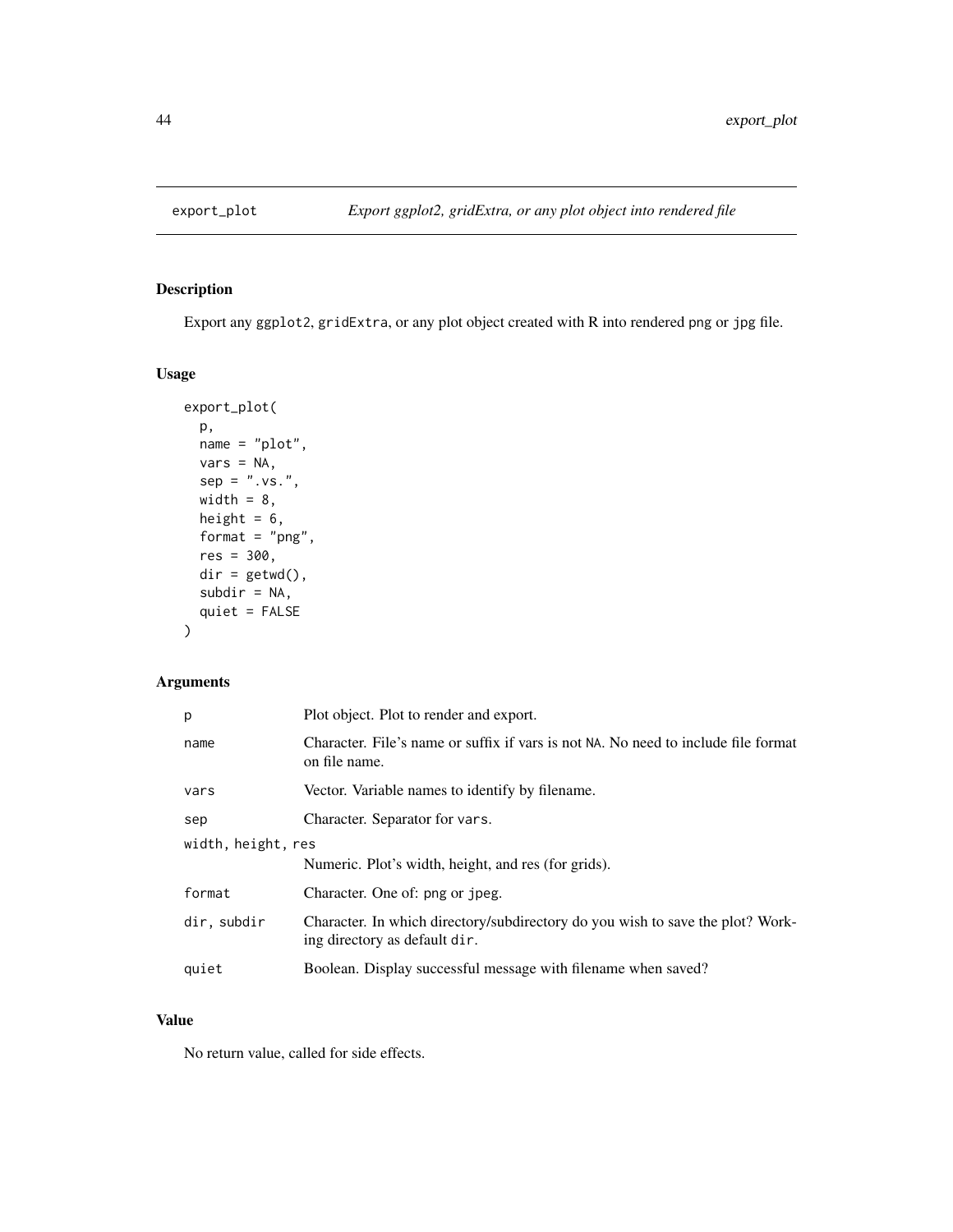## export_plot — *Export ggplot2, gridExtra, or any plot object into rendered file*

### Description

Export any ggplot2, gridExtra, or any plot object created with R into rendered png or jpg file.

### Usage

```
export_plot(
  p,
  name = "plot",
  vars = NA,
  sep = ".vs.",
  width = 8,
  height = 6,
  format = "png",
  res = 300,
  dir = getwd(),
  subdir = NA,
  quiet = FALSE
)
```

### Arguments

| Argument | Description |
|---|---|
| `p` | Plot object. Plot to render and export. |
| `name` | Character. File's name or suffix if vars is not `NA`. No need to include file format on file name. |
| `vars` | Vector. Variable names to identify by filename. |
| `sep` | Character. Separator for `vars`. |
| `width, height, res` | Numeric. Plot's width, height, and res (for grids). |
| `format` | Character. One of: `png` or `jpeg`. |
| `dir, subdir` | Character. In which directory/subdirectory do you wish to save the plot? Working directory as default `dir`. |
| `quiet` | Boolean. Display successful message with filename when saved? |

### Value

No return value, called for side effects.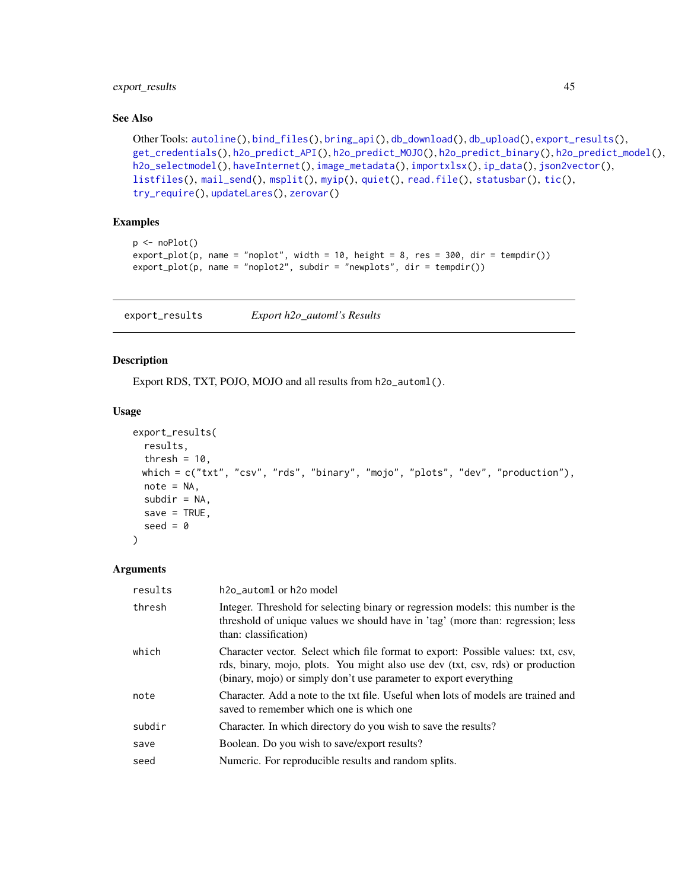### See Also

Other Tools: `autoline()`, `bind_files()`, `bring_api()`, `db_download()`, `db_upload()`, `export_results()`, `get_credentials()`, `h2o_predict_API()`, `h2o_predict_MOJO()`, `h2o_predict_binary()`, `h2o_predict_model()`, `h2o_selectmodel()`, `haveInternet()`, `image_metadata()`, `importxlsx()`, `ip_data()`, `json2vector()`, `listfiles()`, `mail_send()`, `msplit()`, `myip()`, `quiet()`, `read.file()`, `statusbar()`, `tic()`, `try_require()`, `updateLares()`, `zerovar()`

### Examples

```
p <- noPlot()
export_plot(p, name = "noplot", width = 10, height = 8, res = 300, dir = tempdir())
export_plot(p, name = "noplot2", subdir = "newplots", dir = tempdir())
```

---

## export_results *Export h2o_automl's Results*

---

### Description

Export RDS, TXT, POJO, MOJO and all results from `h2o_automl()`.

### Usage

```
export_results(
  results,
  thresh = 10,
  which = c("txt", "csv", "rds", "binary", "mojo", "plots", "dev", "production"),
  note = NA,
  subdir = NA,
  save = TRUE,
  seed = 0
)
```

### Arguments

| | |
|---|---|
| `results` | `h2o_automl` or `h2o` model |
| `thresh` | Integer. Threshold for selecting binary or regression models: this number is the threshold of unique values we should have in 'tag' (more than: regression; less than: classification) |
| `which` | Character vector. Select which file format to export: Possible values: txt, csv, rds, binary, mojo, plots. You might also use dev (txt, csv, rds) or production (binary, mojo) or simply don't use parameter to export everything |
| `note` | Character. Add a note to the txt file. Useful when lots of models are trained and saved to remember which one is which one |
| `subdir` | Character. In which directory do you wish to save the results? |
| `save` | Boolean. Do you wish to save/export results? |
| `seed` | Numeric. For reproducible results and random splits. |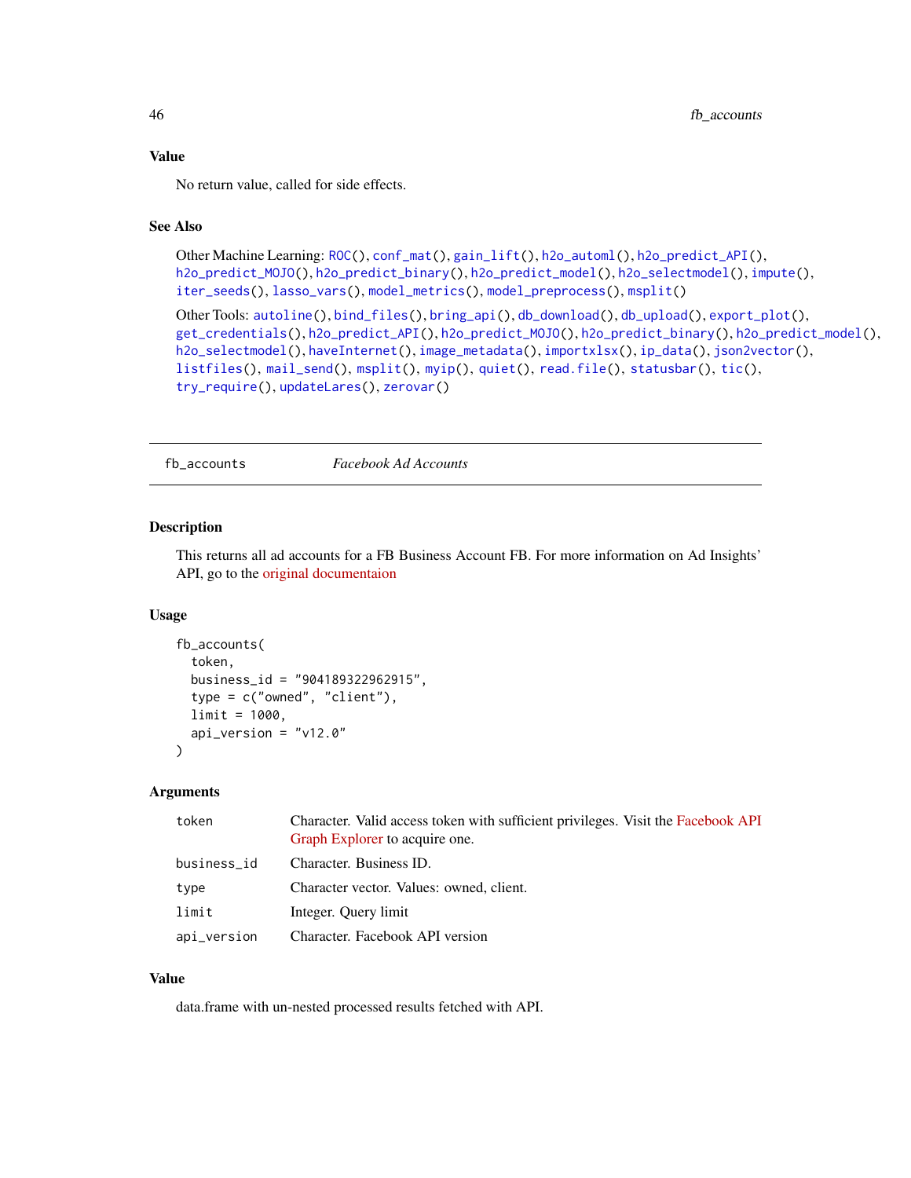### Value

No return value, called for side effects.

### See Also

Other Machine Learning: ROC(), conf_mat(), gain_lift(), h2o_automl(), h2o_predict_API(), h2o_predict_MOJO(), h2o_predict_binary(), h2o_predict_model(), h2o_selectmodel(), impute(), iter_seeds(), lasso_vars(), model_metrics(), model_preprocess(), msplit()

Other Tools: autoline(), bind_files(), bring_api(), db_download(), db_upload(), export_plot(), get_credentials(), h2o_predict_API(), h2o_predict_MOJO(), h2o_predict_binary(), h2o_predict_model(), h2o_selectmodel(), haveInternet(), image_metadata(), importxlsx(), ip_data(), json2vector(), listfiles(), mail_send(), msplit(), myip(), quiet(), read.file(), statusbar(), tic(), try_require(), updateLares(), zerovar()

---

## fb_accounts *Facebook Ad Accounts*

### Description

This returns all ad accounts for a FB Business Account FB. For more information on Ad Insights' API, go to the original documentaion

### Usage

```
fb_accounts(
  token,
  business_id = "904189322962915",
  type = c("owned", "client"),
  limit = 1000,
  api_version = "v12.0"
)
```

### Arguments

| | |
|---|---|
| token | Character. Valid access token with sufficient privileges. Visit the Facebook API Graph Explorer to acquire one. |
| business_id | Character. Business ID. |
| type | Character vector. Values: owned, client. |
| limit | Integer. Query limit |
| api_version | Character. Facebook API version |

### Value

data.frame with un-nested processed results fetched with API.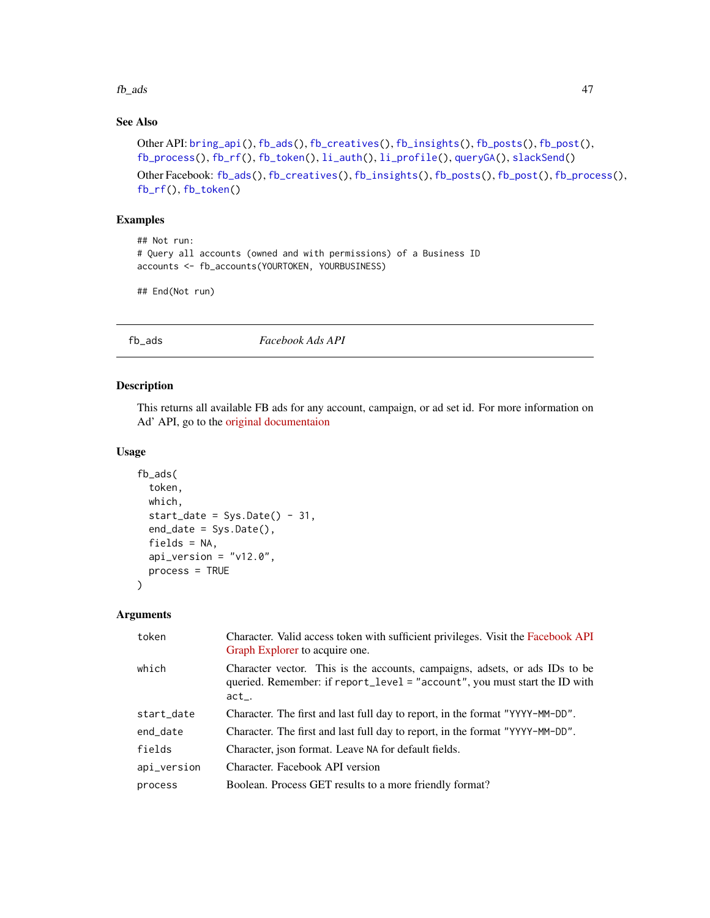## See Also

Other API: bring_api(), fb_ads(), fb_creatives(), fb_insights(), fb_posts(), fb_post(), fb_process(), fb_rf(), fb_token(), li_auth(), li_profile(), queryGA(), slackSend()

Other Facebook: fb_ads(), fb_creatives(), fb_insights(), fb_posts(), fb_post(), fb_process(), fb_rf(), fb_token()

## Examples

```
## Not run:
# Query all accounts (owned and with permissions) of a Business ID
accounts <- fb_accounts(YOURTOKEN, YOURBUSINESS)

## End(Not run)
```

---

# fb_ads *Facebook Ads API*

---

## Description

This returns all available FB ads for any account, campaign, or ad set id. For more information on Ad' API, go to the original documentaion

## Usage

```
fb_ads(
  token,
  which,
  start_date = Sys.Date() - 31,
  end_date = Sys.Date(),
  fields = NA,
  api_version = "v12.0",
  process = TRUE
)
```

## Arguments

| | |
|---|---|
| token | Character. Valid access token with sufficient privileges. Visit the Facebook API Graph Explorer to acquire one. |
| which | Character vector. This is the accounts, campaigns, adsets, or ads IDs to be queried. Remember: if report_level = "account", you must start the ID with act_. |
| start_date | Character. The first and last full day to report, in the format "YYYY-MM-DD". |
| end_date | Character. The first and last full day to report, in the format "YYYY-MM-DD". |
| fields | Character, json format. Leave NA for default fields. |
| api_version | Character. Facebook API version |
| process | Boolean. Process GET results to a more friendly format? |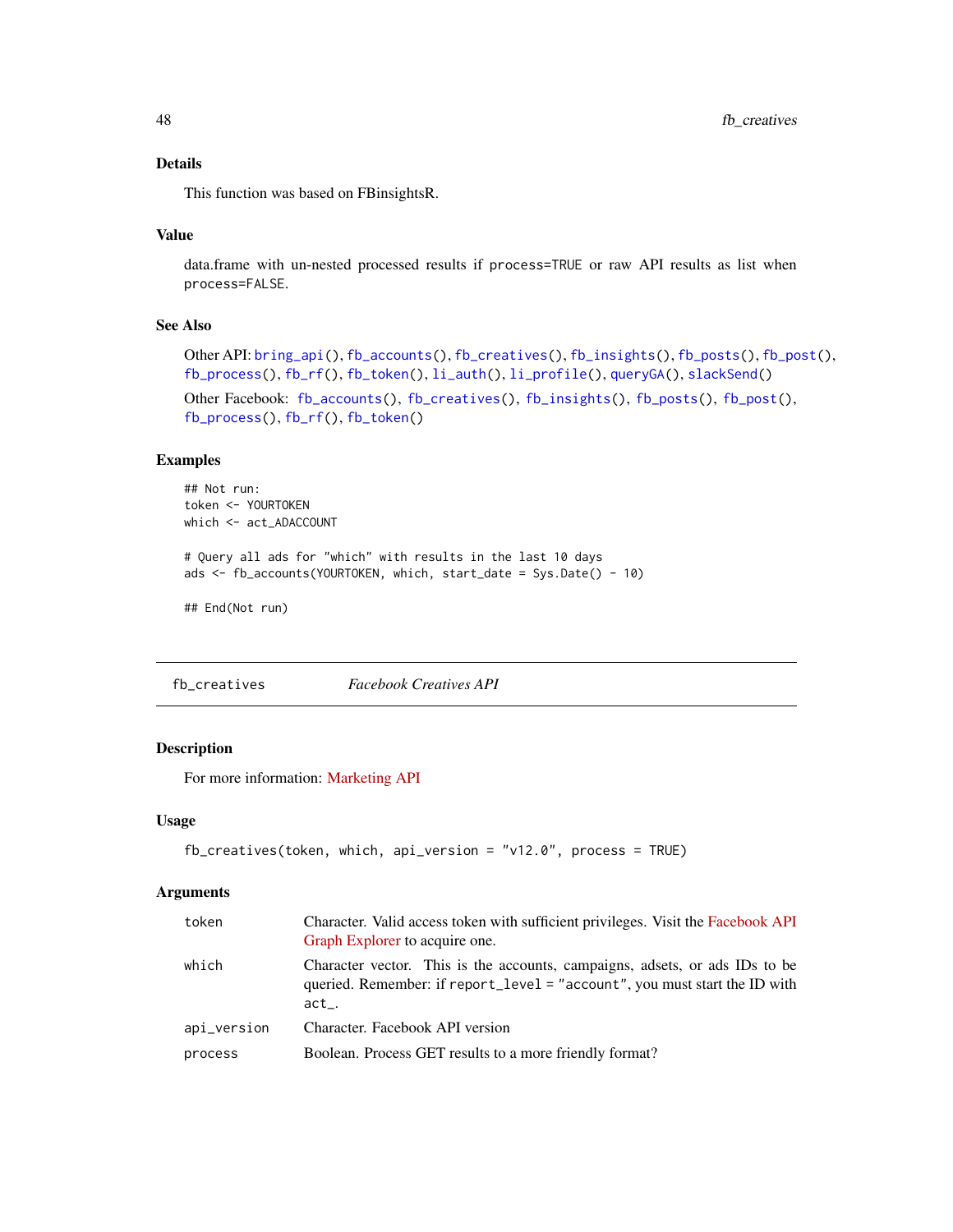### Details

This function was based on FBinsightsR.

### Value

data.frame with un-nested processed results if `process=TRUE` or raw API results as list when `process=FALSE`.

### See Also

Other API: `bring_api()`, `fb_accounts()`, `fb_creatives()`, `fb_insights()`, `fb_posts()`, `fb_post()`, `fb_process()`, `fb_rf()`, `fb_token()`, `li_auth()`, `li_profile()`, `queryGA()`, `slackSend()`

Other Facebook: `fb_accounts()`, `fb_creatives()`, `fb_insights()`, `fb_posts()`, `fb_post()`, `fb_process()`, `fb_rf()`, `fb_token()`

### Examples

```
## Not run:
token <- YOURTOKEN
which <- act_ADACCOUNT

# Query all ads for "which" with results in the last 10 days
ads <- fb_accounts(YOURTOKEN, which, start_date = Sys.Date() - 10)

## End(Not run)
```

---

## fb_creatives — *Facebook Creatives API*

### Description

For more information: Marketing API

### Usage

```
fb_creatives(token, which, api_version = "v12.0", process = TRUE)
```

### Arguments

| | |
|---|---|
| `token` | Character. Valid access token with sufficient privileges. Visit the Facebook API Graph Explorer to acquire one. |
| `which` | Character vector. This is the accounts, campaigns, adsets, or ads IDs to be queried. Remember: if `report_level = "account"`, you must start the ID with `act_`. |
| `api_version` | Character. Facebook API version |
| `process` | Boolean. Process GET results to a more friendly format? |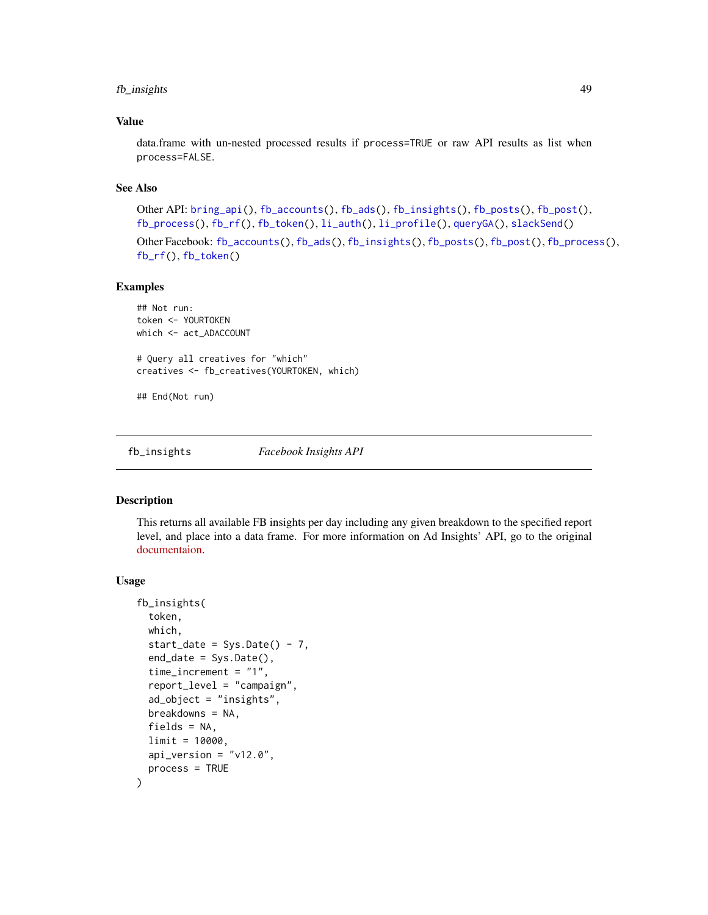### Value

data.frame with un-nested processed results if process=TRUE or raw API results as list when process=FALSE.

### See Also

Other API: bring_api(), fb_accounts(), fb_ads(), fb_insights(), fb_posts(), fb_post(), fb_process(), fb_rf(), fb_token(), li_auth(), li_profile(), queryGA(), slackSend()

Other Facebook: fb_accounts(), fb_ads(), fb_insights(), fb_posts(), fb_post(), fb_process(), fb_rf(), fb_token()

### Examples

```
## Not run:
token <- YOURTOKEN
which <- act_ADACCOUNT

# Query all creatives for "which"
creatives <- fb_creatives(YOURTOKEN, which)

## End(Not run)
```

---

## fb_insights — *Facebook Insights API*

### Description

This returns all available FB insights per day including any given breakdown to the specified report level, and place into a data frame. For more information on Ad Insights' API, go to the original documentaion.

### Usage

```
fb_insights(
  token,
  which,
  start_date = Sys.Date() - 7,
  end_date = Sys.Date(),
  time_increment = "1",
  report_level = "campaign",
  ad_object = "insights",
  breakdowns = NA,
  fields = NA,
  limit = 10000,
  api_version = "v12.0",
  process = TRUE
)
```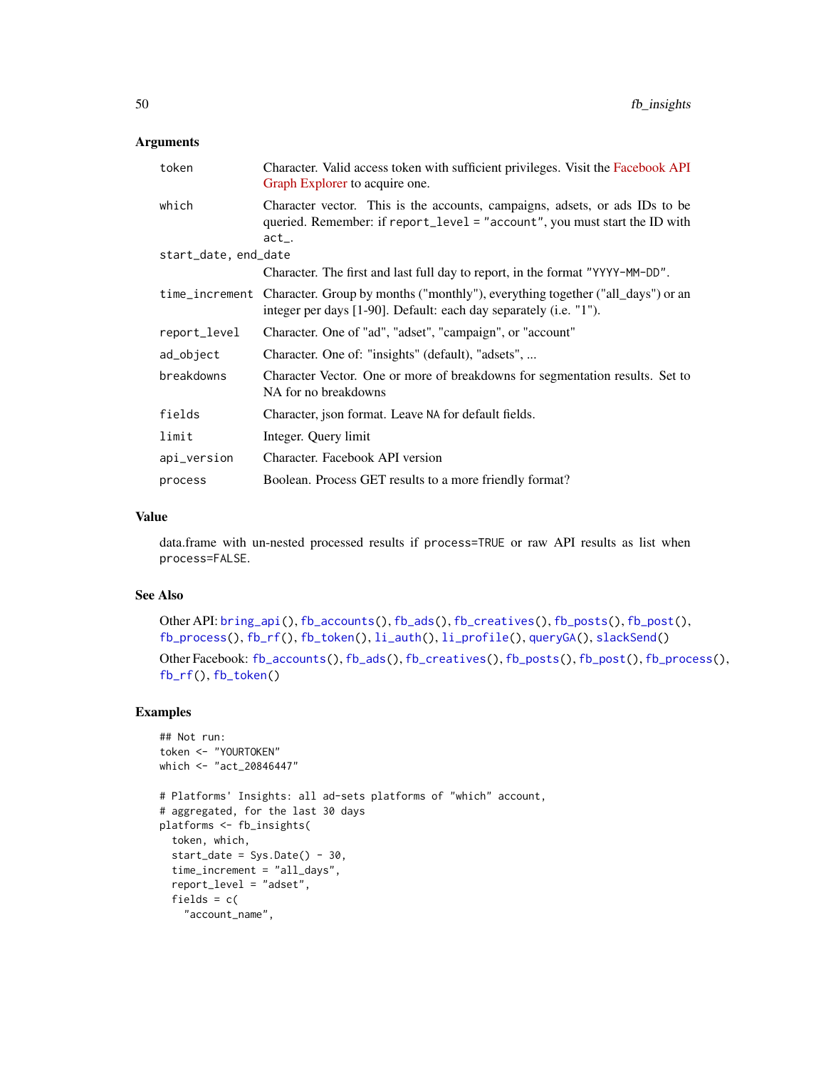### Arguments

| | |
|---|---|
| `token` | Character. Valid access token with sufficient privileges. Visit the Facebook API Graph Explorer to acquire one. |
| `which` | Character vector. This is the accounts, campaigns, adsets, or ads IDs to be queried. Remember: if `report_level = "account"`, you must start the ID with `act_`. |
| `start_date, end_date` | Character. The first and last full day to report, in the format `"YYYY-MM-DD"`. |
| `time_increment` | Character. Group by months ("monthly"), everything together ("all_days") or an integer per days [1-90]. Default: each day separately (i.e. "1"). |
| `report_level` | Character. One of "ad", "adset", "campaign", or "account" |
| `ad_object` | Character. One of: "insights" (default), "adsets", ... |
| `breakdowns` | Character Vector. One or more of breakdowns for segmentation results. Set to NA for no breakdowns |
| `fields` | Character, json format. Leave `NA` for default fields. |
| `limit` | Integer. Query limit |
| `api_version` | Character. Facebook API version |
| `process` | Boolean. Process GET results to a more friendly format? |

### Value

data.frame with un-nested processed results if `process=TRUE` or raw API results as list when `process=FALSE`.

### See Also

Other API: `bring_api()`, `fb_accounts()`, `fb_ads()`, `fb_creatives()`, `fb_posts()`, `fb_post()`, `fb_process()`, `fb_rf()`, `fb_token()`, `li_auth()`, `li_profile()`, `queryGA()`, `slackSend()`

Other Facebook: `fb_accounts()`, `fb_ads()`, `fb_creatives()`, `fb_posts()`, `fb_post()`, `fb_process()`, `fb_rf()`, `fb_token()`

### Examples

```
## Not run:
token <- "YOURTOKEN"
which <- "act_20846447"

# Platforms' Insights: all ad-sets platforms of "which" account,
# aggregated, for the last 30 days
platforms <- fb_insights(
  token, which,
  start_date = Sys.Date() - 30,
  time_increment = "all_days",
  report_level = "adset",
  fields = c(
    "account_name",
```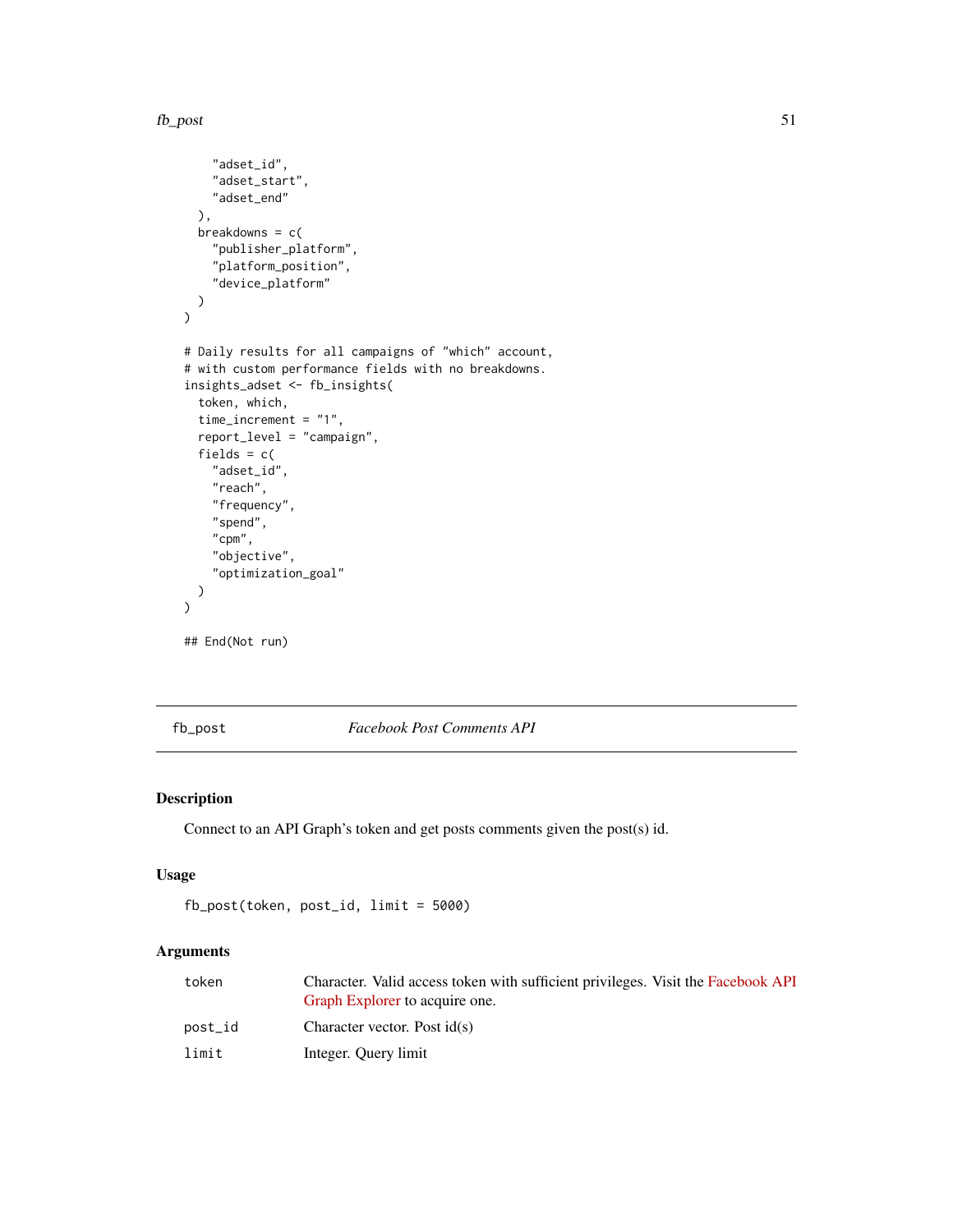```
    "adset_id",
    "adset_start",
    "adset_end"
  ),
  breakdowns = c(
    "publisher_platform",
    "platform_position",
    "device_platform"
  )
)

# Daily results for all campaigns of "which" account,
# with custom performance fields with no breakdowns.
insights_adset <- fb_insights(
  token, which,
  time_increment = "1",
  report_level = "campaign",
  fields = c(
    "adset_id",
    "reach",
    "frequency",
    "spend",
    "cpm",
    "objective",
    "optimization_goal"
  )
)

## End(Not run)
```

---

fb_post *Facebook Post Comments API*

---

## Description

Connect to an API Graph's token and get posts comments given the post(s) id.

## Usage

```
fb_post(token, post_id, limit = 5000)
```

## Arguments

| | |
|---|---|
| token | Character. Valid access token with sufficient privileges. Visit the Facebook API Graph Explorer to acquire one. |
| post_id | Character vector. Post id(s) |
| limit | Integer. Query limit |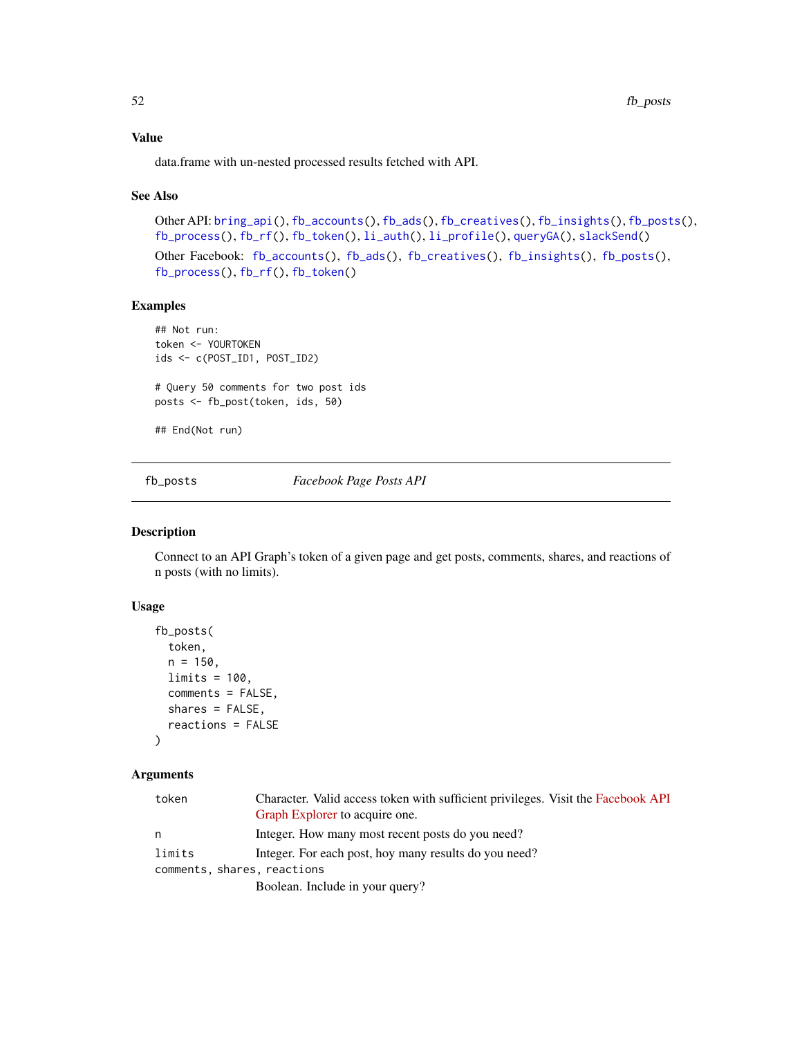## Value

data.frame with un-nested processed results fetched with API.

## See Also

Other API: bring_api(), fb_accounts(), fb_ads(), fb_creatives(), fb_insights(), fb_posts(), fb_process(), fb_rf(), fb_token(), li_auth(), li_profile(), queryGA(), slackSend()

Other Facebook: fb_accounts(), fb_ads(), fb_creatives(), fb_insights(), fb_posts(), fb_process(), fb_rf(), fb_token()

## Examples

```
## Not run:
token <- YOURTOKEN
ids <- c(POST_ID1, POST_ID2)

# Query 50 comments for two post ids
posts <- fb_post(token, ids, 50)

## End(Not run)
```

---

# fb_posts — *Facebook Page Posts API*

---

## Description

Connect to an API Graph's token of a given page and get posts, comments, shares, and reactions of n posts (with no limits).

## Usage

```
fb_posts(
  token,
  n = 150,
  limits = 100,
  comments = FALSE,
  shares = FALSE,
  reactions = FALSE
)
```

## Arguments

| | |
|---|---|
| token | Character. Valid access token with sufficient privileges. Visit the Facebook API Graph Explorer to acquire one. |
| n | Integer. How many most recent posts do you need? |
| limits | Integer. For each post, hoy many results do you need? |
| comments, shares, reactions | Boolean. Include in your query? |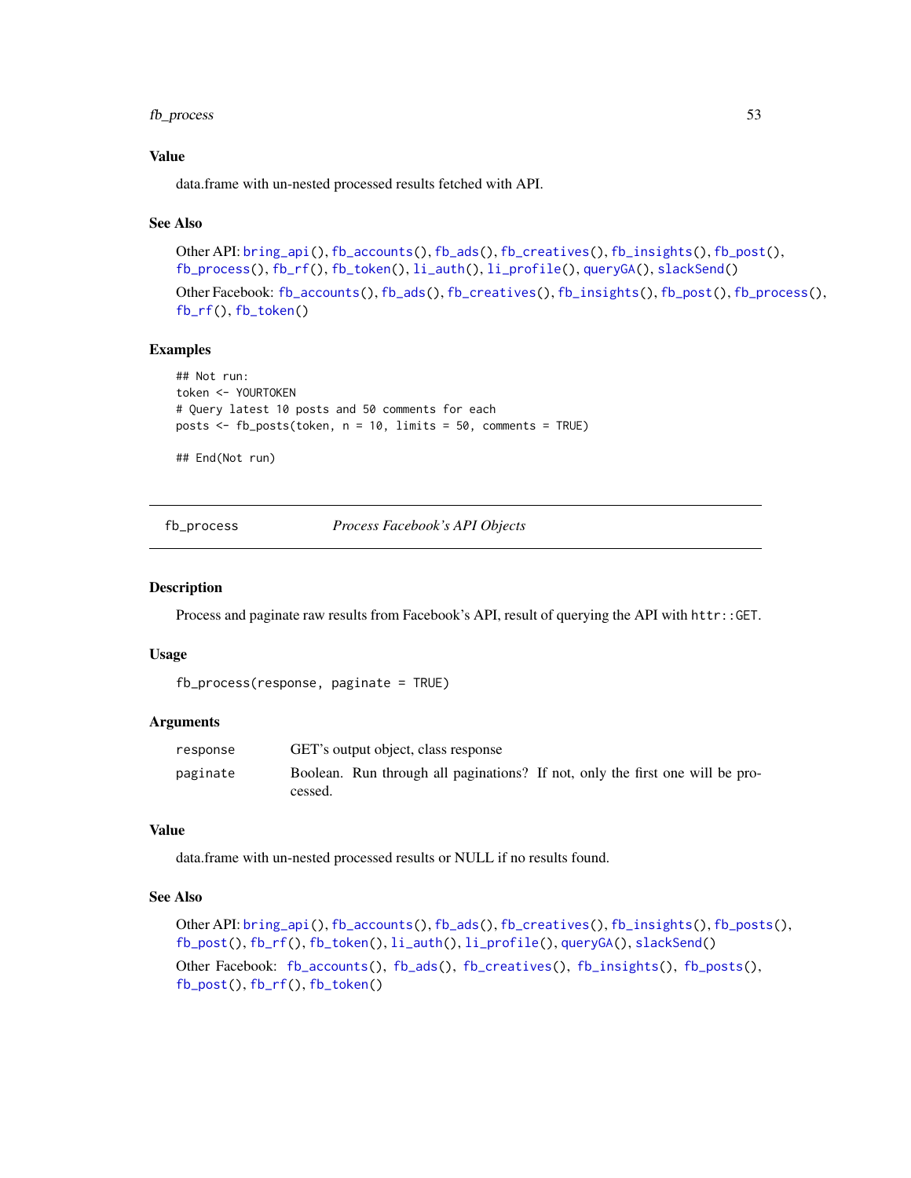### Value

data.frame with un-nested processed results fetched with API.

### See Also

Other API: bring_api(), fb_accounts(), fb_ads(), fb_creatives(), fb_insights(), fb_post(), fb_process(), fb_rf(), fb_token(), li_auth(), li_profile(), queryGA(), slackSend()

Other Facebook: fb_accounts(), fb_ads(), fb_creatives(), fb_insights(), fb_post(), fb_process(), fb_rf(), fb_token()

### Examples

```
## Not run:
token <- YOURTOKEN
# Query latest 10 posts and 50 comments for each
posts <- fb_posts(token, n = 10, limits = 50, comments = TRUE)

## End(Not run)
```

---

## fb_process — *Process Facebook's API Objects*

### Description

Process and paginate raw results from Facebook's API, result of querying the API with `httr::GET`.

### Usage

```
fb_process(response, paginate = TRUE)
```

### Arguments

| | |
|---|---|
| response | GET's output object, class response |
| paginate | Boolean. Run through all paginations? If not, only the first one will be processed. |

### Value

data.frame with un-nested processed results or NULL if no results found.

### See Also

Other API: bring_api(), fb_accounts(), fb_ads(), fb_creatives(), fb_insights(), fb_posts(), fb_post(), fb_rf(), fb_token(), li_auth(), li_profile(), queryGA(), slackSend()

Other Facebook: fb_accounts(), fb_ads(), fb_creatives(), fb_insights(), fb_posts(), fb_post(), fb_rf(), fb_token()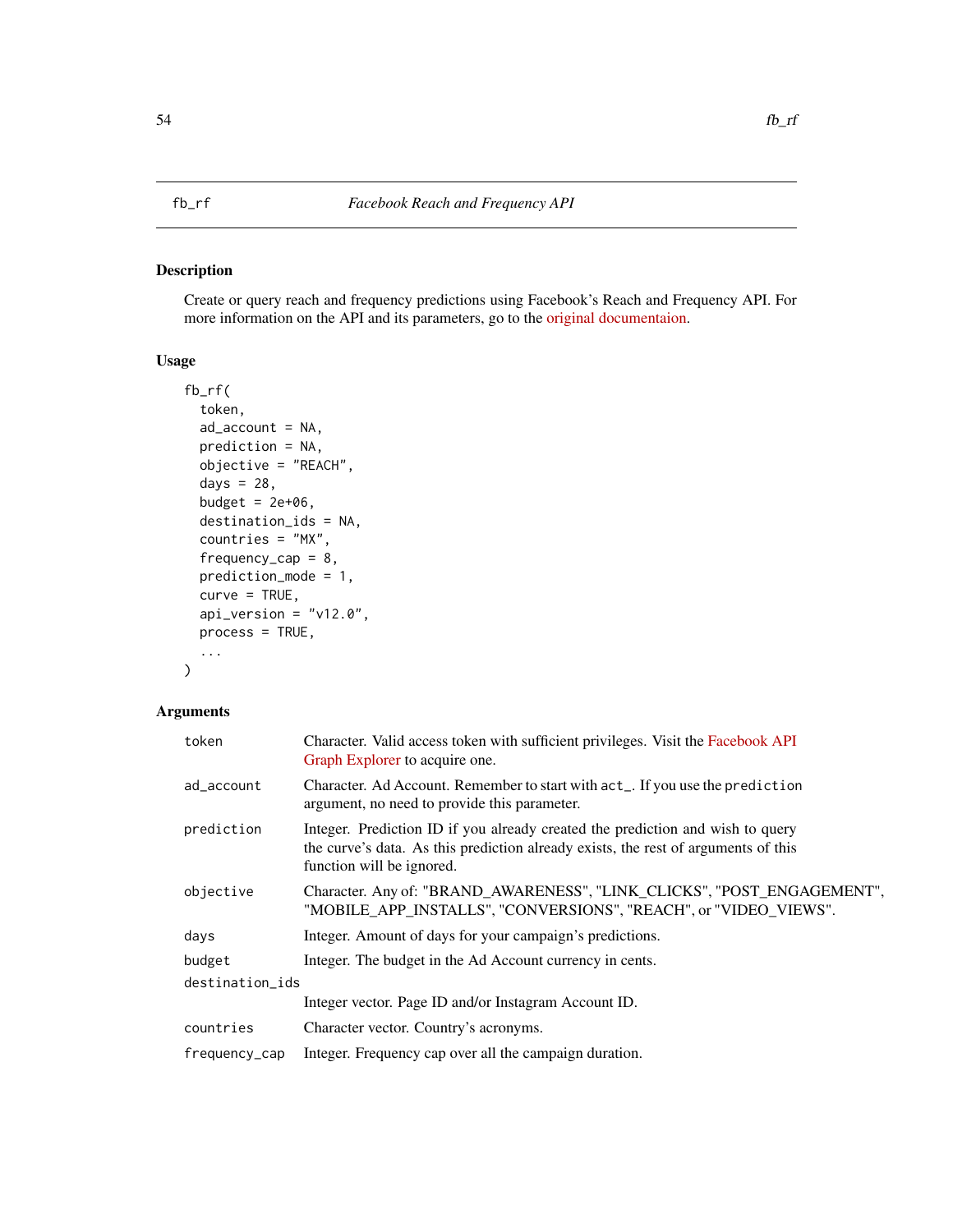fb_rf — *Facebook Reach and Frequency API*

## Description

Create or query reach and frequency predictions using Facebook's Reach and Frequency API. For more information on the API and its parameters, go to the original documentaion.

## Usage

```
fb_rf(
  token,
  ad_account = NA,
  prediction = NA,
  objective = "REACH",
  days = 28,
  budget = 2e+06,
  destination_ids = NA,
  countries = "MX",
  frequency_cap = 8,
  prediction_mode = 1,
  curve = TRUE,
  api_version = "v12.0",
  process = TRUE,
  ...
)
```

## Arguments

| Argument | Description |
|---|---|
| `token` | Character. Valid access token with sufficient privileges. Visit the Facebook API Graph Explorer to acquire one. |
| `ad_account` | Character. Ad Account. Remember to start with `act_`. If you use the `prediction` argument, no need to provide this parameter. |
| `prediction` | Integer. Prediction ID if you already created the prediction and wish to query the curve's data. As this prediction already exists, the rest of arguments of this function will be ignored. |
| `objective` | Character. Any of: "BRAND_AWARENESS", "LINK_CLICKS", "POST_ENGAGEMENT", "MOBILE_APP_INSTALLS", "CONVERSIONS", "REACH", or "VIDEO_VIEWS". |
| `days` | Integer. Amount of days for your campaign's predictions. |
| `budget` | Integer. The budget in the Ad Account currency in cents. |
| `destination_ids` | Integer vector. Page ID and/or Instagram Account ID. |
| `countries` | Character vector. Country's acronyms. |
| `frequency_cap` | Integer. Frequency cap over all the campaign duration. |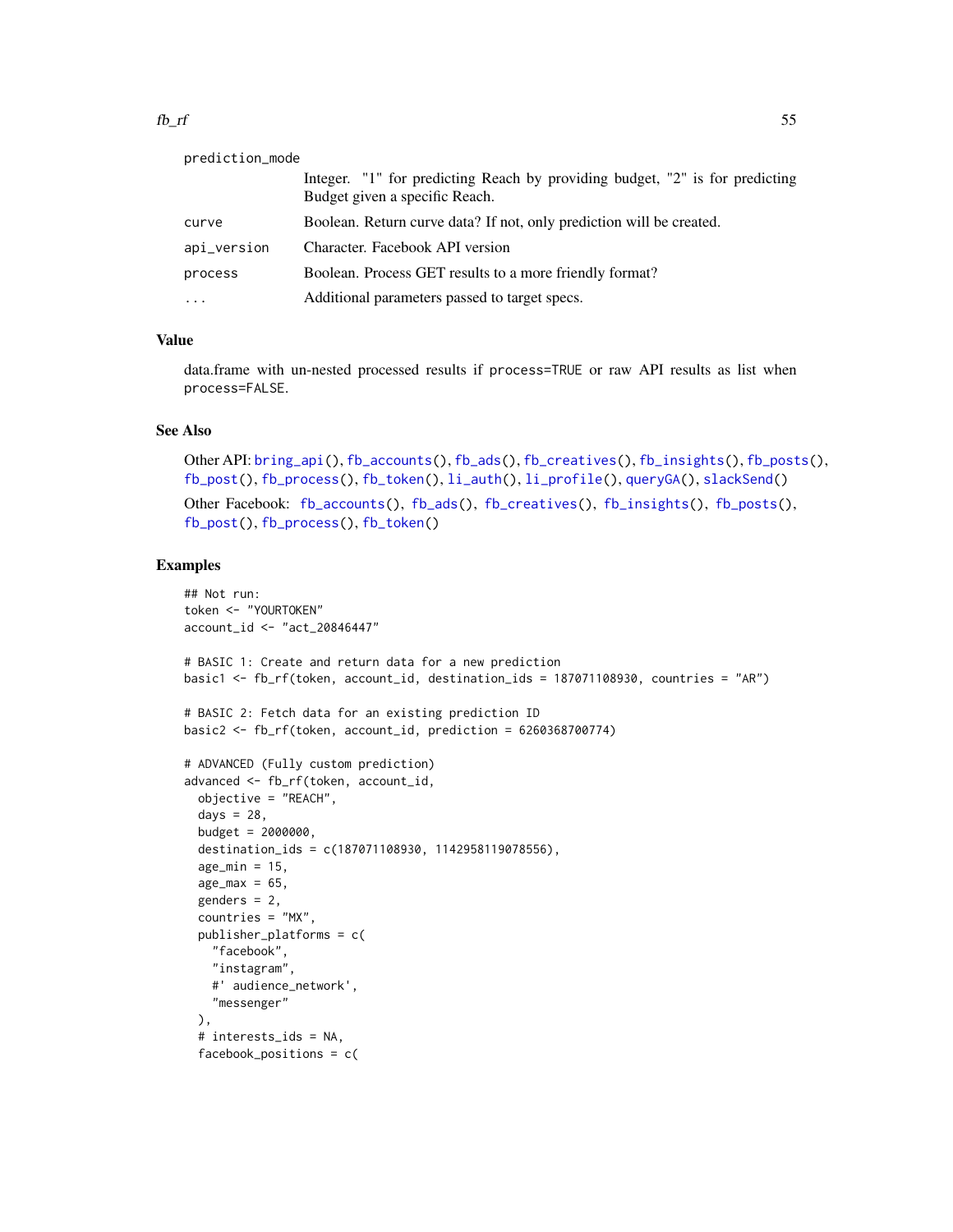| | |
|---|---|
| prediction_mode | Integer. "1" for predicting Reach by providing budget, "2" is for predicting Budget given a specific Reach. |
| curve | Boolean. Return curve data? If not, only prediction will be created. |
| api_version | Character. Facebook API version |
| process | Boolean. Process GET results to a more friendly format? |
| ... | Additional parameters passed to target specs. |

## Value

data.frame with un-nested processed results if process=TRUE or raw API results as list when process=FALSE.

## See Also

Other API: bring_api(), fb_accounts(), fb_ads(), fb_creatives(), fb_insights(), fb_posts(), fb_post(), fb_process(), fb_token(), li_auth(), li_profile(), queryGA(), slackSend()

Other Facebook: fb_accounts(), fb_ads(), fb_creatives(), fb_insights(), fb_posts(), fb_post(), fb_process(), fb_token()

## Examples

```
## Not run:
token <- "YOURTOKEN"
account_id <- "act_20846447"

# BASIC 1: Create and return data for a new prediction
basic1 <- fb_rf(token, account_id, destination_ids = 187071108930, countries = "AR")

# BASIC 2: Fetch data for an existing prediction ID
basic2 <- fb_rf(token, account_id, prediction = 6260368700774)

# ADVANCED (Fully custom prediction)
advanced <- fb_rf(token, account_id,
  objective = "REACH",
  days = 28,
  budget = 2000000,
  destination_ids = c(187071108930, 1142958119078556),
  age_min = 15,
  age_max = 65,
  genders = 2,
  countries = "MX",
  publisher_platforms = c(
    "facebook",
    "instagram",
    #' audience_network',
    "messenger"
  ),
  # interests_ids = NA,
  facebook_positions = c(
```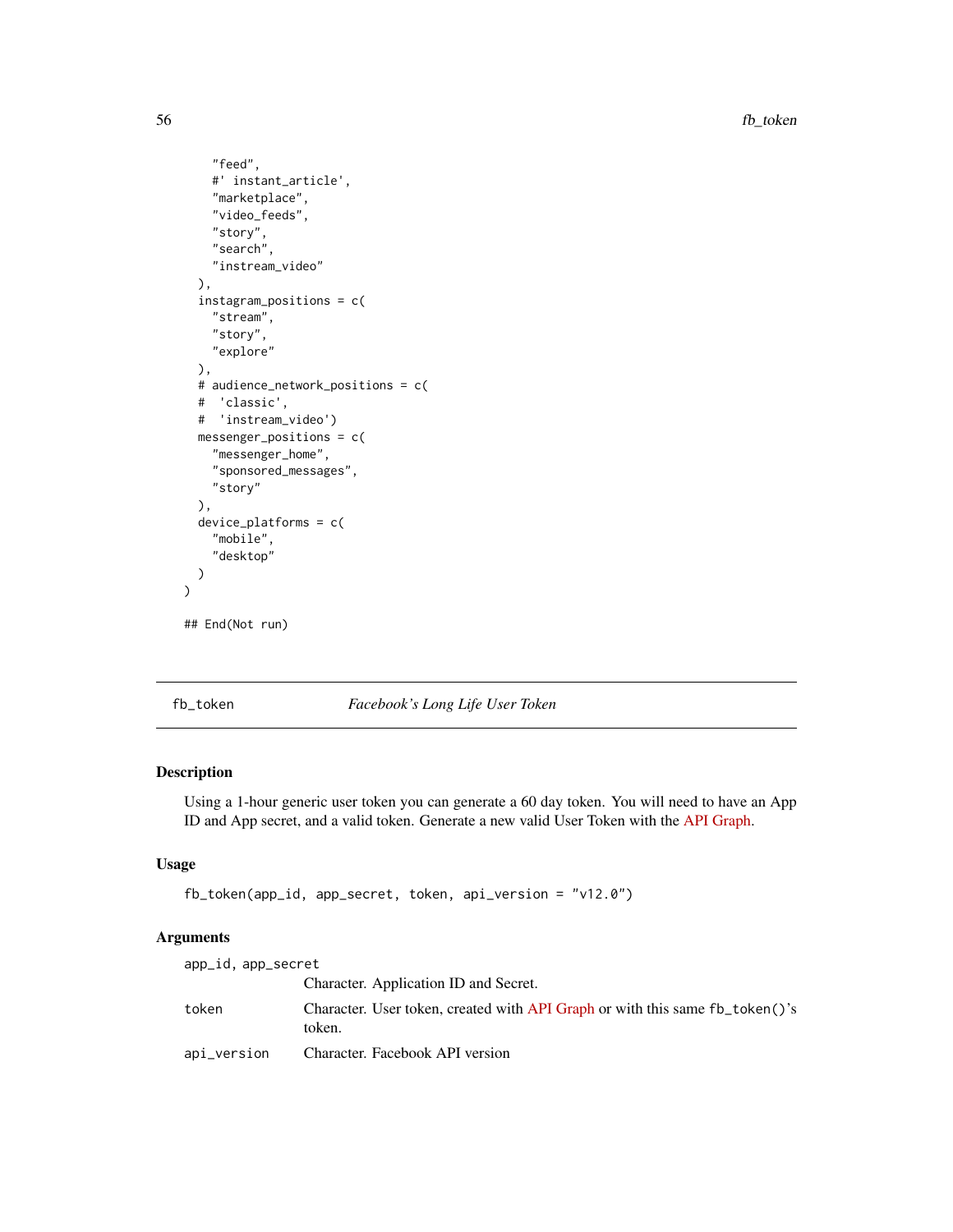```
    "feed",
    #' instant_article',
    "marketplace",
    "video_feeds",
    "story",
    "search",
    "instream_video"
  ),
  instagram_positions = c(
    "stream",
    "story",
    "explore"
  ),
  # audience_network_positions = c(
  #  'classic',
  #  'instream_video')
  messenger_positions = c(
    "messenger_home",
    "sponsored_messages",
    "story"
  ),
  device_platforms = c(
    "mobile",
    "desktop"
  )
)

## End(Not run)
```

---

## fb_token — *Facebook's Long Life User Token*

### Description

Using a 1-hour generic user token you can generate a 60 day token. You will need to have an App ID and App secret, and a valid token. Generate a new valid User Token with the API Graph.

### Usage

```
fb_token(app_id, app_secret, token, api_version = "v12.0")
```

### Arguments

| | |
|---|---|
| app_id, app_secret | Character. Application ID and Secret. |
| token | Character. User token, created with API Graph or with this same fb_token()'s token. |
| api_version | Character. Facebook API version |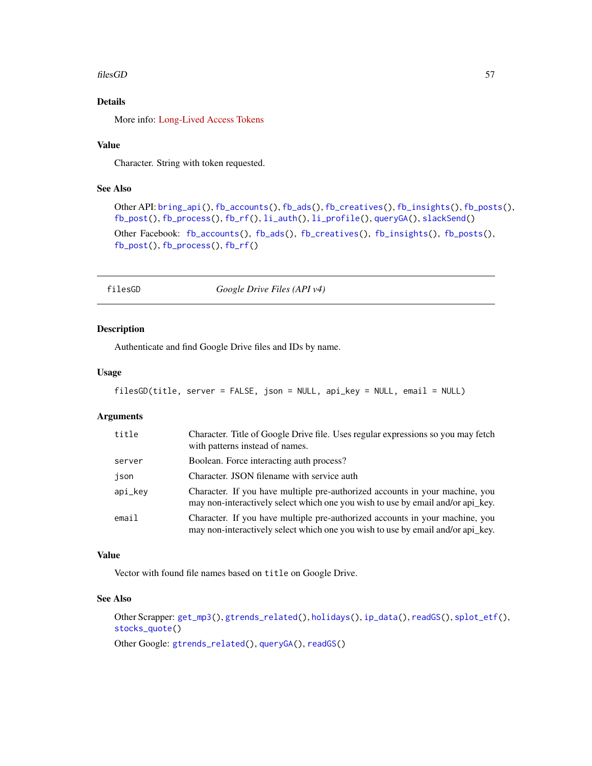### Details

More info: Long-Lived Access Tokens

### Value

Character. String with token requested.

### See Also

Other API: `bring_api()`, `fb_accounts()`, `fb_ads()`, `fb_creatives()`, `fb_insights()`, `fb_posts()`, `fb_post()`, `fb_process()`, `fb_rf()`, `li_auth()`, `li_profile()`, `queryGA()`, `slackSend()`

Other Facebook: `fb_accounts()`, `fb_ads()`, `fb_creatives()`, `fb_insights()`, `fb_posts()`, `fb_post()`, `fb_process()`, `fb_rf()`

---

## filesGD — *Google Drive Files (API v4)*

### Description

Authenticate and find Google Drive files and IDs by name.

### Usage

```
filesGD(title, server = FALSE, json = NULL, api_key = NULL, email = NULL)
```

### Arguments

| | |
|---|---|
| `title` | Character. Title of Google Drive file. Uses regular expressions so you may fetch with patterns instead of names. |
| `server` | Boolean. Force interacting auth process? |
| `json` | Character. JSON filename with service auth |
| `api_key` | Character. If you have multiple pre-authorized accounts in your machine, you may non-interactively select which one you wish to use by email and/or api_key. |
| `email` | Character. If you have multiple pre-authorized accounts in your machine, you may non-interactively select which one you wish to use by email and/or api_key. |

### Value

Vector with found file names based on `title` on Google Drive.

### See Also

Other Scrapper: `get_mp3()`, `gtrends_related()`, `holidays()`, `ip_data()`, `readGS()`, `splot_etf()`, `stocks_quote()`

Other Google: `gtrends_related()`, `queryGA()`, `readGS()`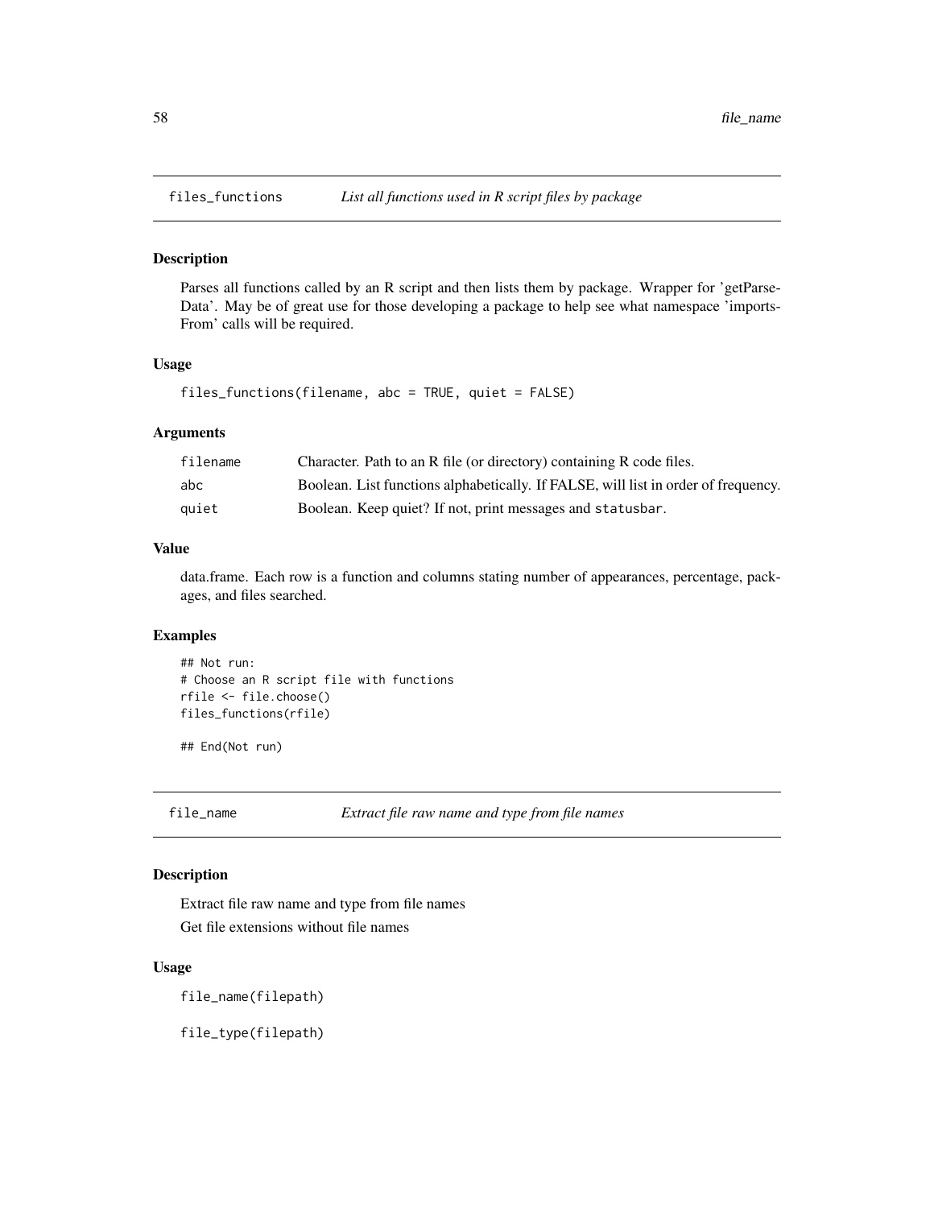## files_functions *List all functions used in R script files by package*

### Description

Parses all functions called by an R script and then lists them by package. Wrapper for 'getParseData'. May be of great use for those developing a package to help see what namespace 'importsFrom' calls will be required.

### Usage

```
files_functions(filename, abc = TRUE, quiet = FALSE)
```

### Arguments

| | |
|---|---|
| filename | Character. Path to an R file (or directory) containing R code files. |
| abc | Boolean. List functions alphabetically. If FALSE, will list in order of frequency. |
| quiet | Boolean. Keep quiet? If not, print messages and `statusbar`. |

### Value

data.frame. Each row is a function and columns stating number of appearances, percentage, packages, and files searched.

### Examples

```
## Not run:
# Choose an R script file with functions
rfile <- file.choose()
files_functions(rfile)

## End(Not run)
```

## file_name *Extract file raw name and type from file names*

### Description

Extract file raw name and type from file names

Get file extensions without file names

### Usage

```
file_name(filepath)

file_type(filepath)
```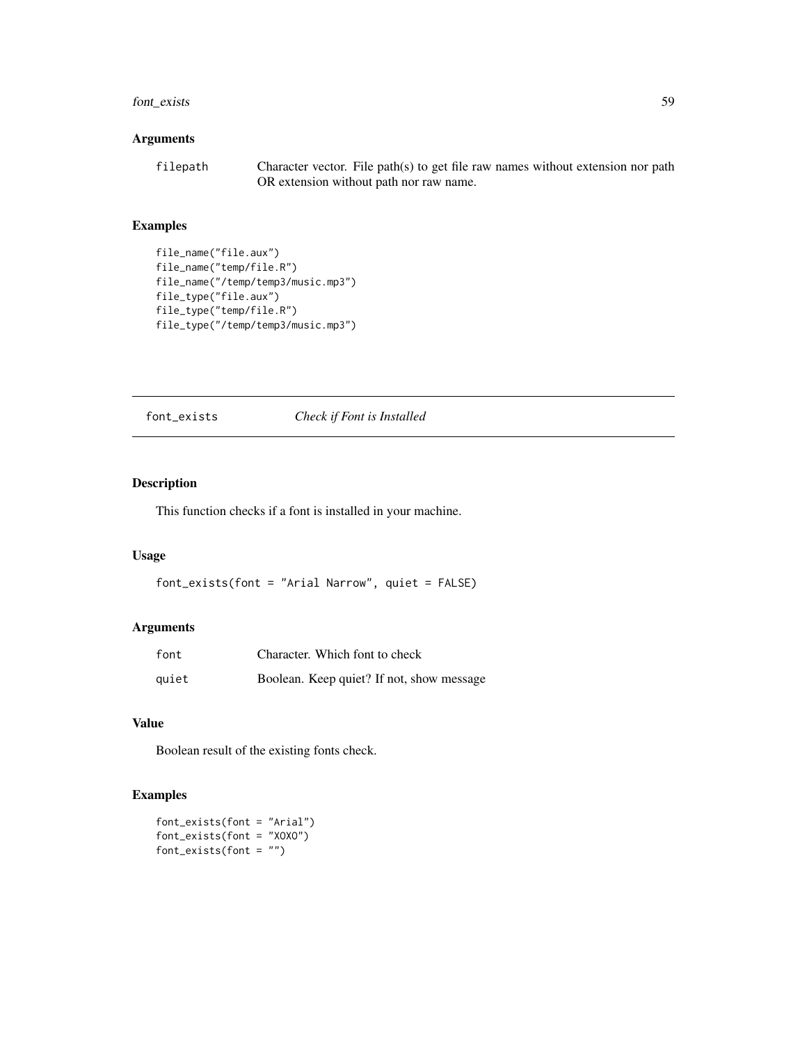## Arguments

| | |
|---|---|
| filepath | Character vector. File path(s) to get file raw names without extension nor path OR extension without path nor raw name. |

## Examples

```
file_name("file.aux")
file_name("temp/file.R")
file_name("/temp/temp3/music.mp3")
file_type("file.aux")
file_type("temp/file.R")
file_type("/temp/temp3/music.mp3")
```

---

# font_exists *Check if Font is Installed*

---

## Description

This function checks if a font is installed in your machine.

## Usage

```
font_exists(font = "Arial Narrow", quiet = FALSE)
```

## Arguments

| | |
|---|---|
| font | Character. Which font to check |
| quiet | Boolean. Keep quiet? If not, show message |

## Value

Boolean result of the existing fonts check.

## Examples

```
font_exists(font = "Arial")
font_exists(font = "XOXO")
font_exists(font = "")
```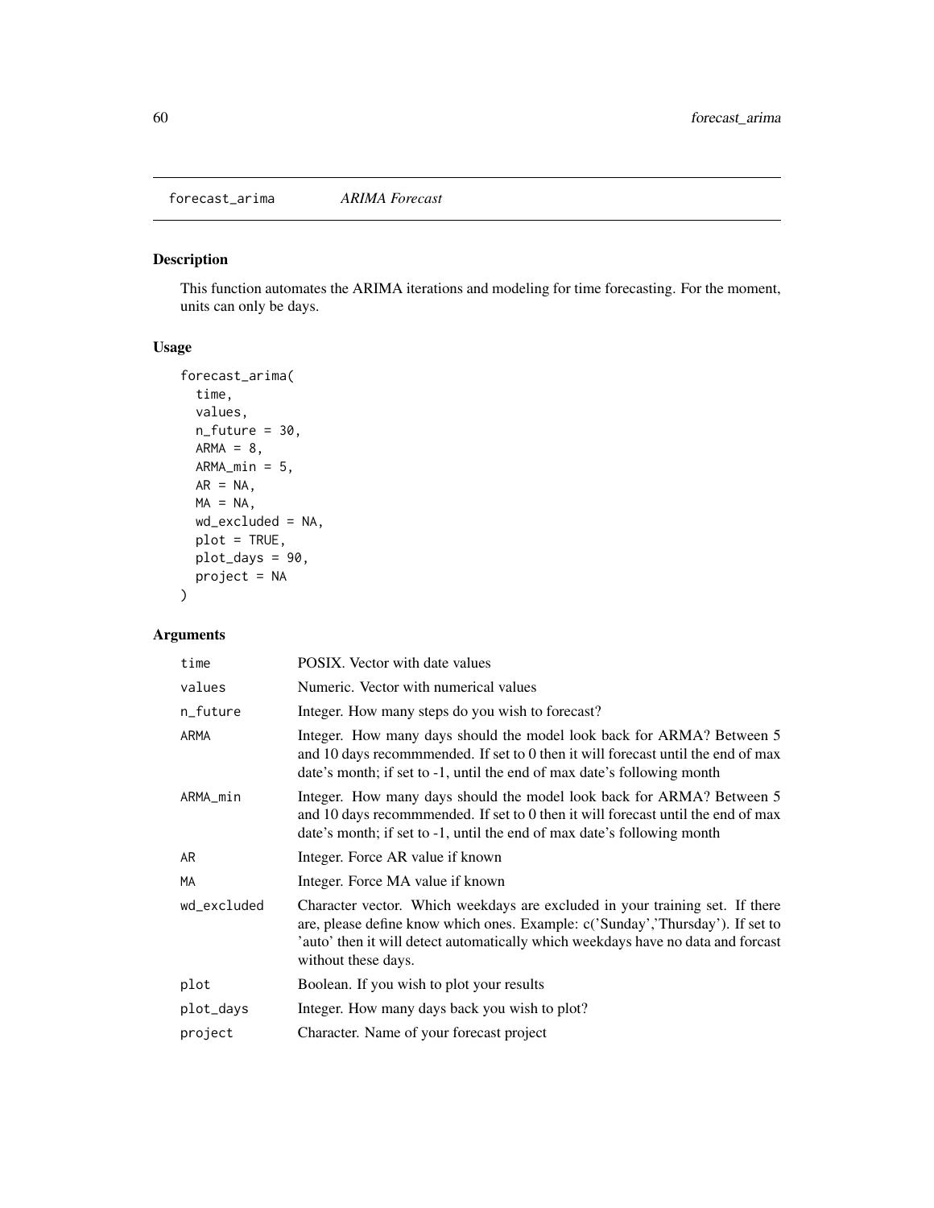## forecast_arima — *ARIMA Forecast*

### Description

This function automates the ARIMA iterations and modeling for time forecasting. For the moment, units can only be days.

### Usage

```
forecast_arima(
  time,
  values,
  n_future = 30,
  ARMA = 8,
  ARMA_min = 5,
  AR = NA,
  MA = NA,
  wd_excluded = NA,
  plot = TRUE,
  plot_days = 90,
  project = NA
)
```

### Arguments

| | |
|---|---|
| time | POSIX. Vector with date values |
| values | Numeric. Vector with numerical values |
| n_future | Integer. How many steps do you wish to forecast? |
| ARMA | Integer. How many days should the model look back for ARMA? Between 5 and 10 days recommmended. If set to 0 then it will forecast until the end of max date's month; if set to -1, until the end of max date's following month |
| ARMA_min | Integer. How many days should the model look back for ARMA? Between 5 and 10 days recommmended. If set to 0 then it will forecast until the end of max date's month; if set to -1, until the end of max date's following month |
| AR | Integer. Force AR value if known |
| MA | Integer. Force MA value if known |
| wd_excluded | Character vector. Which weekdays are excluded in your training set. If there are, please define know which ones. Example: c('Sunday','Thursday'). If set to 'auto' then it will detect automatically which weekdays have no data and forcast without these days. |
| plot | Boolean. If you wish to plot your results |
| plot_days | Integer. How many days back you wish to plot? |
| project | Character. Name of your forecast project |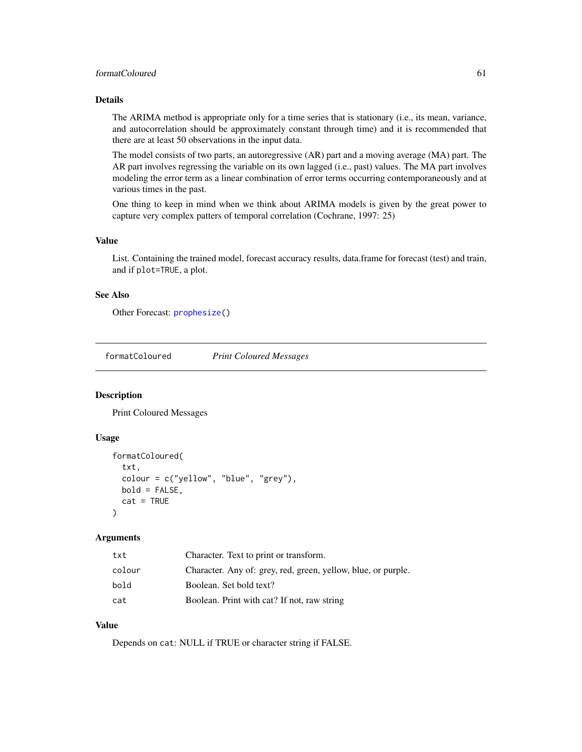### Details

The ARIMA method is appropriate only for a time series that is stationary (i.e., its mean, variance, and autocorrelation should be approximately constant through time) and it is recommended that there are at least 50 observations in the input data.

The model consists of two parts, an autoregressive (AR) part and a moving average (MA) part. The AR part involves regressing the variable on its own lagged (i.e., past) values. The MA part involves modeling the error term as a linear combination of error terms occurring contemporaneously and at various times in the past.

One thing to keep in mind when we think about ARIMA models is given by the great power to capture very complex patters of temporal correlation (Cochrane, 1997: 25)

### Value

List. Containing the trained model, forecast accuracy results, data.frame for forecast (test) and train, and if `plot=TRUE`, a plot.

### See Also

Other Forecast: `prophesize()`

---

## formatColoured — *Print Coloured Messages*

### Description

Print Coloured Messages

### Usage

```
formatColoured(
  txt,
  colour = c("yellow", "blue", "grey"),
  bold = FALSE,
  cat = TRUE
)
```

### Arguments

| | |
|---|---|
| `txt` | Character. Text to print or transform. |
| `colour` | Character. Any of: grey, red, green, yellow, blue, or purple. |
| `bold` | Boolean. Set bold text? |
| `cat` | Boolean. Print with cat? If not, raw string |

### Value

Depends on `cat`: NULL if TRUE or character string if FALSE.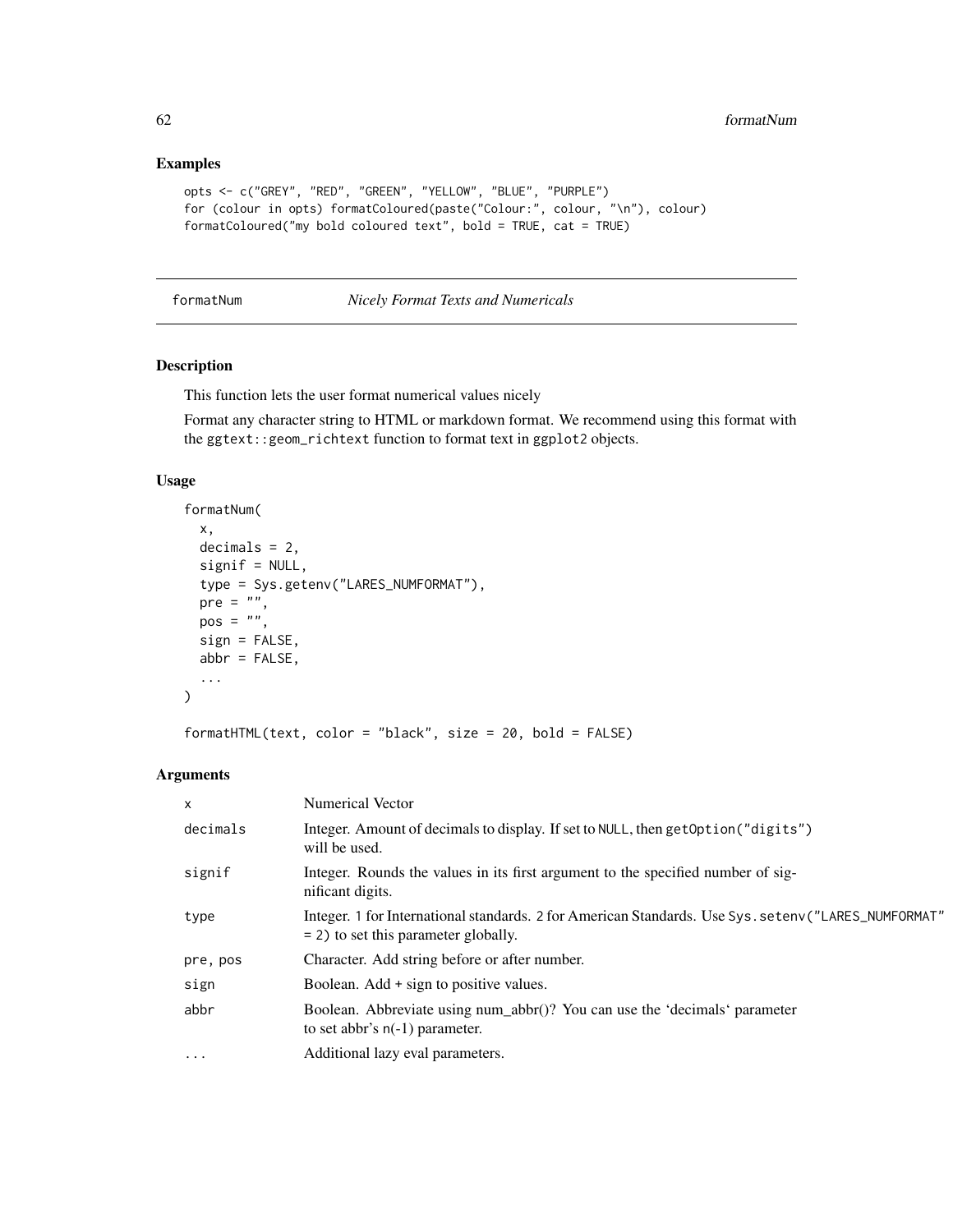## Examples

```
opts <- c("GREY", "RED", "GREEN", "YELLOW", "BLUE", "PURPLE")
for (colour in opts) formatColoured(paste("Colour:", colour, "\n"), colour)
formatColoured("my bold coloured text", bold = TRUE, cat = TRUE)
```

---

# formatNum *Nicely Format Texts and Numericals*

---

## Description

This function lets the user format numerical values nicely

Format any character string to HTML or markdown format. We recommend using this format with the `ggtext::geom_richtext` function to format text in `ggplot2` objects.

## Usage

```
formatNum(
  x,
  decimals = 2,
  signif = NULL,
  type = Sys.getenv("LARES_NUMFORMAT"),
  pre = "",
  pos = "",
  sign = FALSE,
  abbr = FALSE,
  ...
)

formatHTML(text, color = "black", size = 20, bold = FALSE)
```

## Arguments

| | |
|---|---|
| x | Numerical Vector |
| decimals | Integer. Amount of decimals to display. If set to NULL, then getOption("digits") will be used. |
| signif | Integer. Rounds the values in its first argument to the specified number of significant digits. |
| type | Integer. 1 for International standards. 2 for American Standards. Use Sys.setenv("LARES_NUMFORMAT" = 2) to set this parameter globally. |
| pre, pos | Character. Add string before or after number. |
| sign | Boolean. Add + sign to positive values. |
| abbr | Boolean. Abbreviate using num_abbr()? You can use the 'decimals' parameter to set abbr's n(-1) parameter. |
| ... | Additional lazy eval parameters. |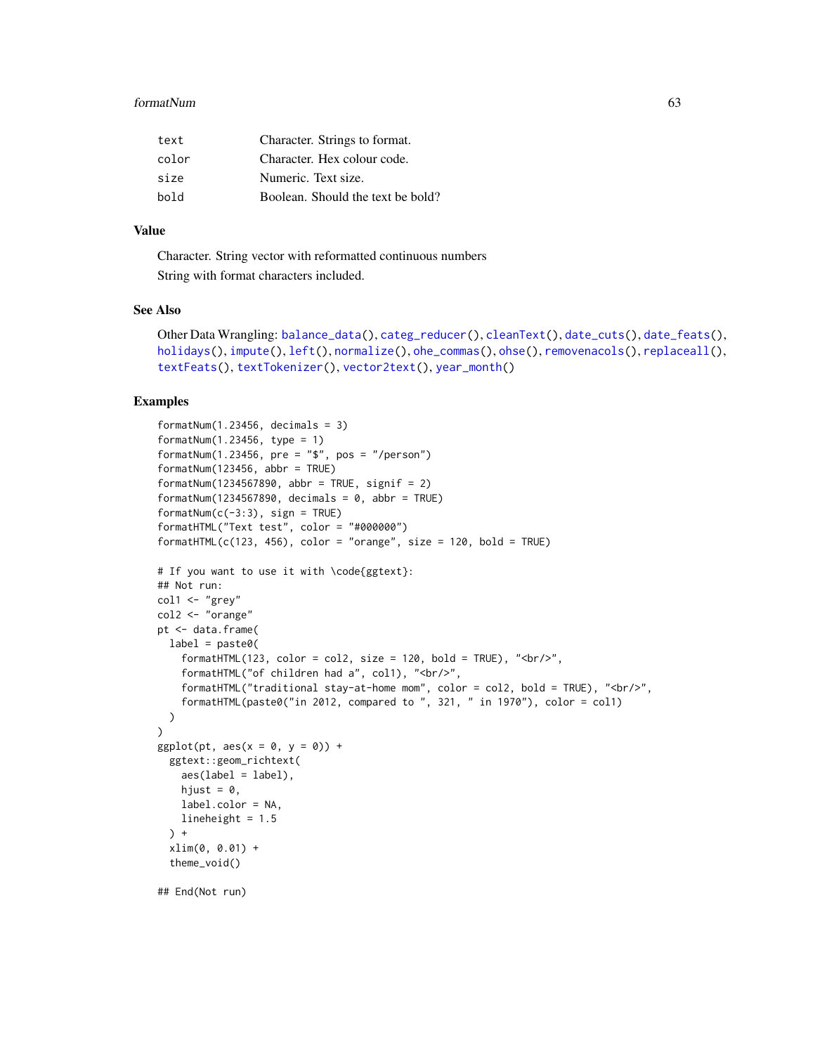| | |
|---|---|
| text | Character. Strings to format. |
| color | Character. Hex colour code. |
| size | Numeric. Text size. |
| bold | Boolean. Should the text be bold? |

## Value

Character. String vector with reformatted continuous numbers

String with format characters included.

## See Also

Other Data Wrangling: balance_data(), categ_reducer(), cleanText(), date_cuts(), date_feats(), holidays(), impute(), left(), normalize(), ohe_commas(), ohse(), removenacols(), replaceall(), textFeats(), textTokenizer(), vector2text(), year_month()

## Examples

```
formatNum(1.23456, decimals = 3)
formatNum(1.23456, type = 1)
formatNum(1.23456, pre = "$", pos = "/person")
formatNum(123456, abbr = TRUE)
formatNum(1234567890, abbr = TRUE, signif = 2)
formatNum(1234567890, decimals = 0, abbr = TRUE)
formatNum(c(-3:3), sign = TRUE)
formatHTML("Text test", color = "#000000")
formatHTML(c(123, 456), color = "orange", size = 120, bold = TRUE)

# If you want to use it with \code{ggtext}:
## Not run:
col1 <- "grey"
col2 <- "orange"
pt <- data.frame(
  label = paste0(
    formatHTML(123, color = col2, size = 120, bold = TRUE), "<br/>",
    formatHTML("of children had a", col1), "<br/>",
    formatHTML("traditional stay-at-home mom", color = col2, bold = TRUE), "<br/>",
    formatHTML(paste0("in 2012, compared to ", 321, " in 1970"), color = col1)
  )
)
ggplot(pt, aes(x = 0, y = 0)) +
  ggtext::geom_richtext(
    aes(label = label),
    hjust = 0,
    label.color = NA,
    lineheight = 1.5
  ) +
  xlim(0, 0.01) +
  theme_void()

## End(Not run)
```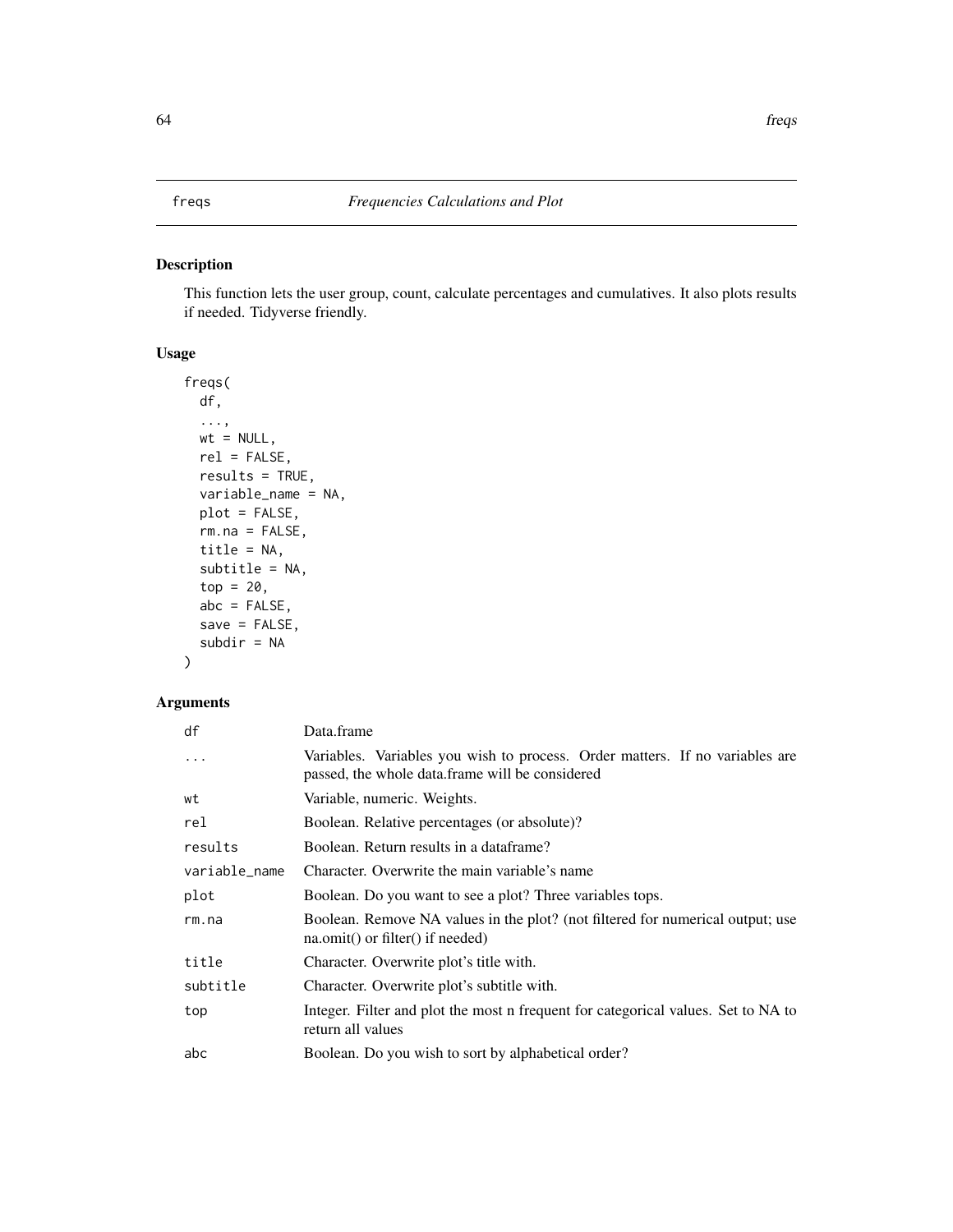## freqs — *Frequencies Calculations and Plot*

### Description

This function lets the user group, count, calculate percentages and cumulatives. It also plots results if needed. Tidyverse friendly.

### Usage

```
freqs(
  df,
  ...,
  wt = NULL,
  rel = FALSE,
  results = TRUE,
  variable_name = NA,
  plot = FALSE,
  rm.na = FALSE,
  title = NA,
  subtitle = NA,
  top = 20,
  abc = FALSE,
  save = FALSE,
  subdir = NA
)
```

### Arguments

| | |
|---|---|
| `df` | Data.frame |
| `...` | Variables. Variables you wish to process. Order matters. If no variables are passed, the whole data.frame will be considered |
| `wt` | Variable, numeric. Weights. |
| `rel` | Boolean. Relative percentages (or absolute)? |
| `results` | Boolean. Return results in a dataframe? |
| `variable_name` | Character. Overwrite the main variable's name |
| `plot` | Boolean. Do you want to see a plot? Three variables tops. |
| `rm.na` | Boolean. Remove NA values in the plot? (not filtered for numerical output; use na.omit() or filter() if needed) |
| `title` | Character. Overwrite plot's title with. |
| `subtitle` | Character. Overwrite plot's subtitle with. |
| `top` | Integer. Filter and plot the most n frequent for categorical values. Set to NA to return all values |
| `abc` | Boolean. Do you wish to sort by alphabetical order? |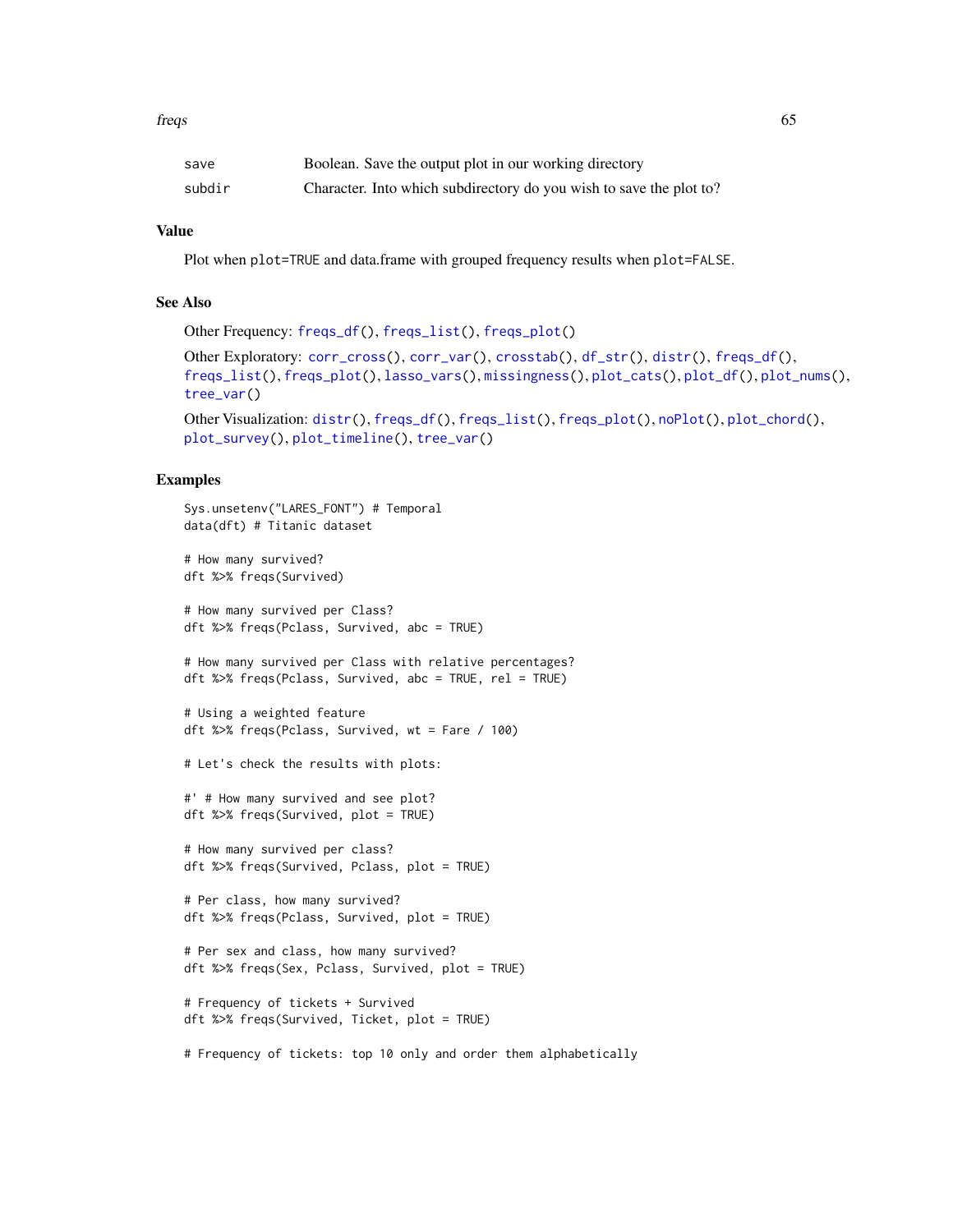| | |
|---|---|
| save | Boolean. Save the output plot in our working directory |
| subdir | Character. Into which subdirectory do you wish to save the plot to? |

## Value

Plot when `plot=TRUE` and data.frame with grouped frequency results when `plot=FALSE`.

## See Also

Other Frequency: `freqs_df()`, `freqs_list()`, `freqs_plot()`

Other Exploratory: `corr_cross()`, `corr_var()`, `crosstab()`, `df_str()`, `distr()`, `freqs_df()`, `freqs_list()`, `freqs_plot()`, `lasso_vars()`, `missingness()`, `plot_cats()`, `plot_df()`, `plot_nums()`, `tree_var()`

Other Visualization: `distr()`, `freqs_df()`, `freqs_list()`, `freqs_plot()`, `noPlot()`, `plot_chord()`, `plot_survey()`, `plot_timeline()`, `tree_var()`

## Examples

```
Sys.unsetenv("LARES_FONT") # Temporal
data(dft) # Titanic dataset

# How many survived?
dft %>% freqs(Survived)

# How many survived per Class?
dft %>% freqs(Pclass, Survived, abc = TRUE)

# How many survived per Class with relative percentages?
dft %>% freqs(Pclass, Survived, abc = TRUE, rel = TRUE)

# Using a weighted feature
dft %>% freqs(Pclass, Survived, wt = Fare / 100)

# Let's check the results with plots:

#' # How many survived and see plot?
dft %>% freqs(Survived, plot = TRUE)

# How many survived per class?
dft %>% freqs(Survived, Pclass, plot = TRUE)

# Per class, how many survived?
dft %>% freqs(Pclass, Survived, plot = TRUE)

# Per sex and class, how many survived?
dft %>% freqs(Sex, Pclass, Survived, plot = TRUE)

# Frequency of tickets + Survived
dft %>% freqs(Survived, Ticket, plot = TRUE)

# Frequency of tickets: top 10 only and order them alphabetically
```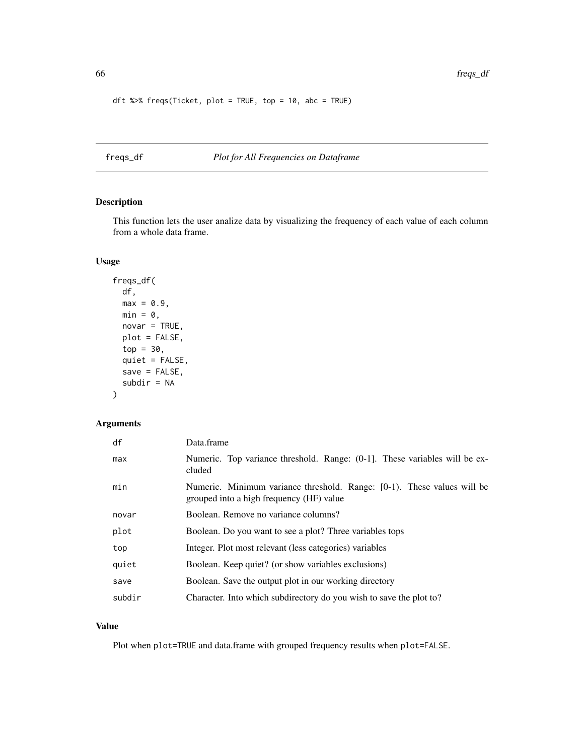```
dft %>% freqs(Ticket, plot = TRUE, top = 10, abc = TRUE)
```

## freqs_df — *Plot for All Frequencies on Dataframe*

### Description

This function lets the user analize data by visualizing the frequency of each value of each column from a whole data frame.

### Usage

```
freqs_df(
  df,
  max = 0.9,
  min = 0,
  novar = TRUE,
  plot = FALSE,
  top = 30,
  quiet = FALSE,
  save = FALSE,
  subdir = NA
)
```

### Arguments

| | |
|---|---|
| df | Data.frame |
| max | Numeric. Top variance threshold. Range: (0-1]. These variables will be excluded |
| min | Numeric. Minimum variance threshold. Range: [0-1). These values will be grouped into a high frequency (HF) value |
| novar | Boolean. Remove no variance columns? |
| plot | Boolean. Do you want to see a plot? Three variables tops |
| top | Integer. Plot most relevant (less categories) variables |
| quiet | Boolean. Keep quiet? (or show variables exclusions) |
| save | Boolean. Save the output plot in our working directory |
| subdir | Character. Into which subdirectory do you wish to save the plot to? |

### Value

Plot when `plot=TRUE` and data.frame with grouped frequency results when `plot=FALSE`.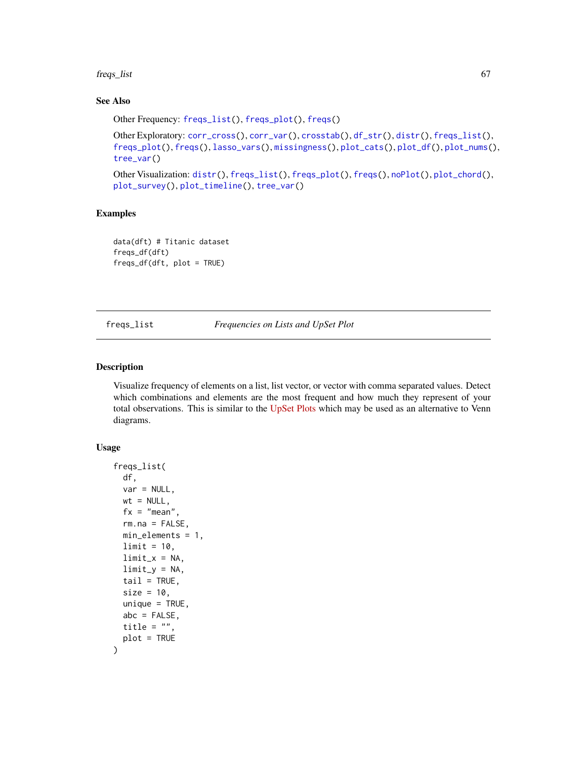### See Also

Other Frequency: freqs_list(), freqs_plot(), freqs()

Other Exploratory: corr_cross(), corr_var(), crosstab(), df_str(), distr(), freqs_list(), freqs_plot(), freqs(), lasso_vars(), missingness(), plot_cats(), plot_df(), plot_nums(), tree_var()

Other Visualization: distr(), freqs_list(), freqs_plot(), freqs(), noPlot(), plot_chord(), plot_survey(), plot_timeline(), tree_var()

### Examples

```
data(dft) # Titanic dataset
freqs_df(dft)
freqs_df(dft, plot = TRUE)
```

---

## freqs_list — *Frequencies on Lists and UpSet Plot*

### Description

Visualize frequency of elements on a list, list vector, or vector with comma separated values. Detect which combinations and elements are the most frequent and how much they represent of your total observations. This is similar to the UpSet Plots which may be used as an alternative to Venn diagrams.

### Usage

```
freqs_list(
  df,
  var = NULL,
  wt = NULL,
  fx = "mean",
  rm.na = FALSE,
  min_elements = 1,
  limit = 10,
  limit_x = NA,
  limit_y = NA,
  tail = TRUE,
  size = 10,
  unique = TRUE,
  abc = FALSE,
  title = "",
  plot = TRUE
)
```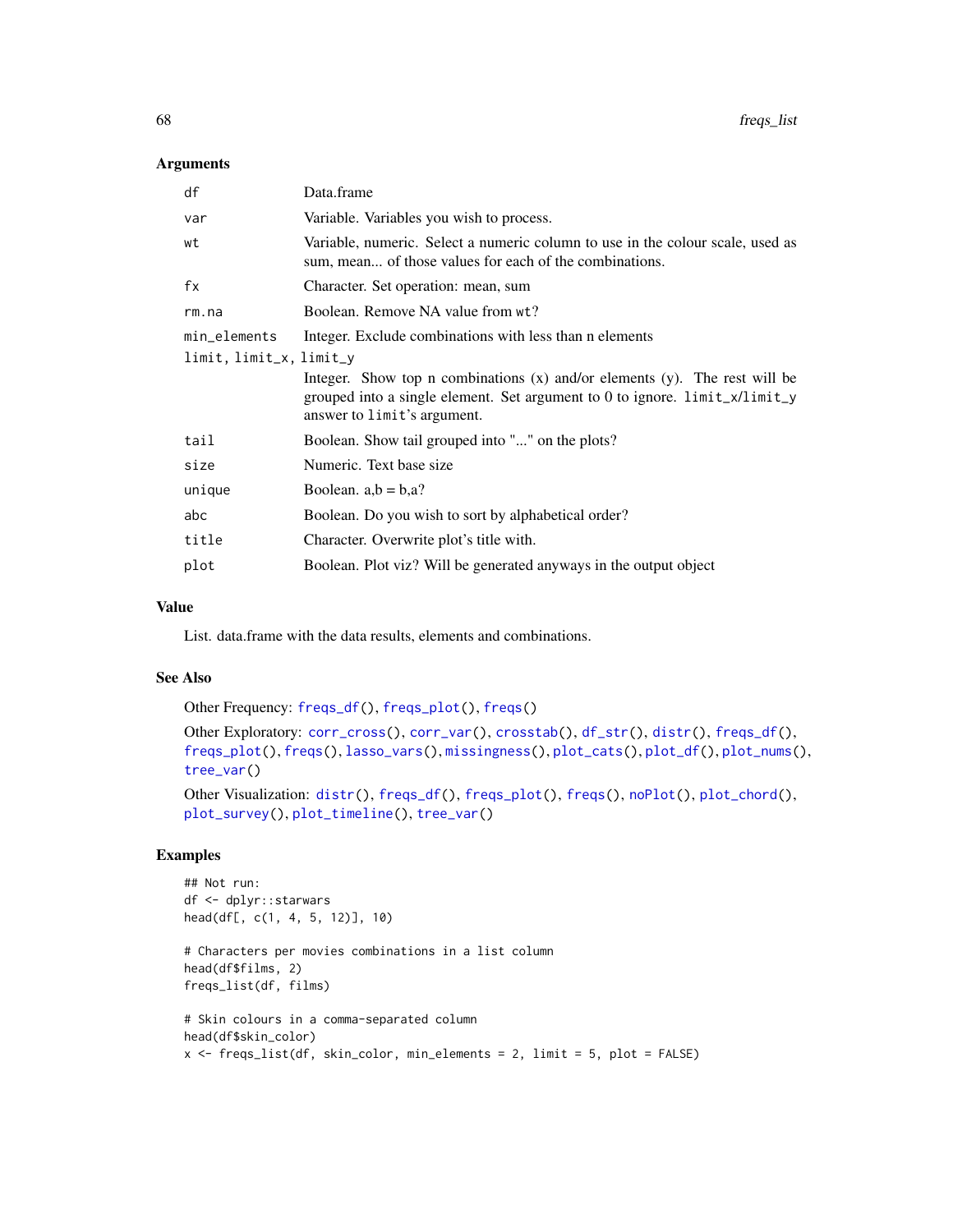## Arguments

| | |
|---|---|
| df | Data.frame |
| var | Variable. Variables you wish to process. |
| wt | Variable, numeric. Select a numeric column to use in the colour scale, used as sum, mean... of those values for each of the combinations. |
| fx | Character. Set operation: mean, sum |
| rm.na | Boolean. Remove NA value from wt? |
| min_elements | Integer. Exclude combinations with less than n elements |
| limit, limit_x, limit_y | Integer. Show top n combinations (x) and/or elements (y). The rest will be grouped into a single element. Set argument to 0 to ignore. limit_x/limit_y answer to limit's argument. |
| tail | Boolean. Show tail grouped into "..." on the plots? |
| size | Numeric. Text base size |
| unique | Boolean. a,b = b,a? |
| abc | Boolean. Do you wish to sort by alphabetical order? |
| title | Character. Overwrite plot's title with. |
| plot | Boolean. Plot viz? Will be generated anyways in the output object |

## Value

List. data.frame with the data results, elements and combinations.

## See Also

Other Frequency: freqs_df(), freqs_plot(), freqs()

Other Exploratory: corr_cross(), corr_var(), crosstab(), df_str(), distr(), freqs_df(), freqs_plot(), freqs(), lasso_vars(), missingness(), plot_cats(), plot_df(), plot_nums(), tree_var()

Other Visualization: distr(), freqs_df(), freqs_plot(), freqs(), noPlot(), plot_chord(), plot_survey(), plot_timeline(), tree_var()

## Examples

```
## Not run:
df <- dplyr::starwars
head(df[, c(1, 4, 5, 12)], 10)

# Characters per movies combinations in a list column
head(df$films, 2)
freqs_list(df, films)

# Skin colours in a comma-separated column
head(df$skin_color)
x <- freqs_list(df, skin_color, min_elements = 2, limit = 5, plot = FALSE)
```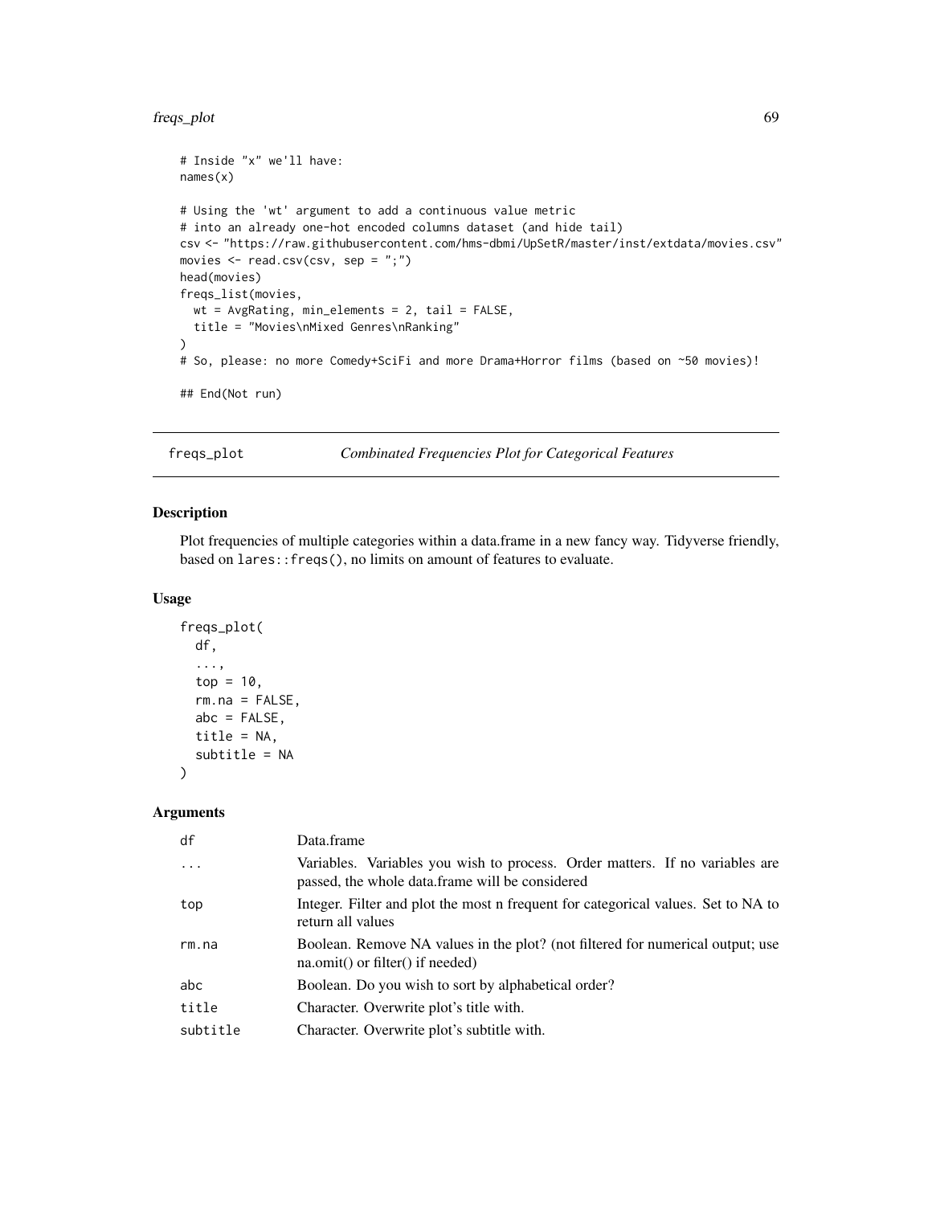```
# Inside "x" we'll have:
names(x)

# Using the 'wt' argument to add a continuous value metric
# into an already one-hot encoded columns dataset (and hide tail)
csv <- "https://raw.githubusercontent.com/hms-dbmi/UpSetR/master/inst/extdata/movies.csv"
movies <- read.csv(csv, sep = ";")
head(movies)
freqs_list(movies,
  wt = AvgRating, min_elements = 2, tail = FALSE,
  title = "Movies\nMixed Genres\nRanking"
)
# So, please: no more Comedy+SciFi and more Drama+Horror films (based on ~50 movies)!

## End(Not run)
```

---

## freqs_plot — *Combinated Frequencies Plot for Categorical Features*

---

### Description

Plot frequencies of multiple categories within a data.frame in a new fancy way. Tidyverse friendly, based on `lares::freqs()`, no limits on amount of features to evaluate.

### Usage

```
freqs_plot(
  df,
  ...,
  top = 10,
  rm.na = FALSE,
  abc = FALSE,
  title = NA,
  subtitle = NA
)
```

### Arguments

| | |
|---|---|
| `df` | Data.frame |
| `...` | Variables. Variables you wish to process. Order matters. If no variables are passed, the whole data.frame will be considered |
| `top` | Integer. Filter and plot the most n frequent for categorical values. Set to NA to return all values |
| `rm.na` | Boolean. Remove NA values in the plot? (not filtered for numerical output; use na.omit() or filter() if needed) |
| `abc` | Boolean. Do you wish to sort by alphabetical order? |
| `title` | Character. Overwrite plot's title with. |
| `subtitle` | Character. Overwrite plot's subtitle with. |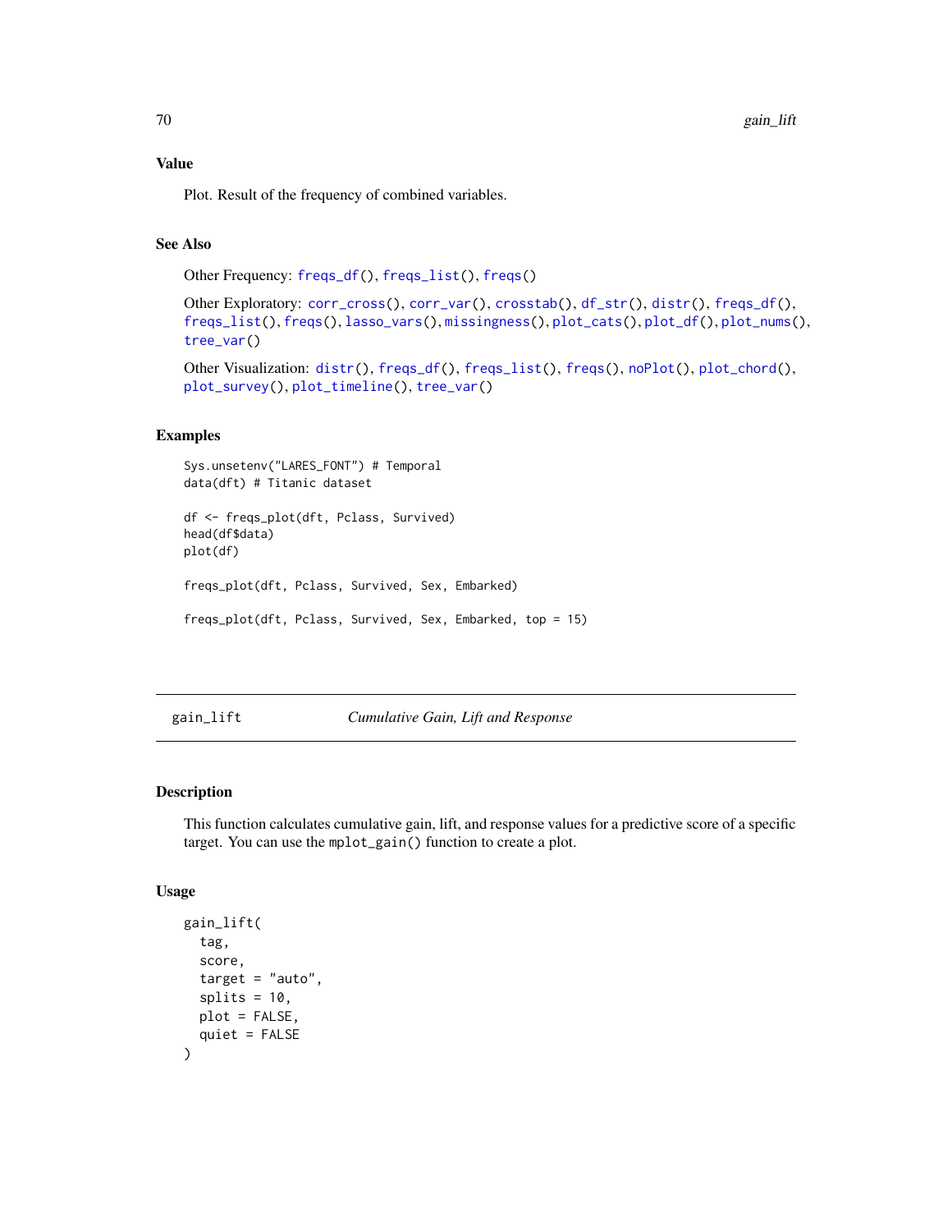### Value

Plot. Result of the frequency of combined variables.

### See Also

Other Frequency: freqs_df(), freqs_list(), freqs()

Other Exploratory: corr_cross(), corr_var(), crosstab(), df_str(), distr(), freqs_df(), freqs_list(), freqs(), lasso_vars(), missingness(), plot_cats(), plot_df(), plot_nums(), tree_var()

Other Visualization: distr(), freqs_df(), freqs_list(), freqs(), noPlot(), plot_chord(), plot_survey(), plot_timeline(), tree_var()

### Examples

```
Sys.unsetenv("LARES_FONT") # Temporal
data(dft) # Titanic dataset

df <- freqs_plot(dft, Pclass, Survived)
head(df$data)
plot(df)

freqs_plot(dft, Pclass, Survived, Sex, Embarked)

freqs_plot(dft, Pclass, Survived, Sex, Embarked, top = 15)
```

---

## gain_lift — *Cumulative Gain, Lift and Response*

### Description

This function calculates cumulative gain, lift, and response values for a predictive score of a specific target. You can use the mplot_gain() function to create a plot.

### Usage

```
gain_lift(
  tag,
  score,
  target = "auto",
  splits = 10,
  plot = FALSE,
  quiet = FALSE
)
```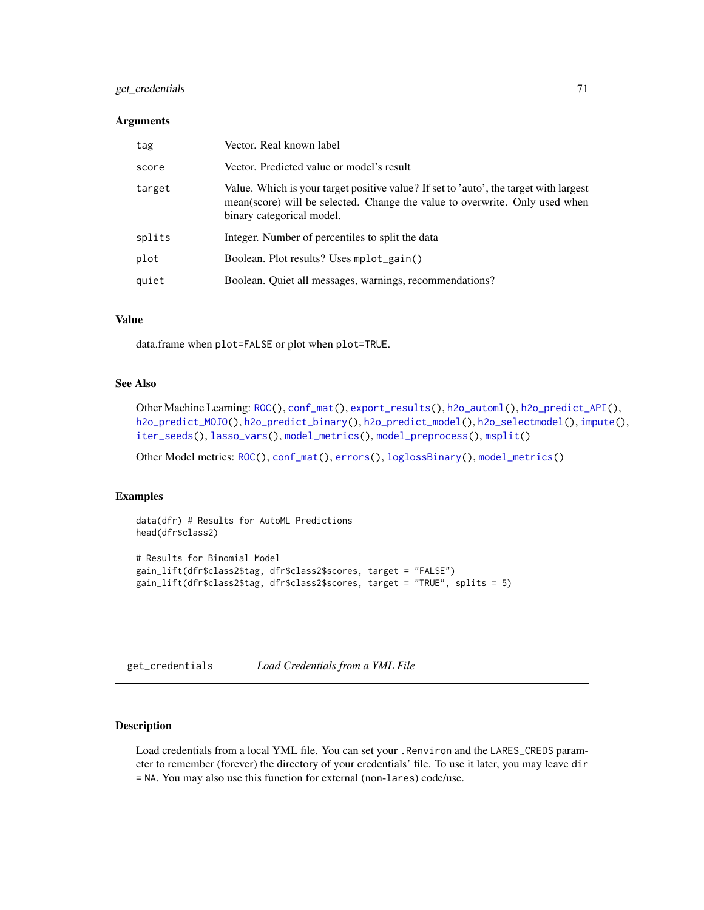### Arguments

| | |
|---|---|
| `tag` | Vector. Real known label |
| `score` | Vector. Predicted value or model's result |
| `target` | Value. Which is your target positive value? If set to 'auto', the target with largest mean(score) will be selected. Change the value to overwrite. Only used when binary categorical model. |
| `splits` | Integer. Number of percentiles to split the data |
| `plot` | Boolean. Plot results? Uses `mplot_gain()` |
| `quiet` | Boolean. Quiet all messages, warnings, recommendations? |

### Value

data.frame when `plot=FALSE` or plot when `plot=TRUE`.

### See Also

Other Machine Learning: `ROC()`, `conf_mat()`, `export_results()`, `h2o_automl()`, `h2o_predict_API()`, `h2o_predict_MOJO()`, `h2o_predict_binary()`, `h2o_predict_model()`, `h2o_selectmodel()`, `impute()`, `iter_seeds()`, `lasso_vars()`, `model_metrics()`, `model_preprocess()`, `msplit()`

Other Model metrics: `ROC()`, `conf_mat()`, `errors()`, `loglossBinary()`, `model_metrics()`

### Examples

```
data(dfr) # Results for AutoML Predictions
head(dfr$class2)

# Results for Binomial Model
gain_lift(dfr$class2$tag, dfr$class2$scores, target = "FALSE")
gain_lift(dfr$class2$tag, dfr$class2$scores, target = "TRUE", splits = 5)
```

---

## `get_credentials` *Load Credentials from a YML File*

### Description

Load credentials from a local YML file. You can set your `.Renviron` and the `LARES_CREDS` parameter to remember (forever) the directory of your credentials' file. To use it later, you may leave `dir = NA`. You may also use this function for external (non-`lares`) code/use.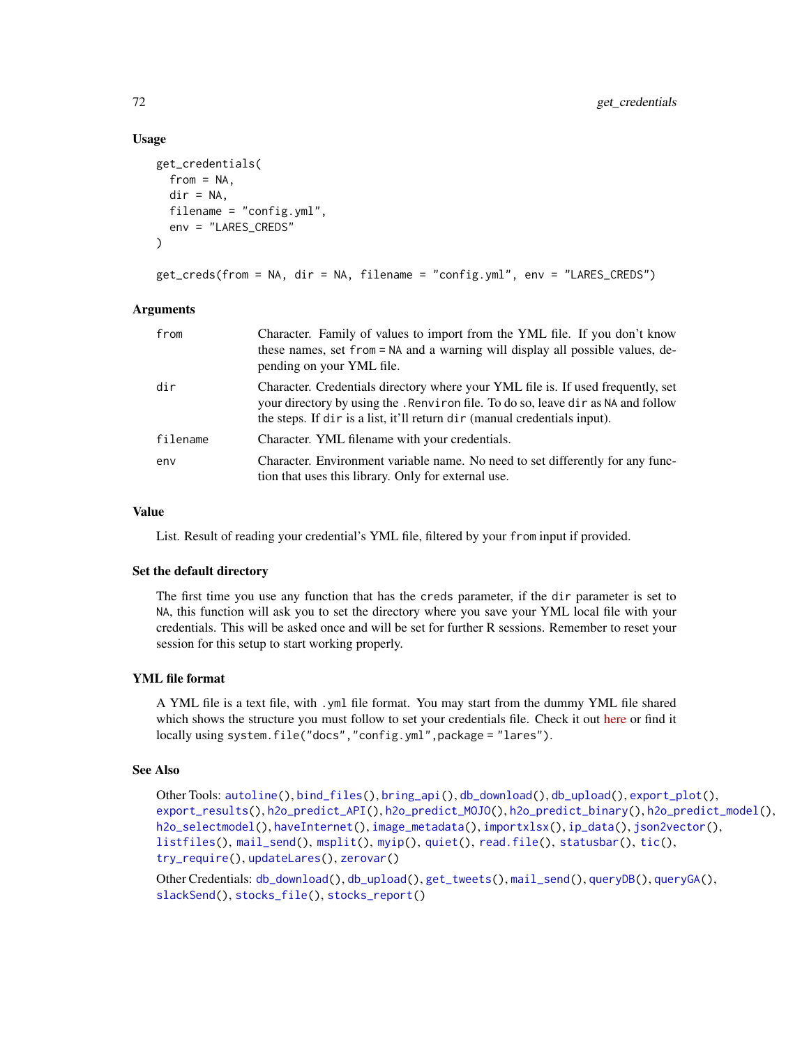### Usage

```
get_credentials(
  from = NA,
  dir = NA,
  filename = "config.yml",
  env = "LARES_CREDS"
)

get_creds(from = NA, dir = NA, filename = "config.yml", env = "LARES_CREDS")
```

### Arguments

| | |
|---|---|
| from | Character. Family of values to import from the YML file. If you don't know these names, set `from = NA` and a warning will display all possible values, depending on your YML file. |
| dir | Character. Credentials directory where your YML file is. If used frequently, set your directory by using the `.Renviron` file. To do so, leave `dir` as `NA` and follow the steps. If `dir` is a list, it'll return `dir` (manual credentials input). |
| filename | Character. YML filename with your credentials. |
| env | Character. Environment variable name. No need to set differently for any function that uses this library. Only for external use. |

### Value

List. Result of reading your credential's YML file, filtered by your `from` input if provided.

### Set the default directory

The first time you use any function that has the `creds` parameter, if the `dir` parameter is set to `NA`, this function will ask you to set the directory where you save your YML local file with your credentials. This will be asked once and will be set for further R sessions. Remember to reset your session for this setup to start working properly.

### YML file format

A YML file is a text file, with `.yml` file format. You may start from the dummy YML file shared which shows the structure you must follow to set your credentials file. Check it out here or find it locally using `system.file("docs","config.yml",package = "lares")`.

### See Also

Other Tools: `autoline()`, `bind_files()`, `bring_api()`, `db_download()`, `db_upload()`, `export_plot()`, `export_results()`, `h2o_predict_API()`, `h2o_predict_MOJO()`, `h2o_predict_binary()`, `h2o_predict_model()`, `h2o_selectmodel()`, `haveInternet()`, `image_metadata()`, `importxlsx()`, `ip_data()`, `json2vector()`, `listfiles()`, `mail_send()`, `msplit()`, `myip()`, `quiet()`, `read.file()`, `statusbar()`, `tic()`, `try_require()`, `updateLares()`, `zerovar()`

Other Credentials: `db_download()`, `db_upload()`, `get_tweets()`, `mail_send()`, `queryDB()`, `queryGA()`, `slackSend()`, `stocks_file()`, `stocks_report()`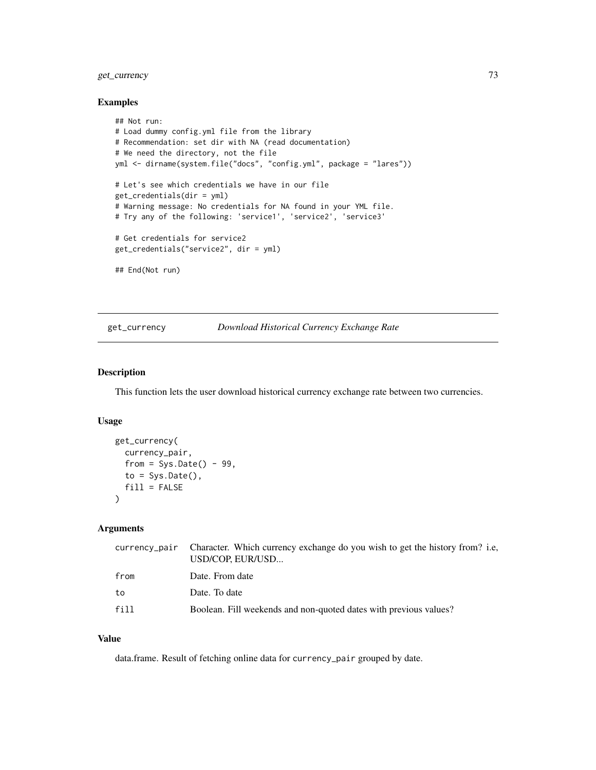## Examples

```
## Not run:
# Load dummy config.yml file from the library
# Recommendation: set dir with NA (read documentation)
# We need the directory, not the file
yml <- dirname(system.file("docs", "config.yml", package = "lares"))

# Let's see which credentials we have in our file
get_credentials(dir = yml)
# Warning message: No credentials for NA found in your YML file.
# Try any of the following: 'service1', 'service2', 'service3'

# Get credentials for service2
get_credentials("service2", dir = yml)

## End(Not run)
```

---

# get_currency *Download Historical Currency Exchange Rate*

## Description

This function lets the user download historical currency exchange rate between two currencies.

## Usage

```
get_currency(
  currency_pair,
  from = Sys.Date() - 99,
  to = Sys.Date(),
  fill = FALSE
)
```

## Arguments

| | |
|---|---|
| currency_pair | Character. Which currency exchange do you wish to get the history from? i.e, USD/COP, EUR/USD... |
| from | Date. From date |
| to | Date. To date |
| fill | Boolean. Fill weekends and non-quoted dates with previous values? |

## Value

data.frame. Result of fetching online data for `currency_pair` grouped by date.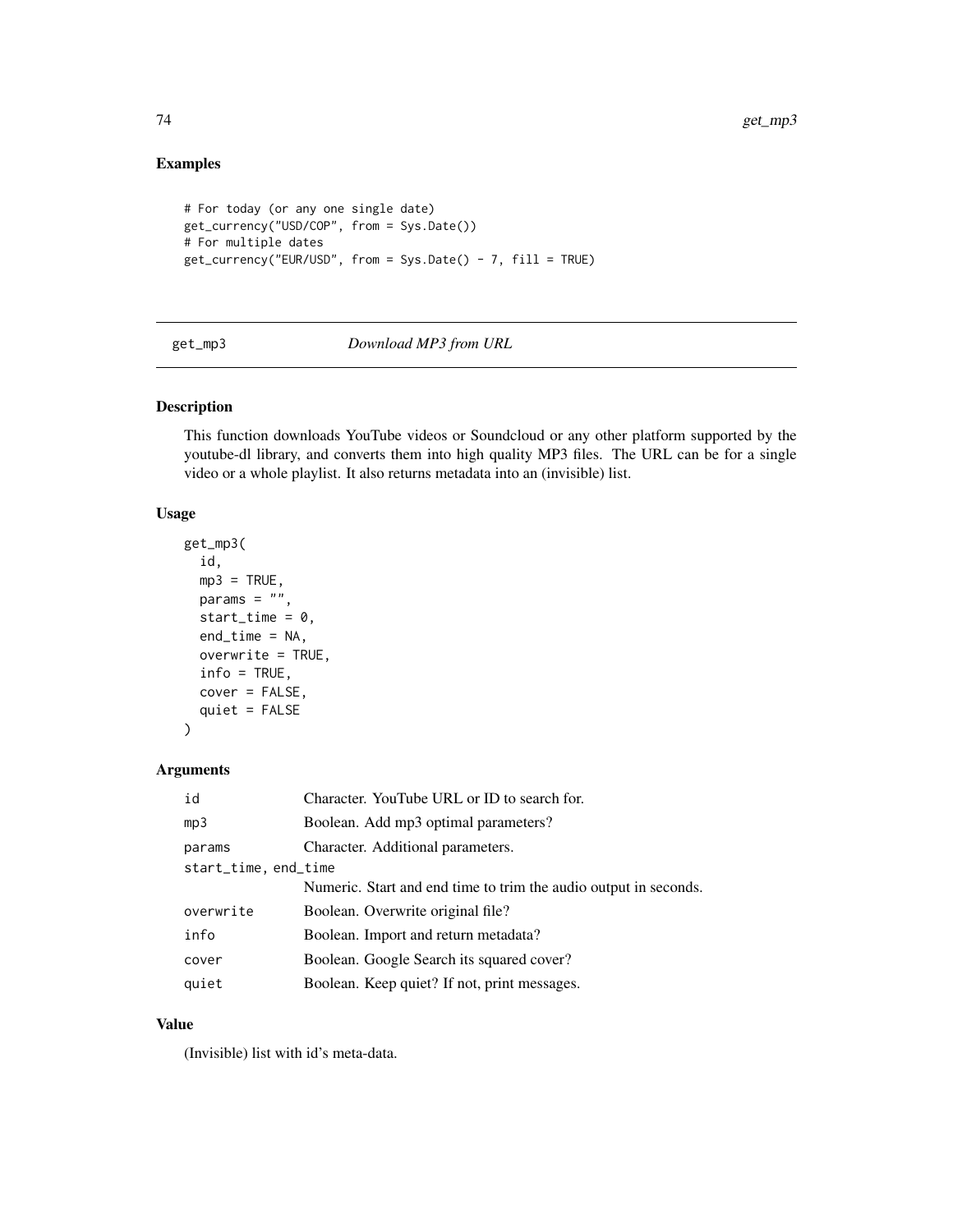## Examples

```
# For today (or any one single date)
get_currency("USD/COP", from = Sys.Date())
# For multiple dates
get_currency("EUR/USD", from = Sys.Date() - 7, fill = TRUE)
```

---

get_mp3 *Download MP3 from URL*

---

## Description

This function downloads YouTube videos or Soundcloud or any other platform supported by the youtube-dl library, and converts them into high quality MP3 files. The URL can be for a single video or a whole playlist. It also returns metadata into an (invisible) list.

## Usage

```
get_mp3(
  id,
  mp3 = TRUE,
  params = "",
  start_time = 0,
  end_time = NA,
  overwrite = TRUE,
  info = TRUE,
  cover = FALSE,
  quiet = FALSE
)
```

## Arguments

| | |
|---|---|
| id | Character. YouTube URL or ID to search for. |
| mp3 | Boolean. Add mp3 optimal parameters? |
| params | Character. Additional parameters. |
| start_time, end_time | Numeric. Start and end time to trim the audio output in seconds. |
| overwrite | Boolean. Overwrite original file? |
| info | Boolean. Import and return metadata? |
| cover | Boolean. Google Search its squared cover? |
| quiet | Boolean. Keep quiet? If not, print messages. |

## Value

(Invisible) list with id's meta-data.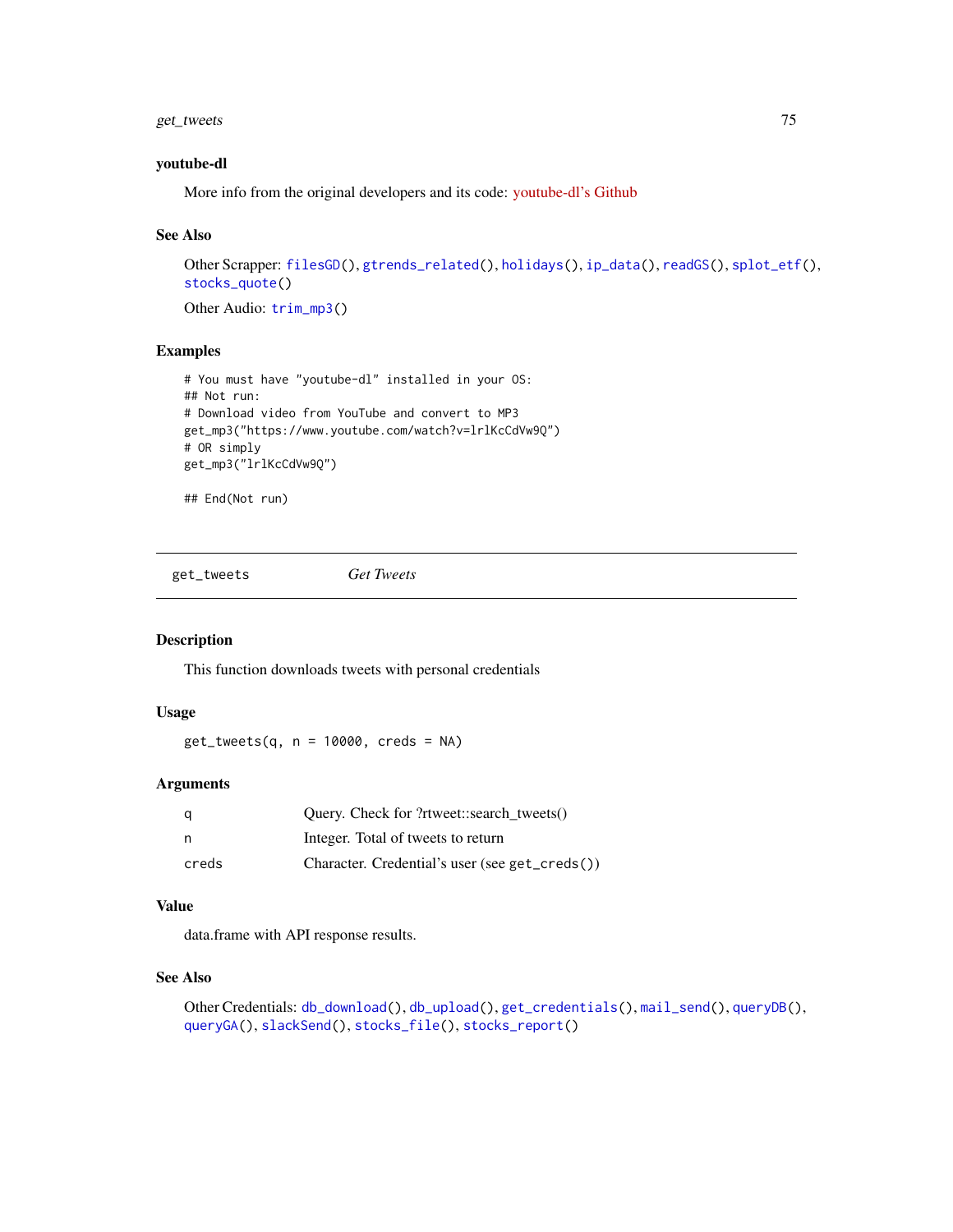### youtube-dl

More info from the original developers and its code: youtube-dl's Github

### See Also

Other Scrapper: `filesGD()`, `gtrends_related()`, `holidays()`, `ip_data()`, `readGS()`, `splot_etf()`, `stocks_quote()`

Other Audio: `trim_mp3()`

### Examples

```
# You must have "youtube-dl" installed in your OS:
## Not run:
# Download video from YouTube and convert to MP3
get_mp3("https://www.youtube.com/watch?v=lrlKcCdVw9Q")
# OR simply
get_mp3("lrlKcCdVw9Q")

## End(Not run)
```

---

## get_tweets *Get Tweets*

---

### Description

This function downloads tweets with personal credentials

### Usage

```
get_tweets(q, n = 10000, creds = NA)
```

### Arguments

| | |
|---|---|
| q | Query. Check for ?rtweet::search_tweets() |
| n | Integer. Total of tweets to return |
| creds | Character. Credential's user (see `get_creds()`) |

### Value

data.frame with API response results.

### See Also

Other Credentials: `db_download()`, `db_upload()`, `get_credentials()`, `mail_send()`, `queryDB()`, `queryGA()`, `slackSend()`, `stocks_file()`, `stocks_report()`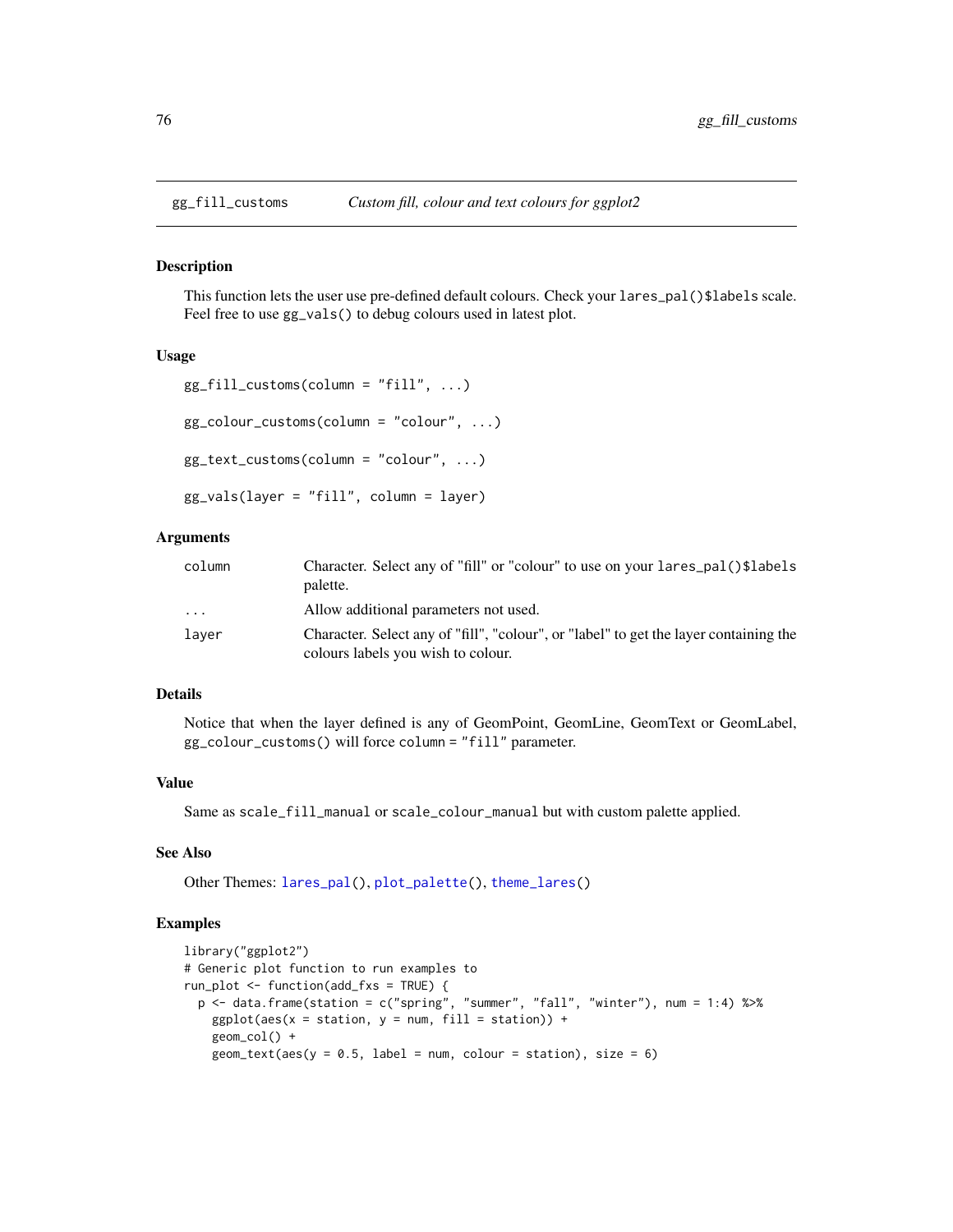## gg_fill_customs *Custom fill, colour and text colours for ggplot2*

### Description

This function lets the user use pre-defined default colours. Check your `lares_pal()$labels` scale. Feel free to use `gg_vals()` to debug colours used in latest plot.

### Usage

```
gg_fill_customs(column = "fill", ...)

gg_colour_customs(column = "colour", ...)

gg_text_customs(column = "colour", ...)

gg_vals(layer = "fill", column = layer)
```

### Arguments

| | |
|---|---|
| column | Character. Select any of "fill" or "colour" to use on your `lares_pal()$labels` palette. |
| ... | Allow additional parameters not used. |
| layer | Character. Select any of "fill", "colour", or "label" to get the layer containing the colours labels you wish to colour. |

### Details

Notice that when the layer defined is any of GeomPoint, GeomLine, GeomText or GeomLabel, `gg_colour_customs()` will force `column = "fill"` parameter.

### Value

Same as `scale_fill_manual` or `scale_colour_manual` but with custom palette applied.

### See Also

Other Themes: `lares_pal()`, `plot_palette()`, `theme_lares()`

### Examples

```
library("ggplot2")
# Generic plot function to run examples to
run_plot <- function(add_fxs = TRUE) {
  p <- data.frame(station = c("spring", "summer", "fall", "winter"), num = 1:4) %>%
    ggplot(aes(x = station, y = num, fill = station)) +
    geom_col() +
    geom_text(aes(y = 0.5, label = num, colour = station), size = 6)
```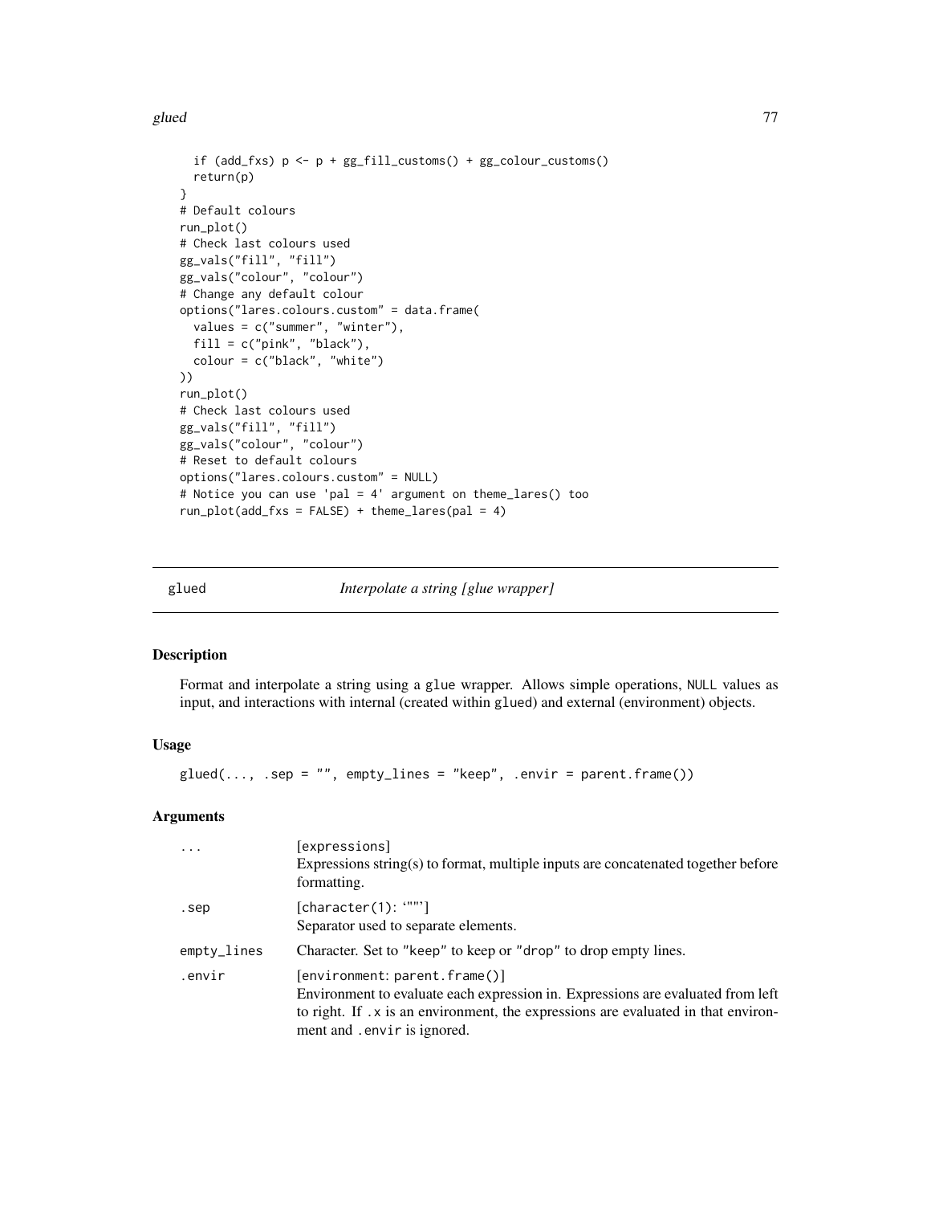```
  if (add_fxs) p <- p + gg_fill_customs() + gg_colour_customs()
  return(p)
}
# Default colours
run_plot()
# Check last colours used
gg_vals("fill", "fill")
gg_vals("colour", "colour")
# Change any default colour
options("lares.colours.custom" = data.frame(
  values = c("summer", "winter"),
  fill = c("pink", "black"),
  colour = c("black", "white")
))
run_plot()
# Check last colours used
gg_vals("fill", "fill")
gg_vals("colour", "colour")
# Reset to default colours
options("lares.colours.custom" = NULL)
# Notice you can use 'pal = 4' argument on theme_lares() too
run_plot(add_fxs = FALSE) + theme_lares(pal = 4)
```

---

## glued — *Interpolate a string [glue wrapper]*

### Description

Format and interpolate a string using a `glue` wrapper. Allows simple operations, `NULL` values as input, and interactions with internal (created within `glued`) and external (environment) objects.

### Usage

```
glued(..., .sep = "", empty_lines = "keep", .envir = parent.frame())
```

### Arguments

| | |
|---|---|
| `...` | [expressions] Expressions string(s) to format, multiple inputs are concatenated together before formatting. |
| `.sep` | [character(1): ‘""’] Separator used to separate elements. |
| `empty_lines` | Character. Set to `"keep"` to keep or `"drop"` to drop empty lines. |
| `.envir` | [environment: parent.frame()] Environment to evaluate each expression in. Expressions are evaluated from left to right. If `.x` is an environment, the expressions are evaluated in that environment and `.envir` is ignored. |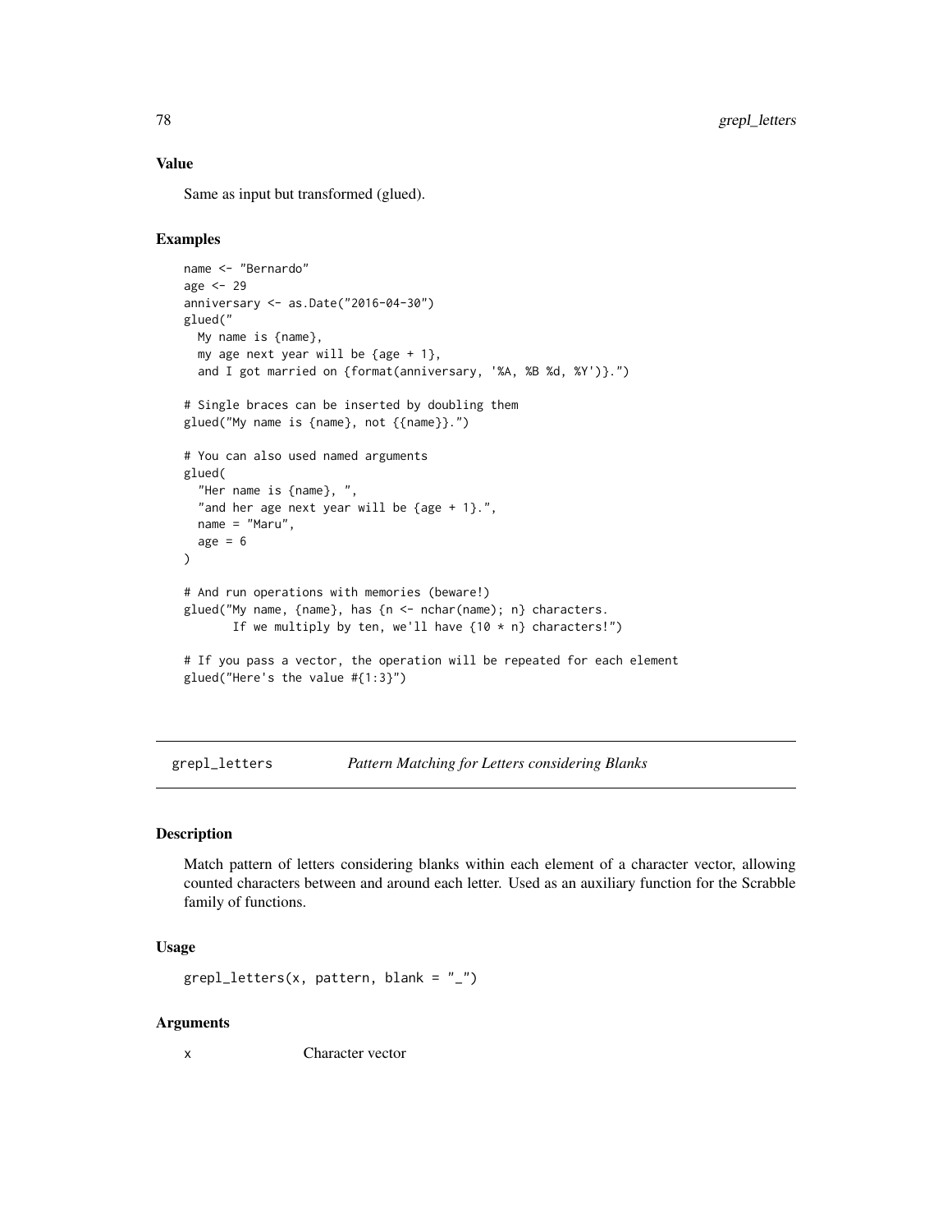### Value

Same as input but transformed (glued).

### Examples

```
name <- "Bernardo"
age <- 29
anniversary <- as.Date("2016-04-30")
glued("
  My name is {name},
  my age next year will be {age + 1},
  and I got married on {format(anniversary, '%A, %B %d, %Y')}.")

# Single braces can be inserted by doubling them
glued("My name is {name}, not {{name}}.")

# You can also used named arguments
glued(
  "Her name is {name}, ",
  "and her age next year will be {age + 1}.",
  name = "Maru",
  age = 6
)

# And run operations with memories (beware!)
glued("My name, {name}, has {n <- nchar(name); n} characters.
       If we multiply by ten, we'll have {10 * n} characters!")

# If you pass a vector, the operation will be repeated for each element
glued("Here's the value #{1:3}")
```

---

## grepl_letters *Pattern Matching for Letters considering Blanks*

### Description

Match pattern of letters considering blanks within each element of a character vector, allowing counted characters between and around each letter. Used as an auxiliary function for the Scrabble family of functions.

### Usage

```
grepl_letters(x, pattern, blank = "_")
```

### Arguments

x Character vector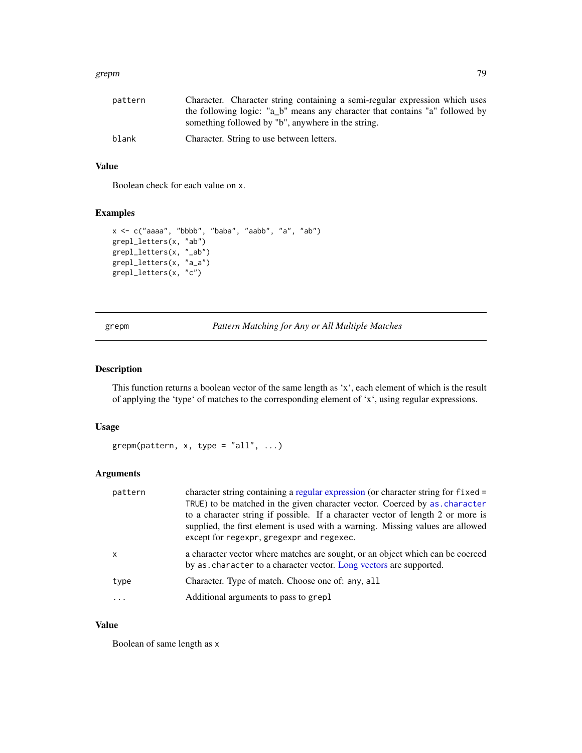| | |
|---|---|
| pattern | Character. Character string containing a semi-regular expression which uses the following logic: "a_b" means any character that contains "a" followed by something followed by "b", anywhere in the string. |
| blank | Character. String to use between letters. |

## Value

Boolean check for each value on x.

## Examples

```
x <- c("aaaa", "bbbb", "baba", "aabb", "a", "ab")
grepl_letters(x, "ab")
grepl_letters(x, "_ab")
grepl_letters(x, "a_a")
grepl_letters(x, "c")
```

---

# grepm — *Pattern Matching for Any or All Multiple Matches*

## Description

This function returns a boolean vector of the same length as 'x', each element of which is the result of applying the 'type' of matches to the corresponding element of 'x', using regular expressions.

## Usage

```
grepm(pattern, x, type = "all", ...)
```

## Arguments

| | |
|---|---|
| pattern | character string containing a regular expression (or character string for fixed = TRUE) to be matched in the given character vector. Coerced by as.character to a character string if possible. If a character vector of length 2 or more is supplied, the first element is used with a warning. Missing values are allowed except for regexpr, gregexpr and regexec. |
| x | a character vector where matches are sought, or an object which can be coerced by as.character to a character vector. Long vectors are supported. |
| type | Character. Type of match. Choose one of: any, all |
| ... | Additional arguments to pass to grepl |

## Value

Boolean of same length as x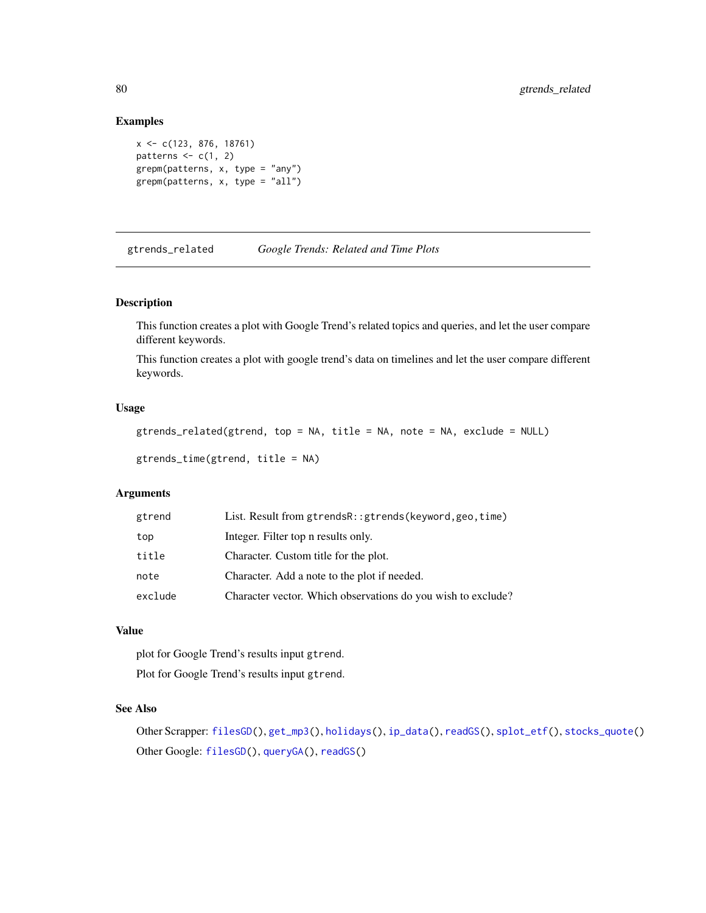## Examples

```
x <- c(123, 876, 18761)
patterns <- c(1, 2)
grepm(patterns, x, type = "any")
grepm(patterns, x, type = "all")
```

---

# gtrends_related — *Google Trends: Related and Time Plots*

---

## Description

This function creates a plot with Google Trend's related topics and queries, and let the user compare different keywords.

This function creates a plot with google trend's data on timelines and let the user compare different keywords.

## Usage

```
gtrends_related(gtrend, top = NA, title = NA, note = NA, exclude = NULL)

gtrends_time(gtrend, title = NA)
```

## Arguments

| | |
|---|---|
| `gtrend` | List. Result from `gtrendsR::gtrends(keyword,geo,time)` |
| `top` | Integer. Filter top n results only. |
| `title` | Character. Custom title for the plot. |
| `note` | Character. Add a note to the plot if needed. |
| `exclude` | Character vector. Which observations do you wish to exclude? |

## Value

plot for Google Trend's results input `gtrend`.

Plot for Google Trend's results input `gtrend`.

## See Also

Other Scrapper: `filesGD()`, `get_mp3()`, `holidays()`, `ip_data()`, `readGS()`, `splot_etf()`, `stocks_quote()`

Other Google: `filesGD()`, `queryGA()`, `readGS()`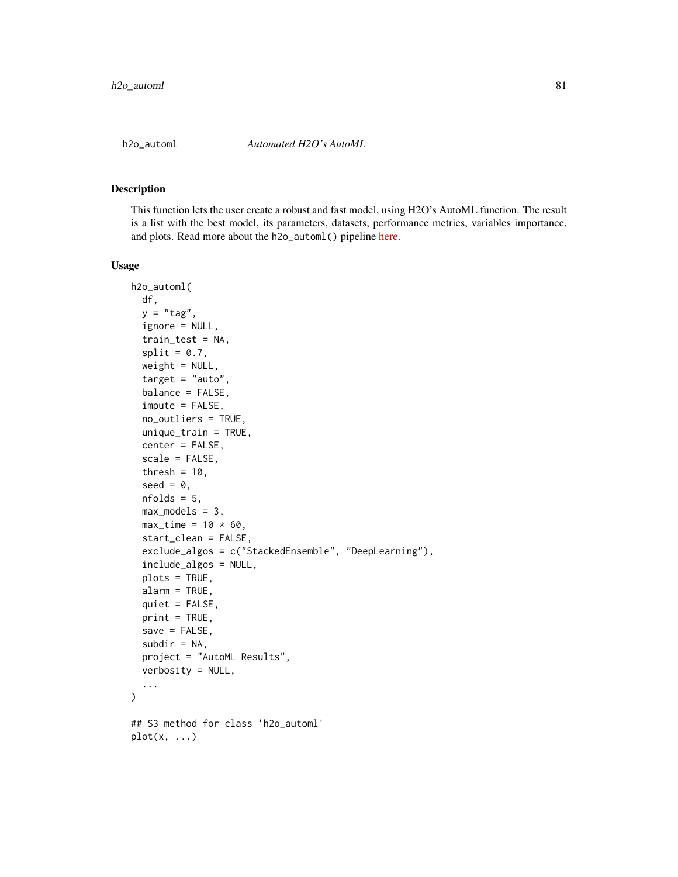h2o_automl *Automated H2O's AutoML*

## Description

This function lets the user create a robust and fast model, using H2O's AutoML function. The result is a list with the best model, its parameters, datasets, performance metrics, variables importance, and plots. Read more about the `h2o_automl()` pipeline here.

## Usage

```
h2o_automl(
  df,
  y = "tag",
  ignore = NULL,
  train_test = NA,
  split = 0.7,
  weight = NULL,
  target = "auto",
  balance = FALSE,
  impute = FALSE,
  no_outliers = TRUE,
  unique_train = TRUE,
  center = FALSE,
  scale = FALSE,
  thresh = 10,
  seed = 0,
  nfolds = 5,
  max_models = 3,
  max_time = 10 * 60,
  start_clean = FALSE,
  exclude_algos = c("StackedEnsemble", "DeepLearning"),
  include_algos = NULL,
  plots = TRUE,
  alarm = TRUE,
  quiet = FALSE,
  print = TRUE,
  save = FALSE,
  subdir = NA,
  project = "AutoML Results",
  verbosity = NULL,
  ...
)

## S3 method for class 'h2o_automl'
plot(x, ...)
```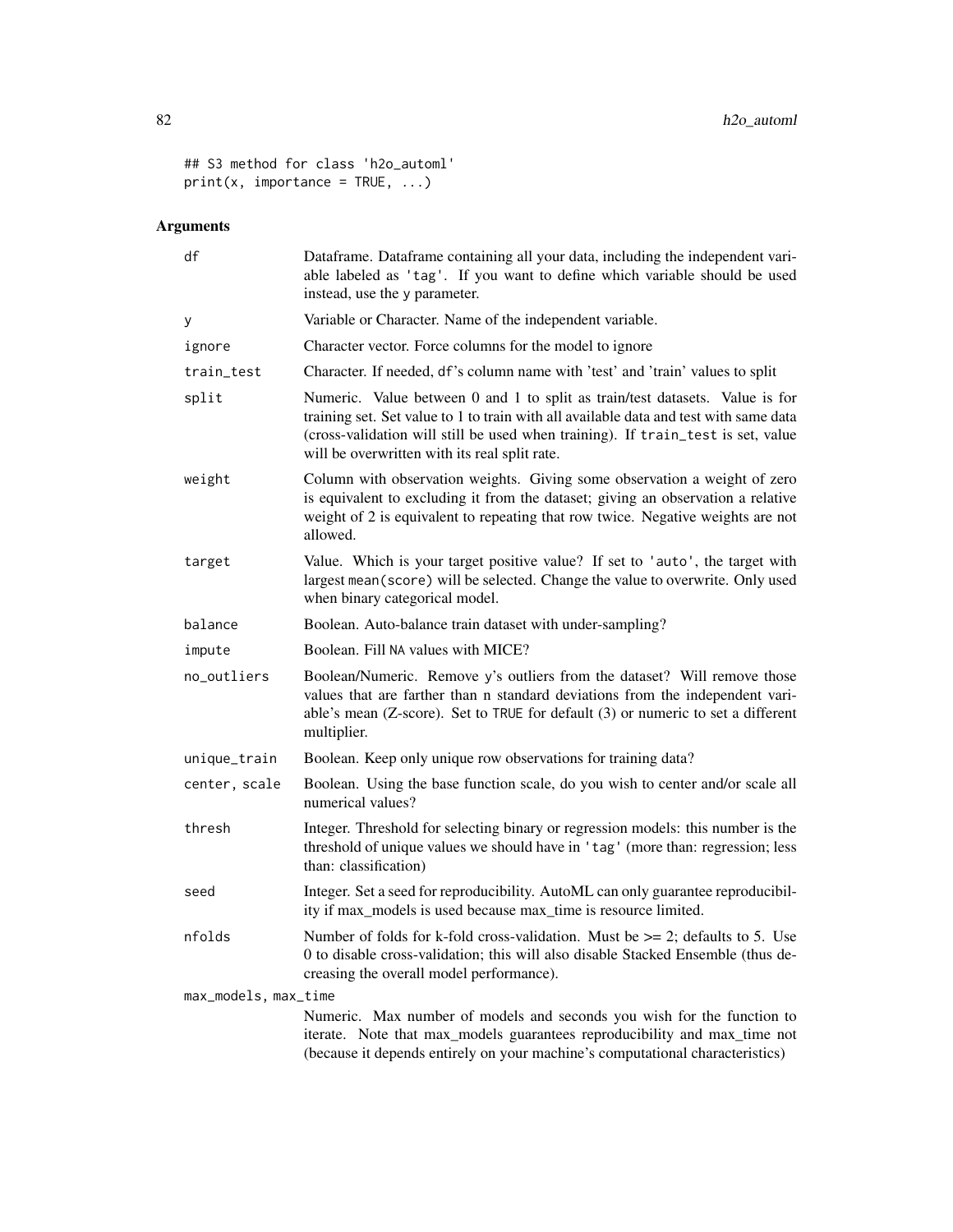```
## S3 method for class 'h2o_automl'
print(x, importance = TRUE, ...)
```

## Arguments

| Argument | Description |
| --- | --- |
| df | Dataframe. Dataframe containing all your data, including the independent variable labeled as 'tag'. If you want to define which variable should be used instead, use the y parameter. |
| y | Variable or Character. Name of the independent variable. |
| ignore | Character vector. Force columns for the model to ignore |
| train_test | Character. If needed, df's column name with 'test' and 'train' values to split |
| split | Numeric. Value between 0 and 1 to split as train/test datasets. Value is for training set. Set value to 1 to train with all available data and test with same data (cross-validation will still be used when training). If train_test is set, value will be overwritten with its real split rate. |
| weight | Column with observation weights. Giving some observation a weight of zero is equivalent to excluding it from the dataset; giving an observation a relative weight of 2 is equivalent to repeating that row twice. Negative weights are not allowed. |
| target | Value. Which is your target positive value? If set to 'auto', the target with largest mean(score) will be selected. Change the value to overwrite. Only used when binary categorical model. |
| balance | Boolean. Auto-balance train dataset with under-sampling? |
| impute | Boolean. Fill NA values with MICE? |
| no_outliers | Boolean/Numeric. Remove y's outliers from the dataset? Will remove those values that are farther than n standard deviations from the independent variable's mean (Z-score). Set to TRUE for default (3) or numeric to set a different multiplier. |
| unique_train | Boolean. Keep only unique row observations for training data? |
| center, scale | Boolean. Using the base function scale, do you wish to center and/or scale all numerical values? |
| thresh | Integer. Threshold for selecting binary or regression models: this number is the threshold of unique values we should have in 'tag' (more than: regression; less than: classification) |
| seed | Integer. Set a seed for reproducibility. AutoML can only guarantee reproducibility if max_models is used because max_time is resource limited. |
| nfolds | Number of folds for k-fold cross-validation. Must be >= 2; defaults to 5. Use 0 to disable cross-validation; this will also disable Stacked Ensemble (thus decreasing the overall model performance). |
| max_models, max_time | Numeric. Max number of models and seconds you wish for the function to iterate. Note that max_models guarantees reproducibility and max_time not (because it depends entirely on your machine's computational characteristics) |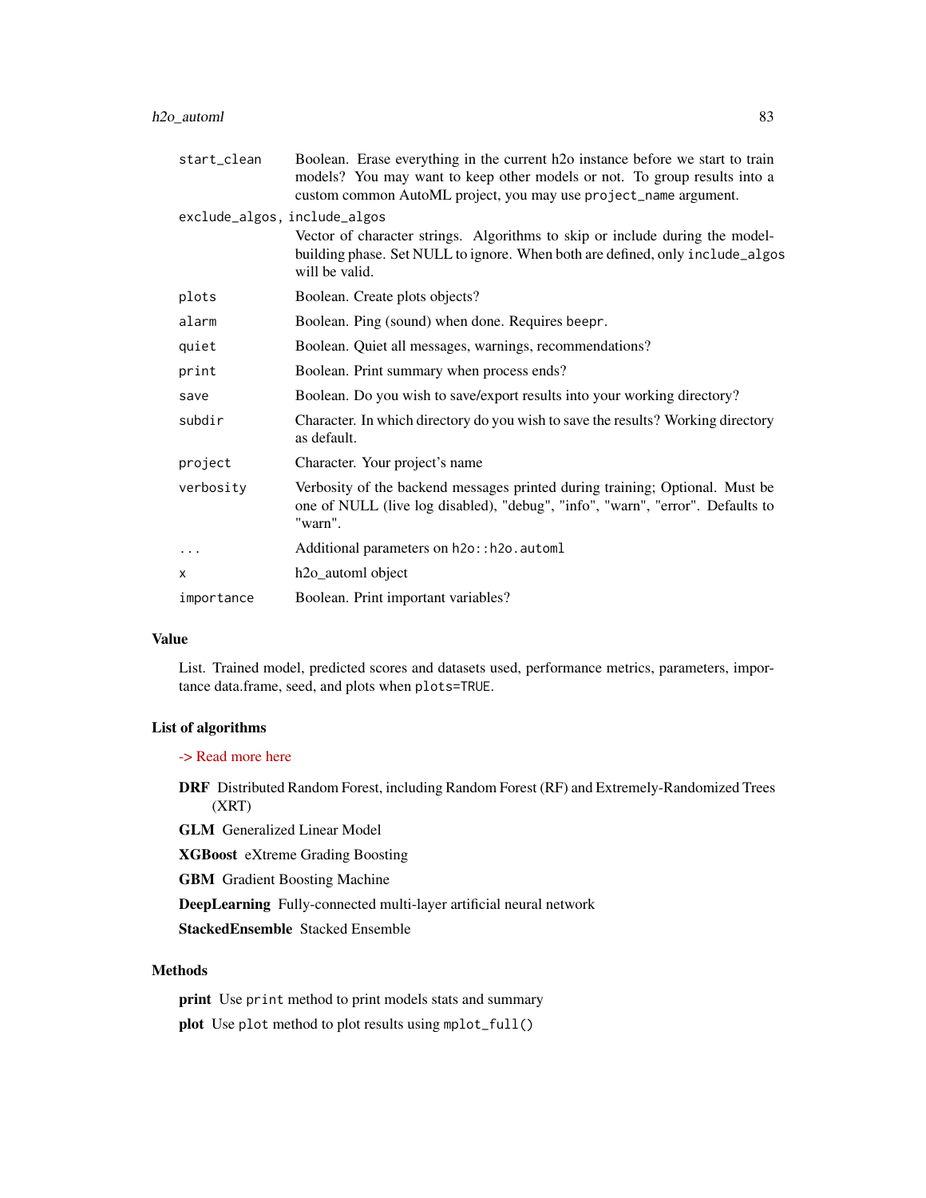| | |
|---|---|
| `start_clean` | Boolean. Erase everything in the current h2o instance before we start to train models? You may want to keep other models or not. To group results into a custom common AutoML project, you may use `project_name` argument. |
| `exclude_algos, include_algos` | Vector of character strings. Algorithms to skip or include during the model-building phase. Set NULL to ignore. When both are defined, only `include_algos` will be valid. |
| `plots` | Boolean. Create plots objects? |
| `alarm` | Boolean. Ping (sound) when done. Requires `beepr`. |
| `quiet` | Boolean. Quiet all messages, warnings, recommendations? |
| `print` | Boolean. Print summary when process ends? |
| `save` | Boolean. Do you wish to save/export results into your working directory? |
| `subdir` | Character. In which directory do you wish to save the results? Working directory as default. |
| `project` | Character. Your project's name |
| `verbosity` | Verbosity of the backend messages printed during training; Optional. Must be one of NULL (live log disabled), "debug", "info", "warn", "error". Defaults to "warn". |
| `...` | Additional parameters on `h2o::h2o.automl` |
| `x` | h2o_automl object |
| `importance` | Boolean. Print important variables? |

## Value

List. Trained model, predicted scores and datasets used, performance metrics, parameters, importance data.frame, seed, and plots when `plots=TRUE`.

## List of algorithms

-> Read more here

**DRF** Distributed Random Forest, including Random Forest (RF) and Extremely-Randomized Trees (XRT)

**GLM** Generalized Linear Model

**XGBoost** eXtreme Grading Boosting

**GBM** Gradient Boosting Machine

**DeepLearning** Fully-connected multi-layer artificial neural network

**StackedEnsemble** Stacked Ensemble

## Methods

**print** Use `print` method to print models stats and summary

**plot** Use `plot` method to plot results using `mplot_full()`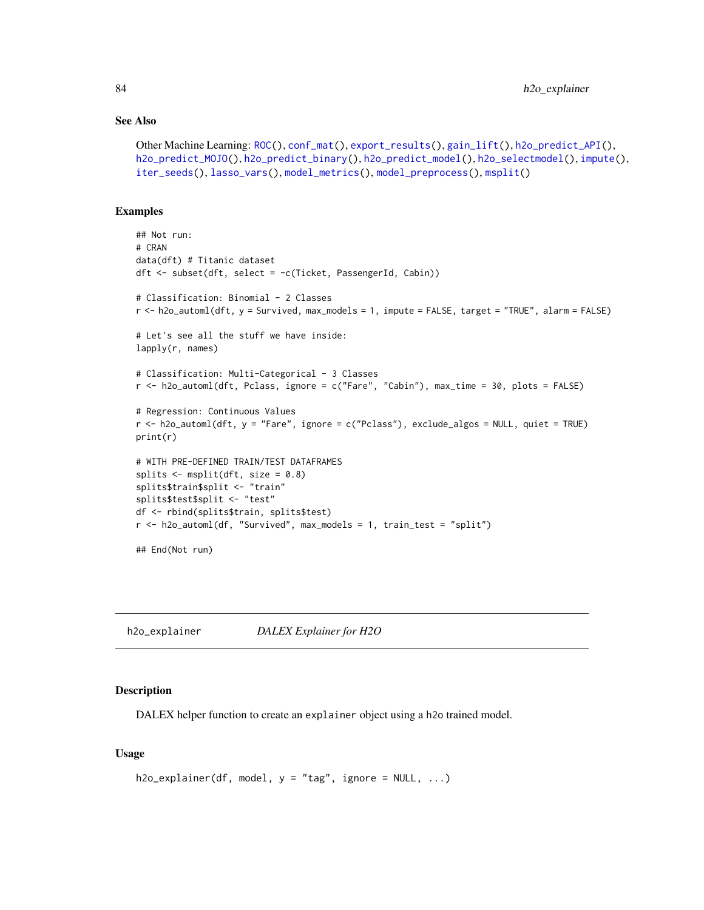### See Also

Other Machine Learning: ROC(), conf_mat(), export_results(), gain_lift(), h2o_predict_API(), h2o_predict_MOJO(), h2o_predict_binary(), h2o_predict_model(), h2o_selectmodel(), impute(), iter_seeds(), lasso_vars(), model_metrics(), model_preprocess(), msplit()

### Examples

```
## Not run:
# CRAN
data(dft) # Titanic dataset
dft <- subset(dft, select = -c(Ticket, PassengerId, Cabin))

# Classification: Binomial - 2 Classes
r <- h2o_automl(dft, y = Survived, max_models = 1, impute = FALSE, target = "TRUE", alarm = FALSE)

# Let's see all the stuff we have inside:
lapply(r, names)

# Classification: Multi-Categorical - 3 Classes
r <- h2o_automl(dft, Pclass, ignore = c("Fare", "Cabin"), max_time = 30, plots = FALSE)

# Regression: Continuous Values
r <- h2o_automl(dft, y = "Fare", ignore = c("Pclass"), exclude_algos = NULL, quiet = TRUE)
print(r)

# WITH PRE-DEFINED TRAIN/TEST DATAFRAMES
splits <- msplit(dft, size = 0.8)
splits$train$split <- "train"
splits$test$split <- "test"
df <- rbind(splits$train, splits$test)
r <- h2o_automl(df, "Survived", max_models = 1, train_test = "split")

## End(Not run)
```

---

## h2o_explainer    *DALEX Explainer for H2O*

---

### Description

DALEX helper function to create an explainer object using a h2o trained model.

### Usage

```
h2o_explainer(df, model, y = "tag", ignore = NULL, ...)
```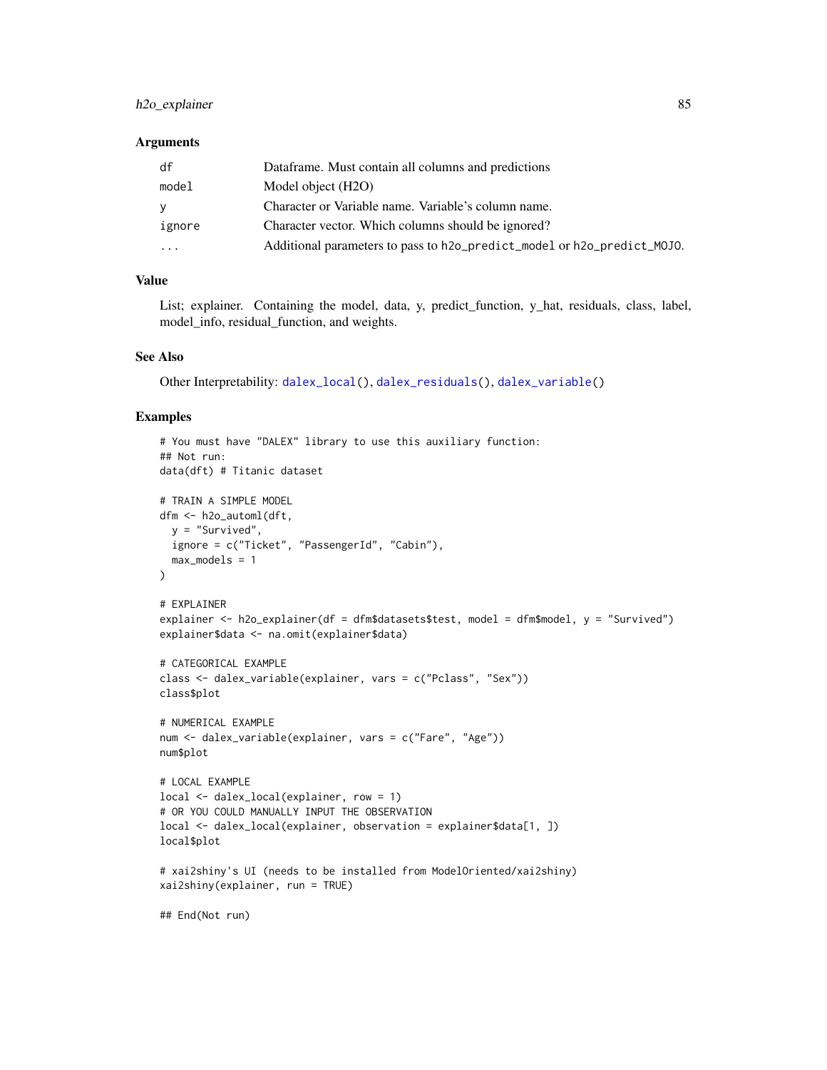### Arguments

| | |
|---|---|
| df | Dataframe. Must contain all columns and predictions |
| model | Model object (H2O) |
| y | Character or Variable name. Variable's column name. |
| ignore | Character vector. Which columns should be ignored? |
| ... | Additional parameters to pass to h2o_predict_model or h2o_predict_MOJO. |

### Value

List; explainer. Containing the model, data, y, predict_function, y_hat, residuals, class, label, model_info, residual_function, and weights.

### See Also

Other Interpretability: dalex_local(), dalex_residuals(), dalex_variable()

### Examples

```
# You must have "DALEX" library to use this auxiliary function:
## Not run:
data(dft) # Titanic dataset

# TRAIN A SIMPLE MODEL
dfm <- h2o_automl(dft,
  y = "Survived",
  ignore = c("Ticket", "PassengerId", "Cabin"),
  max_models = 1
)

# EXPLAINER
explainer <- h2o_explainer(df = dfm$datasets$test, model = dfm$model, y = "Survived")
explainer$data <- na.omit(explainer$data)

# CATEGORICAL EXAMPLE
class <- dalex_variable(explainer, vars = c("Pclass", "Sex"))
class$plot

# NUMERICAL EXAMPLE
num <- dalex_variable(explainer, vars = c("Fare", "Age"))
num$plot

# LOCAL EXAMPLE
local <- dalex_local(explainer, row = 1)
# OR YOU COULD MANUALLY INPUT THE OBSERVATION
local <- dalex_local(explainer, observation = explainer$data[1, ])
local$plot

# xai2shiny's UI (needs to be installed from ModelOriented/xai2shiny)
xai2shiny(explainer, run = TRUE)

## End(Not run)
```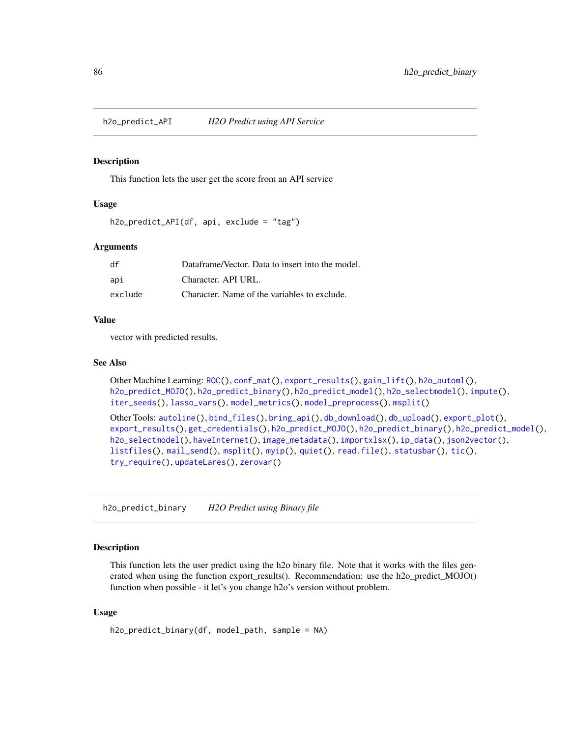## h2o_predict_API *H2O Predict using API Service*

### Description

This function lets the user get the score from an API service

### Usage

```
h2o_predict_API(df, api, exclude = "tag")
```

### Arguments

| | |
|---|---|
| df | Dataframe/Vector. Data to insert into the model. |
| api | Character. API URL. |
| exclude | Character. Name of the variables to exclude. |

### Value

vector with predicted results.

### See Also

Other Machine Learning: ROC(), conf_mat(), export_results(), gain_lift(), h2o_automl(), h2o_predict_MOJO(), h2o_predict_binary(), h2o_predict_model(), h2o_selectmodel(), impute(), iter_seeds(), lasso_vars(), model_metrics(), model_preprocess(), msplit()

Other Tools: autoline(), bind_files(), bring_api(), db_download(), db_upload(), export_plot(), export_results(), get_credentials(), h2o_predict_MOJO(), h2o_predict_binary(), h2o_predict_model(), h2o_selectmodel(), haveInternet(), image_metadata(), importxlsx(), ip_data(), json2vector(), listfiles(), mail_send(), msplit(), myip(), quiet(), read.file(), statusbar(), tic(), try_require(), updateLares(), zerovar()

## h2o_predict_binary *H2O Predict using Binary file*

### Description

This function lets the user predict using the h2o binary file. Note that it works with the files generated when using the function export_results(). Recommendation: use the h2o_predict_MOJO() function when possible - it let's you change h2o's version without problem.

### Usage

```
h2o_predict_binary(df, model_path, sample = NA)
```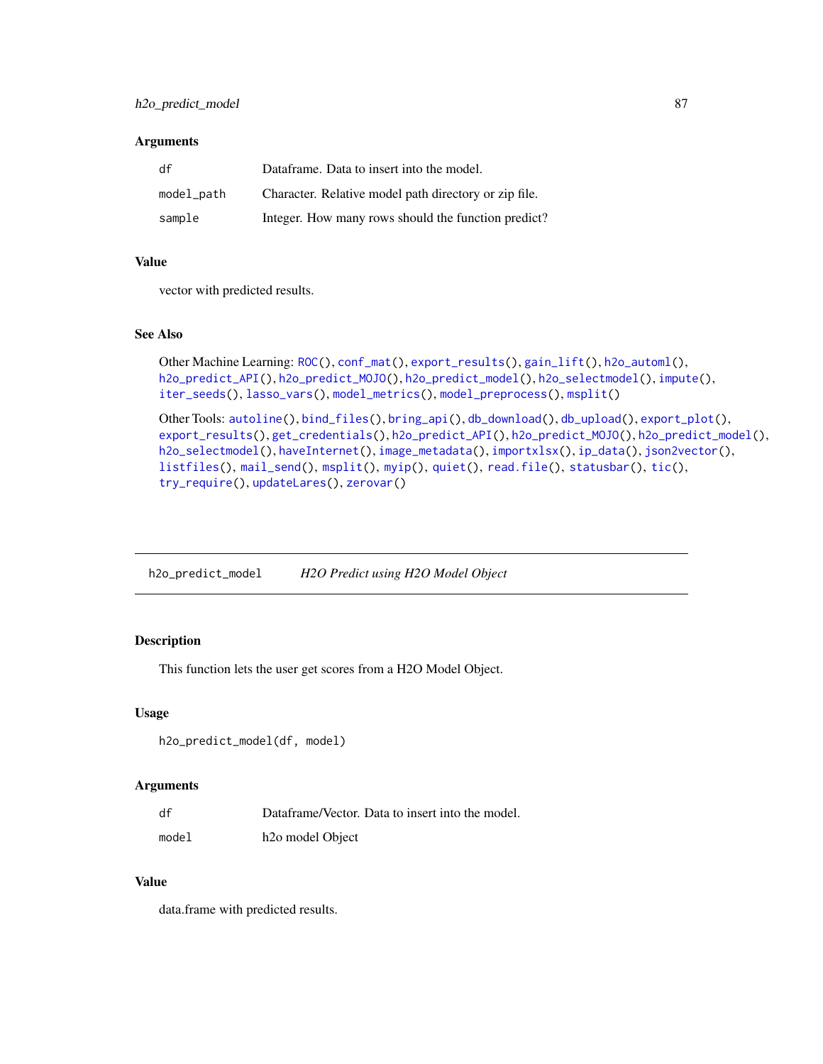### Arguments

| | |
|---|---|
| `df` | Dataframe. Data to insert into the model. |
| `model_path` | Character. Relative model path directory or zip file. |
| `sample` | Integer. How many rows should the function predict? |

### Value

vector with predicted results.

### See Also

Other Machine Learning: `ROC()`, `conf_mat()`, `export_results()`, `gain_lift()`, `h2o_automl()`, `h2o_predict_API()`, `h2o_predict_MOJO()`, `h2o_predict_model()`, `h2o_selectmodel()`, `impute()`, `iter_seeds()`, `lasso_vars()`, `model_metrics()`, `model_preprocess()`, `msplit()`

Other Tools: `autoline()`, `bind_files()`, `bring_api()`, `db_download()`, `db_upload()`, `export_plot()`, `export_results()`, `get_credentials()`, `h2o_predict_API()`, `h2o_predict_MOJO()`, `h2o_predict_model()`, `h2o_selectmodel()`, `haveInternet()`, `image_metadata()`, `importxlsx()`, `ip_data()`, `json2vector()`, `listfiles()`, `mail_send()`, `msplit()`, `myip()`, `quiet()`, `read.file()`, `statusbar()`, `tic()`, `try_require()`, `updateLares()`, `zerovar()`

---

## `h2o_predict_model` *H2O Predict using H2O Model Object*

---

### Description

This function lets the user get scores from a H2O Model Object.

### Usage

```
h2o_predict_model(df, model)
```

### Arguments

| | |
|---|---|
| `df` | Dataframe/Vector. Data to insert into the model. |
| `model` | h2o model Object |

### Value

data.frame with predicted results.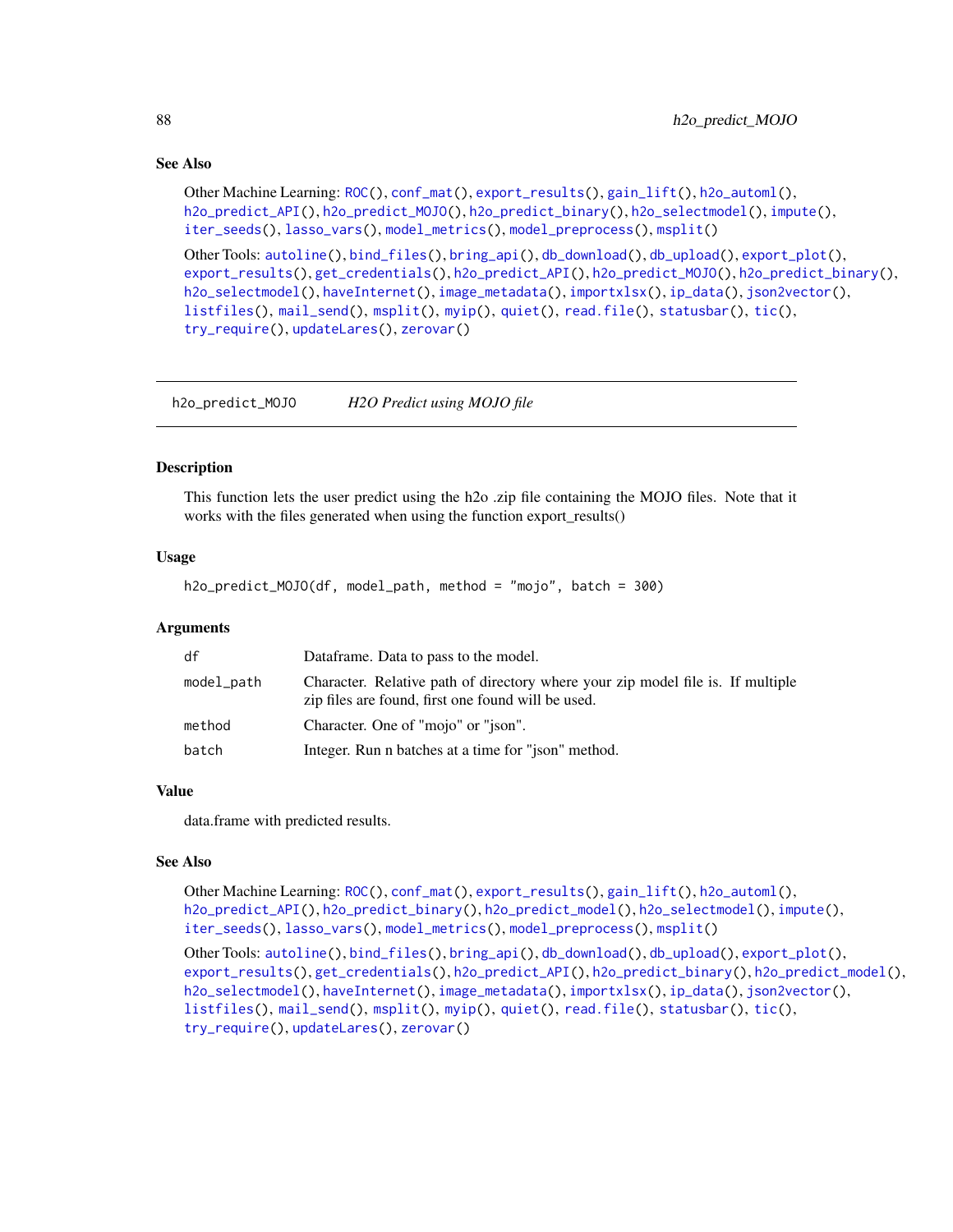## See Also

Other Machine Learning: `ROC()`, `conf_mat()`, `export_results()`, `gain_lift()`, `h2o_automl()`, `h2o_predict_API()`, `h2o_predict_MOJO()`, `h2o_predict_binary()`, `h2o_selectmodel()`, `impute()`, `iter_seeds()`, `lasso_vars()`, `model_metrics()`, `model_preprocess()`, `msplit()`

Other Tools: `autoline()`, `bind_files()`, `bring_api()`, `db_download()`, `db_upload()`, `export_plot()`, `export_results()`, `get_credentials()`, `h2o_predict_API()`, `h2o_predict_MOJO()`, `h2o_predict_binary()`, `h2o_selectmodel()`, `haveInternet()`, `image_metadata()`, `importxlsx()`, `ip_data()`, `json2vector()`, `listfiles()`, `mail_send()`, `msplit()`, `myip()`, `quiet()`, `read.file()`, `statusbar()`, `tic()`, `try_require()`, `updateLares()`, `zerovar()`

---

# h2o_predict_MOJO — *H2O Predict using MOJO file*

---

## Description

This function lets the user predict using the h2o .zip file containing the MOJO files. Note that it works with the files generated when using the function export_results()

## Usage

```
h2o_predict_MOJO(df, model_path, method = "mojo", batch = 300)
```

## Arguments

| | |
|---|---|
| `df` | Dataframe. Data to pass to the model. |
| `model_path` | Character. Relative path of directory where your zip model file is. If multiple zip files are found, first one found will be used. |
| `method` | Character. One of "mojo" or "json". |
| `batch` | Integer. Run n batches at a time for "json" method. |

## Value

data.frame with predicted results.

## See Also

Other Machine Learning: `ROC()`, `conf_mat()`, `export_results()`, `gain_lift()`, `h2o_automl()`, `h2o_predict_API()`, `h2o_predict_binary()`, `h2o_predict_model()`, `h2o_selectmodel()`, `impute()`, `iter_seeds()`, `lasso_vars()`, `model_metrics()`, `model_preprocess()`, `msplit()`

Other Tools: `autoline()`, `bind_files()`, `bring_api()`, `db_download()`, `db_upload()`, `export_plot()`, `export_results()`, `get_credentials()`, `h2o_predict_API()`, `h2o_predict_binary()`, `h2o_predict_model()`, `h2o_selectmodel()`, `haveInternet()`, `image_metadata()`, `importxlsx()`, `ip_data()`, `json2vector()`, `listfiles()`, `mail_send()`, `msplit()`, `myip()`, `quiet()`, `read.file()`, `statusbar()`, `tic()`, `try_require()`, `updateLares()`, `zerovar()`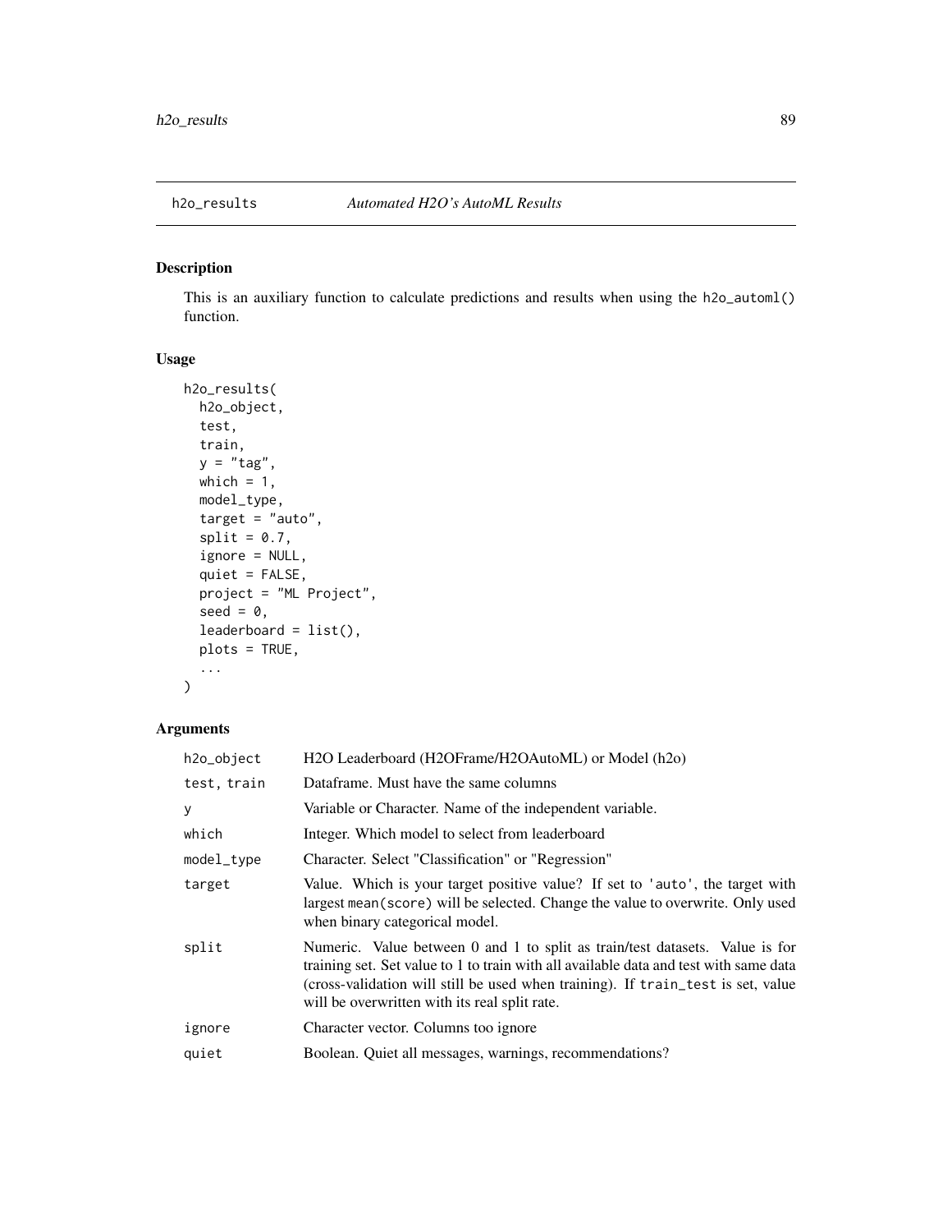## h2o_results    *Automated H2O's AutoML Results*

### Description

This is an auxiliary function to calculate predictions and results when using the h2o_automl() function.

### Usage

```
h2o_results(
  h2o_object,
  test,
  train,
  y = "tag",
  which = 1,
  model_type,
  target = "auto",
  split = 0.7,
  ignore = NULL,
  quiet = FALSE,
  project = "ML Project",
  seed = 0,
  leaderboard = list(),
  plots = TRUE,
  ...
)
```

### Arguments

| | |
|---|---|
| h2o_object | H2O Leaderboard (H2OFrame/H2OAutoML) or Model (h2o) |
| test, train | Dataframe. Must have the same columns |
| y | Variable or Character. Name of the independent variable. |
| which | Integer. Which model to select from leaderboard |
| model_type | Character. Select "Classification" or "Regression" |
| target | Value. Which is your target positive value? If set to 'auto', the target with largest mean(score) will be selected. Change the value to overwrite. Only used when binary categorical model. |
| split | Numeric. Value between 0 and 1 to split as train/test datasets. Value is for training set. Set value to 1 to train with all available data and test with same data (cross-validation will still be used when training). If train_test is set, value will be overwritten with its real split rate. |
| ignore | Character vector. Columns too ignore |
| quiet | Boolean. Quiet all messages, warnings, recommendations? |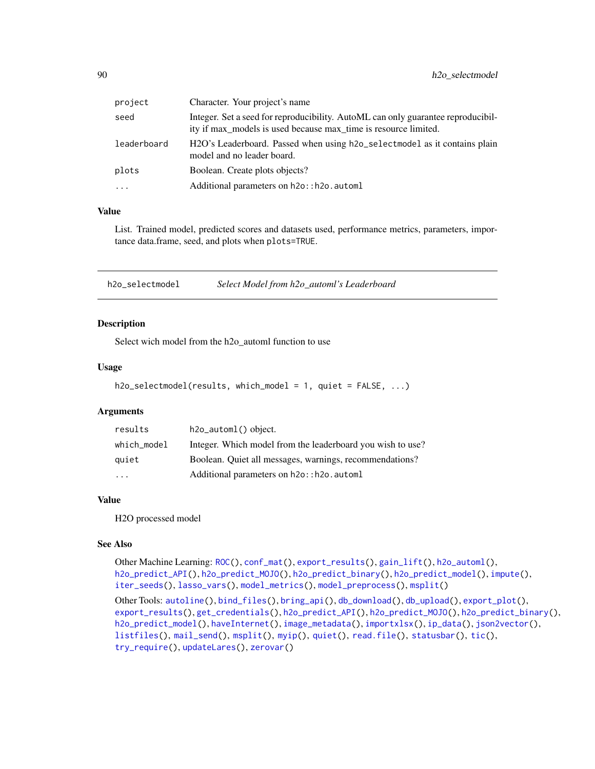| | |
|---|---|
| project | Character. Your project's name |
| seed | Integer. Set a seed for reproducibility. AutoML can only guarantee reproducibility if max_models is used because max_time is resource limited. |
| leaderboard | H2O's Leaderboard. Passed when using `h2o_selectmodel` as it contains plain model and no leader board. |
| plots | Boolean. Create plots objects? |
| ... | Additional parameters on `h2o::h2o.automl` |

### Value

List. Trained model, predicted scores and datasets used, performance metrics, parameters, importance data.frame, seed, and plots when `plots=TRUE`.

---

## h2o_selectmodel — *Select Model from h2o_automl's Leaderboard*

---

### Description

Select wich model from the h2o_automl function to use

### Usage

```
h2o_selectmodel(results, which_model = 1, quiet = FALSE, ...)
```

### Arguments

| | |
|---|---|
| results | `h2o_automl()` object. |
| which_model | Integer. Which model from the leaderboard you wish to use? |
| quiet | Boolean. Quiet all messages, warnings, recommendations? |
| ... | Additional parameters on `h2o::h2o.automl` |

### Value

H2O processed model

### See Also

Other Machine Learning: `ROC()`, `conf_mat()`, `export_results()`, `gain_lift()`, `h2o_automl()`, `h2o_predict_API()`, `h2o_predict_MOJO()`, `h2o_predict_binary()`, `h2o_predict_model()`, `impute()`, `iter_seeds()`, `lasso_vars()`, `model_metrics()`, `model_preprocess()`, `msplit()`

Other Tools: `autoline()`, `bind_files()`, `bring_api()`, `db_download()`, `db_upload()`, `export_plot()`, `export_results()`, `get_credentials()`, `h2o_predict_API()`, `h2o_predict_MOJO()`, `h2o_predict_binary()`, `h2o_predict_model()`, `haveInternet()`, `image_metadata()`, `importxlsx()`, `ip_data()`, `json2vector()`, `listfiles()`, `mail_send()`, `msplit()`, `myip()`, `quiet()`, `read.file()`, `statusbar()`, `tic()`, `try_require()`, `updateLares()`, `zerovar()`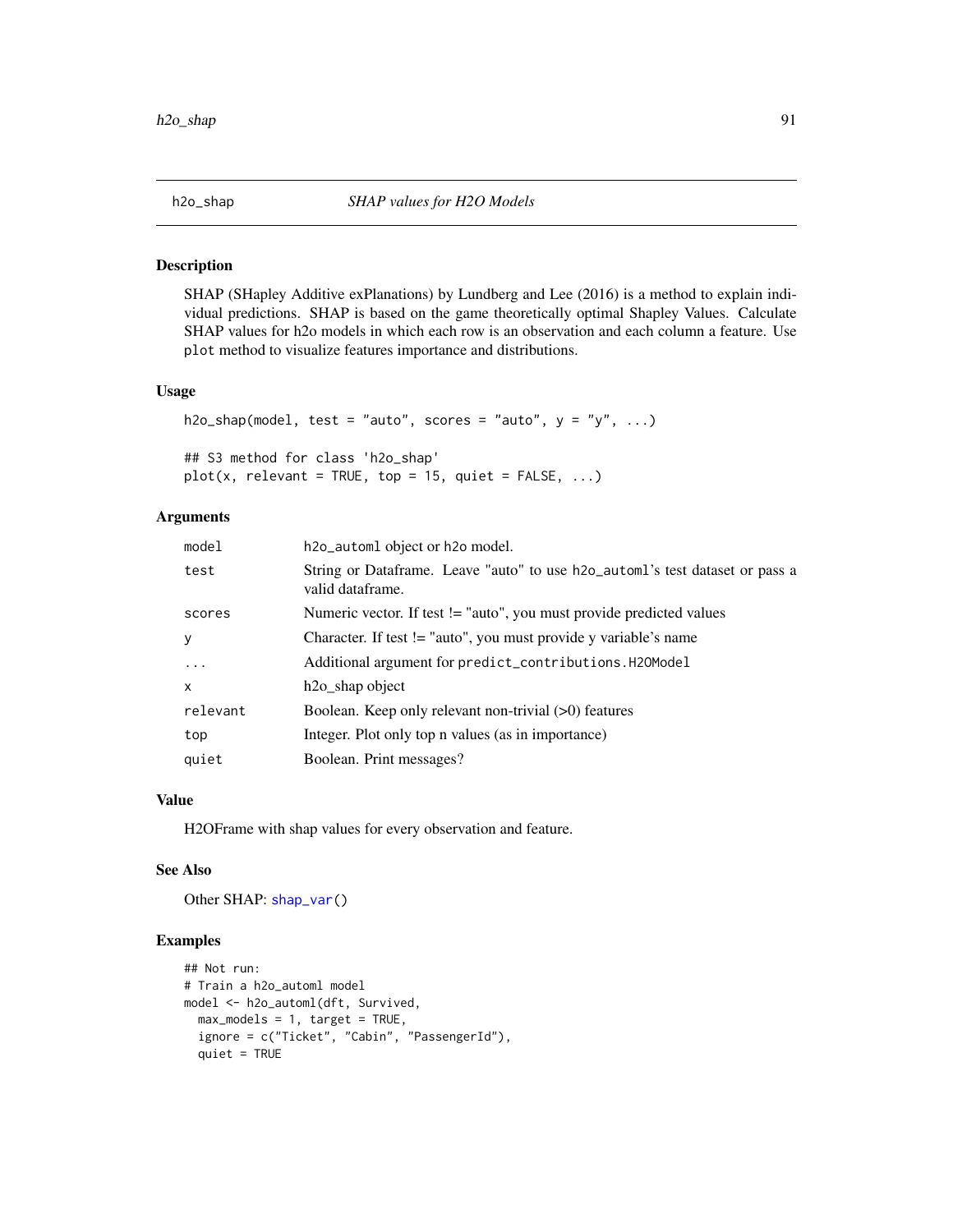# h2o_shap — *SHAP values for H2O Models*

## Description

SHAP (SHapley Additive exPlanations) by Lundberg and Lee (2016) is a method to explain individual predictions. SHAP is based on the game theoretically optimal Shapley Values. Calculate SHAP values for h2o models in which each row is an observation and each column a feature. Use `plot` method to visualize features importance and distributions.

## Usage

```
h2o_shap(model, test = "auto", scores = "auto", y = "y", ...)

## S3 method for class 'h2o_shap'
plot(x, relevant = TRUE, top = 15, quiet = FALSE, ...)
```

## Arguments

| | |
|---|---|
| `model` | `h2o_automl` object or h2o model. |
| `test` | String or Dataframe. Leave "auto" to use `h2o_automl`'s test dataset or pass a valid dataframe. |
| `scores` | Numeric vector. If test != "auto", you must provide predicted values |
| `y` | Character. If test != "auto", you must provide y variable's name |
| `...` | Additional argument for `predict_contributions.H2OModel` |
| `x` | h2o_shap object |
| `relevant` | Boolean. Keep only relevant non-trivial (>0) features |
| `top` | Integer. Plot only top n values (as in importance) |
| `quiet` | Boolean. Print messages? |

## Value

H2OFrame with shap values for every observation and feature.

## See Also

Other SHAP: `shap_var()`

## Examples

```
## Not run:
# Train a h2o_automl model
model <- h2o_automl(dft, Survived,
  max_models = 1, target = TRUE,
  ignore = c("Ticket", "Cabin", "PassengerId"),
  quiet = TRUE
```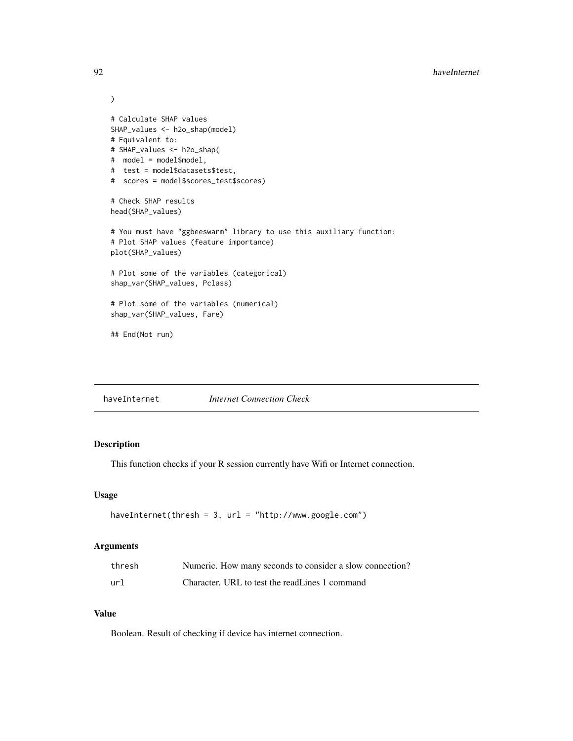```
)

# Calculate SHAP values
SHAP_values <- h2o_shap(model)
# Equivalent to:
# SHAP_values <- h2o_shap(
#  model = model$model,
#  test = model$datasets$test,
#  scores = model$scores_test$scores)

# Check SHAP results
head(SHAP_values)

# You must have "ggbeeswarm" library to use this auxiliary function:
# Plot SHAP values (feature importance)
plot(SHAP_values)

# Plot some of the variables (categorical)
shap_var(SHAP_values, Pclass)

# Plot some of the variables (numerical)
shap_var(SHAP_values, Fare)

## End(Not run)
```

---

## haveInternet *Internet Connection Check*

### Description

This function checks if your R session currently have Wifi or Internet connection.

### Usage

```
haveInternet(thresh = 3, url = "http://www.google.com")
```

### Arguments

| | |
|---|---|
| thresh | Numeric. How many seconds to consider a slow connection? |
| url | Character. URL to test the readLines 1 command |

### Value

Boolean. Result of checking if device has internet connection.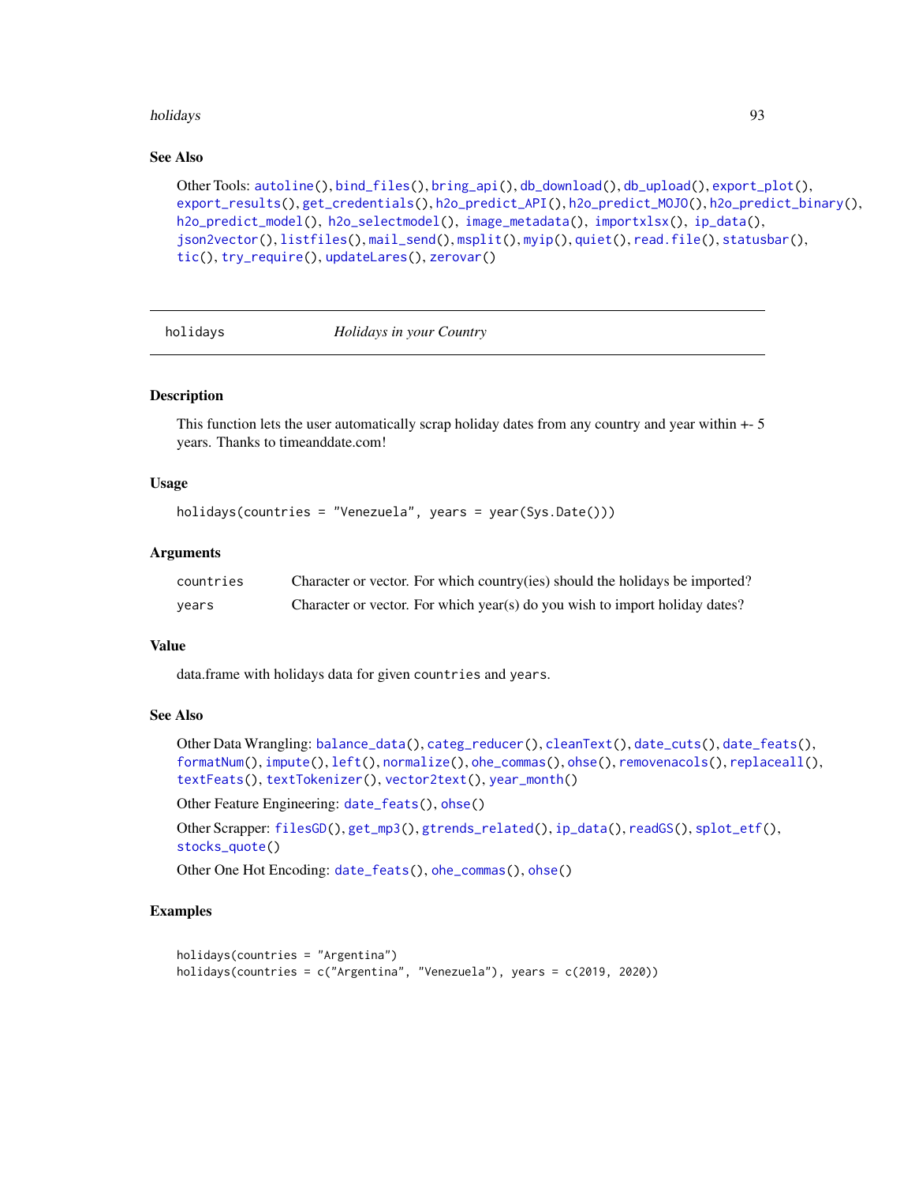## See Also

Other Tools: autoline(), bind_files(), bring_api(), db_download(), db_upload(), export_plot(), export_results(), get_credentials(), h2o_predict_API(), h2o_predict_MOJO(), h2o_predict_binary(), h2o_predict_model(), h2o_selectmodel(), image_metadata(), importxlsx(), ip_data(), json2vector(), listfiles(), mail_send(), msplit(), myip(), quiet(), read.file(), statusbar(), tic(), try_require(), updateLares(), zerovar()

---

## holidays — *Holidays in your Country*

### Description

This function lets the user automatically scrap holiday dates from any country and year within +- 5 years. Thanks to timeanddate.com!

### Usage

```
holidays(countries = "Venezuela", years = year(Sys.Date()))
```

### Arguments

| | |
|---|---|
| countries | Character or vector. For which country(ies) should the holidays be imported? |
| years | Character or vector. For which year(s) do you wish to import holiday dates? |

### Value

data.frame with holidays data for given countries and years.

### See Also

Other Data Wrangling: balance_data(), categ_reducer(), cleanText(), date_cuts(), date_feats(), formatNum(), impute(), left(), normalize(), ohe_commas(), ohse(), removenacols(), replaceall(), textFeats(), textTokenizer(), vector2text(), year_month()

Other Feature Engineering: date_feats(), ohse()

Other Scrapper: filesGD(), get_mp3(), gtrends_related(), ip_data(), readGS(), splot_etf(), stocks_quote()

Other One Hot Encoding: date_feats(), ohe_commas(), ohse()

### Examples

```
holidays(countries = "Argentina")
holidays(countries = c("Argentina", "Venezuela"), years = c(2019, 2020))
```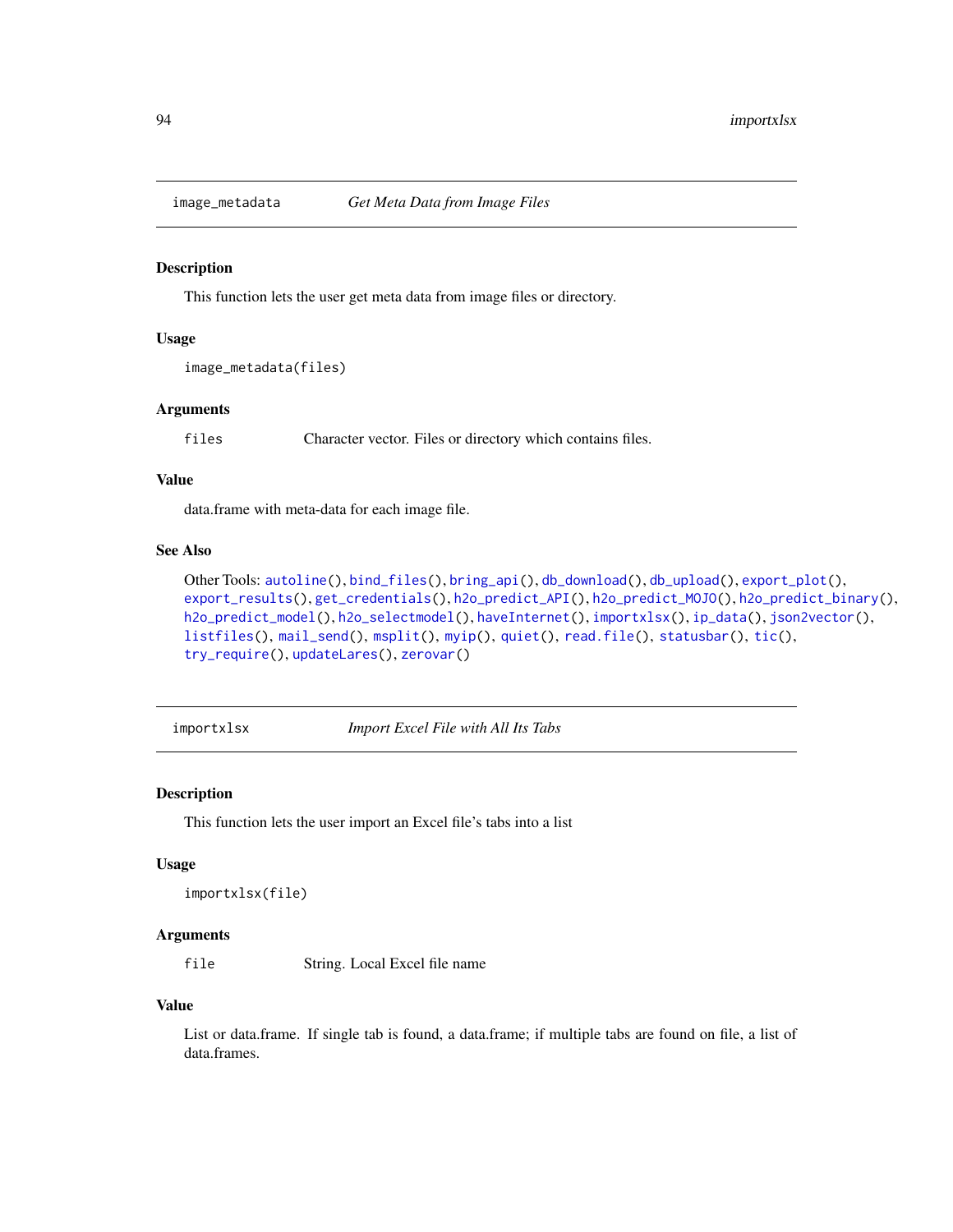## image_metadata — *Get Meta Data from Image Files*

### Description

This function lets the user get meta data from image files or directory.

### Usage

```
image_metadata(files)
```

### Arguments

| | |
|---|---|
| files | Character vector. Files or directory which contains files. |

### Value

data.frame with meta-data for each image file.

### See Also

Other Tools: autoline(), bind_files(), bring_api(), db_download(), db_upload(), export_plot(), export_results(), get_credentials(), h2o_predict_API(), h2o_predict_MOJO(), h2o_predict_binary(), h2o_predict_model(), h2o_selectmodel(), haveInternet(), importxlsx(), ip_data(), json2vector(), listfiles(), mail_send(), msplit(), myip(), quiet(), read.file(), statusbar(), tic(), try_require(), updateLares(), zerovar()

## importxlsx — *Import Excel File with All Its Tabs*

### Description

This function lets the user import an Excel file's tabs into a list

### Usage

```
importxlsx(file)
```

### Arguments

| | |
|---|---|
| file | String. Local Excel file name |

### Value

List or data.frame. If single tab is found, a data.frame; if multiple tabs are found on file, a list of data.frames.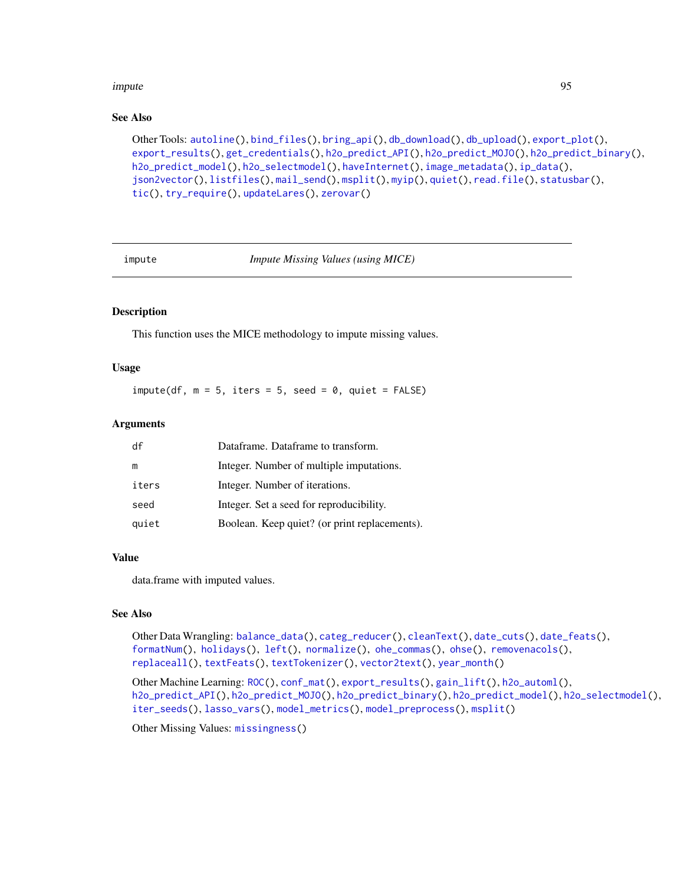### See Also

Other Tools: `autoline()`, `bind_files()`, `bring_api()`, `db_download()`, `db_upload()`, `export_plot()`, `export_results()`, `get_credentials()`, `h2o_predict_API()`, `h2o_predict_MOJO()`, `h2o_predict_binary()`, `h2o_predict_model()`, `h2o_selectmodel()`, `haveInternet()`, `image_metadata()`, `ip_data()`, `json2vector()`, `listfiles()`, `mail_send()`, `msplit()`, `myip()`, `quiet()`, `read.file()`, `statusbar()`, `tic()`, `try_require()`, `updateLares()`, `zerovar()`

---

## impute — *Impute Missing Values (using MICE)*

---

### Description

This function uses the MICE methodology to impute missing values.

### Usage

```
impute(df, m = 5, iters = 5, seed = 0, quiet = FALSE)
```

### Arguments

| | |
|---|---|
| `df` | Dataframe. Dataframe to transform. |
| `m` | Integer. Number of multiple imputations. |
| `iters` | Integer. Number of iterations. |
| `seed` | Integer. Set a seed for reproducibility. |
| `quiet` | Boolean. Keep quiet? (or print replacements). |

### Value

data.frame with imputed values.

### See Also

Other Data Wrangling: `balance_data()`, `categ_reducer()`, `cleanText()`, `date_cuts()`, `date_feats()`, `formatNum()`, `holidays()`, `left()`, `normalize()`, `ohe_commas()`, `ohse()`, `removenacols()`, `replaceall()`, `textFeats()`, `textTokenizer()`, `vector2text()`, `year_month()`

Other Machine Learning: `ROC()`, `conf_mat()`, `export_results()`, `gain_lift()`, `h2o_automl()`, `h2o_predict_API()`, `h2o_predict_MOJO()`, `h2o_predict_binary()`, `h2o_predict_model()`, `h2o_selectmodel()`, `iter_seeds()`, `lasso_vars()`, `model_metrics()`, `model_preprocess()`, `msplit()`

Other Missing Values: `missingness()`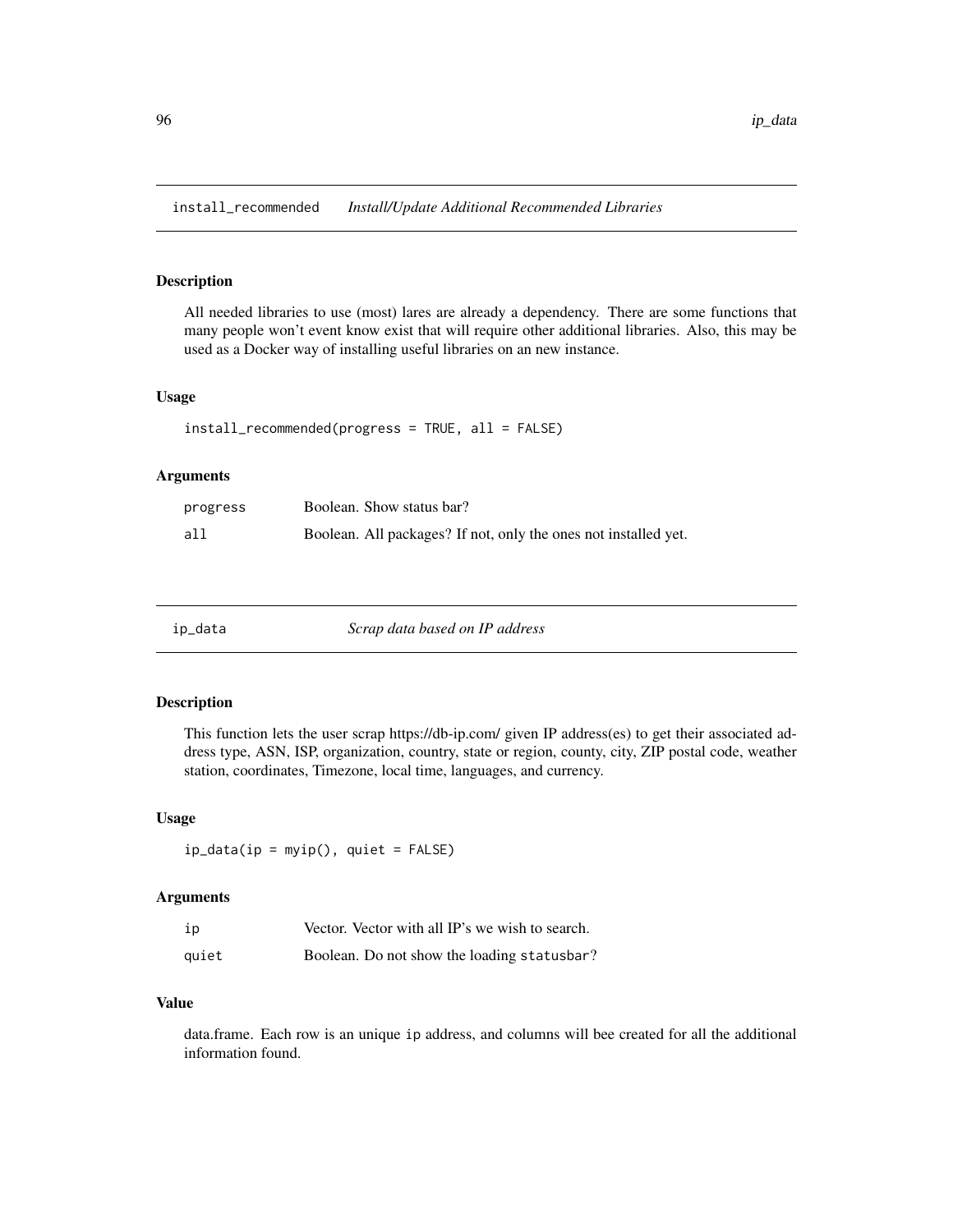## install_recommended *Install/Update Additional Recommended Libraries*

### Description

All needed libraries to use (most) lares are already a dependency. There are some functions that many people won't event know exist that will require other additional libraries. Also, this may be used as a Docker way of installing useful libraries on an new instance.

### Usage

```
install_recommended(progress = TRUE, all = FALSE)
```

### Arguments

| | |
|---|---|
| progress | Boolean. Show status bar? |
| all | Boolean. All packages? If not, only the ones not installed yet. |

## ip_data *Scrap data based on IP address*

### Description

This function lets the user scrap https://db-ip.com/ given IP address(es) to get their associated address type, ASN, ISP, organization, country, state or region, county, city, ZIP postal code, weather station, coordinates, Timezone, local time, languages, and currency.

### Usage

```
ip_data(ip = myip(), quiet = FALSE)
```

### Arguments

| | |
|---|---|
| ip | Vector. Vector with all IP's we wish to search. |
| quiet | Boolean. Do not show the loading `statusbar`? |

### Value

data.frame. Each row is an unique `ip` address, and columns will bee created for all the additional information found.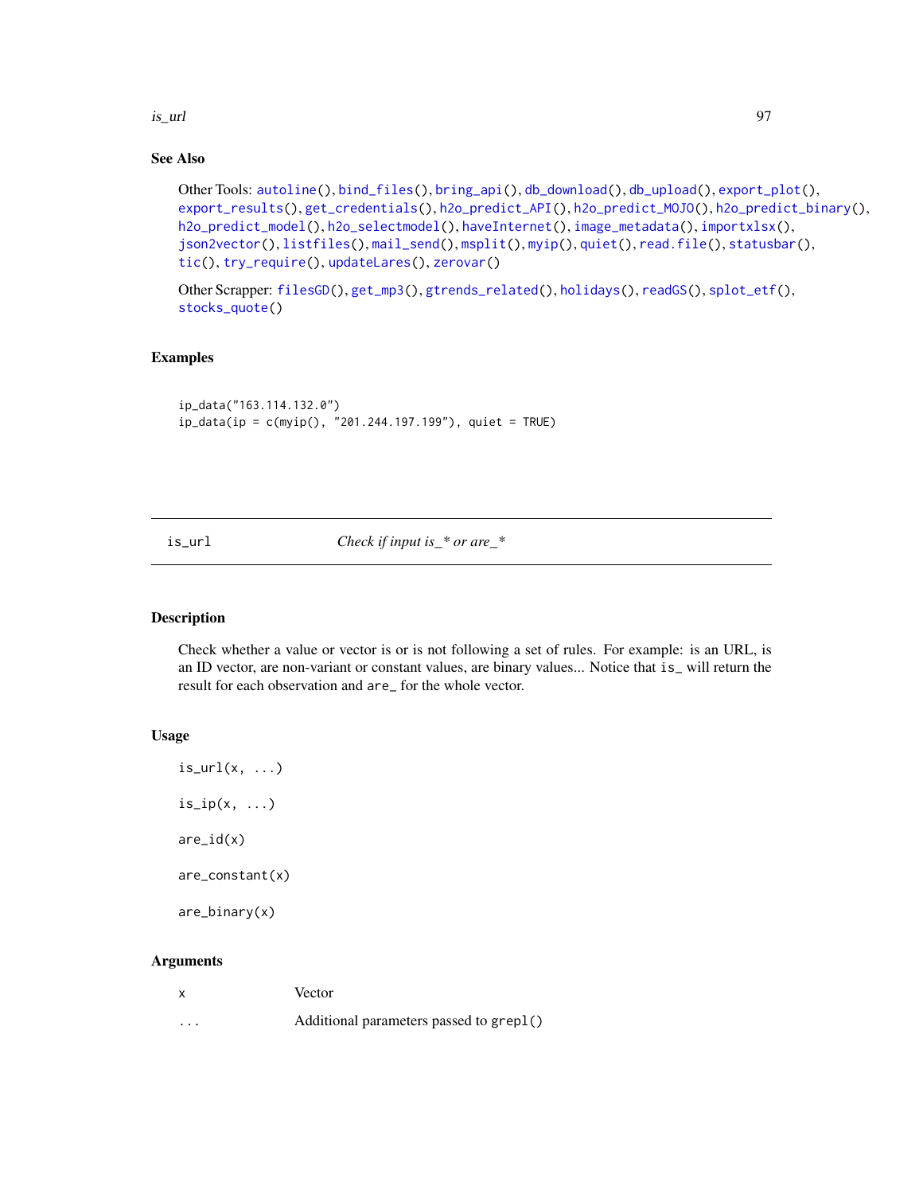## See Also

Other Tools: autoline(), bind_files(), bring_api(), db_download(), db_upload(), export_plot(), export_results(), get_credentials(), h2o_predict_API(), h2o_predict_MOJO(), h2o_predict_binary(), h2o_predict_model(), h2o_selectmodel(), haveInternet(), image_metadata(), importxlsx(), json2vector(), listfiles(), mail_send(), msplit(), myip(), quiet(), read.file(), statusbar(), tic(), try_require(), updateLares(), zerovar()

Other Scrapper: filesGD(), get_mp3(), gtrends_related(), holidays(), readGS(), splot_etf(), stocks_quote()

## Examples

```
ip_data("163.114.132.0")
ip_data(ip = c(myip(), "201.244.197.199"), quiet = TRUE)
```

---

# is_url — *Check if input is_* or are_**

## Description

Check whether a value or vector is or is not following a set of rules. For example: is an URL, is an ID vector, are non-variant or constant values, are binary values... Notice that `is_` will return the result for each observation and `are_` for the whole vector.

## Usage

```
is_url(x, ...)

is_ip(x, ...)

are_id(x)

are_constant(x)

are_binary(x)
```

## Arguments

| | |
|---|---|
| x | Vector |
| ... | Additional parameters passed to `grepl()` |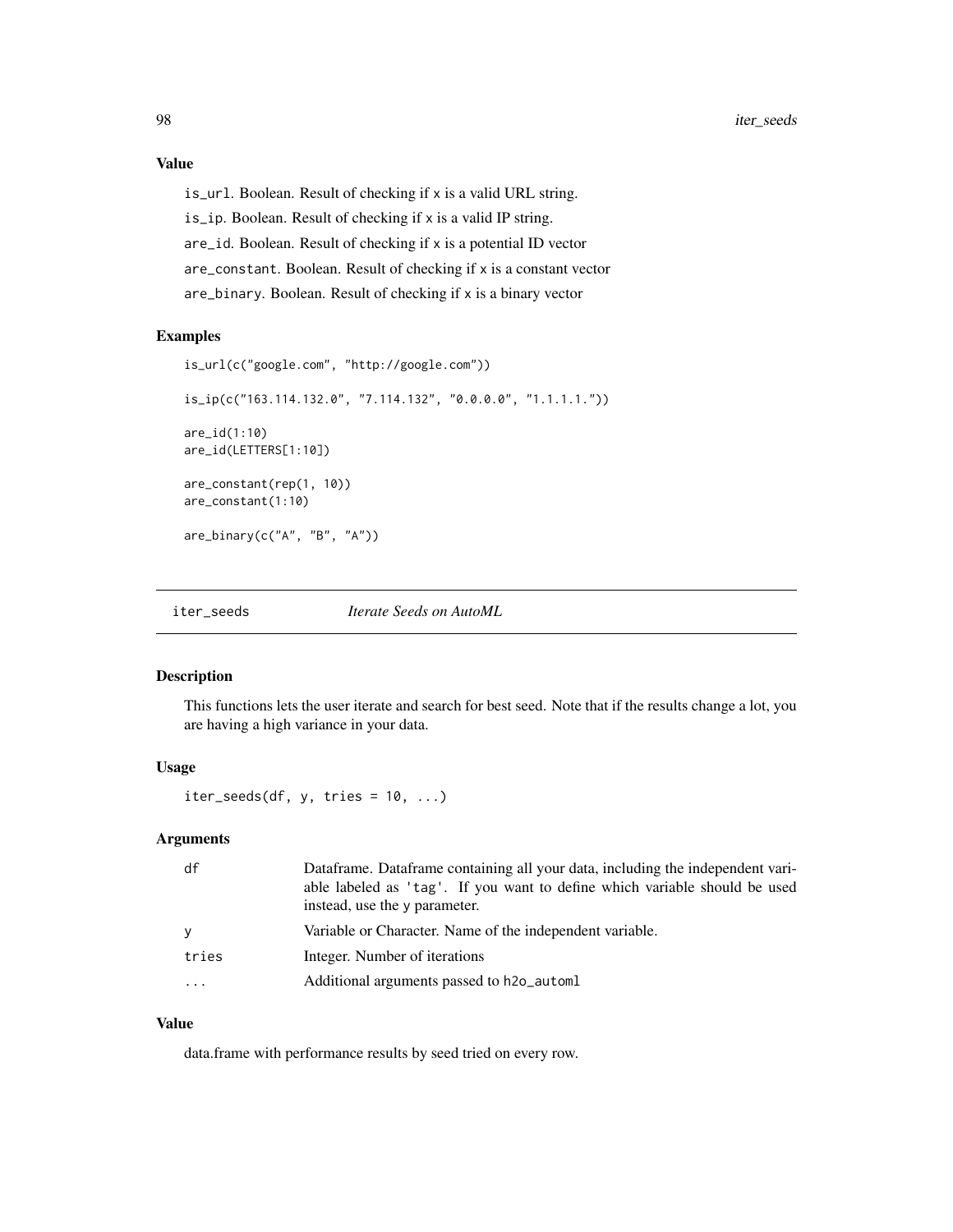### Value

is_url. Boolean. Result of checking if x is a valid URL string.

is_ip. Boolean. Result of checking if x is a valid IP string.

are_id. Boolean. Result of checking if x is a potential ID vector

are_constant. Boolean. Result of checking if x is a constant vector

are_binary. Boolean. Result of checking if x is a binary vector

### Examples

```
is_url(c("google.com", "http://google.com"))

is_ip(c("163.114.132.0", "7.114.132", "0.0.0.0", "1.1.1.1."))

are_id(1:10)
are_id(LETTERS[1:10])

are_constant(rep(1, 10))
are_constant(1:10)

are_binary(c("A", "B", "A"))
```

---

## iter_seeds — *Iterate Seeds on AutoML*

### Description

This functions lets the user iterate and search for best seed. Note that if the results change a lot, you are having a high variance in your data.

### Usage

```
iter_seeds(df, y, tries = 10, ...)
```

### Arguments

| | |
|---|---|
| df | Dataframe. Dataframe containing all your data, including the independent variable labeled as 'tag'. If you want to define which variable should be used instead, use the y parameter. |
| y | Variable or Character. Name of the independent variable. |
| tries | Integer. Number of iterations |
| ... | Additional arguments passed to h2o_automl |

### Value

data.frame with performance results by seed tried on every row.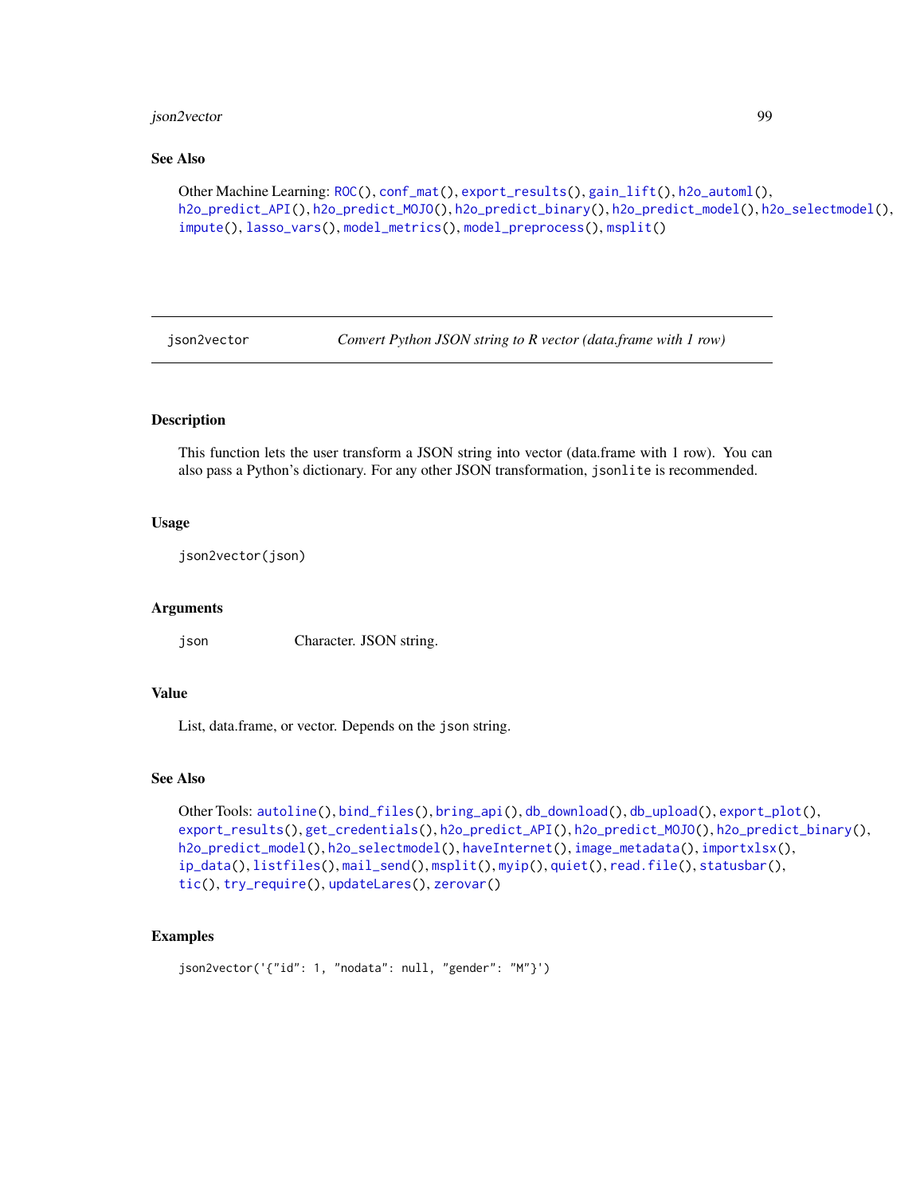## See Also

Other Machine Learning: ROC(), conf_mat(), export_results(), gain_lift(), h2o_automl(), h2o_predict_API(), h2o_predict_MOJO(), h2o_predict_binary(), h2o_predict_model(), h2o_selectmodel(), impute(), lasso_vars(), model_metrics(), model_preprocess(), msplit()

---

# json2vector — *Convert Python JSON string to R vector (data.frame with 1 row)*

---

## Description

This function lets the user transform a JSON string into vector (data.frame with 1 row). You can also pass a Python's dictionary. For any other JSON transformation, `jsonlite` is recommended.

## Usage

```
json2vector(json)
```

## Arguments

| | |
|---|---|
| `json` | Character. JSON string. |

## Value

List, data.frame, or vector. Depends on the `json` string.

## See Also

Other Tools: autoline(), bind_files(), bring_api(), db_download(), db_upload(), export_plot(), export_results(), get_credentials(), h2o_predict_API(), h2o_predict_MOJO(), h2o_predict_binary(), h2o_predict_model(), h2o_selectmodel(), haveInternet(), image_metadata(), importxlsx(), ip_data(), listfiles(), mail_send(), msplit(), myip(), quiet(), read.file(), statusbar(), tic(), try_require(), updateLares(), zerovar()

## Examples

```
json2vector('{"id": 1, "nodata": null, "gender": "M"}')
```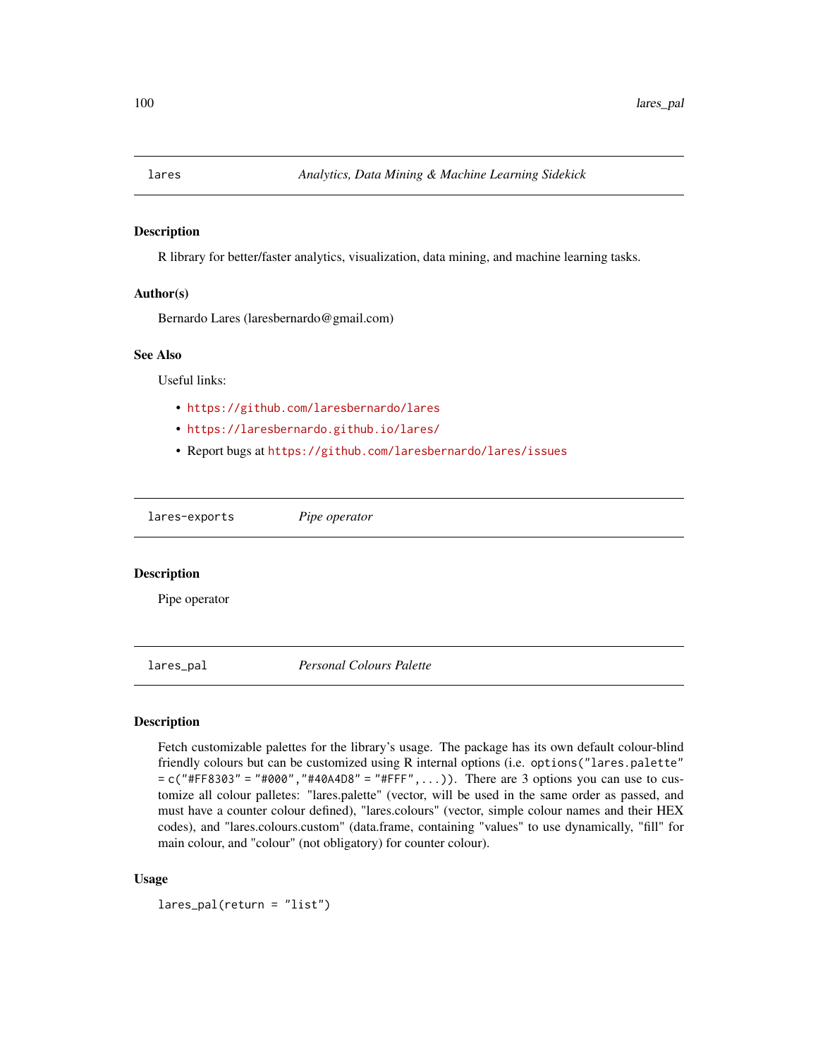## lares — *Analytics, Data Mining & Machine Learning Sidekick*

### Description

R library for better/faster analytics, visualization, data mining, and machine learning tasks.

### Author(s)

Bernardo Lares (laresbernardo@gmail.com)

### See Also

Useful links:

- https://github.com/laresbernardo/lares
- https://laresbernardo.github.io/lares/
- Report bugs at https://github.com/laresbernardo/lares/issues

## lares-exports — *Pipe operator*

### Description

Pipe operator

## lares_pal — *Personal Colours Palette*

### Description

Fetch customizable palettes for the library's usage. The package has its own default colour-blind friendly colours but can be customized using R internal options (i.e. `options("lares.palette" = c("#FF8303" = "#000","#40A4D8" = "#FFF",...))`. There are 3 options you can use to customize all colour palletes: "lares.palette" (vector, will be used in the same order as passed, and must have a counter colour defined), "lares.colours" (vector, simple colour names and their HEX codes), and "lares.colours.custom" (data.frame, containing "values" to use dynamically, "fill" for main colour, and "colour" (not obligatory) for counter colour).

### Usage

```
lares_pal(return = "list")
```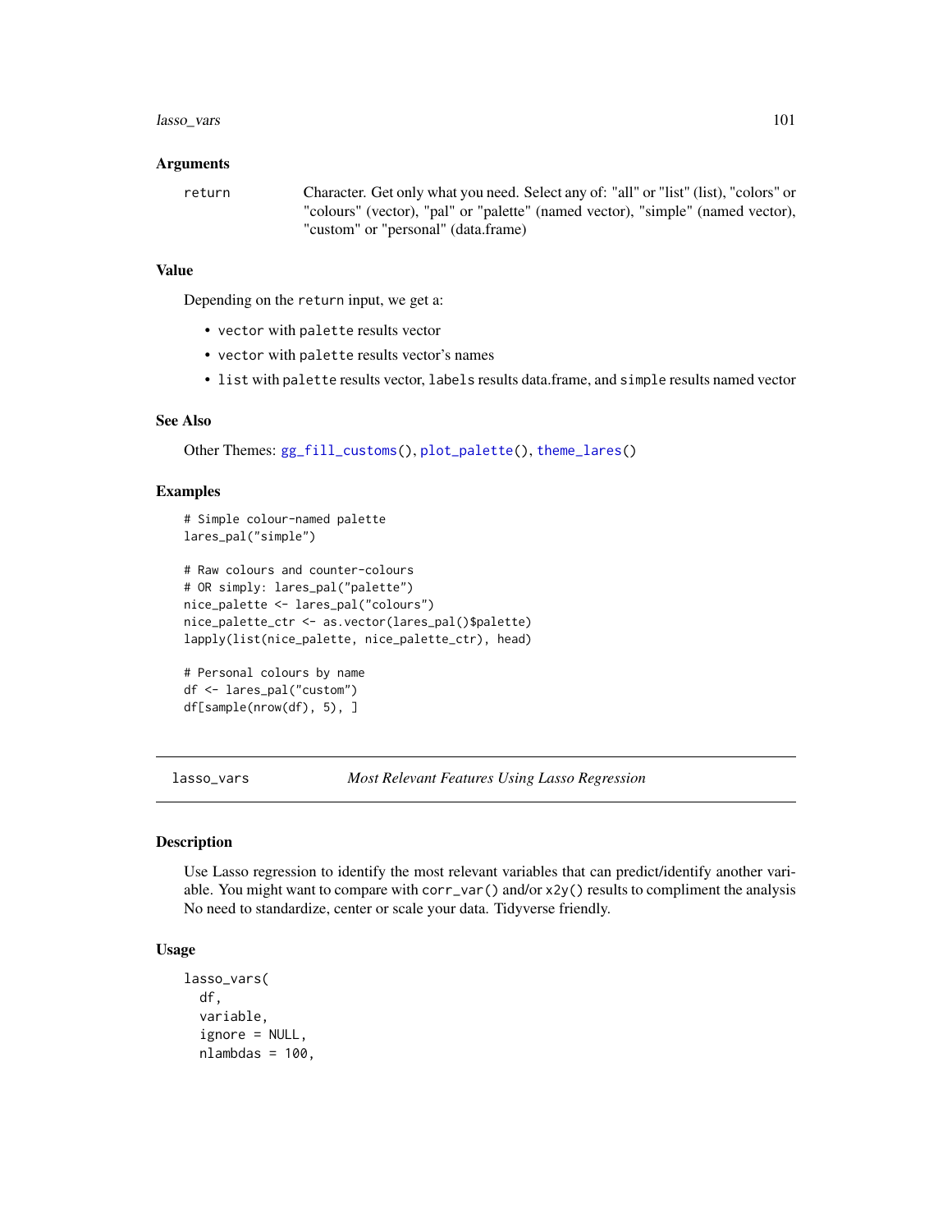### Arguments

| | |
|---|---|
| return | Character. Get only what you need. Select any of: "all" or "list" (list), "colors" or "colours" (vector), "pal" or "palette" (named vector), "simple" (named vector), "custom" or "personal" (data.frame) |

### Value

Depending on the `return` input, we get a:

- `vector` with `palette` results vector
- `vector` with `palette` results vector's names
- `list` with `palette` results vector, `labels` results data.frame, and `simple` results named vector

### See Also

Other Themes: `gg_fill_customs()`, `plot_palette()`, `theme_lares()`

### Examples

```
# Simple colour-named palette
lares_pal("simple")

# Raw colours and counter-colours
# OR simply: lares_pal("palette")
nice_palette <- lares_pal("colours")
nice_palette_ctr <- as.vector(lares_pal()$palette)
lapply(list(nice_palette, nice_palette_ctr), head)

# Personal colours by name
df <- lares_pal("custom")
df[sample(nrow(df), 5), ]
```

---

## lasso_vars — *Most Relevant Features Using Lasso Regression*

### Description

Use Lasso regression to identify the most relevant variables that can predict/identify another variable. You might want to compare with `corr_var()` and/or `x2y()` results to compliment the analysis No need to standardize, center or scale your data. Tidyverse friendly.

### Usage

```
lasso_vars(
  df,
  variable,
  ignore = NULL,
  nlambdas = 100,
```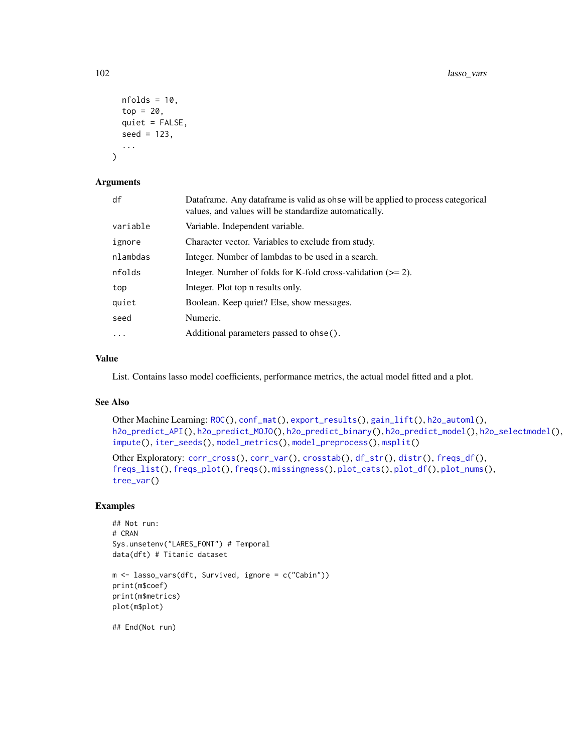```
  nfolds = 10,
  top = 20,
  quiet = FALSE,
  seed = 123,
  ...
)
```

### Arguments

| | |
|---|---|
| df | Dataframe. Any dataframe is valid as ohse will be applied to process categorical values, and values will be standardize automatically. |
| variable | Variable. Independent variable. |
| ignore | Character vector. Variables to exclude from study. |
| nlambdas | Integer. Number of lambdas to be used in a search. |
| nfolds | Integer. Number of folds for K-fold cross-validation (>= 2). |
| top | Integer. Plot top n results only. |
| quiet | Boolean. Keep quiet? Else, show messages. |
| seed | Numeric. |
| ... | Additional parameters passed to ohse(). |

### Value

List. Contains lasso model coefficients, performance metrics, the actual model fitted and a plot.

### See Also

Other Machine Learning: ROC(), conf_mat(), export_results(), gain_lift(), h2o_automl(), h2o_predict_API(), h2o_predict_MOJO(), h2o_predict_binary(), h2o_predict_model(), h2o_selectmodel(), impute(), iter_seeds(), model_metrics(), model_preprocess(), msplit()

Other Exploratory: corr_cross(), corr_var(), crosstab(), df_str(), distr(), freqs_df(), freqs_list(), freqs_plot(), freqs(), missingness(), plot_cats(), plot_df(), plot_nums(), tree_var()

### Examples

```
## Not run:
# CRAN
Sys.unsetenv("LARES_FONT") # Temporal
data(dft) # Titanic dataset

m <- lasso_vars(dft, Survived, ignore = c("Cabin"))
print(m$coef)
print(m$metrics)
plot(m$plot)

## End(Not run)
```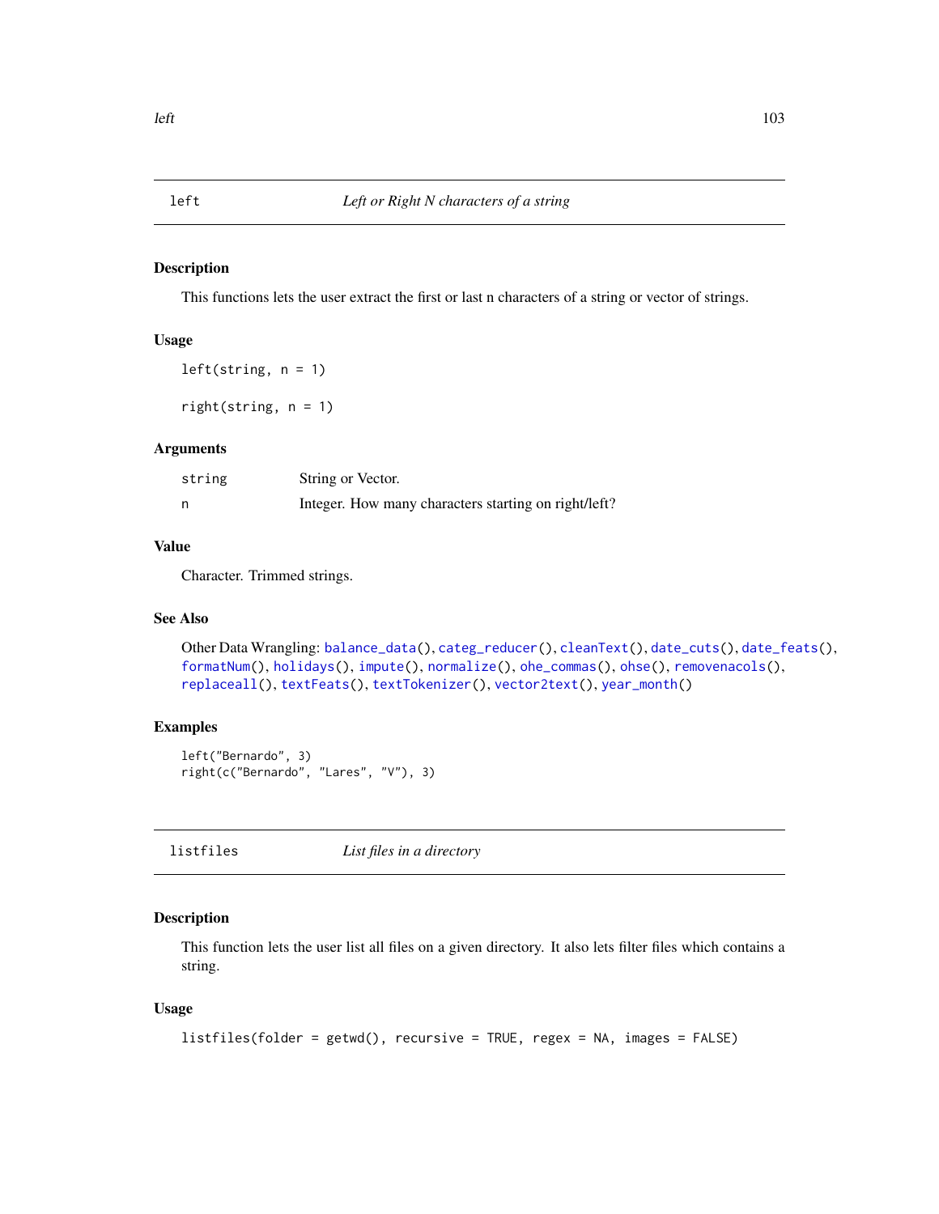## left — *Left or Right N characters of a string*

### Description

This functions lets the user extract the first or last n characters of a string or vector of strings.

### Usage

```
left(string, n = 1)

right(string, n = 1)
```

### Arguments

| | |
|---|---|
| string | String or Vector. |
| n | Integer. How many characters starting on right/left? |

### Value

Character. Trimmed strings.

### See Also

Other Data Wrangling: balance_data(), categ_reducer(), cleanText(), date_cuts(), date_feats(), formatNum(), holidays(), impute(), normalize(), ohe_commas(), ohse(), removenacols(), replaceall(), textFeats(), textTokenizer(), vector2text(), year_month()

### Examples

```
left("Bernardo", 3)
right(c("Bernardo", "Lares", "V"), 3)
```

## listfiles — *List files in a directory*

### Description

This function lets the user list all files on a given directory. It also lets filter files which contains a string.

### Usage

```
listfiles(folder = getwd(), recursive = TRUE, regex = NA, images = FALSE)
```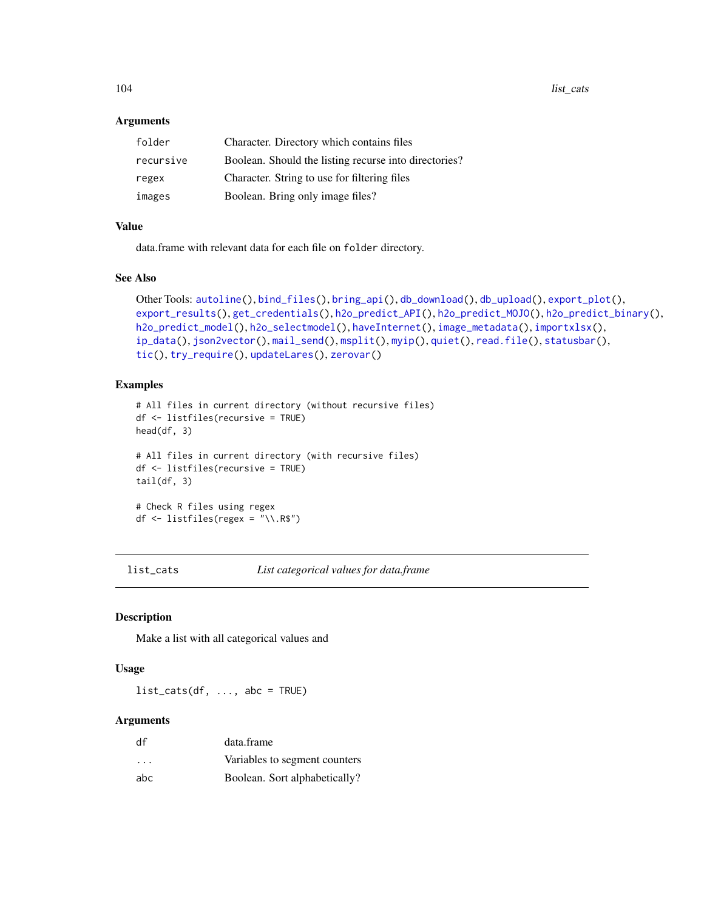### Arguments

| | |
|---|---|
| folder | Character. Directory which contains files |
| recursive | Boolean. Should the listing recurse into directories? |
| regex | Character. String to use for filtering files |
| images | Boolean. Bring only image files? |

### Value

data.frame with relevant data for each file on `folder` directory.

### See Also

Other Tools: autoline(), bind_files(), bring_api(), db_download(), db_upload(), export_plot(), export_results(), get_credentials(), h2o_predict_API(), h2o_predict_MOJO(), h2o_predict_binary(), h2o_predict_model(), h2o_selectmodel(), haveInternet(), image_metadata(), importxlsx(), ip_data(), json2vector(), mail_send(), msplit(), myip(), quiet(), read.file(), statusbar(), tic(), try_require(), updateLares(), zerovar()

### Examples

```
# All files in current directory (without recursive files)
df <- listfiles(recursive = TRUE)
head(df, 3)

# All files in current directory (with recursive files)
df <- listfiles(recursive = TRUE)
tail(df, 3)

# Check R files using regex
df <- listfiles(regex = "\\.R$")
```

---

## list_cats — *List categorical values for data.frame*

---

### Description

Make a list with all categorical values and

### Usage

```
list_cats(df, ..., abc = TRUE)
```

### Arguments

| | |
|---|---|
| df | data.frame |
| ... | Variables to segment counters |
| abc | Boolean. Sort alphabetically? |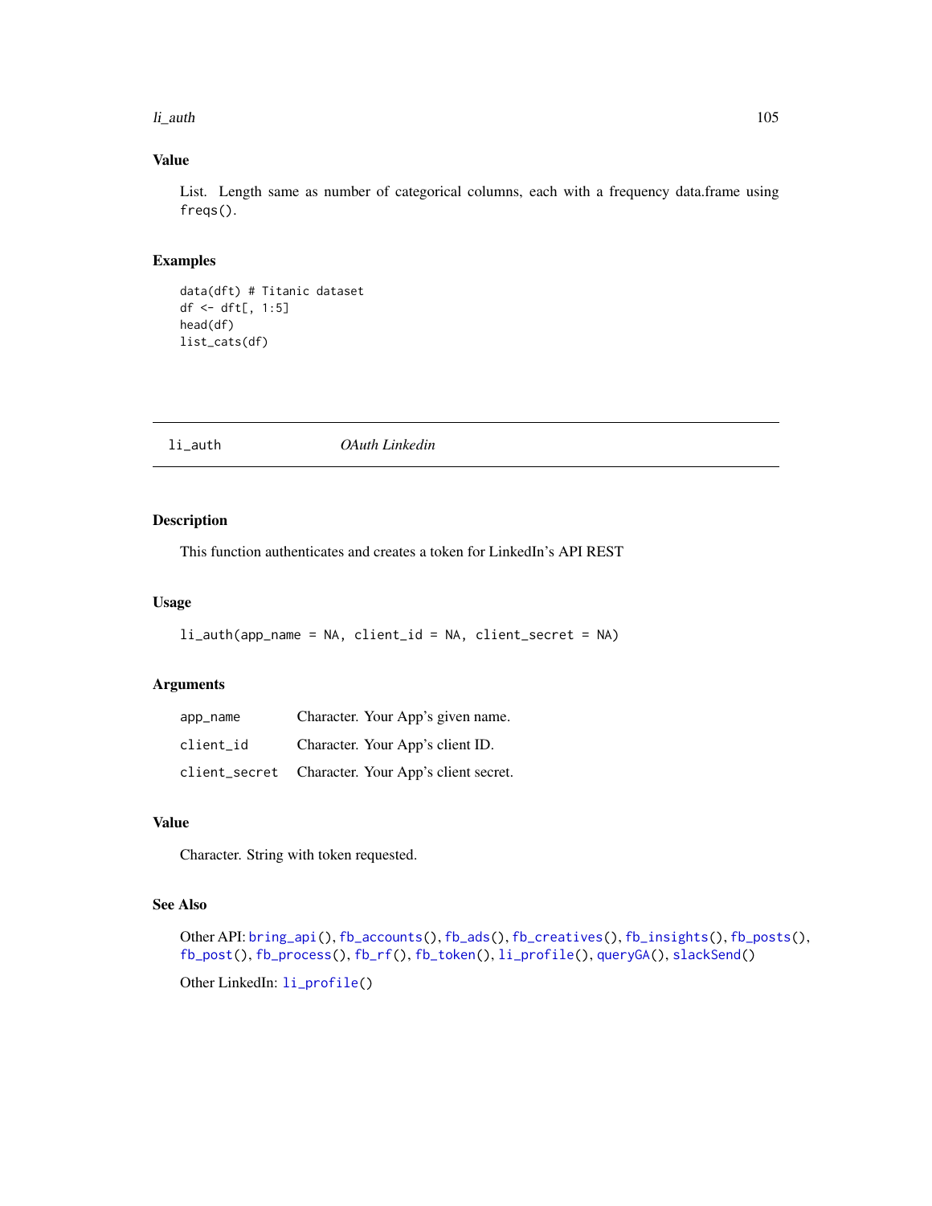### Value

List. Length same as number of categorical columns, each with a frequency data.frame using `freqs()`.

### Examples

```
data(dft) # Titanic dataset
df <- dft[, 1:5]
head(df)
list_cats(df)
```

---

## li_auth *OAuth Linkedin*

---

### Description

This function authenticates and creates a token for LinkedIn's API REST

### Usage

```
li_auth(app_name = NA, client_id = NA, client_secret = NA)
```

### Arguments

| | |
|---|---|
| `app_name` | Character. Your App's given name. |
| `client_id` | Character. Your App's client ID. |
| `client_secret` | Character. Your App's client secret. |

### Value

Character. String with token requested.

### See Also

Other API: `bring_api()`, `fb_accounts()`, `fb_ads()`, `fb_creatives()`, `fb_insights()`, `fb_posts()`, `fb_post()`, `fb_process()`, `fb_rf()`, `fb_token()`, `li_profile()`, `queryGA()`, `slackSend()`

Other LinkedIn: `li_profile()`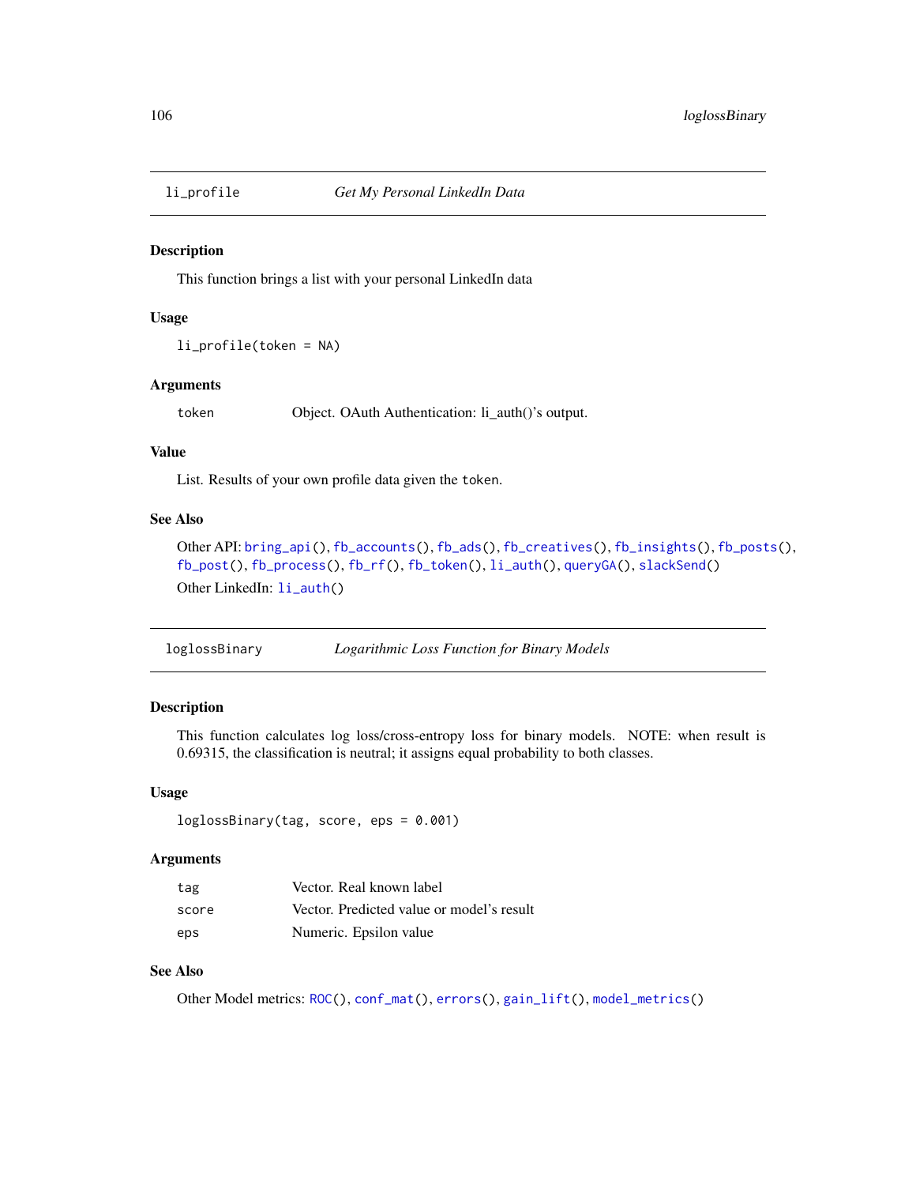## li_profile — *Get My Personal LinkedIn Data*

### Description

This function brings a list with your personal LinkedIn data

### Usage

```
li_profile(token = NA)
```

### Arguments

| | |
|---|---|
| token | Object. OAuth Authentication: li_auth()'s output. |

### Value

List. Results of your own profile data given the `token`.

### See Also

Other API: `bring_api()`, `fb_accounts()`, `fb_ads()`, `fb_creatives()`, `fb_insights()`, `fb_posts()`, `fb_post()`, `fb_process()`, `fb_rf()`, `fb_token()`, `li_auth()`, `queryGA()`, `slackSend()`

Other LinkedIn: `li_auth()`

## loglossBinary — *Logarithmic Loss Function for Binary Models*

### Description

This function calculates log loss/cross-entropy loss for binary models. NOTE: when result is 0.69315, the classification is neutral; it assigns equal probability to both classes.

### Usage

```
loglossBinary(tag, score, eps = 0.001)
```

### Arguments

| | |
|---|---|
| tag | Vector. Real known label |
| score | Vector. Predicted value or model's result |
| eps | Numeric. Epsilon value |

### See Also

Other Model metrics: `ROC()`, `conf_mat()`, `errors()`, `gain_lift()`, `model_metrics()`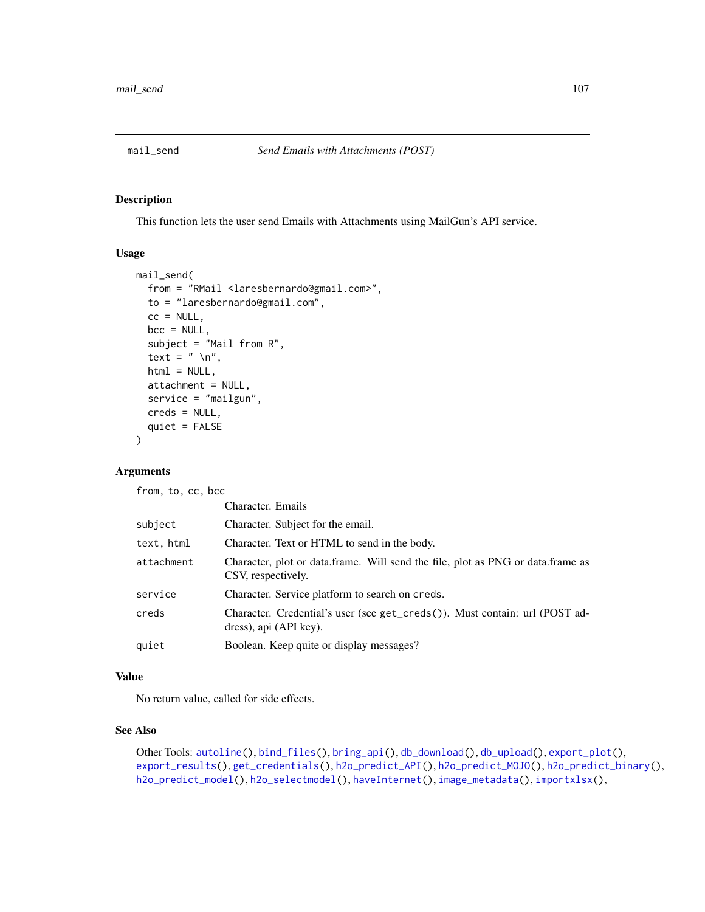# mail_send — *Send Emails with Attachments (POST)*

## Description

This function lets the user send Emails with Attachments using MailGun's API service.

## Usage

```
mail_send(
  from = "RMail <laresbernardo@gmail.com>",
  to = "laresbernardo@gmail.com",
  cc = NULL,
  bcc = NULL,
  subject = "Mail from R",
  text = " \n",
  html = NULL,
  attachment = NULL,
  service = "mailgun",
  creds = NULL,
  quiet = FALSE
)
```

## Arguments

| | |
|---|---|
| from, to, cc, bcc | Character. Emails |
| subject | Character. Subject for the email. |
| text, html | Character. Text or HTML to send in the body. |
| attachment | Character, plot or data.frame. Will send the file, plot as PNG or data.frame as CSV, respectively. |
| service | Character. Service platform to search on `creds`. |
| creds | Character. Credential's user (see `get_creds()`). Must contain: url (POST address), api (API key). |
| quiet | Boolean. Keep quite or display messages? |

## Value

No return value, called for side effects.

## See Also

Other Tools: `autoline()`, `bind_files()`, `bring_api()`, `db_download()`, `db_upload()`, `export_plot()`, `export_results()`, `get_credentials()`, `h2o_predict_API()`, `h2o_predict_MOJO()`, `h2o_predict_binary()`, `h2o_predict_model()`, `h2o_selectmodel()`, `haveInternet()`, `image_metadata()`, `importxlsx()`,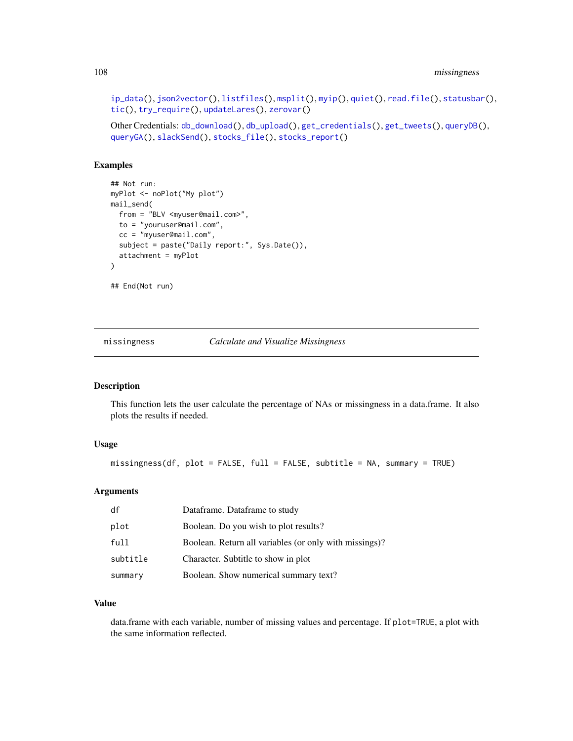ip_data(), json2vector(), listfiles(), msplit(), myip(), quiet(), read.file(), statusbar(), tic(), try_require(), updateLares(), zerovar()

Other Credentials: db_download(), db_upload(), get_credentials(), get_tweets(), queryDB(), queryGA(), slackSend(), stocks_file(), stocks_report()

### Examples

```
## Not run:
myPlot <- noPlot("My plot")
mail_send(
  from = "BLV <myuser@mail.com>",
  to = "youruser@mail.com",
  cc = "myuser@mail.com",
  subject = paste("Daily report:", Sys.Date()),
  attachment = myPlot
)

## End(Not run)
```

---

## missingness — *Calculate and Visualize Missingness*

---

### Description

This function lets the user calculate the percentage of NAs or missingness in a data.frame. It also plots the results if needed.

### Usage

```
missingness(df, plot = FALSE, full = FALSE, subtitle = NA, summary = TRUE)
```

### Arguments

| | |
|---|---|
| df | Dataframe. Dataframe to study |
| plot | Boolean. Do you wish to plot results? |
| full | Boolean. Return all variables (or only with missings)? |
| subtitle | Character. Subtitle to show in plot |
| summary | Boolean. Show numerical summary text? |

### Value

data.frame with each variable, number of missing values and percentage. If plot=TRUE, a plot with the same information reflected.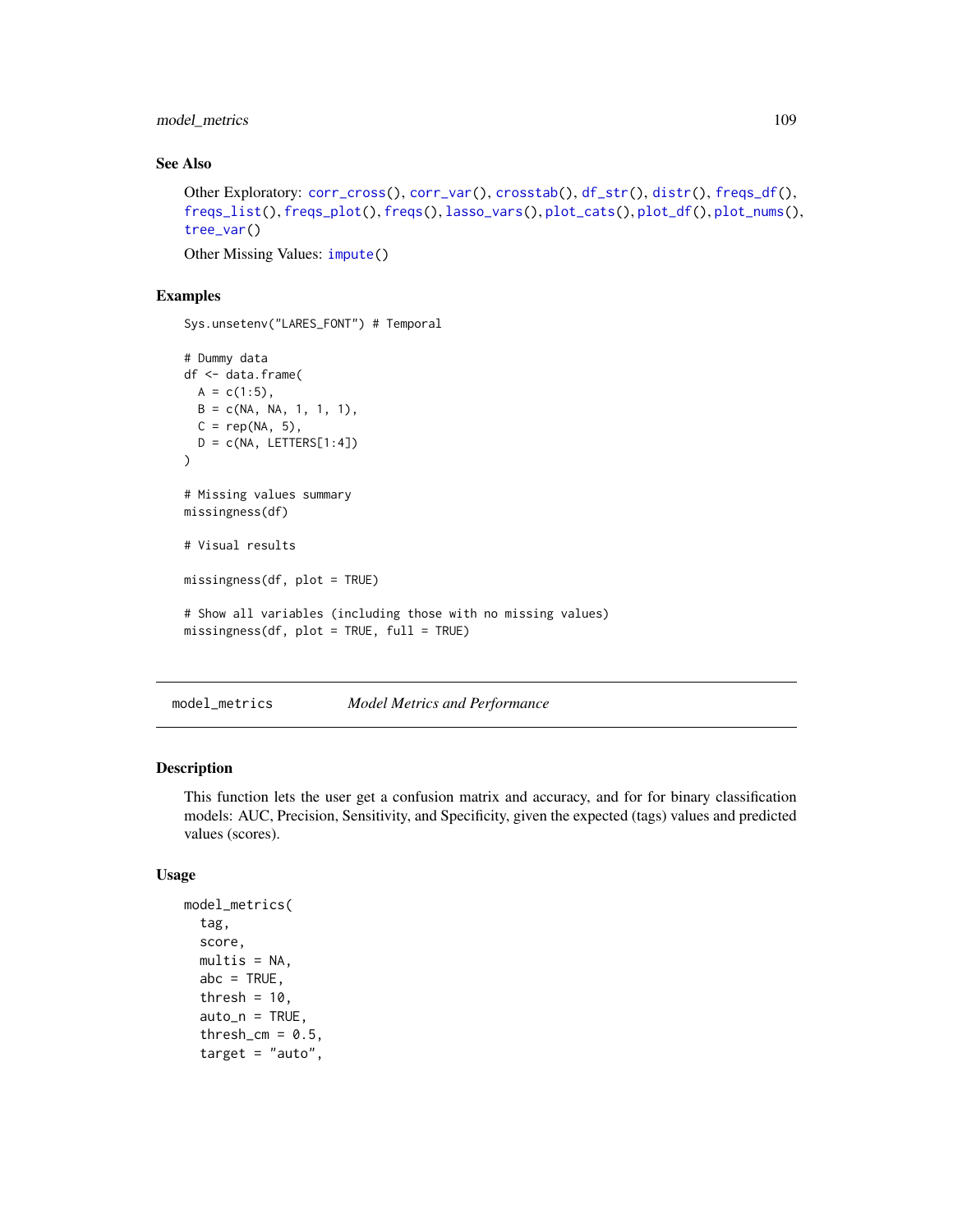### See Also

Other Exploratory: `corr_cross()`, `corr_var()`, `crosstab()`, `df_str()`, `distr()`, `freqs_df()`, `freqs_list()`, `freqs_plot()`, `freqs()`, `lasso_vars()`, `plot_cats()`, `plot_df()`, `plot_nums()`, `tree_var()`

Other Missing Values: `impute()`

### Examples

```
Sys.unsetenv("LARES_FONT") # Temporal

# Dummy data
df <- data.frame(
  A = c(1:5),
  B = c(NA, NA, 1, 1, 1),
  C = rep(NA, 5),
  D = c(NA, LETTERS[1:4])
)

# Missing values summary
missingness(df)

# Visual results

missingness(df, plot = TRUE)

# Show all variables (including those with no missing values)
missingness(df, plot = TRUE, full = TRUE)
```

---

## model_metrics &nbsp;&nbsp;&nbsp; *Model Metrics and Performance*

---

### Description

This function lets the user get a confusion matrix and accuracy, and for for binary classification models: AUC, Precision, Sensitivity, and Specificity, given the expected (tags) values and predicted values (scores).

### Usage

```
model_metrics(
  tag,
  score,
  multis = NA,
  abc = TRUE,
  thresh = 10,
  auto_n = TRUE,
  thresh_cm = 0.5,
  target = "auto",
```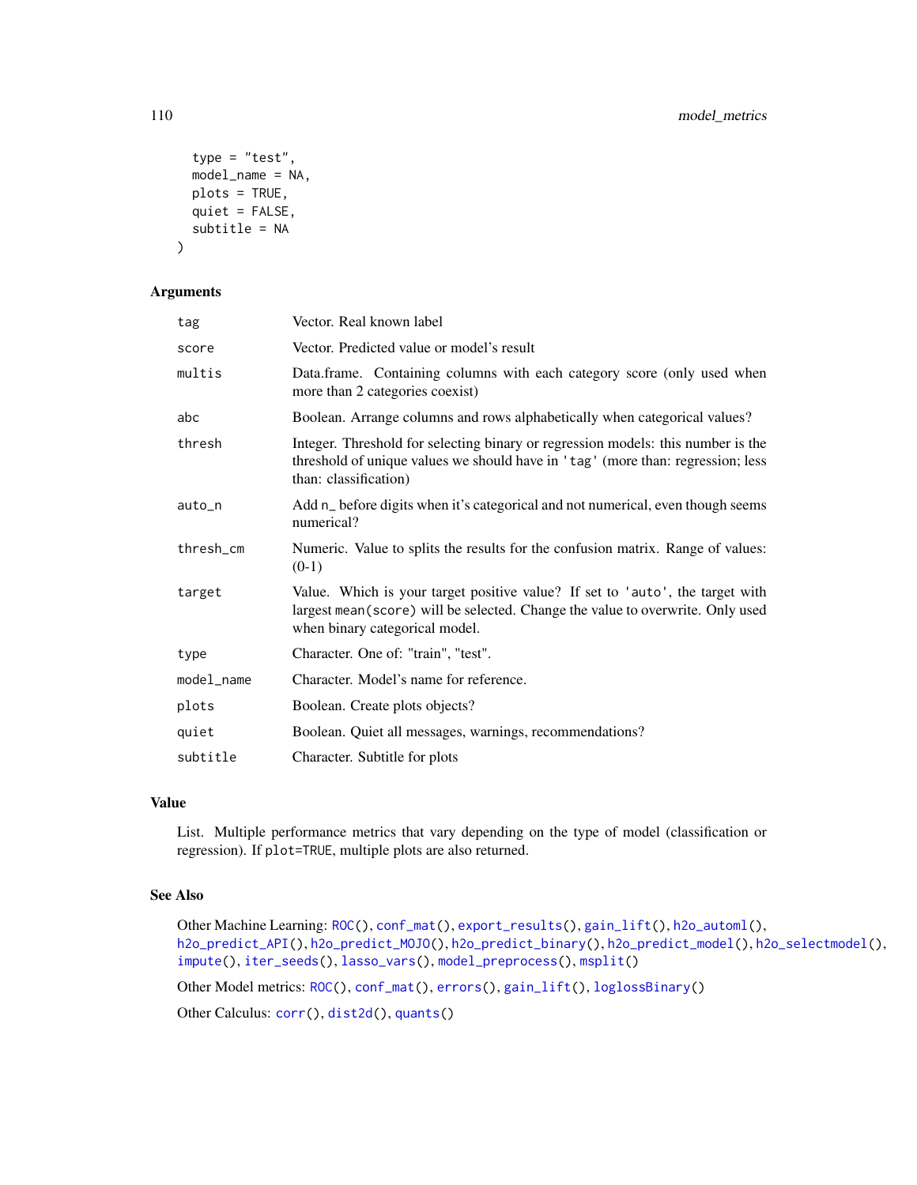```
  type = "test",
  model_name = NA,
  plots = TRUE,
  quiet = FALSE,
  subtitle = NA
)
```

### Arguments

| | |
|---|---|
| tag | Vector. Real known label |
| score | Vector. Predicted value or model's result |
| multis | Data.frame. Containing columns with each category score (only used when more than 2 categories coexist) |
| abc | Boolean. Arrange columns and rows alphabetically when categorical values? |
| thresh | Integer. Threshold for selecting binary or regression models: this number is the threshold of unique values we should have in 'tag' (more than: regression; less than: classification) |
| auto_n | Add n_ before digits when it's categorical and not numerical, even though seems numerical? |
| thresh_cm | Numeric. Value to splits the results for the confusion matrix. Range of values: (0-1) |
| target | Value. Which is your target positive value? If set to 'auto', the target with largest mean(score) will be selected. Change the value to overwrite. Only used when binary categorical model. |
| type | Character. One of: "train", "test". |
| model_name | Character. Model's name for reference. |
| plots | Boolean. Create plots objects? |
| quiet | Boolean. Quiet all messages, warnings, recommendations? |
| subtitle | Character. Subtitle for plots |

### Value

List. Multiple performance metrics that vary depending on the type of model (classification or regression). If plot=TRUE, multiple plots are also returned.

### See Also

Other Machine Learning: ROC(), conf_mat(), export_results(), gain_lift(), h2o_automl(), h2o_predict_API(), h2o_predict_MOJO(), h2o_predict_binary(), h2o_predict_model(), h2o_selectmodel(), impute(), iter_seeds(), lasso_vars(), model_preprocess(), msplit()

Other Model metrics: ROC(), conf_mat(), errors(), gain_lift(), loglossBinary()

Other Calculus: corr(), dist2d(), quants()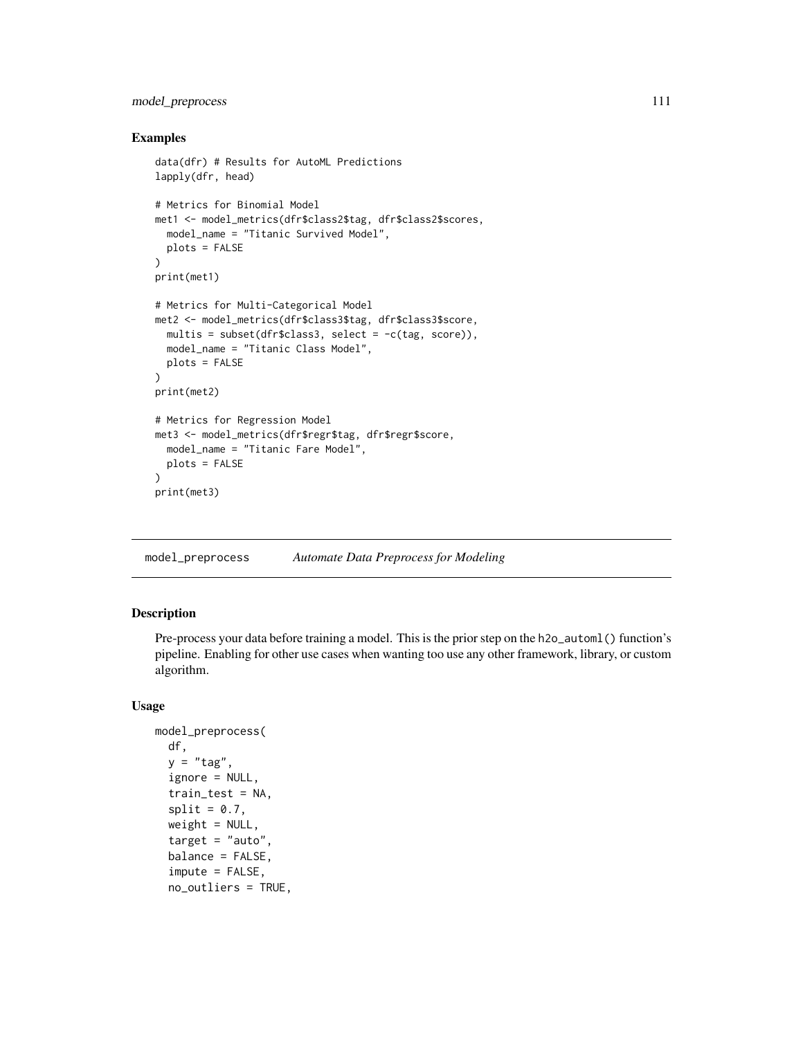## Examples

```
data(dfr) # Results for AutoML Predictions
lapply(dfr, head)

# Metrics for Binomial Model
met1 <- model_metrics(dfr$class2$tag, dfr$class2$scores,
  model_name = "Titanic Survived Model",
  plots = FALSE
)
print(met1)

# Metrics for Multi-Categorical Model
met2 <- model_metrics(dfr$class3$tag, dfr$class3$score,
  multis = subset(dfr$class3, select = -c(tag, score)),
  model_name = "Titanic Class Model",
  plots = FALSE
)
print(met2)

# Metrics for Regression Model
met3 <- model_metrics(dfr$regr$tag, dfr$regr$score,
  model_name = "Titanic Fare Model",
  plots = FALSE
)
print(met3)
```

---

# model_preprocess *Automate Data Preprocess for Modeling*

---

## Description

Pre-process your data before training a model. This is the prior step on the `h2o_automl()` function's pipeline. Enabling for other use cases when wanting too use any other framework, library, or custom algorithm.

## Usage

```
model_preprocess(
  df,
  y = "tag",
  ignore = NULL,
  train_test = NA,
  split = 0.7,
  weight = NULL,
  target = "auto",
  balance = FALSE,
  impute = FALSE,
  no_outliers = TRUE,
```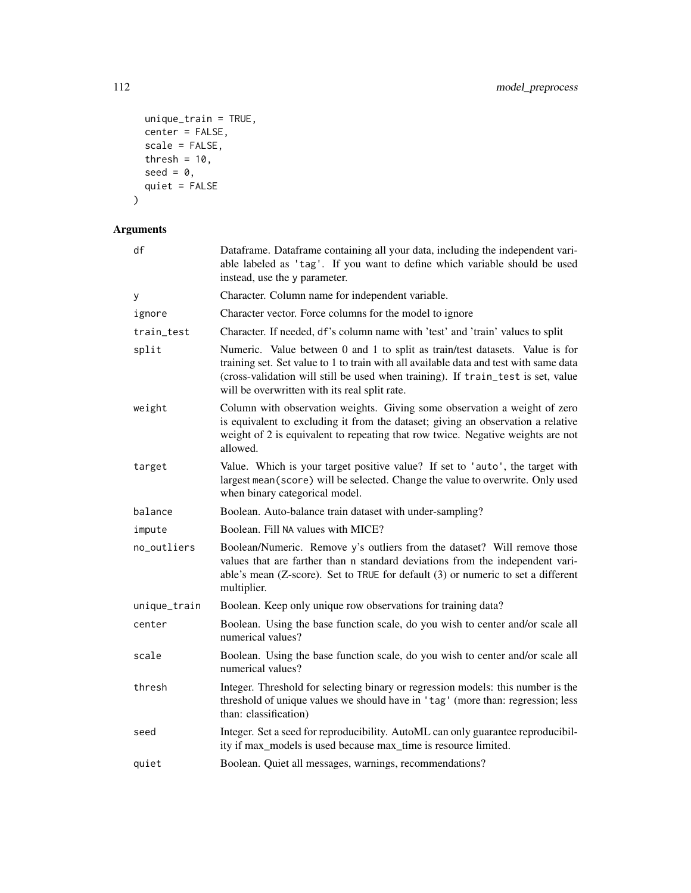```
  unique_train = TRUE,
  center = FALSE,
  scale = FALSE,
  thresh = 10,
  seed = 0,
  quiet = FALSE
)
```

## Arguments

| | |
|---|---|
| df | Dataframe. Dataframe containing all your data, including the independent variable labeled as 'tag'. If you want to define which variable should be used instead, use the y parameter. |
| y | Character. Column name for independent variable. |
| ignore | Character vector. Force columns for the model to ignore |
| train_test | Character. If needed, df's column name with 'test' and 'train' values to split |
| split | Numeric. Value between 0 and 1 to split as train/test datasets. Value is for training set. Set value to 1 to train with all available data and test with same data (cross-validation will still be used when training). If train_test is set, value will be overwritten with its real split rate. |
| weight | Column with observation weights. Giving some observation a weight of zero is equivalent to excluding it from the dataset; giving an observation a relative weight of 2 is equivalent to repeating that row twice. Negative weights are not allowed. |
| target | Value. Which is your target positive value? If set to 'auto', the target with largest mean(score) will be selected. Change the value to overwrite. Only used when binary categorical model. |
| balance | Boolean. Auto-balance train dataset with under-sampling? |
| impute | Boolean. Fill NA values with MICE? |
| no_outliers | Boolean/Numeric. Remove y's outliers from the dataset? Will remove those values that are farther than n standard deviations from the independent variable's mean (Z-score). Set to TRUE for default (3) or numeric to set a different multiplier. |
| unique_train | Boolean. Keep only unique row observations for training data? |
| center | Boolean. Using the base function scale, do you wish to center and/or scale all numerical values? |
| scale | Boolean. Using the base function scale, do you wish to center and/or scale all numerical values? |
| thresh | Integer. Threshold for selecting binary or regression models: this number is the threshold of unique values we should have in 'tag' (more than: regression; less than: classification) |
| seed | Integer. Set a seed for reproducibility. AutoML can only guarantee reproducibility if max_models is used because max_time is resource limited. |
| quiet | Boolean. Quiet all messages, warnings, recommendations? |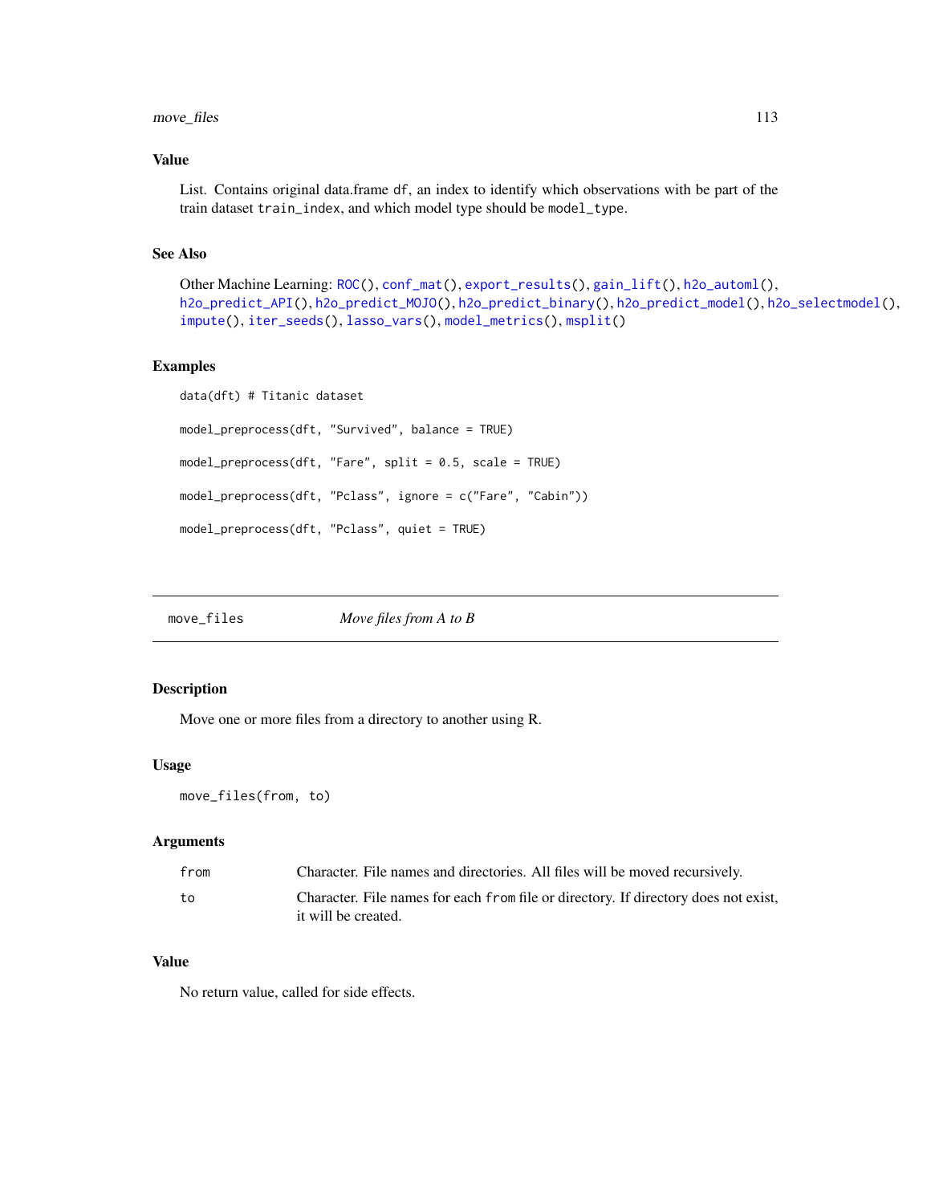## Value

List. Contains original data.frame `df`, an index to identify which observations with be part of the train dataset `train_index`, and which model type should be `model_type`.

## See Also

Other Machine Learning: `ROC()`, `conf_mat()`, `export_results()`, `gain_lift()`, `h2o_automl()`, `h2o_predict_API()`, `h2o_predict_MOJO()`, `h2o_predict_binary()`, `h2o_predict_model()`, `h2o_selectmodel()`, `impute()`, `iter_seeds()`, `lasso_vars()`, `model_metrics()`, `msplit()`

## Examples

```
data(dft) # Titanic dataset

model_preprocess(dft, "Survived", balance = TRUE)

model_preprocess(dft, "Fare", split = 0.5, scale = TRUE)

model_preprocess(dft, "Pclass", ignore = c("Fare", "Cabin"))

model_preprocess(dft, "Pclass", quiet = TRUE)
```

---

# move_files — *Move files from A to B*

## Description

Move one or more files from a directory to another using R.

## Usage

```
move_files(from, to)
```

## Arguments

| | |
|---|---|
| `from` | Character. File names and directories. All files will be moved recursively. |
| `to` | Character. File names for each `from` file or directory. If directory does not exist, it will be created. |

## Value

No return value, called for side effects.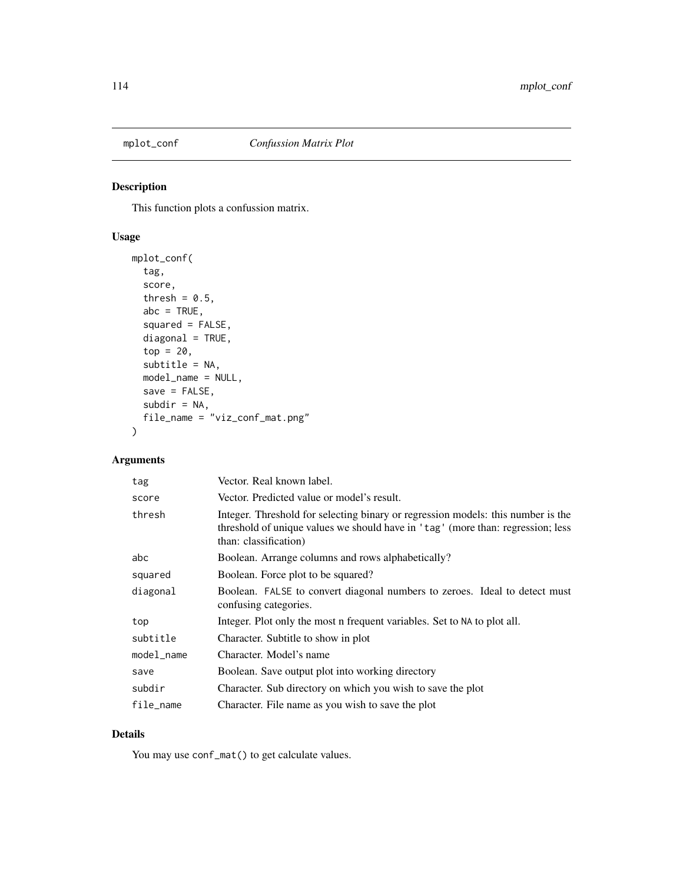mplot_conf *Confussion Matrix Plot*

## Description

This function plots a confussion matrix.

## Usage

```
mplot_conf(
  tag,
  score,
  thresh = 0.5,
  abc = TRUE,
  squared = FALSE,
  diagonal = TRUE,
  top = 20,
  subtitle = NA,
  model_name = NULL,
  save = FALSE,
  subdir = NA,
  file_name = "viz_conf_mat.png"
)
```

## Arguments

| | |
|---|---|
| tag | Vector. Real known label. |
| score | Vector. Predicted value or model's result. |
| thresh | Integer. Threshold for selecting binary or regression models: this number is the threshold of unique values we should have in 'tag' (more than: regression; less than: classification) |
| abc | Boolean. Arrange columns and rows alphabetically? |
| squared | Boolean. Force plot to be squared? |
| diagonal | Boolean. FALSE to convert diagonal numbers to zeroes. Ideal to detect must confusing categories. |
| top | Integer. Plot only the most n frequent variables. Set to NA to plot all. |
| subtitle | Character. Subtitle to show in plot |
| model_name | Character. Model's name |
| save | Boolean. Save output plot into working directory |
| subdir | Character. Sub directory on which you wish to save the plot |
| file_name | Character. File name as you wish to save the plot |

## Details

You may use conf_mat() to get calculate values.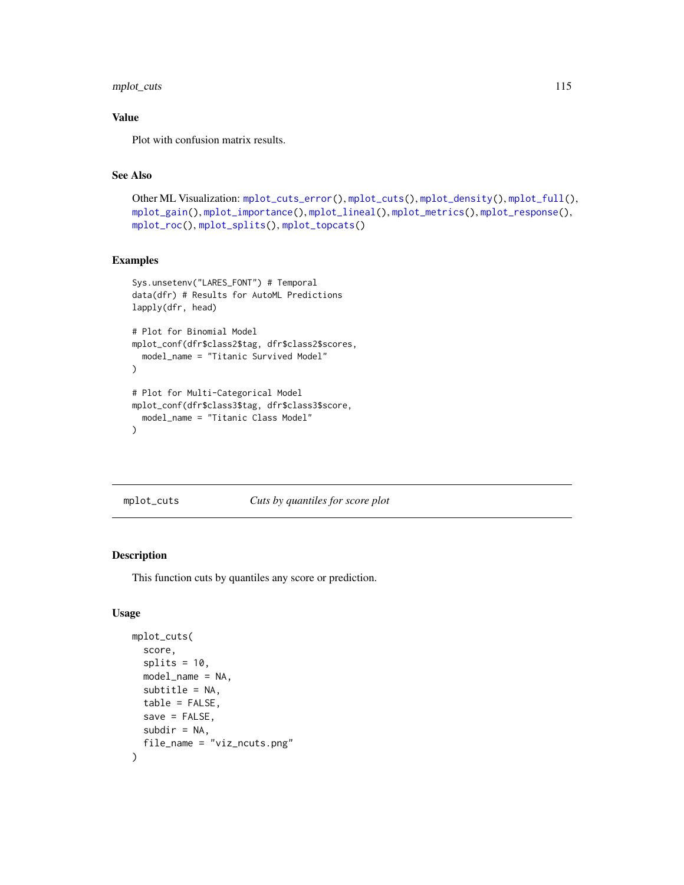### Value

Plot with confusion matrix results.

### See Also

Other ML Visualization: mplot_cuts_error(), mplot_cuts(), mplot_density(), mplot_full(), mplot_gain(), mplot_importance(), mplot_lineal(), mplot_metrics(), mplot_response(), mplot_roc(), mplot_splits(), mplot_topcats()

### Examples

```
Sys.unsetenv("LARES_FONT") # Temporal
data(dfr) # Results for AutoML Predictions
lapply(dfr, head)

# Plot for Binomial Model
mplot_conf(dfr$class2$tag, dfr$class2$scores,
  model_name = "Titanic Survived Model"
)

# Plot for Multi-Categorical Model
mplot_conf(dfr$class3$tag, dfr$class3$score,
  model_name = "Titanic Class Model"
)
```

---

## mplot_cuts &nbsp;&nbsp;&nbsp;&nbsp; *Cuts by quantiles for score plot*

### Description

This function cuts by quantiles any score or prediction.

### Usage

```
mplot_cuts(
  score,
  splits = 10,
  model_name = NA,
  subtitle = NA,
  table = FALSE,
  save = FALSE,
  subdir = NA,
  file_name = "viz_ncuts.png"
)
```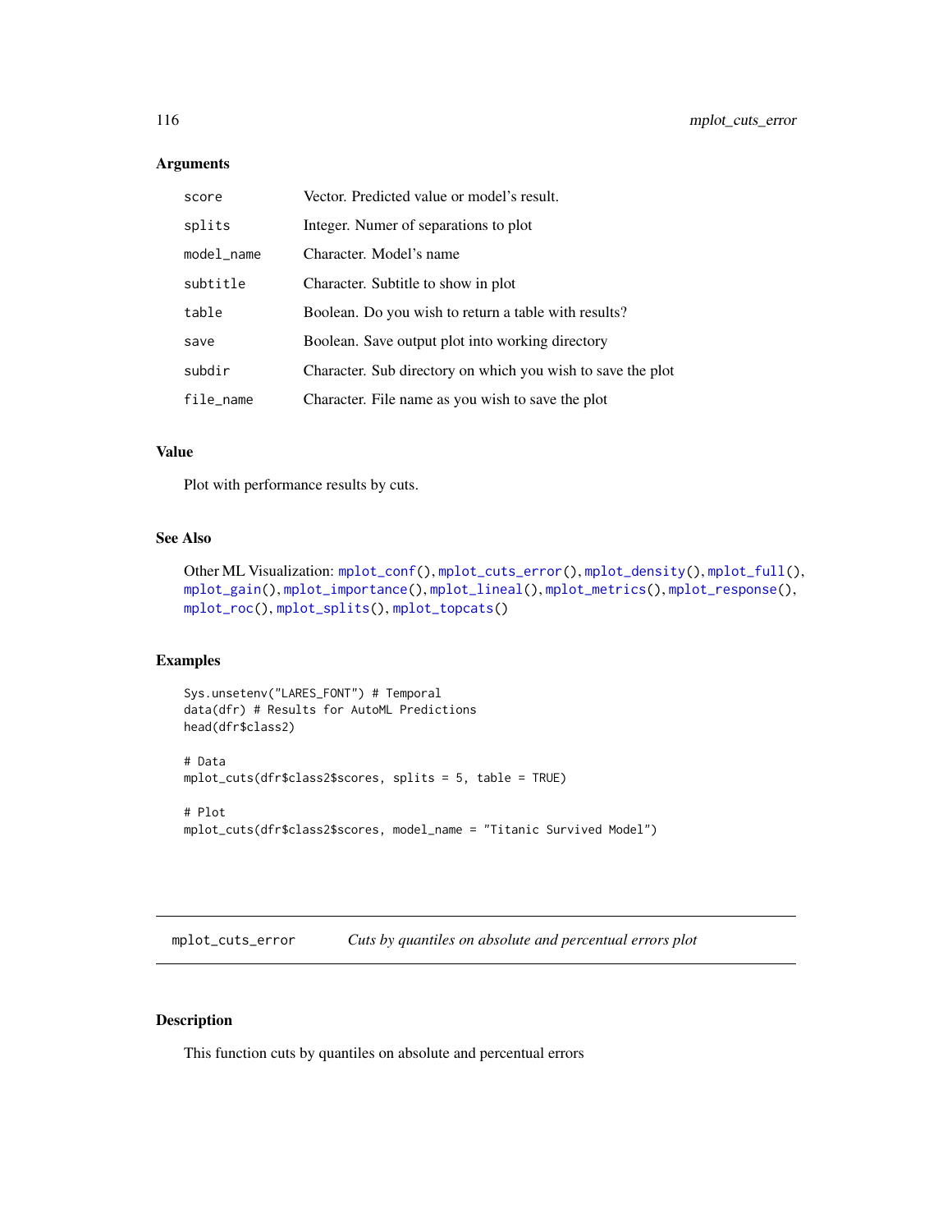### Arguments

| | |
|---|---|
| `score` | Vector. Predicted value or model's result. |
| `splits` | Integer. Numer of separations to plot |
| `model_name` | Character. Model's name |
| `subtitle` | Character. Subtitle to show in plot |
| `table` | Boolean. Do you wish to return a table with results? |
| `save` | Boolean. Save output plot into working directory |
| `subdir` | Character. Sub directory on which you wish to save the plot |
| `file_name` | Character. File name as you wish to save the plot |

### Value

Plot with performance results by cuts.

### See Also

Other ML Visualization: `mplot_conf()`, `mplot_cuts_error()`, `mplot_density()`, `mplot_full()`, `mplot_gain()`, `mplot_importance()`, `mplot_lineal()`, `mplot_metrics()`, `mplot_response()`, `mplot_roc()`, `mplot_splits()`, `mplot_topcats()`

### Examples

```
Sys.unsetenv("LARES_FONT") # Temporal
data(dfr) # Results for AutoML Predictions
head(dfr$class2)

# Data
mplot_cuts(dfr$class2$scores, splits = 5, table = TRUE)

# Plot
mplot_cuts(dfr$class2$scores, model_name = "Titanic Survived Model")
```

---

## mplot_cuts_error — *Cuts by quantiles on absolute and percentual errors plot*

---

### Description

This function cuts by quantiles on absolute and percentual errors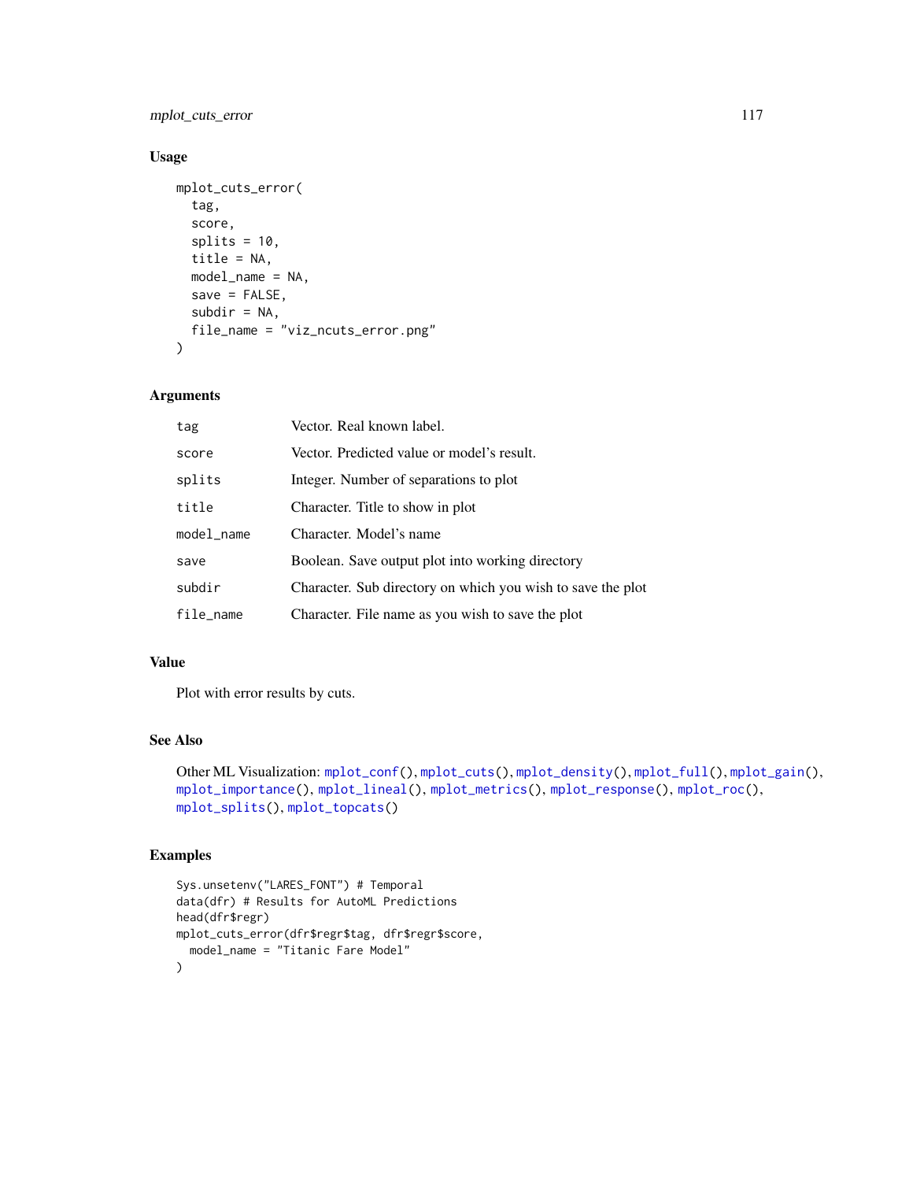## Usage

```
mplot_cuts_error(
  tag,
  score,
  splits = 10,
  title = NA,
  model_name = NA,
  save = FALSE,
  subdir = NA,
  file_name = "viz_ncuts_error.png"
)
```

## Arguments

| | |
|---|---|
| `tag` | Vector. Real known label. |
| `score` | Vector. Predicted value or model's result. |
| `splits` | Integer. Number of separations to plot |
| `title` | Character. Title to show in plot |
| `model_name` | Character. Model's name |
| `save` | Boolean. Save output plot into working directory |
| `subdir` | Character. Sub directory on which you wish to save the plot |
| `file_name` | Character. File name as you wish to save the plot |

## Value

Plot with error results by cuts.

## See Also

Other ML Visualization: `mplot_conf()`, `mplot_cuts()`, `mplot_density()`, `mplot_full()`, `mplot_gain()`, `mplot_importance()`, `mplot_lineal()`, `mplot_metrics()`, `mplot_response()`, `mplot_roc()`, `mplot_splits()`, `mplot_topcats()`

## Examples

```
Sys.unsetenv("LARES_FONT") # Temporal
data(dfr) # Results for AutoML Predictions
head(dfr$regr)
mplot_cuts_error(dfr$regr$tag, dfr$regr$score,
  model_name = "Titanic Fare Model"
)
```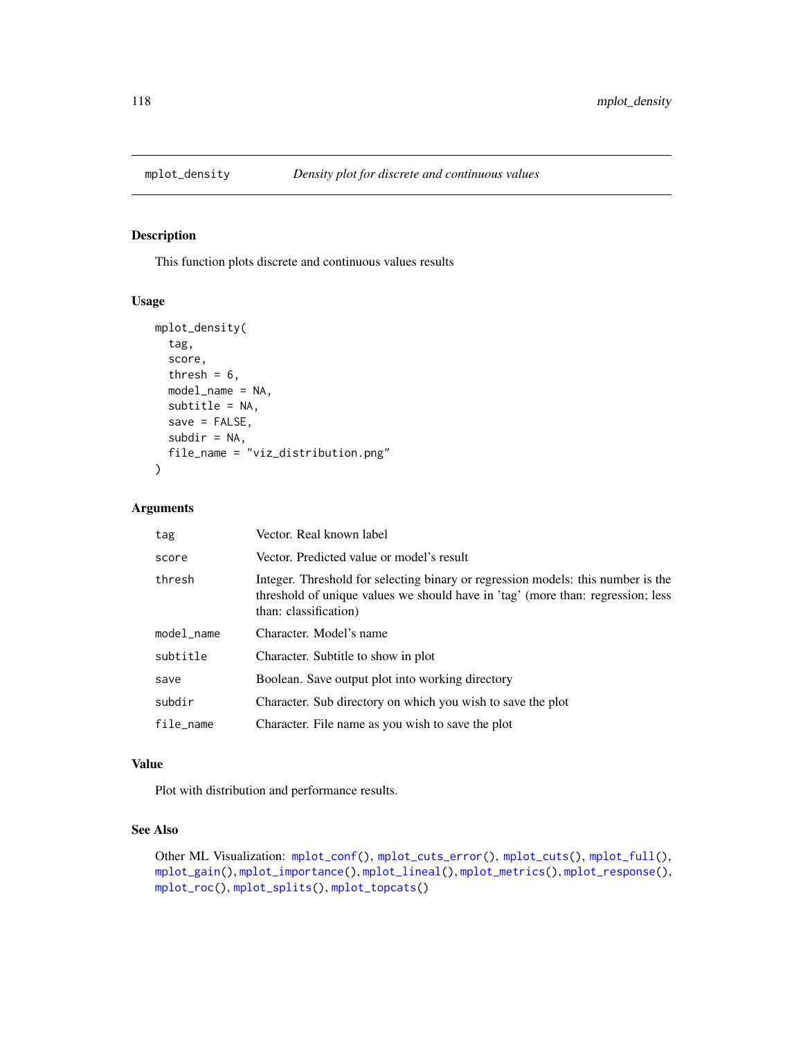## mplot_density    *Density plot for discrete and continuous values*

### Description

This function plots discrete and continuous values results

### Usage

```
mplot_density(
  tag,
  score,
  thresh = 6,
  model_name = NA,
  subtitle = NA,
  save = FALSE,
  subdir = NA,
  file_name = "viz_distribution.png"
)
```

### Arguments

| | |
|---|---|
| tag | Vector. Real known label |
| score | Vector. Predicted value or model's result |
| thresh | Integer. Threshold for selecting binary or regression models: this number is the threshold of unique values we should have in 'tag' (more than: regression; less than: classification) |
| model_name | Character. Model's name |
| subtitle | Character. Subtitle to show in plot |
| save | Boolean. Save output plot into working directory |
| subdir | Character. Sub directory on which you wish to save the plot |
| file_name | Character. File name as you wish to save the plot |

### Value

Plot with distribution and performance results.

### See Also

Other ML Visualization: mplot_conf(), mplot_cuts_error(), mplot_cuts(), mplot_full(), mplot_gain(), mplot_importance(), mplot_lineal(), mplot_metrics(), mplot_response(), mplot_roc(), mplot_splits(), mplot_topcats()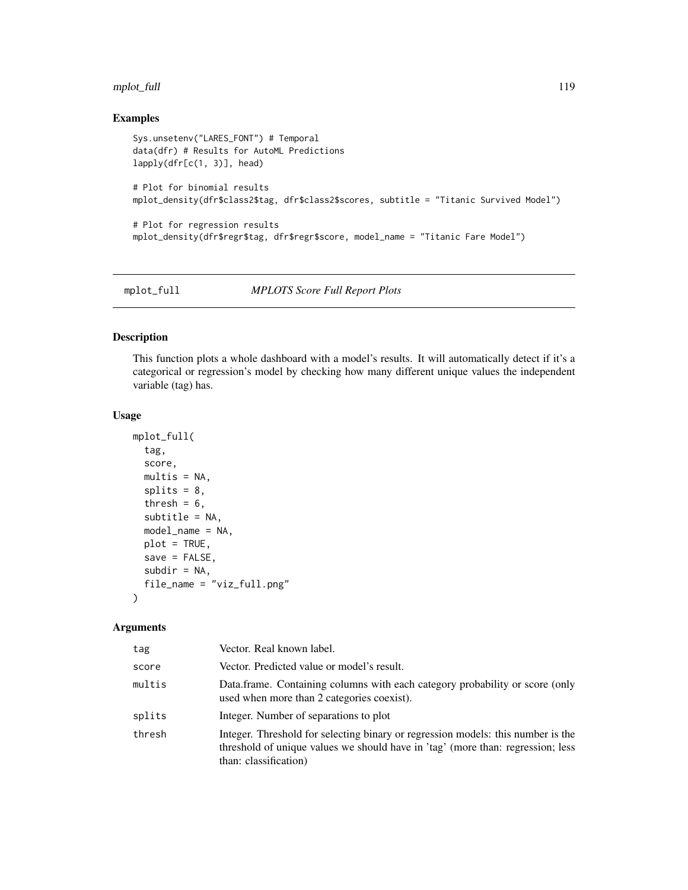## Examples

```
Sys.unsetenv("LARES_FONT") # Temporal
data(dfr) # Results for AutoML Predictions
lapply(dfr[c(1, 3)], head)

# Plot for binomial results
mplot_density(dfr$class2$tag, dfr$class2$scores, subtitle = "Titanic Survived Model")

# Plot for regression results
mplot_density(dfr$regr$tag, dfr$regr$score, model_name = "Titanic Fare Model")
```

---

# mplot_full    *MPLOTS Score Full Report Plots*

---

## Description

This function plots a whole dashboard with a model's results. It will automatically detect if it's a categorical or regression's model by checking how many different unique values the independent variable (tag) has.

## Usage

```
mplot_full(
  tag,
  score,
  multis = NA,
  splits = 8,
  thresh = 6,
  subtitle = NA,
  model_name = NA,
  plot = TRUE,
  save = FALSE,
  subdir = NA,
  file_name = "viz_full.png"
)
```

## Arguments

| | |
|---|---|
| tag | Vector. Real known label. |
| score | Vector. Predicted value or model's result. |
| multis | Data.frame. Containing columns with each category probability or score (only used when more than 2 categories coexist). |
| splits | Integer. Number of separations to plot |
| thresh | Integer. Threshold for selecting binary or regression models: this number is the threshold of unique values we should have in 'tag' (more than: regression; less than: classification) |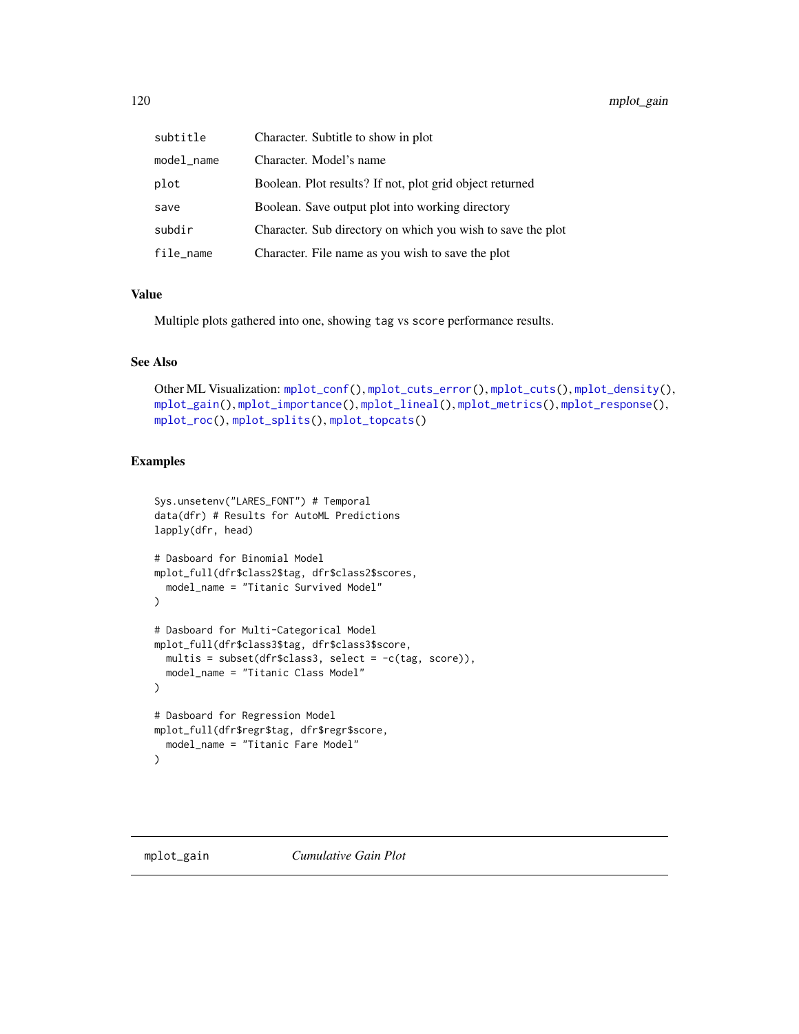| | |
|---|---|
| subtitle | Character. Subtitle to show in plot |
| model_name | Character. Model's name |
| plot | Boolean. Plot results? If not, plot grid object returned |
| save | Boolean. Save output plot into working directory |
| subdir | Character. Sub directory on which you wish to save the plot |
| file_name | Character. File name as you wish to save the plot |

### Value

Multiple plots gathered into one, showing `tag` vs `score` performance results.

### See Also

Other ML Visualization: `mplot_conf()`, `mplot_cuts_error()`, `mplot_cuts()`, `mplot_density()`, `mplot_gain()`, `mplot_importance()`, `mplot_lineal()`, `mplot_metrics()`, `mplot_response()`, `mplot_roc()`, `mplot_splits()`, `mplot_topcats()`

### Examples

```
Sys.unsetenv("LARES_FONT") # Temporal
data(dfr) # Results for AutoML Predictions
lapply(dfr, head)

# Dasboard for Binomial Model
mplot_full(dfr$class2$tag, dfr$class2$scores,
  model_name = "Titanic Survived Model"
)

# Dasboard for Multi-Categorical Model
mplot_full(dfr$class3$tag, dfr$class3$score,
  multis = subset(dfr$class3, select = -c(tag, score)),
  model_name = "Titanic Class Model"
)

# Dasboard for Regression Model
mplot_full(dfr$regr$tag, dfr$regr$score,
  model_name = "Titanic Fare Model"
)
```

---

## mplot_gain &nbsp;&nbsp;&nbsp;&nbsp; *Cumulative Gain Plot*

---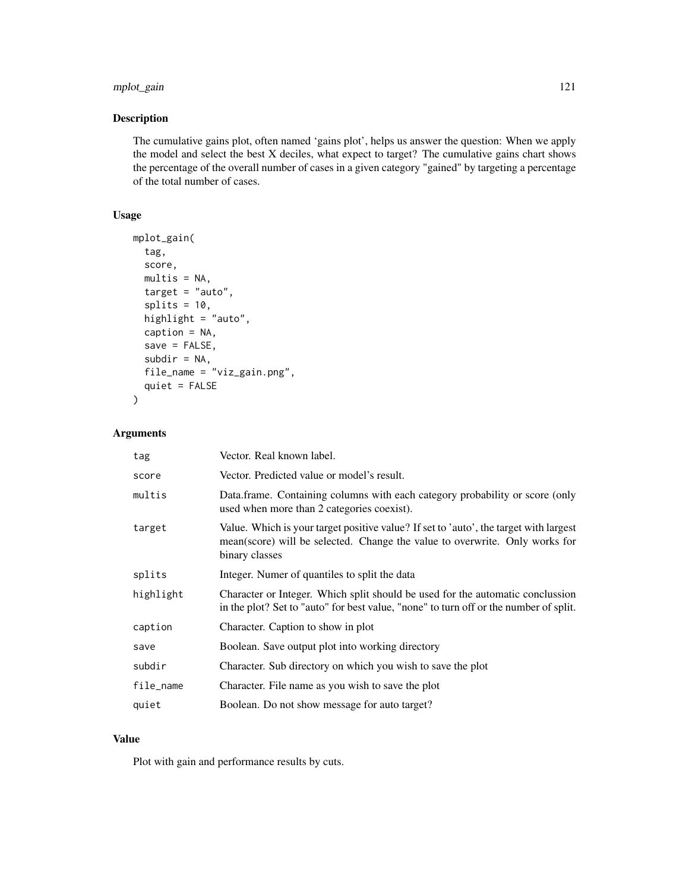## Description

The cumulative gains plot, often named 'gains plot', helps us answer the question: When we apply the model and select the best X deciles, what expect to target? The cumulative gains chart shows the percentage of the overall number of cases in a given category "gained" by targeting a percentage of the total number of cases.

## Usage

```
mplot_gain(
  tag,
  score,
  multis = NA,
  target = "auto",
  splits = 10,
  highlight = "auto",
  caption = NA,
  save = FALSE,
  subdir = NA,
  file_name = "viz_gain.png",
  quiet = FALSE
)
```

## Arguments

| | |
|---|---|
| tag | Vector. Real known label. |
| score | Vector. Predicted value or model's result. |
| multis | Data.frame. Containing columns with each category probability or score (only used when more than 2 categories coexist). |
| target | Value. Which is your target positive value? If set to 'auto', the target with largest mean(score) will be selected. Change the value to overwrite. Only works for binary classes |
| splits | Integer. Numer of quantiles to split the data |
| highlight | Character or Integer. Which split should be used for the automatic conclussion in the plot? Set to "auto" for best value, "none" to turn off or the number of split. |
| caption | Character. Caption to show in plot |
| save | Boolean. Save output plot into working directory |
| subdir | Character. Sub directory on which you wish to save the plot |
| file_name | Character. File name as you wish to save the plot |
| quiet | Boolean. Do not show message for auto target? |

## Value

Plot with gain and performance results by cuts.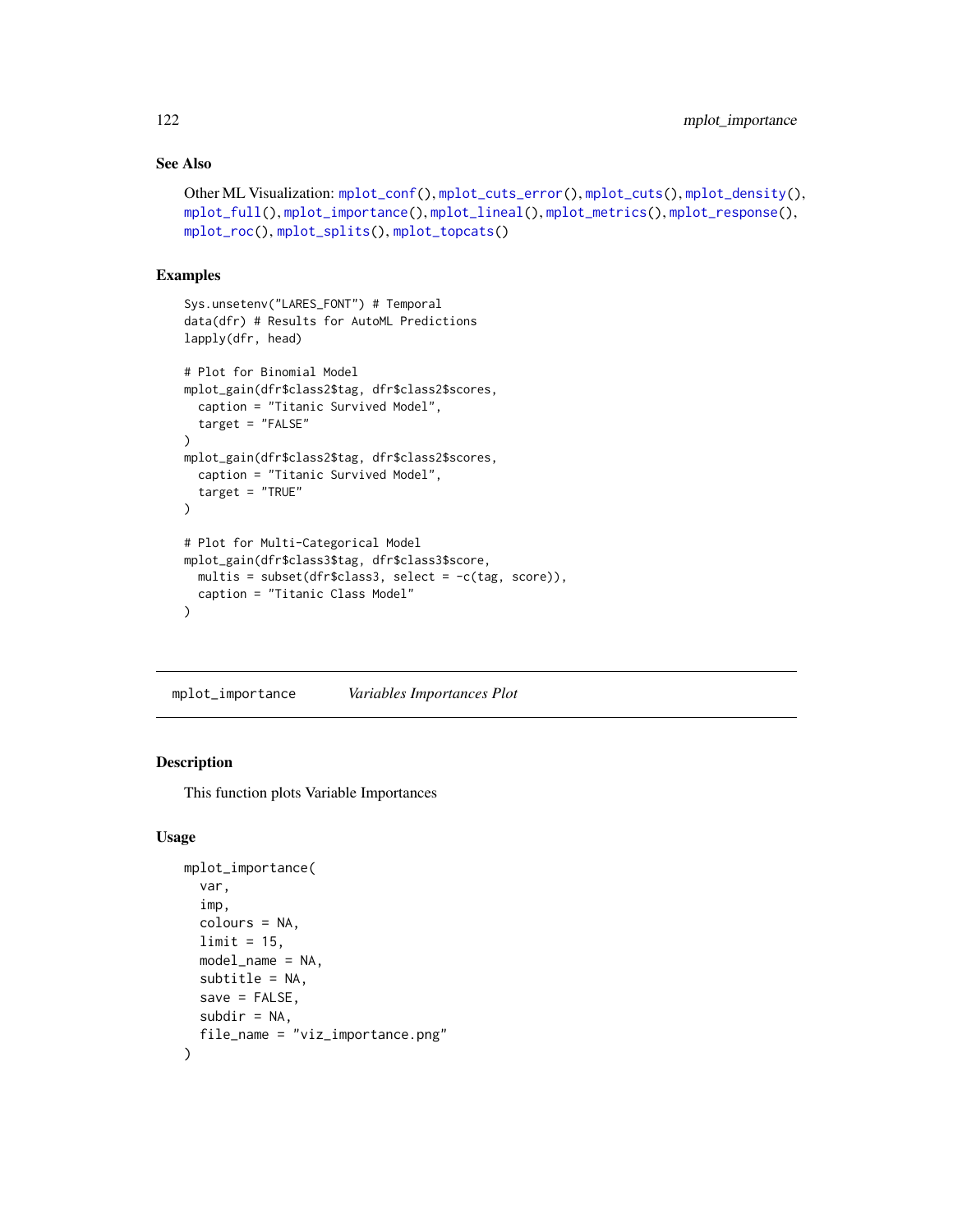### See Also

Other ML Visualization: mplot_conf(), mplot_cuts_error(), mplot_cuts(), mplot_density(), mplot_full(), mplot_importance(), mplot_lineal(), mplot_metrics(), mplot_response(), mplot_roc(), mplot_splits(), mplot_topcats()

### Examples

```
Sys.unsetenv("LARES_FONT") # Temporal
data(dfr) # Results for AutoML Predictions
lapply(dfr, head)

# Plot for Binomial Model
mplot_gain(dfr$class2$tag, dfr$class2$scores,
  caption = "Titanic Survived Model",
  target = "FALSE"
)
mplot_gain(dfr$class2$tag, dfr$class2$scores,
  caption = "Titanic Survived Model",
  target = "TRUE"
)

# Plot for Multi-Categorical Model
mplot_gain(dfr$class3$tag, dfr$class3$score,
  multis = subset(dfr$class3, select = -c(tag, score)),
  caption = "Titanic Class Model"
)
```

---

## mplot_importance    *Variables Importances Plot*

---

### Description

This function plots Variable Importances

### Usage

```
mplot_importance(
  var,
  imp,
  colours = NA,
  limit = 15,
  model_name = NA,
  subtitle = NA,
  save = FALSE,
  subdir = NA,
  file_name = "viz_importance.png"
)
```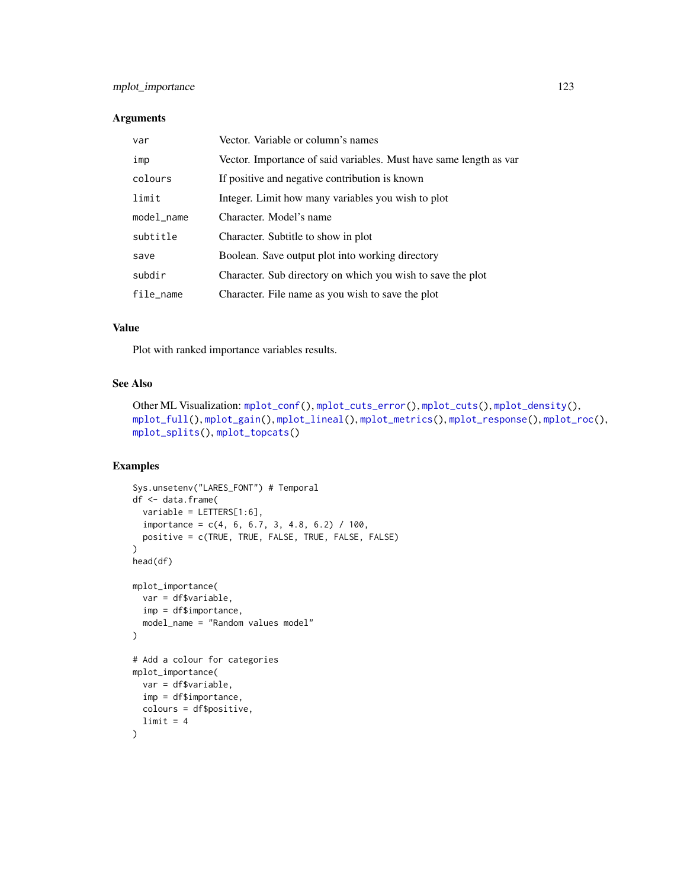## Arguments

| | |
|---|---|
| `var` | Vector. Variable or column's names |
| `imp` | Vector. Importance of said variables. Must have same length as var |
| `colours` | If positive and negative contribution is known |
| `limit` | Integer. Limit how many variables you wish to plot |
| `model_name` | Character. Model's name |
| `subtitle` | Character. Subtitle to show in plot |
| `save` | Boolean. Save output plot into working directory |
| `subdir` | Character. Sub directory on which you wish to save the plot |
| `file_name` | Character. File name as you wish to save the plot |

## Value

Plot with ranked importance variables results.

## See Also

Other ML Visualization: `mplot_conf()`, `mplot_cuts_error()`, `mplot_cuts()`, `mplot_density()`, `mplot_full()`, `mplot_gain()`, `mplot_lineal()`, `mplot_metrics()`, `mplot_response()`, `mplot_roc()`, `mplot_splits()`, `mplot_topcats()`

## Examples

```
Sys.unsetenv("LARES_FONT") # Temporal
df <- data.frame(
  variable = LETTERS[1:6],
  importance = c(4, 6, 6.7, 3, 4.8, 6.2) / 100,
  positive = c(TRUE, TRUE, FALSE, TRUE, FALSE, FALSE)
)
head(df)

mplot_importance(
  var = df$variable,
  imp = df$importance,
  model_name = "Random values model"
)

# Add a colour for categories
mplot_importance(
  var = df$variable,
  imp = df$importance,
  colours = df$positive,
  limit = 4
)
```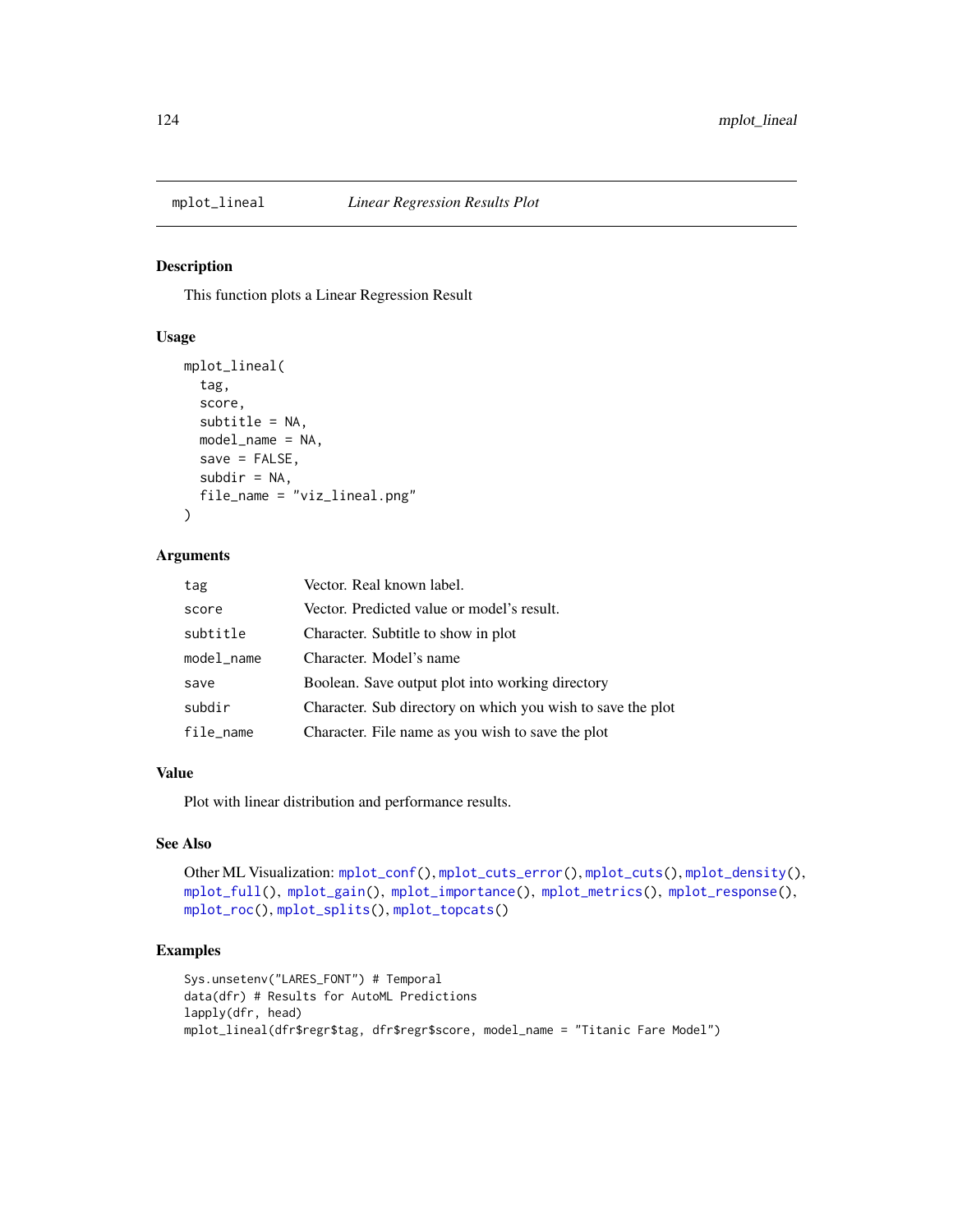## mplot_lineal *Linear Regression Results Plot*

### Description

This function plots a Linear Regression Result

### Usage

```
mplot_lineal(
  tag,
  score,
  subtitle = NA,
  model_name = NA,
  save = FALSE,
  subdir = NA,
  file_name = "viz_lineal.png"
)
```

### Arguments

| | |
|---|---|
| tag | Vector. Real known label. |
| score | Vector. Predicted value or model's result. |
| subtitle | Character. Subtitle to show in plot |
| model_name | Character. Model's name |
| save | Boolean. Save output plot into working directory |
| subdir | Character. Sub directory on which you wish to save the plot |
| file_name | Character. File name as you wish to save the plot |

### Value

Plot with linear distribution and performance results.

### See Also

Other ML Visualization: mplot_conf(), mplot_cuts_error(), mplot_cuts(), mplot_density(), mplot_full(), mplot_gain(), mplot_importance(), mplot_metrics(), mplot_response(), mplot_roc(), mplot_splits(), mplot_topcats()

### Examples

```
Sys.unsetenv("LARES_FONT") # Temporal
data(dfr) # Results for AutoML Predictions
lapply(dfr, head)
mplot_lineal(dfr$regr$tag, dfr$regr$score, model_name = "Titanic Fare Model")
```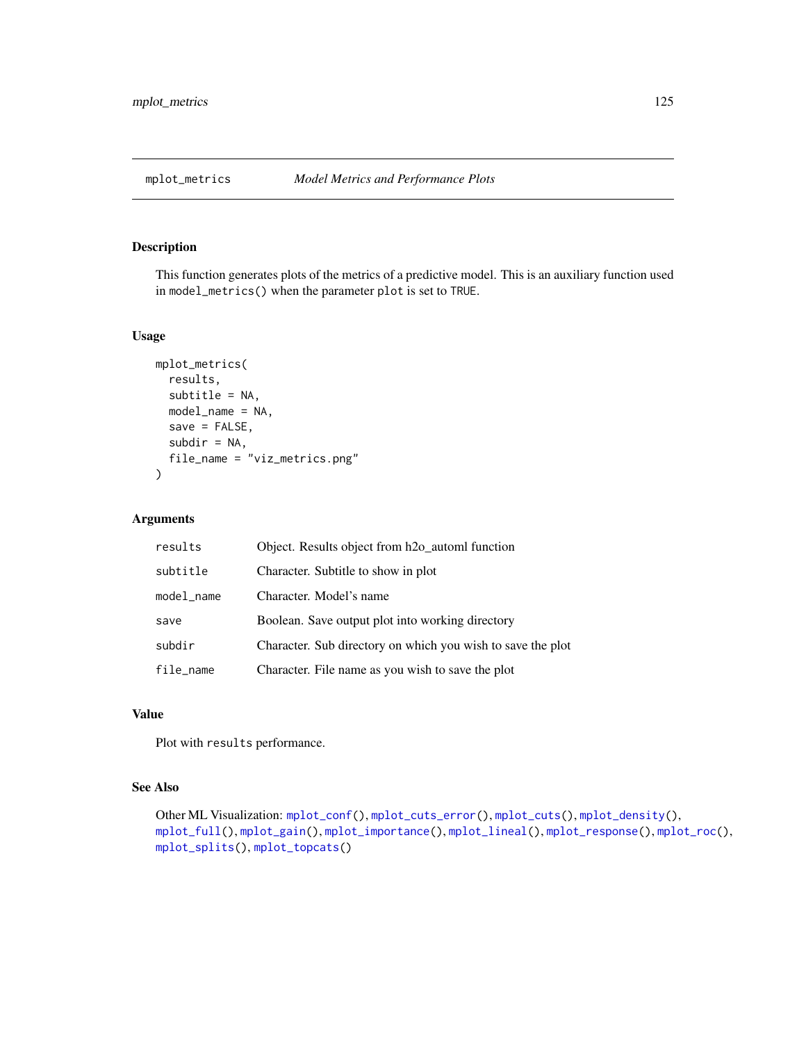# mplot_metrics    *Model Metrics and Performance Plots*

## Description

This function generates plots of the metrics of a predictive model. This is an auxiliary function used in `model_metrics()` when the parameter `plot` is set to `TRUE`.

## Usage

```
mplot_metrics(
  results,
  subtitle = NA,
  model_name = NA,
  save = FALSE,
  subdir = NA,
  file_name = "viz_metrics.png"
)
```

## Arguments

| | |
|---|---|
| `results` | Object. Results object from h2o_automl function |
| `subtitle` | Character. Subtitle to show in plot |
| `model_name` | Character. Model's name |
| `save` | Boolean. Save output plot into working directory |
| `subdir` | Character. Sub directory on which you wish to save the plot |
| `file_name` | Character. File name as you wish to save the plot |

## Value

Plot with `results` performance.

## See Also

Other ML Visualization: `mplot_conf()`, `mplot_cuts_error()`, `mplot_cuts()`, `mplot_density()`, `mplot_full()`, `mplot_gain()`, `mplot_importance()`, `mplot_lineal()`, `mplot_response()`, `mplot_roc()`, `mplot_splits()`, `mplot_topcats()`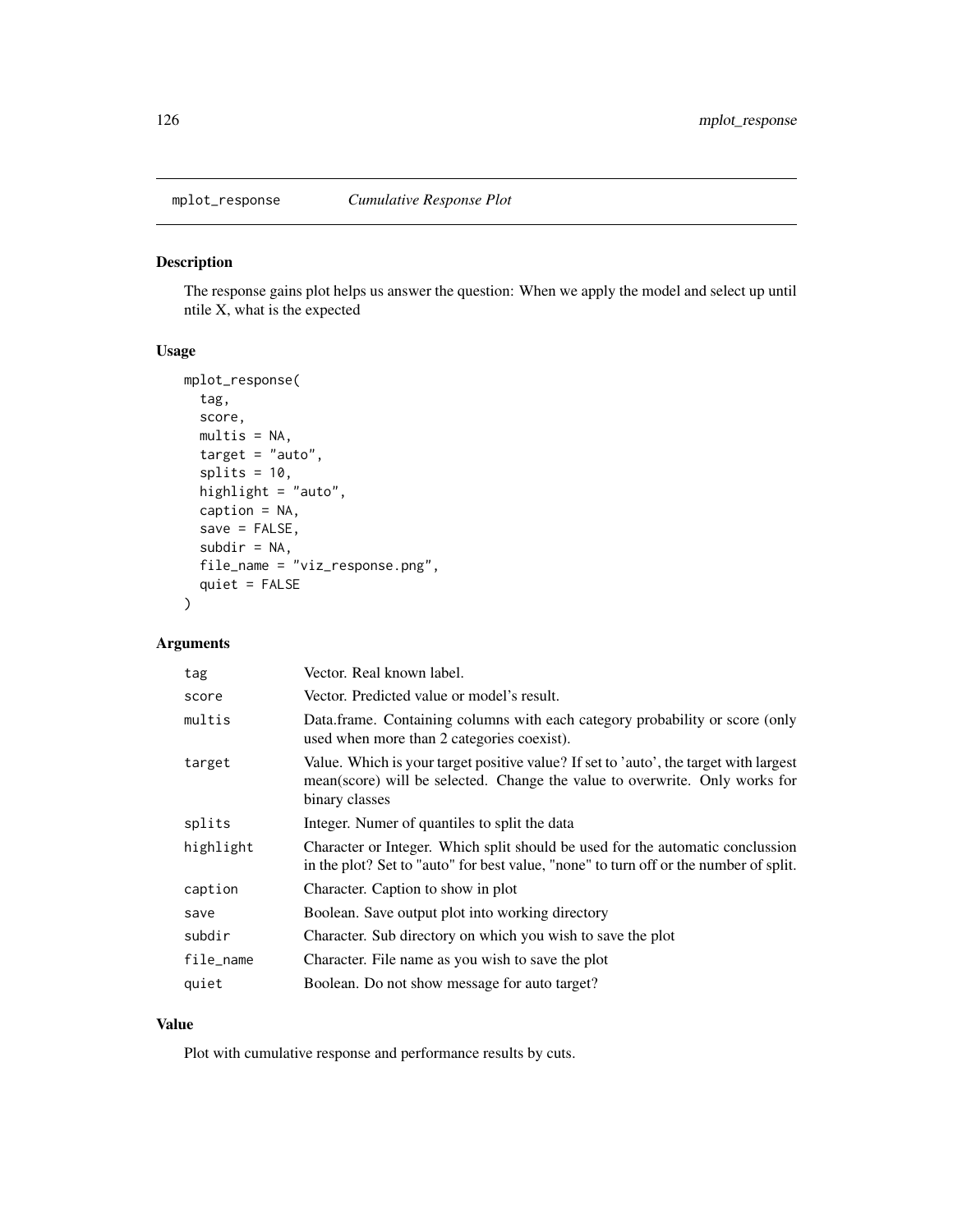# mplot_response — *Cumulative Response Plot*

## Description

The response gains plot helps us answer the question: When we apply the model and select up until ntile X, what is the expected

## Usage

```
mplot_response(
  tag,
  score,
  multis = NA,
  target = "auto",
  splits = 10,
  highlight = "auto",
  caption = NA,
  save = FALSE,
  subdir = NA,
  file_name = "viz_response.png",
  quiet = FALSE
)
```

## Arguments

| | |
|---|---|
| tag | Vector. Real known label. |
| score | Vector. Predicted value or model's result. |
| multis | Data.frame. Containing columns with each category probability or score (only used when more than 2 categories coexist). |
| target | Value. Which is your target positive value? If set to 'auto', the target with largest mean(score) will be selected. Change the value to overwrite. Only works for binary classes |
| splits | Integer. Numer of quantiles to split the data |
| highlight | Character or Integer. Which split should be used for the automatic conclussion in the plot? Set to "auto" for best value, "none" to turn off or the number of split. |
| caption | Character. Caption to show in plot |
| save | Boolean. Save output plot into working directory |
| subdir | Character. Sub directory on which you wish to save the plot |
| file_name | Character. File name as you wish to save the plot |
| quiet | Boolean. Do not show message for auto target? |

## Value

Plot with cumulative response and performance results by cuts.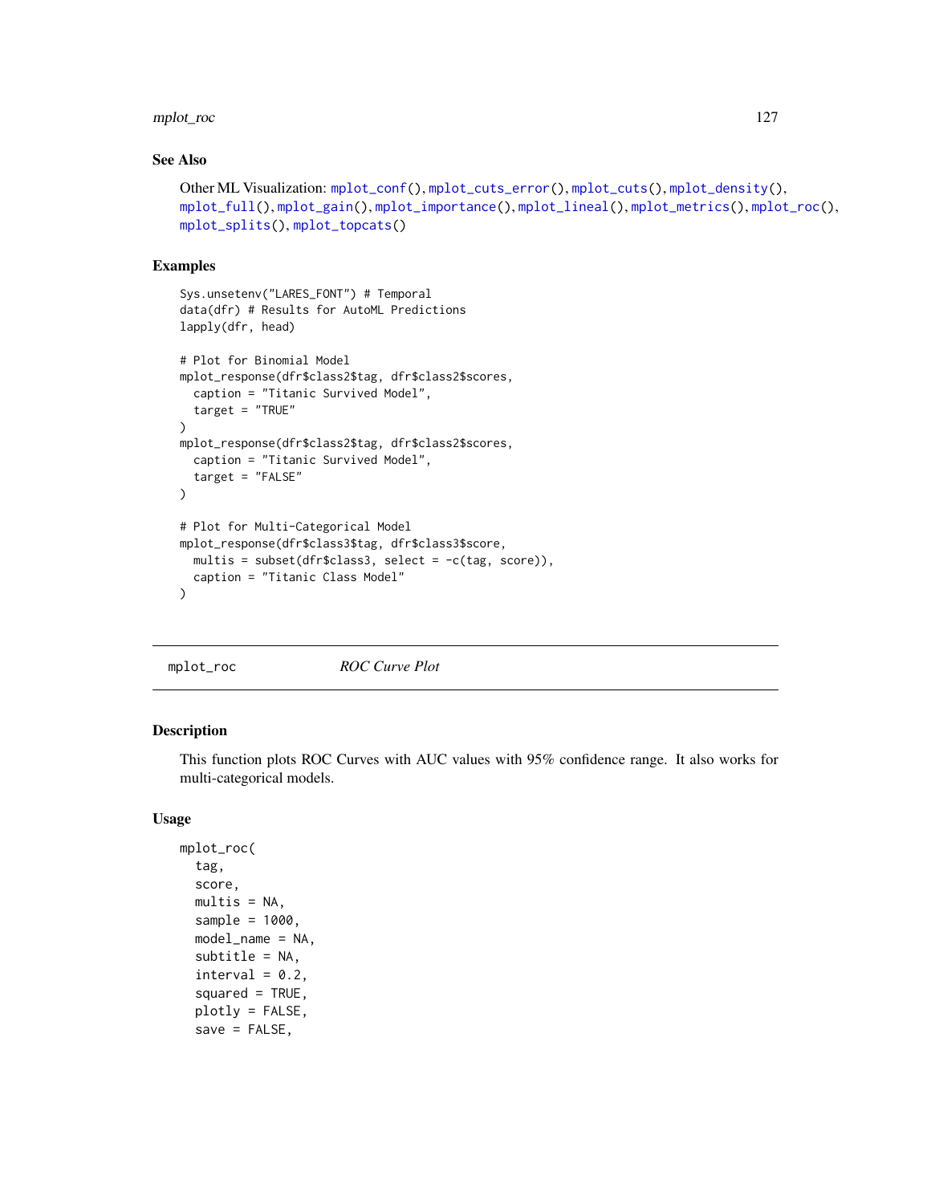## See Also

Other ML Visualization: mplot_conf(), mplot_cuts_error(), mplot_cuts(), mplot_density(), mplot_full(), mplot_gain(), mplot_importance(), mplot_lineal(), mplot_metrics(), mplot_roc(), mplot_splits(), mplot_topcats()

## Examples

```
Sys.unsetenv("LARES_FONT") # Temporal
data(dfr) # Results for AutoML Predictions
lapply(dfr, head)

# Plot for Binomial Model
mplot_response(dfr$class2$tag, dfr$class2$scores,
  caption = "Titanic Survived Model",
  target = "TRUE"
)
mplot_response(dfr$class2$tag, dfr$class2$scores,
  caption = "Titanic Survived Model",
  target = "FALSE"
)

# Plot for Multi-Categorical Model
mplot_response(dfr$class3$tag, dfr$class3$score,
  multis = subset(dfr$class3, select = -c(tag, score)),
  caption = "Titanic Class Model"
)
```

---

# mplot_roc *ROC Curve Plot*

---

## Description

This function plots ROC Curves with AUC values with 95% confidence range. It also works for multi-categorical models.

## Usage

```
mplot_roc(
  tag,
  score,
  multis = NA,
  sample = 1000,
  model_name = NA,
  subtitle = NA,
  interval = 0.2,
  squared = TRUE,
  plotly = FALSE,
  save = FALSE,
```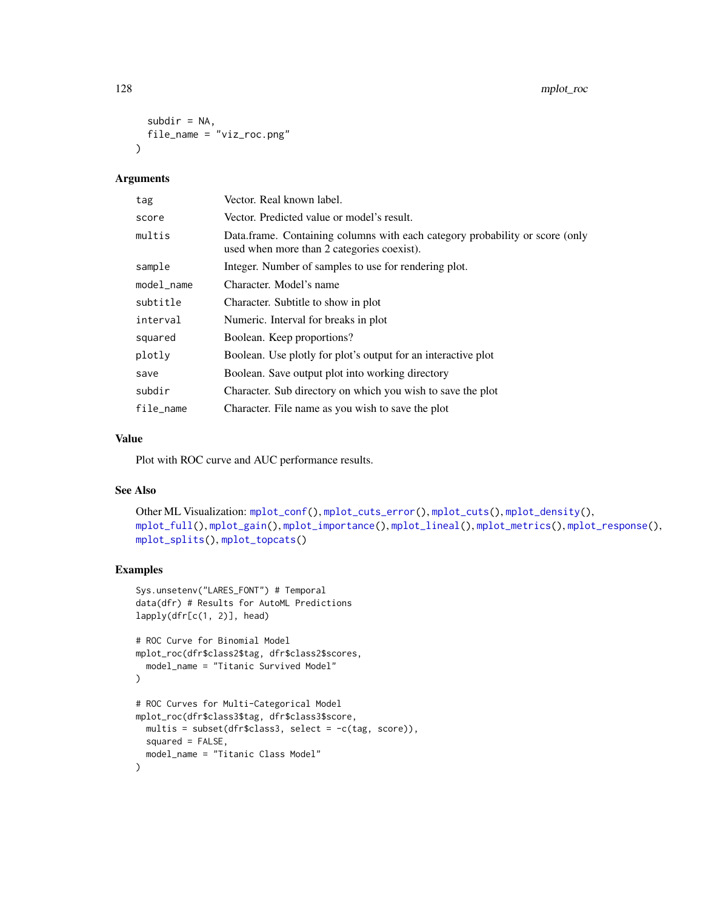```
  subdir = NA,
  file_name = "viz_roc.png"
)
```

## Arguments

| | |
|---|---|
| `tag` | Vector. Real known label. |
| `score` | Vector. Predicted value or model's result. |
| `multis` | Data.frame. Containing columns with each category probability or score (only used when more than 2 categories coexist). |
| `sample` | Integer. Number of samples to use for rendering plot. |
| `model_name` | Character. Model's name |
| `subtitle` | Character. Subtitle to show in plot |
| `interval` | Numeric. Interval for breaks in plot |
| `squared` | Boolean. Keep proportions? |
| `plotly` | Boolean. Use plotly for plot's output for an interactive plot |
| `save` | Boolean. Save output plot into working directory |
| `subdir` | Character. Sub directory on which you wish to save the plot |
| `file_name` | Character. File name as you wish to save the plot |

## Value

Plot with ROC curve and AUC performance results.

## See Also

Other ML Visualization: `mplot_conf()`, `mplot_cuts_error()`, `mplot_cuts()`, `mplot_density()`, `mplot_full()`, `mplot_gain()`, `mplot_importance()`, `mplot_lineal()`, `mplot_metrics()`, `mplot_response()`, `mplot_splits()`, `mplot_topcats()`

## Examples

```
Sys.unsetenv("LARES_FONT") # Temporal
data(dfr) # Results for AutoML Predictions
lapply(dfr[c(1, 2)], head)

# ROC Curve for Binomial Model
mplot_roc(dfr$class2$tag, dfr$class2$scores,
  model_name = "Titanic Survived Model"
)

# ROC Curves for Multi-Categorical Model
mplot_roc(dfr$class3$tag, dfr$class3$score,
  multis = subset(dfr$class3, select = -c(tag, score)),
  squared = FALSE,
  model_name = "Titanic Class Model"
)
```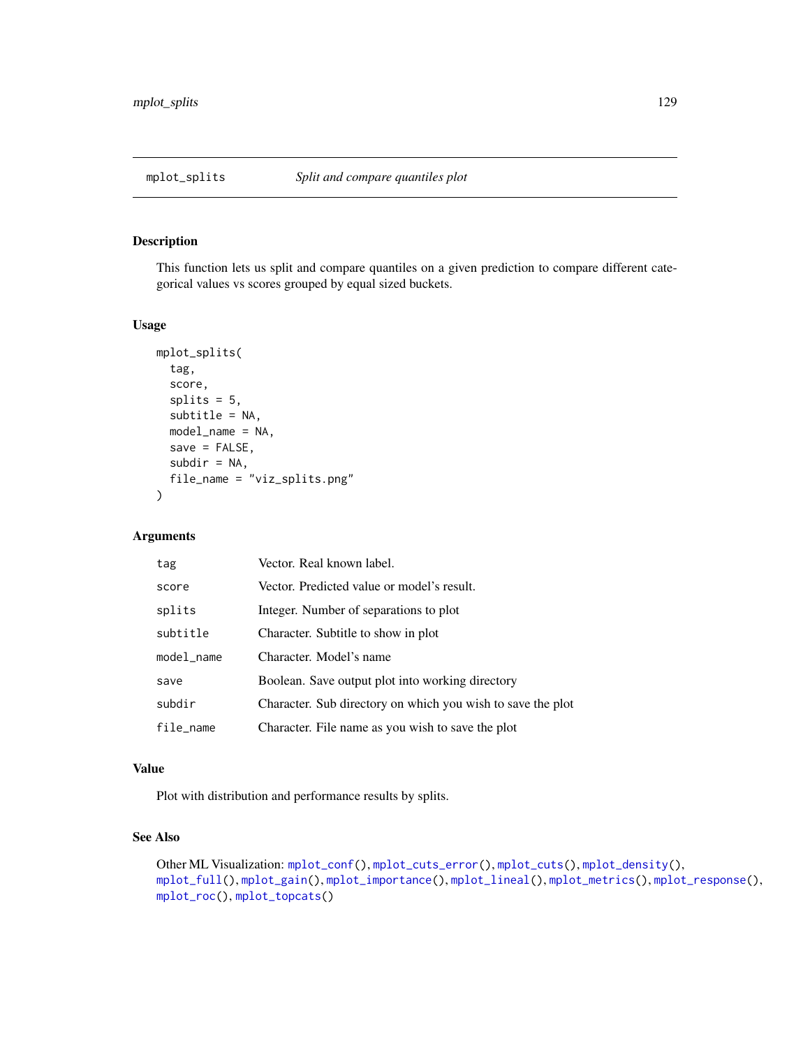## mplot_splits — *Split and compare quantiles plot*

### Description

This function lets us split and compare quantiles on a given prediction to compare different categorical values vs scores grouped by equal sized buckets.

### Usage

```
mplot_splits(
  tag,
  score,
  splits = 5,
  subtitle = NA,
  model_name = NA,
  save = FALSE,
  subdir = NA,
  file_name = "viz_splits.png"
)
```

### Arguments

| | |
|---|---|
| tag | Vector. Real known label. |
| score | Vector. Predicted value or model's result. |
| splits | Integer. Number of separations to plot |
| subtitle | Character. Subtitle to show in plot |
| model_name | Character. Model's name |
| save | Boolean. Save output plot into working directory |
| subdir | Character. Sub directory on which you wish to save the plot |
| file_name | Character. File name as you wish to save the plot |

### Value

Plot with distribution and performance results by splits.

### See Also

Other ML Visualization: mplot_conf(), mplot_cuts_error(), mplot_cuts(), mplot_density(), mplot_full(), mplot_gain(), mplot_importance(), mplot_lineal(), mplot_metrics(), mplot_response(), mplot_roc(), mplot_topcats()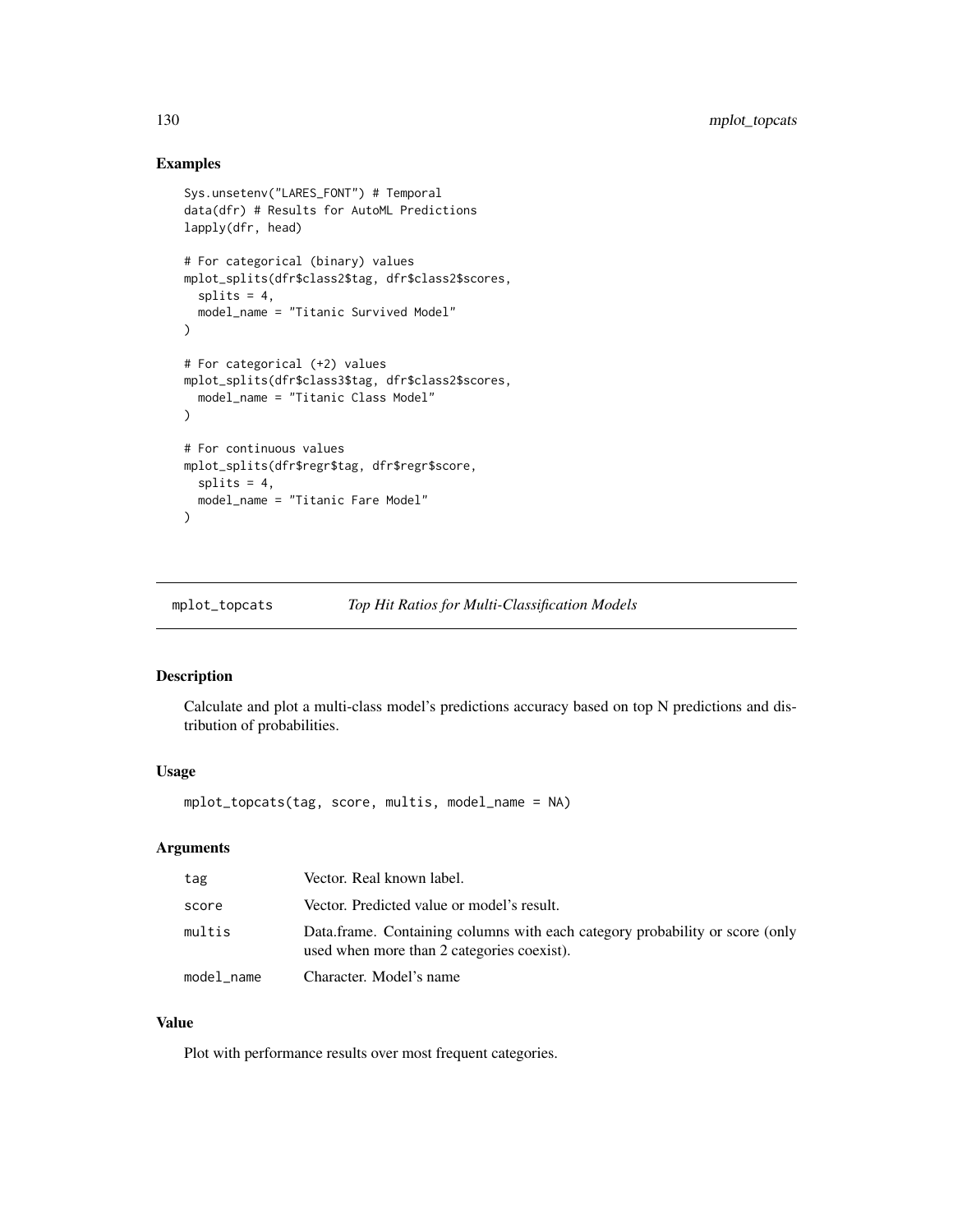## Examples

```
Sys.unsetenv("LARES_FONT") # Temporal
data(dfr) # Results for AutoML Predictions
lapply(dfr, head)

# For categorical (binary) values
mplot_splits(dfr$class2$tag, dfr$class2$scores,
  splits = 4,
  model_name = "Titanic Survived Model"
)

# For categorical (+2) values
mplot_splits(dfr$class3$tag, dfr$class2$scores,
  model_name = "Titanic Class Model"
)

# For continuous values
mplot_splits(dfr$regr$tag, dfr$regr$score,
  splits = 4,
  model_name = "Titanic Fare Model"
)
```

---

# mplot_topcats — *Top Hit Ratios for Multi-Classification Models*

## Description

Calculate and plot a multi-class model's predictions accuracy based on top N predictions and distribution of probabilities.

## Usage

```
mplot_topcats(tag, score, multis, model_name = NA)
```

## Arguments

| | |
|---|---|
| `tag` | Vector. Real known label. |
| `score` | Vector. Predicted value or model's result. |
| `multis` | Data.frame. Containing columns with each category probability or score (only used when more than 2 categories coexist). |
| `model_name` | Character. Model's name |

## Value

Plot with performance results over most frequent categories.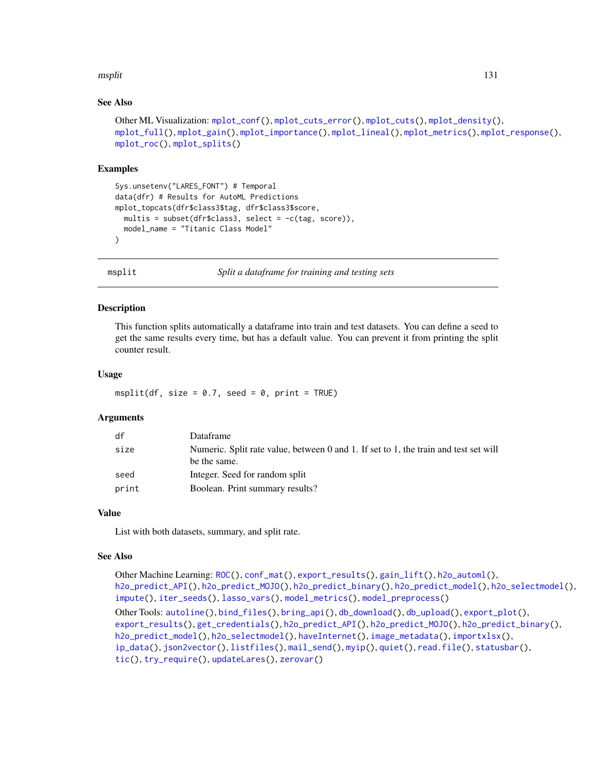### See Also

Other ML Visualization: mplot_conf(), mplot_cuts_error(), mplot_cuts(), mplot_density(), mplot_full(), mplot_gain(), mplot_importance(), mplot_lineal(), mplot_metrics(), mplot_response(), mplot_roc(), mplot_splits()

### Examples

```
Sys.unsetenv("LARES_FONT") # Temporal
data(dfr) # Results for AutoML Predictions
mplot_topcats(dfr$class3$tag, dfr$class3$score,
  multis = subset(dfr$class3, select = -c(tag, score)),
  model_name = "Titanic Class Model"
)
```

---

## msplit — *Split a dataframe for training and testing sets*

### Description

This function splits automatically a dataframe into train and test datasets. You can define a seed to get the same results every time, but has a default value. You can prevent it from printing the split counter result.

### Usage

```
msplit(df, size = 0.7, seed = 0, print = TRUE)
```

### Arguments

| Argument | Description |
|---|---|
| df | Dataframe |
| size | Numeric. Split rate value, between 0 and 1. If set to 1, the train and test set will be the same. |
| seed | Integer. Seed for random split |
| print | Boolean. Print summary results? |

### Value

List with both datasets, summary, and split rate.

### See Also

Other Machine Learning: ROC(), conf_mat(), export_results(), gain_lift(), h2o_automl(), h2o_predict_API(), h2o_predict_MOJO(), h2o_predict_binary(), h2o_predict_model(), h2o_selectmodel(), impute(), iter_seeds(), lasso_vars(), model_metrics(), model_preprocess()

Other Tools: autoline(), bind_files(), bring_api(), db_download(), db_upload(), export_plot(), export_results(), get_credentials(), h2o_predict_API(), h2o_predict_MOJO(), h2o_predict_binary(), h2o_predict_model(), h2o_selectmodel(), haveInternet(), image_metadata(), importxlsx(), ip_data(), json2vector(), listfiles(), mail_send(), myip(), quiet(), read.file(), statusbar(), tic(), try_require(), updateLares(), zerovar()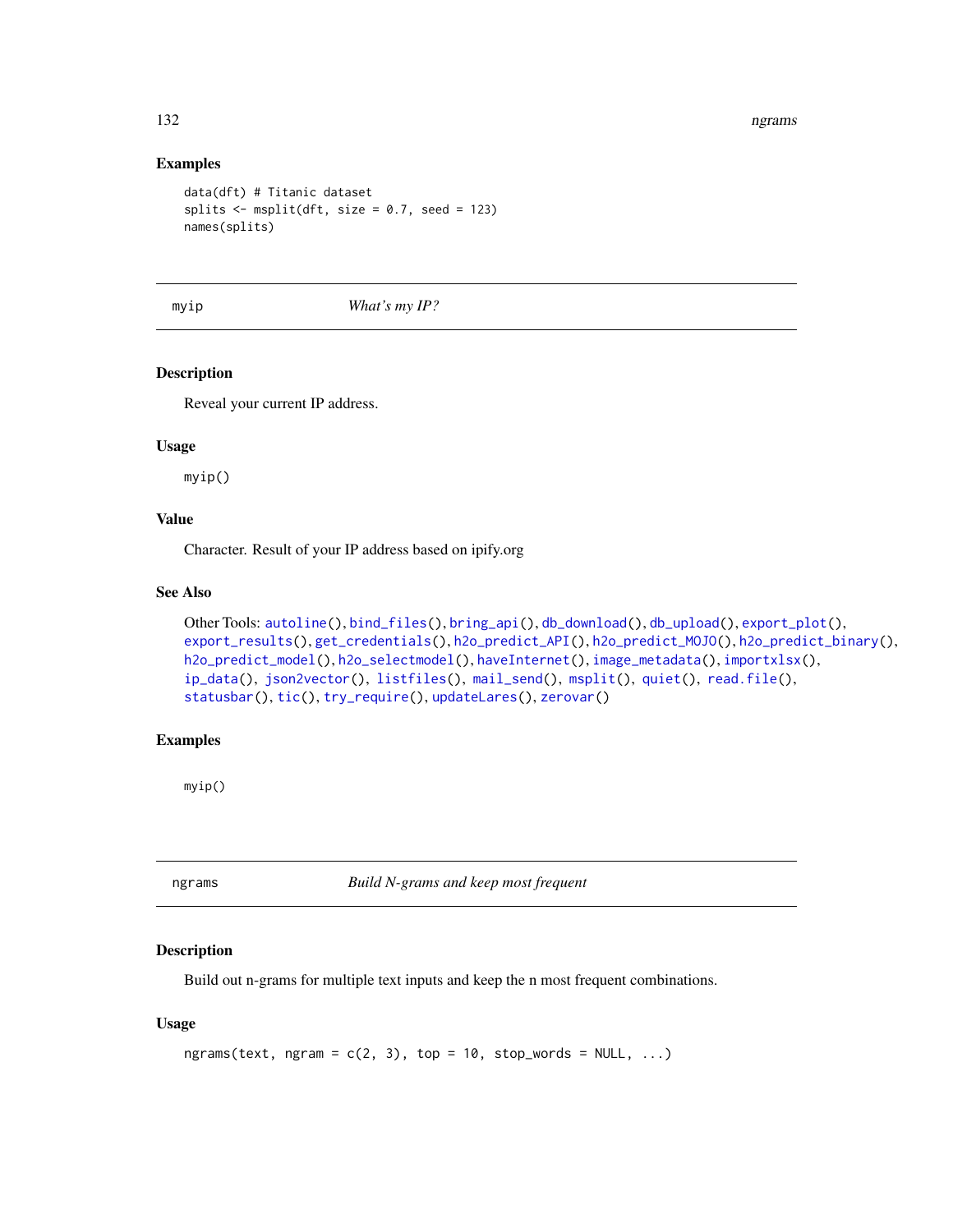### Examples

```
data(dft) # Titanic dataset
splits <- msplit(dft, size = 0.7, seed = 123)
names(splits)
```

---

## myip *What's my IP?*

---

### Description

Reveal your current IP address.

### Usage

```
myip()
```

### Value

Character. Result of your IP address based on ipify.org

### See Also

Other Tools: autoline(), bind_files(), bring_api(), db_download(), db_upload(), export_plot(), export_results(), get_credentials(), h2o_predict_API(), h2o_predict_MOJO(), h2o_predict_binary(), h2o_predict_model(), h2o_selectmodel(), haveInternet(), image_metadata(), importxlsx(), ip_data(), json2vector(), listfiles(), mail_send(), msplit(), quiet(), read.file(), statusbar(), tic(), try_require(), updateLares(), zerovar()

### Examples

```
myip()
```

---

## ngrams *Build N-grams and keep most frequent*

---

### Description

Build out n-grams for multiple text inputs and keep the n most frequent combinations.

### Usage

```
ngrams(text, ngram = c(2, 3), top = 10, stop_words = NULL, ...)
```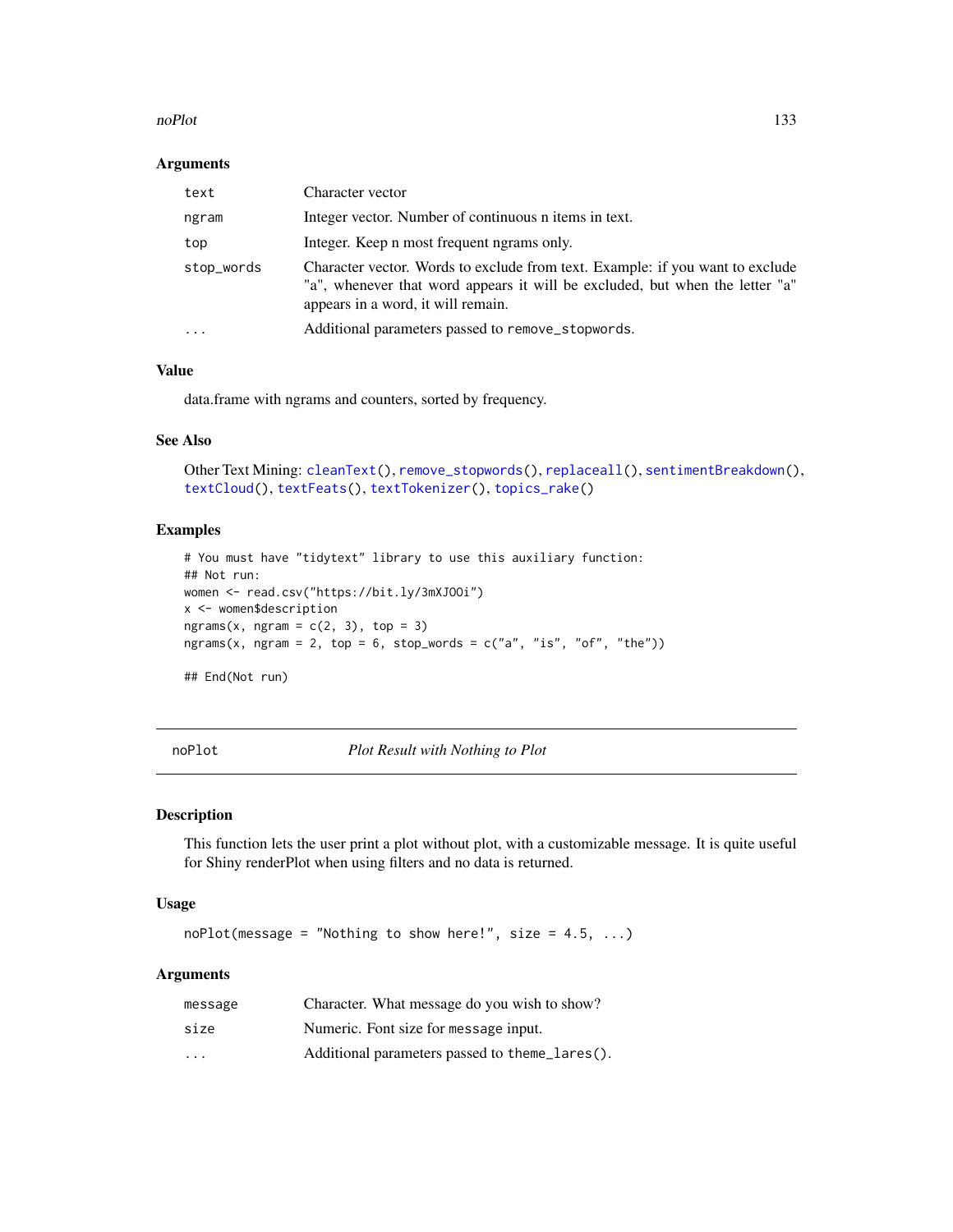### Arguments

| | |
|---|---|
| text | Character vector |
| ngram | Integer vector. Number of continuous n items in text. |
| top | Integer. Keep n most frequent ngrams only. |
| stop_words | Character vector. Words to exclude from text. Example: if you want to exclude "a", whenever that word appears it will be excluded, but when the letter "a" appears in a word, it will remain. |
| ... | Additional parameters passed to remove_stopwords. |

### Value

data.frame with ngrams and counters, sorted by frequency.

### See Also

Other Text Mining: cleanText(), remove_stopwords(), replaceall(), sentimentBreakdown(), textCloud(), textFeats(), textTokenizer(), topics_rake()

### Examples

```
# You must have "tidytext" library to use this auxiliary function:
## Not run:
women <- read.csv("https://bit.ly/3mXJOOi")
x <- women$description
ngrams(x, ngram = c(2, 3), top = 3)
ngrams(x, ngram = 2, top = 6, stop_words = c("a", "is", "of", "the"))

## End(Not run)
```

---

## noPlot — *Plot Result with Nothing to Plot*

### Description

This function lets the user print a plot without plot, with a customizable message. It is quite useful for Shiny renderPlot when using filters and no data is returned.

### Usage

```
noPlot(message = "Nothing to show here!", size = 4.5, ...)
```

### Arguments

| | |
|---|---|
| message | Character. What message do you wish to show? |
| size | Numeric. Font size for message input. |
| ... | Additional parameters passed to theme_lares(). |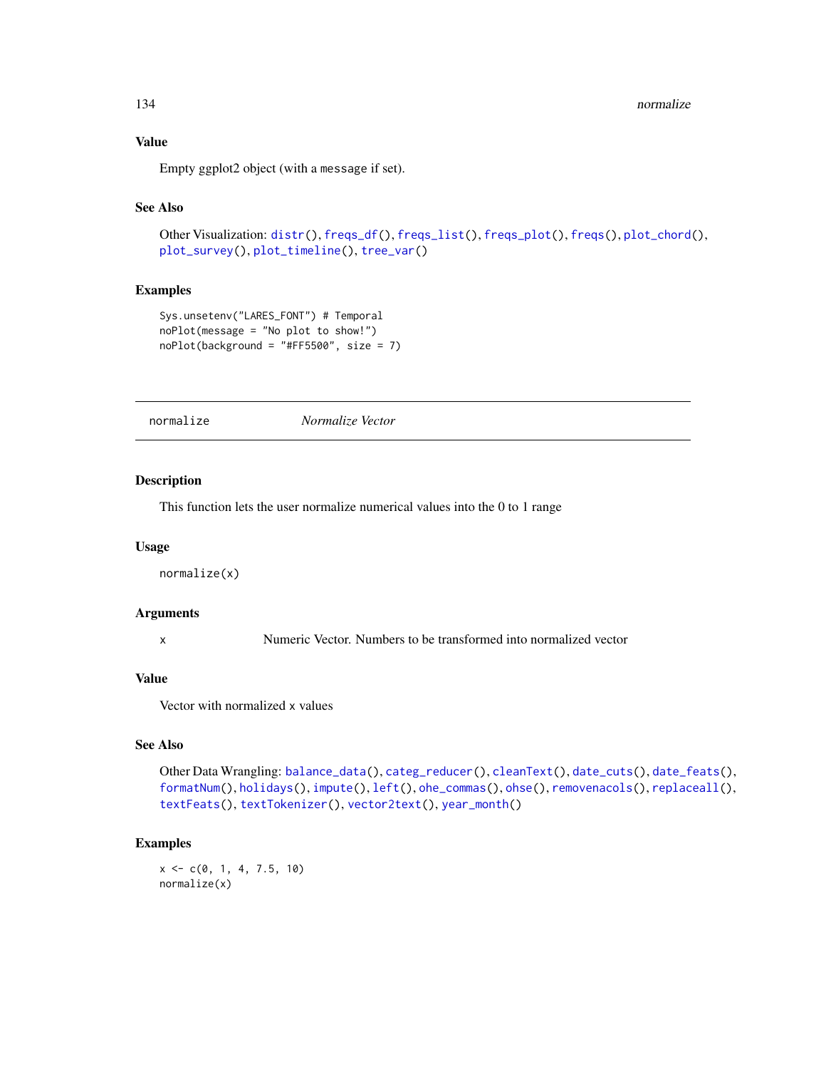### Value

Empty ggplot2 object (with a message if set).

### See Also

Other Visualization: distr(), freqs_df(), freqs_list(), freqs_plot(), freqs(), plot_chord(), plot_survey(), plot_timeline(), tree_var()

### Examples

```
Sys.unsetenv("LARES_FONT") # Temporal
noPlot(message = "No plot to show!")
noPlot(background = "#FF5500", size = 7)
```

---

## normalize *Normalize Vector*

---

### Description

This function lets the user normalize numerical values into the 0 to 1 range

### Usage

```
normalize(x)
```

### Arguments

| | |
|---|---|
| x | Numeric Vector. Numbers to be transformed into normalized vector |

### Value

Vector with normalized x values

### See Also

Other Data Wrangling: balance_data(), categ_reducer(), cleanText(), date_cuts(), date_feats(), formatNum(), holidays(), impute(), left(), ohe_commas(), ohse(), removenacols(), replaceall(), textFeats(), textTokenizer(), vector2text(), year_month()

### Examples

```
x <- c(0, 1, 4, 7.5, 10)
normalize(x)
```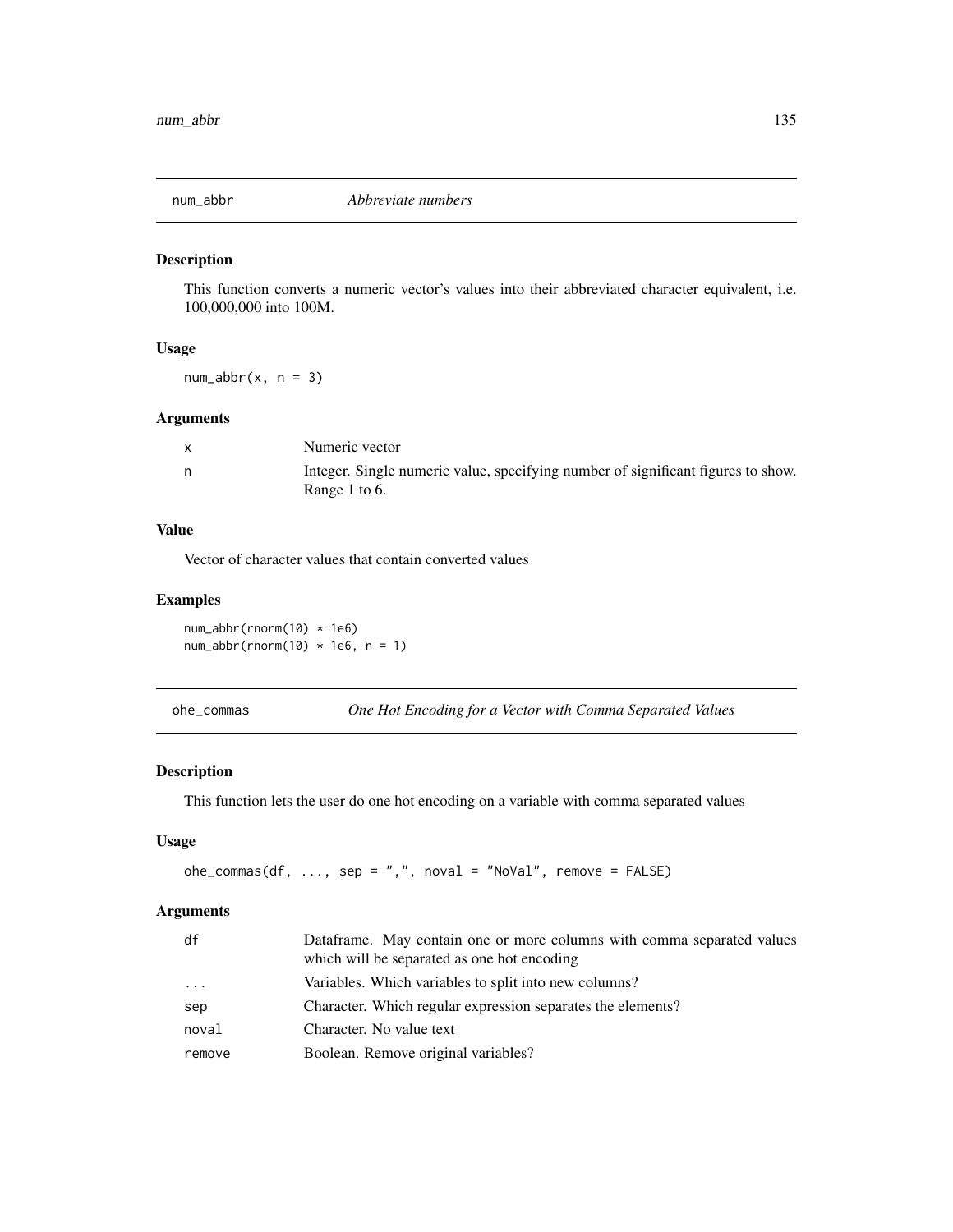## num_abbr *Abbreviate numbers*

### Description

This function converts a numeric vector's values into their abbreviated character equivalent, i.e. 100,000,000 into 100M.

### Usage

```
num_abbr(x, n = 3)
```

### Arguments

| | |
|---|---|
| x | Numeric vector |
| n | Integer. Single numeric value, specifying number of significant figures to show. Range 1 to 6. |

### Value

Vector of character values that contain converted values

### Examples

```
num_abbr(rnorm(10) * 1e6)
num_abbr(rnorm(10) * 1e6, n = 1)
```

## ohe_commas *One Hot Encoding for a Vector with Comma Separated Values*

### Description

This function lets the user do one hot encoding on a variable with comma separated values

### Usage

```
ohe_commas(df, ..., sep = ",", noval = "NoVal", remove = FALSE)
```

### Arguments

| | |
|---|---|
| df | Dataframe. May contain one or more columns with comma separated values which will be separated as one hot encoding |
| ... | Variables. Which variables to split into new columns? |
| sep | Character. Which regular expression separates the elements? |
| noval | Character. No value text |
| remove | Boolean. Remove original variables? |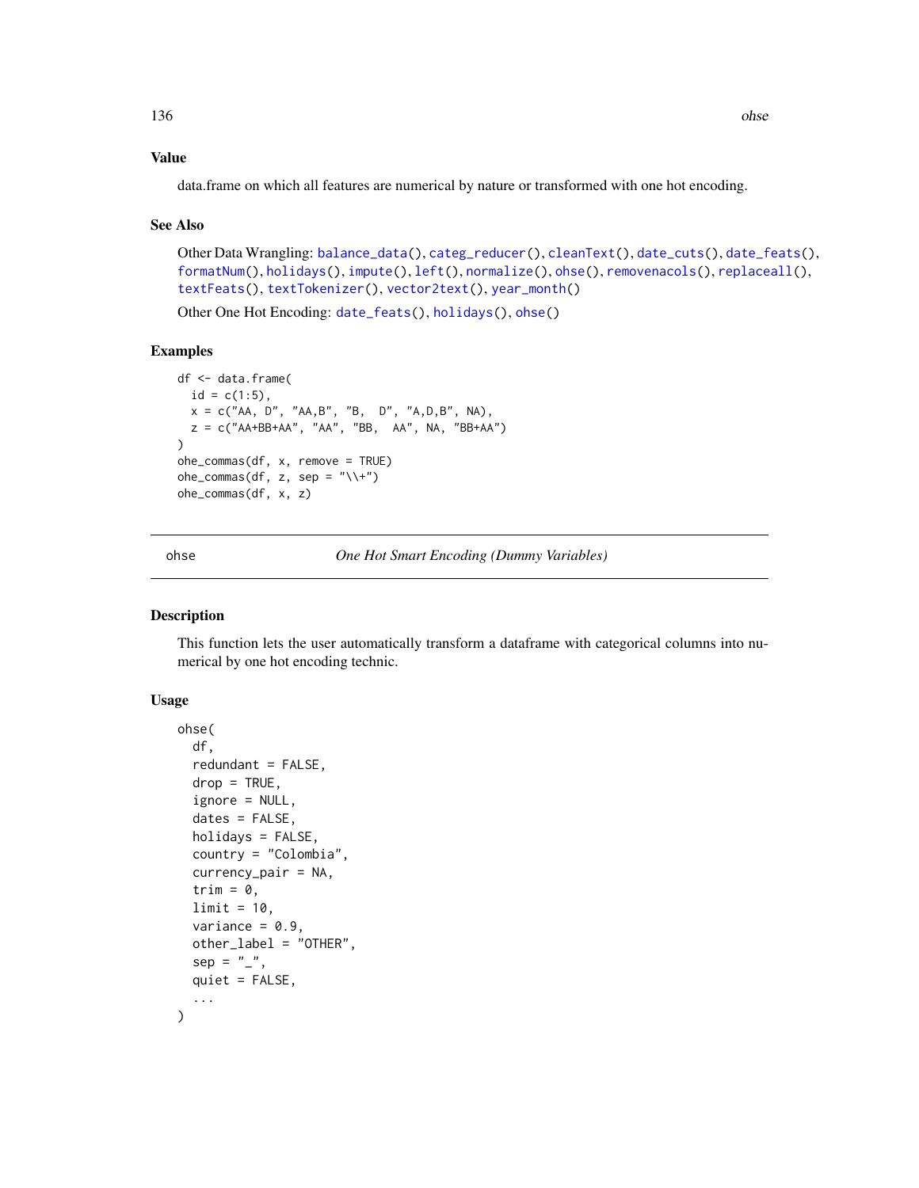### Value

data.frame on which all features are numerical by nature or transformed with one hot encoding.

### See Also

Other Data Wrangling: balance_data(), categ_reducer(), cleanText(), date_cuts(), date_feats(), formatNum(), holidays(), impute(), left(), normalize(), ohse(), removenacols(), replaceall(), textFeats(), textTokenizer(), vector2text(), year_month()

Other One Hot Encoding: date_feats(), holidays(), ohse()

### Examples

```
df <- data.frame(
  id = c(1:5),
  x = c("AA, D", "AA,B", "B,  D", "A,D,B", NA),
  z = c("AA+BB+AA", "AA", "BB,  AA", NA, "BB+AA")
)
ohe_commas(df, x, remove = TRUE)
ohe_commas(df, z, sep = "\\+")
ohe_commas(df, x, z)
```

---

## ohse — *One Hot Smart Encoding (Dummy Variables)*

### Description

This function lets the user automatically transform a dataframe with categorical columns into numerical by one hot encoding technic.

### Usage

```
ohse(
  df,
  redundant = FALSE,
  drop = TRUE,
  ignore = NULL,
  dates = FALSE,
  holidays = FALSE,
  country = "Colombia",
  currency_pair = NA,
  trim = 0,
  limit = 10,
  variance = 0.9,
  other_label = "OTHER",
  sep = "_",
  quiet = FALSE,
  ...
)
```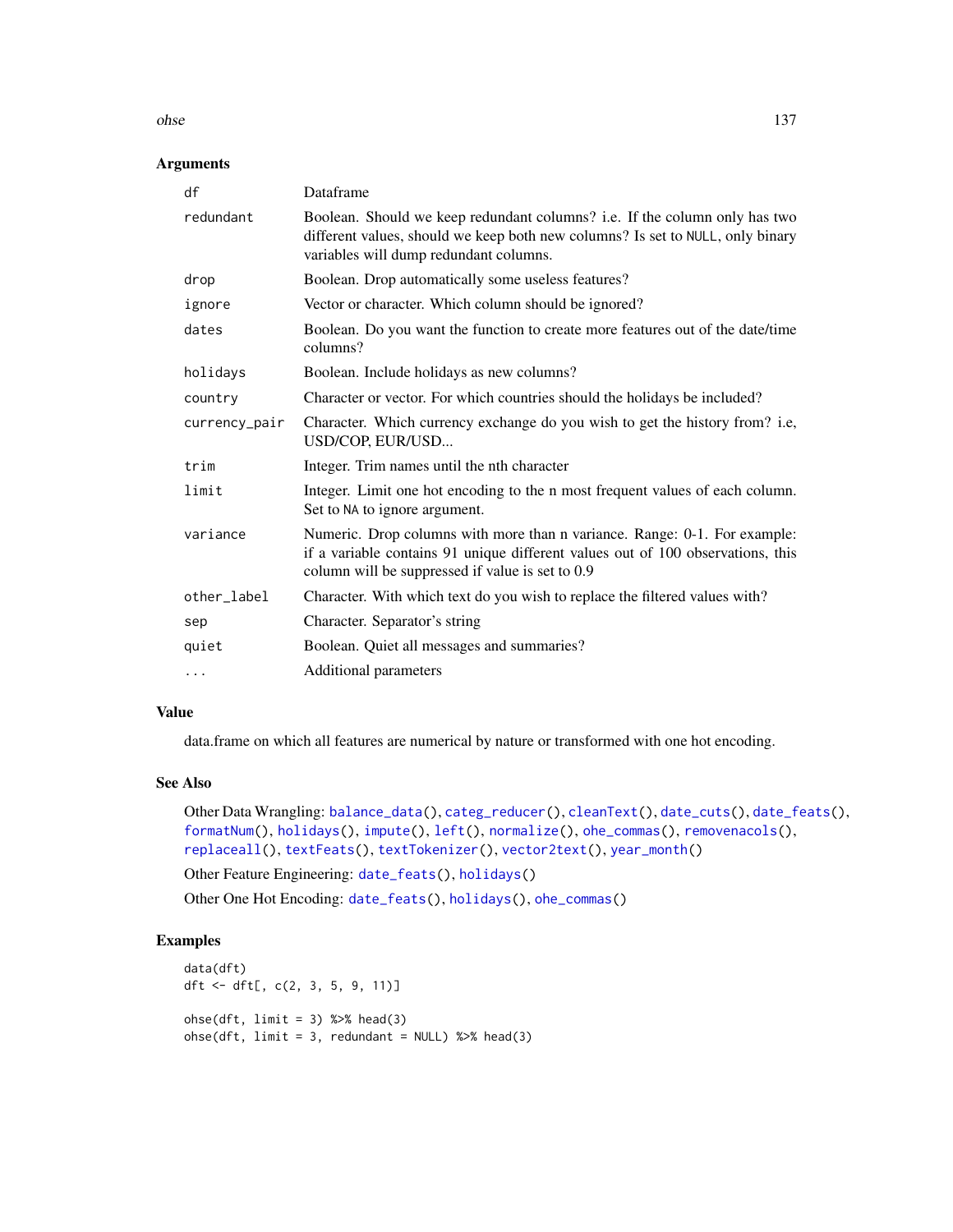## Arguments

| | |
|---|---|
| `df` | Dataframe |
| `redundant` | Boolean. Should we keep redundant columns? i.e. If the column only has two different values, should we keep both new columns? Is set to `NULL`, only binary variables will dump redundant columns. |
| `drop` | Boolean. Drop automatically some useless features? |
| `ignore` | Vector or character. Which column should be ignored? |
| `dates` | Boolean. Do you want the function to create more features out of the date/time columns? |
| `holidays` | Boolean. Include holidays as new columns? |
| `country` | Character or vector. For which countries should the holidays be included? |
| `currency_pair` | Character. Which currency exchange do you wish to get the history from? i.e, USD/COP, EUR/USD... |
| `trim` | Integer. Trim names until the nth character |
| `limit` | Integer. Limit one hot encoding to the n most frequent values of each column. Set to `NA` to ignore argument. |
| `variance` | Numeric. Drop columns with more than n variance. Range: 0-1. For example: if a variable contains 91 unique different values out of 100 observations, this column will be suppressed if value is set to 0.9 |
| `other_label` | Character. With which text do you wish to replace the filtered values with? |
| `sep` | Character. Separator's string |
| `quiet` | Boolean. Quiet all messages and summaries? |
| `...` | Additional parameters |

## Value

data.frame on which all features are numerical by nature or transformed with one hot encoding.

## See Also

Other Data Wrangling: `balance_data()`, `categ_reducer()`, `cleanText()`, `date_cuts()`, `date_feats()`, `formatNum()`, `holidays()`, `impute()`, `left()`, `normalize()`, `ohe_commas()`, `removenacols()`, `replaceall()`, `textFeats()`, `textTokenizer()`, `vector2text()`, `year_month()`

Other Feature Engineering: `date_feats()`, `holidays()`

Other One Hot Encoding: `date_feats()`, `holidays()`, `ohe_commas()`

## Examples

```
data(dft)
dft <- dft[, c(2, 3, 5, 9, 11)]

ohse(dft, limit = 3) %>% head(3)
ohse(dft, limit = 3, redundant = NULL) %>% head(3)
```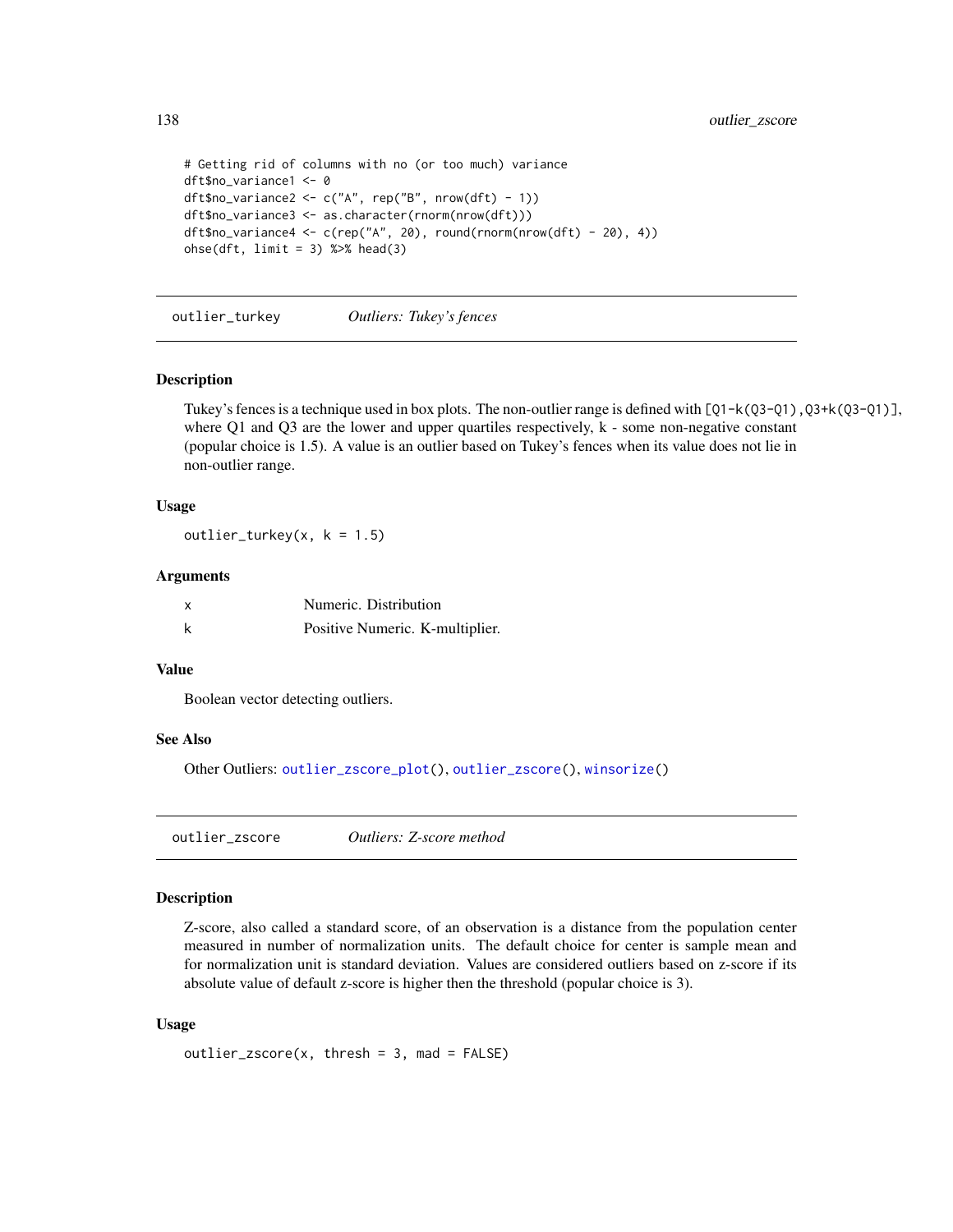```
# Getting rid of columns with no (or too much) variance
dft$no_variance1 <- 0
dft$no_variance2 <- c("A", rep("B", nrow(dft) - 1))
dft$no_variance3 <- as.character(rnorm(nrow(dft)))
dft$no_variance4 <- c(rep("A", 20), round(rnorm(nrow(dft) - 20), 4))
ohse(dft, limit = 3) %>% head(3)
```

---

## `outlier_turkey` *Outliers: Tukey's fences*

### Description

Tukey's fences is a technique used in box plots. The non-outlier range is defined with `[Q1-k(Q3-Q1),Q3+k(Q3-Q1)]`, where Q1 and Q3 are the lower and upper quartiles respectively, k - some non-negative constant (popular choice is 1.5). A value is an outlier based on Tukey's fences when its value does not lie in non-outlier range.

### Usage

```
outlier_turkey(x, k = 1.5)
```

### Arguments

| | |
|---|---|
| `x` | Numeric. Distribution |
| `k` | Positive Numeric. K-multiplier. |

### Value

Boolean vector detecting outliers.

### See Also

Other Outliers: `outlier_zscore_plot()`, `outlier_zscore()`, `winsorize()`

---

## `outlier_zscore` *Outliers: Z-score method*

### Description

Z-score, also called a standard score, of an observation is a distance from the population center measured in number of normalization units. The default choice for center is sample mean and for normalization unit is standard deviation. Values are considered outliers based on z-score if its absolute value of default z-score is higher then the threshold (popular choice is 3).

### Usage

```
outlier_zscore(x, thresh = 3, mad = FALSE)
```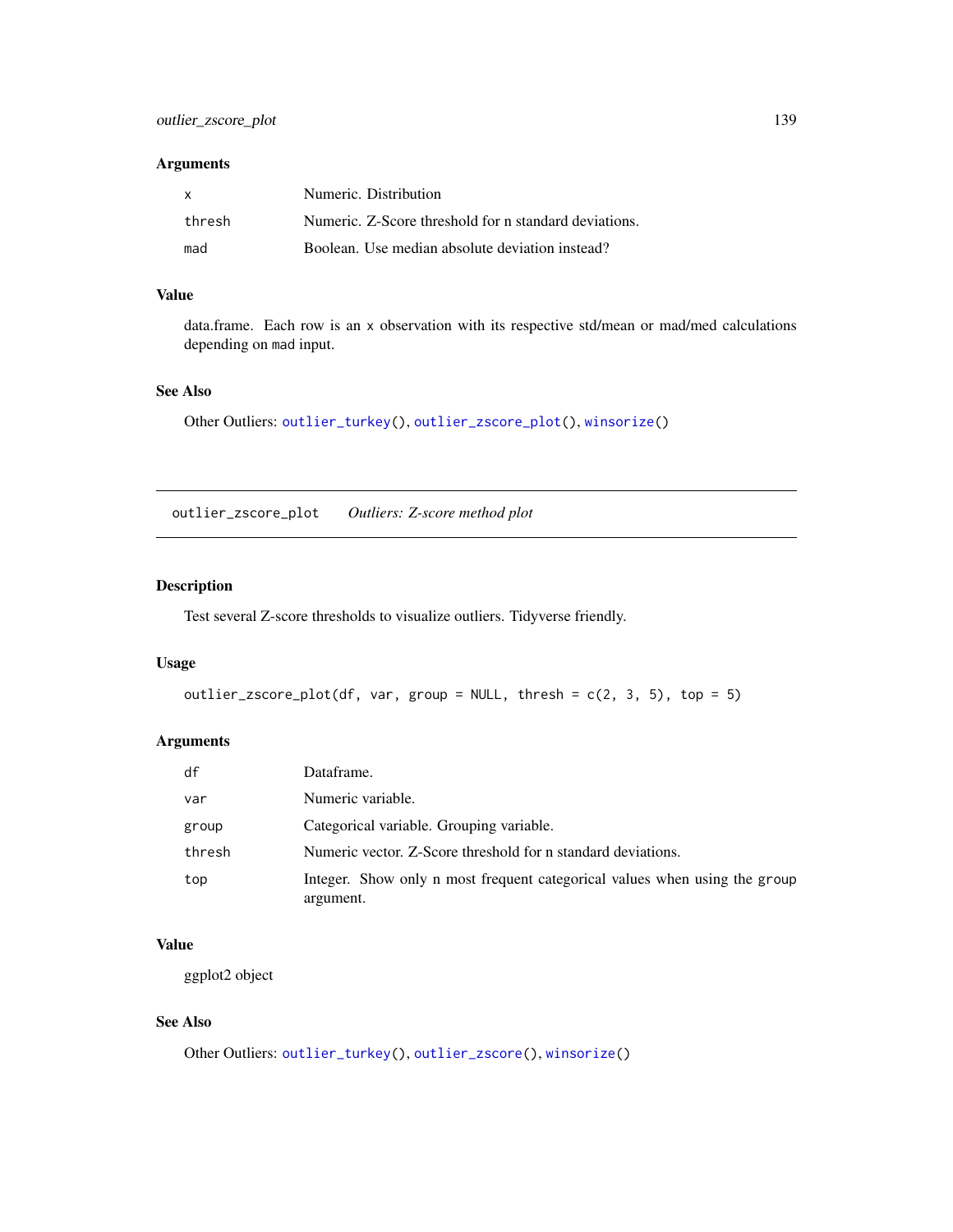## Arguments

| | |
|---|---|
| `x` | Numeric. Distribution |
| `thresh` | Numeric. Z-Score threshold for n standard deviations. |
| `mad` | Boolean. Use median absolute deviation instead? |

## Value

data.frame. Each row is an `x` observation with its respective std/mean or mad/med calculations depending on `mad` input.

## See Also

Other Outliers: `outlier_turkey()`, `outlier_zscore_plot()`, `winsorize()`

---

# `outlier_zscore_plot` *Outliers: Z-score method plot*

---

## Description

Test several Z-score thresholds to visualize outliers. Tidyverse friendly.

## Usage

```
outlier_zscore_plot(df, var, group = NULL, thresh = c(2, 3, 5), top = 5)
```

## Arguments

| | |
|---|---|
| `df` | Dataframe. |
| `var` | Numeric variable. |
| `group` | Categorical variable. Grouping variable. |
| `thresh` | Numeric vector. Z-Score threshold for n standard deviations. |
| `top` | Integer. Show only n most frequent categorical values when using the `group` argument. |

## Value

ggplot2 object

## See Also

Other Outliers: `outlier_turkey()`, `outlier_zscore()`, `winsorize()`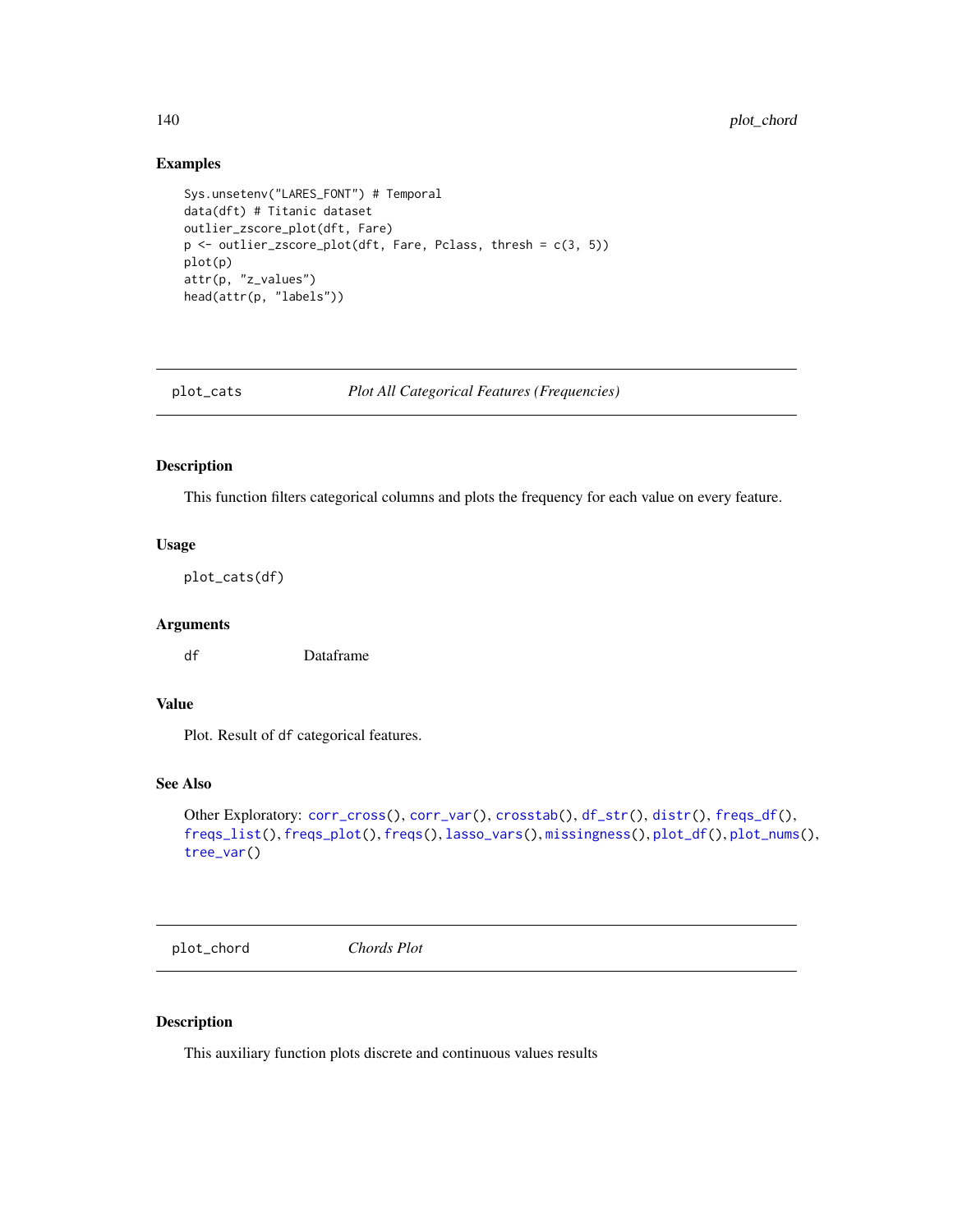## Examples

```
Sys.unsetenv("LARES_FONT") # Temporal
data(dft) # Titanic dataset
outlier_zscore_plot(dft, Fare)
p <- outlier_zscore_plot(dft, Fare, Pclass, thresh = c(3, 5))
plot(p)
attr(p, "z_values")
head(attr(p, "labels"))
```

---

# plot_cats — *Plot All Categorical Features (Frequencies)*

## Description

This function filters categorical columns and plots the frequency for each value on every feature.

## Usage

```
plot_cats(df)
```

## Arguments

| | |
|---|---|
| `df` | Dataframe |

## Value

Plot. Result of `df` categorical features.

## See Also

Other Exploratory: `corr_cross()`, `corr_var()`, `crosstab()`, `df_str()`, `distr()`, `freqs_df()`, `freqs_list()`, `freqs_plot()`, `freqs()`, `lasso_vars()`, `missingness()`, `plot_df()`, `plot_nums()`, `tree_var()`

---

# plot_chord — *Chords Plot*

## Description

This auxiliary function plots discrete and continuous values results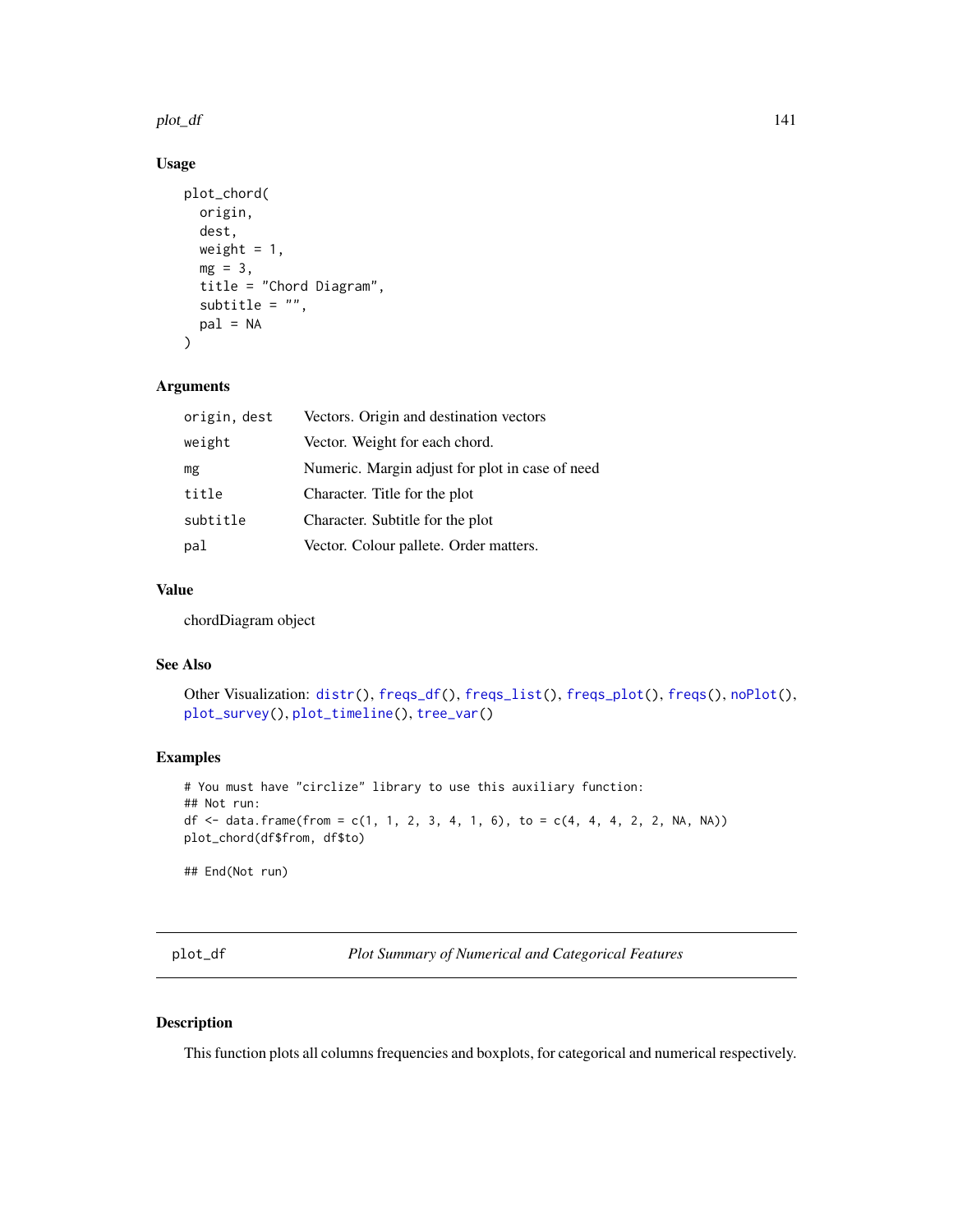### Usage

```
plot_chord(
  origin,
  dest,
  weight = 1,
  mg = 3,
  title = "Chord Diagram",
  subtitle = "",
  pal = NA
)
```

### Arguments

| | |
|---|---|
| origin, dest | Vectors. Origin and destination vectors |
| weight | Vector. Weight for each chord. |
| mg | Numeric. Margin adjust for plot in case of need |
| title | Character. Title for the plot |
| subtitle | Character. Subtitle for the plot |
| pal | Vector. Colour pallete. Order matters. |

### Value

chordDiagram object

### See Also

Other Visualization: distr(), freqs_df(), freqs_list(), freqs_plot(), freqs(), noPlot(), plot_survey(), plot_timeline(), tree_var()

### Examples

```
# You must have "circlize" library to use this auxiliary function:
## Not run:
df <- data.frame(from = c(1, 1, 2, 3, 4, 1, 6), to = c(4, 4, 4, 2, 2, NA, NA))
plot_chord(df$from, df$to)

## End(Not run)
```

---

## plot_df — *Plot Summary of Numerical and Categorical Features*

### Description

This function plots all columns frequencies and boxplots, for categorical and numerical respectively.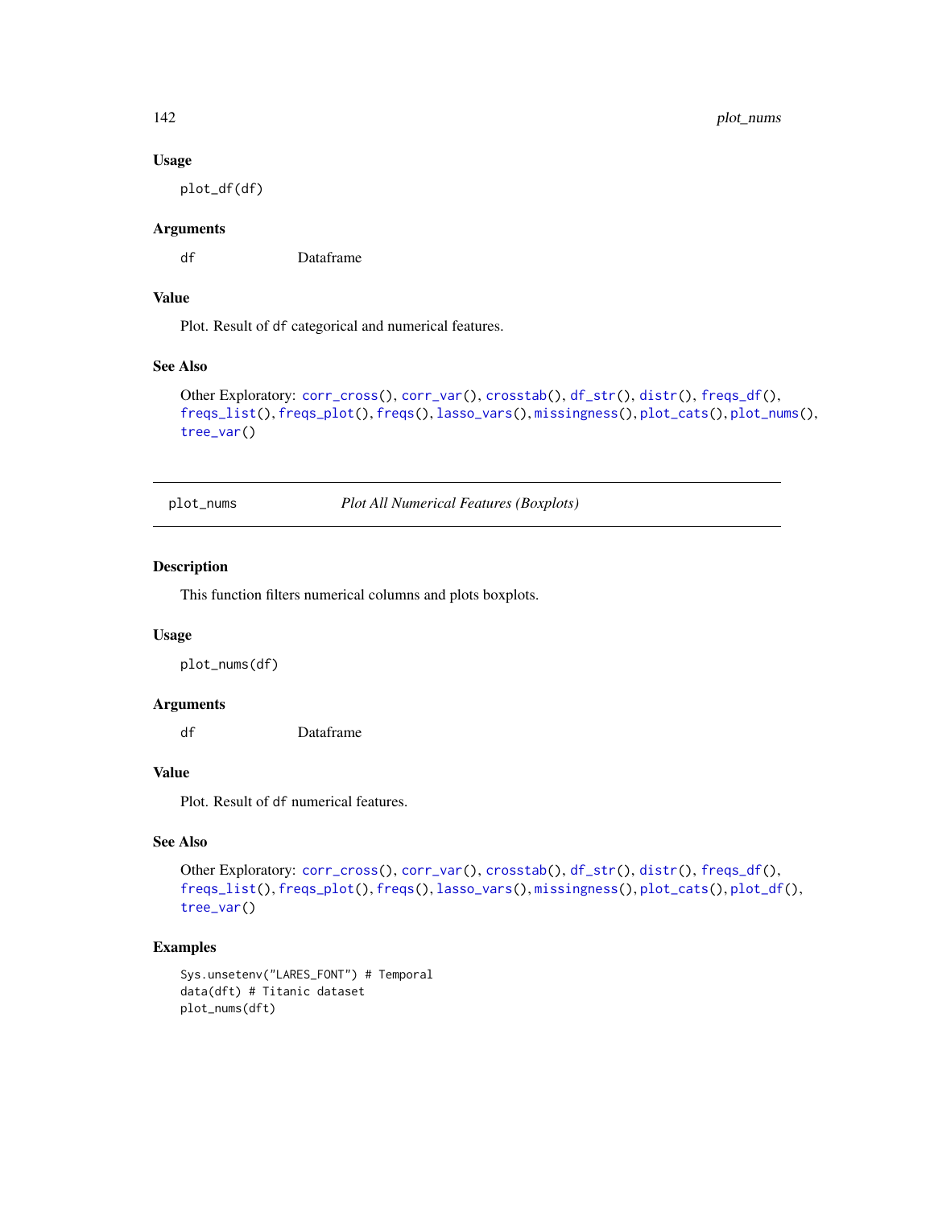### Usage

```
plot_df(df)
```

### Arguments

| | |
|---|---|
| df | Dataframe |

### Value

Plot. Result of df categorical and numerical features.

### See Also

Other Exploratory: corr_cross(), corr_var(), crosstab(), df_str(), distr(), freqs_df(), freqs_list(), freqs_plot(), freqs(), lasso_vars(), missingness(), plot_cats(), plot_nums(), tree_var()

---

## plot_nums *Plot All Numerical Features (Boxplots)*

---

### Description

This function filters numerical columns and plots boxplots.

### Usage

```
plot_nums(df)
```

### Arguments

| | |
|---|---|
| df | Dataframe |

### Value

Plot. Result of df numerical features.

### See Also

Other Exploratory: corr_cross(), corr_var(), crosstab(), df_str(), distr(), freqs_df(), freqs_list(), freqs_plot(), freqs(), lasso_vars(), missingness(), plot_cats(), plot_df(), tree_var()

### Examples

```
Sys.unsetenv("LARES_FONT") # Temporal
data(dft) # Titanic dataset
plot_nums(dft)
```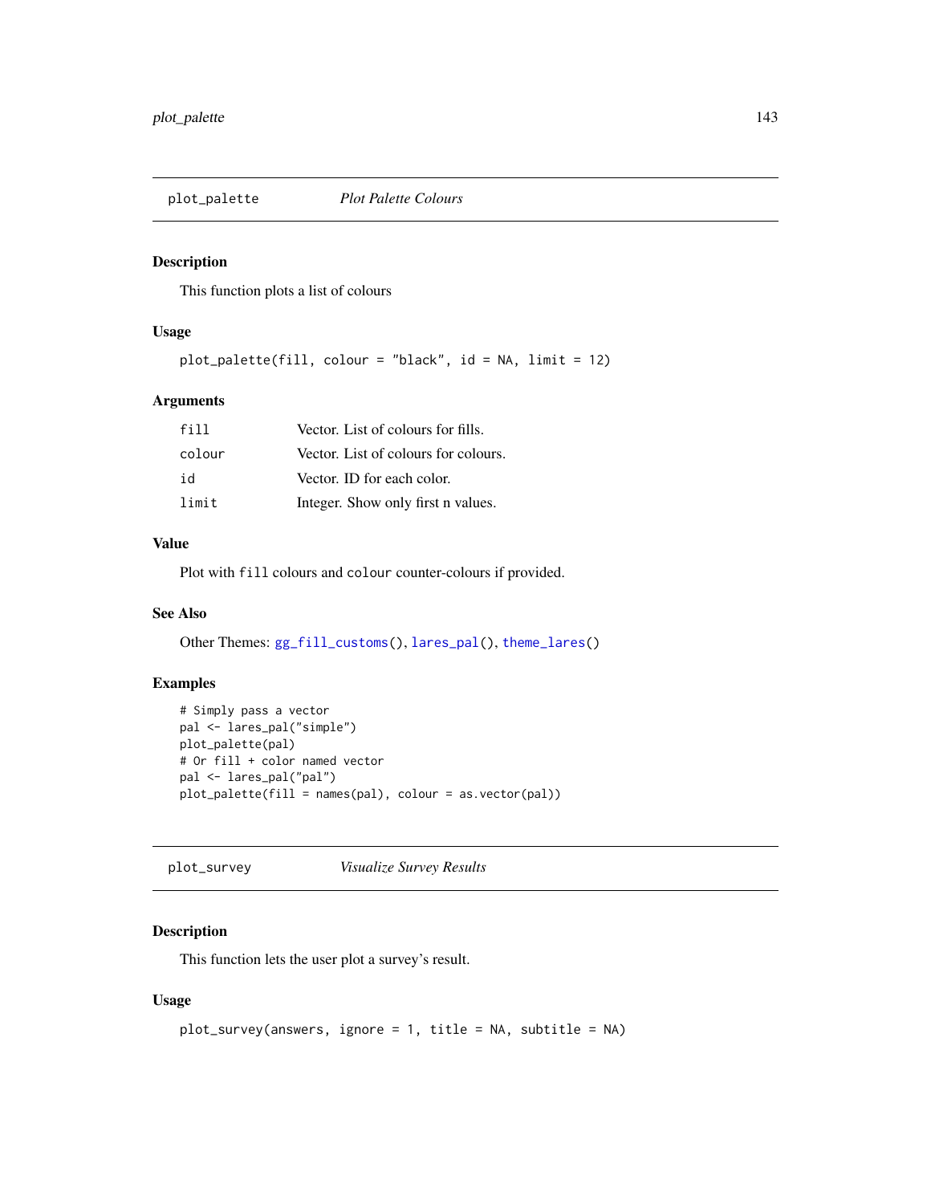## plot_palette *Plot Palette Colours*

### Description

This function plots a list of colours

### Usage

```
plot_palette(fill, colour = "black", id = NA, limit = 12)
```

### Arguments

| | |
|---|---|
| fill | Vector. List of colours for fills. |
| colour | Vector. List of colours for colours. |
| id | Vector. ID for each color. |
| limit | Integer. Show only first n values. |

### Value

Plot with `fill` colours and `colour` counter-colours if provided.

### See Also

Other Themes: `gg_fill_customs()`, `lares_pal()`, `theme_lares()`

### Examples

```
# Simply pass a vector
pal <- lares_pal("simple")
plot_palette(pal)
# Or fill + color named vector
pal <- lares_pal("pal")
plot_palette(fill = names(pal), colour = as.vector(pal))
```

## plot_survey *Visualize Survey Results*

### Description

This function lets the user plot a survey's result.

### Usage

```
plot_survey(answers, ignore = 1, title = NA, subtitle = NA)
```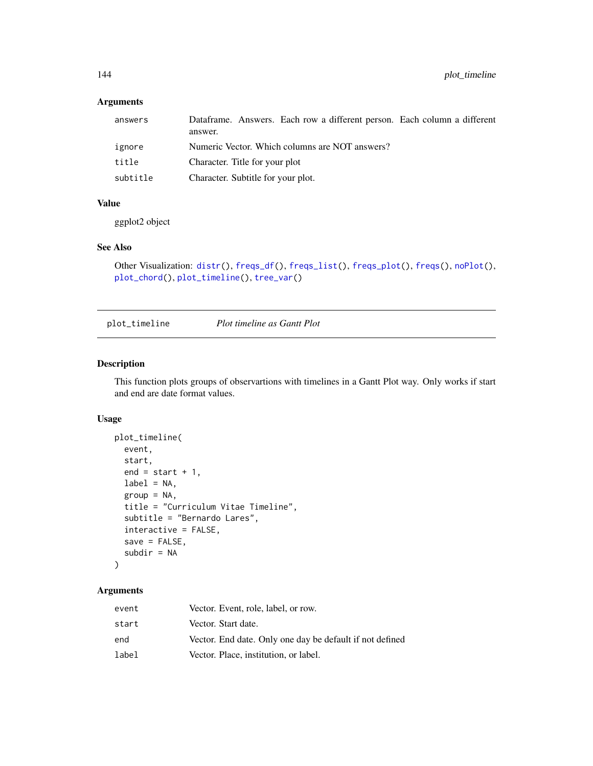### Arguments

| | |
|---|---|
| answers | Dataframe. Answers. Each row a different person. Each column a different answer. |
| ignore | Numeric Vector. Which columns are NOT answers? |
| title | Character. Title for your plot |
| subtitle | Character. Subtitle for your plot. |

### Value

ggplot2 object

### See Also

Other Visualization: distr(), freqs_df(), freqs_list(), freqs_plot(), freqs(), noPlot(), plot_chord(), plot_timeline(), tree_var()

---

## plot_timeline *Plot timeline as Gantt Plot*

### Description

This function plots groups of observartions with timelines in a Gantt Plot way. Only works if start and end are date format values.

### Usage

```
plot_timeline(
  event,
  start,
  end = start + 1,
  label = NA,
  group = NA,
  title = "Curriculum Vitae Timeline",
  subtitle = "Bernardo Lares",
  interactive = FALSE,
  save = FALSE,
  subdir = NA
)
```

### Arguments

| | |
|---|---|
| event | Vector. Event, role, label, or row. |
| start | Vector. Start date. |
| end | Vector. End date. Only one day be default if not defined |
| label | Vector. Place, institution, or label. |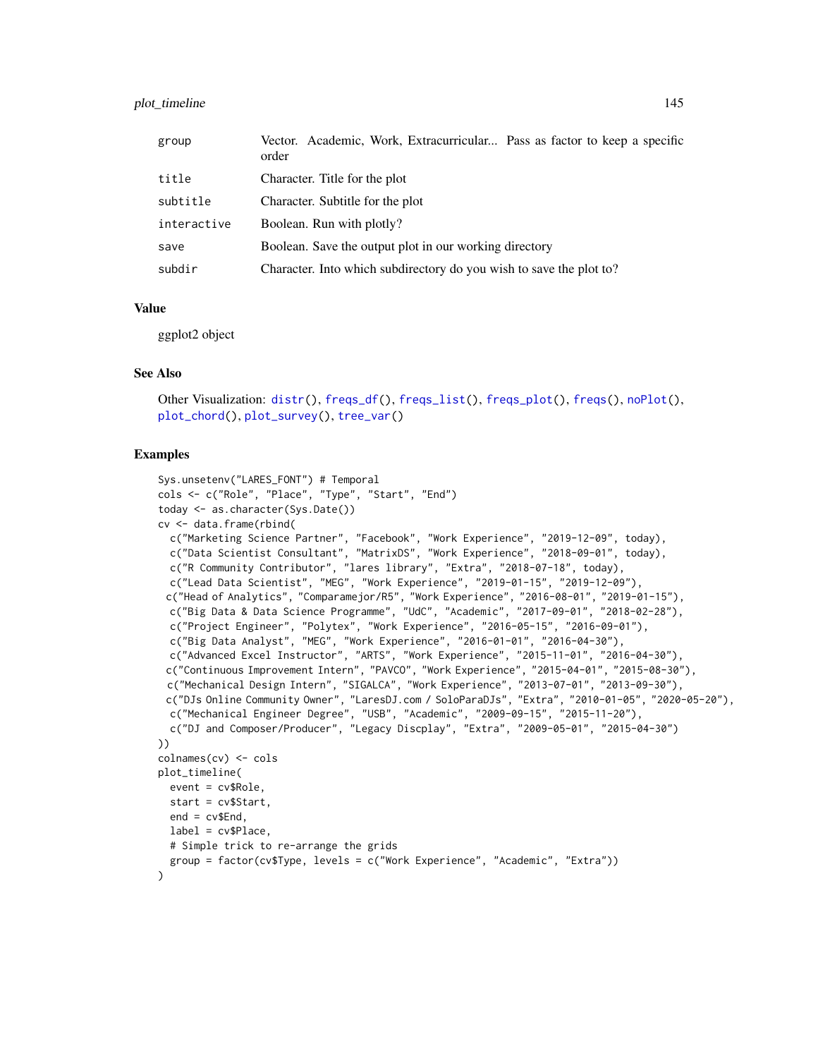| | |
|---|---|
| group | Vector. Academic, Work, Extracurricular... Pass as factor to keep a specific order |
| title | Character. Title for the plot |
| subtitle | Character. Subtitle for the plot |
| interactive | Boolean. Run with plotly? |
| save | Boolean. Save the output plot in our working directory |
| subdir | Character. Into which subdirectory do you wish to save the plot to? |

## Value

ggplot2 object

## See Also

Other Visualization: distr(), freqs_df(), freqs_list(), freqs_plot(), freqs(), noPlot(), plot_chord(), plot_survey(), tree_var()

## Examples

```
Sys.unsetenv("LARES_FONT") # Temporal
cols <- c("Role", "Place", "Type", "Start", "End")
today <- as.character(Sys.Date())
cv <- data.frame(rbind(
  c("Marketing Science Partner", "Facebook", "Work Experience", "2019-12-09", today),
  c("Data Scientist Consultant", "MatrixDS", "Work Experience", "2018-09-01", today),
  c("R Community Contributor", "lares library", "Extra", "2018-07-18", today),
  c("Lead Data Scientist", "MEG", "Work Experience", "2019-01-15", "2019-12-09"),
  c("Head of Analytics", "Comparamejor/R5", "Work Experience", "2016-08-01", "2019-01-15"),
  c("Big Data & Data Science Programme", "UdC", "Academic", "2017-09-01", "2018-02-28"),
  c("Project Engineer", "Polytex", "Work Experience", "2016-05-15", "2016-09-01"),
  c("Big Data Analyst", "MEG", "Work Experience", "2016-01-01", "2016-04-30"),
  c("Advanced Excel Instructor", "ARTS", "Work Experience", "2015-11-01", "2016-04-30"),
  c("Continuous Improvement Intern", "PAVCO", "Work Experience", "2015-04-01", "2015-08-30"),
  c("Mechanical Design Intern", "SIGALCA", "Work Experience", "2013-07-01", "2013-09-30"),
  c("DJs Online Community Owner", "LaresDJ.com / SoloParaDJs", "Extra", "2010-01-05", "2020-05-20"),
  c("Mechanical Engineer Degree", "USB", "Academic", "2009-09-15", "2015-11-20"),
  c("DJ and Composer/Producer", "Legacy Discplay", "Extra", "2009-05-01", "2015-04-30")
))
colnames(cv) <- cols
plot_timeline(
  event = cv$Role,
  start = cv$Start,
  end = cv$End,
  label = cv$Place,
  # Simple trick to re-arrange the grids
  group = factor(cv$Type, levels = c("Work Experience", "Academic", "Extra"))
)
```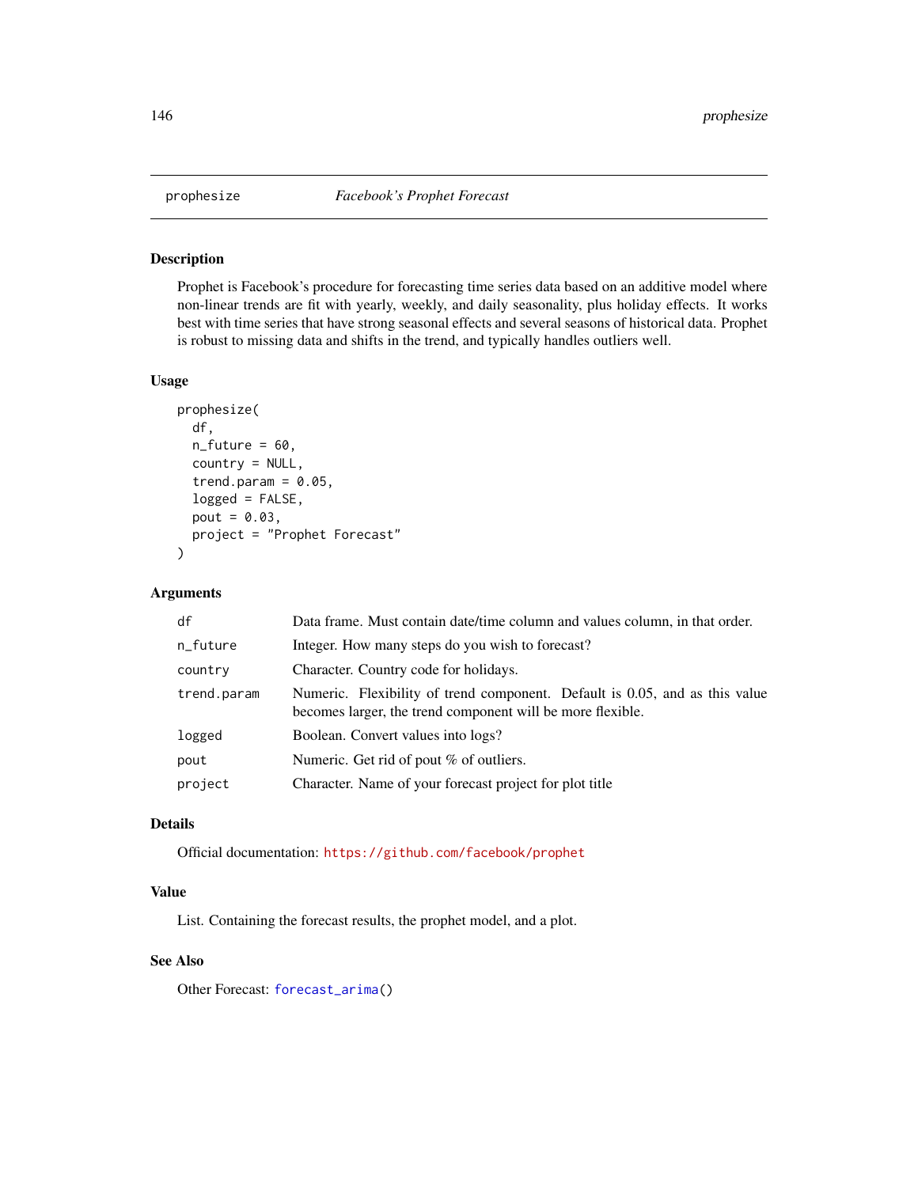## prophesize — *Facebook's Prophet Forecast*

### Description

Prophet is Facebook's procedure for forecasting time series data based on an additive model where non-linear trends are fit with yearly, weekly, and daily seasonality, plus holiday effects. It works best with time series that have strong seasonal effects and several seasons of historical data. Prophet is robust to missing data and shifts in the trend, and typically handles outliers well.

### Usage

```
prophesize(
  df,
  n_future = 60,
  country = NULL,
  trend.param = 0.05,
  logged = FALSE,
  pout = 0.03,
  project = "Prophet Forecast"
)
```

### Arguments

| | |
|---|---|
| `df` | Data frame. Must contain date/time column and values column, in that order. |
| `n_future` | Integer. How many steps do you wish to forecast? |
| `country` | Character. Country code for holidays. |
| `trend.param` | Numeric. Flexibility of trend component. Default is 0.05, and as this value becomes larger, the trend component will be more flexible. |
| `logged` | Boolean. Convert values into logs? |
| `pout` | Numeric. Get rid of pout % of outliers. |
| `project` | Character. Name of your forecast project for plot title |

### Details

Official documentation: https://github.com/facebook/prophet

### Value

List. Containing the forecast results, the prophet model, and a plot.

### See Also

Other Forecast: `forecast_arima()`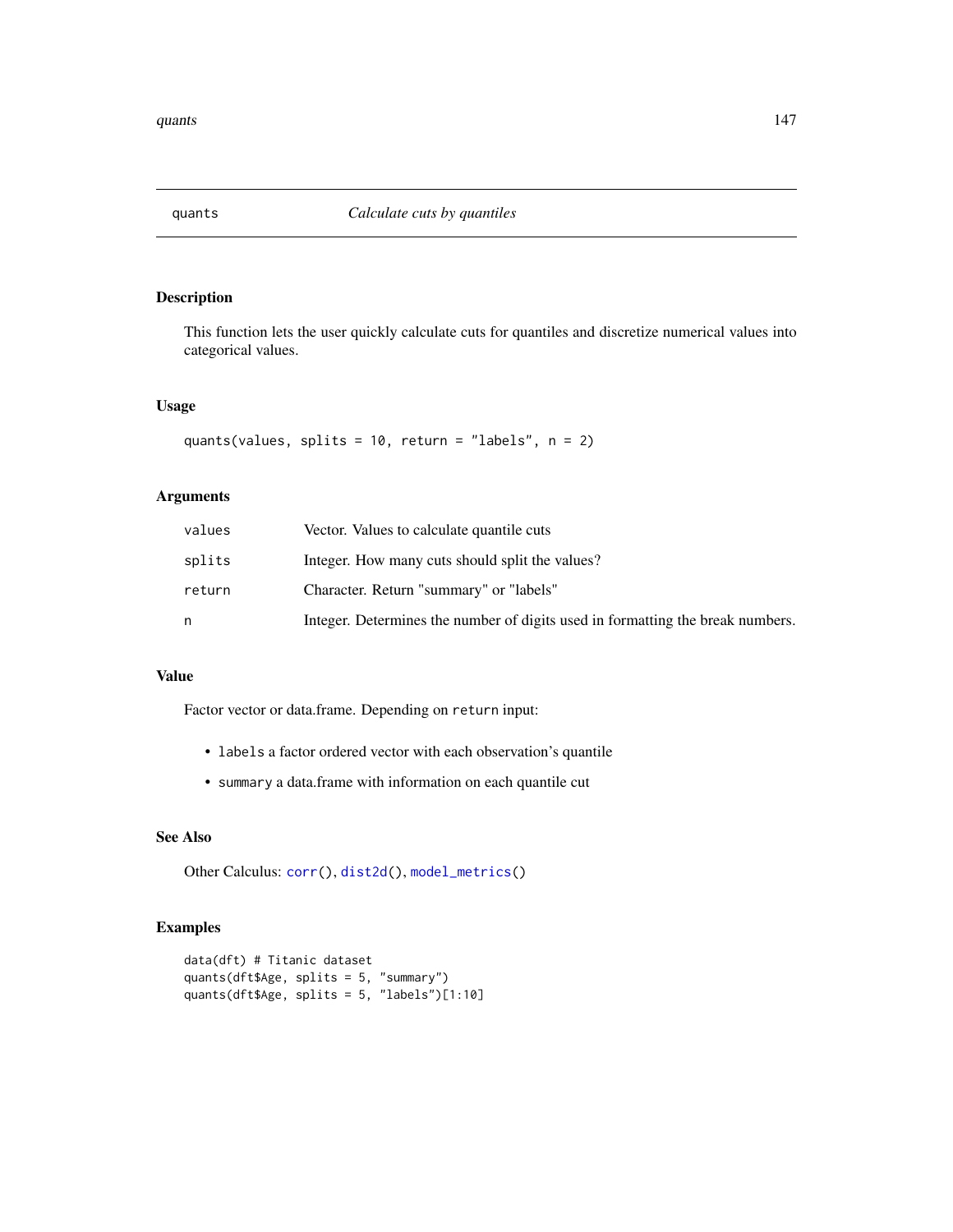# quants — *Calculate cuts by quantiles*

## Description

This function lets the user quickly calculate cuts for quantiles and discretize numerical values into categorical values.

## Usage

```
quants(values, splits = 10, return = "labels", n = 2)
```

## Arguments

| | |
|---|---|
| `values` | Vector. Values to calculate quantile cuts |
| `splits` | Integer. How many cuts should split the values? |
| `return` | Character. Return "summary" or "labels" |
| `n` | Integer. Determines the number of digits used in formatting the break numbers. |

## Value

Factor vector or data.frame. Depending on `return` input:

- `labels` a factor ordered vector with each observation's quantile
- `summary` a data.frame with information on each quantile cut

## See Also

Other Calculus: `corr()`, `dist2d()`, `model_metrics()`

## Examples

```
data(dft) # Titanic dataset
quants(dft$Age, splits = 5, "summary")
quants(dft$Age, splits = 5, "labels")[1:10]
```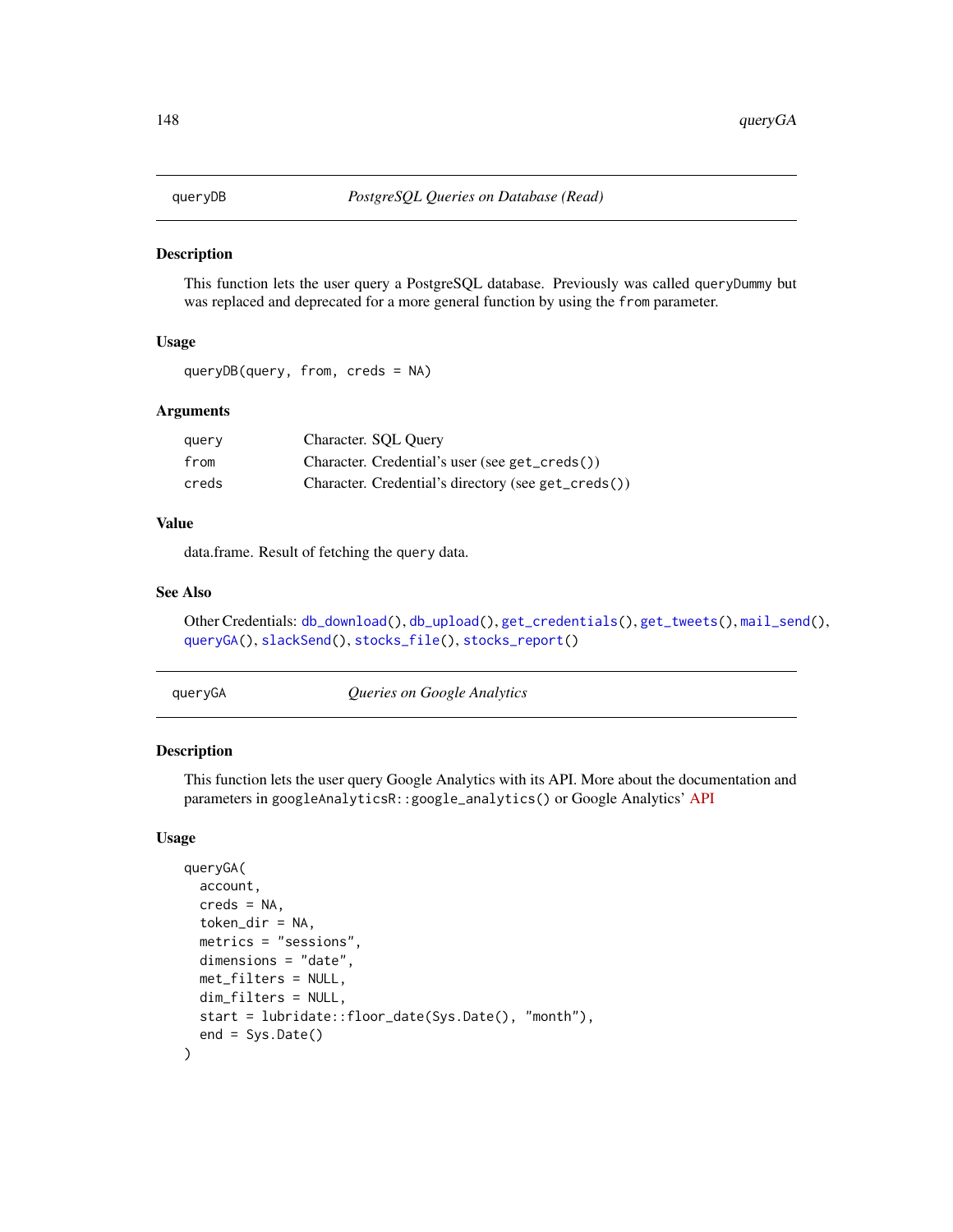## queryDB — *PostgreSQL Queries on Database (Read)*

### Description

This function lets the user query a PostgreSQL database. Previously was called `queryDummy` but was replaced and deprecated for a more general function by using the `from` parameter.

### Usage

```
queryDB(query, from, creds = NA)
```

### Arguments

| | |
|---|---|
| `query` | Character. SQL Query |
| `from` | Character. Credential's user (see `get_creds()`) |
| `creds` | Character. Credential's directory (see `get_creds()`) |

### Value

data.frame. Result of fetching the `query` data.

### See Also

Other Credentials: `db_download()`, `db_upload()`, `get_credentials()`, `get_tweets()`, `mail_send()`, `queryGA()`, `slackSend()`, `stocks_file()`, `stocks_report()`

## queryGA — *Queries on Google Analytics*

### Description

This function lets the user query Google Analytics with its API. More about the documentation and parameters in `googleAnalyticsR::google_analytics()` or Google Analytics' API

### Usage

```
queryGA(
  account,
  creds = NA,
  token_dir = NA,
  metrics = "sessions",
  dimensions = "date",
  met_filters = NULL,
  dim_filters = NULL,
  start = lubridate::floor_date(Sys.Date(), "month"),
  end = Sys.Date()
)
```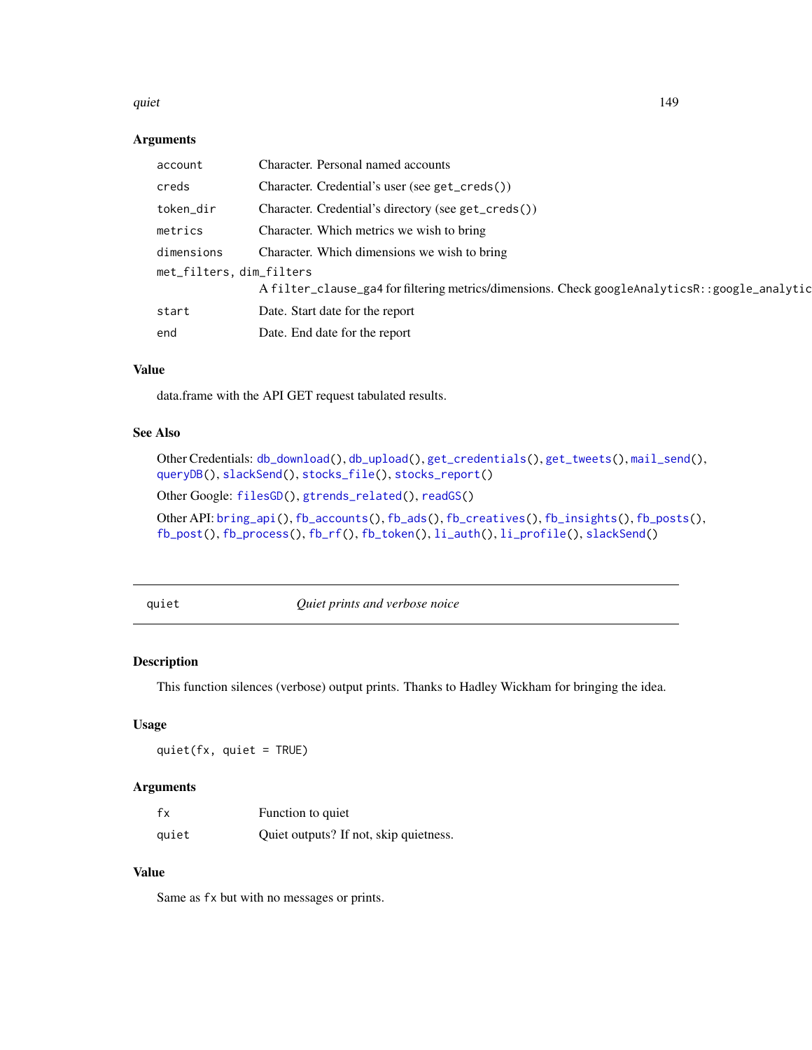## Arguments

| | |
|---|---|
| `account` | Character. Personal named accounts |
| `creds` | Character. Credential's user (see `get_creds()`) |
| `token_dir` | Character. Credential's directory (see `get_creds()`) |
| `metrics` | Character. Which metrics we wish to bring |
| `dimensions` | Character. Which dimensions we wish to bring |
| `met_filters, dim_filters` | A `filter_clause_ga4` for filtering metrics/dimensions. Check `googleAnalyticsR::google_analytic` |
| `start` | Date. Start date for the report |
| `end` | Date. End date for the report |

## Value

data.frame with the API GET request tabulated results.

## See Also

Other Credentials: `db_download()`, `db_upload()`, `get_credentials()`, `get_tweets()`, `mail_send()`, `queryDB()`, `slackSend()`, `stocks_file()`, `stocks_report()`

Other Google: `filesGD()`, `gtrends_related()`, `readGS()`

Other API: `bring_api()`, `fb_accounts()`, `fb_ads()`, `fb_creatives()`, `fb_insights()`, `fb_posts()`, `fb_post()`, `fb_process()`, `fb_rf()`, `fb_token()`, `li_auth()`, `li_profile()`, `slackSend()`

---

# quiet — *Quiet prints and verbose noice*

## Description

This function silences (verbose) output prints. Thanks to Hadley Wickham for bringing the idea.

## Usage

```
quiet(fx, quiet = TRUE)
```

## Arguments

| | |
|---|---|
| `fx` | Function to quiet |
| `quiet` | Quiet outputs? If not, skip quietness. |

## Value

Same as `fx` but with no messages or prints.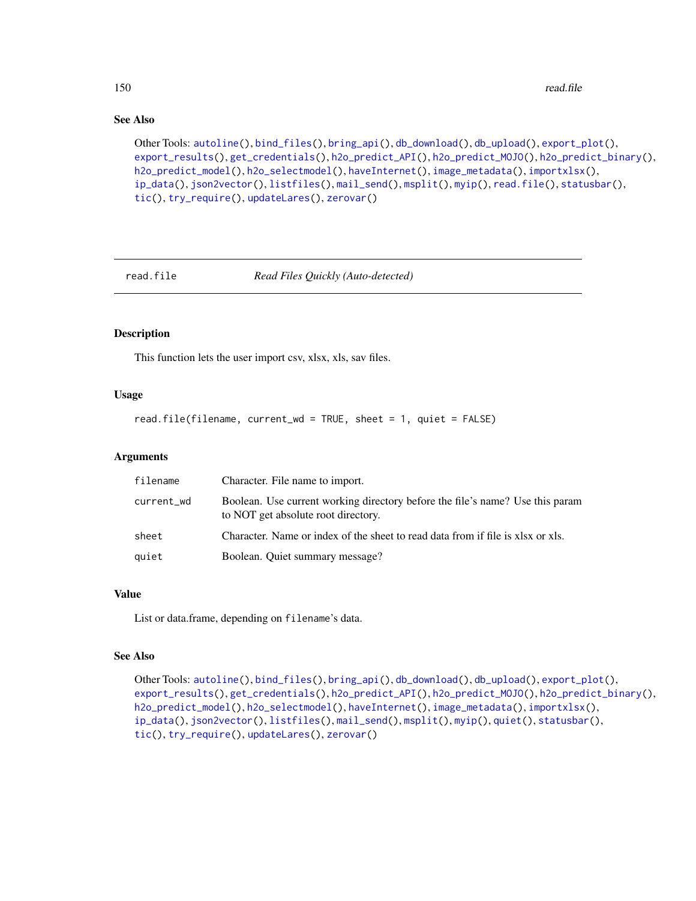## See Also

Other Tools: autoline(), bind_files(), bring_api(), db_download(), db_upload(), export_plot(), export_results(), get_credentials(), h2o_predict_API(), h2o_predict_MOJO(), h2o_predict_binary(), h2o_predict_model(), h2o_selectmodel(), haveInternet(), image_metadata(), importxlsx(), ip_data(), json2vector(), listfiles(), mail_send(), msplit(), myip(), read.file(), statusbar(), tic(), try_require(), updateLares(), zerovar()

---

# read.file — *Read Files Quickly (Auto-detected)*

---

## Description

This function lets the user import csv, xlsx, xls, sav files.

## Usage

```
read.file(filename, current_wd = TRUE, sheet = 1, quiet = FALSE)
```

## Arguments

| | |
|---|---|
| `filename` | Character. File name to import. |
| `current_wd` | Boolean. Use current working directory before the file's name? Use this param to NOT get absolute root directory. |
| `sheet` | Character. Name or index of the sheet to read data from if file is xlsx or xls. |
| `quiet` | Boolean. Quiet summary message? |

## Value

List or data.frame, depending on `filename`'s data.

## See Also

Other Tools: autoline(), bind_files(), bring_api(), db_download(), db_upload(), export_plot(), export_results(), get_credentials(), h2o_predict_API(), h2o_predict_MOJO(), h2o_predict_binary(), h2o_predict_model(), h2o_selectmodel(), haveInternet(), image_metadata(), importxlsx(), ip_data(), json2vector(), listfiles(), mail_send(), msplit(), myip(), quiet(), statusbar(), tic(), try_require(), updateLares(), zerovar()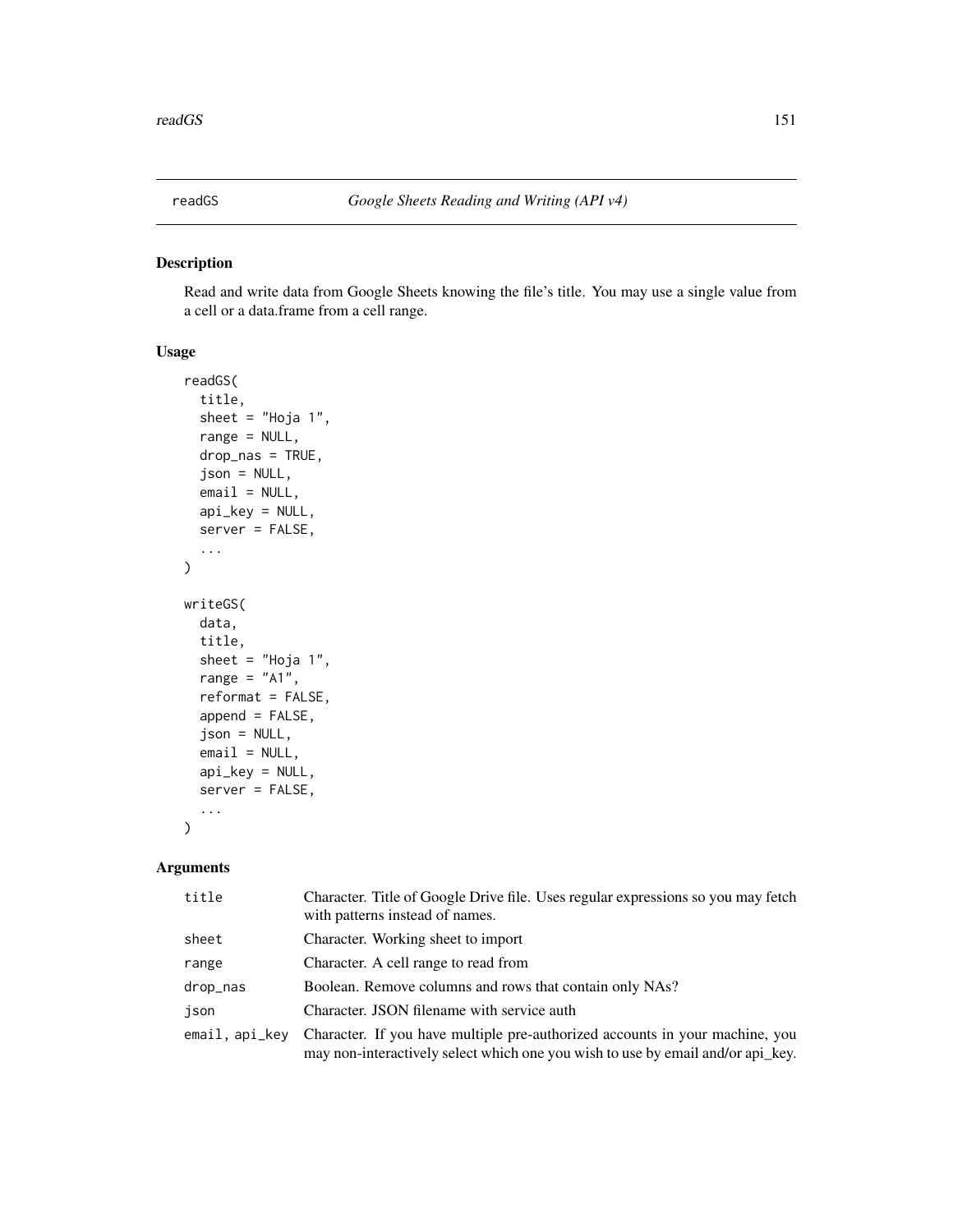## readGS — *Google Sheets Reading and Writing (API v4)*

### Description

Read and write data from Google Sheets knowing the file's title. You may use a single value from a cell or a data.frame from a cell range.

### Usage

```
readGS(
  title,
  sheet = "Hoja 1",
  range = NULL,
  drop_nas = TRUE,
  json = NULL,
  email = NULL,
  api_key = NULL,
  server = FALSE,
  ...
)

writeGS(
  data,
  title,
  sheet = "Hoja 1",
  range = "A1",
  reformat = FALSE,
  append = FALSE,
  json = NULL,
  email = NULL,
  api_key = NULL,
  server = FALSE,
  ...
)
```

### Arguments

| | |
|---|---|
| title | Character. Title of Google Drive file. Uses regular expressions so you may fetch with patterns instead of names. |
| sheet | Character. Working sheet to import |
| range | Character. A cell range to read from |
| drop_nas | Boolean. Remove columns and rows that contain only NAs? |
| json | Character. JSON filename with service auth |
| email, api_key | Character. If you have multiple pre-authorized accounts in your machine, you may non-interactively select which one you wish to use by email and/or api_key. |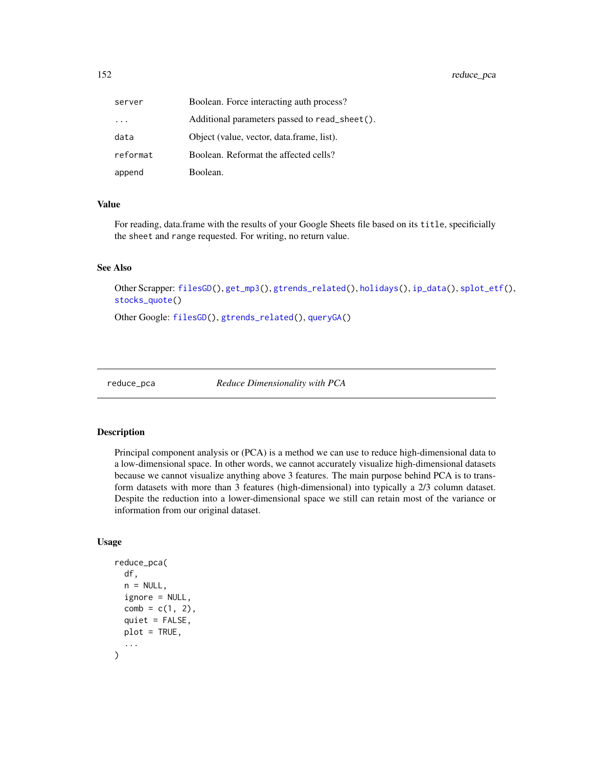| | |
|---|---|
| server | Boolean. Force interacting auth process? |
| ... | Additional parameters passed to read_sheet(). |
| data | Object (value, vector, data.frame, list). |
| reformat | Boolean. Reformat the affected cells? |
| append | Boolean. |

### Value

For reading, data.frame with the results of your Google Sheets file based on its title, specificially the sheet and range requested. For writing, no return value.

### See Also

Other Scrapper: filesGD(), get_mp3(), gtrends_related(), holidays(), ip_data(), splot_etf(), stocks_quote()

Other Google: filesGD(), gtrends_related(), queryGA()

---

## reduce_pca — *Reduce Dimensionality with PCA*

### Description

Principal component analysis or (PCA) is a method we can use to reduce high-dimensional data to a low-dimensional space. In other words, we cannot accurately visualize high-dimensional datasets because we cannot visualize anything above 3 features. The main purpose behind PCA is to transform datasets with more than 3 features (high-dimensional) into typically a 2/3 column dataset. Despite the reduction into a lower-dimensional space we still can retain most of the variance or information from our original dataset.

### Usage

```
reduce_pca(
  df,
  n = NULL,
  ignore = NULL,
  comb = c(1, 2),
  quiet = FALSE,
  plot = TRUE,
  ...
)
```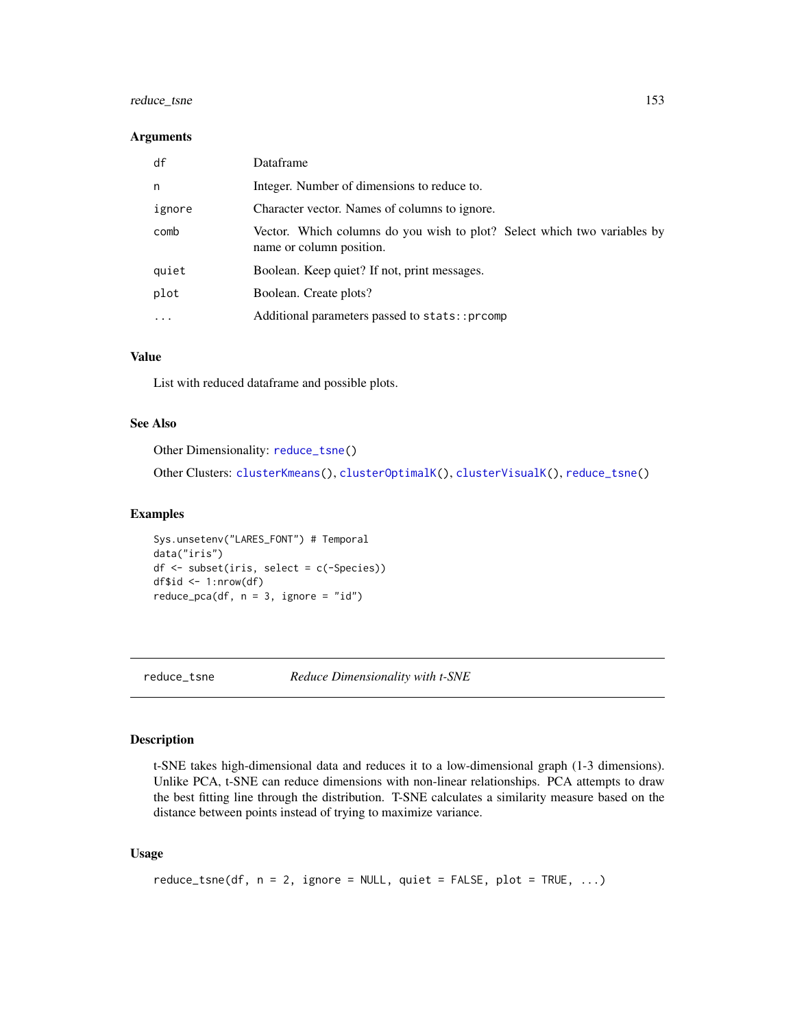### Arguments

| | |
|---|---|
| df | Dataframe |
| n | Integer. Number of dimensions to reduce to. |
| ignore | Character vector. Names of columns to ignore. |
| comb | Vector. Which columns do you wish to plot? Select which two variables by name or column position. |
| quiet | Boolean. Keep quiet? If not, print messages. |
| plot | Boolean. Create plots? |
| ... | Additional parameters passed to `stats::prcomp` |

### Value

List with reduced dataframe and possible plots.

### See Also

Other Dimensionality: reduce_tsne()

Other Clusters: clusterKmeans(), clusterOptimalK(), clusterVisualK(), reduce_tsne()

### Examples

```
Sys.unsetenv("LARES_FONT") # Temporal
data("iris")
df <- subset(iris, select = c(-Species))
df$id <- 1:nrow(df)
reduce_pca(df, n = 3, ignore = "id")
```

---

## reduce_tsne *Reduce Dimensionality with t-SNE*

### Description

t-SNE takes high-dimensional data and reduces it to a low-dimensional graph (1-3 dimensions). Unlike PCA, t-SNE can reduce dimensions with non-linear relationships. PCA attempts to draw the best fitting line through the distribution. T-SNE calculates a similarity measure based on the distance between points instead of trying to maximize variance.

### Usage

```
reduce_tsne(df, n = 2, ignore = NULL, quiet = FALSE, plot = TRUE, ...)
```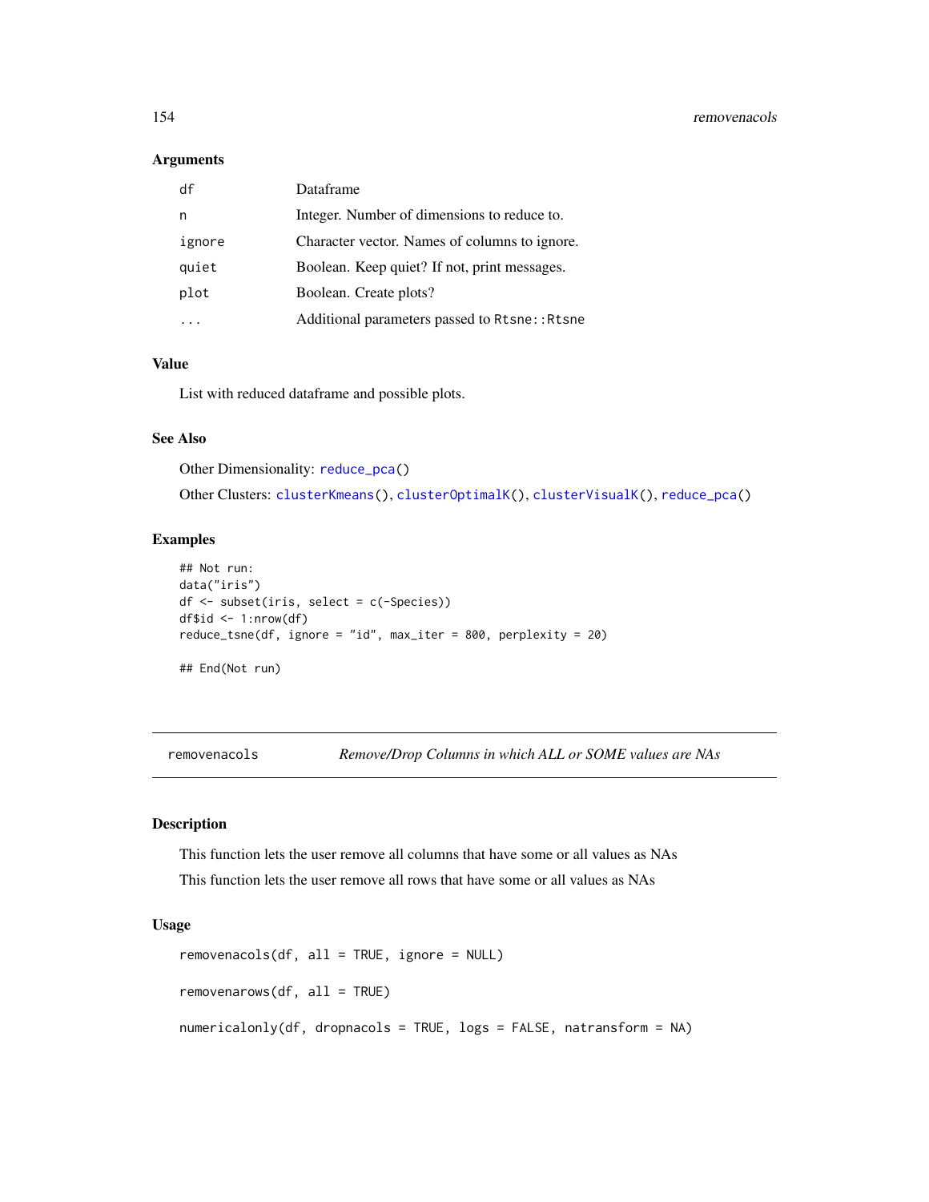### Arguments

| | |
|---|---|
| df | Dataframe |
| n | Integer. Number of dimensions to reduce to. |
| ignore | Character vector. Names of columns to ignore. |
| quiet | Boolean. Keep quiet? If not, print messages. |
| plot | Boolean. Create plots? |
| ... | Additional parameters passed to Rtsne::Rtsne |

### Value

List with reduced dataframe and possible plots.

### See Also

Other Dimensionality: reduce_pca()

Other Clusters: clusterKmeans(), clusterOptimalK(), clusterVisualK(), reduce_pca()

### Examples

```
## Not run:
data("iris")
df <- subset(iris, select = c(-Species))
df$id <- 1:nrow(df)
reduce_tsne(df, ignore = "id", max_iter = 800, perplexity = 20)

## End(Not run)
```

---

## removenacols — *Remove/Drop Columns in which ALL or SOME values are NAs*

### Description

This function lets the user remove all columns that have some or all values as NAs

This function lets the user remove all rows that have some or all values as NAs

### Usage

```
removenacols(df, all = TRUE, ignore = NULL)

removenarows(df, all = TRUE)

numericalonly(df, dropnacols = TRUE, logs = FALSE, natransform = NA)
```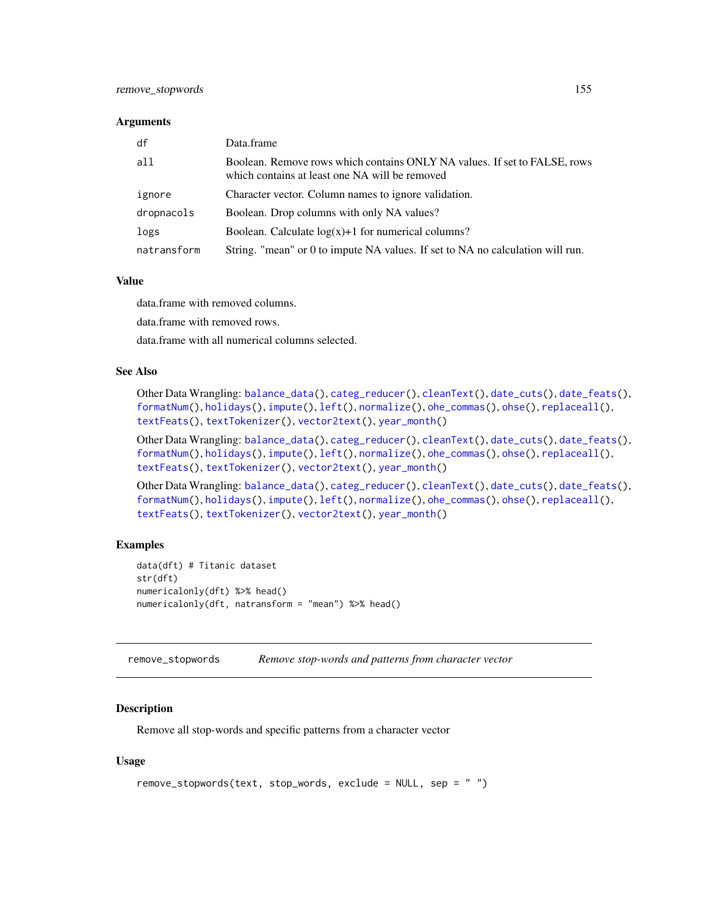### Arguments

| | |
|---|---|
| `df` | Data.frame |
| `all` | Boolean. Remove rows which contains ONLY NA values. If set to FALSE, rows which contains at least one NA will be removed |
| `ignore` | Character vector. Column names to ignore validation. |
| `dropnacols` | Boolean. Drop columns with only NA values? |
| `logs` | Boolean. Calculate log(x)+1 for numerical columns? |
| `natransform` | String. "mean" or 0 to impute NA values. If set to NA no calculation will run. |

### Value

data.frame with removed columns.

data.frame with removed rows.

data.frame with all numerical columns selected.

### See Also

Other Data Wrangling: `balance_data()`, `categ_reducer()`, `cleanText()`, `date_cuts()`, `date_feats()`, `formatNum()`, `holidays()`, `impute()`, `left()`, `normalize()`, `ohe_commas()`, `ohse()`, `replaceall()`, `textFeats()`, `textTokenizer()`, `vector2text()`, `year_month()`

Other Data Wrangling: `balance_data()`, `categ_reducer()`, `cleanText()`, `date_cuts()`, `date_feats()`, `formatNum()`, `holidays()`, `impute()`, `left()`, `normalize()`, `ohe_commas()`, `ohse()`, `replaceall()`, `textFeats()`, `textTokenizer()`, `vector2text()`, `year_month()`

Other Data Wrangling: `balance_data()`, `categ_reducer()`, `cleanText()`, `date_cuts()`, `date_feats()`, `formatNum()`, `holidays()`, `impute()`, `left()`, `normalize()`, `ohe_commas()`, `ohse()`, `replaceall()`, `textFeats()`, `textTokenizer()`, `vector2text()`, `year_month()`

### Examples

```
data(dft) # Titanic dataset
str(dft)
numericalonly(dft) %>% head()
numericalonly(dft, natransform = "mean") %>% head()
```

---

## `remove_stopwords` *Remove stop-words and patterns from character vector*

### Description

Remove all stop-words and specific patterns from a character vector

### Usage

```
remove_stopwords(text, stop_words, exclude = NULL, sep = " ")
```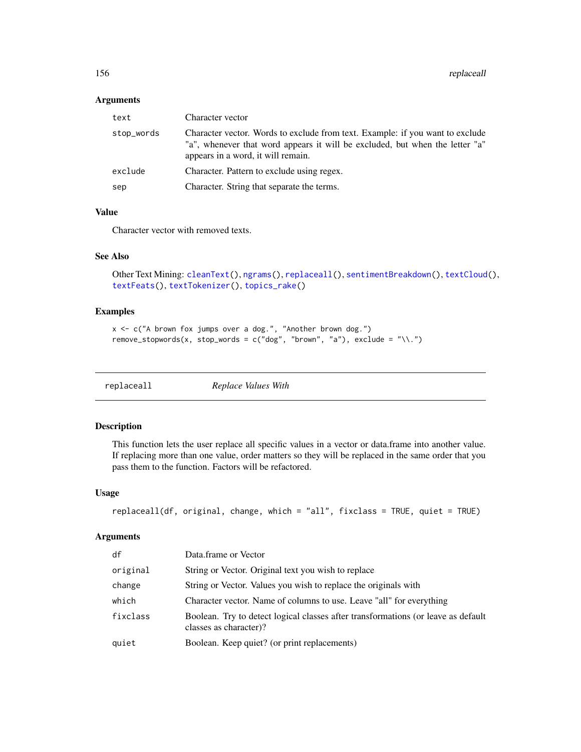### Arguments

| | |
|---|---|
| text | Character vector |
| stop_words | Character vector. Words to exclude from text. Example: if you want to exclude "a", whenever that word appears it will be excluded, but when the letter "a" appears in a word, it will remain. |
| exclude | Character. Pattern to exclude using regex. |
| sep | Character. String that separate the terms. |

### Value

Character vector with removed texts.

### See Also

Other Text Mining: cleanText(), ngrams(), replaceall(), sentimentBreakdown(), textCloud(), textFeats(), textTokenizer(), topics_rake()

### Examples

```
x <- c("A brown fox jumps over a dog.", "Another brown dog.")
remove_stopwords(x, stop_words = c("dog", "brown", "a"), exclude = "\\.")
```

---

## replaceall — *Replace Values With*

### Description

This function lets the user replace all specific values in a vector or data.frame into another value. If replacing more than one value, order matters so they will be replaced in the same order that you pass them to the function. Factors will be refactored.

### Usage

```
replaceall(df, original, change, which = "all", fixclass = TRUE, quiet = TRUE)
```

### Arguments

| | |
|---|---|
| df | Data.frame or Vector |
| original | String or Vector. Original text you wish to replace |
| change | String or Vector. Values you wish to replace the originals with |
| which | Character vector. Name of columns to use. Leave "all" for everything |
| fixclass | Boolean. Try to detect logical classes after transformations (or leave as default classes as character)? |
| quiet | Boolean. Keep quiet? (or print replacements) |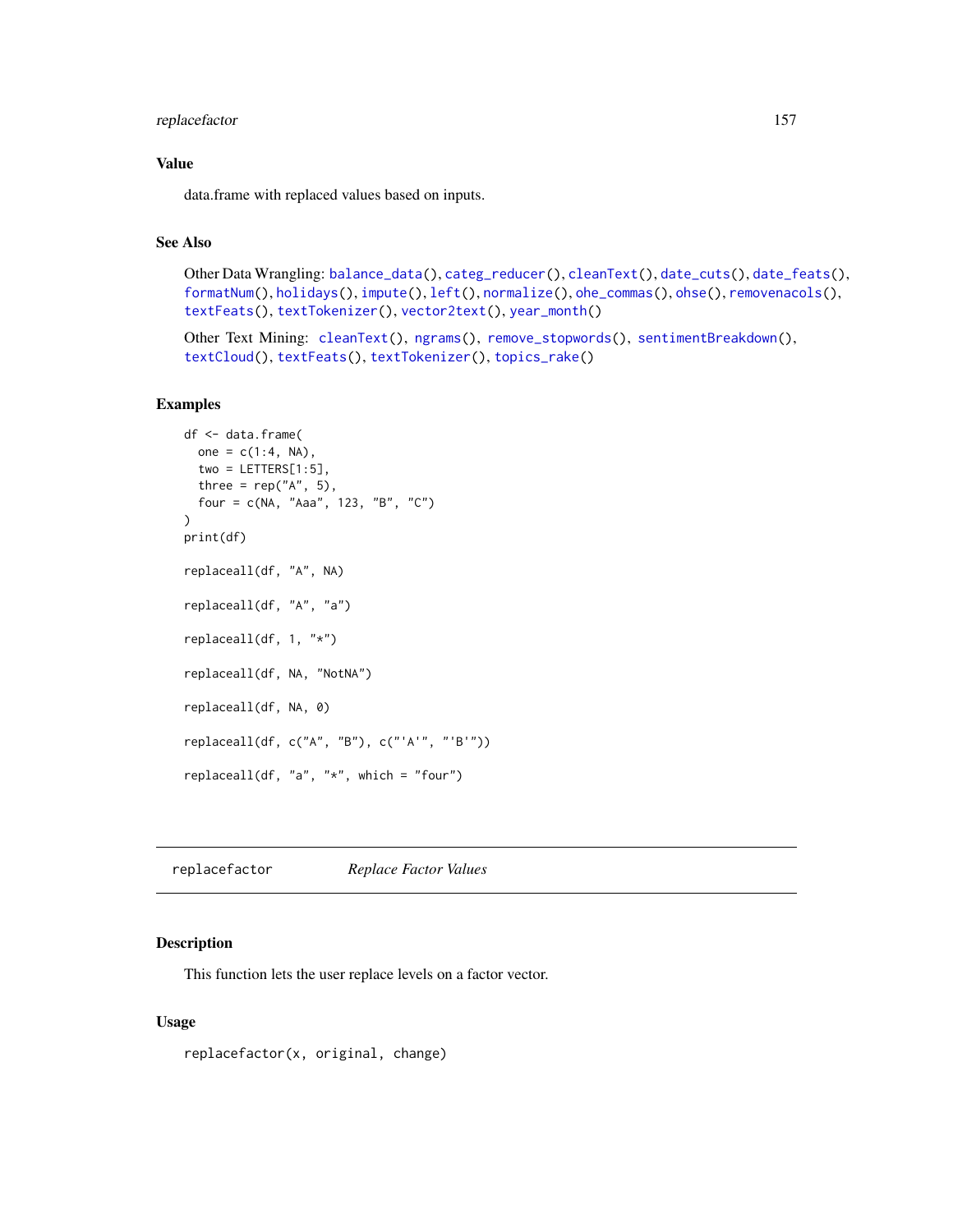## Value

data.frame with replaced values based on inputs.

## See Also

Other Data Wrangling: `balance_data()`, `categ_reducer()`, `cleanText()`, `date_cuts()`, `date_feats()`, `formatNum()`, `holidays()`, `impute()`, `left()`, `normalize()`, `ohe_commas()`, `ohse()`, `removenacols()`, `textFeats()`, `textTokenizer()`, `vector2text()`, `year_month()`

Other Text Mining: `cleanText()`, `ngrams()`, `remove_stopwords()`, `sentimentBreakdown()`, `textCloud()`, `textFeats()`, `textTokenizer()`, `topics_rake()`

## Examples

```
df <- data.frame(
  one = c(1:4, NA),
  two = LETTERS[1:5],
  three = rep("A", 5),
  four = c(NA, "Aaa", 123, "B", "C")
)
print(df)

replaceall(df, "A", NA)

replaceall(df, "A", "a")

replaceall(df, 1, "*")

replaceall(df, NA, "NotNA")

replaceall(df, NA, 0)

replaceall(df, c("A", "B"), c("'A'", "'B'"))

replaceall(df, "a", "*", which = "four")
```

---

# replacefactor — *Replace Factor Values*

## Description

This function lets the user replace levels on a factor vector.

## Usage

```
replacefactor(x, original, change)
```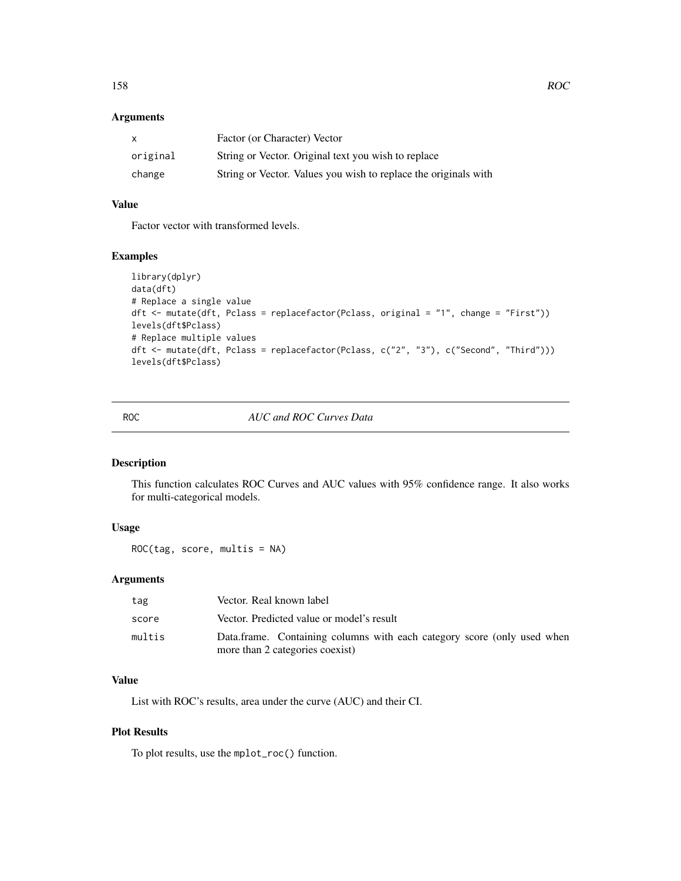### Arguments

| | |
|---|---|
| x | Factor (or Character) Vector |
| original | String or Vector. Original text you wish to replace |
| change | String or Vector. Values you wish to replace the originals with |

### Value

Factor vector with transformed levels.

### Examples

```
library(dplyr)
data(dft)
# Replace a single value
dft <- mutate(dft, Pclass = replacefactor(Pclass, original = "1", change = "First"))
levels(dft$Pclass)
# Replace multiple values
dft <- mutate(dft, Pclass = replacefactor(Pclass, c("2", "3"), c("Second", "Third")))
levels(dft$Pclass)
```

---

## ROC — *AUC and ROC Curves Data*

### Description

This function calculates ROC Curves and AUC values with 95% confidence range. It also works for multi-categorical models.

### Usage

```
ROC(tag, score, multis = NA)
```

### Arguments

| | |
|---|---|
| tag | Vector. Real known label |
| score | Vector. Predicted value or model's result |
| multis | Data.frame. Containing columns with each category score (only used when more than 2 categories coexist) |

### Value

List with ROC's results, area under the curve (AUC) and their CI.

### Plot Results

To plot results, use the `mplot_roc()` function.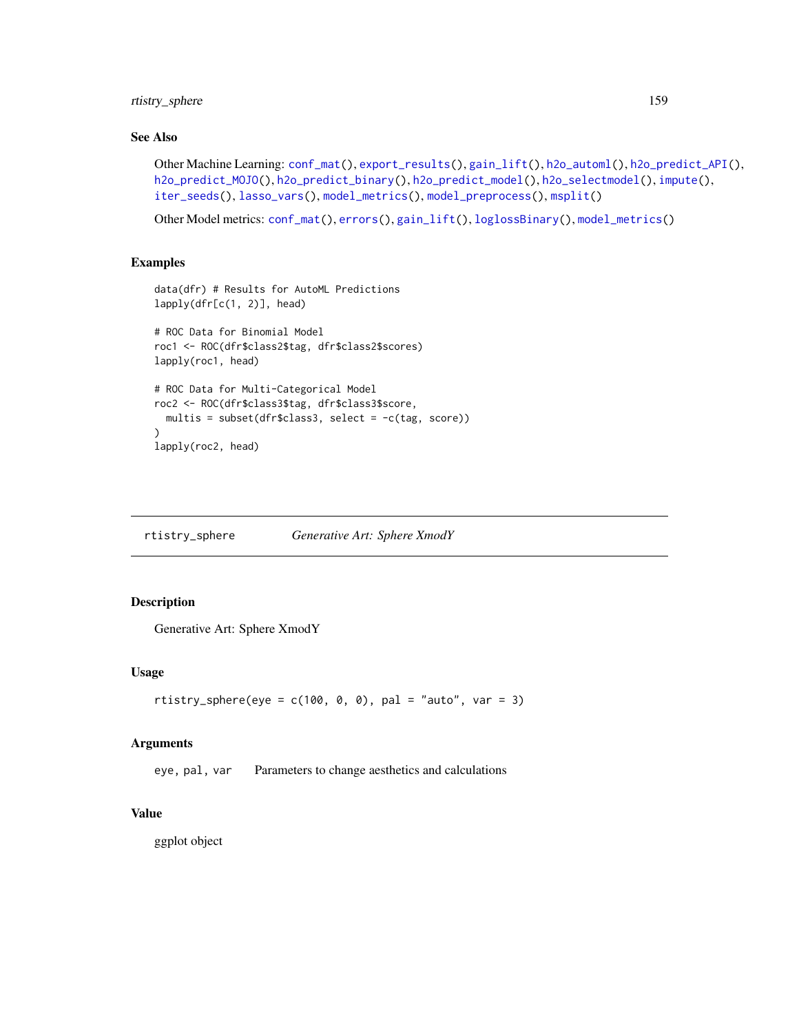## See Also

Other Machine Learning: conf_mat(), export_results(), gain_lift(), h2o_automl(), h2o_predict_API(), h2o_predict_MOJO(), h2o_predict_binary(), h2o_predict_model(), h2o_selectmodel(), impute(), iter_seeds(), lasso_vars(), model_metrics(), model_preprocess(), msplit()

Other Model metrics: conf_mat(), errors(), gain_lift(), loglossBinary(), model_metrics()

## Examples

```
data(dfr) # Results for AutoML Predictions
lapply(dfr[c(1, 2)], head)

# ROC Data for Binomial Model
roc1 <- ROC(dfr$class2$tag, dfr$class2$scores)
lapply(roc1, head)

# ROC Data for Multi-Categorical Model
roc2 <- ROC(dfr$class3$tag, dfr$class3$score,
  multis = subset(dfr$class3, select = -c(tag, score))
)
lapply(roc2, head)
```

---

# rtistry_sphere — *Generative Art: Sphere XmodY*

## Description

Generative Art: Sphere XmodY

## Usage

```
rtistry_sphere(eye = c(100, 0, 0), pal = "auto", var = 3)
```

## Arguments

| | |
|---|---|
| eye, pal, var | Parameters to change aesthetics and calculations |

## Value

ggplot object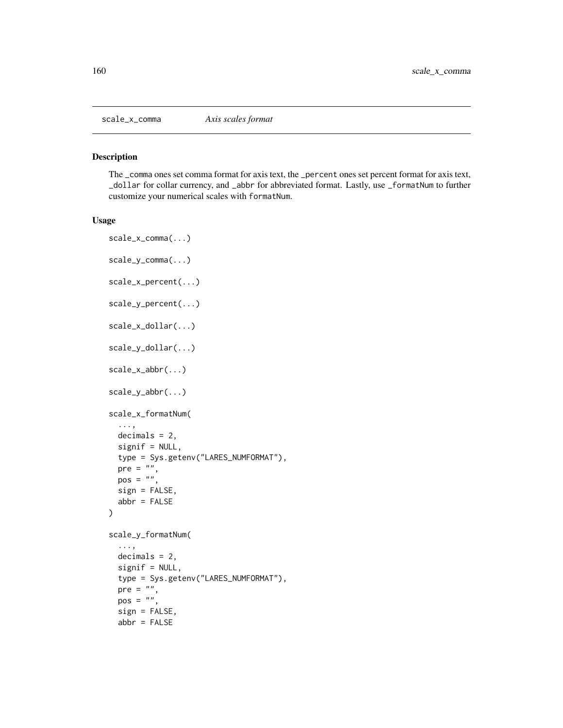scale_x_comma *Axis scales format*

## Description

The _comma ones set comma format for axis text, the _percent ones set percent format for axis text, _dollar for collar currency, and _abbr for abbreviated format. Lastly, use _formatNum to further customize your numerical scales with formatNum.

## Usage

```
scale_x_comma(...)

scale_y_comma(...)

scale_x_percent(...)

scale_y_percent(...)

scale_x_dollar(...)

scale_y_dollar(...)

scale_x_abbr(...)

scale_y_abbr(...)

scale_x_formatNum(
  ...,
  decimals = 2,
  signif = NULL,
  type = Sys.getenv("LARES_NUMFORMAT"),
  pre = "",
  pos = "",
  sign = FALSE,
  abbr = FALSE
)

scale_y_formatNum(
  ...,
  decimals = 2,
  signif = NULL,
  type = Sys.getenv("LARES_NUMFORMAT"),
  pre = "",
  pos = "",
  sign = FALSE,
  abbr = FALSE
```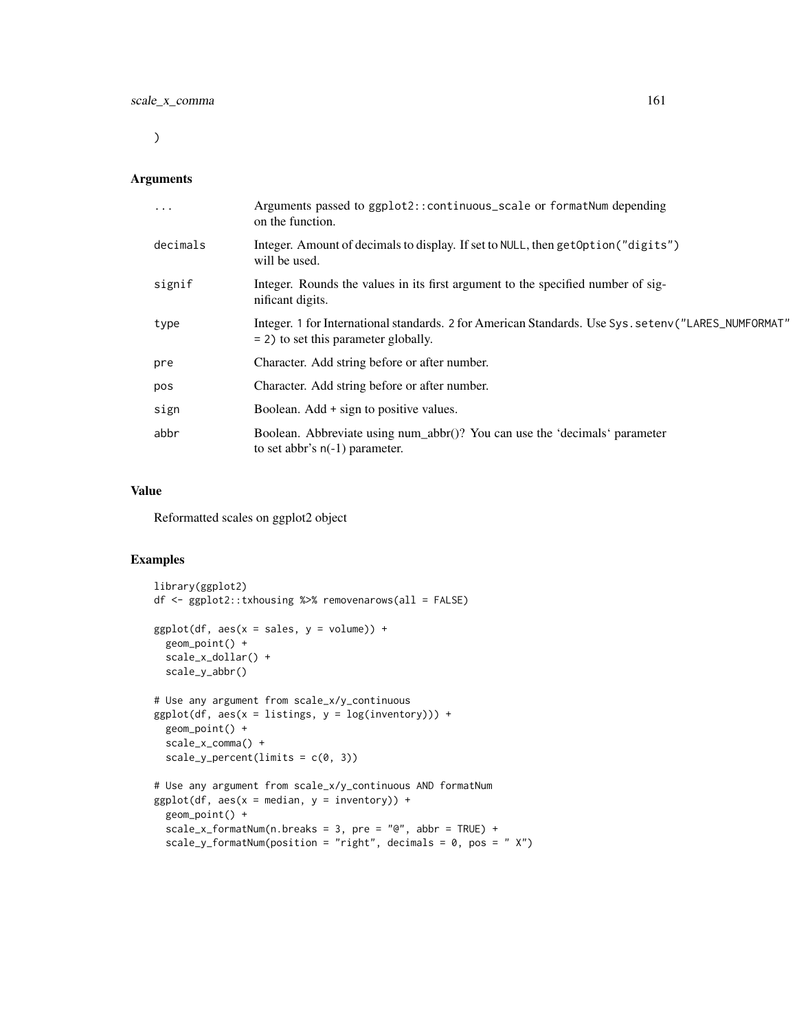)

### Arguments

| | |
|---|---|
| ... | Arguments passed to ggplot2::continuous_scale or formatNum depending on the function. |
| decimals | Integer. Amount of decimals to display. If set to NULL, then getOption("digits") will be used. |
| signif | Integer. Rounds the values in its first argument to the specified number of significant digits. |
| type | Integer. 1 for International standards. 2 for American Standards. Use Sys.setenv("LARES_NUMFORMAT" = 2) to set this parameter globally. |
| pre | Character. Add string before or after number. |
| pos | Character. Add string before or after number. |
| sign | Boolean. Add + sign to positive values. |
| abbr | Boolean. Abbreviate using num_abbr()? You can use the 'decimals' parameter to set abbr's n(-1) parameter. |

### Value

Reformatted scales on ggplot2 object

### Examples

```
library(ggplot2)
df <- ggplot2::txhousing %>% removenarows(all = FALSE)

ggplot(df, aes(x = sales, y = volume)) +
  geom_point() +
  scale_x_dollar() +
  scale_y_abbr()

# Use any argument from scale_x/y_continuous
ggplot(df, aes(x = listings, y = log(inventory))) +
  geom_point() +
  scale_x_comma() +
  scale_y_percent(limits = c(0, 3))

# Use any argument from scale_x/y_continuous AND formatNum
ggplot(df, aes(x = median, y = inventory)) +
  geom_point() +
  scale_x_formatNum(n.breaks = 3, pre = "@", abbr = TRUE) +
  scale_y_formatNum(position = "right", decimals = 0, pos = " X")
```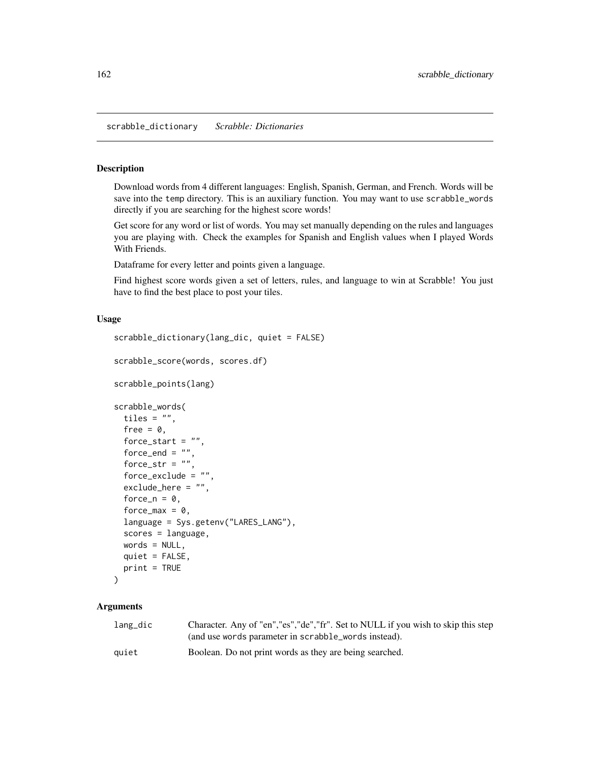## scrabble_dictionary    *Scrabble: Dictionaries*

### Description

Download words from 4 different languages: English, Spanish, German, and French. Words will be save into the temp directory. This is an auxiliary function. You may want to use scrabble_words directly if you are searching for the highest score words!

Get score for any word or list of words. You may set manually depending on the rules and languages you are playing with. Check the examples for Spanish and English values when I played Words With Friends.

Dataframe for every letter and points given a language.

Find highest score words given a set of letters, rules, and language to win at Scrabble! You just have to find the best place to post your tiles.

### Usage

```
scrabble_dictionary(lang_dic, quiet = FALSE)

scrabble_score(words, scores.df)

scrabble_points(lang)

scrabble_words(
  tiles = "",
  free = 0,
  force_start = "",
  force_end = "",
  force_str = "",
  force_exclude = "",
  exclude_here = "",
  force_n = 0,
  force_max = 0,
  language = Sys.getenv("LARES_LANG"),
  scores = language,
  words = NULL,
  quiet = FALSE,
  print = TRUE
)
```

### Arguments

| | |
|---|---|
| lang_dic | Character. Any of "en","es","de","fr". Set to NULL if you wish to skip this step (and use words parameter in scrabble_words instead). |
| quiet | Boolean. Do not print words as they are being searched. |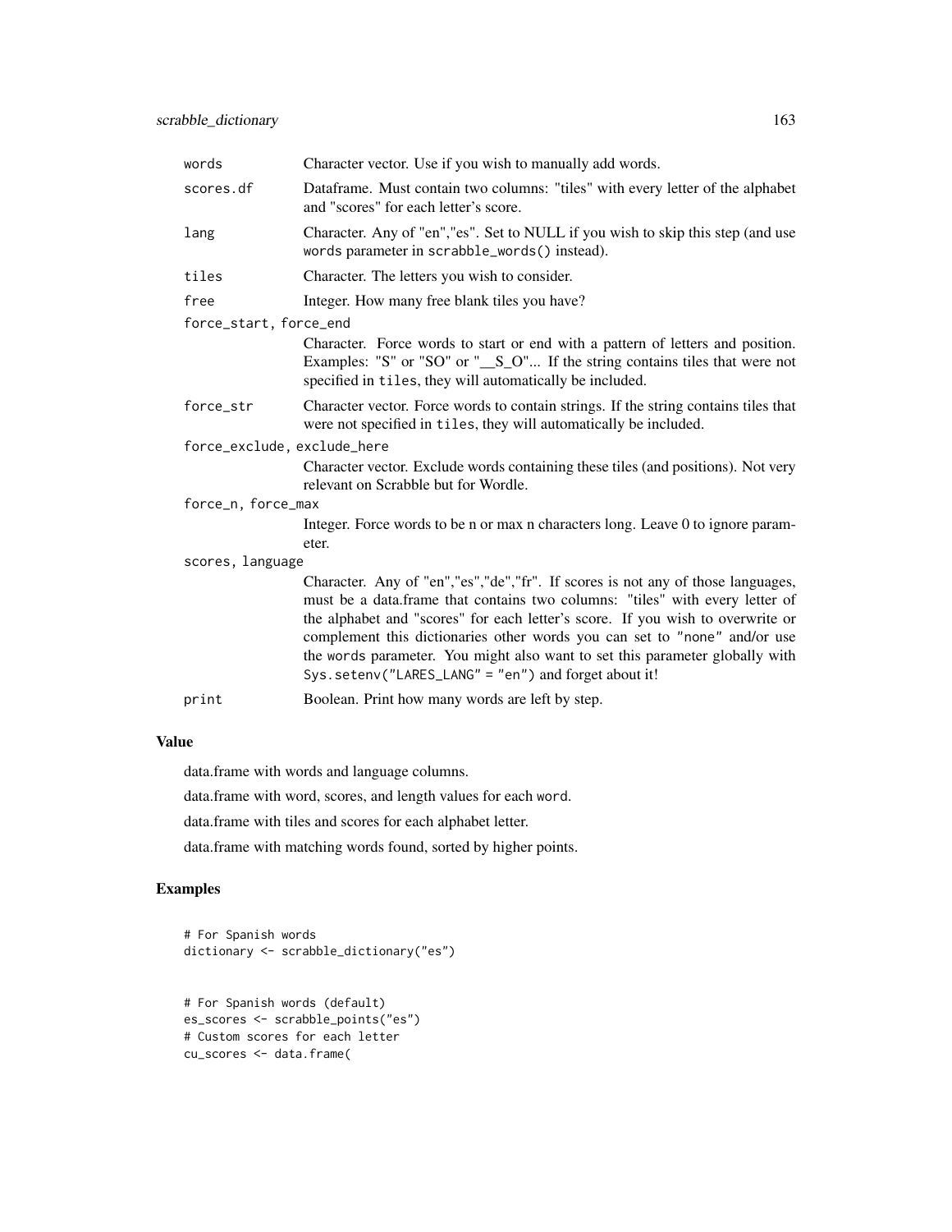| | |
|---|---|
| words | Character vector. Use if you wish to manually add words. |
| scores.df | Dataframe. Must contain two columns: "tiles" with every letter of the alphabet and "scores" for each letter's score. |
| lang | Character. Any of "en","es". Set to NULL if you wish to skip this step (and use words parameter in scrabble_words() instead). |
| tiles | Character. The letters you wish to consider. |
| free | Integer. How many free blank tiles you have? |
| force_start, force_end | Character. Force words to start or end with a pattern of letters and position. Examples: "S" or "SO" or "__S_O"... If the string contains tiles that were not specified in tiles, they will automatically be included. |
| force_str | Character vector. Force words to contain strings. If the string contains tiles that were not specified in tiles, they will automatically be included. |
| force_exclude, exclude_here | Character vector. Exclude words containing these tiles (and positions). Not very relevant on Scrabble but for Wordle. |
| force_n, force_max | Integer. Force words to be n or max n characters long. Leave 0 to ignore parameter. |
| scores, language | Character. Any of "en","es","de","fr". If scores is not any of those languages, must be a data.frame that contains two columns: "tiles" with every letter of the alphabet and "scores" for each letter's score. If you wish to overwrite or complement this dictionaries other words you can set to "none" and/or use the words parameter. You might also want to set this parameter globally with Sys.setenv("LARES_LANG" = "en") and forget about it! |
| print | Boolean. Print how many words are left by step. |

## Value

data.frame with words and language columns.

data.frame with word, scores, and length values for each word.

data.frame with tiles and scores for each alphabet letter.

data.frame with matching words found, sorted by higher points.

## Examples

```
# For Spanish words
dictionary <- scrabble_dictionary("es")


# For Spanish words (default)
es_scores <- scrabble_points("es")
# Custom scores for each letter
cu_scores <- data.frame(
```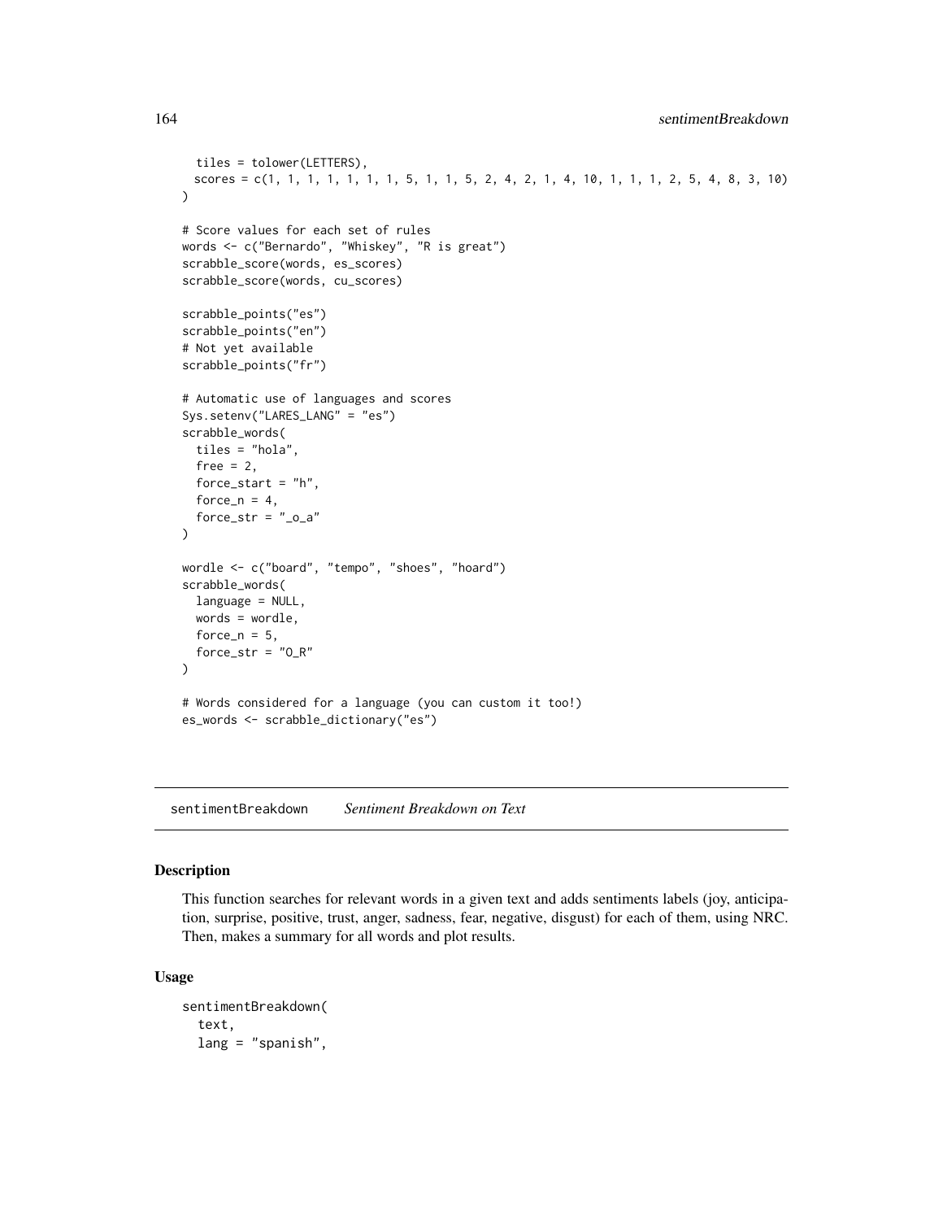```
  tiles = tolower(LETTERS),
  scores = c(1, 1, 1, 1, 1, 1, 1, 5, 1, 1, 5, 2, 4, 2, 1, 4, 10, 1, 1, 1, 2, 5, 4, 8, 3, 10)
)

# Score values for each set of rules
words <- c("Bernardo", "Whiskey", "R is great")
scrabble_score(words, es_scores)
scrabble_score(words, cu_scores)

scrabble_points("es")
scrabble_points("en")
# Not yet available
scrabble_points("fr")

# Automatic use of languages and scores
Sys.setenv("LARES_LANG" = "es")
scrabble_words(
  tiles = "hola",
  free = 2,
  force_start = "h",
  force_n = 4,
  force_str = "_o_a"
)

wordle <- c("board", "tempo", "shoes", "hoard")
scrabble_words(
  language = NULL,
  words = wordle,
  force_n = 5,
  force_str = "O_R"
)

# Words considered for a language (you can custom it too!)
es_words <- scrabble_dictionary("es")
```

## sentimentBreakdown *Sentiment Breakdown on Text*

### Description

This function searches for relevant words in a given text and adds sentiments labels (joy, anticipation, surprise, positive, trust, anger, sadness, fear, negative, disgust) for each of them, using NRC. Then, makes a summary for all words and plot results.

### Usage

```
sentimentBreakdown(
  text,
  lang = "spanish",
```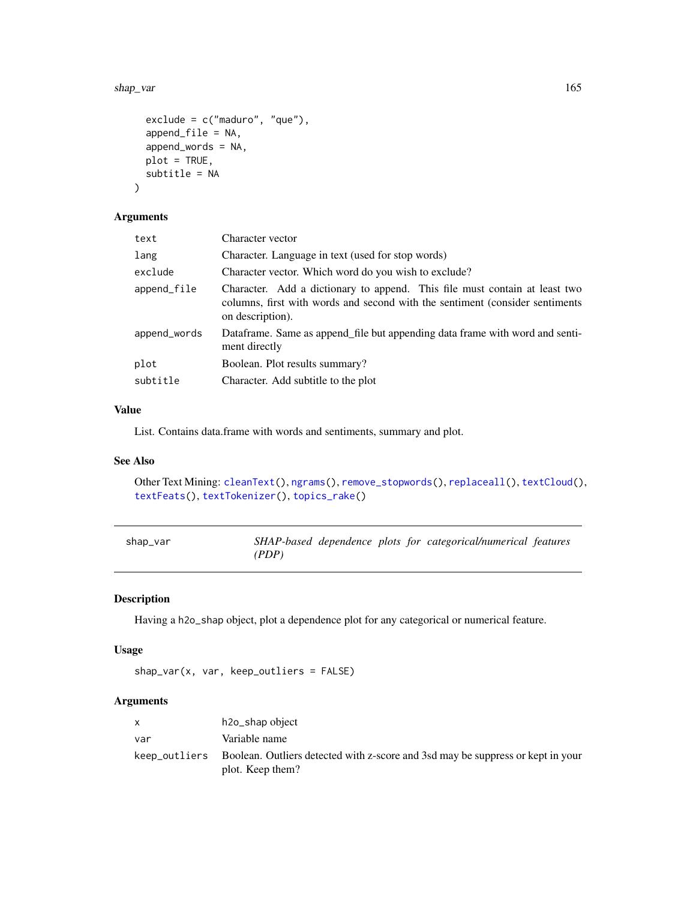```
  exclude = c("maduro", "que"),
  append_file = NA,
  append_words = NA,
  plot = TRUE,
  subtitle = NA
)
```

### Arguments

| | |
|---|---|
| `text` | Character vector |
| `lang` | Character. Language in text (used for stop words) |
| `exclude` | Character vector. Which word do you wish to exclude? |
| `append_file` | Character. Add a dictionary to append. This file must contain at least two columns, first with words and second with the sentiment (consider sentiments on description). |
| `append_words` | Dataframe. Same as append_file but appending data frame with word and sentiment directly |
| `plot` | Boolean. Plot results summary? |
| `subtitle` | Character. Add subtitle to the plot |

### Value

List. Contains data.frame with words and sentiments, summary and plot.

### See Also

Other Text Mining: `cleanText()`, `ngrams()`, `remove_stopwords()`, `replaceall()`, `textCloud()`, `textFeats()`, `textTokenizer()`, `topics_rake()`

---

## shap_var — *SHAP-based dependence plots for categorical/numerical features (PDP)*

### Description

Having a `h2o_shap` object, plot a dependence plot for any categorical or numerical feature.

### Usage

```
shap_var(x, var, keep_outliers = FALSE)
```

### Arguments

| | |
|---|---|
| `x` | `h2o_shap` object |
| `var` | Variable name |
| `keep_outliers` | Boolean. Outliers detected with z-score and 3sd may be suppress or kept in your plot. Keep them? |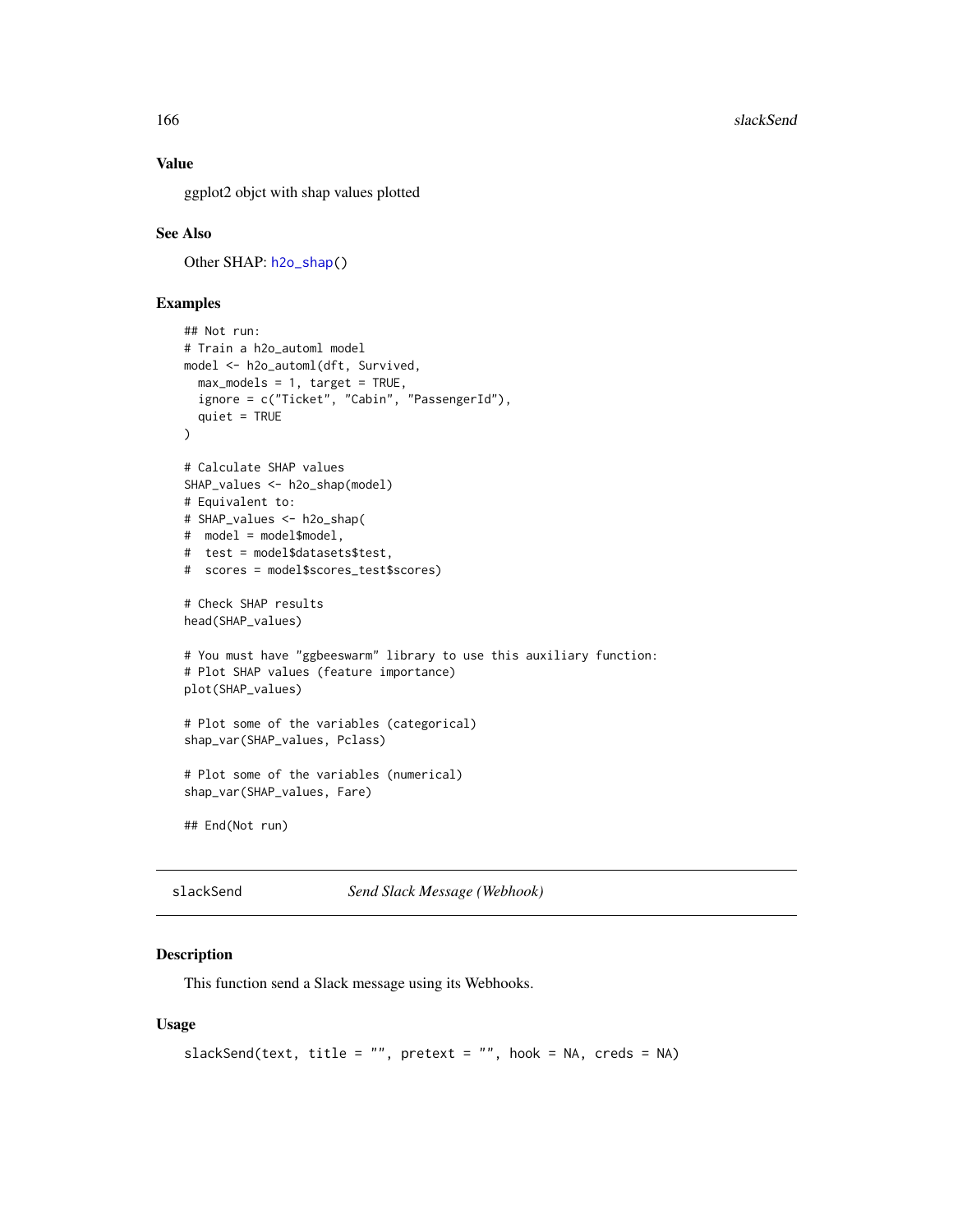### Value

ggplot2 objct with shap values plotted

### See Also

Other SHAP: h2o_shap()

### Examples

```
## Not run:
# Train a h2o_automl model
model <- h2o_automl(dft, Survived,
  max_models = 1, target = TRUE,
  ignore = c("Ticket", "Cabin", "PassengerId"),
  quiet = TRUE
)

# Calculate SHAP values
SHAP_values <- h2o_shap(model)
# Equivalent to:
# SHAP_values <- h2o_shap(
#  model = model$model,
#  test = model$datasets$test,
#  scores = model$scores_test$scores)

# Check SHAP results
head(SHAP_values)

# You must have "ggbeeswarm" library to use this auxiliary function:
# Plot SHAP values (feature importance)
plot(SHAP_values)

# Plot some of the variables (categorical)
shap_var(SHAP_values, Pclass)

# Plot some of the variables (numerical)
shap_var(SHAP_values, Fare)

## End(Not run)
```

---

## slackSend *Send Slack Message (Webhook)*

---

### Description

This function send a Slack message using its Webhooks.

### Usage

```
slackSend(text, title = "", pretext = "", hook = NA, creds = NA)
```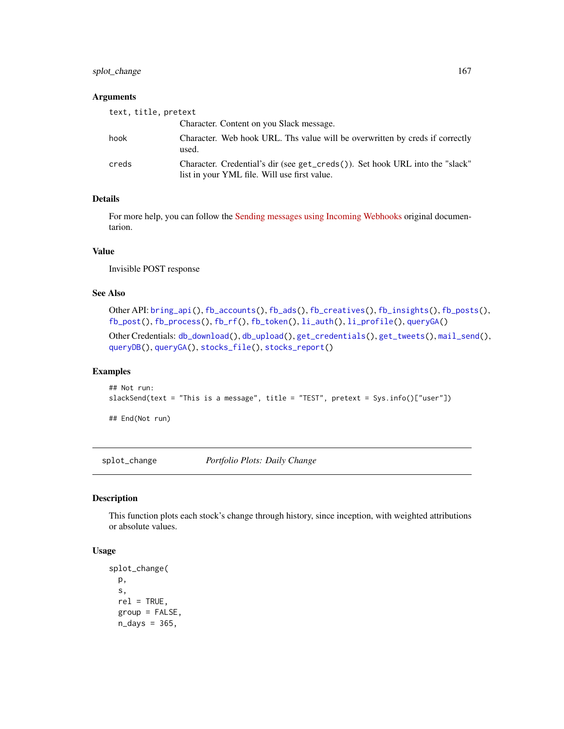### Arguments

`text, title, pretext`
: Character. Content on you Slack message.

`hook`
: Character. Web hook URL. Ths value will be overwritten by creds if correctly used.

`creds`
: Character. Credential's dir (see `get_creds()`). Set hook URL into the "slack" list in your YML file. Will use first value.

### Details

For more help, you can follow the Sending messages using Incoming Webhooks original documentarion.

### Value

Invisible POST response

### See Also

Other API: `bring_api()`, `fb_accounts()`, `fb_ads()`, `fb_creatives()`, `fb_insights()`, `fb_posts()`, `fb_post()`, `fb_process()`, `fb_rf()`, `fb_token()`, `li_auth()`, `li_profile()`, `queryGA()`

Other Credentials: `db_download()`, `db_upload()`, `get_credentials()`, `get_tweets()`, `mail_send()`, `queryDB()`, `queryGA()`, `stocks_file()`, `stocks_report()`

### Examples

```
## Not run:
slackSend(text = "This is a message", title = "TEST", pretext = Sys.info()["user"])

## End(Not run)
```

---

## splot_change *Portfolio Plots: Daily Change*

---

### Description

This function plots each stock's change through history, since inception, with weighted attributions or absolute values.

### Usage

```
splot_change(
  p,
  s,
  rel = TRUE,
  group = FALSE,
  n_days = 365,
```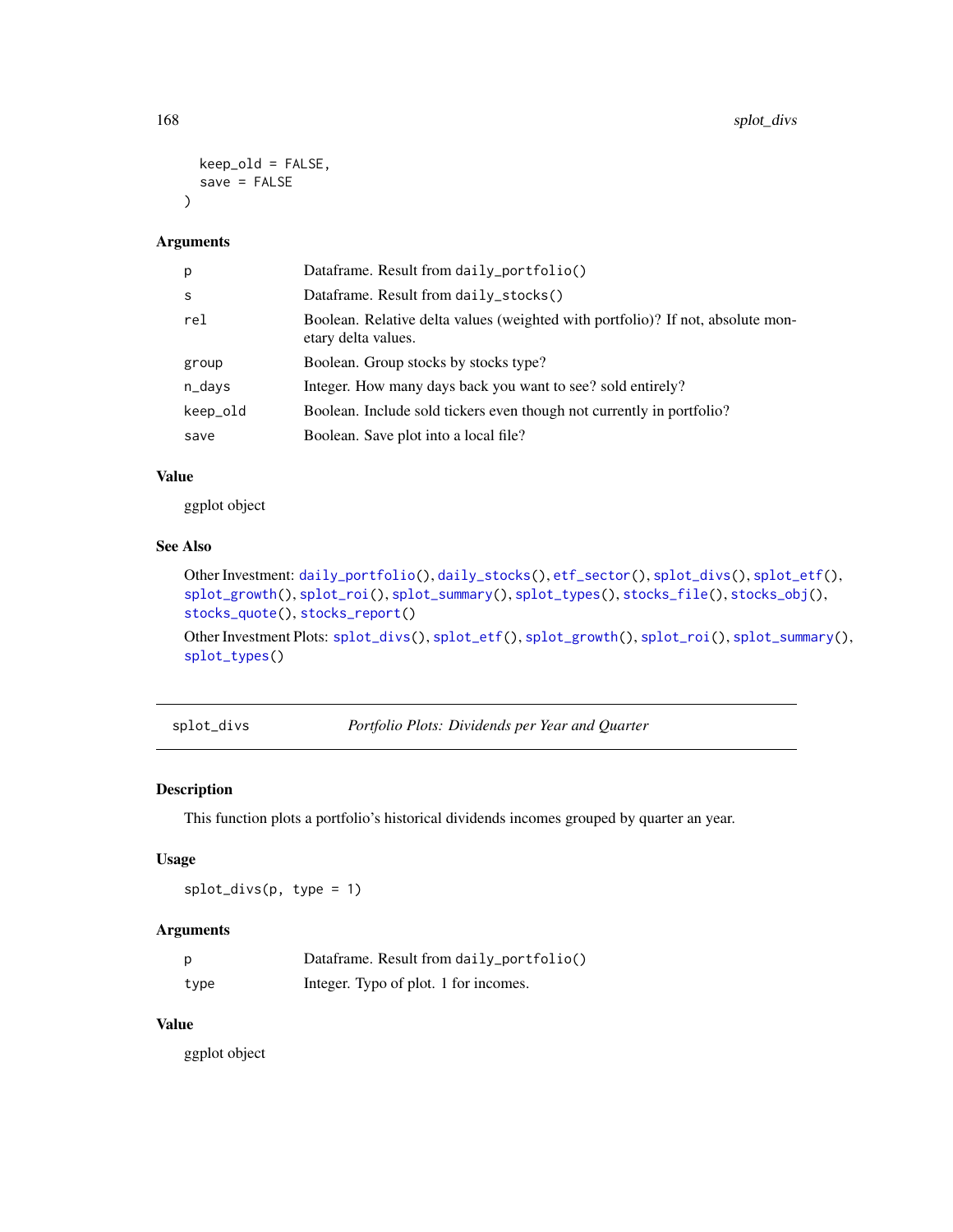```
  keep_old = FALSE,
  save = FALSE
)
```

### Arguments

| | |
|---|---|
| p | Dataframe. Result from `daily_portfolio()` |
| s | Dataframe. Result from `daily_stocks()` |
| rel | Boolean. Relative delta values (weighted with portfolio)? If not, absolute monetary delta values. |
| group | Boolean. Group stocks by stocks type? |
| n_days | Integer. How many days back you want to see? sold entirely? |
| keep_old | Boolean. Include sold tickers even though not currently in portfolio? |
| save | Boolean. Save plot into a local file? |

### Value

ggplot object

### See Also

Other Investment: `daily_portfolio()`, `daily_stocks()`, `etf_sector()`, `splot_divs()`, `splot_etf()`, `splot_growth()`, `splot_roi()`, `splot_summary()`, `splot_types()`, `stocks_file()`, `stocks_obj()`, `stocks_quote()`, `stocks_report()`

Other Investment Plots: `splot_divs()`, `splot_etf()`, `splot_growth()`, `splot_roi()`, `splot_summary()`, `splot_types()`

---

## splot_divs — *Portfolio Plots: Dividends per Year and Quarter*

### Description

This function plots a portfolio's historical dividends incomes grouped by quarter an year.

### Usage

```
splot_divs(p, type = 1)
```

### Arguments

| | |
|---|---|
| p | Dataframe. Result from `daily_portfolio()` |
| type | Integer. Typo of plot. 1 for incomes. |

### Value

ggplot object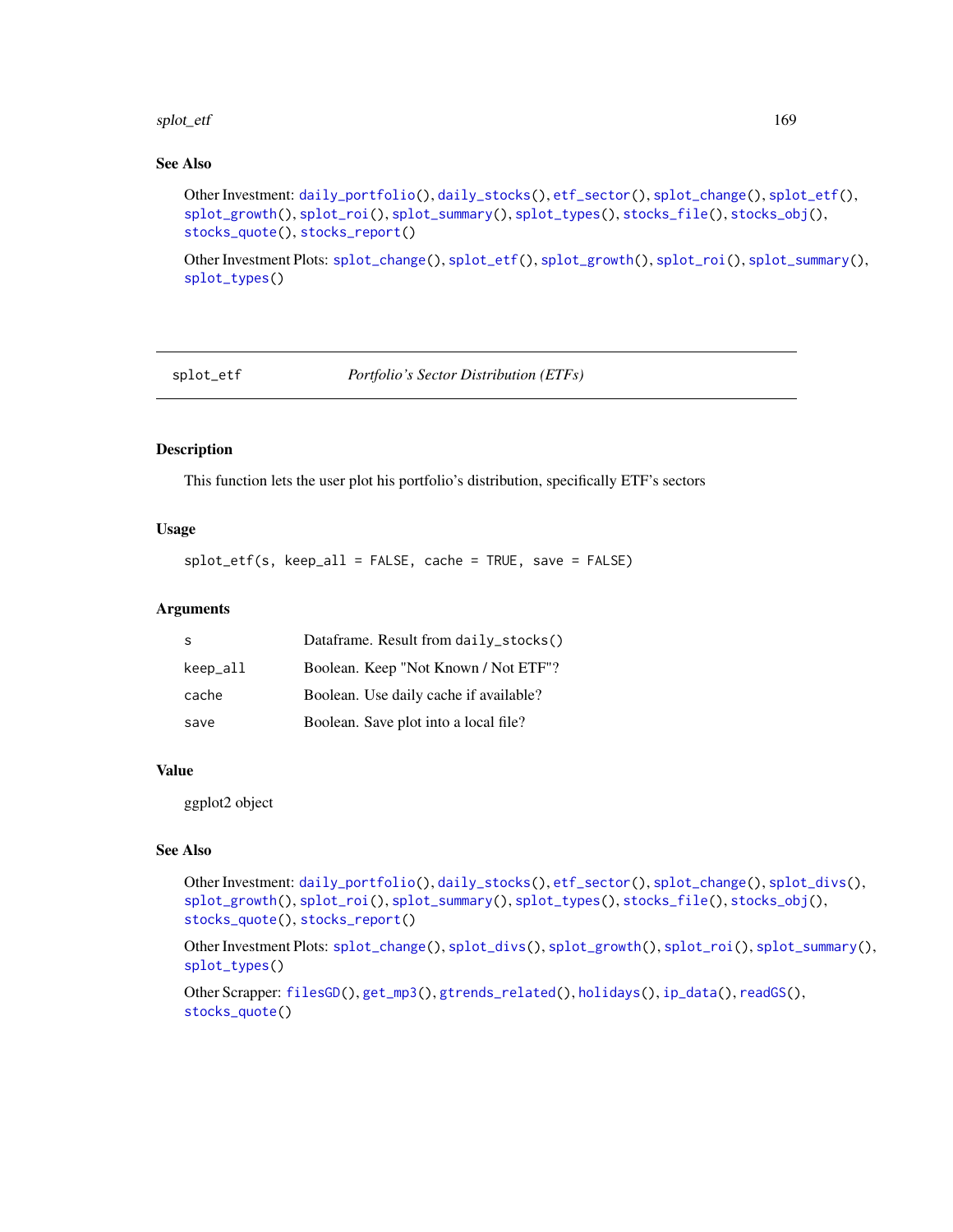## See Also

Other Investment: `daily_portfolio()`, `daily_stocks()`, `etf_sector()`, `splot_change()`, `splot_etf()`, `splot_growth()`, `splot_roi()`, `splot_summary()`, `splot_types()`, `stocks_file()`, `stocks_obj()`, `stocks_quote()`, `stocks_report()`

Other Investment Plots: `splot_change()`, `splot_etf()`, `splot_growth()`, `splot_roi()`, `splot_summary()`, `splot_types()`

---

# splot_etf — *Portfolio's Sector Distribution (ETFs)*

---

## Description

This function lets the user plot his portfolio's distribution, specifically ETF's sectors

## Usage

```
splot_etf(s, keep_all = FALSE, cache = TRUE, save = FALSE)
```

## Arguments

| | |
|---|---|
| `s` | Dataframe. Result from `daily_stocks()` |
| `keep_all` | Boolean. Keep "Not Known / Not ETF"? |
| `cache` | Boolean. Use daily cache if available? |
| `save` | Boolean. Save plot into a local file? |

## Value

ggplot2 object

## See Also

Other Investment: `daily_portfolio()`, `daily_stocks()`, `etf_sector()`, `splot_change()`, `splot_divs()`, `splot_growth()`, `splot_roi()`, `splot_summary()`, `splot_types()`, `stocks_file()`, `stocks_obj()`, `stocks_quote()`, `stocks_report()`

Other Investment Plots: `splot_change()`, `splot_divs()`, `splot_growth()`, `splot_roi()`, `splot_summary()`, `splot_types()`

Other Scrapper: `filesGD()`, `get_mp3()`, `gtrends_related()`, `holidays()`, `ip_data()`, `readGS()`, `stocks_quote()`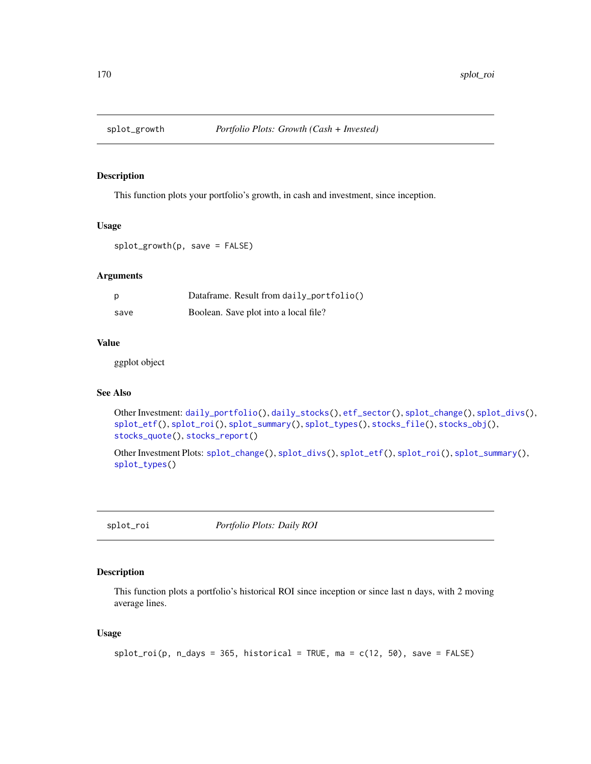## splot_growth — *Portfolio Plots: Growth (Cash + Invested)*

### Description

This function plots your portfolio's growth, in cash and investment, since inception.

### Usage

```
splot_growth(p, save = FALSE)
```

### Arguments

| | |
|---|---|
| p | Dataframe. Result from `daily_portfolio()` |
| save | Boolean. Save plot into a local file? |

### Value

ggplot object

### See Also

Other Investment: `daily_portfolio()`, `daily_stocks()`, `etf_sector()`, `splot_change()`, `splot_divs()`, `splot_etf()`, `splot_roi()`, `splot_summary()`, `splot_types()`, `stocks_file()`, `stocks_obj()`, `stocks_quote()`, `stocks_report()`

Other Investment Plots: `splot_change()`, `splot_divs()`, `splot_etf()`, `splot_roi()`, `splot_summary()`, `splot_types()`

## splot_roi — *Portfolio Plots: Daily ROI*

### Description

This function plots a portfolio's historical ROI since inception or since last n days, with 2 moving average lines.

### Usage

```
splot_roi(p, n_days = 365, historical = TRUE, ma = c(12, 50), save = FALSE)
```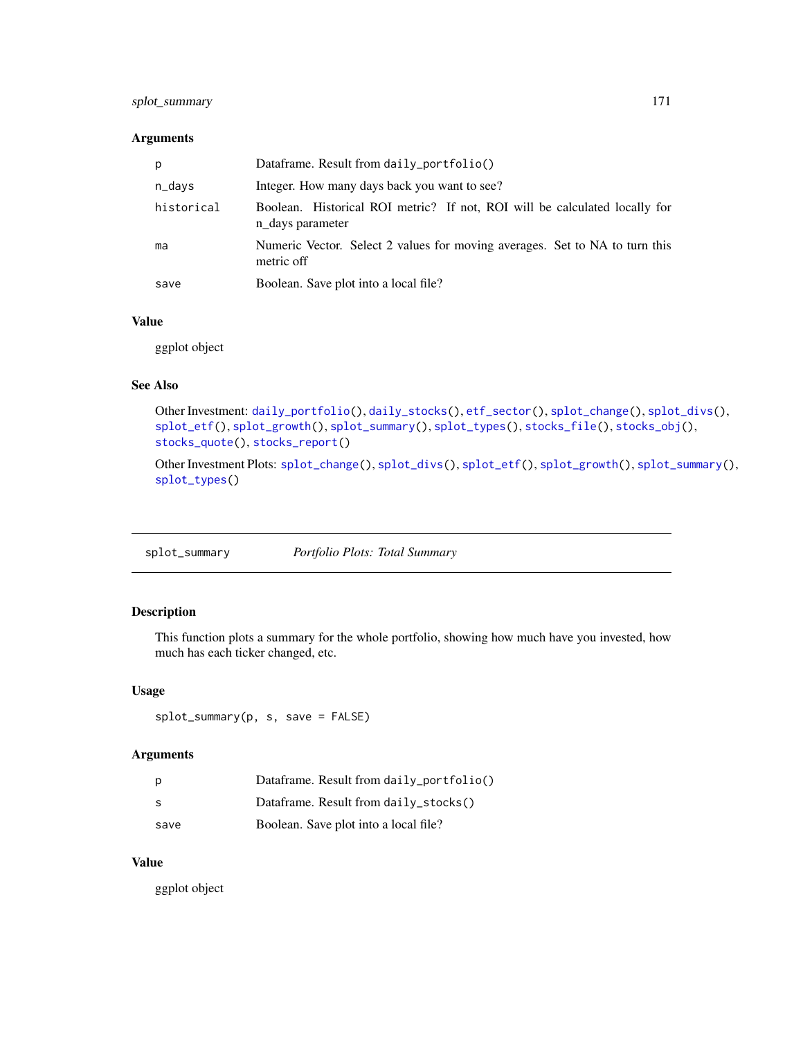### Arguments

| | |
|---|---|
| p | Dataframe. Result from `daily_portfolio()` |
| n_days | Integer. How many days back you want to see? |
| historical | Boolean. Historical ROI metric? If not, ROI will be calculated locally for n_days parameter |
| ma | Numeric Vector. Select 2 values for moving averages. Set to NA to turn this metric off |
| save | Boolean. Save plot into a local file? |

### Value

ggplot object

### See Also

Other Investment: `daily_portfolio()`, `daily_stocks()`, `etf_sector()`, `splot_change()`, `splot_divs()`, `splot_etf()`, `splot_growth()`, `splot_summary()`, `splot_types()`, `stocks_file()`, `stocks_obj()`, `stocks_quote()`, `stocks_report()`

Other Investment Plots: `splot_change()`, `splot_divs()`, `splot_etf()`, `splot_growth()`, `splot_summary()`, `splot_types()`

---

## splot_summary *Portfolio Plots: Total Summary*

### Description

This function plots a summary for the whole portfolio, showing how much have you invested, how much has each ticker changed, etc.

### Usage

```
splot_summary(p, s, save = FALSE)
```

### Arguments

| | |
|---|---|
| p | Dataframe. Result from `daily_portfolio()` |
| s | Dataframe. Result from `daily_stocks()` |
| save | Boolean. Save plot into a local file? |

### Value

ggplot object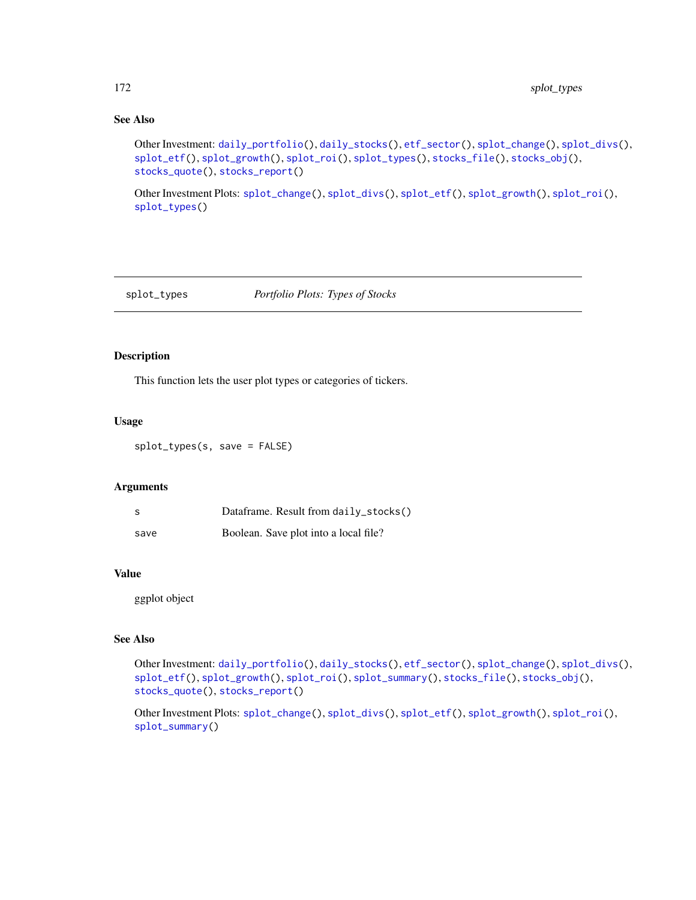## See Also

Other Investment: `daily_portfolio()`, `daily_stocks()`, `etf_sector()`, `splot_change()`, `splot_divs()`, `splot_etf()`, `splot_growth()`, `splot_roi()`, `splot_types()`, `stocks_file()`, `stocks_obj()`, `stocks_quote()`, `stocks_report()`

Other Investment Plots: `splot_change()`, `splot_divs()`, `splot_etf()`, `splot_growth()`, `splot_roi()`, `splot_types()`

---

# splot_types — *Portfolio Plots: Types of Stocks*

---

## Description

This function lets the user plot types or categories of tickers.

## Usage

```
splot_types(s, save = FALSE)
```

## Arguments

| | |
|---|---|
| s | Dataframe. Result from `daily_stocks()` |
| save | Boolean. Save plot into a local file? |

## Value

ggplot object

## See Also

Other Investment: `daily_portfolio()`, `daily_stocks()`, `etf_sector()`, `splot_change()`, `splot_divs()`, `splot_etf()`, `splot_growth()`, `splot_roi()`, `splot_summary()`, `stocks_file()`, `stocks_obj()`, `stocks_quote()`, `stocks_report()`

Other Investment Plots: `splot_change()`, `splot_divs()`, `splot_etf()`, `splot_growth()`, `splot_roi()`, `splot_summary()`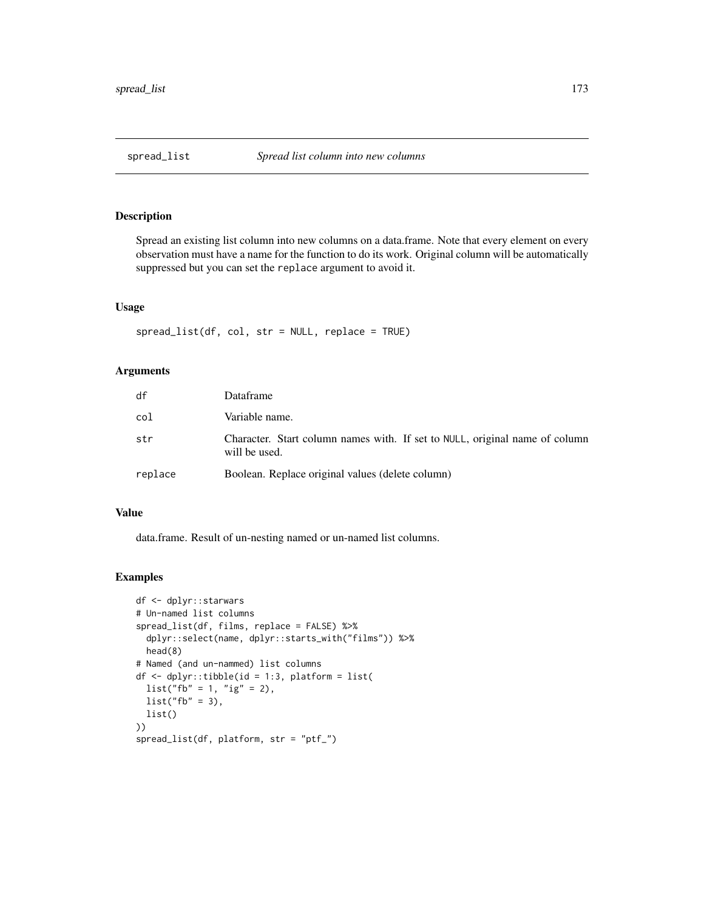## spread_list — *Spread list column into new columns*

### Description

Spread an existing list column into new columns on a data.frame. Note that every element on every observation must have a name for the function to do its work. Original column will be automatically suppressed but you can set the `replace` argument to avoid it.

### Usage

```
spread_list(df, col, str = NULL, replace = TRUE)
```

### Arguments

| | |
|---|---|
| df | Dataframe |
| col | Variable name. |
| str | Character. Start column names with. If set to NULL, original name of column will be used. |
| replace | Boolean. Replace original values (delete column) |

### Value

data.frame. Result of un-nesting named or un-named list columns.

### Examples

```
df <- dplyr::starwars
# Un-named list columns
spread_list(df, films, replace = FALSE) %>%
  dplyr::select(name, dplyr::starts_with("films")) %>%
  head(8)
# Named (and un-nammed) list columns
df <- dplyr::tibble(id = 1:3, platform = list(
  list("fb" = 1, "ig" = 2),
  list("fb" = 3),
  list()
))
spread_list(df, platform, str = "ptf_")
```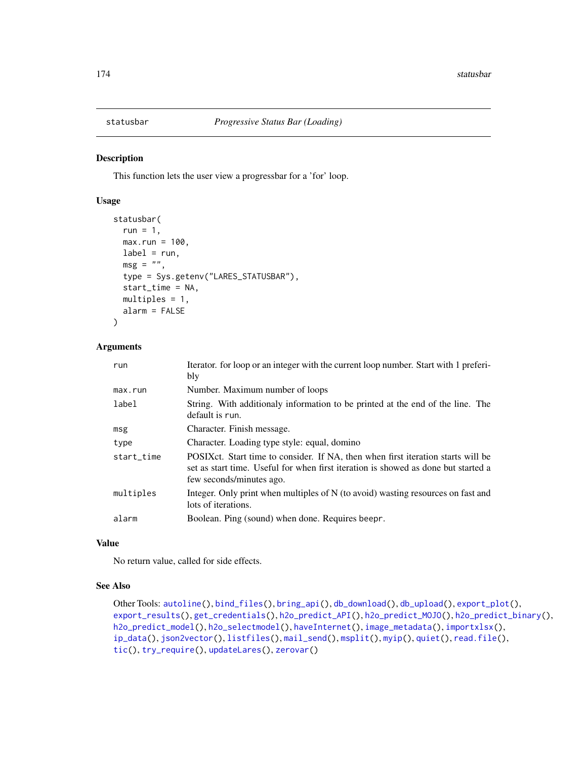## statusbar — *Progressive Status Bar (Loading)*

### Description

This function lets the user view a progressbar for a 'for' loop.

### Usage

```
statusbar(
  run = 1,
  max.run = 100,
  label = run,
  msg = "",
  type = Sys.getenv("LARES_STATUSBAR"),
  start_time = NA,
  multiples = 1,
  alarm = FALSE
)
```

### Arguments

| | |
|---|---|
| `run` | Iterator. for loop or an integer with the current loop number. Start with 1 preferibly |
| `max.run` | Number. Maximum number of loops |
| `label` | String. With additionaly information to be printed at the end of the line. The default is `run`. |
| `msg` | Character. Finish message. |
| `type` | Character. Loading type style: equal, domino |
| `start_time` | POSIXct. Start time to consider. If NA, then when first iteration starts will be set as start time. Useful for when first iteration is showed as done but started a few seconds/minutes ago. |
| `multiples` | Integer. Only print when multiples of N (to avoid) wasting resources on fast and lots of iterations. |
| `alarm` | Boolean. Ping (sound) when done. Requires `beepr`. |

### Value

No return value, called for side effects.

### See Also

Other Tools: `autoline()`, `bind_files()`, `bring_api()`, `db_download()`, `db_upload()`, `export_plot()`, `export_results()`, `get_credentials()`, `h2o_predict_API()`, `h2o_predict_MOJO()`, `h2o_predict_binary()`, `h2o_predict_model()`, `h2o_selectmodel()`, `haveInternet()`, `image_metadata()`, `importxlsx()`, `ip_data()`, `json2vector()`, `listfiles()`, `mail_send()`, `msplit()`, `myip()`, `quiet()`, `read.file()`, `tic()`, `try_require()`, `updateLares()`, `zerovar()`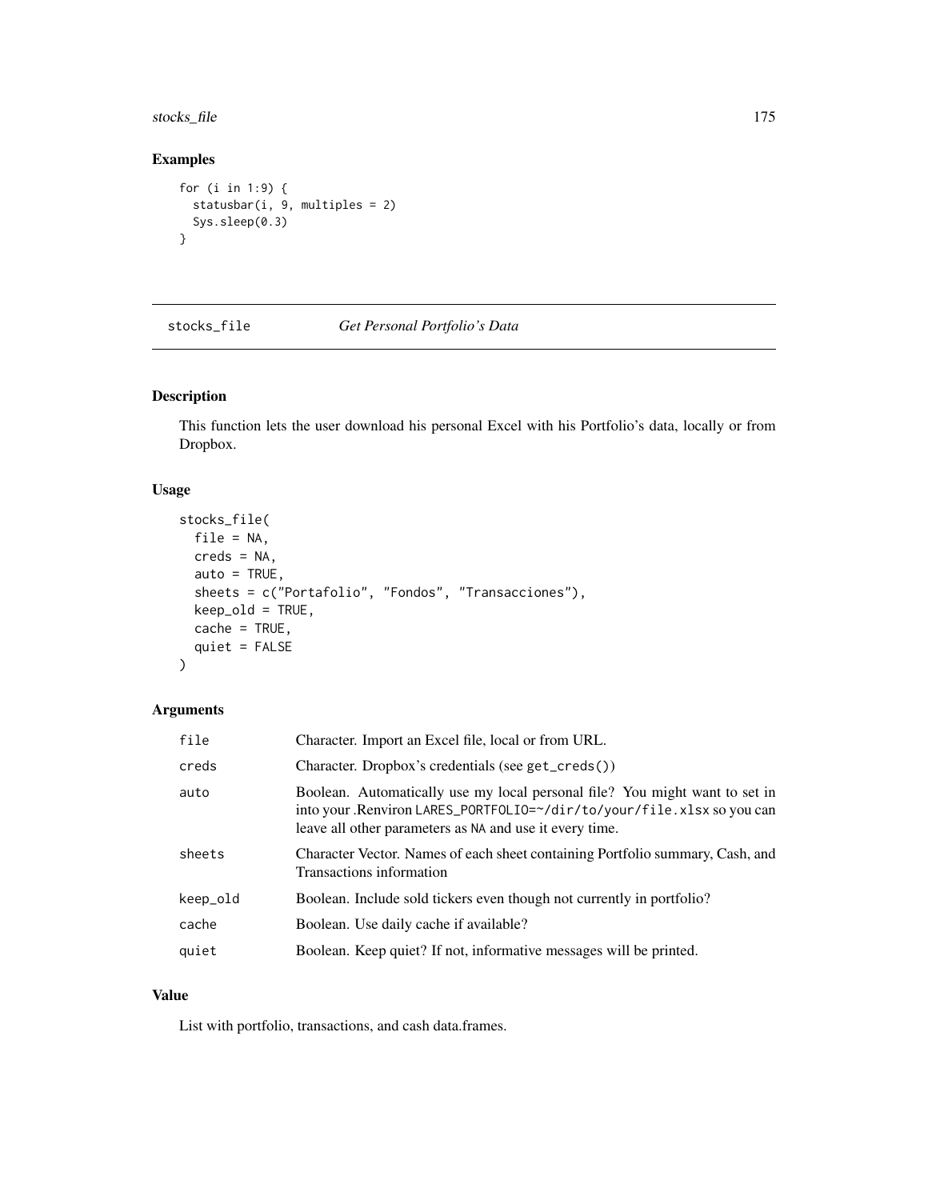## Examples

```
for (i in 1:9) {
  statusbar(i, 9, multiples = 2)
  Sys.sleep(0.3)
}
```

---

# stocks_file    *Get Personal Portfolio's Data*

---

## Description

This function lets the user download his personal Excel with his Portfolio's data, locally or from Dropbox.

## Usage

```
stocks_file(
  file = NA,
  creds = NA,
  auto = TRUE,
  sheets = c("Portafolio", "Fondos", "Transacciones"),
  keep_old = TRUE,
  cache = TRUE,
  quiet = FALSE
)
```

## Arguments

| | |
|---|---|
| file | Character. Import an Excel file, local or from URL. |
| creds | Character. Dropbox's credentials (see `get_creds()`) |
| auto | Boolean. Automatically use my local personal file? You might want to set in into your .Renviron `LARES_PORTFOLIO=~/dir/to/your/file.xlsx` so you can leave all other parameters as `NA` and use it every time. |
| sheets | Character Vector. Names of each sheet containing Portfolio summary, Cash, and Transactions information |
| keep_old | Boolean. Include sold tickers even though not currently in portfolio? |
| cache | Boolean. Use daily cache if available? |
| quiet | Boolean. Keep quiet? If not, informative messages will be printed. |

## Value

List with portfolio, transactions, and cash data.frames.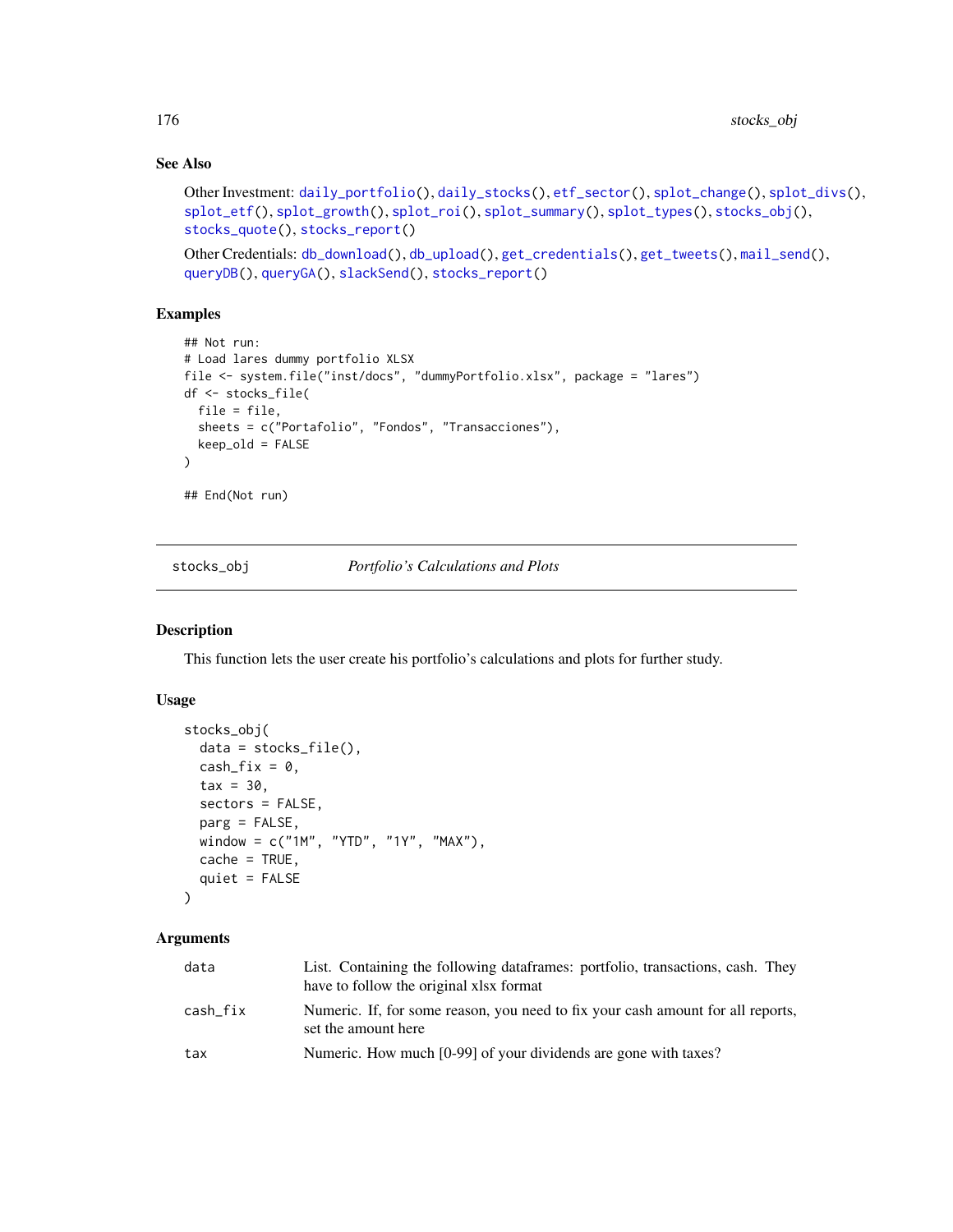## See Also

Other Investment: `daily_portfolio()`, `daily_stocks()`, `etf_sector()`, `splot_change()`, `splot_divs()`, `splot_etf()`, `splot_growth()`, `splot_roi()`, `splot_summary()`, `splot_types()`, `stocks_obj()`, `stocks_quote()`, `stocks_report()`

Other Credentials: `db_download()`, `db_upload()`, `get_credentials()`, `get_tweets()`, `mail_send()`, `queryDB()`, `queryGA()`, `slackSend()`, `stocks_report()`

## Examples

```
## Not run:
# Load lares dummy portfolio XLSX
file <- system.file("inst/docs", "dummyPortfolio.xlsx", package = "lares")
df <- stocks_file(
  file = file,
  sheets = c("Portafolio", "Fondos", "Transacciones"),
  keep_old = FALSE
)

## End(Not run)
```

---

# stocks_obj — *Portfolio's Calculations and Plots*

---

## Description

This function lets the user create his portfolio's calculations and plots for further study.

## Usage

```
stocks_obj(
  data = stocks_file(),
  cash_fix = 0,
  tax = 30,
  sectors = FALSE,
  parg = FALSE,
  window = c("1M", "YTD", "1Y", "MAX"),
  cache = TRUE,
  quiet = FALSE
)
```

## Arguments

| | |
|---|---|
| `data` | List. Containing the following dataframes: portfolio, transactions, cash. They have to follow the original xlsx format |
| `cash_fix` | Numeric. If, for some reason, you need to fix your cash amount for all reports, set the amount here |
| `tax` | Numeric. How much [0-99] of your dividends are gone with taxes? |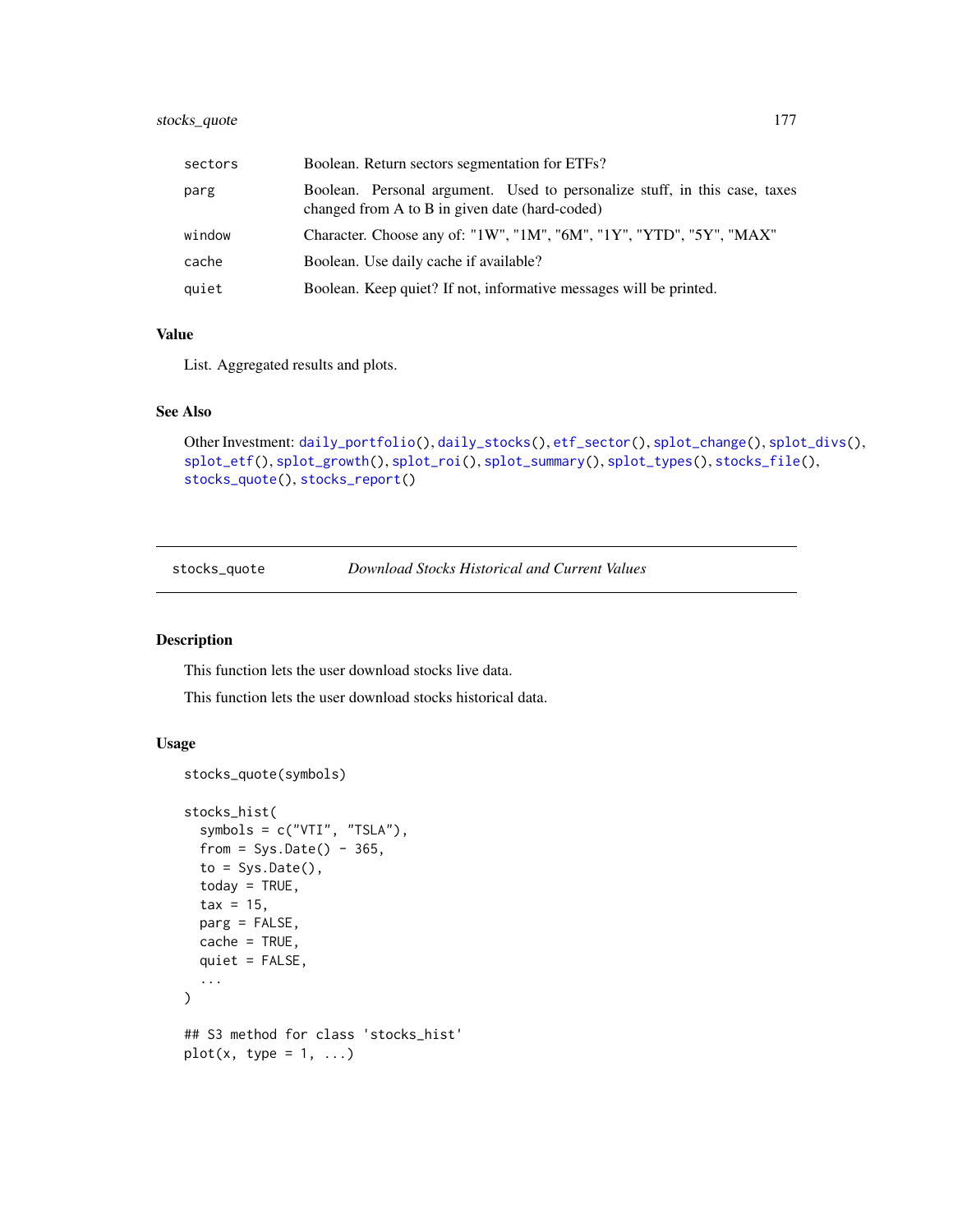| | |
|---|---|
| sectors | Boolean. Return sectors segmentation for ETFs? |
| parg | Boolean. Personal argument. Used to personalize stuff, in this case, taxes changed from A to B in given date (hard-coded) |
| window | Character. Choose any of: "1W", "1M", "6M", "1Y", "YTD", "5Y", "MAX" |
| cache | Boolean. Use daily cache if available? |
| quiet | Boolean. Keep quiet? If not, informative messages will be printed. |

### Value

List. Aggregated results and plots.

### See Also

Other Investment: daily_portfolio(), daily_stocks(), etf_sector(), splot_change(), splot_divs(), splot_etf(), splot_growth(), splot_roi(), splot_summary(), splot_types(), stocks_file(), stocks_quote(), stocks_report()

---

## stocks_quote — *Download Stocks Historical and Current Values*

### Description

This function lets the user download stocks live data.

This function lets the user download stocks historical data.

### Usage

```
stocks_quote(symbols)

stocks_hist(
  symbols = c("VTI", "TSLA"),
  from = Sys.Date() - 365,
  to = Sys.Date(),
  today = TRUE,
  tax = 15,
  parg = FALSE,
  cache = TRUE,
  quiet = FALSE,
  ...
)

## S3 method for class 'stocks_hist'
plot(x, type = 1, ...)
```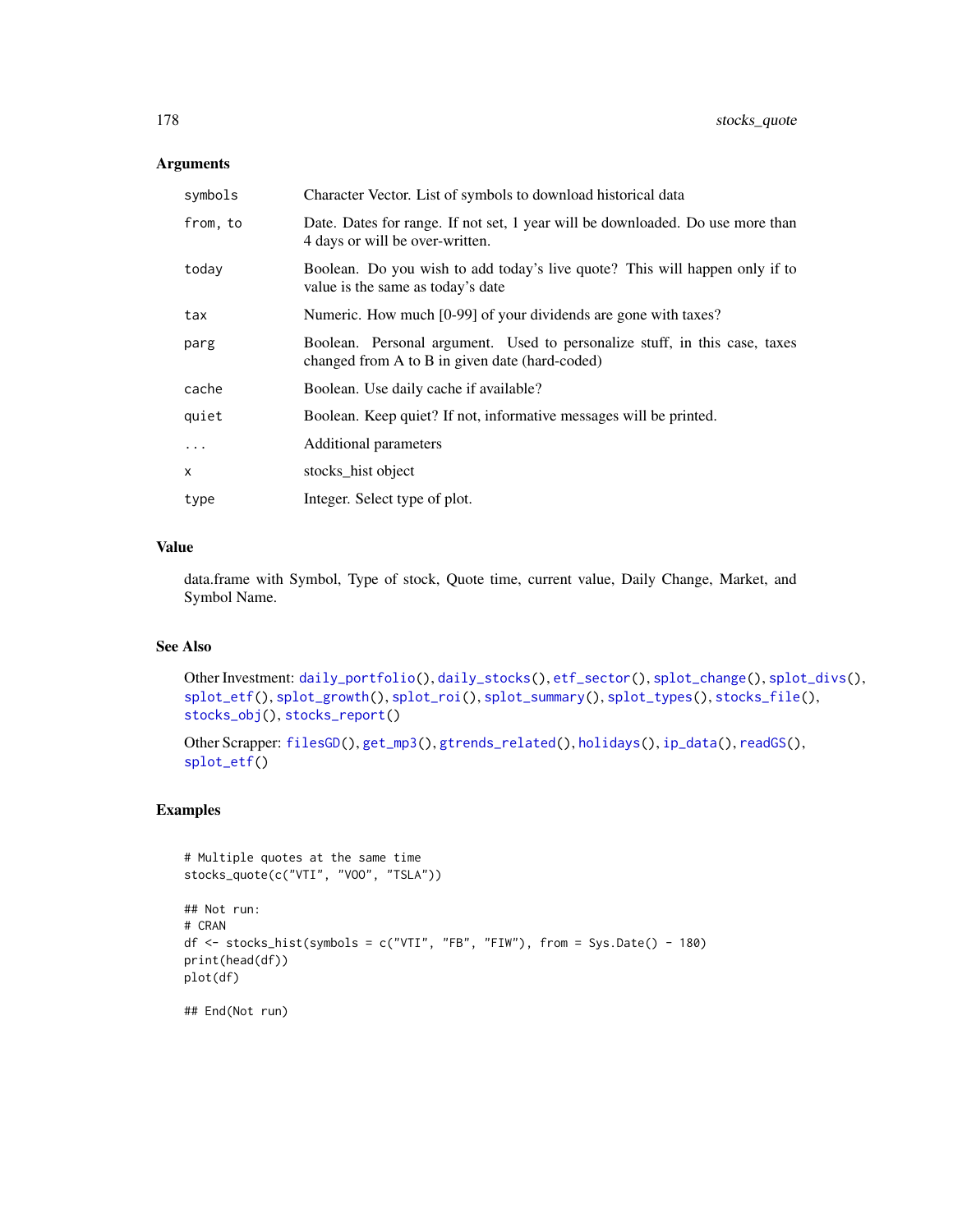## Arguments

| | |
|---|---|
| symbols | Character Vector. List of symbols to download historical data |
| from, to | Date. Dates for range. If not set, 1 year will be downloaded. Do use more than 4 days or will be over-written. |
| today | Boolean. Do you wish to add today's live quote? This will happen only if to value is the same as today's date |
| tax | Numeric. How much [0-99] of your dividends are gone with taxes? |
| parg | Boolean. Personal argument. Used to personalize stuff, in this case, taxes changed from A to B in given date (hard-coded) |
| cache | Boolean. Use daily cache if available? |
| quiet | Boolean. Keep quiet? If not, informative messages will be printed. |
| ... | Additional parameters |
| x | stocks_hist object |
| type | Integer. Select type of plot. |

## Value

data.frame with Symbol, Type of stock, Quote time, current value, Daily Change, Market, and Symbol Name.

## See Also

Other Investment: daily_portfolio(), daily_stocks(), etf_sector(), splot_change(), splot_divs(), splot_etf(), splot_growth(), splot_roi(), splot_summary(), splot_types(), stocks_file(), stocks_obj(), stocks_report()

Other Scrapper: filesGD(), get_mp3(), gtrends_related(), holidays(), ip_data(), readGS(), splot_etf()

## Examples

```
# Multiple quotes at the same time
stocks_quote(c("VTI", "VOO", "TSLA"))

## Not run:
# CRAN
df <- stocks_hist(symbols = c("VTI", "FB", "FIW"), from = Sys.Date() - 180)
print(head(df))
plot(df)

## End(Not run)
```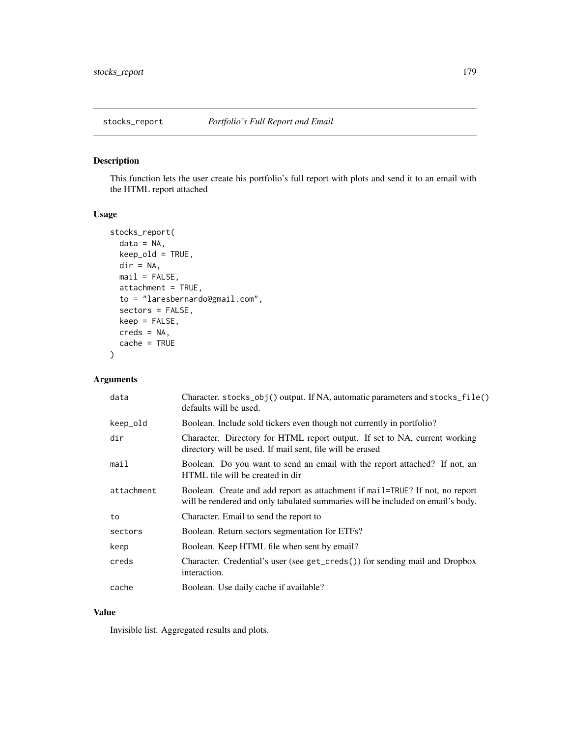## stocks_report — *Portfolio's Full Report and Email*

### Description

This function lets the user create his portfolio's full report with plots and send it to an email with the HTML report attached

### Usage

```
stocks_report(
  data = NA,
  keep_old = TRUE,
  dir = NA,
  mail = FALSE,
  attachment = TRUE,
  to = "laresbernardo@gmail.com",
  sectors = FALSE,
  keep = FALSE,
  creds = NA,
  cache = TRUE
)
```

### Arguments

| | |
|---|---|
| data | Character. `stocks_obj()` output. If NA, automatic parameters and `stocks_file()` defaults will be used. |
| keep_old | Boolean. Include sold tickers even though not currently in portfolio? |
| dir | Character. Directory for HTML report output. If set to NA, current working directory will be used. If mail sent, file will be erased |
| mail | Boolean. Do you want to send an email with the report attached? If not, an HTML file will be created in dir |
| attachment | Boolean. Create and add report as attachment if `mail=TRUE`? If not, no report will be rendered and only tabulated summaries will be included on email's body. |
| to | Character. Email to send the report to |
| sectors | Boolean. Return sectors segmentation for ETFs? |
| keep | Boolean. Keep HTML file when sent by email? |
| creds | Character. Credential's user (see `get_creds()`) for sending mail and Dropbox interaction. |
| cache | Boolean. Use daily cache if available? |

### Value

Invisible list. Aggregated results and plots.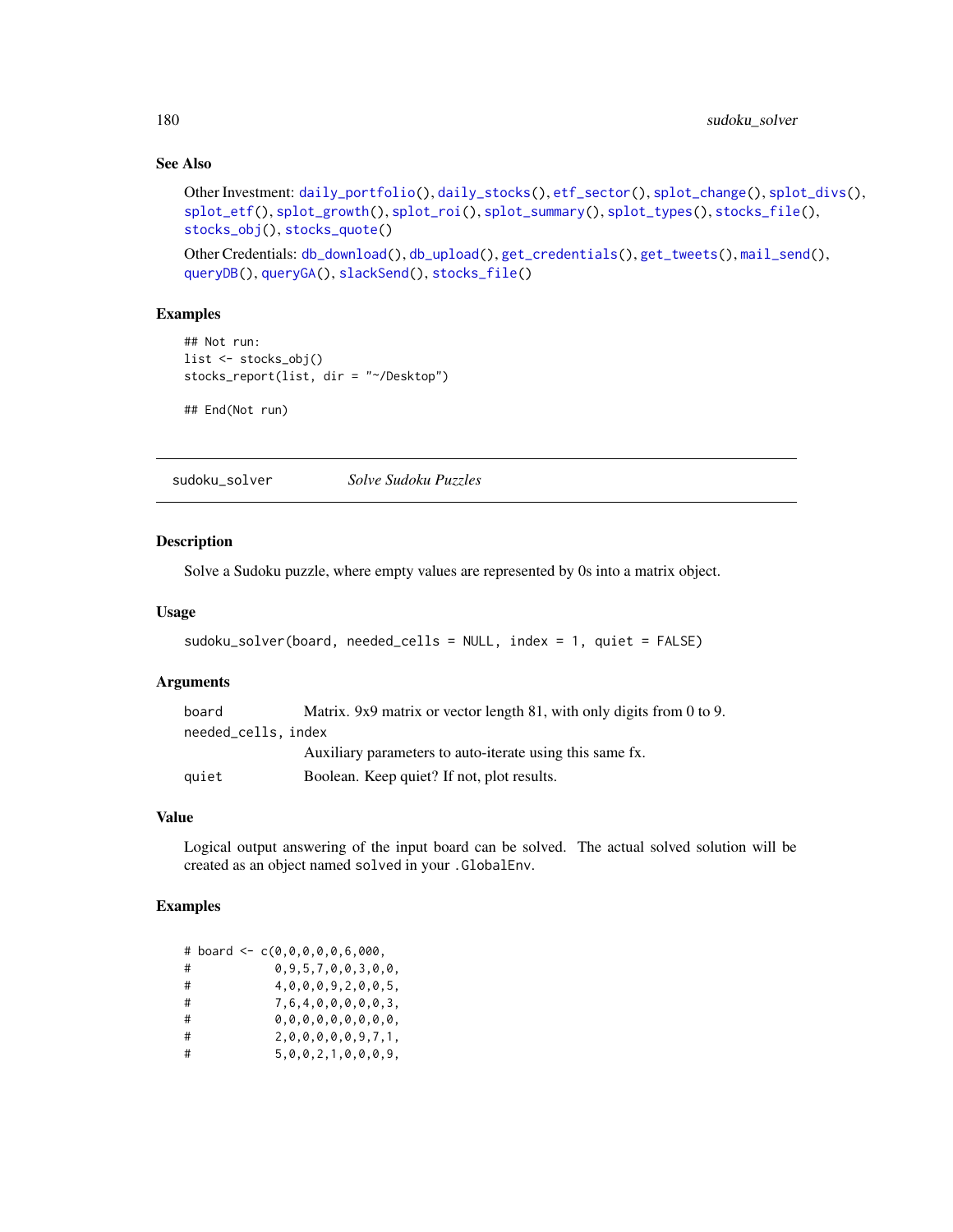### See Also

Other Investment: daily_portfolio(), daily_stocks(), etf_sector(), splot_change(), splot_divs(), splot_etf(), splot_growth(), splot_roi(), splot_summary(), splot_types(), stocks_file(), stocks_obj(), stocks_quote()

Other Credentials: db_download(), db_upload(), get_credentials(), get_tweets(), mail_send(), queryDB(), queryGA(), slackSend(), stocks_file()

### Examples

```
## Not run:
list <- stocks_obj()
stocks_report(list, dir = "~/Desktop")

## End(Not run)
```

---

## sudoku_solver &nbsp;&nbsp;&nbsp; *Solve Sudoku Puzzles*

### Description

Solve a Sudoku puzzle, where empty values are represented by 0s into a matrix object.

### Usage

```
sudoku_solver(board, needed_cells = NULL, index = 1, quiet = FALSE)
```

### Arguments

| | |
|---|---|
| board | Matrix. 9x9 matrix or vector length 81, with only digits from 0 to 9. |
| needed_cells, index | Auxiliary parameters to auto-iterate using this same fx. |
| quiet | Boolean. Keep quiet? If not, plot results. |

### Value

Logical output answering of the input board can be solved. The actual solved solution will be created as an object named solved in your .GlobalEnv.

### Examples

```
# board <- c(0,0,0,0,0,6,000,
#           0,9,5,7,0,0,3,0,0,
#           4,0,0,0,9,2,0,0,5,
#           7,6,4,0,0,0,0,0,3,
#           0,0,0,0,0,0,0,0,0,
#           2,0,0,0,0,0,9,7,1,
#           5,0,0,2,1,0,0,0,9,
```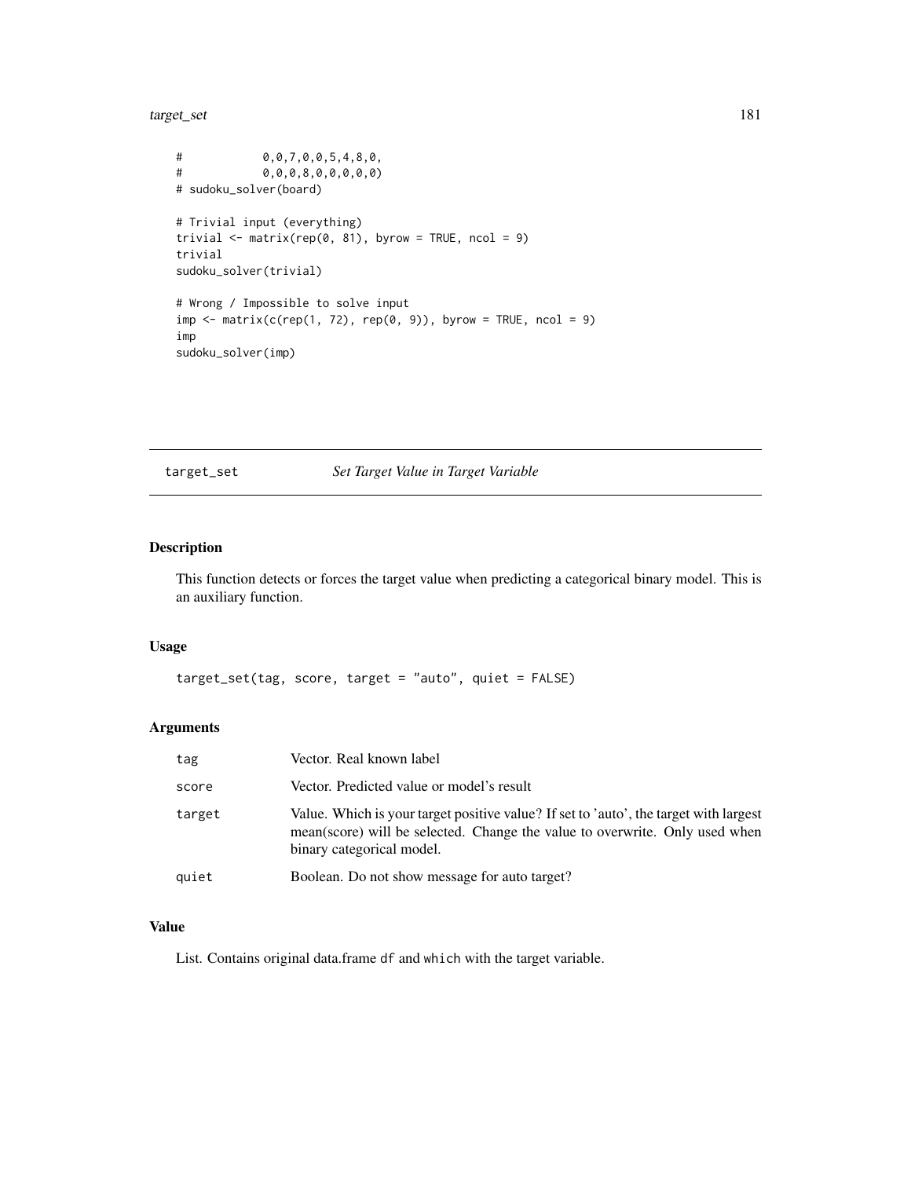```
#            0,0,7,0,0,5,4,8,0,
#            0,0,0,8,0,0,0,0,0)
# sudoku_solver(board)

# Trivial input (everything)
trivial <- matrix(rep(0, 81), byrow = TRUE, ncol = 9)
trivial
sudoku_solver(trivial)

# Wrong / Impossible to solve input
imp <- matrix(c(rep(1, 72), rep(0, 9)), byrow = TRUE, ncol = 9)
imp
sudoku_solver(imp)
```

## target_set — *Set Target Value in Target Variable*

### Description

This function detects or forces the target value when predicting a categorical binary model. This is an auxiliary function.

### Usage

```
target_set(tag, score, target = "auto", quiet = FALSE)
```

### Arguments

| | |
|---|---|
| `tag` | Vector. Real known label |
| `score` | Vector. Predicted value or model's result |
| `target` | Value. Which is your target positive value? If set to 'auto', the target with largest mean(score) will be selected. Change the value to overwrite. Only used when binary categorical model. |
| `quiet` | Boolean. Do not show message for auto target? |

### Value

List. Contains original data.frame `df` and `which` with the target variable.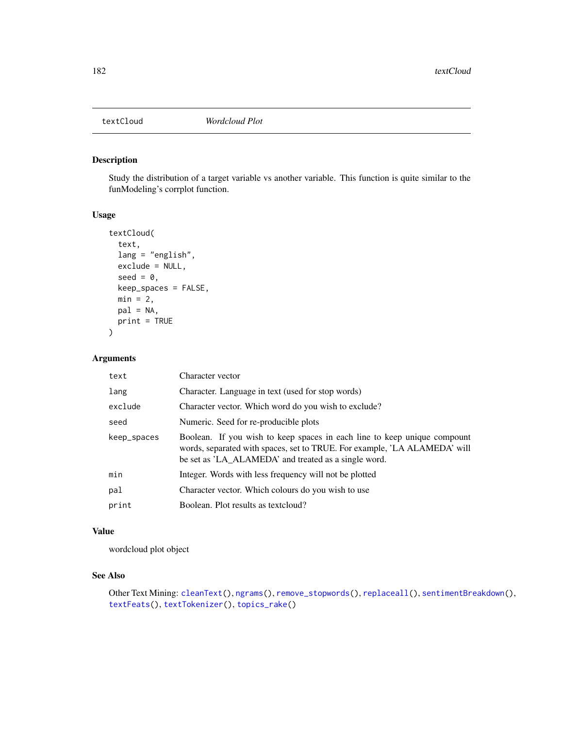## textCloud — *Wordcloud Plot*

### Description

Study the distribution of a target variable vs another variable. This function is quite similar to the funModeling's corrplot function.

### Usage

```
textCloud(
  text,
  lang = "english",
  exclude = NULL,
  seed = 0,
  keep_spaces = FALSE,
  min = 2,
  pal = NA,
  print = TRUE
)
```

### Arguments

| | |
|---|---|
| `text` | Character vector |
| `lang` | Character. Language in text (used for stop words) |
| `exclude` | Character vector. Which word do you wish to exclude? |
| `seed` | Numeric. Seed for re-producible plots |
| `keep_spaces` | Boolean. If you wish to keep spaces in each line to keep unique compount words, separated with spaces, set to TRUE. For example, 'LA ALAMEDA' will be set as 'LA_ALAMEDA' and treated as a single word. |
| `min` | Integer. Words with less frequency will not be plotted |
| `pal` | Character vector. Which colours do you wish to use |
| `print` | Boolean. Plot results as textcloud? |

### Value

wordcloud plot object

### See Also

Other Text Mining: `cleanText()`, `ngrams()`, `remove_stopwords()`, `replaceall()`, `sentimentBreakdown()`, `textFeats()`, `textTokenizer()`, `topics_rake()`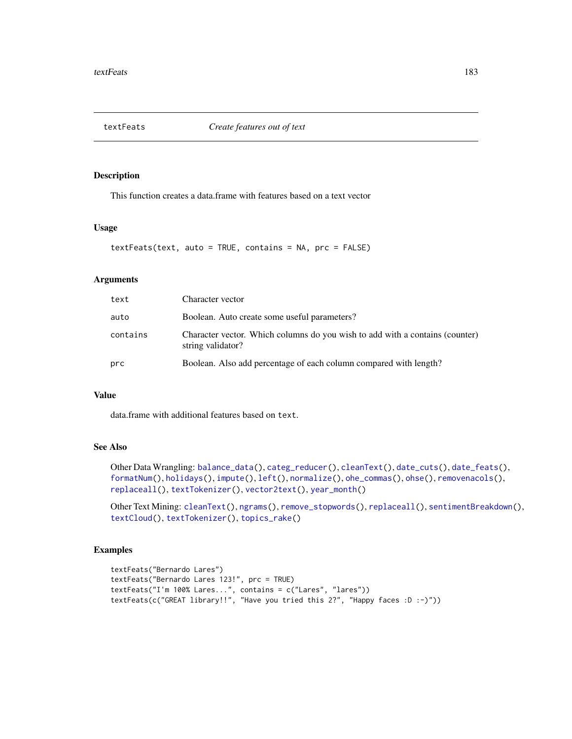## textFeats *Create features out of text*

### Description

This function creates a data.frame with features based on a text vector

### Usage

```
textFeats(text, auto = TRUE, contains = NA, prc = FALSE)
```

### Arguments

| | |
|---|---|
| text | Character vector |
| auto | Boolean. Auto create some useful parameters? |
| contains | Character vector. Which columns do you wish to add with a contains (counter) string validator? |
| prc | Boolean. Also add percentage of each column compared with length? |

### Value

data.frame with additional features based on `text`.

### See Also

Other Data Wrangling: `balance_data()`, `categ_reducer()`, `cleanText()`, `date_cuts()`, `date_feats()`, `formatNum()`, `holidays()`, `impute()`, `left()`, `normalize()`, `ohe_commas()`, `ohse()`, `removenacols()`, `replaceall()`, `textTokenizer()`, `vector2text()`, `year_month()`

Other Text Mining: `cleanText()`, `ngrams()`, `remove_stopwords()`, `replaceall()`, `sentimentBreakdown()`, `textCloud()`, `textTokenizer()`, `topics_rake()`

### Examples

```
textFeats("Bernardo Lares")
textFeats("Bernardo Lares 123!", prc = TRUE)
textFeats("I'm 100% Lares...", contains = c("Lares", "lares"))
textFeats(c("GREAT library!!", "Have you tried this 2?", "Happy faces :D :-)"))
```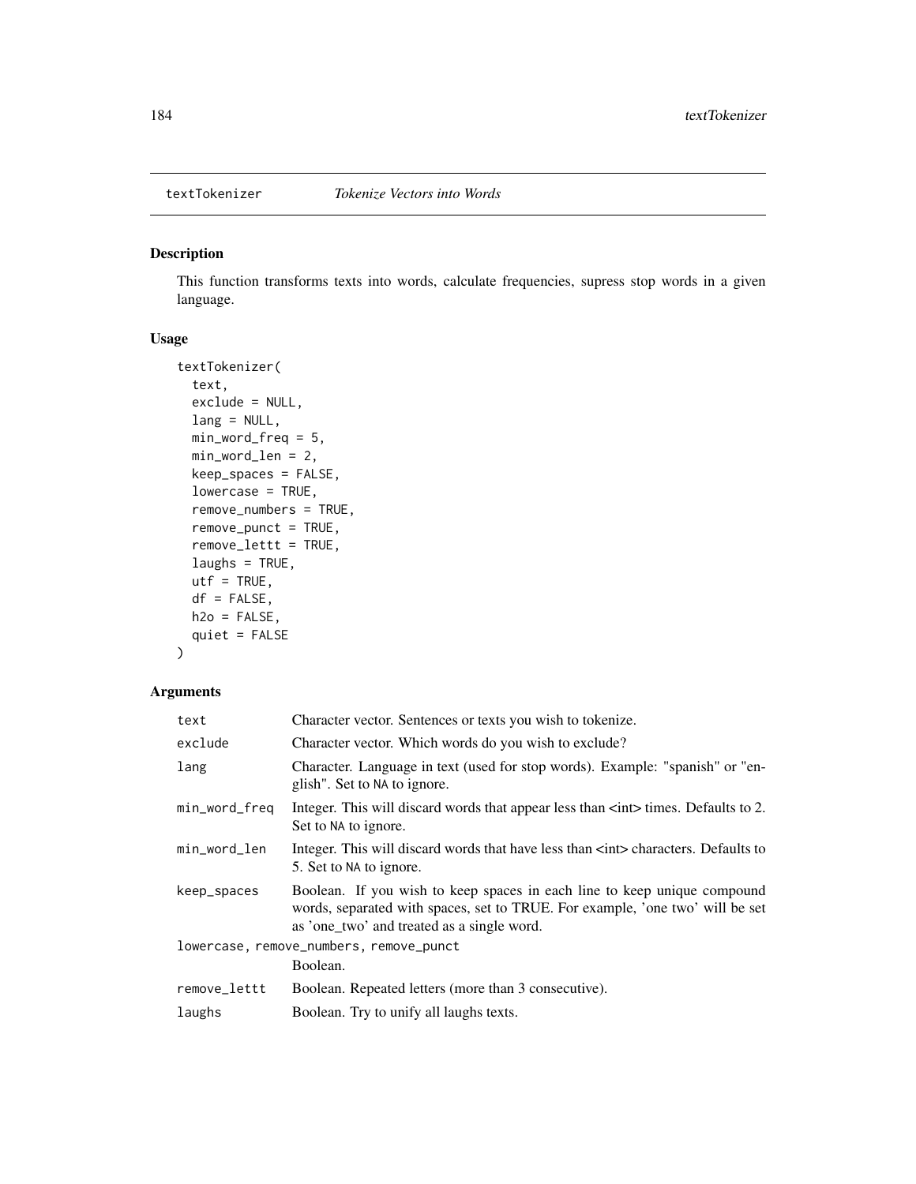## textTokenizer — *Tokenize Vectors into Words*

### Description

This function transforms texts into words, calculate frequencies, supress stop words in a given language.

### Usage

```
textTokenizer(
  text,
  exclude = NULL,
  lang = NULL,
  min_word_freq = 5,
  min_word_len = 2,
  keep_spaces = FALSE,
  lowercase = TRUE,
  remove_numbers = TRUE,
  remove_punct = TRUE,
  remove_lettt = TRUE,
  laughs = TRUE,
  utf = TRUE,
  df = FALSE,
  h2o = FALSE,
  quiet = FALSE
)
```

### Arguments

| | |
|---|---|
| `text` | Character vector. Sentences or texts you wish to tokenize. |
| `exclude` | Character vector. Which words do you wish to exclude? |
| `lang` | Character. Language in text (used for stop words). Example: "spanish" or "english". Set to `NA` to ignore. |
| `min_word_freq` | Integer. This will discard words that appear less than <int> times. Defaults to 2. Set to `NA` to ignore. |
| `min_word_len` | Integer. This will discard words that have less than <int> characters. Defaults to 5. Set to `NA` to ignore. |
| `keep_spaces` | Boolean. If you wish to keep spaces in each line to keep unique compound words, separated with spaces, set to TRUE. For example, 'one two' will be set as 'one_two' and treated as a single word. |
| `lowercase, remove_numbers, remove_punct` | Boolean. |
| `remove_lettt` | Boolean. Repeated letters (more than 3 consecutive). |
| `laughs` | Boolean. Try to unify all laughs texts. |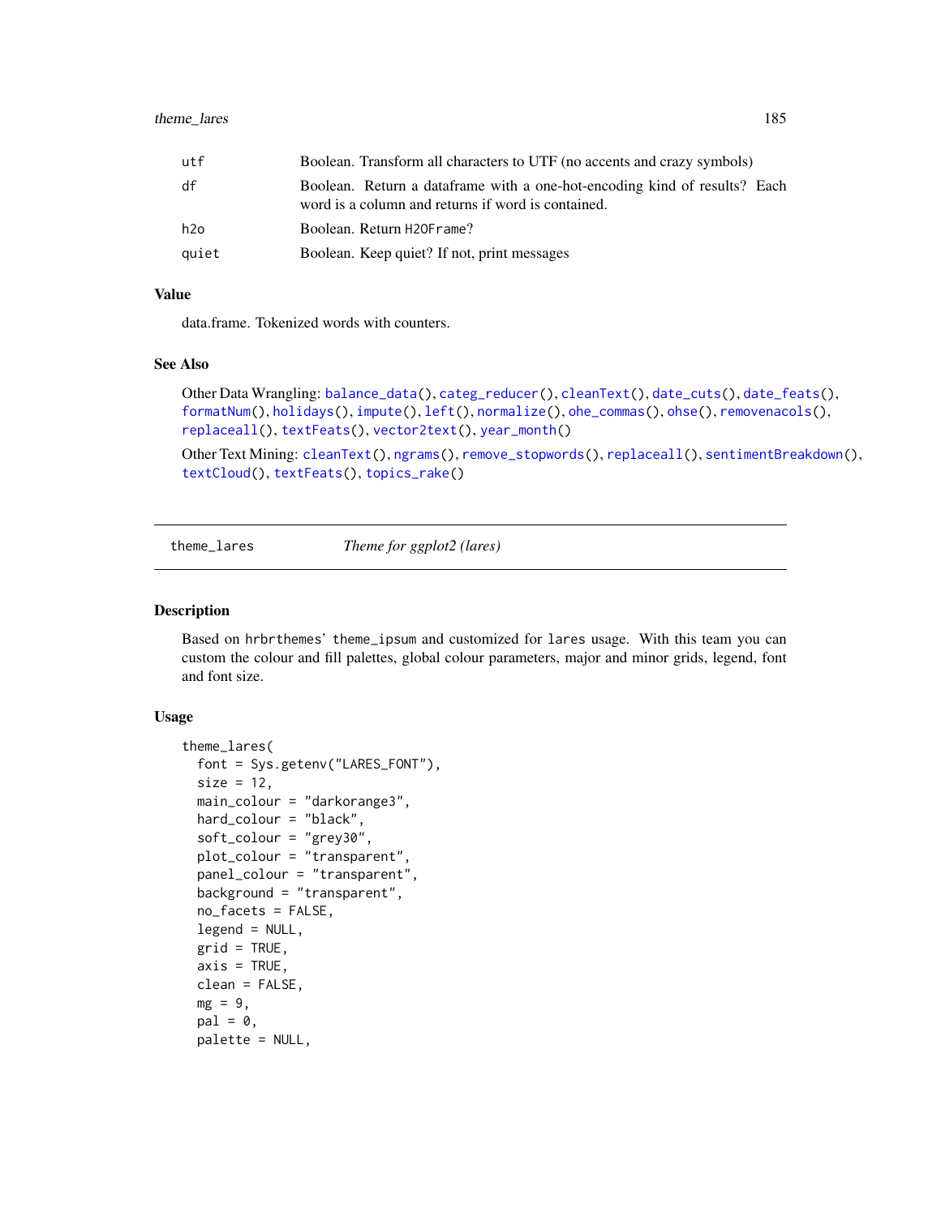| | |
|---|---|
| utf | Boolean. Transform all characters to UTF (no accents and crazy symbols) |
| df | Boolean. Return a dataframe with a one-hot-encoding kind of results? Each word is a column and returns if word is contained. |
| h2o | Boolean. Return H2OFrame? |
| quiet | Boolean. Keep quiet? If not, print messages |

### Value

data.frame. Tokenized words with counters.

### See Also

Other Data Wrangling: balance_data(), categ_reducer(), cleanText(), date_cuts(), date_feats(), formatNum(), holidays(), impute(), left(), normalize(), ohe_commas(), ohse(), removenacols(), replaceall(), textFeats(), vector2text(), year_month()

Other Text Mining: cleanText(), ngrams(), remove_stopwords(), replaceall(), sentimentBreakdown(), textCloud(), textFeats(), topics_rake()

---

## theme_lares — *Theme for ggplot2 (lares)*

### Description

Based on hrbrthemes' theme_ipsum and customized for lares usage. With this team you can custom the colour and fill palettes, global colour parameters, major and minor grids, legend, font and font size.

### Usage

```
theme_lares(
  font = Sys.getenv("LARES_FONT"),
  size = 12,
  main_colour = "darkorange3",
  hard_colour = "black",
  soft_colour = "grey30",
  plot_colour = "transparent",
  panel_colour = "transparent",
  background = "transparent",
  no_facets = FALSE,
  legend = NULL,
  grid = TRUE,
  axis = TRUE,
  clean = FALSE,
  mg = 9,
  pal = 0,
  palette = NULL,
```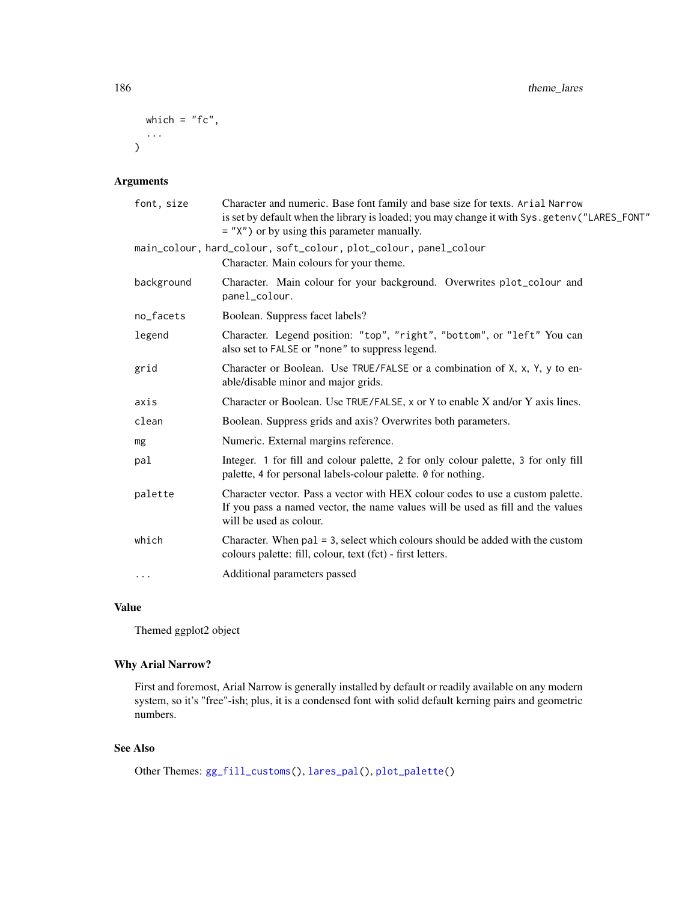```
  which = "fc",
  ...
)
```

### Arguments

| | |
|---|---|
| font, size | Character and numeric. Base font family and base size for texts. Arial Narrow is set by default when the library is loaded; you may change it with Sys.getenv("LARES_FONT" = "X") or by using this parameter manually. |
| main_colour, hard_colour, soft_colour, plot_colour, panel_colour | Character. Main colours for your theme. |
| background | Character. Main colour for your background. Overwrites plot_colour and panel_colour. |
| no_facets | Boolean. Suppress facet labels? |
| legend | Character. Legend position: "top", "right", "bottom", or "left" You can also set to FALSE or "none" to suppress legend. |
| grid | Character or Boolean. Use TRUE/FALSE or a combination of X, x, Y, y to enable/disable minor and major grids. |
| axis | Character or Boolean. Use TRUE/FALSE, x or Y to enable X and/or Y axis lines. |
| clean | Boolean. Suppress grids and axis? Overwrites both parameters. |
| mg | Numeric. External margins reference. |
| pal | Integer. 1 for fill and colour palette, 2 for only colour palette, 3 for only fill palette, 4 for personal labels-colour palette. 0 for nothing. |
| palette | Character vector. Pass a vector with HEX colour codes to use a custom palette. If you pass a named vector, the name values will be used as fill and the values will be used as colour. |
| which | Character. When pal = 3, select which colours should be added with the custom colours palette: fill, colour, text (fct) - first letters. |
| ... | Additional parameters passed |

### Value

Themed ggplot2 object

### Why Arial Narrow?

First and foremost, Arial Narrow is generally installed by default or readily available on any modern system, so it's "free"-ish; plus, it is a condensed font with solid default kerning pairs and geometric numbers.

### See Also

Other Themes: gg_fill_customs(), lares_pal(), plot_palette()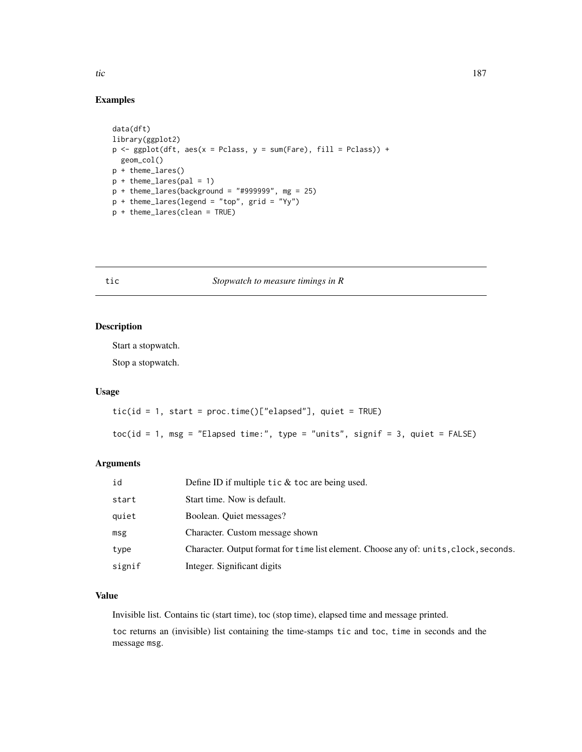## Examples

```
data(dft)
library(ggplot2)
p <- ggplot(dft, aes(x = Pclass, y = sum(Fare), fill = Pclass)) +
  geom_col()
p + theme_lares()
p + theme_lares(pal = 1)
p + theme_lares(background = "#999999", mg = 25)
p + theme_lares(legend = "top", grid = "Yy")
p + theme_lares(clean = TRUE)
```

---

# tic — *Stopwatch to measure timings in R*

---

## Description

Start a stopwatch.

Stop a stopwatch.

## Usage

```
tic(id = 1, start = proc.time()["elapsed"], quiet = TRUE)

toc(id = 1, msg = "Elapsed time:", type = "units", signif = 3, quiet = FALSE)
```

## Arguments

| | |
|---|---|
| id | Define ID if multiple `tic` & `toc` are being used. |
| start | Start time. Now is default. |
| quiet | Boolean. Quiet messages? |
| msg | Character. Custom message shown |
| type | Character. Output format for `time` list element. Choose any of: `units`, `clock`, `seconds`. |
| signif | Integer. Significant digits |

## Value

Invisible list. Contains tic (start time), toc (stop time), elapsed time and message printed.

`toc` returns an (invisible) list containing the time-stamps `tic` and `toc`, `time` in seconds and the message `msg`.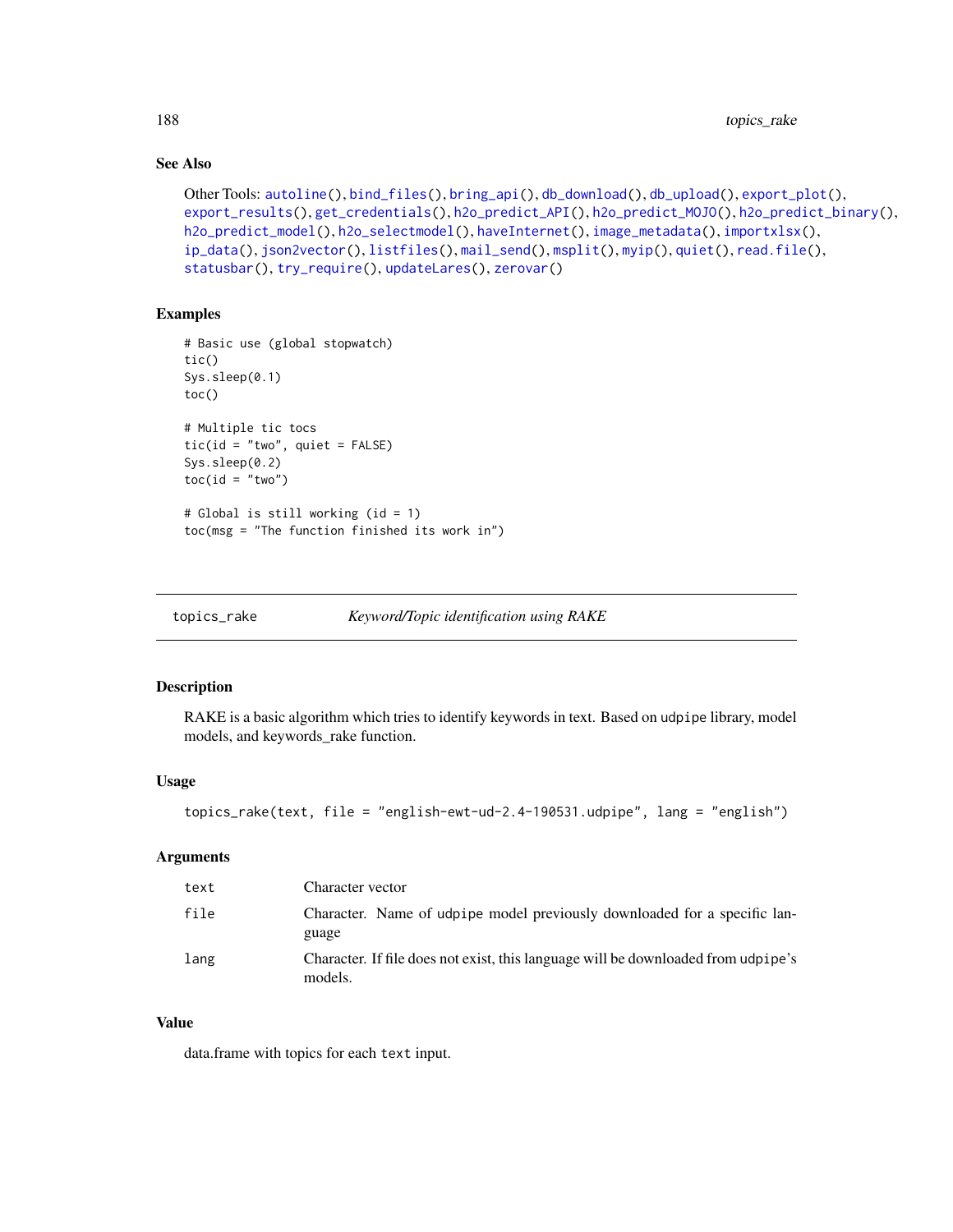### See Also

Other Tools: autoline(), bind_files(), bring_api(), db_download(), db_upload(), export_plot(), export_results(), get_credentials(), h2o_predict_API(), h2o_predict_MOJO(), h2o_predict_binary(), h2o_predict_model(), h2o_selectmodel(), haveInternet(), image_metadata(), importxlsx(), ip_data(), json2vector(), listfiles(), mail_send(), msplit(), myip(), quiet(), read.file(), statusbar(), try_require(), updateLares(), zerovar()

### Examples

```
# Basic use (global stopwatch)
tic()
Sys.sleep(0.1)
toc()

# Multiple tic tocs
tic(id = "two", quiet = FALSE)
Sys.sleep(0.2)
toc(id = "two")

# Global is still working (id = 1)
toc(msg = "The function finished its work in")
```

---

## topics_rake — *Keyword/Topic identification using RAKE*

### Description

RAKE is a basic algorithm which tries to identify keywords in text. Based on udpipe library, model models, and keywords_rake function.

### Usage

```
topics_rake(text, file = "english-ewt-ud-2.4-190531.udpipe", lang = "english")
```

### Arguments

| | |
|---|---|
| text | Character vector |
| file | Character. Name of udpipe model previously downloaded for a specific language |
| lang | Character. If file does not exist, this language will be downloaded from udpipe's models. |

### Value

data.frame with topics for each text input.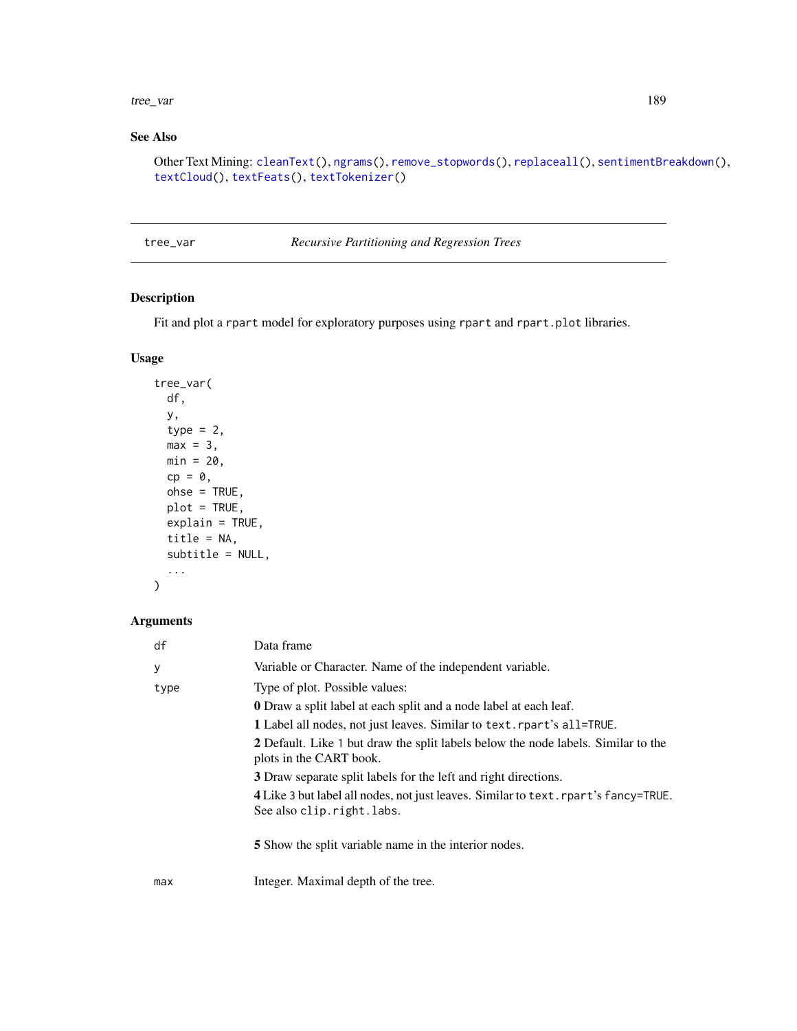## See Also

Other Text Mining: `cleanText()`, `ngrams()`, `remove_stopwords()`, `replaceall()`, `sentimentBreakdown()`, `textCloud()`, `textFeats()`, `textTokenizer()`

---

# tree_var — *Recursive Partitioning and Regression Trees*

## Description

Fit and plot a `rpart` model for exploratory purposes using `rpart` and `rpart.plot` libraries.

## Usage

```
tree_var(
  df,
  y,
  type = 2,
  max = 3,
  min = 20,
  cp = 0,
  ohse = TRUE,
  plot = TRUE,
  explain = TRUE,
  title = NA,
  subtitle = NULL,
  ...
)
```

## Arguments

| | |
|---|---|
| `df` | Data frame |
| `y` | Variable or Character. Name of the independent variable. |
| `type` | Type of plot. Possible values:<br>**0** Draw a split label at each split and a node label at each leaf.<br>**1** Label all nodes, not just leaves. Similar to `text.rpart`'s `all=TRUE`.<br>**2** Default. Like `1` but draw the split labels below the node labels. Similar to the plots in the CART book.<br>**3** Draw separate split labels for the left and right directions.<br>**4** Like `3` but label all nodes, not just leaves. Similar to `text.rpart`'s `fancy=TRUE`. See also `clip.right.labs`.<br>**5** Show the split variable name in the interior nodes. |
| `max` | Integer. Maximal depth of the tree. |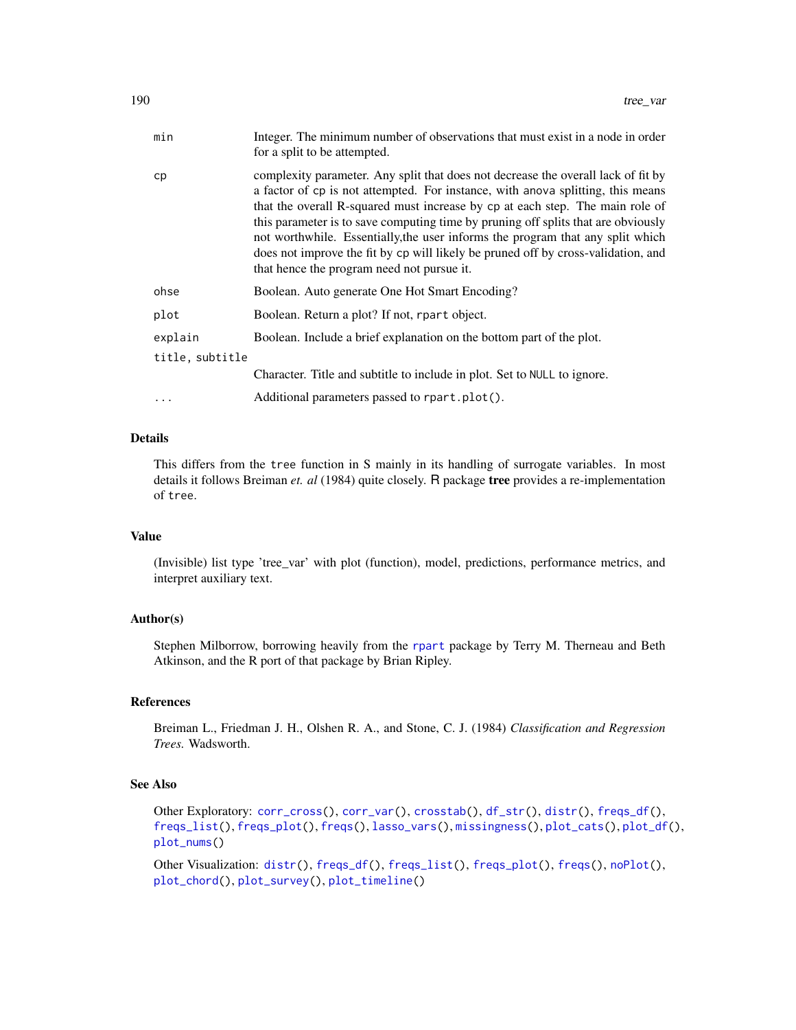| | |
|---|---|
| `min` | Integer. The minimum number of observations that must exist in a node in order for a split to be attempted. |
| `cp` | complexity parameter. Any split that does not decrease the overall lack of fit by a factor of `cp` is not attempted. For instance, with `anova` splitting, this means that the overall R-squared must increase by `cp` at each step. The main role of this parameter is to save computing time by pruning off splits that are obviously not worthwhile. Essentially,the user informs the program that any split which does not improve the fit by `cp` will likely be pruned off by cross-validation, and that hence the program need not pursue it. |
| `ohse` | Boolean. Auto generate One Hot Smart Encoding? |
| `plot` | Boolean. Return a plot? If not, `rpart` object. |
| `explain` | Boolean. Include a brief explanation on the bottom part of the plot. |
| `title, subtitle` | Character. Title and subtitle to include in plot. Set to `NULL` to ignore. |
| `...` | Additional parameters passed to `rpart.plot()`. |

## Details

This differs from the `tree` function in S mainly in its handling of surrogate variables. In most details it follows Breiman *et. al* (1984) quite closely. R package **tree** provides a re-implementation of `tree`.

## Value

(Invisible) list type 'tree_var' with plot (function), model, predictions, performance metrics, and interpret auxiliary text.

## Author(s)

Stephen Milborrow, borrowing heavily from the `rpart` package by Terry M. Therneau and Beth Atkinson, and the R port of that package by Brian Ripley.

## References

Breiman L., Friedman J. H., Olshen R. A., and Stone, C. J. (1984) *Classification and Regression Trees.* Wadsworth.

## See Also

Other Exploratory: `corr_cross()`, `corr_var()`, `crosstab()`, `df_str()`, `distr()`, `freqs_df()`, `freqs_list()`, `freqs_plot()`, `freqs()`, `lasso_vars()`, `missingness()`, `plot_cats()`, `plot_df()`, `plot_nums()`

Other Visualization: `distr()`, `freqs_df()`, `freqs_list()`, `freqs_plot()`, `freqs()`, `noPlot()`, `plot_chord()`, `plot_survey()`, `plot_timeline()`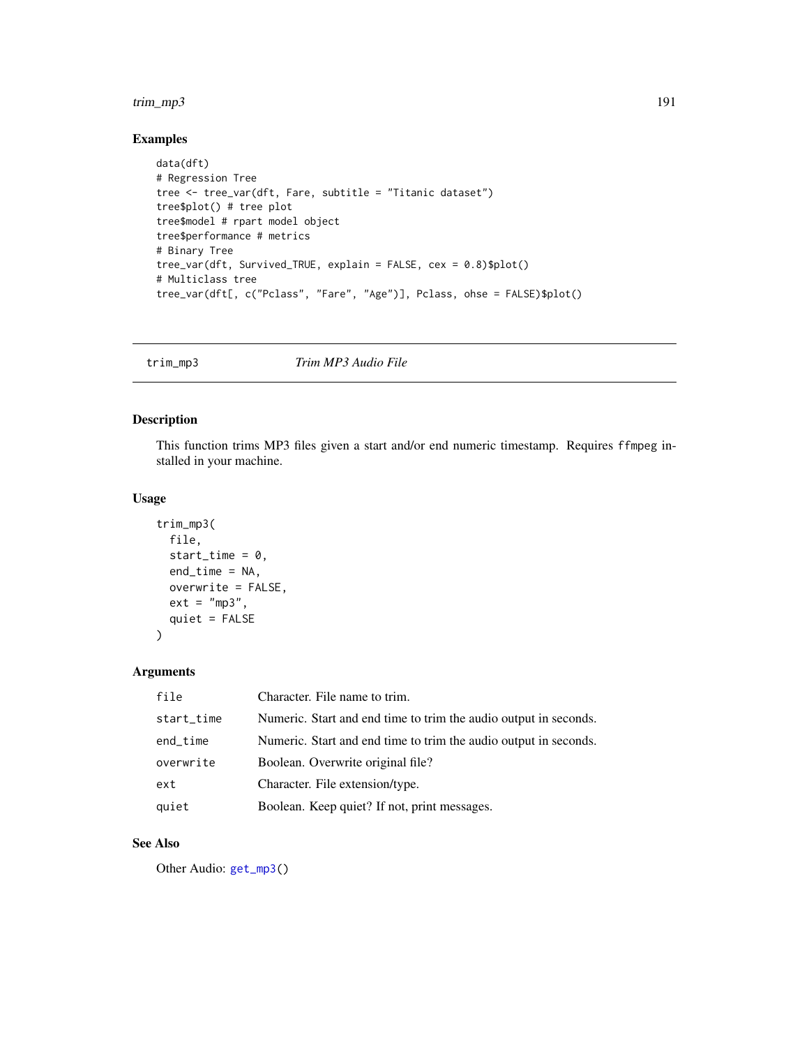## Examples

```
data(dft)
# Regression Tree
tree <- tree_var(dft, Fare, subtitle = "Titanic dataset")
tree$plot() # tree plot
tree$model # rpart model object
tree$performance # metrics
# Binary Tree
tree_var(dft, Survived_TRUE, explain = FALSE, cex = 0.8)$plot()
# Multiclass tree
tree_var(dft[, c("Pclass", "Fare", "Age")], Pclass, ohse = FALSE)$plot()
```

---

# trim_mp3 — *Trim MP3 Audio File*

## Description

This function trims MP3 files given a start and/or end numeric timestamp. Requires `ffmpeg` installed in your machine.

## Usage

```
trim_mp3(
  file,
  start_time = 0,
  end_time = NA,
  overwrite = FALSE,
  ext = "mp3",
  quiet = FALSE
)
```

## Arguments

| | |
|---|---|
| `file` | Character. File name to trim. |
| `start_time` | Numeric. Start and end time to trim the audio output in seconds. |
| `end_time` | Numeric. Start and end time to trim the audio output in seconds. |
| `overwrite` | Boolean. Overwrite original file? |
| `ext` | Character. File extension/type. |
| `quiet` | Boolean. Keep quiet? If not, print messages. |

## See Also

Other Audio: `get_mp3()`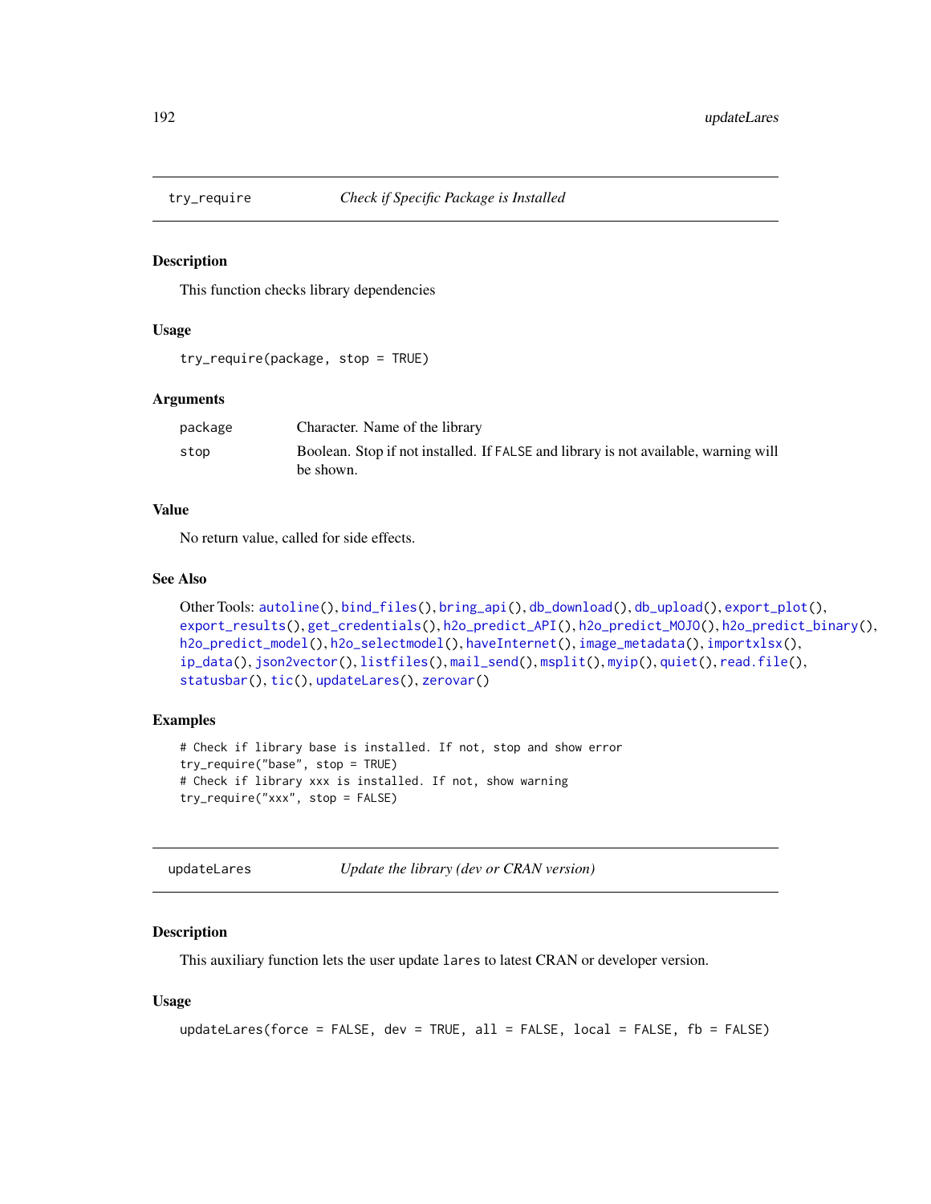## try_require — *Check if Specific Package is Installed*

### Description

This function checks library dependencies

### Usage

```
try_require(package, stop = TRUE)
```

### Arguments

| | |
|---|---|
| package | Character. Name of the library |
| stop | Boolean. Stop if not installed. If FALSE and library is not available, warning will be shown. |

### Value

No return value, called for side effects.

### See Also

Other Tools: autoline(), bind_files(), bring_api(), db_download(), db_upload(), export_plot(), export_results(), get_credentials(), h2o_predict_API(), h2o_predict_MOJO(), h2o_predict_binary(), h2o_predict_model(), h2o_selectmodel(), haveInternet(), image_metadata(), importxlsx(), ip_data(), json2vector(), listfiles(), mail_send(), msplit(), myip(), quiet(), read.file(), statusbar(), tic(), updateLares(), zerovar()

### Examples

```
# Check if library base is installed. If not, stop and show error
try_require("base", stop = TRUE)
# Check if library xxx is installed. If not, show warning
try_require("xxx", stop = FALSE)
```

## updateLares — *Update the library (dev or CRAN version)*

### Description

This auxiliary function lets the user update lares to latest CRAN or developer version.

### Usage

```
updateLares(force = FALSE, dev = TRUE, all = FALSE, local = FALSE, fb = FALSE)
```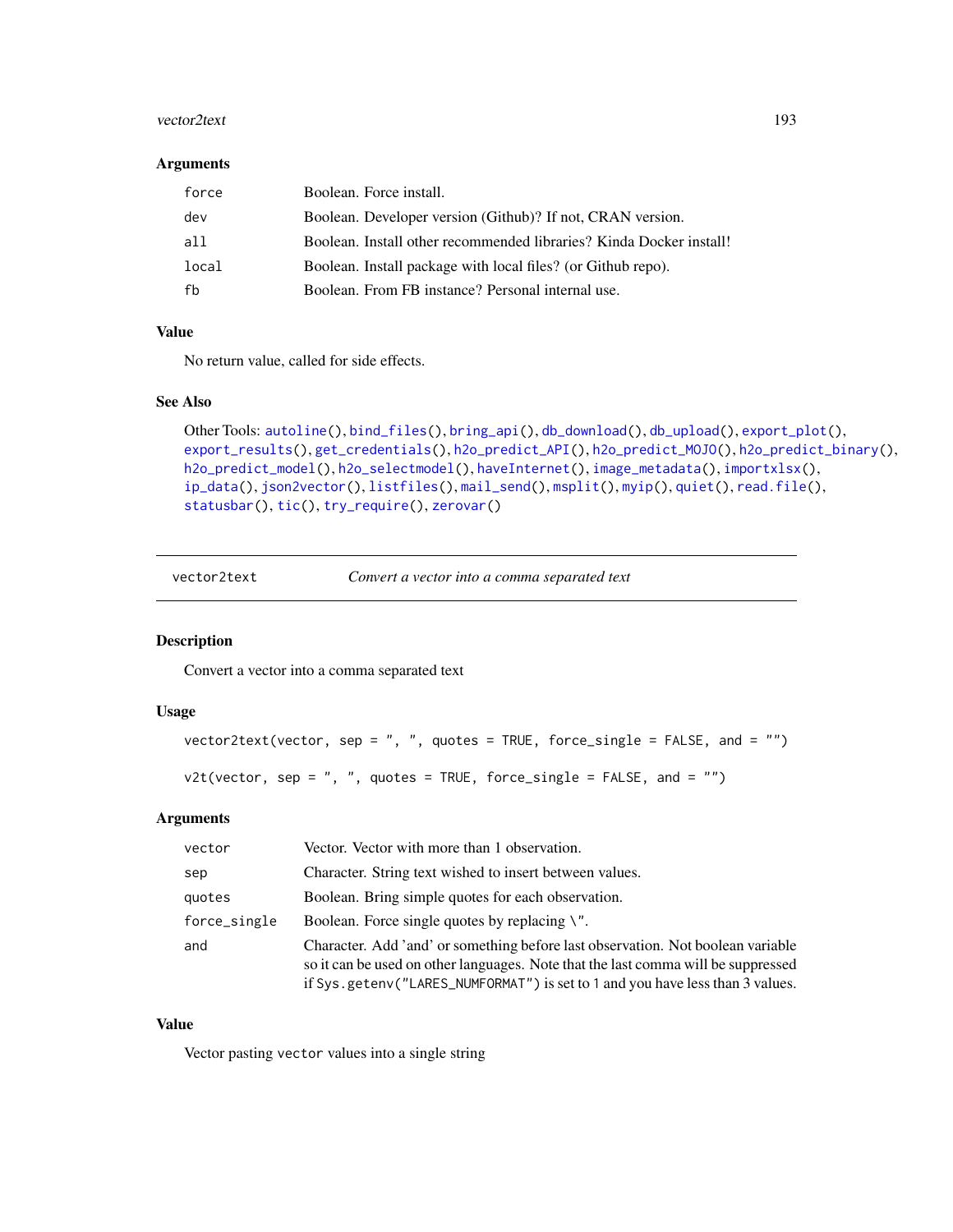### Arguments

| | |
|---|---|
| force | Boolean. Force install. |
| dev | Boolean. Developer version (Github)? If not, CRAN version. |
| all | Boolean. Install other recommended libraries? Kinda Docker install! |
| local | Boolean. Install package with local files? (or Github repo). |
| fb | Boolean. From FB instance? Personal internal use. |

### Value

No return value, called for side effects.

### See Also

Other Tools: autoline(), bind_files(), bring_api(), db_download(), db_upload(), export_plot(), export_results(), get_credentials(), h2o_predict_API(), h2o_predict_MOJO(), h2o_predict_binary(), h2o_predict_model(), h2o_selectmodel(), haveInternet(), image_metadata(), importxlsx(), ip_data(), json2vector(), listfiles(), mail_send(), msplit(), myip(), quiet(), read.file(), statusbar(), tic(), try_require(), zerovar()

---

## vector2text — *Convert a vector into a comma separated text*

### Description

Convert a vector into a comma separated text

### Usage

```
vector2text(vector, sep = ", ", quotes = TRUE, force_single = FALSE, and = "")

v2t(vector, sep = ", ", quotes = TRUE, force_single = FALSE, and = "")
```

### Arguments

| | |
|---|---|
| vector | Vector. Vector with more than 1 observation. |
| sep | Character. String text wished to insert between values. |
| quotes | Boolean. Bring simple quotes for each observation. |
| force_single | Boolean. Force single quotes by replacing \". |
| and | Character. Add 'and' or something before last observation. Not boolean variable so it can be used on other languages. Note that the last comma will be suppressed if `Sys.getenv("LARES_NUMFORMAT")` is set to `1` and you have less than 3 values. |

### Value

Vector pasting `vector` values into a single string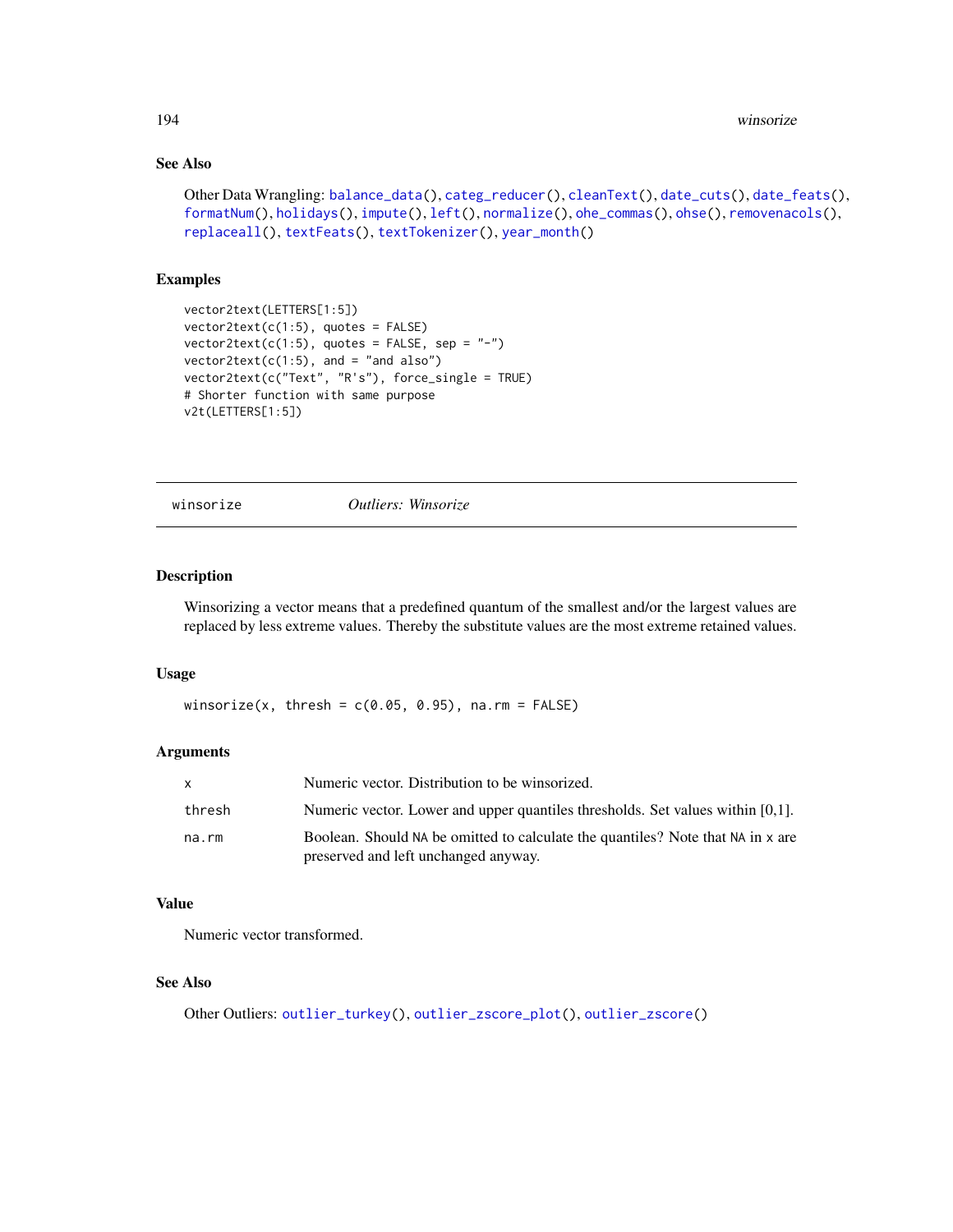### See Also

Other Data Wrangling: balance_data(), categ_reducer(), cleanText(), date_cuts(), date_feats(), formatNum(), holidays(), impute(), left(), normalize(), ohe_commas(), ohse(), removenacols(), replaceall(), textFeats(), textTokenizer(), year_month()

### Examples

```
vector2text(LETTERS[1:5])
vector2text(c(1:5), quotes = FALSE)
vector2text(c(1:5), quotes = FALSE, sep = "-")
vector2text(c(1:5), and = "and also")
vector2text(c("Text", "R's"), force_single = TRUE)
# Shorter function with same purpose
v2t(LETTERS[1:5])
```

---

## winsorize *Outliers: Winsorize*

---

### Description

Winsorizing a vector means that a predefined quantum of the smallest and/or the largest values are replaced by less extreme values. Thereby the substitute values are the most extreme retained values.

### Usage

```
winsorize(x, thresh = c(0.05, 0.95), na.rm = FALSE)
```

### Arguments

| | |
|---|---|
| x | Numeric vector. Distribution to be winsorized. |
| thresh | Numeric vector. Lower and upper quantiles thresholds. Set values within [0,1]. |
| na.rm | Boolean. Should NA be omitted to calculate the quantiles? Note that NA in x are preserved and left unchanged anyway. |

### Value

Numeric vector transformed.

### See Also

Other Outliers: outlier_turkey(), outlier_zscore_plot(), outlier_zscore()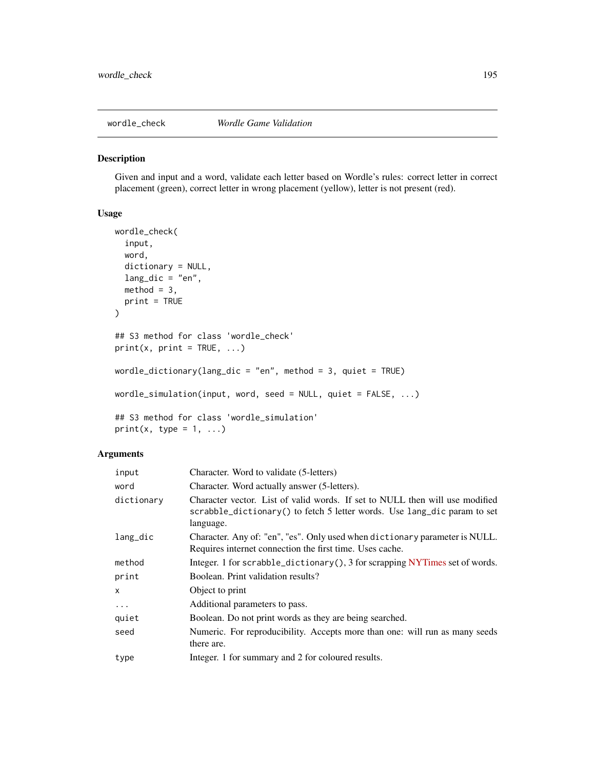## wordle_check *Wordle Game Validation*

### Description

Given and input and a word, validate each letter based on Wordle's rules: correct letter in correct placement (green), correct letter in wrong placement (yellow), letter is not present (red).

### Usage

```
wordle_check(
  input,
  word,
  dictionary = NULL,
  lang_dic = "en",
  method = 3,
  print = TRUE
)

## S3 method for class 'wordle_check'
print(x, print = TRUE, ...)

wordle_dictionary(lang_dic = "en", method = 3, quiet = TRUE)

wordle_simulation(input, word, seed = NULL, quiet = FALSE, ...)

## S3 method for class 'wordle_simulation'
print(x, type = 1, ...)
```

### Arguments

| | |
|---|---|
| `input` | Character. Word to validate (5-letters) |
| `word` | Character. Word actually answer (5-letters). |
| `dictionary` | Character vector. List of valid words. If set to NULL then will use modified `scrabble_dictionary()` to fetch 5 letter words. Use `lang_dic` param to set language. |
| `lang_dic` | Character. Any of: "en", "es". Only used when `dictionary` parameter is NULL. Requires internet connection the first time. Uses cache. |
| `method` | Integer. 1 for `scrabble_dictionary()`, 3 for scrapping NYTimes set of words. |
| `print` | Boolean. Print validation results? |
| `x` | Object to print |
| `...` | Additional parameters to pass. |
| `quiet` | Boolean. Do not print words as they are being searched. |
| `seed` | Numeric. For reproducibility. Accepts more than one: will run as many seeds there are. |
| `type` | Integer. 1 for summary and 2 for coloured results. |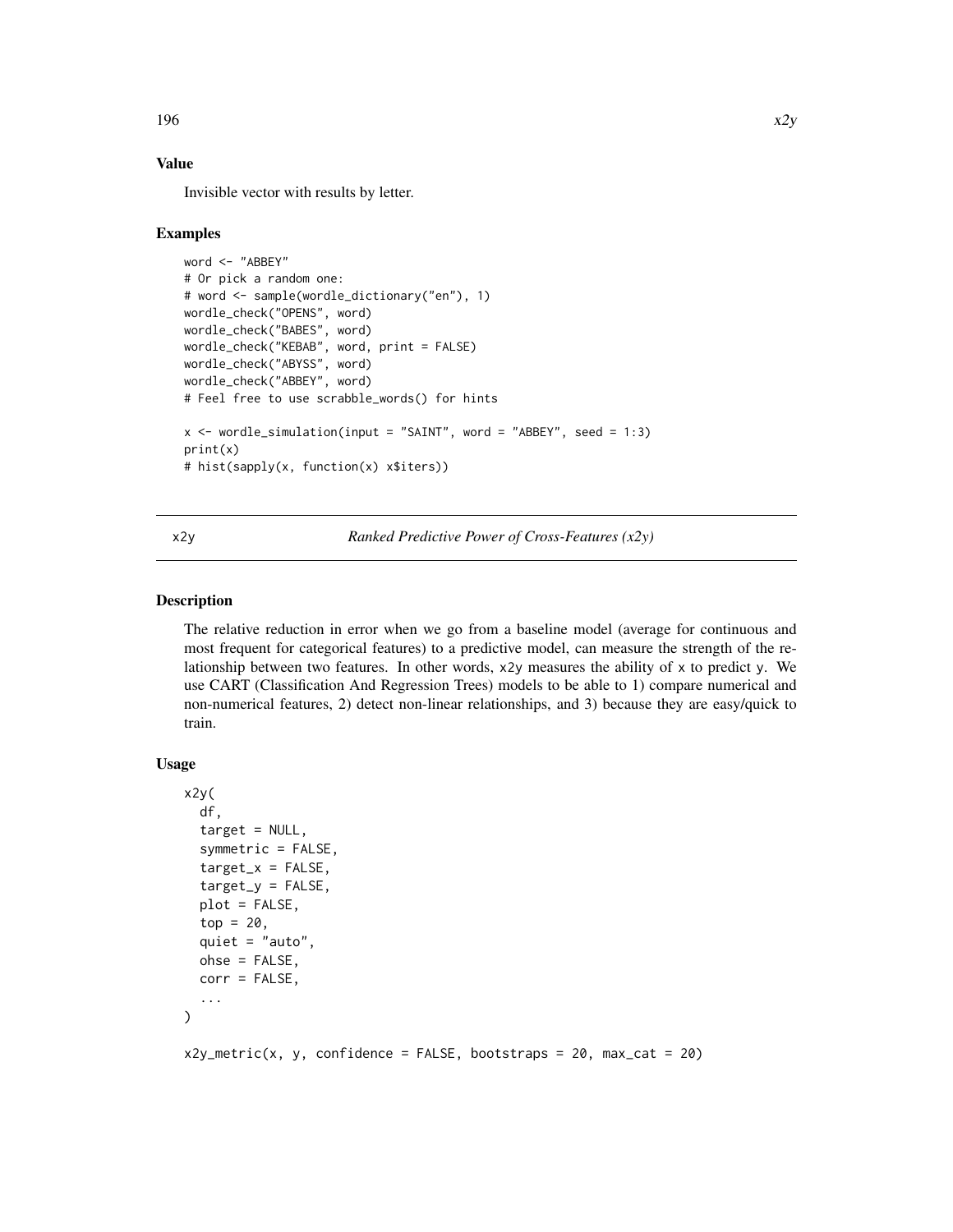## Value

Invisible vector with results by letter.

## Examples

```
word <- "ABBEY"
# Or pick a random one:
# word <- sample(wordle_dictionary("en"), 1)
wordle_check("OPENS", word)
wordle_check("BABES", word)
wordle_check("KEBAB", word, print = FALSE)
wordle_check("ABYSS", word)
wordle_check("ABBEY", word)
# Feel free to use scrabble_words() for hints

x <- wordle_simulation(input = "SAINT", word = "ABBEY", seed = 1:3)
print(x)
# hist(sapply(x, function(x) x$iters))
```

---

# x2y — *Ranked Predictive Power of Cross-Features (x2y)*

## Description

The relative reduction in error when we go from a baseline model (average for continuous and most frequent for categorical features) to a predictive model, can measure the strength of the relationship between two features. In other words, x2y measures the ability of x to predict y. We use CART (Classification And Regression Trees) models to be able to 1) compare numerical and non-numerical features, 2) detect non-linear relationships, and 3) because they are easy/quick to train.

## Usage

```
x2y(
  df,
  target = NULL,
  symmetric = FALSE,
  target_x = FALSE,
  target_y = FALSE,
  plot = FALSE,
  top = 20,
  quiet = "auto",
  ohse = FALSE,
  corr = FALSE,
  ...
)

x2y_metric(x, y, confidence = FALSE, bootstraps = 20, max_cat = 20)
```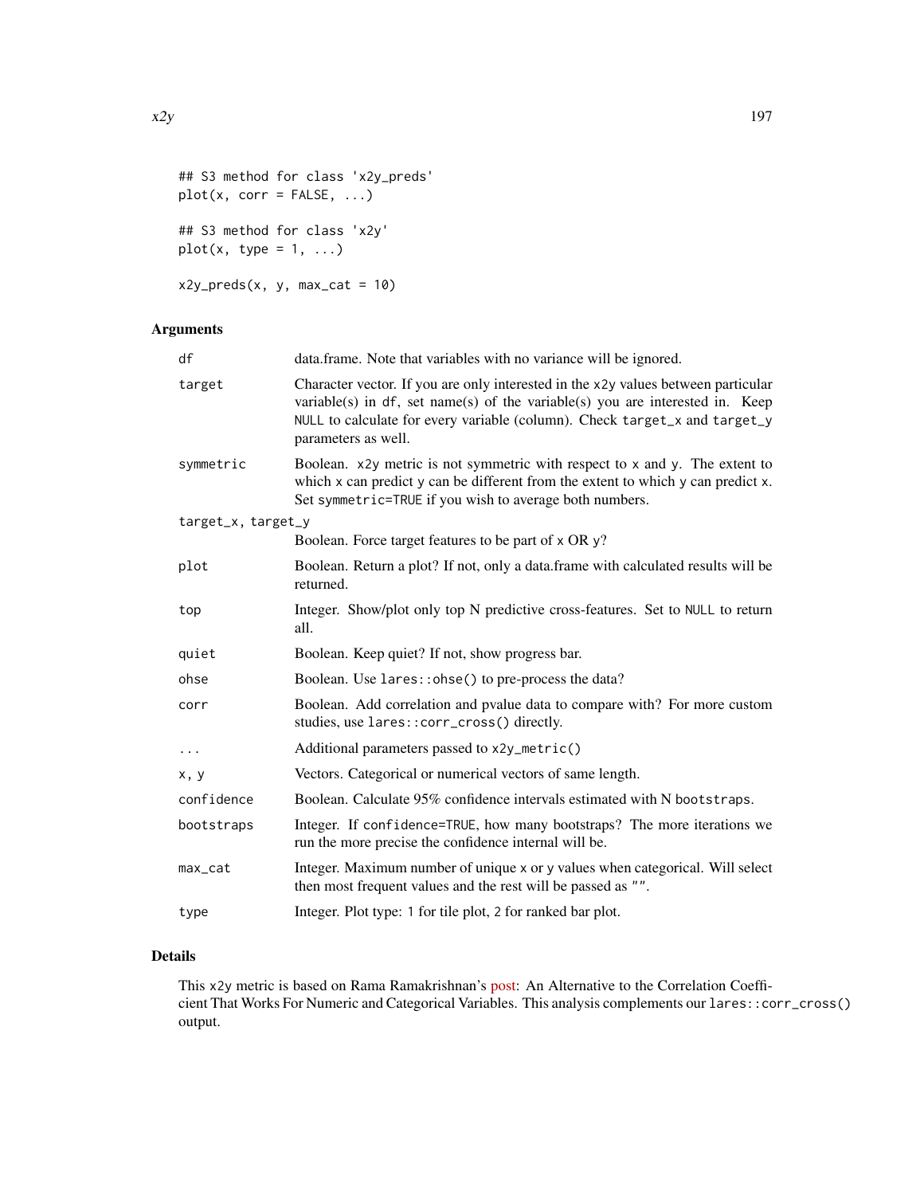```
## S3 method for class 'x2y_preds'
plot(x, corr = FALSE, ...)

## S3 method for class 'x2y'
plot(x, type = 1, ...)

x2y_preds(x, y, max_cat = 10)
```

## Arguments

| | |
|---|---|
| `df` | data.frame. Note that variables with no variance will be ignored. |
| `target` | Character vector. If you are only interested in the `x2y` values between particular variable(s) in `df`, set name(s) of the variable(s) you are interested in. Keep `NULL` to calculate for every variable (column). Check `target_x` and `target_y` parameters as well. |
| `symmetric` | Boolean. `x2y` metric is not symmetric with respect to `x` and `y`. The extent to which `x` can predict `y` can be different from the extent to which `y` can predict `x`. Set `symmetric=TRUE` if you wish to average both numbers. |
| `target_x, target_y` | Boolean. Force target features to be part of `x` OR `y`? |
| `plot` | Boolean. Return a plot? If not, only a data.frame with calculated results will be returned. |
| `top` | Integer. Show/plot only top N predictive cross-features. Set to `NULL` to return all. |
| `quiet` | Boolean. Keep quiet? If not, show progress bar. |
| `ohse` | Boolean. Use `lares::ohse()` to pre-process the data? |
| `corr` | Boolean. Add correlation and pvalue data to compare with? For more custom studies, use `lares::corr_cross()` directly. |
| `...` | Additional parameters passed to `x2y_metric()` |
| `x, y` | Vectors. Categorical or numerical vectors of same length. |
| `confidence` | Boolean. Calculate 95% confidence intervals estimated with N `bootstraps`. |
| `bootstraps` | Integer. If `confidence=TRUE`, how many bootstraps? The more iterations we run the more precise the confidence internal will be. |
| `max_cat` | Integer. Maximum number of unique `x` or `y` values when categorical. Will select then most frequent values and the rest will be passed as `""`. |
| `type` | Integer. Plot type: `1` for tile plot, `2` for ranked bar plot. |

## Details

This `x2y` metric is based on Rama Ramakrishnan's post: An Alternative to the Correlation Coefficient That Works For Numeric and Categorical Variables. This analysis complements our `lares::corr_cross()` output.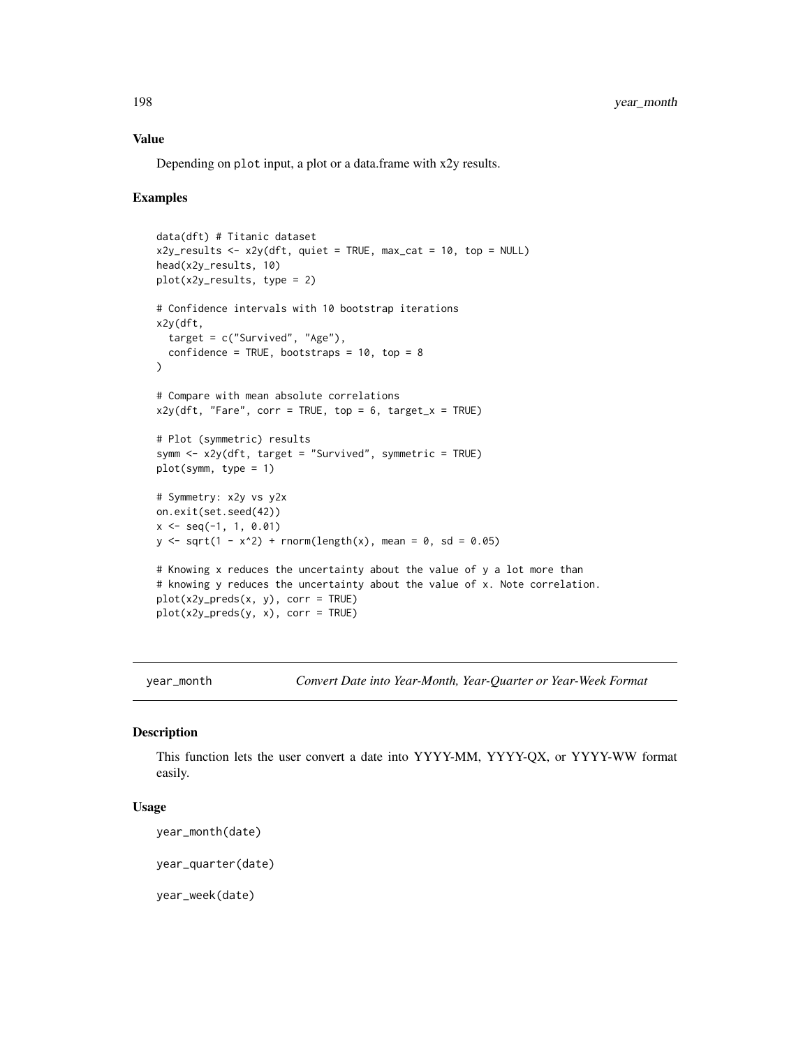### Value

Depending on `plot` input, a plot or a data.frame with x2y results.

### Examples

```
data(dft) # Titanic dataset
x2y_results <- x2y(dft, quiet = TRUE, max_cat = 10, top = NULL)
head(x2y_results, 10)
plot(x2y_results, type = 2)

# Confidence intervals with 10 bootstrap iterations
x2y(dft,
  target = c("Survived", "Age"),
  confidence = TRUE, bootstraps = 10, top = 8
)

# Compare with mean absolute correlations
x2y(dft, "Fare", corr = TRUE, top = 6, target_x = TRUE)

# Plot (symmetric) results
symm <- x2y(dft, target = "Survived", symmetric = TRUE)
plot(symm, type = 1)

# Symmetry: x2y vs y2x
on.exit(set.seed(42))
x <- seq(-1, 1, 0.01)
y <- sqrt(1 - x^2) + rnorm(length(x), mean = 0, sd = 0.05)

# Knowing x reduces the uncertainty about the value of y a lot more than
# knowing y reduces the uncertainty about the value of x. Note correlation.
plot(x2y_preds(x, y), corr = TRUE)
plot(x2y_preds(y, x), corr = TRUE)
```

---

## year_month — *Convert Date into Year-Month, Year-Quarter or Year-Week Format*

### Description

This function lets the user convert a date into YYYY-MM, YYYY-QX, or YYYY-WW format easily.

### Usage

```
year_month(date)

year_quarter(date)

year_week(date)
```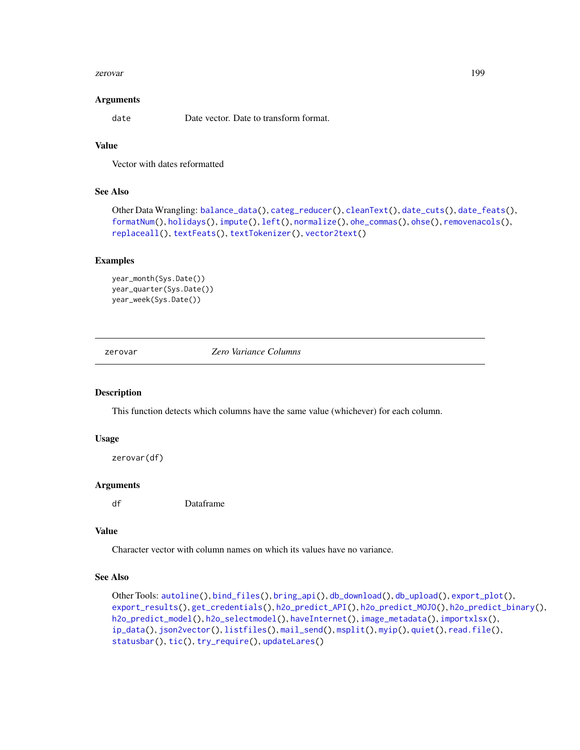### Arguments

`date` Date vector. Date to transform format.

### Value

Vector with dates reformatted

### See Also

Other Data Wrangling: `balance_data()`, `categ_reducer()`, `cleanText()`, `date_cuts()`, `date_feats()`, `formatNum()`, `holidays()`, `impute()`, `left()`, `normalize()`, `ohe_commas()`, `ohse()`, `removenacols()`, `replaceall()`, `textFeats()`, `textTokenizer()`, `vector2text()`

### Examples

```
year_month(Sys.Date())
year_quarter(Sys.Date())
year_week(Sys.Date())
```

---

## zerovar — *Zero Variance Columns*

---

### Description

This function detects which columns have the same value (whichever) for each column.

### Usage

```
zerovar(df)
```

### Arguments

`df` Dataframe

### Value

Character vector with column names on which its values have no variance.

### See Also

Other Tools: `autoline()`, `bind_files()`, `bring_api()`, `db_download()`, `db_upload()`, `export_plot()`, `export_results()`, `get_credentials()`, `h2o_predict_API()`, `h2o_predict_MOJO()`, `h2o_predict_binary()`, `h2o_predict_model()`, `h2o_selectmodel()`, `haveInternet()`, `image_metadata()`, `importxlsx()`, `ip_data()`, `json2vector()`, `listfiles()`, `mail_send()`, `msplit()`, `myip()`, `quiet()`, `read.file()`, `statusbar()`, `tic()`, `try_require()`, `updateLares()`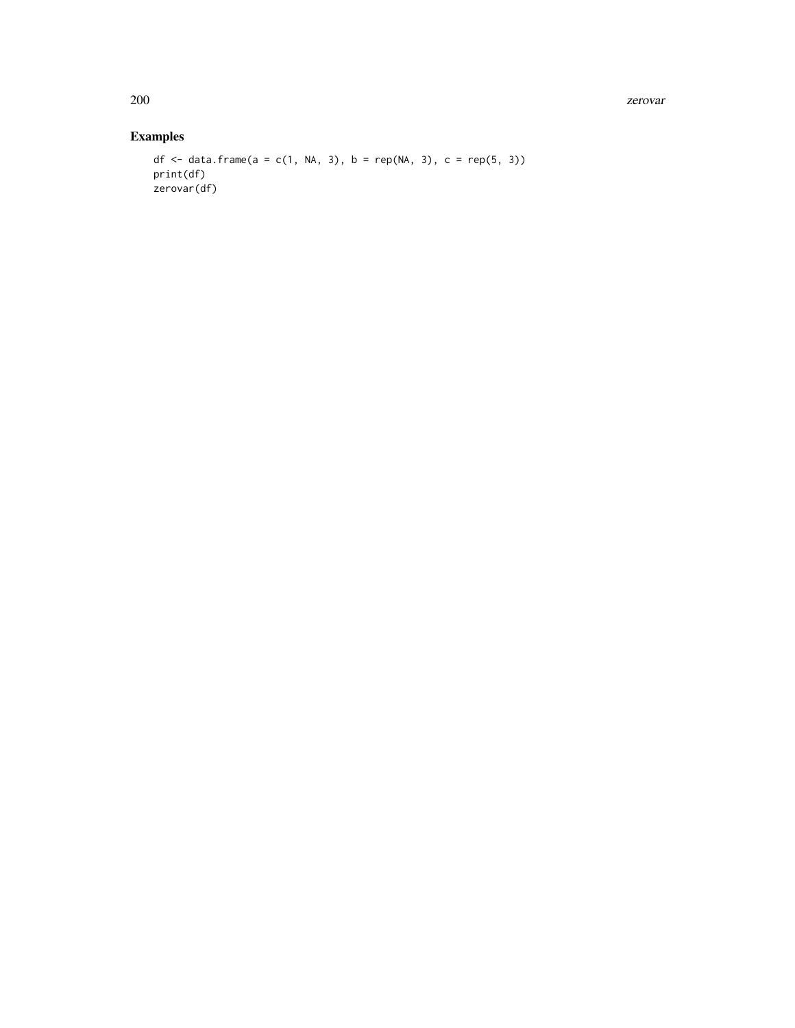## Examples

```
df <- data.frame(a = c(1, NA, 3), b = rep(NA, 3), c = rep(5, 3))
print(df)
zerovar(df)
```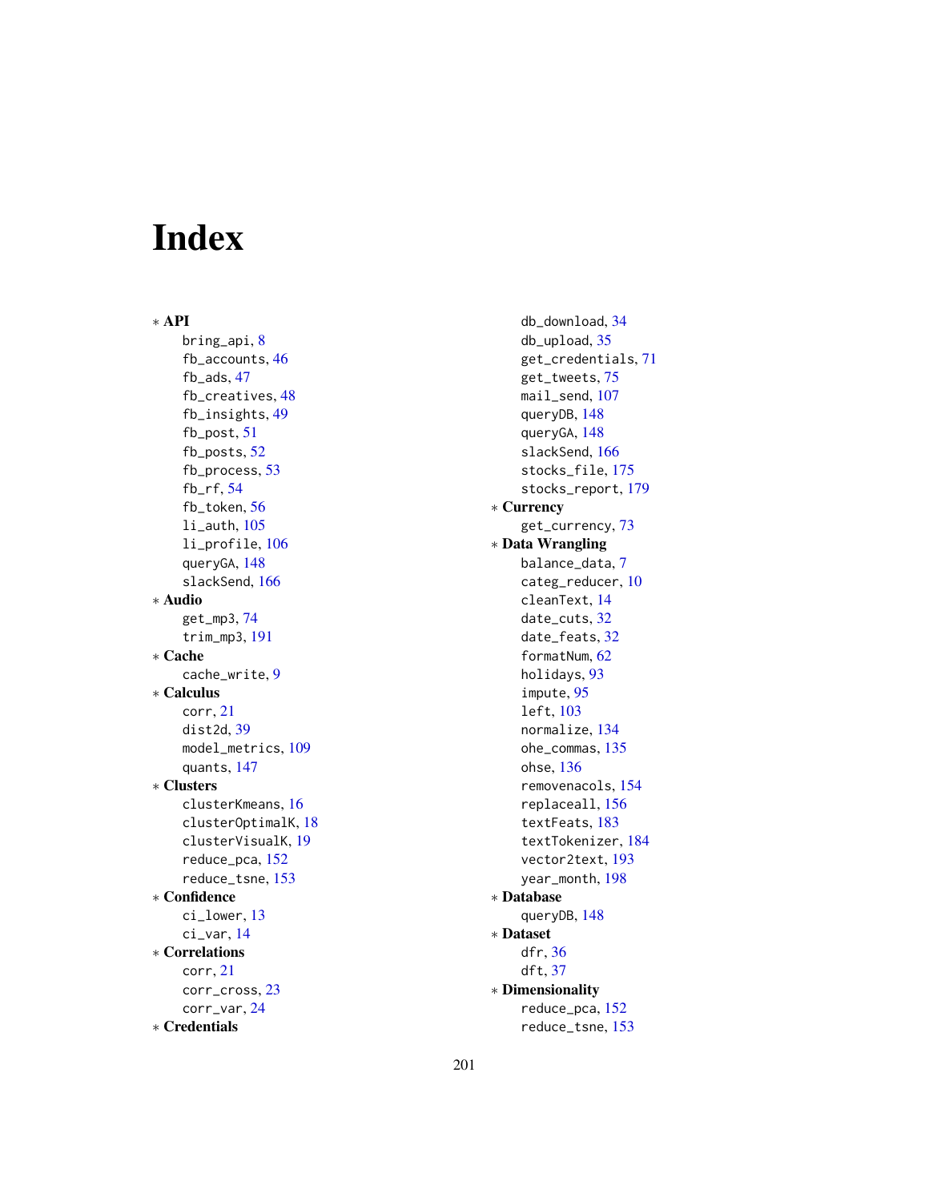# Index

* **API**
  - bring_api, 8
  - fb_accounts, 46
  - fb_ads, 47
  - fb_creatives, 48
  - fb_insights, 49
  - fb_post, 51
  - fb_posts, 52
  - fb_process, 53
  - fb_rf, 54
  - fb_token, 56
  - li_auth, 105
  - li_profile, 106
  - queryGA, 148
  - slackSend, 166
* **Audio**
  - get_mp3, 74
  - trim_mp3, 191
* **Cache**
  - cache_write, 9
* **Calculus**
  - corr, 21
  - dist2d, 39
  - model_metrics, 109
  - quants, 147
* **Clusters**
  - clusterKmeans, 16
  - clusterOptimalK, 18
  - clusterVisualK, 19
  - reduce_pca, 152
  - reduce_tsne, 153
* **Confidence**
  - ci_lower, 13
  - ci_var, 14
* **Correlations**
  - corr, 21
  - corr_cross, 23
  - corr_var, 24
* **Credentials**
  - db_download, 34
  - db_upload, 35
  - get_credentials, 71
  - get_tweets, 75
  - mail_send, 107
  - queryDB, 148
  - queryGA, 148
  - slackSend, 166
  - stocks_file, 175
  - stocks_report, 179
* **Currency**
  - get_currency, 73
* **Data Wrangling**
  - balance_data, 7
  - categ_reducer, 10
  - cleanText, 14
  - date_cuts, 32
  - date_feats, 32
  - formatNum, 62
  - holidays, 93
  - impute, 95
  - left, 103
  - normalize, 134
  - ohe_commas, 135
  - ohse, 136
  - removenacols, 154
  - replaceall, 156
  - textFeats, 183
  - textTokenizer, 184
  - vector2text, 193
  - year_month, 198
* **Database**
  - queryDB, 148
* **Dataset**
  - dfr, 36
  - dft, 37
* **Dimensionality**
  - reduce_pca, 152
  - reduce_tsne, 153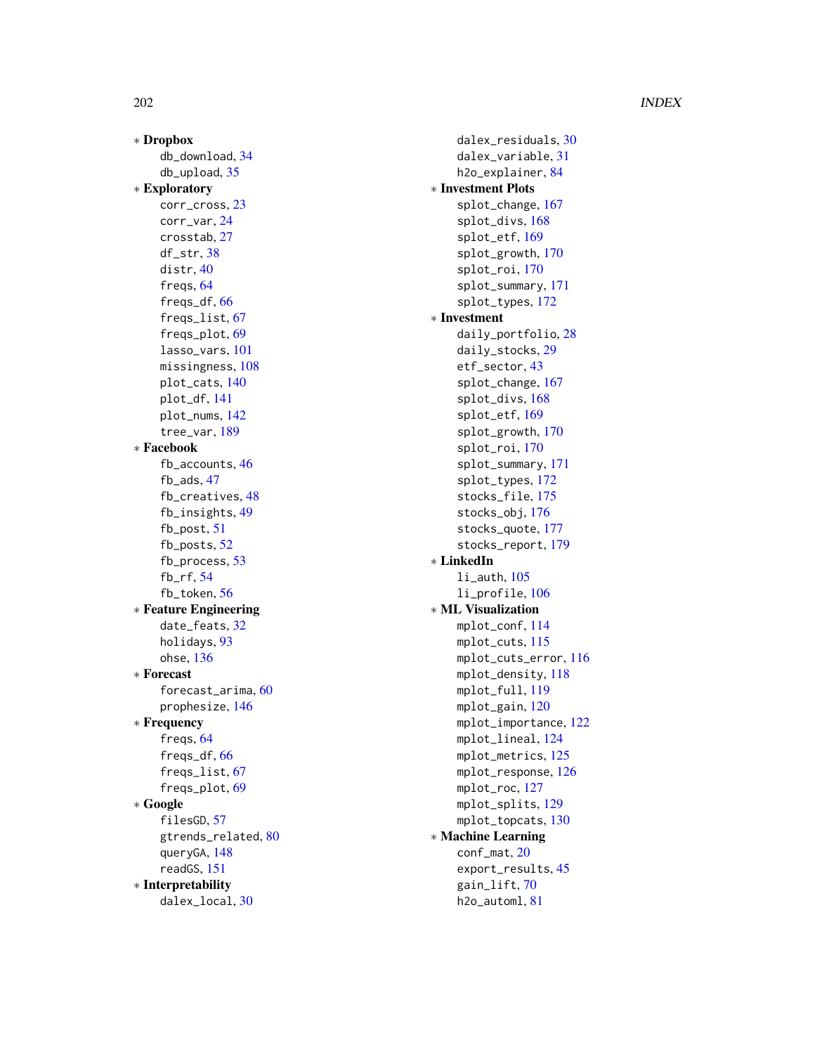* **Dropbox**
  - db_download, 34
  - db_upload, 35
* **Exploratory**
  - corr_cross, 23
  - corr_var, 24
  - crosstab, 27
  - df_str, 38
  - distr, 40
  - freqs, 64
  - freqs_df, 66
  - freqs_list, 67
  - freqs_plot, 69
  - lasso_vars, 101
  - missingness, 108
  - plot_cats, 140
  - plot_df, 141
  - plot_nums, 142
  - tree_var, 189
* **Facebook**
  - fb_accounts, 46
  - fb_ads, 47
  - fb_creatives, 48
  - fb_insights, 49
  - fb_post, 51
  - fb_posts, 52
  - fb_process, 53
  - fb_rf, 54
  - fb_token, 56
* **Feature Engineering**
  - date_feats, 32
  - holidays, 93
  - ohse, 136
* **Forecast**
  - forecast_arima, 60
  - prophesize, 146
* **Frequency**
  - freqs, 64
  - freqs_df, 66
  - freqs_list, 67
  - freqs_plot, 69
* **Google**
  - filesGD, 57
  - gtrends_related, 80
  - queryGA, 148
  - readGS, 151
* **Interpretability**
  - dalex_local, 30
  - dalex_residuals, 30
  - dalex_variable, 31
  - h2o_explainer, 84
* **Investment Plots**
  - splot_change, 167
  - splot_divs, 168
  - splot_etf, 169
  - splot_growth, 170
  - splot_roi, 170
  - splot_summary, 171
  - splot_types, 172
* **Investment**
  - daily_portfolio, 28
  - daily_stocks, 29
  - etf_sector, 43
  - splot_change, 167
  - splot_divs, 168
  - splot_etf, 169
  - splot_growth, 170
  - splot_roi, 170
  - splot_summary, 171
  - splot_types, 172
  - stocks_file, 175
  - stocks_obj, 176
  - stocks_quote, 177
  - stocks_report, 179
* **LinkedIn**
  - li_auth, 105
  - li_profile, 106
* **ML Visualization**
  - mplot_conf, 114
  - mplot_cuts, 115
  - mplot_cuts_error, 116
  - mplot_density, 118
  - mplot_full, 119
  - mplot_gain, 120
  - mplot_importance, 122
  - mplot_lineal, 124
  - mplot_metrics, 125
  - mplot_response, 126
  - mplot_roc, 127
  - mplot_splits, 129
  - mplot_topcats, 130
* **Machine Learning**
  - conf_mat, 20
  - export_results, 45
  - gain_lift, 70
  - h2o_automl, 81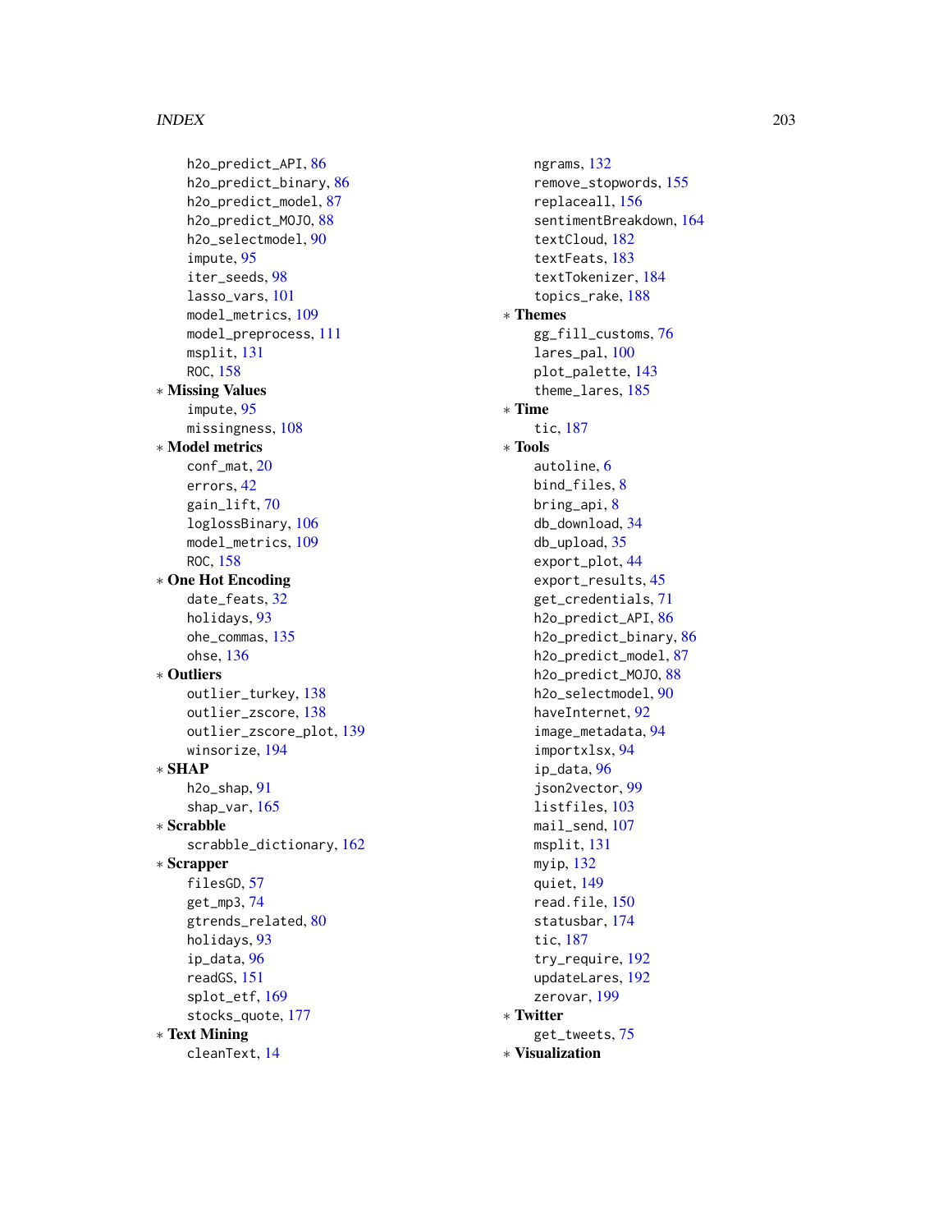h2o_predict_API, 86
h2o_predict_binary, 86
h2o_predict_model, 87
h2o_predict_MOJO, 88
h2o_selectmodel, 90
impute, 95
iter_seeds, 98
lasso_vars, 101
model_metrics, 109
model_preprocess, 111
msplit, 131
ROC, 158

∗ **Missing Values**
impute, 95
missingness, 108

∗ **Model metrics**
conf_mat, 20
errors, 42
gain_lift, 70
loglossBinary, 106
model_metrics, 109
ROC, 158

∗ **One Hot Encoding**
date_feats, 32
holidays, 93
ohe_commas, 135
ohse, 136

∗ **Outliers**
outlier_turkey, 138
outlier_zscore, 138
outlier_zscore_plot, 139
winsorize, 194

∗ **SHAP**
h2o_shap, 91
shap_var, 165

∗ **Scrabble**
scrabble_dictionary, 162

∗ **Scrapper**
filesGD, 57
get_mp3, 74
gtrends_related, 80
holidays, 93
ip_data, 96
readGS, 151
splot_etf, 169
stocks_quote, 177

∗ **Text Mining**
cleanText, 14
ngrams, 132
remove_stopwords, 155
replaceall, 156
sentimentBreakdown, 164
textCloud, 182
textFeats, 183
textTokenizer, 184
topics_rake, 188

∗ **Themes**
gg_fill_customs, 76
lares_pal, 100
plot_palette, 143
theme_lares, 185

∗ **Time**
tic, 187

∗ **Tools**
autoline, 6
bind_files, 8
bring_api, 8
db_download, 34
db_upload, 35
export_plot, 44
export_results, 45
get_credentials, 71
h2o_predict_API, 86
h2o_predict_binary, 86
h2o_predict_model, 87
h2o_predict_MOJO, 88
h2o_selectmodel, 90
haveInternet, 92
image_metadata, 94
importxlsx, 94
ip_data, 96
json2vector, 99
listfiles, 103
mail_send, 107
msplit, 131
myip, 132
quiet, 149
read.file, 150
statusbar, 174
tic, 187
try_require, 192
updateLares, 192
zerovar, 199

∗ **Twitter**
get_tweets, 75

∗ **Visualization**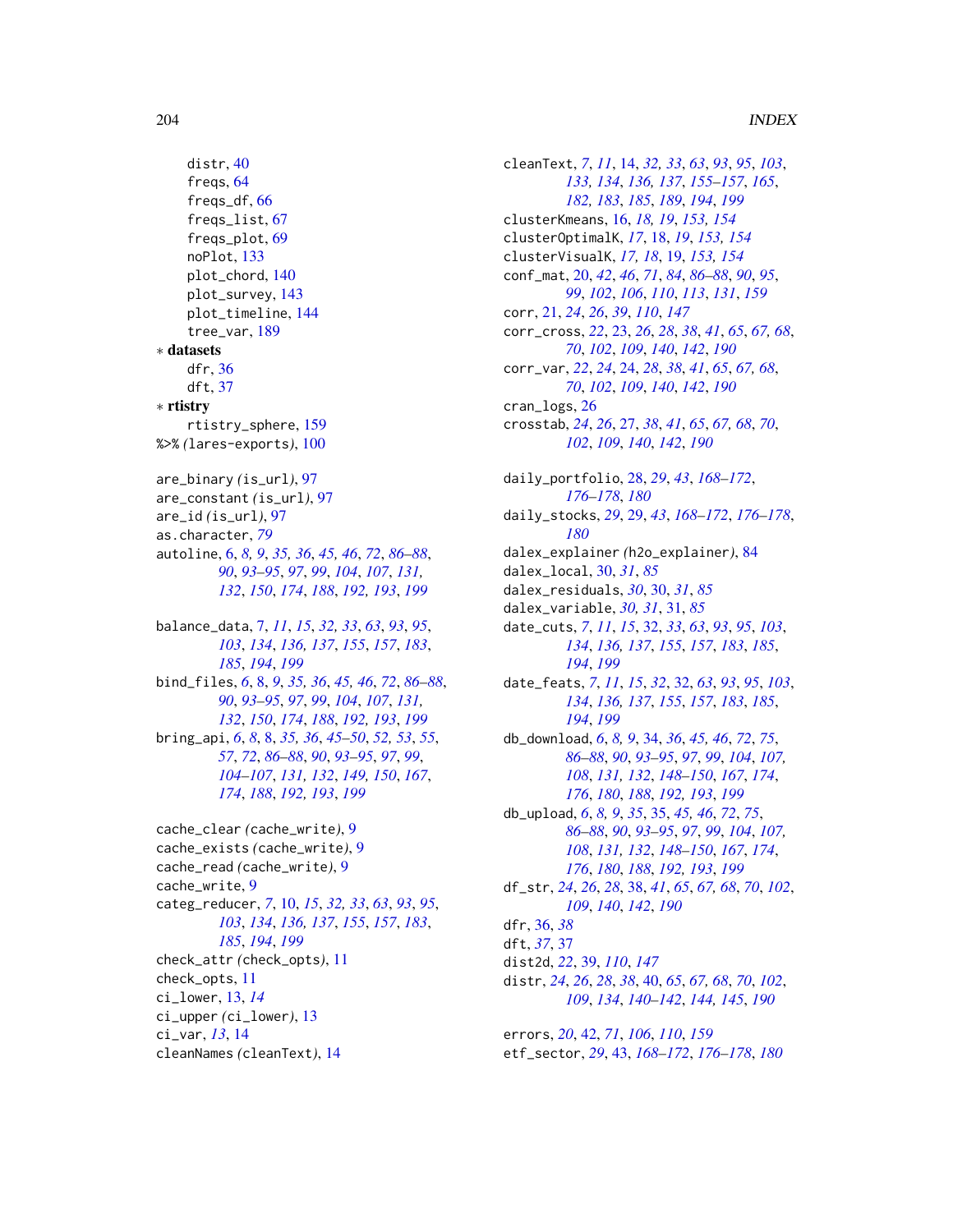distr, 40
freqs, 64
freqs_df, 66
freqs_list, 67
freqs_plot, 69
noPlot, 133
plot_chord, 140
plot_survey, 143
plot_timeline, 144
tree_var, 189

∗ **datasets**

dfr, 36
dft, 37

∗ **rtistry**

rtistry_sphere, 159

%>% *(*lares-exports*)*, 100

are_binary *(*is_url*)*, 97
are_constant *(*is_url*)*, 97
are_id *(*is_url*)*, 97
as.character, *79*
autoline, 6, *8, 9*, *35, 36*, *45, 46*, *72*, *86–88*, *90*, *93–95*, *97*, *99*, *104*, *107*, *131, 132*, *150*, *174*, *188*, *192, 193*, *199*

balance_data, 7, *11*, *15*, *32, 33*, *63*, *93*, *95*, *103*, *134*, *136, 137*, *155*, *157*, *183*, *185*, *194*, *199*
bind_files, *6*, 8, *9*, *35, 36*, *45, 46*, *72*, *86–88*, *90*, *93–95*, *97*, *99*, *104*, *107*, *131, 132*, *150*, *174*, *188*, *192, 193*, *199*
bring_api, *6*, *8*, 8, *35, 36*, *45–50*, *52, 53*, *55*, *57*, *72*, *86–88*, *90*, *93–95*, *97*, *99*, *104–107*, *131, 132*, *149, 150*, *167*, *174*, *188*, *192, 193*, *199*

cache_clear *(*cache_write*)*, 9
cache_exists *(*cache_write*)*, 9
cache_read *(*cache_write*)*, 9
cache_write, 9
categ_reducer, *7*, 10, *15*, *32, 33*, *63*, *93*, *95*, *103*, *134*, *136, 137*, *155*, *157*, *183*, *185*, *194*, *199*
check_attr *(*check_opts*)*, 11
check_opts, 11
ci_lower, 13, *14*
ci_upper *(*ci_lower*)*, 13
ci_var, *13*, 14
cleanNames *(*cleanText*)*, 14
cleanText, *7*, *11*, 14, *32, 33*, *63*, *93*, *95*, *103*, *133, 134*, *136, 137*, *155–157*, *165*, *182, 183*, *185*, *189*, *194*, *199*
clusterKmeans, 16, *18, 19*, *153, 154*
clusterOptimalK, *17*, 18, *19*, *153, 154*
clusterVisualK, *17, 18*, 19, *153, 154*
conf_mat, 20, *42*, *46*, *71*, *84*, *86–88*, *90*, *95*, *99*, *102*, *106*, *110*, *113*, *131*, *159*
corr, 21, *24*, *26*, *39*, *110*, *147*
corr_cross, *22*, 23, *26*, *28*, *38*, *41*, *65*, *67, 68*, *70*, *102*, *109*, *140*, *142*, *190*
corr_var, *22*, *24*, 24, *28*, *38*, *41*, *65*, *67, 68*, *70*, *102*, *109*, *140*, *142*, *190*
cran_logs, 26
crosstab, *24*, *26*, 27, *38*, *41*, *65*, *67, 68*, *70*, *102*, *109*, *140*, *142*, *190*

daily_portfolio, 28, *29*, *43*, *168–172*, *176–178*, *180*
daily_stocks, *29*, 29, *43*, *168–172*, *176–178*, *180*
dalex_explainer *(*h2o_explainer*)*, 84
dalex_local, 30, *31*, *85*
dalex_residuals, *30*, 30, *31*, *85*
dalex_variable, *30, 31*, 31, *85*
date_cuts, *7*, *11*, *15*, 32, *33*, *63*, *93*, *95*, *103*, *134*, *136, 137*, *155*, *157*, *183*, *185*, *194*, *199*
date_feats, *7*, *11*, *15*, *32*, 32, *63*, *93*, *95*, *103*, *134*, *136, 137*, *155*, *157*, *183*, *185*, *194*, *199*
db_download, *6*, *8, 9*, 34, *36*, *45, 46*, *72*, *75*, *86–88*, *90*, *93–95*, *97*, *99*, *104*, *107, 108*, *131, 132*, *148–150*, *167*, *174*, *176*, *180*, *188*, *192, 193*, *199*
db_upload, *6*, *8, 9*, *35*, 35, *45, 46*, *72*, *75*, *86–88*, *90*, *93–95*, *97*, *99*, *104*, *107, 108*, *131, 132*, *148–150*, *167*, *174*, *176*, *180*, *188*, *192, 193*, *199*
df_str, *24*, *26*, *28*, 38, *41*, *65*, *67, 68*, *70*, *102*, *109*, *140*, *142*, *190*
dfr, 36, *38*
dft, *37*, 37
dist2d, *22*, 39, *110*, *147*
distr, *24*, *26*, *28*, *38*, 40, *65*, *67, 68*, *70*, *102*, *109*, *134*, *140–142*, *144, 145*, *190*

errors, *20*, 42, *71*, *106*, *110*, *159*
etf_sector, *29*, 43, *168–172*, *176–178*, *180*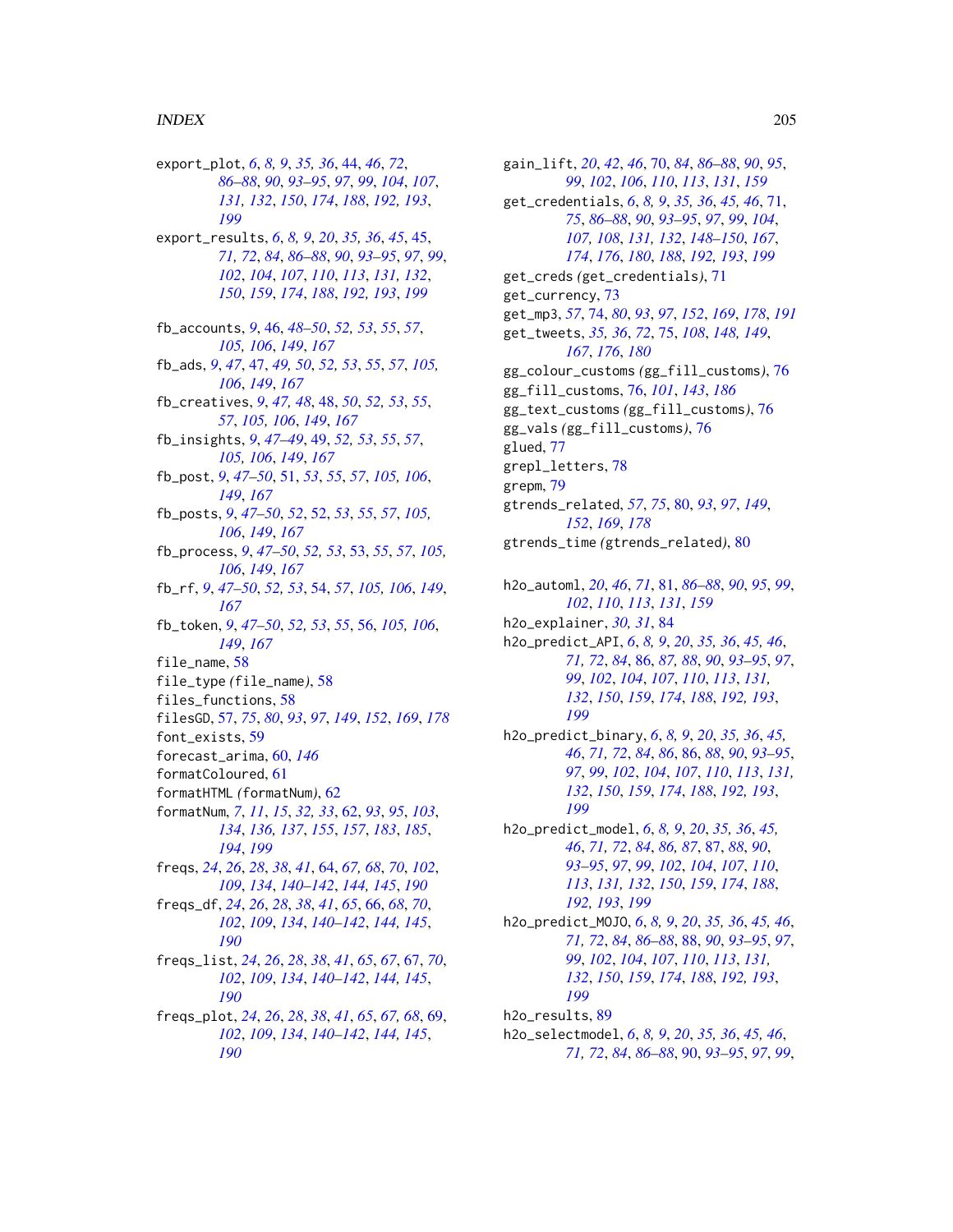export_plot, *6*, *8, 9*, *35, 36*, 44, *46*, *72*, *86–88*, *90*, *93–95*, *97*, *99*, *104*, *107*, *131, 132*, *150*, *174*, *188*, *192, 193*, *199*

export_results, *6*, *8, 9*, *20*, *35, 36*, *45*, 45, *71, 72*, *84*, *86–88*, *90*, *93–95*, *97*, *99*, *102*, *104*, *107*, *110*, *113*, *131, 132*, *150*, *159*, *174*, *188*, *192, 193*, *199*

fb_accounts, *9*, 46, *48–50*, *52, 53*, *55*, *57*, *105, 106*, *149*, *167*

fb_ads, *9*, *47*, 47, *49, 50*, *52, 53*, *55*, *57*, *105, 106*, *149*, *167*

fb_creatives, *9*, *47, 48*, 48, *50*, *52, 53*, *55*, *57*, *105, 106*, *149*, *167*

fb_insights, *9*, *47–49*, 49, *52, 53*, *55*, *57*, *105, 106*, *149*, *167*

fb_post, *9*, *47–50*, 51, *53*, *55*, *57*, *105, 106*, *149*, *167*

fb_posts, *9*, *47–50*, *52*, 52, *53*, *55*, *57*, *105, 106*, *149*, *167*

fb_process, *9*, *47–50*, *52, 53*, 53, *55*, *57*, *105, 106*, *149*, *167*

fb_rf, *9*, *47–50*, *52, 53*, 54, *57*, *105, 106*, *149*, *167*

fb_token, *9*, *47–50*, *52, 53*, *55*, 56, *105, 106*, *149*, *167*

file_name, 58

file_type *(*file_name*)*, 58

files_functions, 58

filesGD, 57, *75*, *80*, *93*, *97*, *149*, *152*, *169*, *178*

font_exists, 59

forecast_arima, 60, *146*

formatColoured, 61

formatHTML *(*formatNum*)*, 62

formatNum, *7*, *11*, *15*, *32, 33*, 62, *93*, *95*, *103*, *134*, *136, 137*, *155*, *157*, *183*, *185*, *194*, *199*

freqs, *24*, *26*, *28*, *38*, *41*, 64, *67, 68*, *70*, *102*, *109*, *134*, *140–142*, *144, 145*, *190*

freqs_df, *24*, *26*, *28*, *38*, *41*, *65*, 66, *68*, *70*, *102*, *109*, *134*, *140–142*, *144, 145*, *190*

freqs_list, *24*, *26*, *28*, *38*, *41*, *65*, *67*, 67, *70*, *102*, *109*, *134*, *140–142*, *144, 145*, *190*

freqs_plot, *24*, *26*, *28*, *38*, *41*, *65*, *67, 68*, 69, *102*, *109*, *134*, *140–142*, *144, 145*, *190*

gain_lift, *20*, *42*, *46*, 70, *84*, *86–88*, *90*, *95*, *99*, *102*, *106*, *110*, *113*, *131*, *159*

get_credentials, *6*, *8, 9*, *35, 36*, *45, 46*, 71, *75*, *86–88*, *90*, *93–95*, *97*, *99*, *104*, *107, 108*, *131, 132*, *148–150*, *167*, *174*, *176*, *180*, *188*, *192, 193*, *199*

get_creds *(*get_credentials*)*, 71

get_currency, 73

get_mp3, *57*, 74, *80*, *93*, *97*, *152*, *169*, *178*, *191*

get_tweets, *35, 36*, *72*, 75, *108*, *148, 149*, *167*, *176*, *180*

gg_colour_customs *(*gg_fill_customs*)*, 76

gg_fill_customs, 76, *101*, *143*, *186*

gg_text_customs *(*gg_fill_customs*)*, 76

gg_vals *(*gg_fill_customs*)*, 76

glued, 77

grepl_letters, 78

grepm, 79

gtrends_related, *57*, *75*, 80, *93*, *97*, *149*, *152*, *169*, *178*

gtrends_time *(*gtrends_related*)*, 80

h2o_automl, *20*, *46*, *71*, 81, *86–88*, *90*, *95*, *99*, *102*, *110*, *113*, *131*, *159*

h2o_explainer, *30, 31*, 84

h2o_predict_API, *6*, *8, 9*, *20*, *35, 36*, *45, 46*, *71, 72*, *84*, 86, *87, 88*, *90*, *93–95*, *97*, *99*, *102*, *104*, *107*, *110*, *113*, *131, 132*, *150*, *159*, *174*, *188*, *192, 193*, *199*

h2o_predict_binary, *6*, *8, 9*, *20*, *35, 36*, *45, 46*, *71, 72*, *84*, *86*, 86, *88*, *90*, *93–95*, *97*, *99*, *102*, *104*, *107*, *110*, *113*, *131, 132*, *150*, *159*, *174*, *188*, *192, 193*, *199*

h2o_predict_model, *6*, *8, 9*, *20*, *35, 36*, *45, 46*, *71, 72*, *84*, *86, 87*, 87, *88*, *90*, *93–95*, *97*, *99*, *102*, *104*, *107*, *110*, *113*, *131, 132*, *150*, *159*, *174*, *188*, *192, 193*, *199*

h2o_predict_MOJO, *6*, *8, 9*, *20*, *35, 36*, *45, 46*, *71, 72*, *84*, *86–88*, 88, *90*, *93–95*, *97*, *99*, *102*, *104*, *107*, *110*, *113*, *131, 132*, *150*, *159*, *174*, *188*, *192, 193*, *199*

h2o_results, 89

h2o_selectmodel, *6*, *8, 9*, *20*, *35, 36*, *45, 46*, *71, 72*, *84*, *86–88*, 90, *93–95*, *97*, *99*,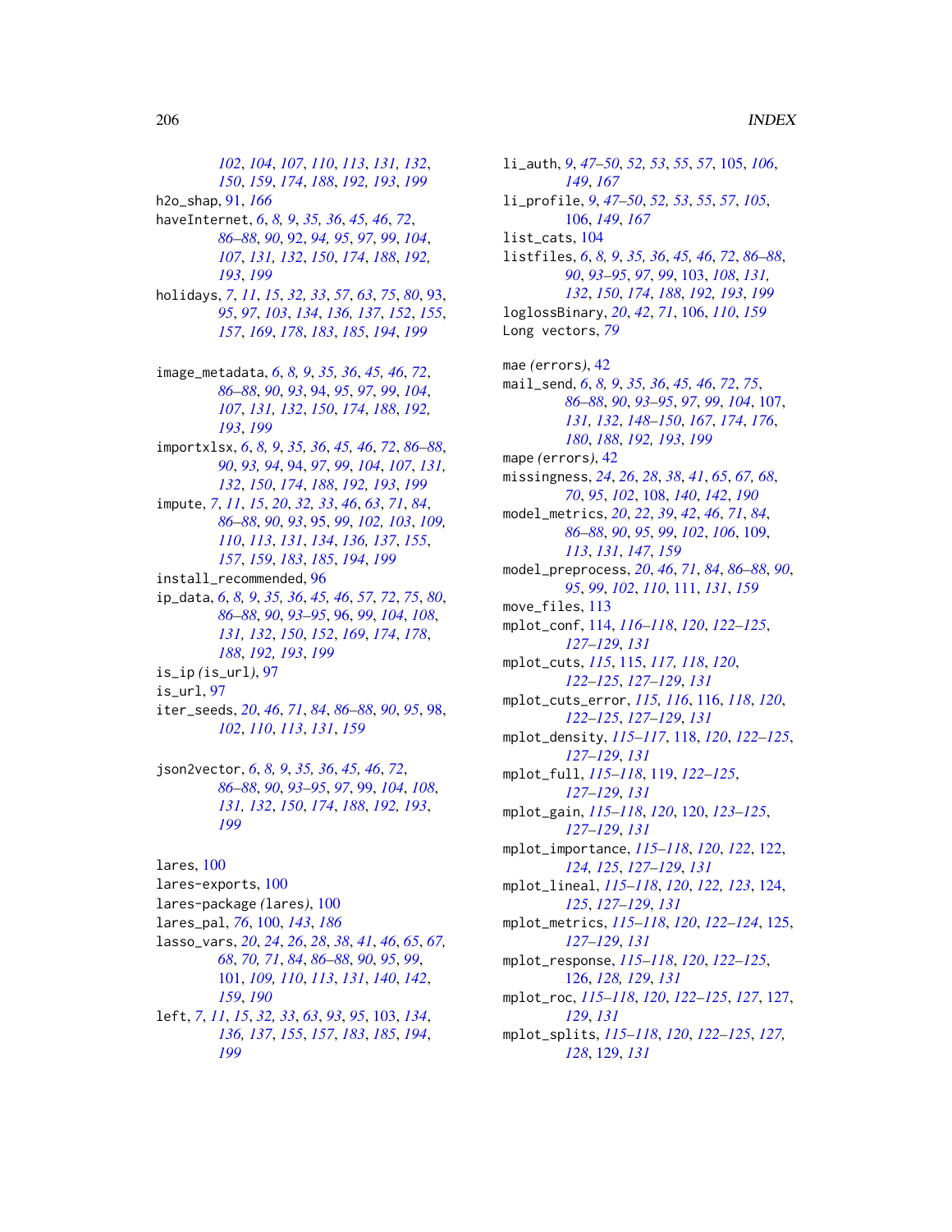102, 104, 107, 110, 113, 131, 132, 150, 159, 174, 188, 192, 193, 199

h2o_shap, 91, 166

haveInternet, 6, 8, 9, 35, 36, 45, 46, 72, 86–88, 90, 92, 94, 95, 97, 99, 104, 107, 131, 132, 150, 174, 188, 192, 193, 199

holidays, 7, 11, 15, 32, 33, 57, 63, 75, 80, 93, 95, 97, 103, 134, 136, 137, 152, 155, 157, 169, 178, 183, 185, 194, 199

image_metadata, 6, 8, 9, 35, 36, 45, 46, 72, 86–88, 90, 93, 94, 95, 97, 99, 104, 107, 131, 132, 150, 174, 188, 192, 193, 199

importxlsx, 6, 8, 9, 35, 36, 45, 46, 72, 86–88, 90, 93, 94, 94, 97, 99, 104, 107, 131, 132, 150, 174, 188, 192, 193, 199

impute, 7, 11, 15, 20, 32, 33, 46, 63, 71, 84, 86–88, 90, 93, 95, 99, 102, 103, 109, 110, 113, 131, 134, 136, 137, 155, 157, 159, 183, 185, 194, 199

install_recommended, 96

ip_data, 6, 8, 9, 35, 36, 45, 46, 57, 72, 75, 80, 86–88, 90, 93–95, 96, 99, 104, 108, 131, 132, 150, 152, 169, 174, 178, 188, 192, 193, 199

is_ip (is_url), 97

is_url, 97

iter_seeds, 20, 46, 71, 84, 86–88, 90, 95, 98, 102, 110, 113, 131, 159

json2vector, 6, 8, 9, 35, 36, 45, 46, 72, 86–88, 90, 93–95, 97, 99, 104, 108, 131, 132, 150, 174, 188, 192, 193, 199

lares, 100

lares-exports, 100

lares-package (lares), 100

lares_pal, 76, 100, 143, 186

lasso_vars, 20, 24, 26, 28, 38, 41, 46, 65, 67, 68, 70, 71, 84, 86–88, 90, 95, 99, 101, 109, 110, 113, 131, 140, 142, 159, 190

left, 7, 11, 15, 32, 33, 63, 93, 95, 103, 134, 136, 137, 155, 157, 183, 185, 194, 199

li_auth, 9, 47–50, 52, 53, 55, 57, 105, 106, 149, 167

li_profile, 9, 47–50, 52, 53, 55, 57, 105, 106, 149, 167

list_cats, 104

listfiles, 6, 8, 9, 35, 36, 45, 46, 72, 86–88, 90, 93–95, 97, 99, 103, 108, 131, 132, 150, 174, 188, 192, 193, 199

loglossBinary, 20, 42, 71, 106, 110, 159

Long vectors, 79

mae (errors), 42

mail_send, 6, 8, 9, 35, 36, 45, 46, 72, 75, 86–88, 90, 93–95, 97, 99, 104, 107, 131, 132, 148–150, 167, 174, 176, 180, 188, 192, 193, 199

mape (errors), 42

missingness, 24, 26, 28, 38, 41, 65, 67, 68, 70, 95, 102, 108, 140, 142, 190

model_metrics, 20, 22, 39, 42, 46, 71, 84, 86–88, 90, 95, 99, 102, 106, 109, 113, 131, 147, 159

model_preprocess, 20, 46, 71, 84, 86–88, 90, 95, 99, 102, 110, 111, 131, 159

move_files, 113

mplot_conf, 114, 116–118, 120, 122–125, 127–129, 131

mplot_cuts, 115, 115, 117, 118, 120, 122–125, 127–129, 131

mplot_cuts_error, 115, 116, 116, 118, 120, 122–125, 127–129, 131

mplot_density, 115–117, 118, 120, 122–125, 127–129, 131

mplot_full, 115–118, 119, 122–125, 127–129, 131

mplot_gain, 115–118, 120, 120, 123–125, 127–129, 131

mplot_importance, 115–118, 120, 122, 122, 124, 125, 127–129, 131

mplot_lineal, 115–118, 120, 122, 123, 124, 125, 127–129, 131

mplot_metrics, 115–118, 120, 122–124, 125, 127–129, 131

mplot_response, 115–118, 120, 122–125, 126, 128, 129, 131

mplot_roc, 115–118, 120, 122–125, 127, 127, 129, 131

mplot_splits, 115–118, 120, 122–125, 127, 128, 129, 131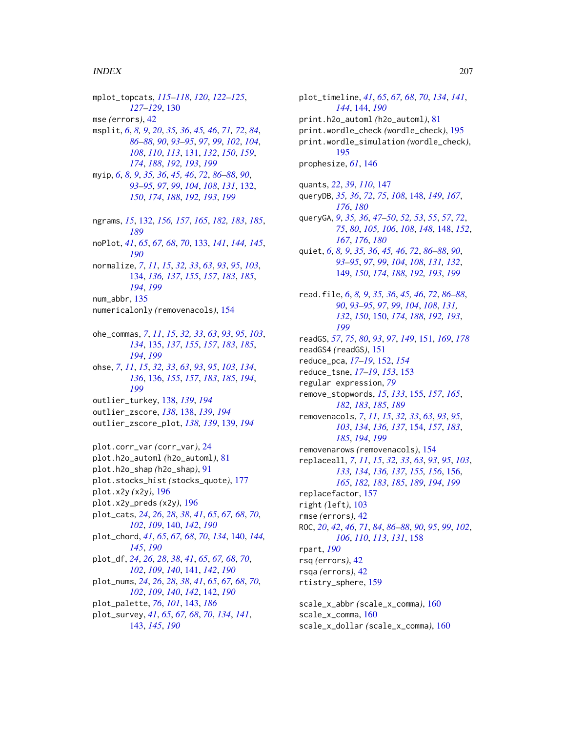mplot_topcats, *115–118*, *120*, *122–125*, *127–129*, 130
mse *(errors)*, 42
msplit, *6*, *8, 9*, *20*, *35, 36*, *45, 46*, *71, 72*, *84*, *86–88*, *90*, *93–95*, *97*, *99*, *102*, *104*, *108*, *110*, *113*, 131, *132*, *150*, *159*, *174*, *188*, *192, 193*, *199*
myip, *6*, *8, 9*, *35, 36*, *45, 46*, *72*, *86–88*, *90*, *93–95*, *97*, *99*, *104*, *108*, *131*, 132, *150*, *174*, *188*, *192, 193*, *199*

ngrams, *15*, 132, *156, 157*, *165*, *182, 183*, *185*, *189*
noPlot, *41*, *65*, *67, 68*, *70*, 133, *141*, *144, 145*, *190*
normalize, *7*, *11*, *15*, *32, 33*, *63*, *93*, *95*, *103*, 134, *136, 137*, *155*, *157*, *183*, *185*, *194*, *199*
num_abbr, 135
numericalonly *(removenacols)*, 154

ohe_commas, *7*, *11*, *15*, *32, 33*, *63*, *93*, *95*, *103*, *134*, 135, *137*, *155*, *157*, *183*, *185*, *194*, *199*
ohse, *7*, *11*, *15*, *32, 33*, *63*, *93*, *95*, *103*, *134*, *136*, 136, *155*, *157*, *183*, *185*, *194*, *199*
outlier_turkey, 138, *139*, *194*
outlier_zscore, *138*, 138, *139*, *194*
outlier_zscore_plot, *138, 139*, 139, *194*

plot.corr_var *(corr_var)*, 24
plot.h2o_automl *(h2o_automl)*, 81
plot.h2o_shap *(h2o_shap)*, 91
plot.stocks_hist *(stocks_quote)*, 177
plot.x2y *(x2y)*, 196
plot.x2y_preds *(x2y)*, 196
plot_cats, *24*, *26*, *28*, *38*, *41*, *65*, *67, 68*, *70*, *102*, *109*, 140, *142*, *190*
plot_chord, *41*, *65*, *67, 68*, *70*, *134*, 140, *144, 145*, *190*
plot_df, *24*, *26*, *28*, *38*, *41*, *65*, *67, 68*, *70*, *102*, *109*, *140*, 141, *142*, *190*
plot_nums, *24*, *26*, *28*, *38*, *41*, *65*, *67, 68*, *70*, *102*, *109*, *140*, *142*, 142, *190*
plot_palette, *76*, *101*, 143, *186*
plot_survey, *41*, *65*, *67, 68*, *70*, *134*, *141*, 143, *145*, *190*
plot_timeline, *41*, *65*, *67, 68*, *70*, *134*, *141*, *144*, 144, *190*
print.h2o_automl *(h2o_automl)*, 81
print.wordle_check *(wordle_check)*, 195
print.wordle_simulation *(wordle_check)*, 195
prophesize, *61*, 146

quants, *22*, *39*, *110*, 147
queryDB, *35, 36*, *72*, *75*, *108*, 148, *149*, *167*, *176*, *180*
queryGA, *9*, *35, 36*, *47–50*, *52, 53*, *55*, *57*, *72*, *75*, *80*, *105, 106*, *108*, *148*, 148, *152*, *167*, *176*, *180*
quiet, *6*, *8, 9*, *35, 36*, *45, 46*, *72*, *86–88*, *90*, *93–95*, *97*, *99*, *104*, *108*, *131, 132*, 149, *150*, *174*, *188*, *192, 193*, *199*

read.file, *6*, *8, 9*, *35, 36*, *45, 46*, *72*, *86–88*, *90*, *93–95*, *97*, *99*, *104*, *108*, *131, 132*, *150*, 150, *174*, *188*, *192, 193*, *199*
readGS, *57*, *75*, *80*, *93*, *97*, *149*, 151, *169*, *178*
readGS4 *(readGS)*, 151
reduce_pca, *17–19*, 152, *154*
reduce_tsne, *17–19*, *153*, 153
regular expression, *79*
remove_stopwords, *15*, *133*, 155, *157*, *165*, *182, 183*, *185*, *189*
removenacols, *7*, *11*, *15*, *32, 33*, *63*, *93*, *95*, *103*, *134*, *136, 137*, 154, *157*, *183*, *185*, *194*, *199*
removenarows *(removenacols)*, 154
replaceall, *7*, *11*, *15*, *32, 33*, *63*, *93*, *95*, *103*, *133, 134*, *136, 137*, *155, 156*, 156, *165*, *182, 183*, *185*, *189*, *194*, *199*
replacefactor, 157
right *(left)*, 103
rmse *(errors)*, 42
ROC, *20*, *42*, *46*, *71*, *84*, *86–88*, *90*, *95*, *99*, *102*, *106*, *110*, *113*, *131*, 158
rpart, *190*
rsq *(errors)*, 42
rsqa *(errors)*, 42
rtistry_sphere, 159

scale_x_abbr *(scale_x_comma)*, 160
scale_x_comma, 160
scale_x_dollar *(scale_x_comma)*, 160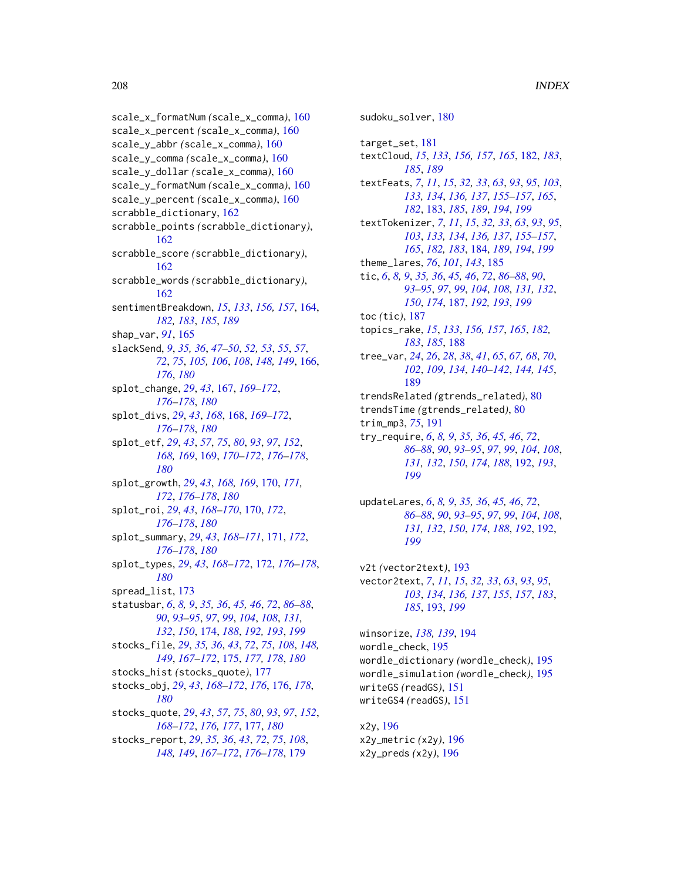scale_x_formatNum *(scale_x_comma)*, 160
scale_x_percent *(scale_x_comma)*, 160
scale_y_abbr *(scale_x_comma)*, 160
scale_y_comma *(scale_x_comma)*, 160
scale_y_dollar *(scale_x_comma)*, 160
scale_y_formatNum *(scale_x_comma)*, 160
scale_y_percent *(scale_x_comma)*, 160
scrabble_dictionary, 162
scrabble_points *(scrabble_dictionary)*, 162
scrabble_score *(scrabble_dictionary)*, 162
scrabble_words *(scrabble_dictionary)*, 162
sentimentBreakdown, *15*, *133*, *156, 157*, 164, *182, 183*, *185*, *189*
shap_var, *91*, 165
slackSend, *9*, *35, 36*, *47–50*, *52, 53*, *55*, *57*, *72*, *75*, *105, 106*, *108*, *148, 149*, 166, *176*, *180*
splot_change, *29*, *43*, 167, *169–172*, *176–178*, *180*
splot_divs, *29*, *43*, *168*, 168, *169–172*, *176–178*, *180*
splot_etf, *29*, *43*, *57*, *75*, *80*, *93*, *97*, *152*, *168, 169*, 169, *170–172*, *176–178*, *180*
splot_growth, *29*, *43*, *168, 169*, 170, *171, 172*, *176–178*, *180*
splot_roi, *29*, *43*, *168–170*, 170, *172*, *176–178*, *180*
splot_summary, *29*, *43*, *168–171*, 171, *172*, *176–178*, *180*
splot_types, *29*, *43*, *168–172*, 172, *176–178*, *180*
spread_list, 173
statusbar, *6*, *8, 9*, *35, 36*, *45, 46*, *72*, *86–88*, *90*, *93–95*, *97*, *99*, *104*, *108*, *131, 132*, *150*, 174, *188*, *192, 193*, *199*
stocks_file, *29*, *35, 36*, *43*, *72*, *75*, *108*, *148, 149*, *167–172*, 175, *177, 178*, *180*
stocks_hist *(stocks_quote)*, 177
stocks_obj, *29*, *43*, *168–172*, *176*, 176, *178*, *180*
stocks_quote, *29*, *43*, *57*, *75*, *80*, *93*, *97*, *152*, *168–172*, *176, 177*, 177, *180*
stocks_report, *29*, *35, 36*, *43*, *72*, *75*, *108*, *148, 149*, *167–172*, *176–178*, 179
sudoku_solver, 180

target_set, 181
textCloud, *15*, *133*, *156, 157*, *165*, 182, *183*, *185*, *189*
textFeats, *7*, *11*, *15*, *32, 33*, *63*, *93*, *95*, *103*, *133, 134*, *136, 137*, *155–157*, *165*, *182*, 183, *185*, *189*, *194*, *199*
textTokenizer, *7*, *11*, *15*, *32, 33*, *63*, *93*, *95*, *103*, *133, 134*, *136, 137*, *155–157*, *165*, *182, 183*, 184, *189*, *194*, *199*
theme_lares, *76*, *101*, *143*, 185
tic, *6*, *8, 9*, *35, 36*, *45, 46*, *72*, *86–88*, *90*, *93–95*, *97*, *99*, *104*, *108*, *131, 132*, *150*, *174*, 187, *192, 193*, *199*
toc *(tic)*, 187
topics_rake, *15*, *133*, *156, 157*, *165*, *182, 183*, *185*, 188
tree_var, *24*, *26*, *28*, *38*, *41*, *65*, *67, 68*, *70*, *102*, *109*, *134*, *140–142*, *144, 145*, 189
trendsRelated *(gtrends_related)*, 80
trendsTime *(gtrends_related)*, 80
trim_mp3, *75*, 191
try_require, *6*, *8, 9*, *35, 36*, *45, 46*, *72*, *86–88*, *90*, *93–95*, *97*, *99*, *104*, *108*, *131, 132*, *150*, *174*, *188*, 192, *193*, *199*

updateLares, *6*, *8, 9*, *35, 36*, *45, 46*, *72*, *86–88*, *90*, *93–95*, *97*, *99*, *104*, *108*, *131, 132*, *150*, *174*, *188*, *192*, 192, *199*

v2t *(vector2text)*, 193
vector2text, *7*, *11*, *15*, *32, 33*, *63*, *93*, *95*, *103*, *134*, *136, 137*, *155*, *157*, *183*, *185*, 193, *199*

winsorize, *138, 139*, 194
wordle_check, 195
wordle_dictionary *(wordle_check)*, 195
wordle_simulation *(wordle_check)*, 195
writeGS *(readGS)*, 151
writeGS4 *(readGS)*, 151

x2y, 196
x2y_metric *(x2y)*, 196
x2y_preds *(x2y)*, 196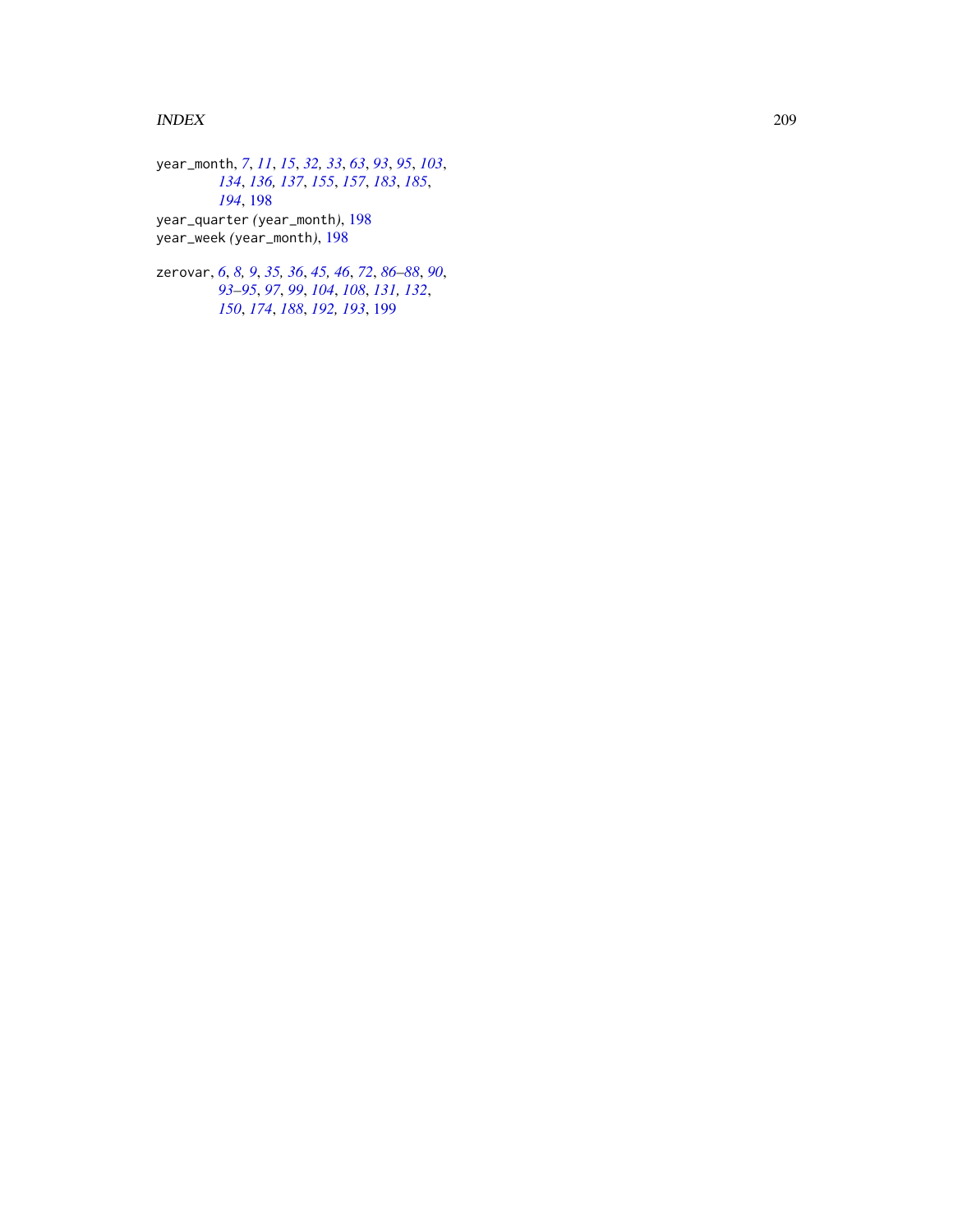year_month, *7*, *11*, *15*, *32, 33*, *63*, *93*, *95*, *103*, *134*, *136, 137*, *155*, *157*, *183*, *185*, *194*, 198
year_quarter *(*year_month*)*, 198
year_week *(*year_month*)*, 198

zerovar, *6*, *8, 9*, *35, 36*, *45, 46*, *72*, *86–88*, *90*, *93–95*, *97*, *99*, *104*, *108*, *131, 132*, *150*, *174*, *188*, *192, 193*, 199